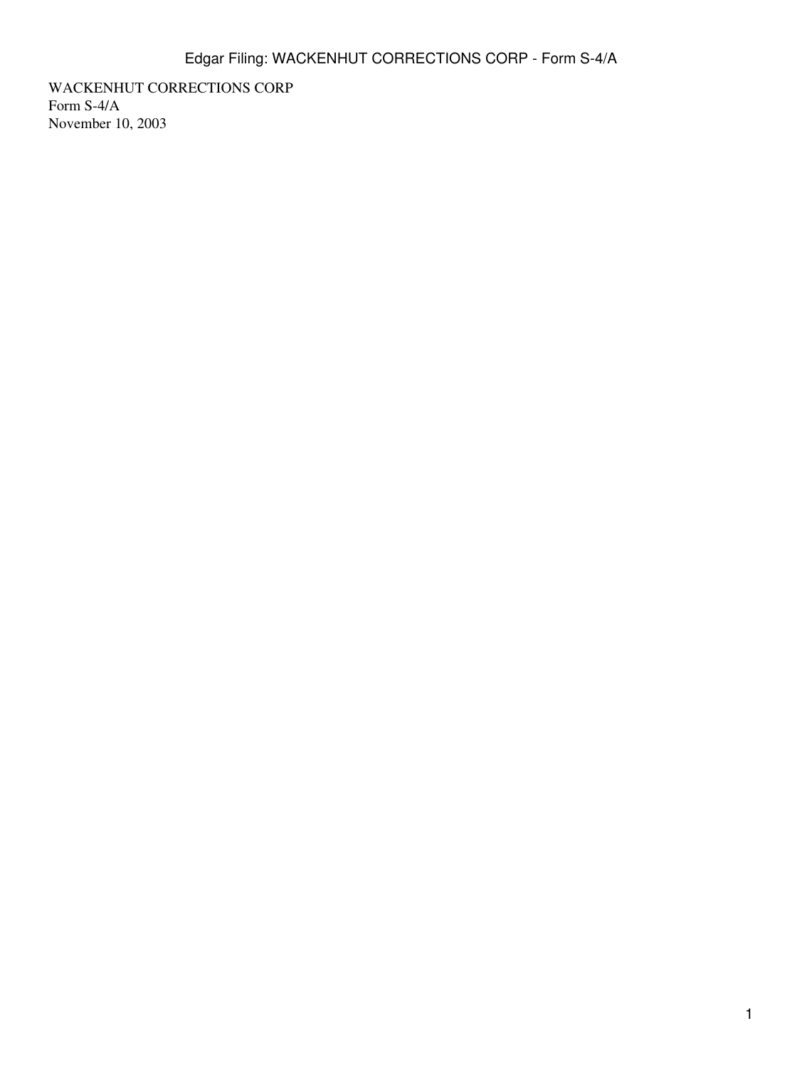WACKENHUT CORRECTIONS CORP
Form S-4/A
November 10, 2003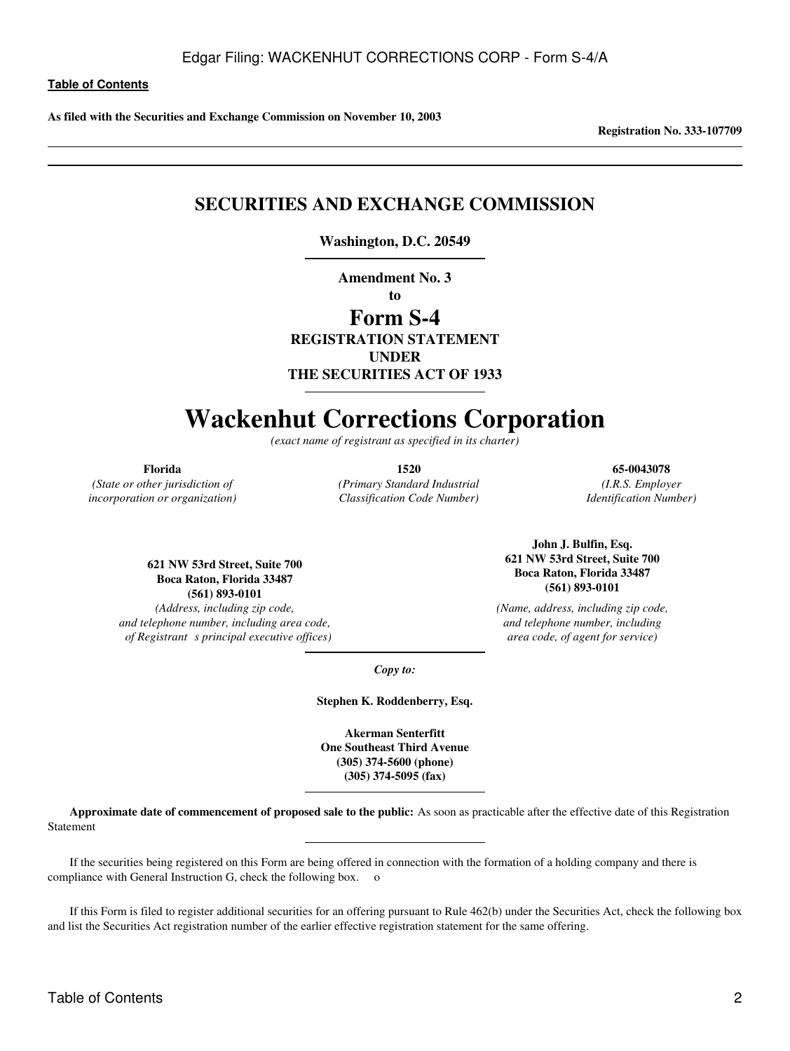**As filed with the Securities and Exchange Commission on November 10, 2003**

**Registration No. 333-107709**

---

## SECURITIES AND EXCHANGE COMMISSION

**Washington, D.C. 20549**

---

**Amendment No. 3**

**to**

# Form S-4

**REGISTRATION STATEMENT**
**UNDER**
**THE SECURITIES ACT OF 1933**

---

# Wackenhut Corrections Corporation

*(exact name of registrant as specified in its charter)*

| **Florida** | **1520** | **65-0043078** |
|---|---|---|
| *(State or other jurisdiction of incorporation or organization)* | *(Primary Standard Industrial Classification Code Number)* | *(I.R.S. Employer Identification Number)* |

**621 NW 53rd Street, Suite 700**
**Boca Raton, Florida 33487**
**(561) 893-0101**
*(Address, including zip code, and telephone number, including area code, of Registrant s principal executive offices)*

**John J. Bulfin, Esq.**
**621 NW 53rd Street, Suite 700**
**Boca Raton, Florida 33487**
**(561) 893-0101**
*(Name, address, including zip code, and telephone number, including area code, of agent for service)*

---

*Copy to:*

**Stephen K. Roddenberry, Esq.**

**Akerman Senterfitt**
**One Southeast Third Avenue**
**(305) 374-5600 (phone)**
**(305) 374-5095 (fax)**

---

**Approximate date of commencement of proposed sale to the public:** As soon as practicable after the effective date of this Registration Statement

---

If the securities being registered on this Form are being offered in connection with the formation of a holding company and there is compliance with General Instruction G, check the following box. o

If this Form is filed to register additional securities for an offering pursuant to Rule 462(b) under the Securities Act, check the following box and list the Securities Act registration number of the earlier effective registration statement for the same offering.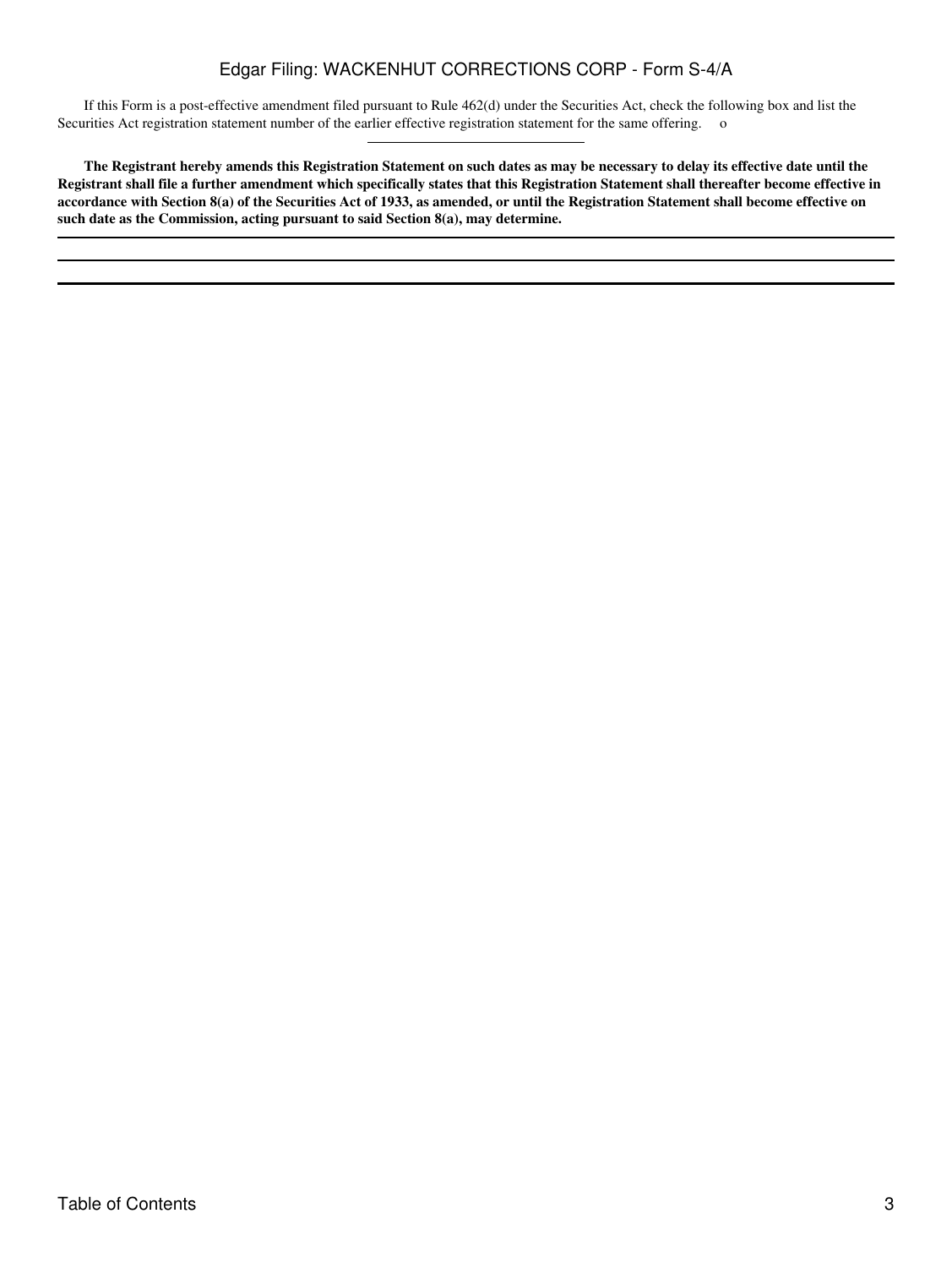If this Form is a post-effective amendment filed pursuant to Rule 462(d) under the Securities Act, check the following box and list the Securities Act registration statement number of the earlier effective registration statement for the same offering. o

---

**The Registrant hereby amends this Registration Statement on such dates as may be necessary to delay its effective date until the Registrant shall file a further amendment which specifically states that this Registration Statement shall thereafter become effective in accordance with Section 8(a) of the Securities Act of 1933, as amended, or until the Registration Statement shall become effective on such date as the Commission, acting pursuant to said Section 8(a), may determine.**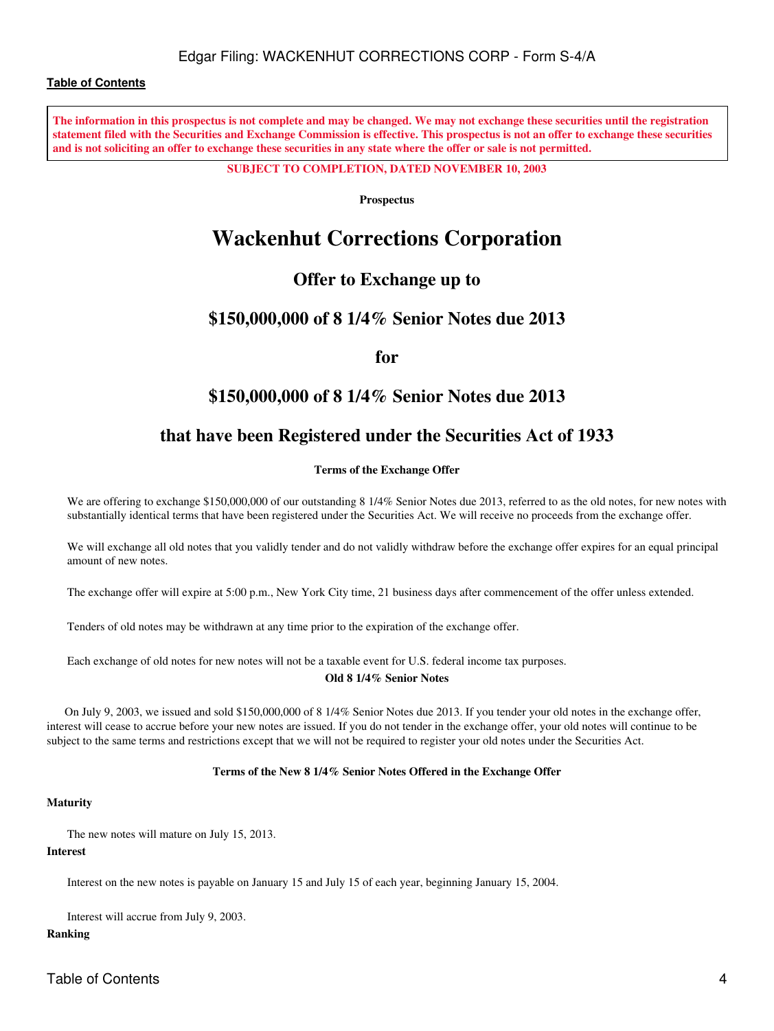**Table of Contents**

**The information in this prospectus is not complete and may be changed. We may not exchange these securities until the registration statement filed with the Securities and Exchange Commission is effective. This prospectus is not an offer to exchange these securities and is not soliciting an offer to exchange these securities in any state where the offer or sale is not permitted.**

**SUBJECT TO COMPLETION, DATED NOVEMBER 10, 2003**

**Prospectus**

# Wackenhut Corrections Corporation

## Offer to Exchange up to

## $150,000,000 of 8 1/4% Senior Notes due 2013

## for

## $150,000,000 of 8 1/4% Senior Notes due 2013

## that have been Registered under the Securities Act of 1933

**Terms of the Exchange Offer**

We are offering to exchange $150,000,000 of our outstanding 8 1/4% Senior Notes due 2013, referred to as the old notes, for new notes with substantially identical terms that have been registered under the Securities Act. We will receive no proceeds from the exchange offer.

We will exchange all old notes that you validly tender and do not validly withdraw before the exchange offer expires for an equal principal amount of new notes.

The exchange offer will expire at 5:00 p.m., New York City time, 21 business days after commencement of the offer unless extended.

Tenders of old notes may be withdrawn at any time prior to the expiration of the exchange offer.

Each exchange of old notes for new notes will not be a taxable event for U.S. federal income tax purposes.

**Old 8 1/4% Senior Notes**

On July 9, 2003, we issued and sold $150,000,000 of 8 1/4% Senior Notes due 2013. If you tender your old notes in the exchange offer, interest will cease to accrue before your new notes are issued. If you do not tender in the exchange offer, your old notes will continue to be subject to the same terms and restrictions except that we will not be required to register your old notes under the Securities Act.

**Terms of the New 8 1/4% Senior Notes Offered in the Exchange Offer**

**Maturity**

The new notes will mature on July 15, 2013.

**Interest**

Interest on the new notes is payable on January 15 and July 15 of each year, beginning January 15, 2004.

Interest will accrue from July 9, 2003.

**Ranking**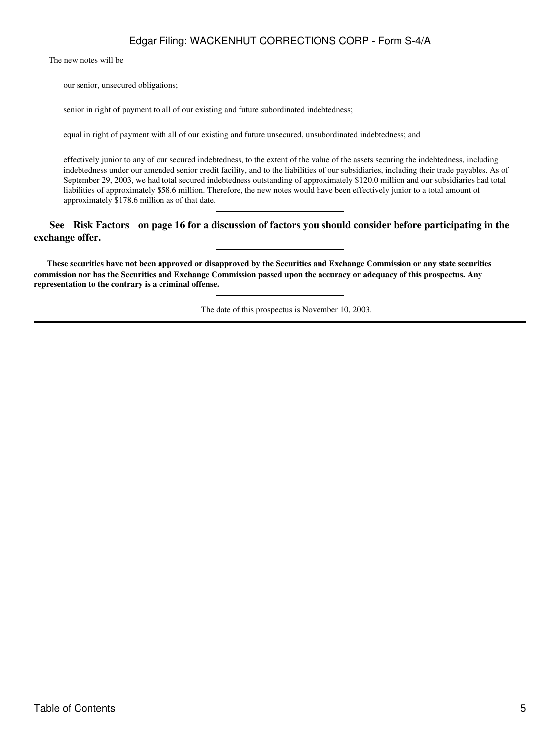The new notes will be

- our senior, unsecured obligations;
- senior in right of payment to all of our existing and future subordinated indebtedness;
- equal in right of payment with all of our existing and future unsecured, unsubordinated indebtedness; and
- effectively junior to any of our secured indebtedness, to the extent of the value of the assets securing the indebtedness, including indebtedness under our amended senior credit facility, and to the liabilities of our subsidiaries, including their trade payables. As of September 29, 2003, we had total secured indebtedness outstanding of approximately $120.0 million and our subsidiaries had total liabilities of approximately $58.6 million. Therefore, the new notes would have been effectively junior to a total amount of approximately $178.6 million as of that date.

---

**See Risk Factors on page 16 for a discussion of factors you should consider before participating in the exchange offer.**

---

**These securities have not been approved or disapproved by the Securities and Exchange Commission or any state securities commission nor has the Securities and Exchange Commission passed upon the accuracy or adequacy of this prospectus. Any representation to the contrary is a criminal offense.**

---

The date of this prospectus is November 10, 2003.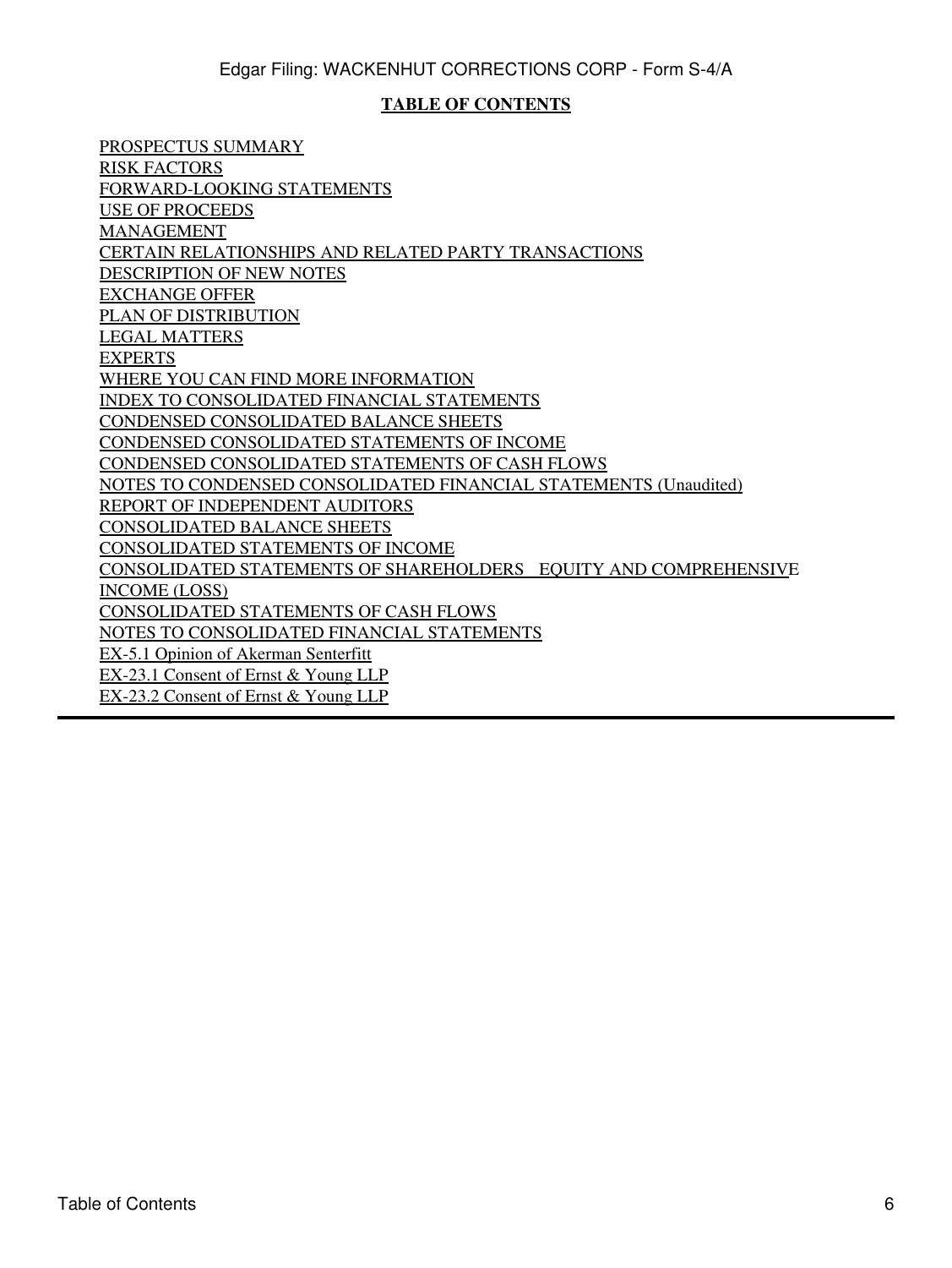**TABLE OF CONTENTS**

PROSPECTUS SUMMARY
RISK FACTORS
FORWARD-LOOKING STATEMENTS
USE OF PROCEEDS
MANAGEMENT
CERTAIN RELATIONSHIPS AND RELATED PARTY TRANSACTIONS
DESCRIPTION OF NEW NOTES
EXCHANGE OFFER
PLAN OF DISTRIBUTION
LEGAL MATTERS
EXPERTS
WHERE YOU CAN FIND MORE INFORMATION
INDEX TO CONSOLIDATED FINANCIAL STATEMENTS
CONDENSED CONSOLIDATED BALANCE SHEETS
CONDENSED CONSOLIDATED STATEMENTS OF INCOME
CONDENSED CONSOLIDATED STATEMENTS OF CASH FLOWS
NOTES TO CONDENSED CONSOLIDATED FINANCIAL STATEMENTS (Unaudited)
REPORT OF INDEPENDENT AUDITORS
CONSOLIDATED BALANCE SHEETS
CONSOLIDATED STATEMENTS OF INCOME
CONSOLIDATED STATEMENTS OF SHAREHOLDERS EQUITY AND COMPREHENSIVE INCOME (LOSS)
CONSOLIDATED STATEMENTS OF CASH FLOWS
NOTES TO CONSOLIDATED FINANCIAL STATEMENTS
EX-5.1 Opinion of Akerman Senterfitt
EX-23.1 Consent of Ernst & Young LLP
EX-23.2 Consent of Ernst & Young LLP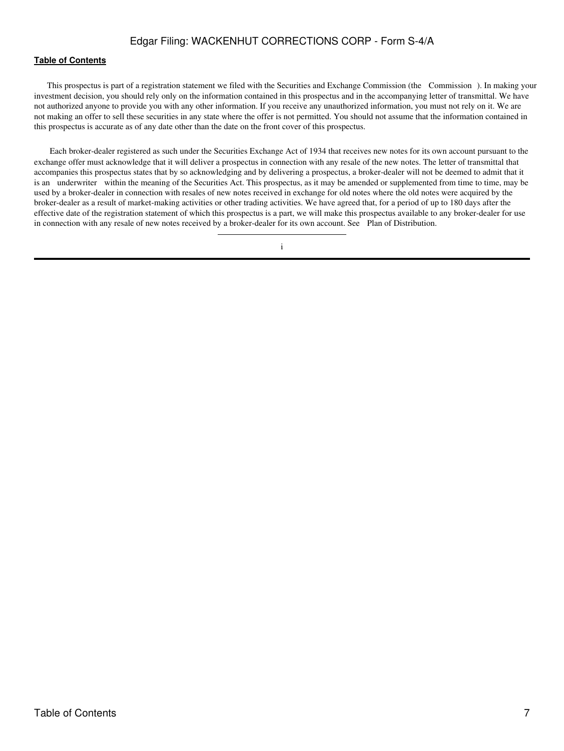This prospectus is part of a registration statement we filed with the Securities and Exchange Commission (the Commission ). In making your investment decision, you should rely only on the information contained in this prospectus and in the accompanying letter of transmittal. We have not authorized anyone to provide you with any other information. If you receive any unauthorized information, you must not rely on it. We are not making an offer to sell these securities in any state where the offer is not permitted. You should not assume that the information contained in this prospectus is accurate as of any date other than the date on the front cover of this prospectus.

Each broker-dealer registered as such under the Securities Exchange Act of 1934 that receives new notes for its own account pursuant to the exchange offer must acknowledge that it will deliver a prospectus in connection with any resale of the new notes. The letter of transmittal that accompanies this prospectus states that by so acknowledging and by delivering a prospectus, a broker-dealer will not be deemed to admit that it is an underwriter within the meaning of the Securities Act. This prospectus, as it may be amended or supplemented from time to time, may be used by a broker-dealer in connection with resales of new notes received in exchange for old notes where the old notes were acquired by the broker-dealer as a result of market-making activities or other trading activities. We have agreed that, for a period of up to 180 days after the effective date of the registration statement of which this prospectus is a part, we will make this prospectus available to any broker-dealer for use in connection with any resale of new notes received by a broker-dealer for its own account. See Plan of Distribution.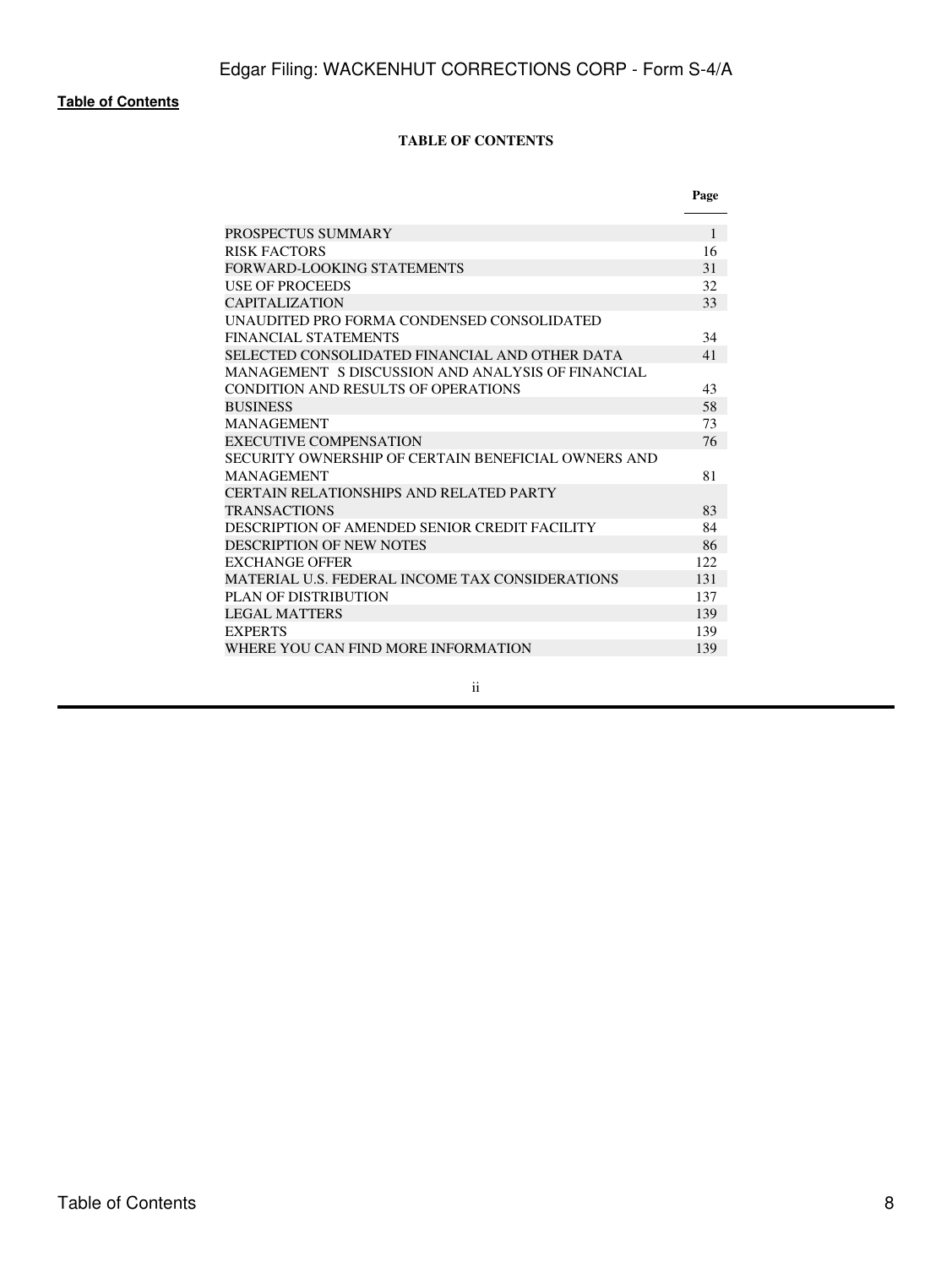**Table of Contents**

**TABLE OF CONTENTS**

| | Page |
|---|---|
| PROSPECTUS SUMMARY | 1 |
| RISK FACTORS | 16 |
| FORWARD-LOOKING STATEMENTS | 31 |
| USE OF PROCEEDS | 32 |
| CAPITALIZATION | 33 |
| UNAUDITED PRO FORMA CONDENSED CONSOLIDATED FINANCIAL STATEMENTS | 34 |
| SELECTED CONSOLIDATED FINANCIAL AND OTHER DATA | 41 |
| MANAGEMENT S DISCUSSION AND ANALYSIS OF FINANCIAL CONDITION AND RESULTS OF OPERATIONS | 43 |
| BUSINESS | 58 |
| MANAGEMENT | 73 |
| EXECUTIVE COMPENSATION | 76 |
| SECURITY OWNERSHIP OF CERTAIN BENEFICIAL OWNERS AND MANAGEMENT | 81 |
| CERTAIN RELATIONSHIPS AND RELATED PARTY TRANSACTIONS | 83 |
| DESCRIPTION OF AMENDED SENIOR CREDIT FACILITY | 84 |
| DESCRIPTION OF NEW NOTES | 86 |
| EXCHANGE OFFER | 122 |
| MATERIAL U.S. FEDERAL INCOME TAX CONSIDERATIONS | 131 |
| PLAN OF DISTRIBUTION | 137 |
| LEGAL MATTERS | 139 |
| EXPERTS | 139 |
| WHERE YOU CAN FIND MORE INFORMATION | 139 |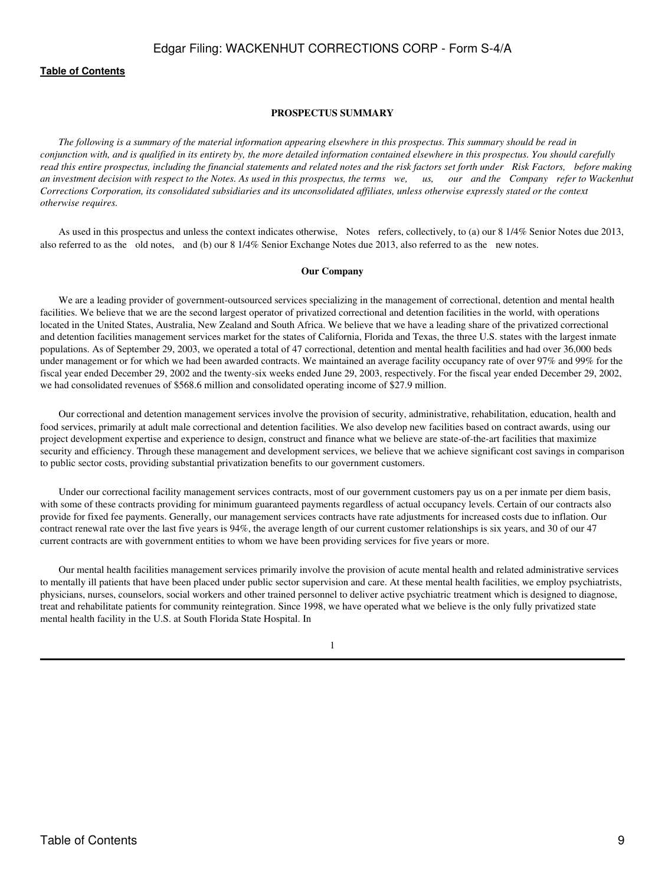## PROSPECTUS SUMMARY

*The following is a summary of the material information appearing elsewhere in this prospectus. This summary should be read in conjunction with, and is qualified in its entirety by, the more detailed information contained elsewhere in this prospectus. You should carefully read this entire prospectus, including the financial statements and related notes and the risk factors set forth under "Risk Factors," before making an investment decision with respect to the Notes. As used in this prospectus, the terms "we," "us," "our" and the "Company" refer to Wackenhut Corrections Corporation, its consolidated subsidiaries and its unconsolidated affiliates, unless otherwise expressly stated or the context otherwise requires.*

As used in this prospectus and unless the context indicates otherwise, "Notes" refers, collectively, to (a) our 8 1/4% Senior Notes due 2013, also referred to as the "old notes," and (b) our 8 1/4% Senior Exchange Notes due 2013, also referred to as the "new notes."

### Our Company

We are a leading provider of government-outsourced services specializing in the management of correctional, detention and mental health facilities. We believe that we are the second largest operator of privatized correctional and detention facilities in the world, with operations located in the United States, Australia, New Zealand and South Africa. We believe that we have a leading share of the privatized correctional and detention facilities management services market for the states of California, Florida and Texas, the three U.S. states with the largest inmate populations. As of September 29, 2003, we operated a total of 47 correctional, detention and mental health facilities and had over 36,000 beds under management or for which we had been awarded contracts. We maintained an average facility occupancy rate of over 97% and 99% for the fiscal year ended December 29, 2002 and the twenty-six weeks ended June 29, 2003, respectively. For the fiscal year ended December 29, 2002, we had consolidated revenues of $568.6 million and consolidated operating income of $27.9 million.

Our correctional and detention management services involve the provision of security, administrative, rehabilitation, education, health and food services, primarily at adult male correctional and detention facilities. We also develop new facilities based on contract awards, using our project development expertise and experience to design, construct and finance what we believe are state-of-the-art facilities that maximize security and efficiency. Through these management and development services, we believe that we achieve significant cost savings in comparison to public sector costs, providing substantial privatization benefits to our government customers.

Under our correctional facility management services contracts, most of our government customers pay us on a per inmate per diem basis, with some of these contracts providing for minimum guaranteed payments regardless of actual occupancy levels. Certain of our contracts also provide for fixed fee payments. Generally, our management services contracts have rate adjustments for increased costs due to inflation. Our contract renewal rate over the last five years is 94%, the average length of our current customer relationships is six years, and 30 of our 47 current contracts are with government entities to whom we have been providing services for five years or more.

Our mental health facilities management services primarily involve the provision of acute mental health and related administrative services to mentally ill patients that have been placed under public sector supervision and care. At these mental health facilities, we employ psychiatrists, physicians, nurses, counselors, social workers and other trained personnel to deliver active psychiatric treatment which is designed to diagnose, treat and rehabilitate patients for community reintegration. Since 1998, we have operated what we believe is the only fully privatized state mental health facility in the U.S. at South Florida State Hospital. In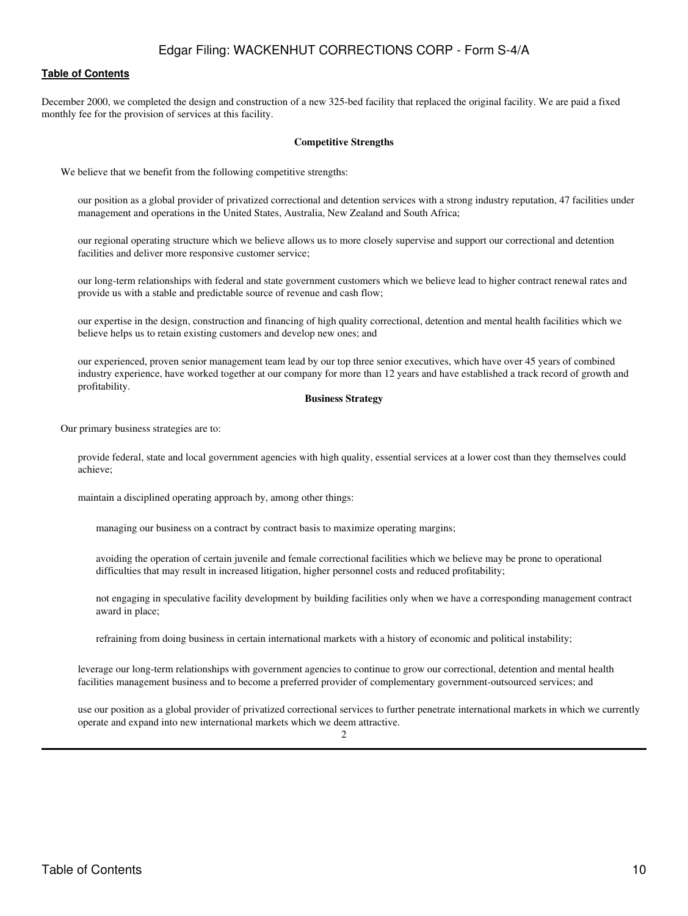December 2000, we completed the design and construction of a new 325-bed facility that replaced the original facility. We are paid a fixed monthly fee for the provision of services at this facility.

**Competitive Strengths**

We believe that we benefit from the following competitive strengths:

- our position as a global provider of privatized correctional and detention services with a strong industry reputation, 47 facilities under management and operations in the United States, Australia, New Zealand and South Africa;
- our regional operating structure which we believe allows us to more closely supervise and support our correctional and detention facilities and deliver more responsive customer service;
- our long-term relationships with federal and state government customers which we believe lead to higher contract renewal rates and provide us with a stable and predictable source of revenue and cash flow;
- our expertise in the design, construction and financing of high quality correctional, detention and mental health facilities which we believe helps us to retain existing customers and develop new ones; and
- our experienced, proven senior management team lead by our top three senior executives, which have over 45 years of combined industry experience, have worked together at our company for more than 12 years and have established a track record of growth and profitability.

**Business Strategy**

Our primary business strategies are to:

- provide federal, state and local government agencies with high quality, essential services at a lower cost than they themselves could achieve;
- maintain a disciplined operating approach by, among other things:
  - managing our business on a contract by contract basis to maximize operating margins;
  - avoiding the operation of certain juvenile and female correctional facilities which we believe may be prone to operational difficulties that may result in increased litigation, higher personnel costs and reduced profitability;
  - not engaging in speculative facility development by building facilities only when we have a corresponding management contract award in place;
  - refraining from doing business in certain international markets with a history of economic and political instability;
- leverage our long-term relationships with government agencies to continue to grow our correctional, detention and mental health facilities management business and to become a preferred provider of complementary government-outsourced services; and
- use our position as a global provider of privatized correctional services to further penetrate international markets in which we currently operate and expand into new international markets which we deem attractive.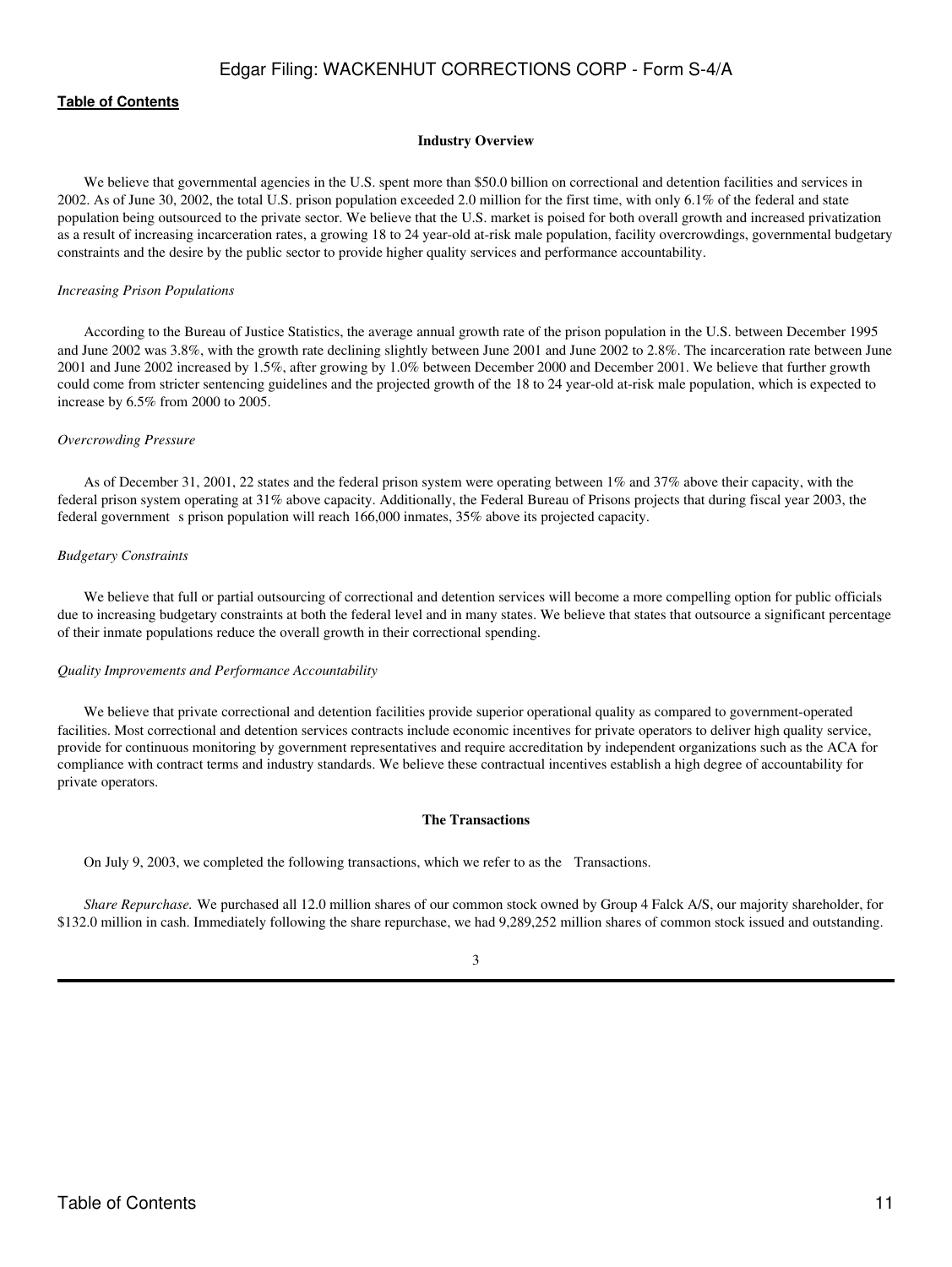**Industry Overview**

We believe that governmental agencies in the U.S. spent more than $50.0 billion on correctional and detention facilities and services in 2002. As of June 30, 2002, the total U.S. prison population exceeded 2.0 million for the first time, with only 6.1% of the federal and state population being outsourced to the private sector. We believe that the U.S. market is poised for both overall growth and increased privatization as a result of increasing incarceration rates, a growing 18 to 24 year-old at-risk male population, facility overcrowdings, governmental budgetary constraints and the desire by the public sector to provide higher quality services and performance accountability.

*Increasing Prison Populations*

According to the Bureau of Justice Statistics, the average annual growth rate of the prison population in the U.S. between December 1995 and June 2002 was 3.8%, with the growth rate declining slightly between June 2001 and June 2002 to 2.8%. The incarceration rate between June 2001 and June 2002 increased by 1.5%, after growing by 1.0% between December 2000 and December 2001. We believe that further growth could come from stricter sentencing guidelines and the projected growth of the 18 to 24 year-old at-risk male population, which is expected to increase by 6.5% from 2000 to 2005.

*Overcrowding Pressure*

As of December 31, 2001, 22 states and the federal prison system were operating between 1% and 37% above their capacity, with the federal prison system operating at 31% above capacity. Additionally, the Federal Bureau of Prisons projects that during fiscal year 2003, the federal government s prison population will reach 166,000 inmates, 35% above its projected capacity.

*Budgetary Constraints*

We believe that full or partial outsourcing of correctional and detention services will become a more compelling option for public officials due to increasing budgetary constraints at both the federal level and in many states. We believe that states that outsource a significant percentage of their inmate populations reduce the overall growth in their correctional spending.

*Quality Improvements and Performance Accountability*

We believe that private correctional and detention facilities provide superior operational quality as compared to government-operated facilities. Most correctional and detention services contracts include economic incentives for private operators to deliver high quality service, provide for continuous monitoring by government representatives and require accreditation by independent organizations such as the ACA for compliance with contract terms and industry standards. We believe these contractual incentives establish a high degree of accountability for private operators.

**The Transactions**

On July 9, 2003, we completed the following transactions, which we refer to as the Transactions.

*Share Repurchase.* We purchased all 12.0 million shares of our common stock owned by Group 4 Falck A/S, our majority shareholder, for $132.0 million in cash. Immediately following the share repurchase, we had 9,289,252 million shares of common stock issued and outstanding.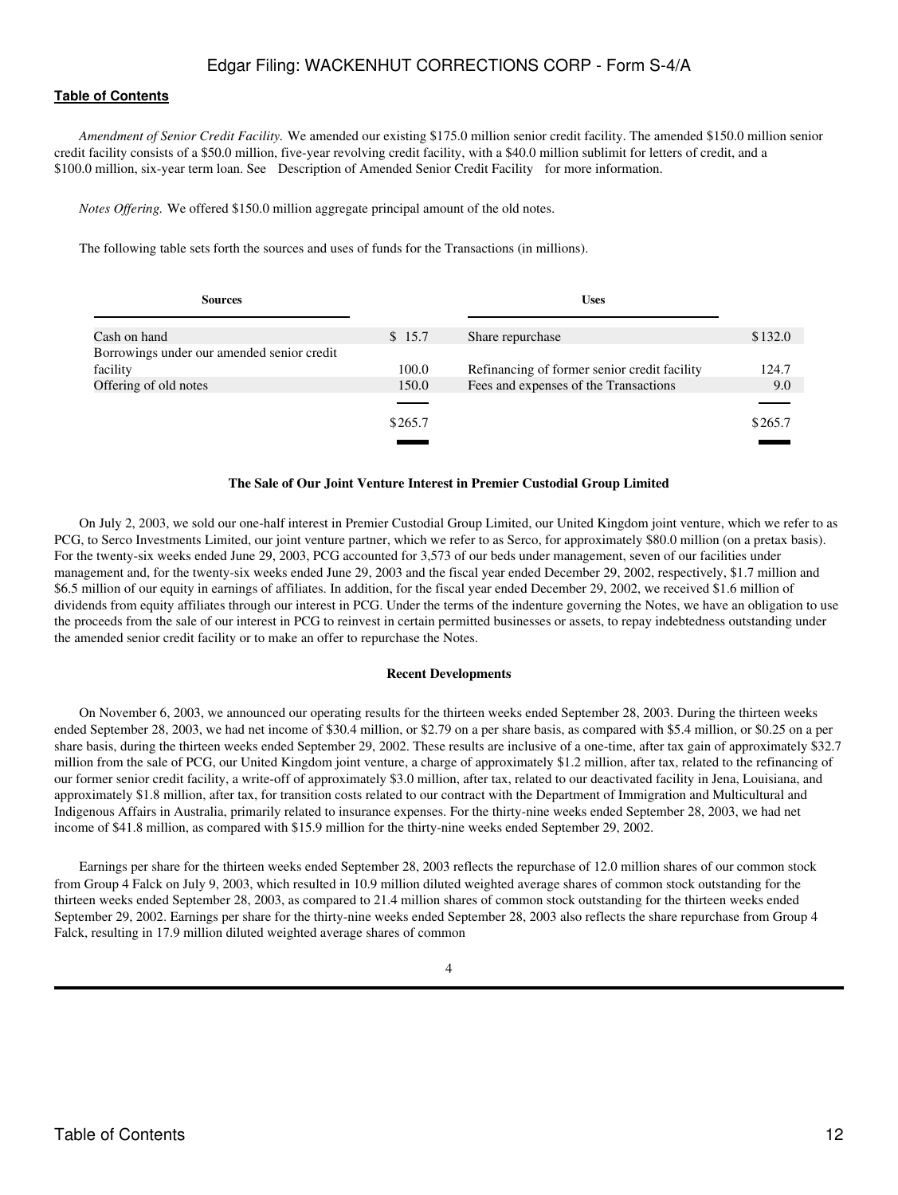[Table of Contents](#)

*Amendment of Senior Credit Facility.* We amended our existing \$175.0 million senior credit facility. The amended \$150.0 million senior credit facility consists of a \$50.0 million, five-year revolving credit facility, with a \$40.0 million sublimit for letters of credit, and a \$100.0 million, six-year term loan. See Description of Amended Senior Credit Facility for more information.

*Notes Offering.* We offered \$150.0 million aggregate principal amount of the old notes.

The following table sets forth the sources and uses of funds for the Transactions (in millions).

| Sources | | Uses | |
|---|---|---|---|
| Cash on hand | \$ 15.7 | Share repurchase | \$132.0 |
| Borrowings under our amended senior credit facility | 100.0 | Refinancing of former senior credit facility | 124.7 |
| Offering of old notes | 150.0 | Fees and expenses of the Transactions | 9.0 |
| | \$265.7 | | \$265.7 |

**The Sale of Our Joint Venture Interest in Premier Custodial Group Limited**

On July 2, 2003, we sold our one-half interest in Premier Custodial Group Limited, our United Kingdom joint venture, which we refer to as PCG, to Serco Investments Limited, our joint venture partner, which we refer to as Serco, for approximately \$80.0 million (on a pretax basis). For the twenty-six weeks ended June 29, 2003, PCG accounted for 3,573 of our beds under management, seven of our facilities under management and, for the twenty-six weeks ended June 29, 2003 and the fiscal year ended December 29, 2002, respectively, \$1.7 million and \$6.5 million of our equity in earnings of affiliates. In addition, for the fiscal year ended December 29, 2002, we received \$1.6 million of dividends from equity affiliates through our interest in PCG. Under the terms of the indenture governing the Notes, we have an obligation to use the proceeds from the sale of our interest in PCG to reinvest in certain permitted businesses or assets, to repay indebtedness outstanding under the amended senior credit facility or to make an offer to repurchase the Notes.

**Recent Developments**

On November 6, 2003, we announced our operating results for the thirteen weeks ended September 28, 2003. During the thirteen weeks ended September 28, 2003, we had net income of \$30.4 million, or \$2.79 on a per share basis, as compared with \$5.4 million, or \$0.25 on a per share basis, during the thirteen weeks ended September 29, 2002. These results are inclusive of a one-time, after tax gain of approximately \$32.7 million from the sale of PCG, our United Kingdom joint venture, a charge of approximately \$1.2 million, after tax, related to the refinancing of our former senior credit facility, a write-off of approximately \$3.0 million, after tax, related to our deactivated facility in Jena, Louisiana, and approximately \$1.8 million, after tax, for transition costs related to our contract with the Department of Immigration and Multicultural and Indigenous Affairs in Australia, primarily related to insurance expenses. For the thirty-nine weeks ended September 28, 2003, we had net income of \$41.8 million, as compared with \$15.9 million for the thirty-nine weeks ended September 29, 2002.

Earnings per share for the thirteen weeks ended September 28, 2003 reflects the repurchase of 12.0 million shares of our common stock from Group 4 Falck on July 9, 2003, which resulted in 10.9 million diluted weighted average shares of common stock outstanding for the thirteen weeks ended September 28, 2003, as compared to 21.4 million shares of common stock outstanding for the thirteen weeks ended September 29, 2002. Earnings per share for the thirty-nine weeks ended September 28, 2003 also reflects the share repurchase from Group 4 Falck, resulting in 17.9 million diluted weighted average shares of common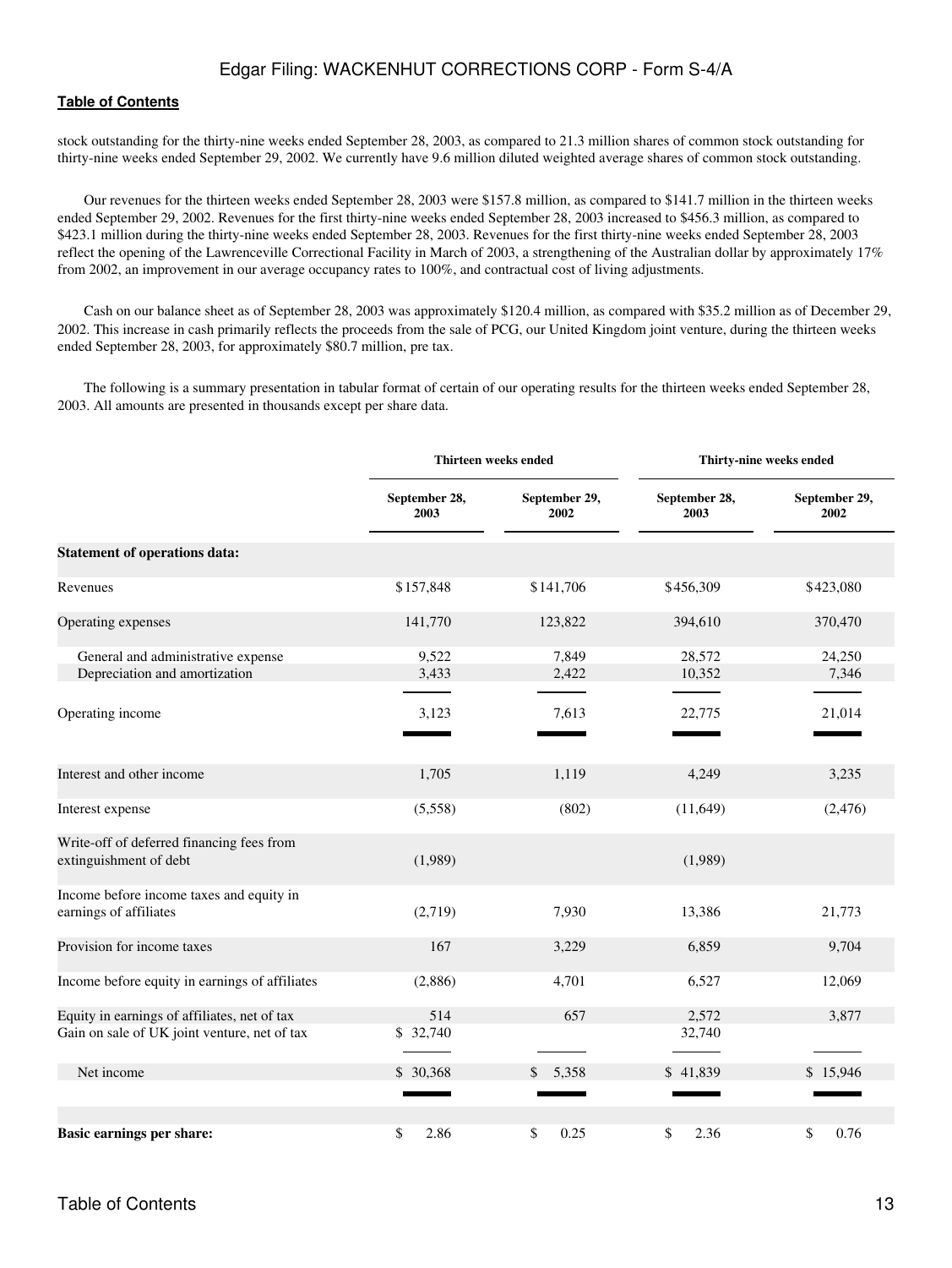stock outstanding for the thirty-nine weeks ended September 28, 2003, as compared to 21.3 million shares of common stock outstanding for thirty-nine weeks ended September 29, 2002. We currently have 9.6 million diluted weighted average shares of common stock outstanding.

Our revenues for the thirteen weeks ended September 28, 2003 were $157.8 million, as compared to $141.7 million in the thirteen weeks ended September 29, 2002. Revenues for the first thirty-nine weeks ended September 28, 2003 increased to $456.3 million, as compared to $423.1 million during the thirty-nine weeks ended September 28, 2003. Revenues for the first thirty-nine weeks ended September 28, 2003 reflect the opening of the Lawrenceville Correctional Facility in March of 2003, a strengthening of the Australian dollar by approximately 17% from 2002, an improvement in our average occupancy rates to 100%, and contractual cost of living adjustments.

Cash on our balance sheet as of September 28, 2003 was approximately $120.4 million, as compared with $35.2 million as of December 29, 2002. This increase in cash primarily reflects the proceeds from the sale of PCG, our United Kingdom joint venture, during the thirteen weeks ended September 28, 2003, for approximately $80.7 million, pre tax.

The following is a summary presentation in tabular format of certain of our operating results for the thirteen weeks ended September 28, 2003. All amounts are presented in thousands except per share data.

| | Thirteen weeks ended | | Thirty-nine weeks ended | |
|---|---|---|---|---|
| | September 28, 2003 | September 29, 2002 | September 28, 2003 | September 29, 2002 |
| **Statement of operations data:** | | | | |
| Revenues | $157,848 | $141,706 | $456,309 | $423,080 |
| Operating expenses | 141,770 | 123,822 | 394,610 | 370,470 |
| General and administrative expense | 9,522 | 7,849 | 28,572 | 24,250 |
| Depreciation and amortization | 3,433 | 2,422 | 10,352 | 7,346 |
| Operating income | 3,123 | 7,613 | 22,775 | 21,014 |
| Interest and other income | 1,705 | 1,119 | 4,249 | 3,235 |
| Interest expense | (5,558) | (802) | (11,649) | (2,476) |
| Write-off of deferred financing fees from extinguishment of debt | (1,989) | | (1,989) | |
| Income before income taxes and equity in earnings of affiliates | (2,719) | 7,930 | 13,386 | 21,773 |
| Provision for income taxes | 167 | 3,229 | 6,859 | 9,704 |
| Income before equity in earnings of affiliates | (2,886) | 4,701 | 6,527 | 12,069 |
| Equity in earnings of affiliates, net of tax | 514 | 657 | 2,572 | 3,877 |
| Gain on sale of UK joint venture, net of tax | $ 32,740 | | 32,740 | |
| Net income | $ 30,368 | $ 5,358 | $ 41,839 | $ 15,946 |
| **Basic earnings per share:** | $ 2.86 | $ 0.25 | $ 2.36 | $ 0.76 |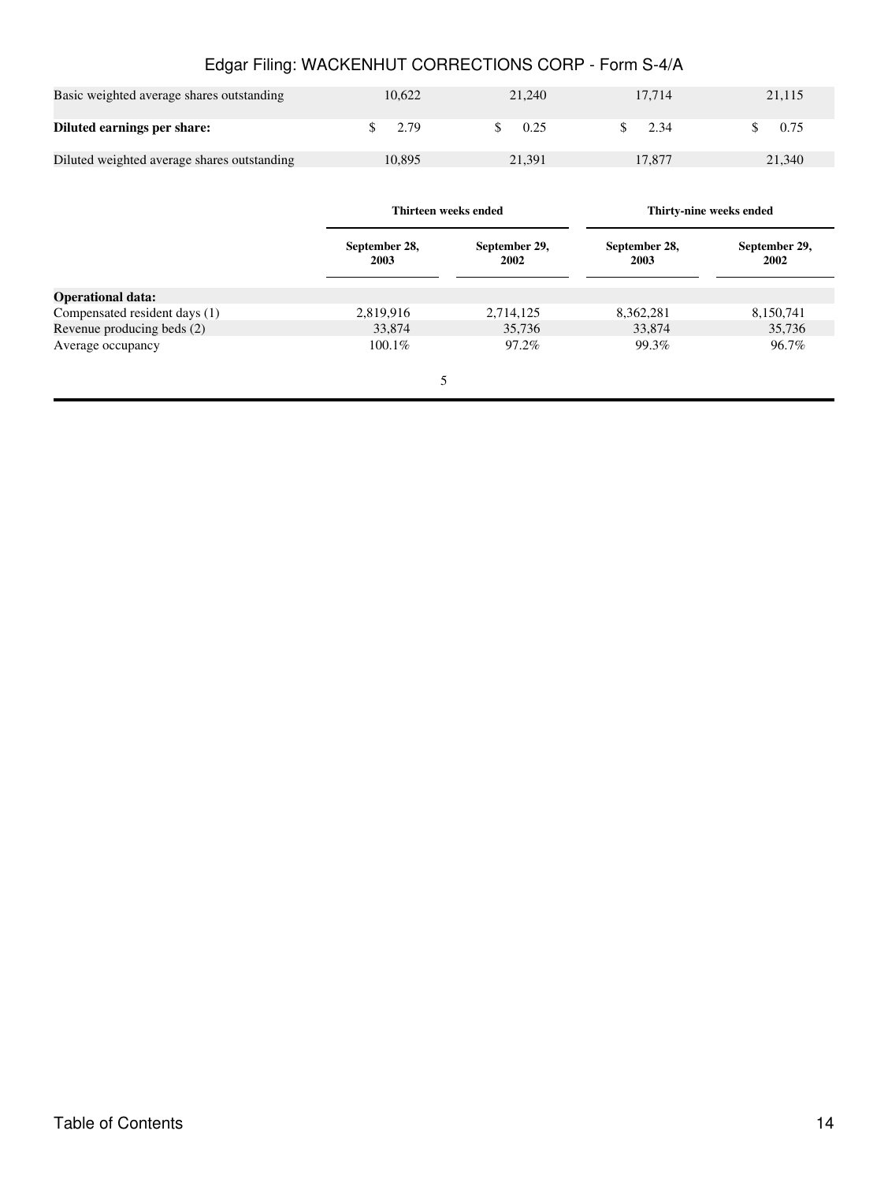| | | | | |
|---|---|---|---|---|
| Basic weighted average shares outstanding | 10,622 | 21,240 | 17,714 | 21,115 |
| **Diluted earnings per share:** | $ 2.79 | $ 0.25 | $ 2.34 | $ 0.75 |
| Diluted weighted average shares outstanding | 10,895 | 21,391 | 17,877 | 21,340 |

| | Thirteen weeks ended | | Thirty-nine weeks ended | |
|---|---|---|---|---|
| | September 28, 2003 | September 29, 2002 | September 28, 2003 | September 29, 2002 |
| **Operational data:** | | | | |
| Compensated resident days (1) | 2,819,916 | 2,714,125 | 8,362,281 | 8,150,741 |
| Revenue producing beds (2) | 33,874 | 35,736 | 33,874 | 35,736 |
| Average occupancy | 100.1% | 97.2% | 99.3% | 96.7% |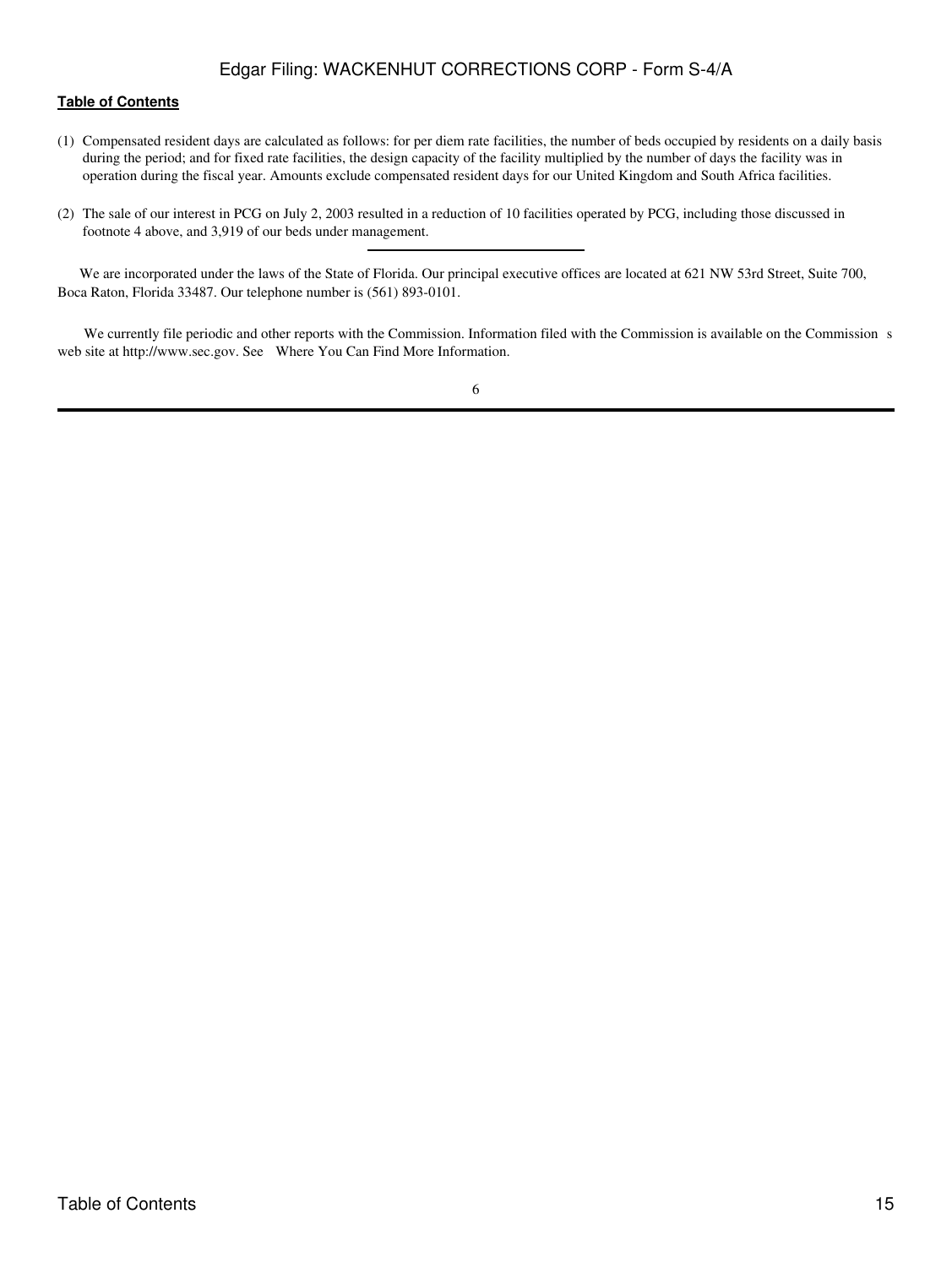(1) Compensated resident days are calculated as follows: for per diem rate facilities, the number of beds occupied by residents on a daily basis during the period; and for fixed rate facilities, the design capacity of the facility multiplied by the number of days the facility was in operation during the fiscal year. Amounts exclude compensated resident days for our United Kingdom and South Africa facilities.

(2) The sale of our interest in PCG on July 2, 2003 resulted in a reduction of 10 facilities operated by PCG, including those discussed in footnote 4 above, and 3,919 of our beds under management.

---

We are incorporated under the laws of the State of Florida. Our principal executive offices are located at 621 NW 53rd Street, Suite 700, Boca Raton, Florida 33487. Our telephone number is (561) 893-0101.

We currently file periodic and other reports with the Commission. Information filed with the Commission is available on the Commission s web site at http://www.sec.gov. See Where You Can Find More Information.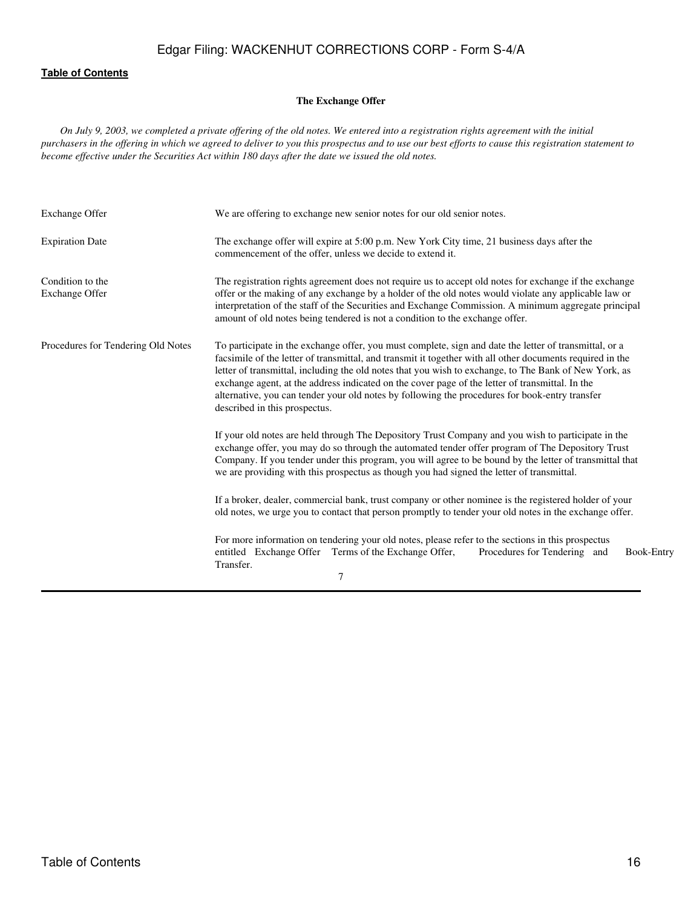## The Exchange Offer

*On July 9, 2003, we completed a private offering of the old notes. We entered into a registration rights agreement with the initial purchasers in the offering in which we agreed to deliver to you this prospectus and to use our best efforts to cause this registration statement to become effective under the Securities Act within 180 days after the date we issued the old notes.*

| | |
|---|---|
| Exchange Offer | We are offering to exchange new senior notes for our old senior notes. |
| Expiration Date | The exchange offer will expire at 5:00 p.m. New York City time, 21 business days after the commencement of the offer, unless we decide to extend it. |
| Condition to the Exchange Offer | The registration rights agreement does not require us to accept old notes for exchange if the exchange offer or the making of any exchange by a holder of the old notes would violate any applicable law or interpretation of the staff of the Securities and Exchange Commission. A minimum aggregate principal amount of old notes being tendered is not a condition to the exchange offer. |
| Procedures for Tendering Old Notes | To participate in the exchange offer, you must complete, sign and date the letter of transmittal, or a facsimile of the letter of transmittal, and transmit it together with all other documents required in the letter of transmittal, including the old notes that you wish to exchange, to The Bank of New York, as exchange agent, at the address indicated on the cover page of the letter of transmittal. In the alternative, you can tender your old notes by following the procedures for book-entry transfer described in this prospectus. |
| | If your old notes are held through The Depository Trust Company and you wish to participate in the exchange offer, you may do so through the automated tender offer program of The Depository Trust Company. If you tender under this program, you will agree to be bound by the letter of transmittal that we are providing with this prospectus as though you had signed the letter of transmittal. |
| | If a broker, dealer, commercial bank, trust company or other nominee is the registered holder of your old notes, we urge you to contact that person promptly to tender your old notes in the exchange offer. |
| | For more information on tendering your old notes, please refer to the sections in this prospectus entitled Exchange Offer Terms of the Exchange Offer, Procedures for Tendering and Book-Entry Transfer. |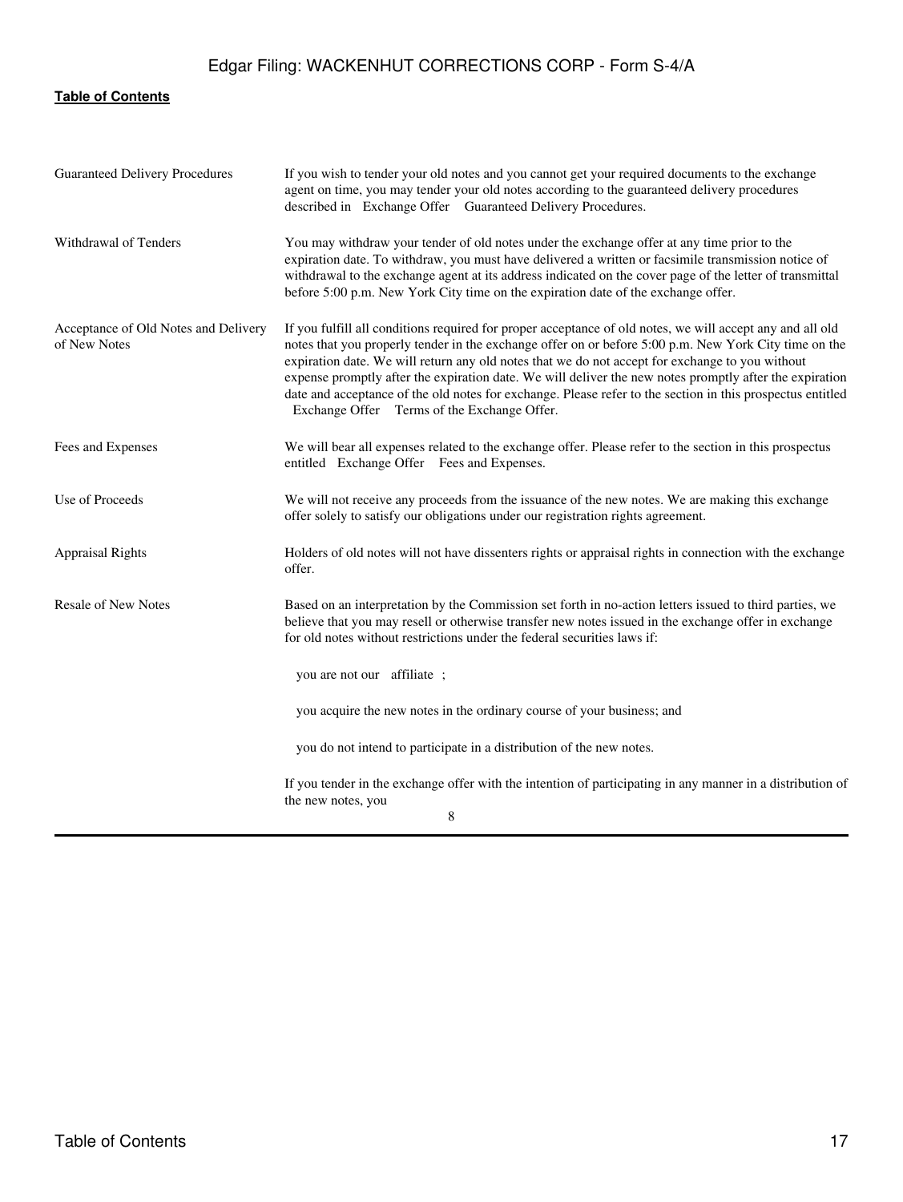| | |
|---|---|
| Guaranteed Delivery Procedures | If you wish to tender your old notes and you cannot get your required documents to the exchange agent on time, you may tender your old notes according to the guaranteed delivery procedures described in Exchange Offer Guaranteed Delivery Procedures. |
| Withdrawal of Tenders | You may withdraw your tender of old notes under the exchange offer at any time prior to the expiration date. To withdraw, you must have delivered a written or facsimile transmission notice of withdrawal to the exchange agent at its address indicated on the cover page of the letter of transmittal before 5:00 p.m. New York City time on the expiration date of the exchange offer. |
| Acceptance of Old Notes and Delivery of New Notes | If you fulfill all conditions required for proper acceptance of old notes, we will accept any and all old notes that you properly tender in the exchange offer on or before 5:00 p.m. New York City time on the expiration date. We will return any old notes that we do not accept for exchange to you without expense promptly after the expiration date. We will deliver the new notes promptly after the expiration date and acceptance of the old notes for exchange. Please refer to the section in this prospectus entitled Exchange Offer Terms of the Exchange Offer. |
| Fees and Expenses | We will bear all expenses related to the exchange offer. Please refer to the section in this prospectus entitled Exchange Offer Fees and Expenses. |
| Use of Proceeds | We will not receive any proceeds from the issuance of the new notes. We are making this exchange offer solely to satisfy our obligations under our registration rights agreement. |
| Appraisal Rights | Holders of old notes will not have dissenters rights or appraisal rights in connection with the exchange offer. |
| Resale of New Notes | Based on an interpretation by the Commission set forth in no-action letters issued to third parties, we believe that you may resell or otherwise transfer new notes issued in the exchange offer in exchange for old notes without restrictions under the federal securities laws if:<br><br>you are not our affiliate ;<br><br>you acquire the new notes in the ordinary course of your business; and<br><br>you do not intend to participate in a distribution of the new notes.<br><br>If you tender in the exchange offer with the intention of participating in any manner in a distribution of the new notes, you |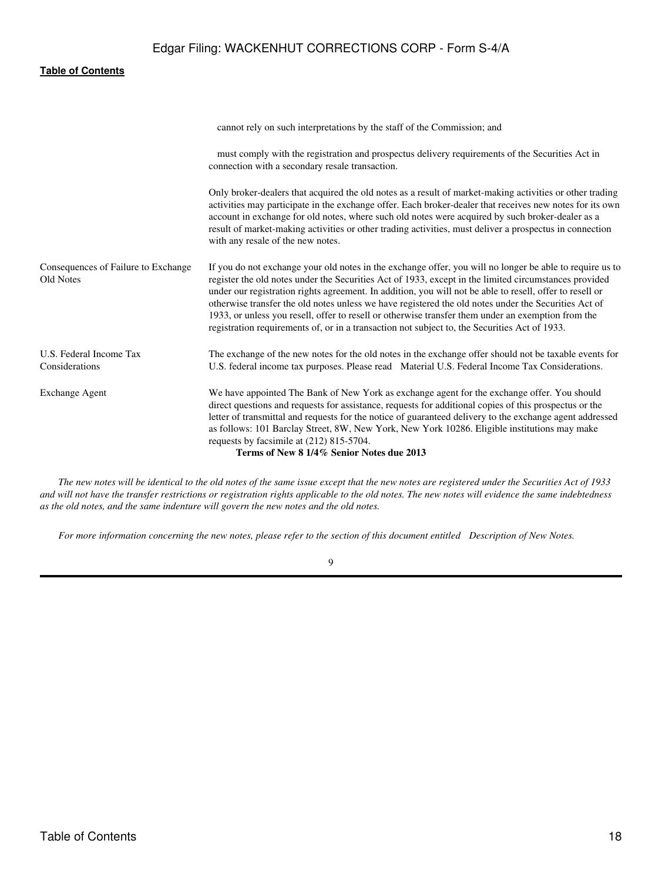| | |
|---|---|
| | cannot rely on such interpretations by the staff of the Commission; and<br><br>must comply with the registration and prospectus delivery requirements of the Securities Act in connection with a secondary resale transaction.<br><br>Only broker-dealers that acquired the old notes as a result of market-making activities or other trading activities may participate in the exchange offer. Each broker-dealer that receives new notes for its own account in exchange for old notes, where such old notes were acquired by such broker-dealer as a result of market-making activities or other trading activities, must deliver a prospectus in connection with any resale of the new notes. |
| Consequences of Failure to Exchange Old Notes | If you do not exchange your old notes in the exchange offer, you will no longer be able to require us to register the old notes under the Securities Act of 1933, except in the limited circumstances provided under our registration rights agreement. In addition, you will not be able to resell, offer to resell or otherwise transfer the old notes unless we have registered the old notes under the Securities Act of 1933, or unless you resell, offer to resell or otherwise transfer them under an exemption from the registration requirements of, or in a transaction not subject to, the Securities Act of 1933. |
| U.S. Federal Income Tax Considerations | The exchange of the new notes for the old notes in the exchange offer should not be taxable events for U.S. federal income tax purposes. Please read Material U.S. Federal Income Tax Considerations. |
| Exchange Agent | We have appointed The Bank of New York as exchange agent for the exchange offer. You should direct questions and requests for assistance, requests for additional copies of this prospectus or the letter of transmittal and requests for the notice of guaranteed delivery to the exchange agent addressed as follows: 101 Barclay Street, 8W, New York, New York 10286. Eligible institutions may make requests by facsimile at (212) 815-5704. |

**Terms of New 8 1/4% Senior Notes due 2013**

*The new notes will be identical to the old notes of the same issue except that the new notes are registered under the Securities Act of 1933 and will not have the transfer restrictions or registration rights applicable to the old notes. The new notes will evidence the same indebtedness as the old notes, and the same indenture will govern the new notes and the old notes.*

*For more information concerning the new notes, please refer to the section of this document entitled Description of New Notes.*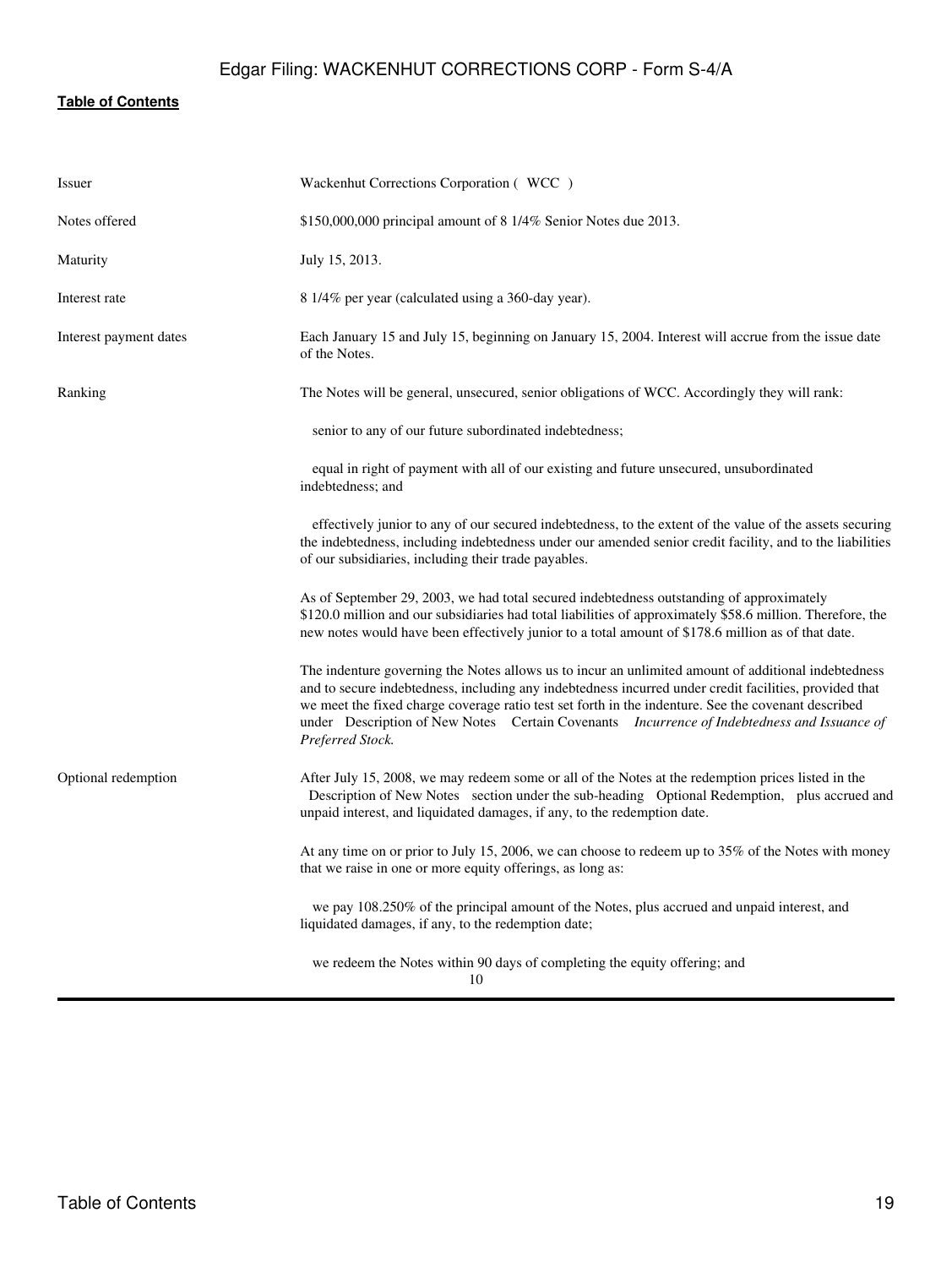| | |
|---|---|
| Issuer | Wackenhut Corrections Corporation ( WCC ) |
| Notes offered | $150,000,000 principal amount of 8 1/4% Senior Notes due 2013. |
| Maturity | July 15, 2013. |
| Interest rate | 8 1/4% per year (calculated using a 360-day year). |
| Interest payment dates | Each January 15 and July 15, beginning on January 15, 2004. Interest will accrue from the issue date of the Notes. |
| Ranking | The Notes will be general, unsecured, senior obligations of WCC. Accordingly they will rank: |
| | senior to any of our future subordinated indebtedness; |
| | equal in right of payment with all of our existing and future unsecured, unsubordinated indebtedness; and |
| | effectively junior to any of our secured indebtedness, to the extent of the value of the assets securing the indebtedness, including indebtedness under our amended senior credit facility, and to the liabilities of our subsidiaries, including their trade payables. |
| | As of September 29, 2003, we had total secured indebtedness outstanding of approximately $120.0 million and our subsidiaries had total liabilities of approximately $58.6 million. Therefore, the new notes would have been effectively junior to a total amount of $178.6 million as of that date. |
| | The indenture governing the Notes allows us to incur an unlimited amount of additional indebtedness and to secure indebtedness, including any indebtedness incurred under credit facilities, provided that we meet the fixed charge coverage ratio test set forth in the indenture. See the covenant described under Description of New Notes Certain Covenants *Incurrence of Indebtedness and Issuance of Preferred Stock.* |
| Optional redemption | After July 15, 2008, we may redeem some or all of the Notes at the redemption prices listed in the Description of New Notes section under the sub-heading Optional Redemption, plus accrued and unpaid interest, and liquidated damages, if any, to the redemption date. |
| | At any time on or prior to July 15, 2006, we can choose to redeem up to 35% of the Notes with money that we raise in one or more equity offerings, as long as: |
| | we pay 108.250% of the principal amount of the Notes, plus accrued and unpaid interest, and liquidated damages, if any, to the redemption date; |
| | we redeem the Notes within 90 days of completing the equity offering; and |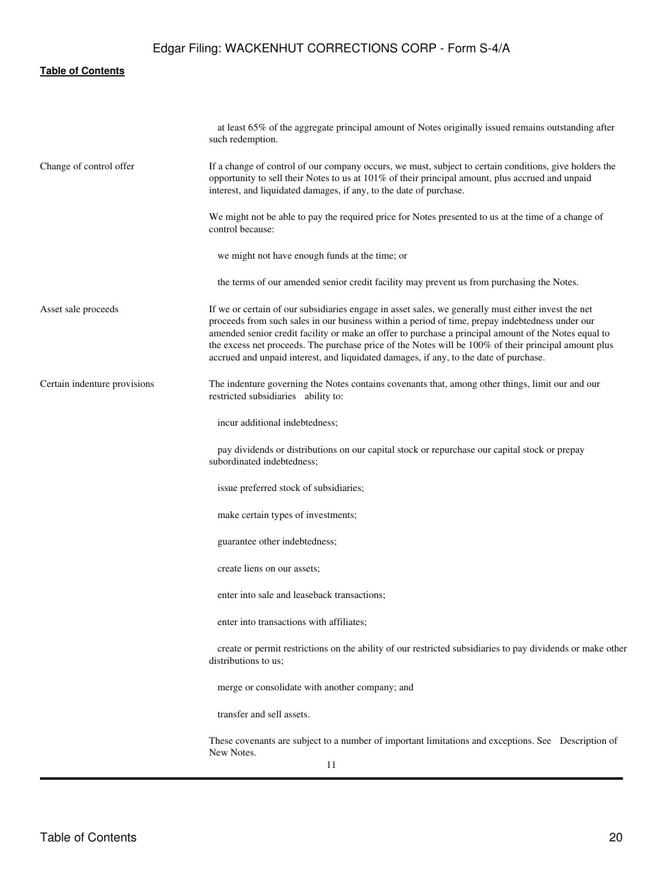| | |
|---|---|
| | at least 65% of the aggregate principal amount of Notes originally issued remains outstanding after such redemption. |
| Change of control offer | If a change of control of our company occurs, we must, subject to certain conditions, give holders the opportunity to sell their Notes to us at 101% of their principal amount, plus accrued and unpaid interest, and liquidated damages, if any, to the date of purchase. |
| | We might not be able to pay the required price for Notes presented to us at the time of a change of control because: |
| | we might not have enough funds at the time; or |
| | the terms of our amended senior credit facility may prevent us from purchasing the Notes. |
| Asset sale proceeds | If we or certain of our subsidiaries engage in asset sales, we generally must either invest the net proceeds from such sales in our business within a period of time, prepay indebtedness under our amended senior credit facility or make an offer to purchase a principal amount of the Notes equal to the excess net proceeds. The purchase price of the Notes will be 100% of their principal amount plus accrued and unpaid interest, and liquidated damages, if any, to the date of purchase. |
| Certain indenture provisions | The indenture governing the Notes contains covenants that, among other things, limit our and our restricted subsidiaries ability to: |
| | incur additional indebtedness; |
| | pay dividends or distributions on our capital stock or repurchase our capital stock or prepay subordinated indebtedness; |
| | issue preferred stock of subsidiaries; |
| | make certain types of investments; |
| | guarantee other indebtedness; |
| | create liens on our assets; |
| | enter into sale and leaseback transactions; |
| | enter into transactions with affiliates; |
| | create or permit restrictions on the ability of our restricted subsidiaries to pay dividends or make other distributions to us; |
| | merge or consolidate with another company; and |
| | transfer and sell assets. |
| | These covenants are subject to a number of important limitations and exceptions. See Description of New Notes. |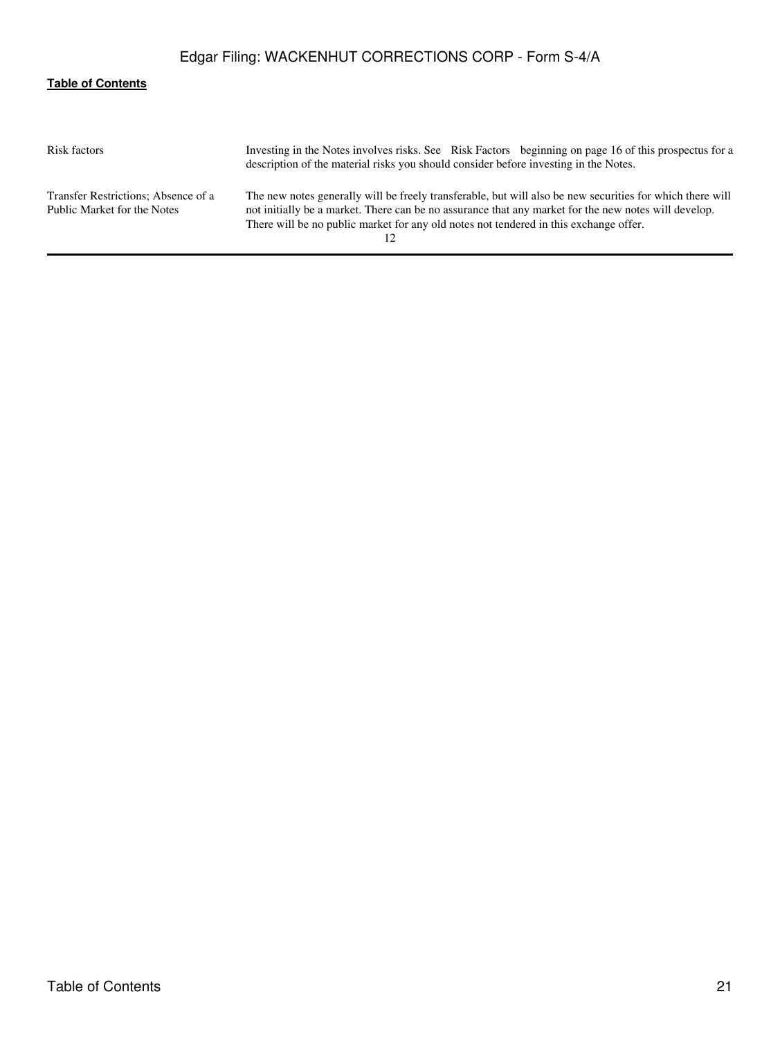| | |
|---|---|
| Risk factors | Investing in the Notes involves risks. See Risk Factors beginning on page 16 of this prospectus for a description of the material risks you should consider before investing in the Notes. |
| Transfer Restrictions; Absence of a Public Market for the Notes | The new notes generally will be freely transferable, but will also be new securities for which there will not initially be a market. There can be no assurance that any market for the new notes will develop. There will be no public market for any old notes not tendered in this exchange offer. |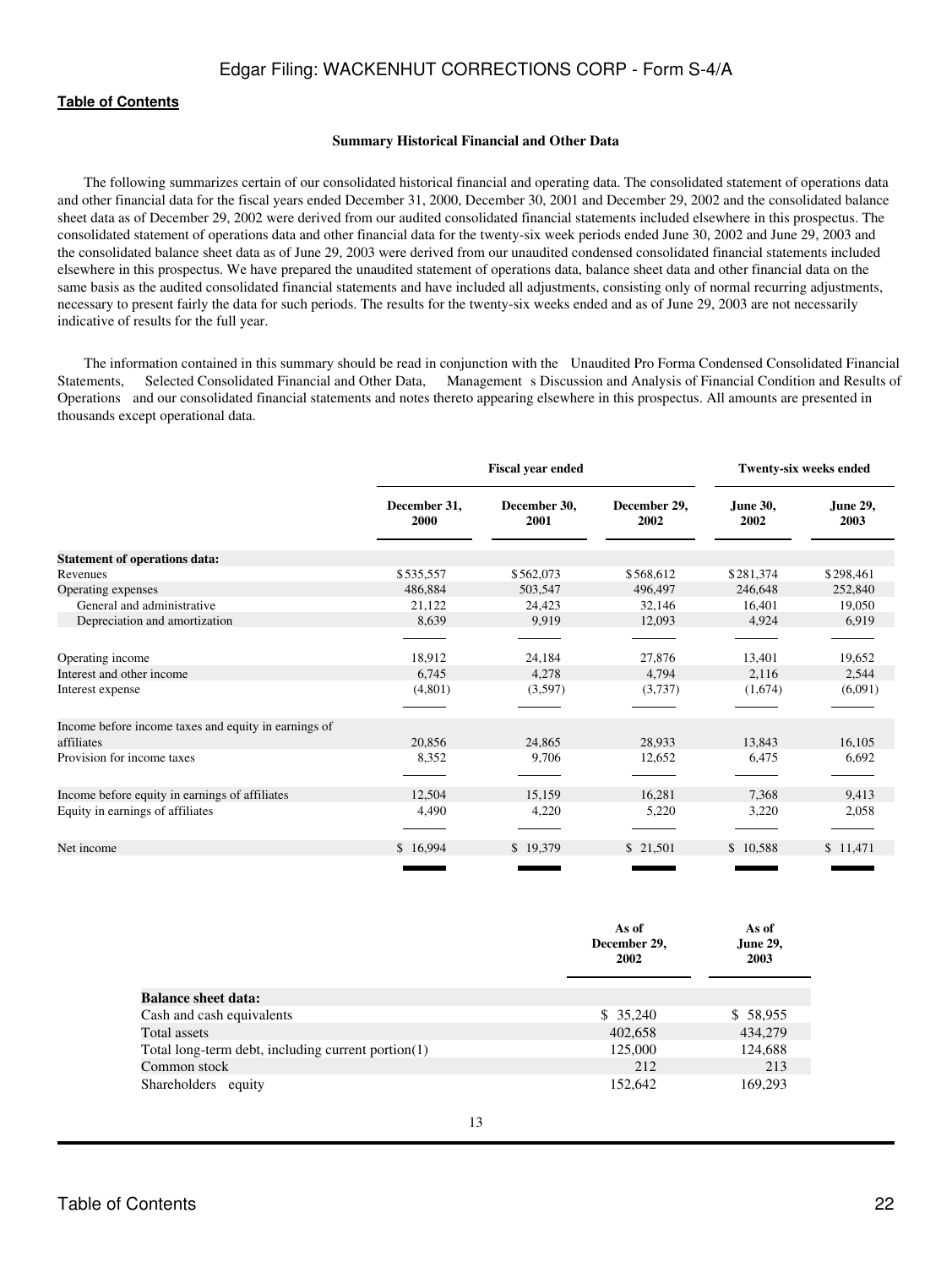Table of Contents

### Summary Historical Financial and Other Data

The following summarizes certain of our consolidated historical financial and operating data. The consolidated statement of operations data and other financial data for the fiscal years ended December 31, 2000, December 30, 2001 and December 29, 2002 and the consolidated balance sheet data as of December 29, 2002 were derived from our audited consolidated financial statements included elsewhere in this prospectus. The consolidated statement of operations data and other financial data for the twenty-six week periods ended June 30, 2002 and June 29, 2003 and the consolidated balance sheet data as of June 29, 2003 were derived from our unaudited condensed consolidated financial statements included elsewhere in this prospectus. We have prepared the unaudited statement of operations data, balance sheet data and other financial data on the same basis as the audited consolidated financial statements and have included all adjustments, consisting only of normal recurring adjustments, necessary to present fairly the data for such periods. The results for the twenty-six weeks ended and as of June 29, 2003 are not necessarily indicative of results for the full year.

The information contained in this summary should be read in conjunction with the Unaudited Pro Forma Condensed Consolidated Financial Statements, Selected Consolidated Financial and Other Data, Management s Discussion and Analysis of Financial Condition and Results of Operations and our consolidated financial statements and notes thereto appearing elsewhere in this prospectus. All amounts are presented in thousands except operational data.

| | Fiscal year ended | | | Twenty-six weeks ended | |
|---|---|---|---|---|---|
| | December 31, 2000 | December 30, 2001 | December 29, 2002 | June 30, 2002 | June 29, 2003 |
| **Statement of operations data:** | | | | | |
| Revenues | $535,557 | $562,073 | $568,612 | $281,374 | $298,461 |
| Operating expenses | 486,884 | 503,547 | 496,497 | 246,648 | 252,840 |
| General and administrative | 21,122 | 24,423 | 32,146 | 16,401 | 19,050 |
| Depreciation and amortization | 8,639 | 9,919 | 12,093 | 4,924 | 6,919 |
| Operating income | 18,912 | 24,184 | 27,876 | 13,401 | 19,652 |
| Interest and other income | 6,745 | 4,278 | 4,794 | 2,116 | 2,544 |
| Interest expense | (4,801) | (3,597) | (3,737) | (1,674) | (6,091) |
| Income before income taxes and equity in earnings of affiliates | 20,856 | 24,865 | 28,933 | 13,843 | 16,105 |
| Provision for income taxes | 8,352 | 9,706 | 12,652 | 6,475 | 6,692 |
| Income before equity in earnings of affiliates | 12,504 | 15,159 | 16,281 | 7,368 | 9,413 |
| Equity in earnings of affiliates | 4,490 | 4,220 | 5,220 | 3,220 | 2,058 |
| Net income | $ 16,994 | $ 19,379 | $ 21,501 | $ 10,588 | $ 11,471 |

| | As of December 29, 2002 | As of June 29, 2003 |
|---|---|---|
| **Balance sheet data:** | | |
| Cash and cash equivalents | $ 35,240 | $ 58,955 |
| Total assets | 402,658 | 434,279 |
| Total long-term debt, including current portion(1) | 125,000 | 124,688 |
| Common stock | 212 | 213 |
| Shareholders equity | 152,642 | 169,293 |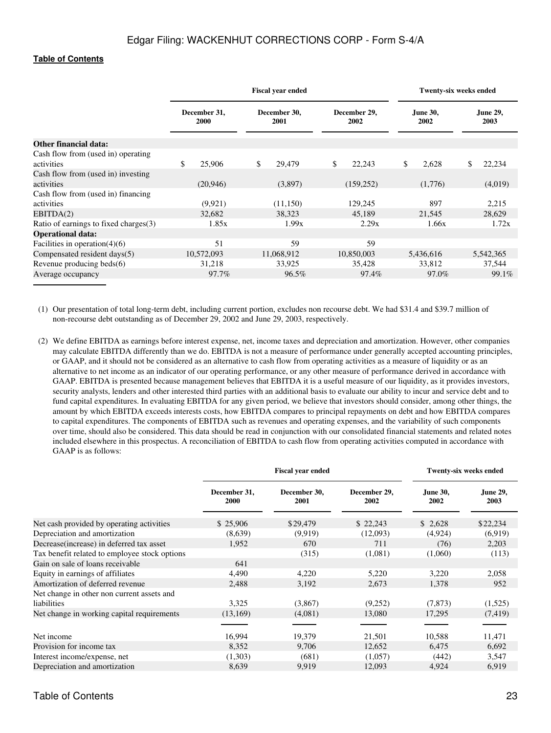| | Fiscal year ended | | | Twenty-six weeks ended | |
|---|---|---|---|---|---|
| | December 31, 2000 | December 30, 2001 | December 29, 2002 | June 30, 2002 | June 29, 2003 |
| **Other financial data:** | | | | | |
| Cash flow from (used in) operating activities | $ 25,906 | $ 29,479 | $ 22,243 | $ 2,628 | $ 22,234 |
| Cash flow from (used in) investing activities | (20,946) | (3,897) | (159,252) | (1,776) | (4,019) |
| Cash flow from (used in) financing activities | (9,921) | (11,150) | 129,245 | 897 | 2,215 |
| EBITDA(2) | 32,682 | 38,323 | 45,189 | 21,545 | 28,629 |
| Ratio of earnings to fixed charges(3) | 1.85x | 1.99x | 2.29x | 1.66x | 1.72x |
| **Operational data:** | | | | | |
| Facilities in operation(4)(6) | 51 | 59 | 59 | | |
| Compensated resident days(5) | 10,572,093 | 11,068,912 | 10,850,003 | 5,436,616 | 5,542,365 |
| Revenue producing beds(6) | 31,218 | 33,925 | 35,428 | 33,812 | 37,544 |
| Average occupancy | 97.7% | 96.5% | 97.4% | 97.0% | 99.1% |

(1) Our presentation of total long-term debt, including current portion, excludes non recourse debt. We had $31.4 and $39.7 million of non-recourse debt outstanding as of December 29, 2002 and June 29, 2003, respectively.

(2) We define EBITDA as earnings before interest expense, net, income taxes and depreciation and amortization. However, other companies may calculate EBITDA differently than we do. EBITDA is not a measure of performance under generally accepted accounting principles, or GAAP, and it should not be considered as an alternative to cash flow from operating activities as a measure of liquidity or as an alternative to net income as an indicator of our operating performance, or any other measure of performance derived in accordance with GAAP. EBITDA is presented because management believes that EBITDA it is a useful measure of our liquidity, as it provides investors, security analysts, lenders and other interested third parties with an additional basis to evaluate our ability to incur and service debt and to fund capital expenditures. In evaluating EBITDA for any given period, we believe that investors should consider, among other things, the amount by which EBITDA exceeds interests costs, how EBITDA compares to principal repayments on debt and how EBITDA compares to capital expenditures. The components of EBITDA such as revenues and operating expenses, and the variability of such components over time, should also be considered. This data should be read in conjunction with our consolidated financial statements and related notes included elsewhere in this prospectus. A reconciliation of EBITDA to cash flow from operating activities computed in accordance with GAAP is as follows:

| | Fiscal year ended | | | Twenty-six weeks ended | |
|---|---|---|---|---|---|
| | December 31, 2000 | December 30, 2001 | December 29, 2002 | June 30, 2002 | June 29, 2003 |
| Net cash provided by operating activities | $ 25,906 | $29,479 | $ 22,243 | $ 2,628 | $22,234 |
| Depreciation and amortization | (8,639) | (9,919) | (12,093) | (4,924) | (6,919) |
| Decrease(increase) in deferred tax asset | 1,952 | 670 | 711 | (76) | 2,203 |
| Tax benefit related to employee stock options | | (315) | (1,081) | (1,060) | (113) |
| Gain on sale of loans receivable | 641 | | | | |
| Equity in earnings of affiliates | 4,490 | 4,220 | 5,220 | 3,220 | 2,058 |
| Amortization of deferred revenue | 2,488 | 3,192 | 2,673 | 1,378 | 952 |
| Net change in other non current assets and liabilities | 3,325 | (3,867) | (9,252) | (7,873) | (1,525) |
| Net change in working capital requirements | (13,169) | (4,081) | 13,080 | 17,295 | (7,419) |
| Net income | 16,994 | 19,379 | 21,501 | 10,588 | 11,471 |
| Provision for income tax | 8,352 | 9,706 | 12,652 | 6,475 | 6,692 |
| Interest income/expense, net | (1,303) | (681) | (1,057) | (442) | 3,547 |
| Depreciation and amortization | 8,639 | 9,919 | 12,093 | 4,924 | 6,919 |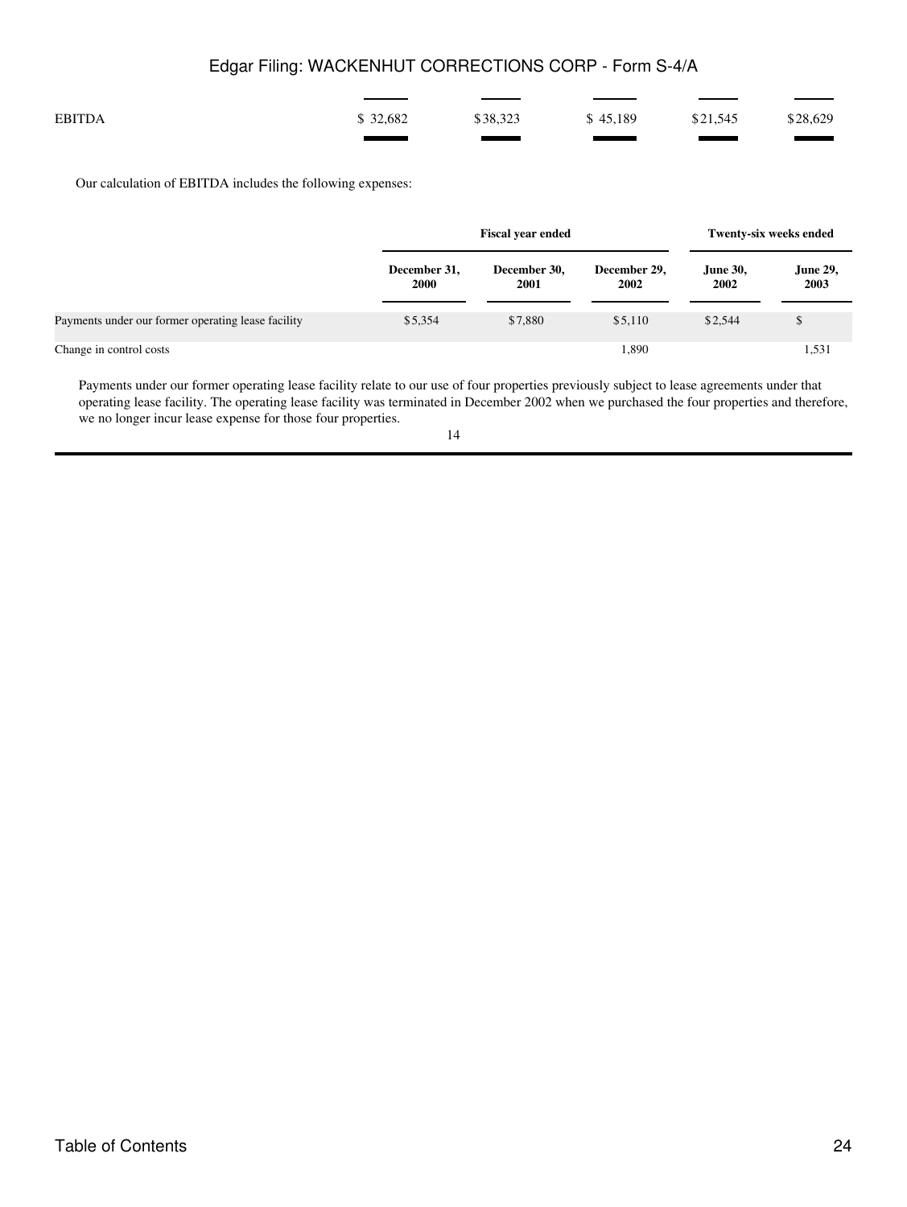| | | | | | |
|---|---|---|---|---|---|
| EBITDA | $ 32,682 | $38,323 | $ 45,189 | $21,545 | $28,629 |

Our calculation of EBITDA includes the following expenses:

| | Fiscal year ended | | | Twenty-six weeks ended | |
|---|---|---|---|---|---|
| | **December 31, 2000** | **December 30, 2001** | **December 29, 2002** | **June 30, 2002** | **June 29, 2003** |
| Payments under our former operating lease facility | $5,354 | $7,880 | $5,110 | $2,544 | $ |
| Change in control costs | | | 1,890 | | 1,531 |

Payments under our former operating lease facility relate to our use of four properties previously subject to lease agreements under that operating lease facility. The operating lease facility was terminated in December 2002 when we purchased the four properties and therefore, we no longer incur lease expense for those four properties.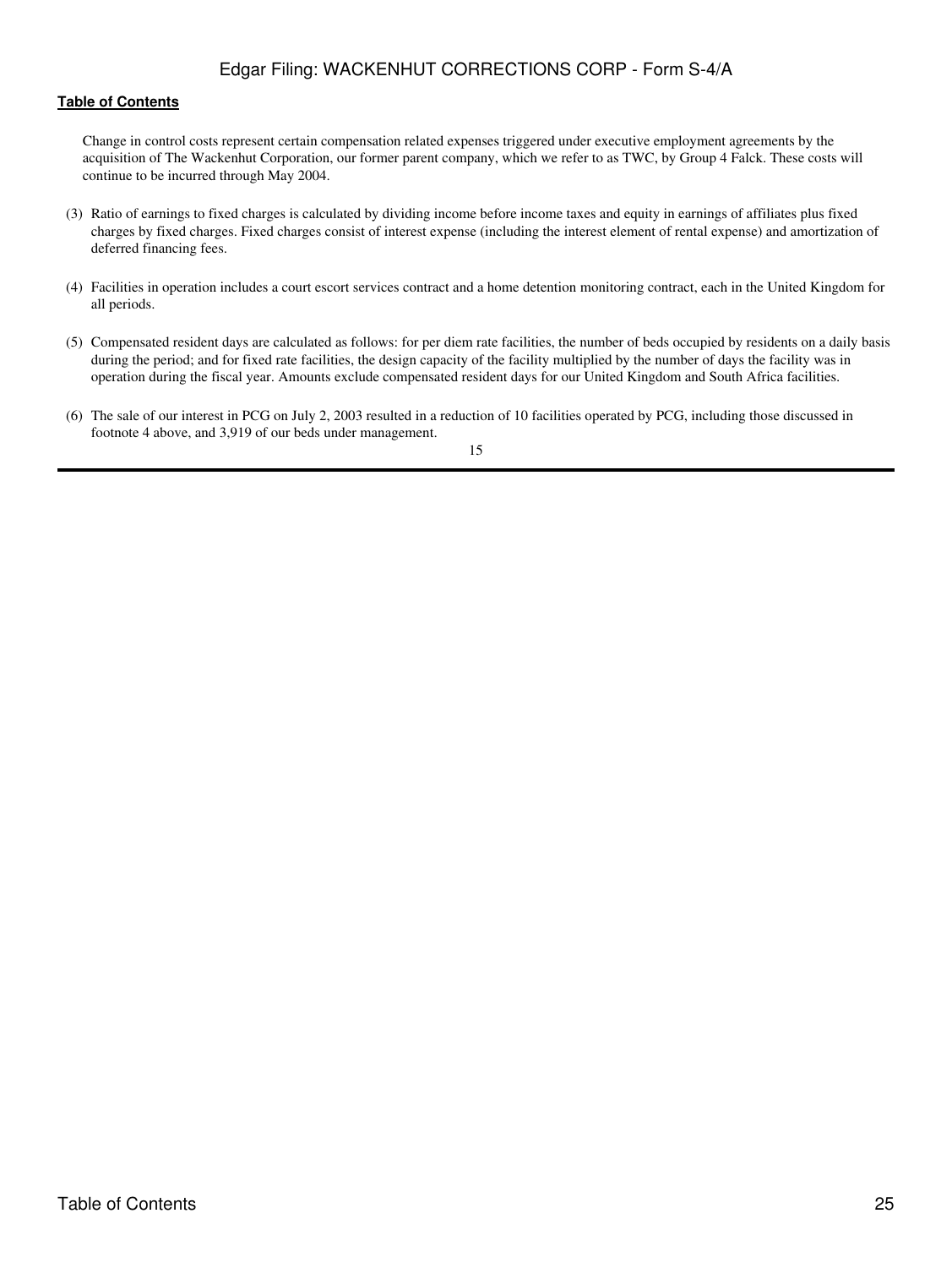Change in control costs represent certain compensation related expenses triggered under executive employment agreements by the acquisition of The Wackenhut Corporation, our former parent company, which we refer to as TWC, by Group 4 Falck. These costs will continue to be incurred through May 2004.

(3) Ratio of earnings to fixed charges is calculated by dividing income before income taxes and equity in earnings of affiliates plus fixed charges by fixed charges. Fixed charges consist of interest expense (including the interest element of rental expense) and amortization of deferred financing fees.

(4) Facilities in operation includes a court escort services contract and a home detention monitoring contract, each in the United Kingdom for all periods.

(5) Compensated resident days are calculated as follows: for per diem rate facilities, the number of beds occupied by residents on a daily basis during the period; and for fixed rate facilities, the design capacity of the facility multiplied by the number of days the facility was in operation during the fiscal year. Amounts exclude compensated resident days for our United Kingdom and South Africa facilities.

(6) The sale of our interest in PCG on July 2, 2003 resulted in a reduction of 10 facilities operated by PCG, including those discussed in footnote 4 above, and 3,919 of our beds under management.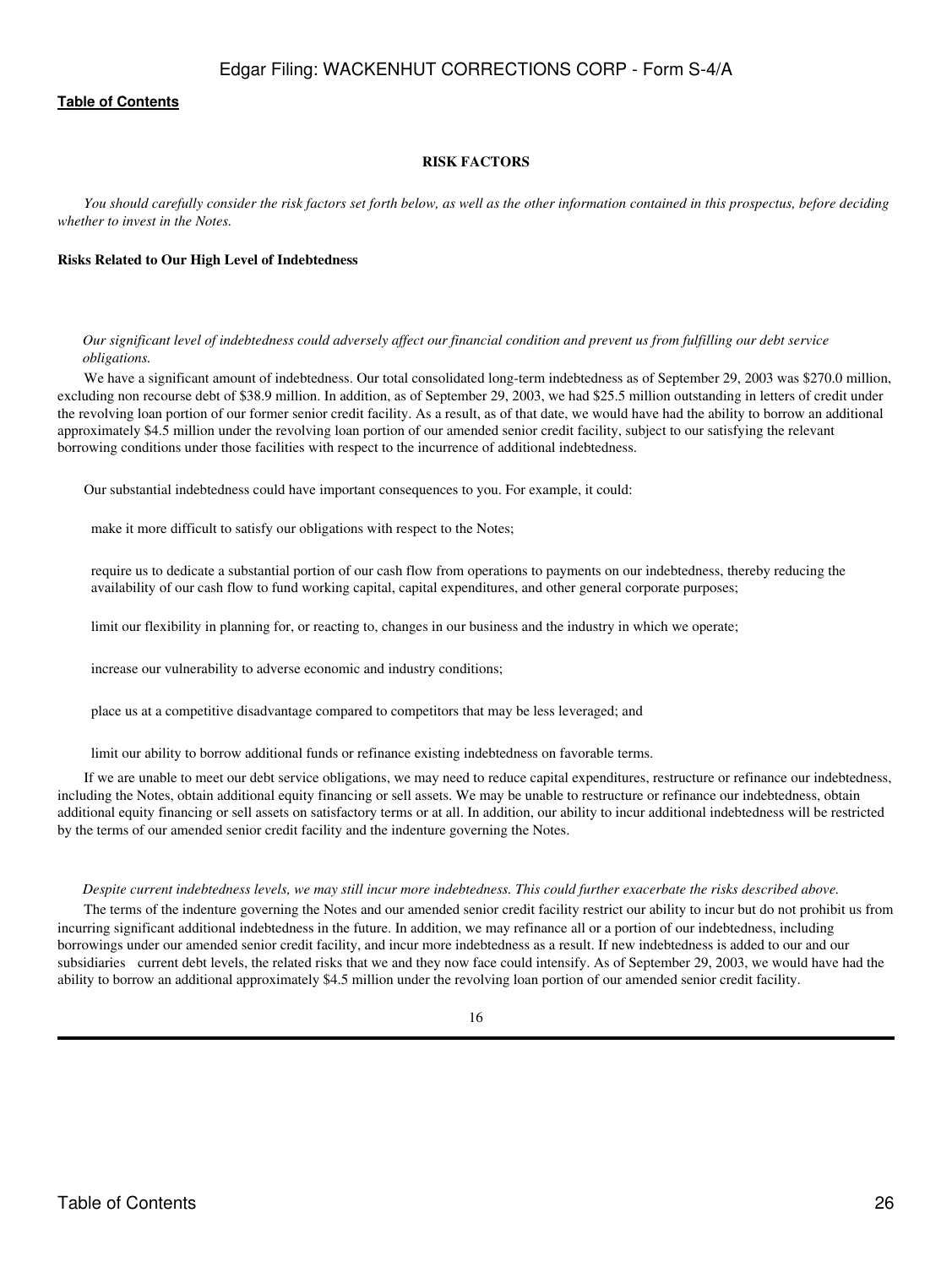## RISK FACTORS

*You should carefully consider the risk factors set forth below, as well as the other information contained in this prospectus, before deciding whether to invest in the Notes.*

### Risks Related to Our High Level of Indebtedness

*Our significant level of indebtedness could adversely affect our financial condition and prevent us from fulfilling our debt service obligations.*

We have a significant amount of indebtedness. Our total consolidated long-term indebtedness as of September 29, 2003 was $270.0 million, excluding non recourse debt of $38.9 million. In addition, as of September 29, 2003, we had $25.5 million outstanding in letters of credit under the revolving loan portion of our former senior credit facility. As a result, as of that date, we would have had the ability to borrow an additional approximately $4.5 million under the revolving loan portion of our amended senior credit facility, subject to our satisfying the relevant borrowing conditions under those facilities with respect to the incurrence of additional indebtedness.

Our substantial indebtedness could have important consequences to you. For example, it could:

- make it more difficult to satisfy our obligations with respect to the Notes;
- require us to dedicate a substantial portion of our cash flow from operations to payments on our indebtedness, thereby reducing the availability of our cash flow to fund working capital, capital expenditures, and other general corporate purposes;
- limit our flexibility in planning for, or reacting to, changes in our business and the industry in which we operate;
- increase our vulnerability to adverse economic and industry conditions;
- place us at a competitive disadvantage compared to competitors that may be less leveraged; and
- limit our ability to borrow additional funds or refinance existing indebtedness on favorable terms.

If we are unable to meet our debt service obligations, we may need to reduce capital expenditures, restructure or refinance our indebtedness, including the Notes, obtain additional equity financing or sell assets. We may be unable to restructure or refinance our indebtedness, obtain additional equity financing or sell assets on satisfactory terms or at all. In addition, our ability to incur additional indebtedness will be restricted by the terms of our amended senior credit facility and the indenture governing the Notes.

*Despite current indebtedness levels, we may still incur more indebtedness. This could further exacerbate the risks described above.*

The terms of the indenture governing the Notes and our amended senior credit facility restrict our ability to incur but do not prohibit us from incurring significant additional indebtedness in the future. In addition, we may refinance all or a portion of our indebtedness, including borrowings under our amended senior credit facility, and incur more indebtedness as a result. If new indebtedness is added to our and our subsidiaries current debt levels, the related risks that we and they now face could intensify. As of September 29, 2003, we would have had the ability to borrow an additional approximately $4.5 million under the revolving loan portion of our amended senior credit facility.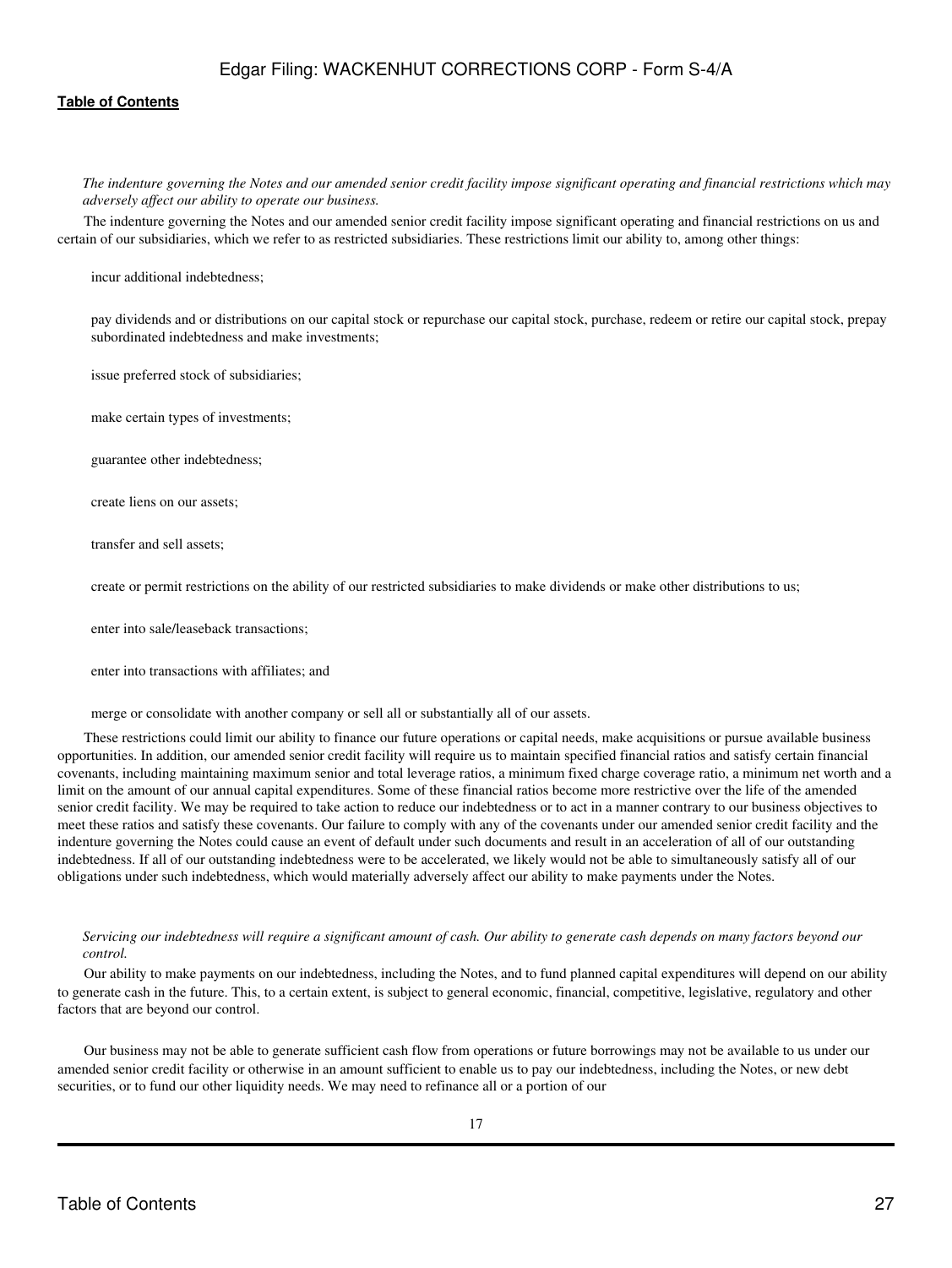*The indenture governing the Notes and our amended senior credit facility impose significant operating and financial restrictions which may adversely affect our ability to operate our business.*

The indenture governing the Notes and our amended senior credit facility impose significant operating and financial restrictions on us and certain of our subsidiaries, which we refer to as restricted subsidiaries. These restrictions limit our ability to, among other things:

- incur additional indebtedness;
- pay dividends and or distributions on our capital stock or repurchase our capital stock, purchase, redeem or retire our capital stock, prepay subordinated indebtedness and make investments;
- issue preferred stock of subsidiaries;
- make certain types of investments;
- guarantee other indebtedness;
- create liens on our assets;
- transfer and sell assets;
- create or permit restrictions on the ability of our restricted subsidiaries to make dividends or make other distributions to us;
- enter into sale/leaseback transactions;
- enter into transactions with affiliates; and
- merge or consolidate with another company or sell all or substantially all of our assets.

These restrictions could limit our ability to finance our future operations or capital needs, make acquisitions or pursue available business opportunities. In addition, our amended senior credit facility will require us to maintain specified financial ratios and satisfy certain financial covenants, including maintaining maximum senior and total leverage ratios, a minimum fixed charge coverage ratio, a minimum net worth and a limit on the amount of our annual capital expenditures. Some of these financial ratios become more restrictive over the life of the amended senior credit facility. We may be required to take action to reduce our indebtedness or to act in a manner contrary to our business objectives to meet these ratios and satisfy these covenants. Our failure to comply with any of the covenants under our amended senior credit facility and the indenture governing the Notes could cause an event of default under such documents and result in an acceleration of all of our outstanding indebtedness. If all of our outstanding indebtedness were to be accelerated, we likely would not be able to simultaneously satisfy all of our obligations under such indebtedness, which would materially adversely affect our ability to make payments under the Notes.

*Servicing our indebtedness will require a significant amount of cash. Our ability to generate cash depends on many factors beyond our control.*

Our ability to make payments on our indebtedness, including the Notes, and to fund planned capital expenditures will depend on our ability to generate cash in the future. This, to a certain extent, is subject to general economic, financial, competitive, legislative, regulatory and other factors that are beyond our control.

Our business may not be able to generate sufficient cash flow from operations or future borrowings may not be available to us under our amended senior credit facility or otherwise in an amount sufficient to enable us to pay our indebtedness, including the Notes, or new debt securities, or to fund our other liquidity needs. We may need to refinance all or a portion of our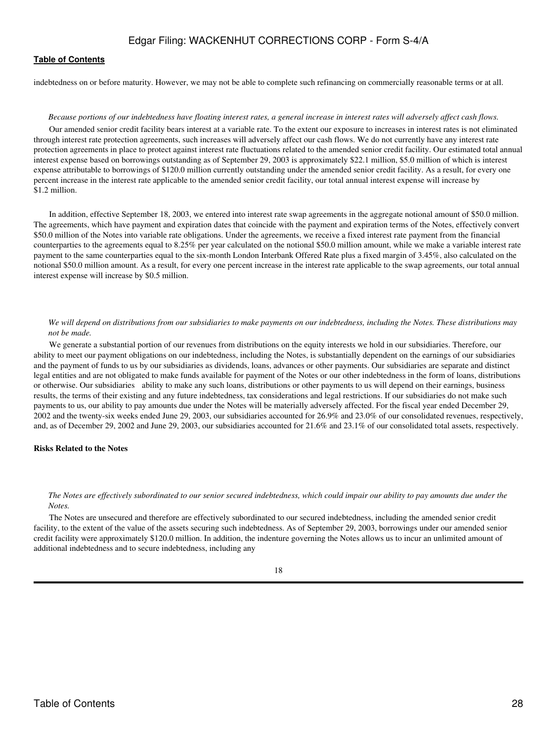indebtedness on or before maturity. However, we may not be able to complete such refinancing on commercially reasonable terms or at all.

*Because portions of our indebtedness have floating interest rates, a general increase in interest rates will adversely affect cash flows.*

Our amended senior credit facility bears interest at a variable rate. To the extent our exposure to increases in interest rates is not eliminated through interest rate protection agreements, such increases will adversely affect our cash flows. We do not currently have any interest rate protection agreements in place to protect against interest rate fluctuations related to the amended senior credit facility. Our estimated total annual interest expense based on borrowings outstanding as of September 29, 2003 is approximately $22.1 million, $5.0 million of which is interest expense attributable to borrowings of $120.0 million currently outstanding under the amended senior credit facility. As a result, for every one percent increase in the interest rate applicable to the amended senior credit facility, our total annual interest expense will increase by $1.2 million.

In addition, effective September 18, 2003, we entered into interest rate swap agreements in the aggregate notional amount of $50.0 million. The agreements, which have payment and expiration dates that coincide with the payment and expiration terms of the Notes, effectively convert $50.0 million of the Notes into variable rate obligations. Under the agreements, we receive a fixed interest rate payment from the financial counterparties to the agreements equal to 8.25% per year calculated on the notional $50.0 million amount, while we make a variable interest rate payment to the same counterparties equal to the six-month London Interbank Offered Rate plus a fixed margin of 3.45%, also calculated on the notional $50.0 million amount. As a result, for every one percent increase in the interest rate applicable to the swap agreements, our total annual interest expense will increase by $0.5 million.

*We will depend on distributions from our subsidiaries to make payments on our indebtedness, including the Notes. These distributions may not be made.*

We generate a substantial portion of our revenues from distributions on the equity interests we hold in our subsidiaries. Therefore, our ability to meet our payment obligations on our indebtedness, including the Notes, is substantially dependent on the earnings of our subsidiaries and the payment of funds to us by our subsidiaries as dividends, loans, advances or other payments. Our subsidiaries are separate and distinct legal entities and are not obligated to make funds available for payment of the Notes or our other indebtedness in the form of loans, distributions or otherwise. Our subsidiaries ability to make any such loans, distributions or other payments to us will depend on their earnings, business results, the terms of their existing and any future indebtedness, tax considerations and legal restrictions. If our subsidiaries do not make such payments to us, our ability to pay amounts due under the Notes will be materially adversely affected. For the fiscal year ended December 29, 2002 and the twenty-six weeks ended June 29, 2003, our subsidiaries accounted for 26.9% and 23.0% of our consolidated revenues, respectively, and, as of December 29, 2002 and June 29, 2003, our subsidiaries accounted for 21.6% and 23.1% of our consolidated total assets, respectively.

**Risks Related to the Notes**

*The Notes are effectively subordinated to our senior secured indebtedness, which could impair our ability to pay amounts due under the Notes.*

The Notes are unsecured and therefore are effectively subordinated to our secured indebtedness, including the amended senior credit facility, to the extent of the value of the assets securing such indebtedness. As of September 29, 2003, borrowings under our amended senior credit facility were approximately $120.0 million. In addition, the indenture governing the Notes allows us to incur an unlimited amount of additional indebtedness and to secure indebtedness, including any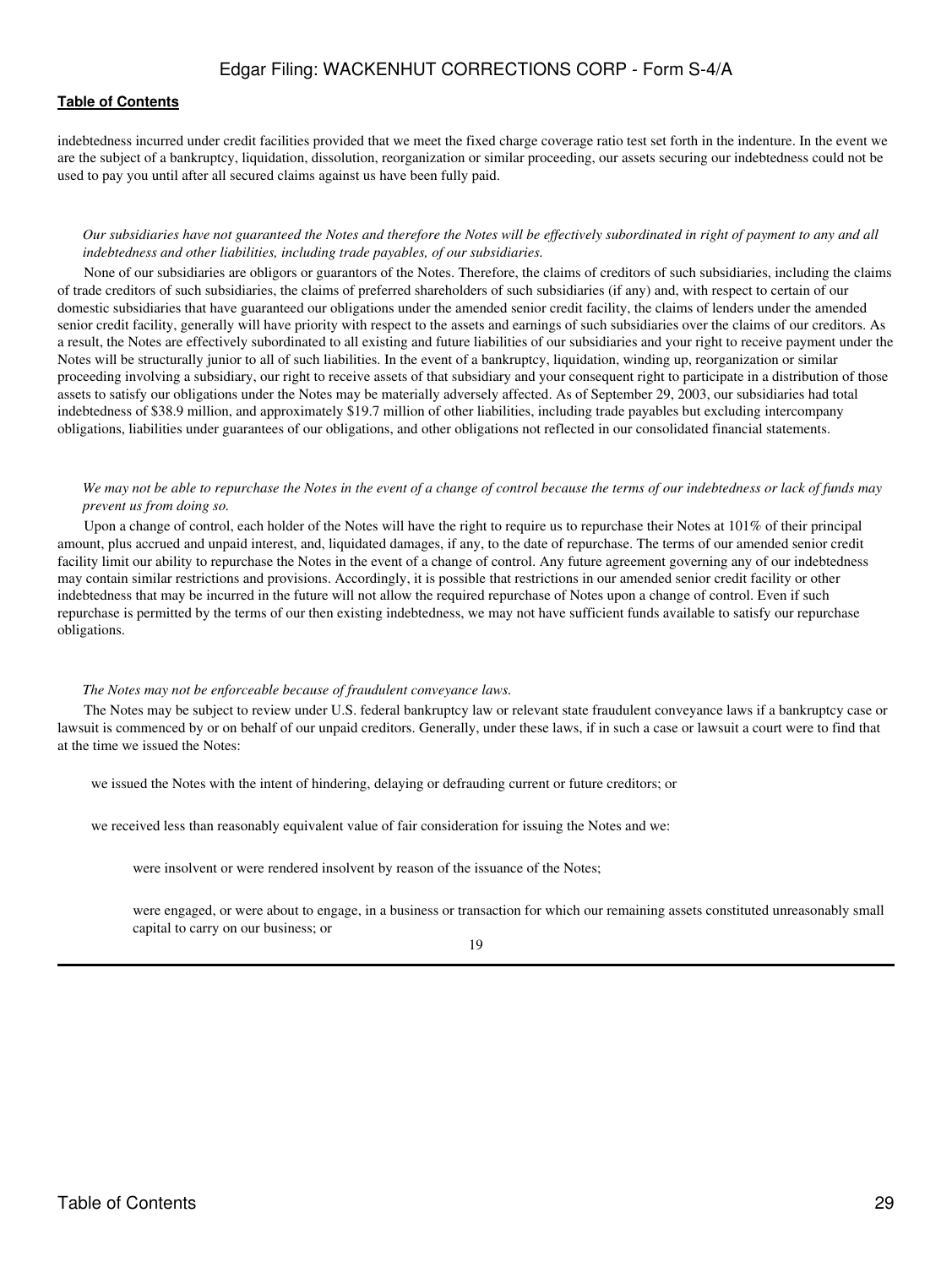indebtedness incurred under credit facilities provided that we meet the fixed charge coverage ratio test set forth in the indenture. In the event we are the subject of a bankruptcy, liquidation, dissolution, reorganization or similar proceeding, our assets securing our indebtedness could not be used to pay you until after all secured claims against us have been fully paid.

*Our subsidiaries have not guaranteed the Notes and therefore the Notes will be effectively subordinated in right of payment to any and all indebtedness and other liabilities, including trade payables, of our subsidiaries.*

None of our subsidiaries are obligors or guarantors of the Notes. Therefore, the claims of creditors of such subsidiaries, including the claims of trade creditors of such subsidiaries, the claims of preferred shareholders of such subsidiaries (if any) and, with respect to certain of our domestic subsidiaries that have guaranteed our obligations under the amended senior credit facility, the claims of lenders under the amended senior credit facility, generally will have priority with respect to the assets and earnings of such subsidiaries over the claims of our creditors. As a result, the Notes are effectively subordinated to all existing and future liabilities of our subsidiaries and your right to receive payment under the Notes will be structurally junior to all of such liabilities. In the event of a bankruptcy, liquidation, winding up, reorganization or similar proceeding involving a subsidiary, our right to receive assets of that subsidiary and your consequent right to participate in a distribution of those assets to satisfy our obligations under the Notes may be materially adversely affected. As of September 29, 2003, our subsidiaries had total indebtedness of $38.9 million, and approximately $19.7 million of other liabilities, including trade payables but excluding intercompany obligations, liabilities under guarantees of our obligations, and other obligations not reflected in our consolidated financial statements.

*We may not be able to repurchase the Notes in the event of a change of control because the terms of our indebtedness or lack of funds may prevent us from doing so.*

Upon a change of control, each holder of the Notes will have the right to require us to repurchase their Notes at 101% of their principal amount, plus accrued and unpaid interest, and, liquidated damages, if any, to the date of repurchase. The terms of our amended senior credit facility limit our ability to repurchase the Notes in the event of a change of control. Any future agreement governing any of our indebtedness may contain similar restrictions and provisions. Accordingly, it is possible that restrictions in our amended senior credit facility or other indebtedness that may be incurred in the future will not allow the required repurchase of Notes upon a change of control. Even if such repurchase is permitted by the terms of our then existing indebtedness, we may not have sufficient funds available to satisfy our repurchase obligations.

*The Notes may not be enforceable because of fraudulent conveyance laws.*

The Notes may be subject to review under U.S. federal bankruptcy law or relevant state fraudulent conveyance laws if a bankruptcy case or lawsuit is commenced by or on behalf of our unpaid creditors. Generally, under these laws, if in such a case or lawsuit a court were to find that at the time we issued the Notes:

- we issued the Notes with the intent of hindering, delaying or defrauding current or future creditors; or
- we received less than reasonably equivalent value of fair consideration for issuing the Notes and we:
  - were insolvent or were rendered insolvent by reason of the issuance of the Notes;
  - were engaged, or were about to engage, in a business or transaction for which our remaining assets constituted unreasonably small capital to carry on our business; or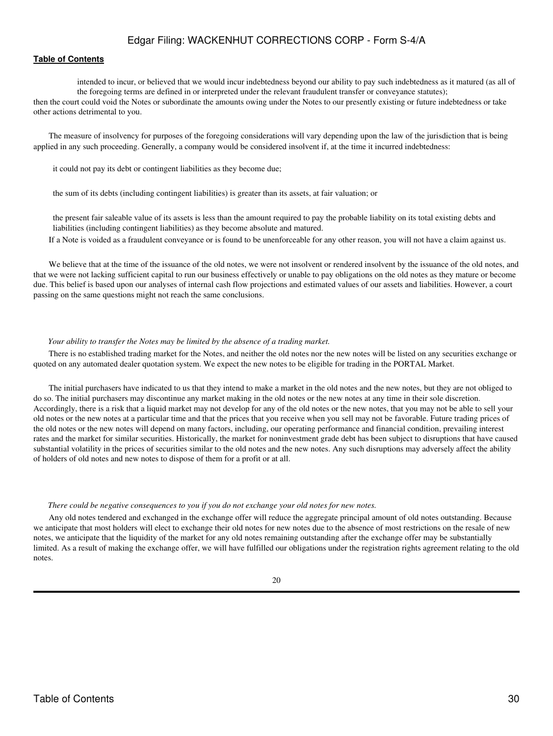intended to incur, or believed that we would incur indebtedness beyond our ability to pay such indebtedness as it matured (as all of the foregoing terms are defined in or interpreted under the relevant fraudulent transfer or conveyance statutes);

then the court could void the Notes or subordinate the amounts owing under the Notes to our presently existing or future indebtedness or take other actions detrimental to you.

The measure of insolvency for purposes of the foregoing considerations will vary depending upon the law of the jurisdiction that is being applied in any such proceeding. Generally, a company would be considered insolvent if, at the time it incurred indebtedness:

- it could not pay its debt or contingent liabilities as they become due;
- the sum of its debts (including contingent liabilities) is greater than its assets, at fair valuation; or
- the present fair saleable value of its assets is less than the amount required to pay the probable liability on its total existing debts and liabilities (including contingent liabilities) as they become absolute and matured.

If a Note is voided as a fraudulent conveyance or is found to be unenforceable for any other reason, you will not have a claim against us.

We believe that at the time of the issuance of the old notes, we were not insolvent or rendered insolvent by the issuance of the old notes, and that we were not lacking sufficient capital to run our business effectively or unable to pay obligations on the old notes as they mature or become due. This belief is based upon our analyses of internal cash flow projections and estimated values of our assets and liabilities. However, a court passing on the same questions might not reach the same conclusions.

*Your ability to transfer the Notes may be limited by the absence of a trading market.*

There is no established trading market for the Notes, and neither the old notes nor the new notes will be listed on any securities exchange or quoted on any automated dealer quotation system. We expect the new notes to be eligible for trading in the PORTAL Market.

The initial purchasers have indicated to us that they intend to make a market in the old notes and the new notes, but they are not obliged to do so. The initial purchasers may discontinue any market making in the old notes or the new notes at any time in their sole discretion. Accordingly, there is a risk that a liquid market may not develop for any of the old notes or the new notes, that you may not be able to sell your old notes or the new notes at a particular time and that the prices that you receive when you sell may not be favorable. Future trading prices of the old notes or the new notes will depend on many factors, including, our operating performance and financial condition, prevailing interest rates and the market for similar securities. Historically, the market for noninvestment grade debt has been subject to disruptions that have caused substantial volatility in the prices of securities similar to the old notes and the new notes. Any such disruptions may adversely affect the ability of holders of old notes and new notes to dispose of them for a profit or at all.

*There could be negative consequences to you if you do not exchange your old notes for new notes.*

Any old notes tendered and exchanged in the exchange offer will reduce the aggregate principal amount of old notes outstanding. Because we anticipate that most holders will elect to exchange their old notes for new notes due to the absence of most restrictions on the resale of new notes, we anticipate that the liquidity of the market for any old notes remaining outstanding after the exchange offer may be substantially limited. As a result of making the exchange offer, we will have fulfilled our obligations under the registration rights agreement relating to the old notes.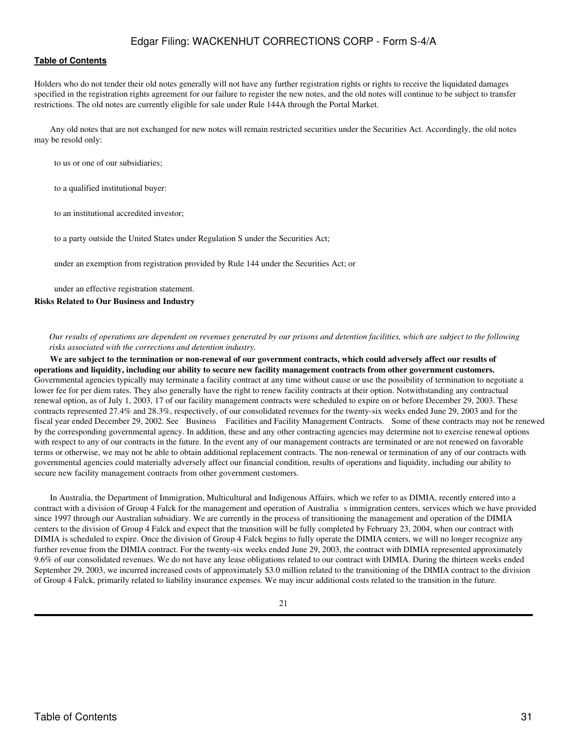Holders who do not tender their old notes generally will not have any further registration rights or rights to receive the liquidated damages specified in the registration rights agreement for our failure to register the new notes, and the old notes will continue to be subject to transfer restrictions. The old notes are currently eligible for sale under Rule 144A through the Portal Market.

Any old notes that are not exchanged for new notes will remain restricted securities under the Securities Act. Accordingly, the old notes may be resold only:

- to us or one of our subsidiaries;
- to a qualified institutional buyer:
- to an institutional accredited investor;
- to a party outside the United States under Regulation S under the Securities Act;
- under an exemption from registration provided by Rule 144 under the Securities Act; or
- under an effective registration statement.

**Risks Related to Our Business and Industry**

*Our results of operations are dependent on revenues generated by our prisons and detention facilities, which are subject to the following risks associated with the corrections and detention industry.*

**We are subject to the termination or non-renewal of our government contracts, which could adversely affect our results of operations and liquidity, including our ability to secure new facility management contracts from other government customers.** Governmental agencies typically may terminate a facility contract at any time without cause or use the possibility of termination to negotiate a lower fee for per diem rates. They also generally have the right to renew facility contracts at their option. Notwithstanding any contractual renewal option, as of July 1, 2003, 17 of our facility management contracts were scheduled to expire on or before December 29, 2003. These contracts represented 27.4% and 28.3%, respectively, of our consolidated revenues for the twenty-six weeks ended June 29, 2003 and for the fiscal year ended December 29, 2002. See Business Facilities and Facility Management Contracts. Some of these contracts may not be renewed by the corresponding governmental agency. In addition, these and any other contracting agencies may determine not to exercise renewal options with respect to any of our contracts in the future. In the event any of our management contracts are terminated or are not renewed on favorable terms or otherwise, we may not be able to obtain additional replacement contracts. The non-renewal or termination of any of our contracts with governmental agencies could materially adversely affect our financial condition, results of operations and liquidity, including our ability to secure new facility management contracts from other government customers.

In Australia, the Department of Immigration, Multicultural and Indigenous Affairs, which we refer to as DIMIA, recently entered into a contract with a division of Group 4 Falck for the management and operation of Australia s immigration centers, services which we have provided since 1997 through our Australian subsidiary. We are currently in the process of transitioning the management and operation of the DIMIA centers to the division of Group 4 Falck and expect that the transition will be fully completed by February 23, 2004, when our contract with DIMIA is scheduled to expire. Once the division of Group 4 Falck begins to fully operate the DIMIA centers, we will no longer recognize any further revenue from the DIMIA contract. For the twenty-six weeks ended June 29, 2003, the contract with DIMIA represented approximately 9.6% of our consolidated revenues. We do not have any lease obligations related to our contract with DIMIA. During the thirteen weeks ended September 29, 2003, we incurred increased costs of approximately $3.0 million related to the transitioning of the DIMIA contract to the division of Group 4 Falck, primarily related to liability insurance expenses. We may incur additional costs related to the transition in the future.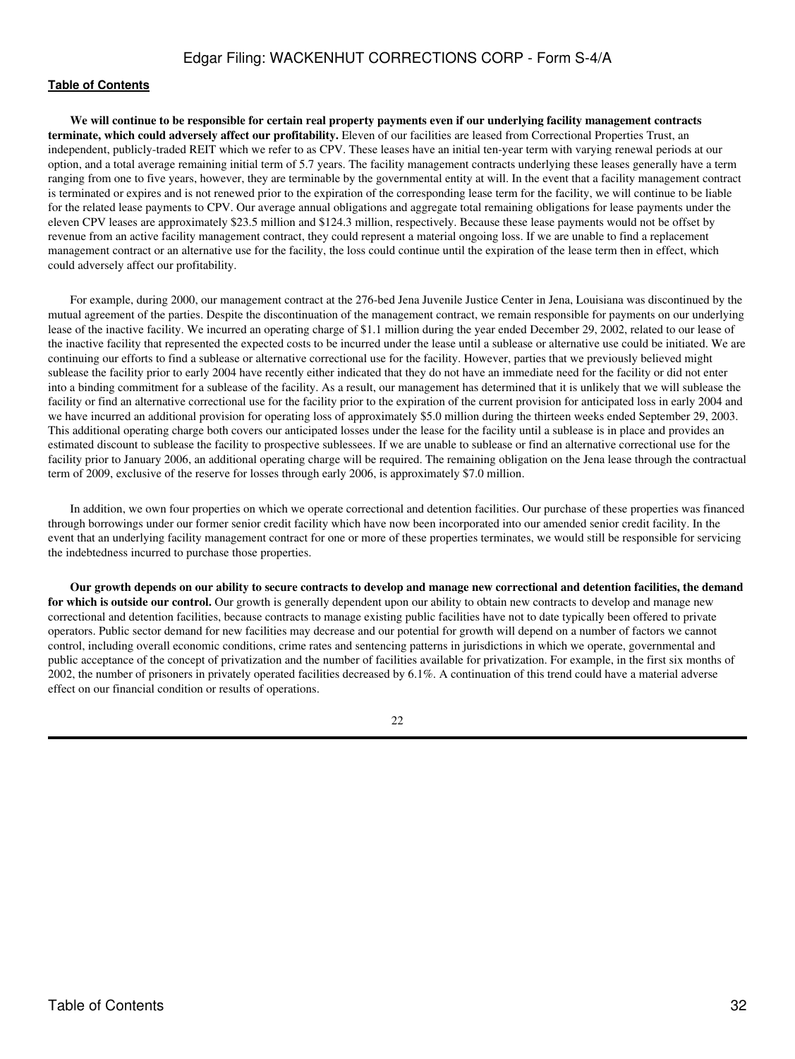**We will continue to be responsible for certain real property payments even if our underlying facility management contracts terminate, which could adversely affect our profitability.** Eleven of our facilities are leased from Correctional Properties Trust, an independent, publicly-traded REIT which we refer to as CPV. These leases have an initial ten-year term with varying renewal periods at our option, and a total average remaining initial term of 5.7 years. The facility management contracts underlying these leases generally have a term ranging from one to five years, however, they are terminable by the governmental entity at will. In the event that a facility management contract is terminated or expires and is not renewed prior to the expiration of the corresponding lease term for the facility, we will continue to be liable for the related lease payments to CPV. Our average annual obligations and aggregate total remaining obligations for lease payments under the eleven CPV leases are approximately $23.5 million and $124.3 million, respectively. Because these lease payments would not be offset by revenue from an active facility management contract, they could represent a material ongoing loss. If we are unable to find a replacement management contract or an alternative use for the facility, the loss could continue until the expiration of the lease term then in effect, which could adversely affect our profitability.

For example, during 2000, our management contract at the 276-bed Jena Juvenile Justice Center in Jena, Louisiana was discontinued by the mutual agreement of the parties. Despite the discontinuation of the management contract, we remain responsible for payments on our underlying lease of the inactive facility. We incurred an operating charge of $1.1 million during the year ended December 29, 2002, related to our lease of the inactive facility that represented the expected costs to be incurred under the lease until a sublease or alternative use could be initiated. We are continuing our efforts to find a sublease or alternative correctional use for the facility. However, parties that we previously believed might sublease the facility prior to early 2004 have recently either indicated that they do not have an immediate need for the facility or did not enter into a binding commitment for a sublease of the facility. As a result, our management has determined that it is unlikely that we will sublease the facility or find an alternative correctional use for the facility prior to the expiration of the current provision for anticipated loss in early 2004 and we have incurred an additional provision for operating loss of approximately $5.0 million during the thirteen weeks ended September 29, 2003. This additional operating charge both covers our anticipated losses under the lease for the facility until a sublease is in place and provides an estimated discount to sublease the facility to prospective sublessees. If we are unable to sublease or find an alternative correctional use for the facility prior to January 2006, an additional operating charge will be required. The remaining obligation on the Jena lease through the contractual term of 2009, exclusive of the reserve for losses through early 2006, is approximately $7.0 million.

In addition, we own four properties on which we operate correctional and detention facilities. Our purchase of these properties was financed through borrowings under our former senior credit facility which have now been incorporated into our amended senior credit facility. In the event that an underlying facility management contract for one or more of these properties terminates, we would still be responsible for servicing the indebtedness incurred to purchase those properties.

**Our growth depends on our ability to secure contracts to develop and manage new correctional and detention facilities, the demand for which is outside our control.** Our growth is generally dependent upon our ability to obtain new contracts to develop and manage new correctional and detention facilities, because contracts to manage existing public facilities have not to date typically been offered to private operators. Public sector demand for new facilities may decrease and our potential for growth will depend on a number of factors we cannot control, including overall economic conditions, crime rates and sentencing patterns in jurisdictions in which we operate, governmental and public acceptance of the concept of privatization and the number of facilities available for privatization. For example, in the first six months of 2002, the number of prisoners in privately operated facilities decreased by 6.1%. A continuation of this trend could have a material adverse effect on our financial condition or results of operations.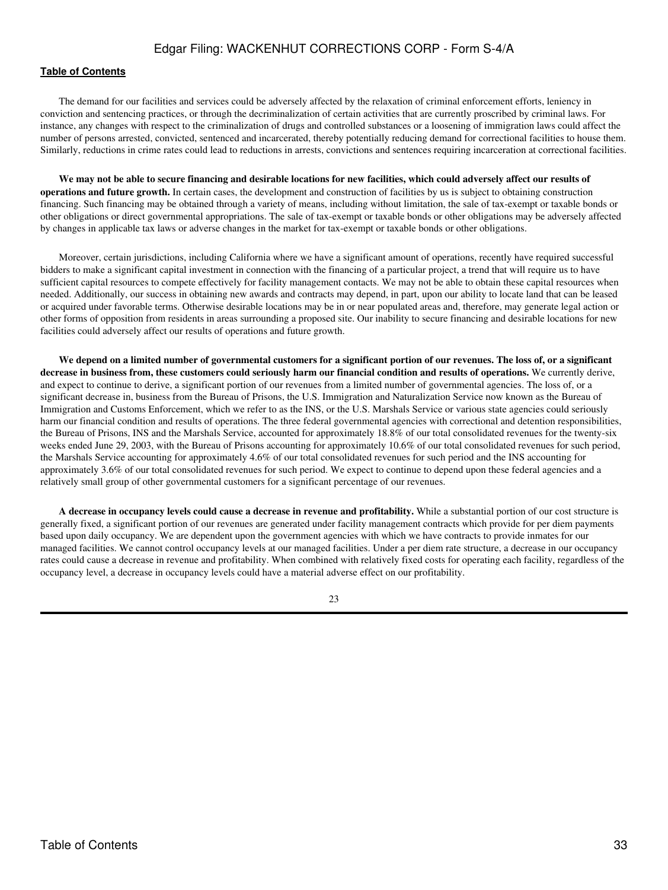The demand for our facilities and services could be adversely affected by the relaxation of criminal enforcement efforts, leniency in conviction and sentencing practices, or through the decriminalization of certain activities that are currently proscribed by criminal laws. For instance, any changes with respect to the criminalization of drugs and controlled substances or a loosening of immigration laws could affect the number of persons arrested, convicted, sentenced and incarcerated, thereby potentially reducing demand for correctional facilities to house them. Similarly, reductions in crime rates could lead to reductions in arrests, convictions and sentences requiring incarceration at correctional facilities.

**We may not be able to secure financing and desirable locations for new facilities, which could adversely affect our results of operations and future growth.** In certain cases, the development and construction of facilities by us is subject to obtaining construction financing. Such financing may be obtained through a variety of means, including without limitation, the sale of tax-exempt or taxable bonds or other obligations or direct governmental appropriations. The sale of tax-exempt or taxable bonds or other obligations may be adversely affected by changes in applicable tax laws or adverse changes in the market for tax-exempt or taxable bonds or other obligations.

Moreover, certain jurisdictions, including California where we have a significant amount of operations, recently have required successful bidders to make a significant capital investment in connection with the financing of a particular project, a trend that will require us to have sufficient capital resources to compete effectively for facility management contacts. We may not be able to obtain these capital resources when needed. Additionally, our success in obtaining new awards and contracts may depend, in part, upon our ability to locate land that can be leased or acquired under favorable terms. Otherwise desirable locations may be in or near populated areas and, therefore, may generate legal action or other forms of opposition from residents in areas surrounding a proposed site. Our inability to secure financing and desirable locations for new facilities could adversely affect our results of operations and future growth.

**We depend on a limited number of governmental customers for a significant portion of our revenues. The loss of, or a significant decrease in business from, these customers could seriously harm our financial condition and results of operations.** We currently derive, and expect to continue to derive, a significant portion of our revenues from a limited number of governmental agencies. The loss of, or a significant decrease in, business from the Bureau of Prisons, the U.S. Immigration and Naturalization Service now known as the Bureau of Immigration and Customs Enforcement, which we refer to as the INS, or the U.S. Marshals Service or various state agencies could seriously harm our financial condition and results of operations. The three federal governmental agencies with correctional and detention responsibilities, the Bureau of Prisons, INS and the Marshals Service, accounted for approximately 18.8% of our total consolidated revenues for the twenty-six weeks ended June 29, 2003, with the Bureau of Prisons accounting for approximately 10.6% of our total consolidated revenues for such period, the Marshals Service accounting for approximately 4.6% of our total consolidated revenues for such period and the INS accounting for approximately 3.6% of our total consolidated revenues for such period. We expect to continue to depend upon these federal agencies and a relatively small group of other governmental customers for a significant percentage of our revenues.

**A decrease in occupancy levels could cause a decrease in revenue and profitability.** While a substantial portion of our cost structure is generally fixed, a significant portion of our revenues are generated under facility management contracts which provide for per diem payments based upon daily occupancy. We are dependent upon the government agencies with which we have contracts to provide inmates for our managed facilities. We cannot control occupancy levels at our managed facilities. Under a per diem rate structure, a decrease in our occupancy rates could cause a decrease in revenue and profitability. When combined with relatively fixed costs for operating each facility, regardless of the occupancy level, a decrease in occupancy levels could have a material adverse effect on our profitability.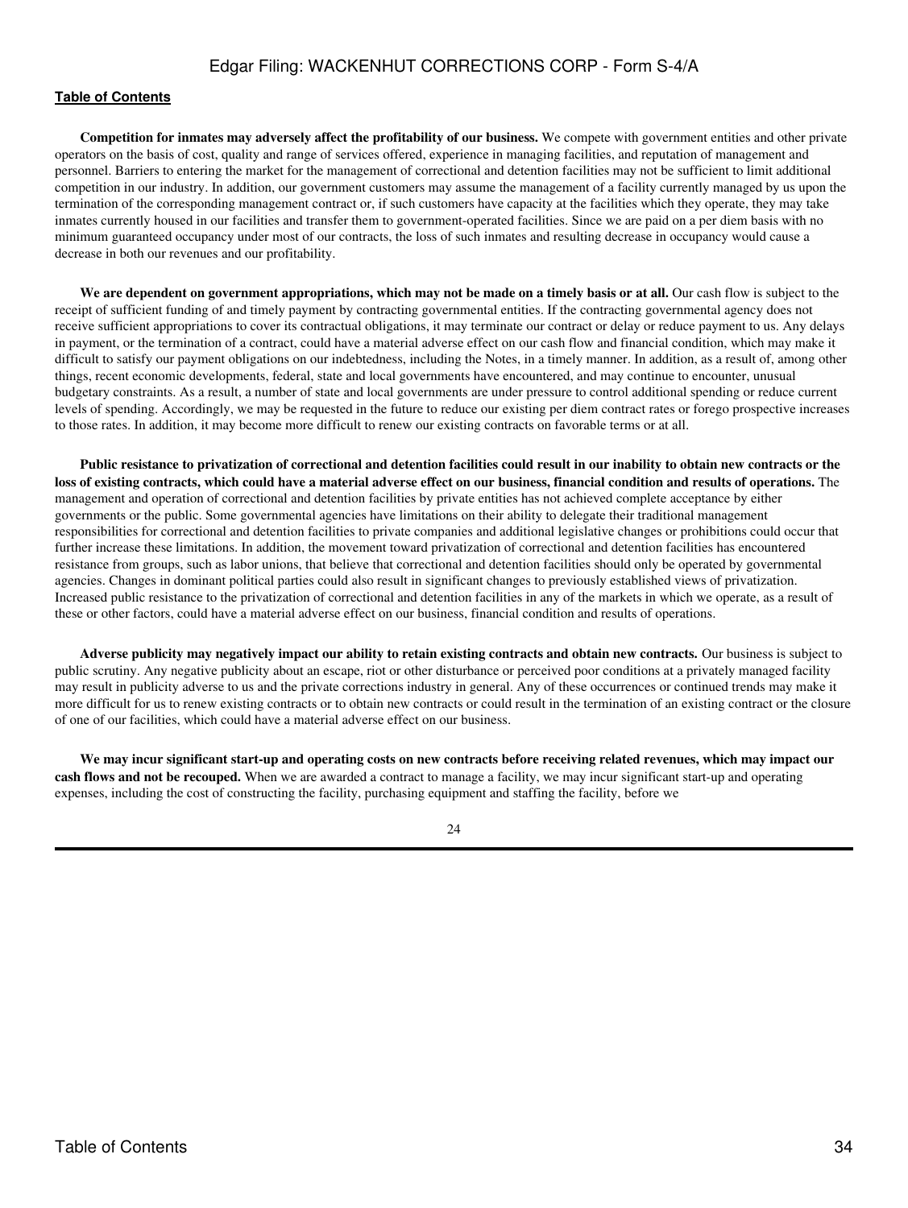**Competition for inmates may adversely affect the profitability of our business.** We compete with government entities and other private operators on the basis of cost, quality and range of services offered, experience in managing facilities, and reputation of management and personnel. Barriers to entering the market for the management of correctional and detention facilities may not be sufficient to limit additional competition in our industry. In addition, our government customers may assume the management of a facility currently managed by us upon the termination of the corresponding management contract or, if such customers have capacity at the facilities which they operate, they may take inmates currently housed in our facilities and transfer them to government-operated facilities. Since we are paid on a per diem basis with no minimum guaranteed occupancy under most of our contracts, the loss of such inmates and resulting decrease in occupancy would cause a decrease in both our revenues and our profitability.

**We are dependent on government appropriations, which may not be made on a timely basis or at all.** Our cash flow is subject to the receipt of sufficient funding of and timely payment by contracting governmental entities. If the contracting governmental agency does not receive sufficient appropriations to cover its contractual obligations, it may terminate our contract or delay or reduce payment to us. Any delays in payment, or the termination of a contract, could have a material adverse effect on our cash flow and financial condition, which may make it difficult to satisfy our payment obligations on our indebtedness, including the Notes, in a timely manner. In addition, as a result of, among other things, recent economic developments, federal, state and local governments have encountered, and may continue to encounter, unusual budgetary constraints. As a result, a number of state and local governments are under pressure to control additional spending or reduce current levels of spending. Accordingly, we may be requested in the future to reduce our existing per diem contract rates or forego prospective increases to those rates. In addition, it may become more difficult to renew our existing contracts on favorable terms or at all.

**Public resistance to privatization of correctional and detention facilities could result in our inability to obtain new contracts or the loss of existing contracts, which could have a material adverse effect on our business, financial condition and results of operations.** The management and operation of correctional and detention facilities by private entities has not achieved complete acceptance by either governments or the public. Some governmental agencies have limitations on their ability to delegate their traditional management responsibilities for correctional and detention facilities to private companies and additional legislative changes or prohibitions could occur that further increase these limitations. In addition, the movement toward privatization of correctional and detention facilities has encountered resistance from groups, such as labor unions, that believe that correctional and detention facilities should only be operated by governmental agencies. Changes in dominant political parties could also result in significant changes to previously established views of privatization. Increased public resistance to the privatization of correctional and detention facilities in any of the markets in which we operate, as a result of these or other factors, could have a material adverse effect on our business, financial condition and results of operations.

**Adverse publicity may negatively impact our ability to retain existing contracts and obtain new contracts.** Our business is subject to public scrutiny. Any negative publicity about an escape, riot or other disturbance or perceived poor conditions at a privately managed facility may result in publicity adverse to us and the private corrections industry in general. Any of these occurrences or continued trends may make it more difficult for us to renew existing contracts or to obtain new contracts or could result in the termination of an existing contract or the closure of one of our facilities, which could have a material adverse effect on our business.

**We may incur significant start-up and operating costs on new contracts before receiving related revenues, which may impact our cash flows and not be recouped.** When we are awarded a contract to manage a facility, we may incur significant start-up and operating expenses, including the cost of constructing the facility, purchasing equipment and staffing the facility, before we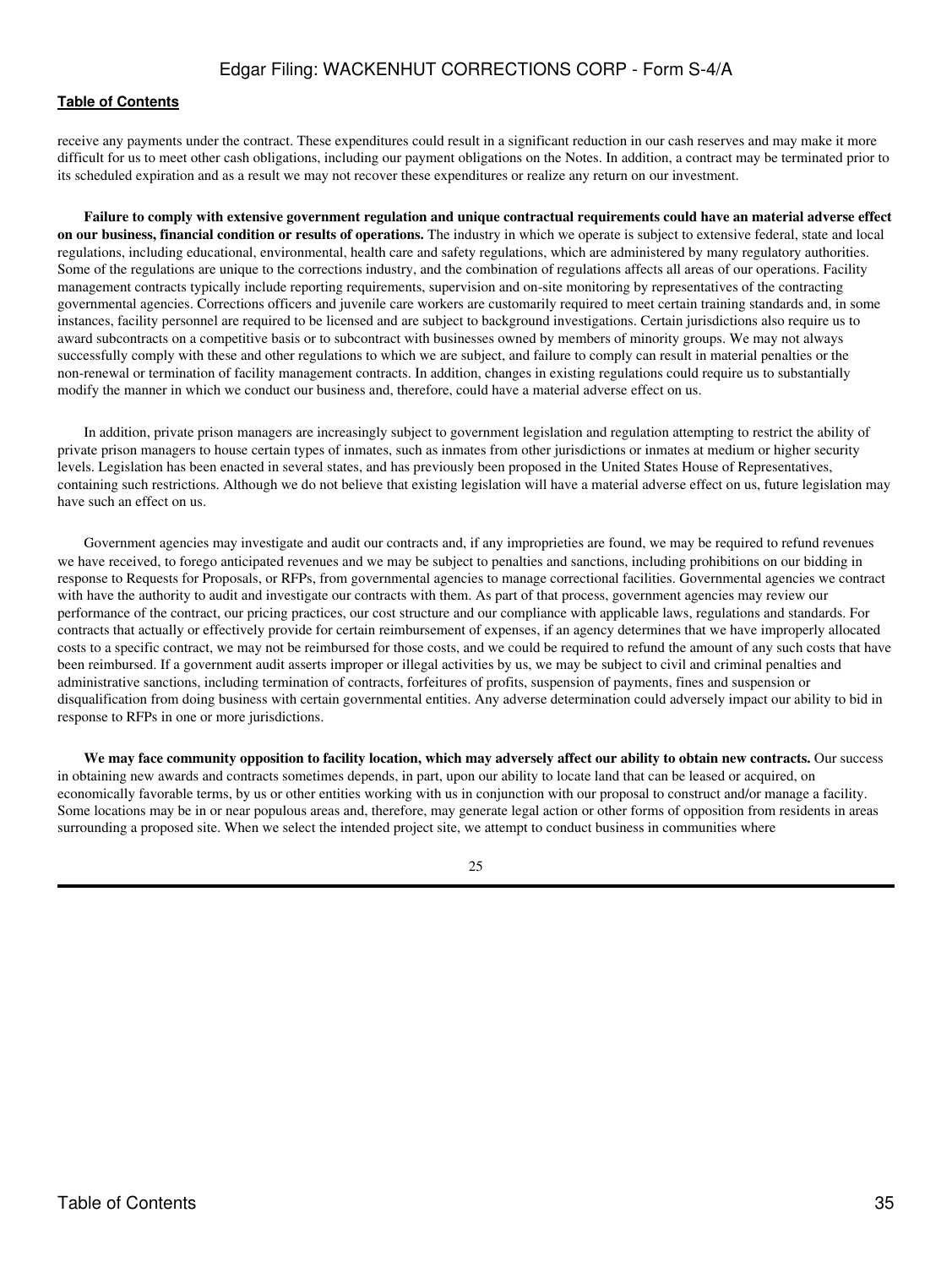receive any payments under the contract. These expenditures could result in a significant reduction in our cash reserves and may make it more difficult for us to meet other cash obligations, including our payment obligations on the Notes. In addition, a contract may be terminated prior to its scheduled expiration and as a result we may not recover these expenditures or realize any return on our investment.

**Failure to comply with extensive government regulation and unique contractual requirements could have an material adverse effect on our business, financial condition or results of operations.** The industry in which we operate is subject to extensive federal, state and local regulations, including educational, environmental, health care and safety regulations, which are administered by many regulatory authorities. Some of the regulations are unique to the corrections industry, and the combination of regulations affects all areas of our operations. Facility management contracts typically include reporting requirements, supervision and on-site monitoring by representatives of the contracting governmental agencies. Corrections officers and juvenile care workers are customarily required to meet certain training standards and, in some instances, facility personnel are required to be licensed and are subject to background investigations. Certain jurisdictions also require us to award subcontracts on a competitive basis or to subcontract with businesses owned by members of minority groups. We may not always successfully comply with these and other regulations to which we are subject, and failure to comply can result in material penalties or the non-renewal or termination of facility management contracts. In addition, changes in existing regulations could require us to substantially modify the manner in which we conduct our business and, therefore, could have a material adverse effect on us.

In addition, private prison managers are increasingly subject to government legislation and regulation attempting to restrict the ability of private prison managers to house certain types of inmates, such as inmates from other jurisdictions or inmates at medium or higher security levels. Legislation has been enacted in several states, and has previously been proposed in the United States House of Representatives, containing such restrictions. Although we do not believe that existing legislation will have a material adverse effect on us, future legislation may have such an effect on us.

Government agencies may investigate and audit our contracts and, if any improprieties are found, we may be required to refund revenues we have received, to forego anticipated revenues and we may be subject to penalties and sanctions, including prohibitions on our bidding in response to Requests for Proposals, or RFPs, from governmental agencies to manage correctional facilities. Governmental agencies we contract with have the authority to audit and investigate our contracts with them. As part of that process, government agencies may review our performance of the contract, our pricing practices, our cost structure and our compliance with applicable laws, regulations and standards. For contracts that actually or effectively provide for certain reimbursement of expenses, if an agency determines that we have improperly allocated costs to a specific contract, we may not be reimbursed for those costs, and we could be required to refund the amount of any such costs that have been reimbursed. If a government audit asserts improper or illegal activities by us, we may be subject to civil and criminal penalties and administrative sanctions, including termination of contracts, forfeitures of profits, suspension of payments, fines and suspension or disqualification from doing business with certain governmental entities. Any adverse determination could adversely impact our ability to bid in response to RFPs in one or more jurisdictions.

**We may face community opposition to facility location, which may adversely affect our ability to obtain new contracts.** Our success in obtaining new awards and contracts sometimes depends, in part, upon our ability to locate land that can be leased or acquired, on economically favorable terms, by us or other entities working with us in conjunction with our proposal to construct and/or manage a facility. Some locations may be in or near populous areas and, therefore, may generate legal action or other forms of opposition from residents in areas surrounding a proposed site. When we select the intended project site, we attempt to conduct business in communities where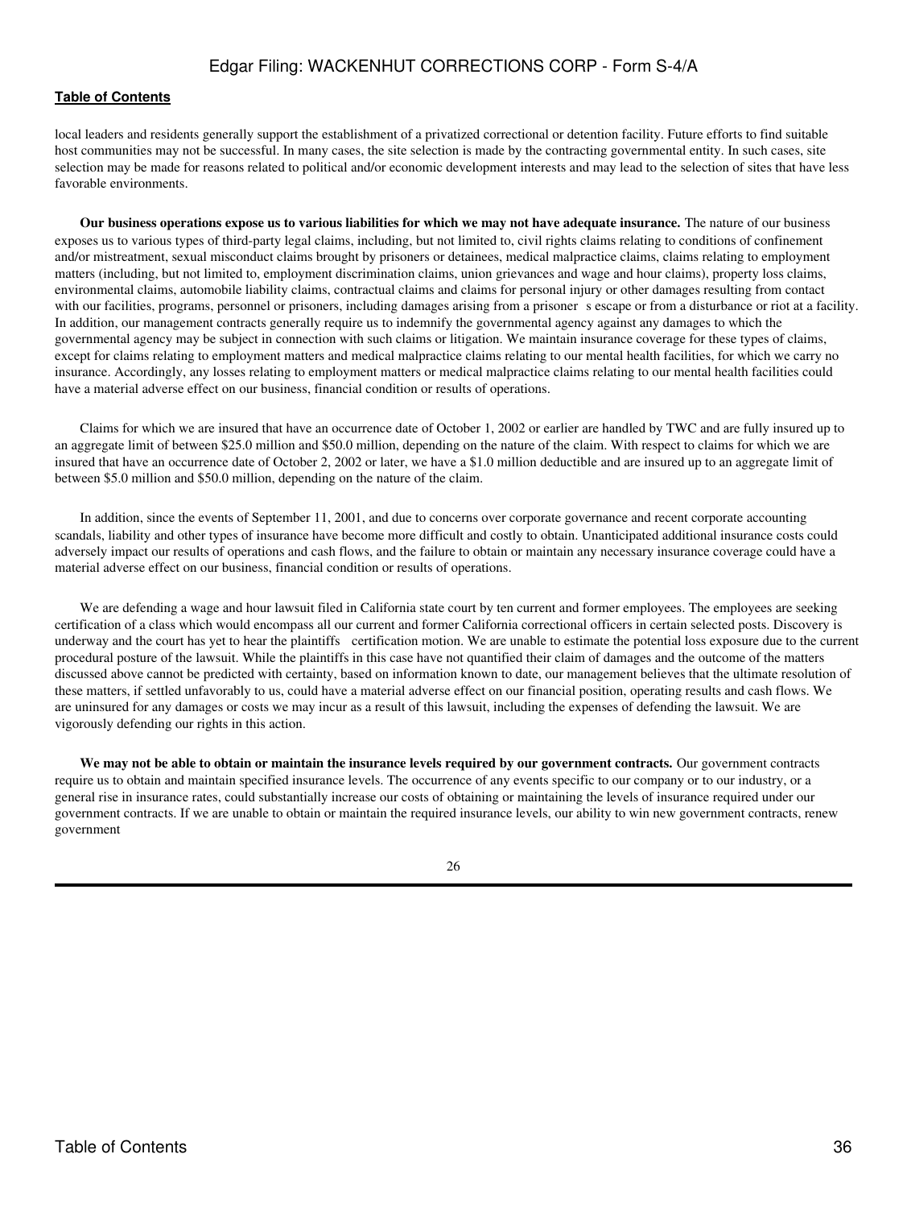local leaders and residents generally support the establishment of a privatized correctional or detention facility. Future efforts to find suitable host communities may not be successful. In many cases, the site selection is made by the contracting governmental entity. In such cases, site selection may be made for reasons related to political and/or economic development interests and may lead to the selection of sites that have less favorable environments.

**Our business operations expose us to various liabilities for which we may not have adequate insurance.** The nature of our business exposes us to various types of third-party legal claims, including, but not limited to, civil rights claims relating to conditions of confinement and/or mistreatment, sexual misconduct claims brought by prisoners or detainees, medical malpractice claims, claims relating to employment matters (including, but not limited to, employment discrimination claims, union grievances and wage and hour claims), property loss claims, environmental claims, automobile liability claims, contractual claims and claims for personal injury or other damages resulting from contact with our facilities, programs, personnel or prisoners, including damages arising from a prisoner s escape or from a disturbance or riot at a facility. In addition, our management contracts generally require us to indemnify the governmental agency against any damages to which the governmental agency may be subject in connection with such claims or litigation. We maintain insurance coverage for these types of claims, except for claims relating to employment matters and medical malpractice claims relating to our mental health facilities, for which we carry no insurance. Accordingly, any losses relating to employment matters or medical malpractice claims relating to our mental health facilities could have a material adverse effect on our business, financial condition or results of operations.

Claims for which we are insured that have an occurrence date of October 1, 2002 or earlier are handled by TWC and are fully insured up to an aggregate limit of between $25.0 million and $50.0 million, depending on the nature of the claim. With respect to claims for which we are insured that have an occurrence date of October 2, 2002 or later, we have a $1.0 million deductible and are insured up to an aggregate limit of between $5.0 million and $50.0 million, depending on the nature of the claim.

In addition, since the events of September 11, 2001, and due to concerns over corporate governance and recent corporate accounting scandals, liability and other types of insurance have become more difficult and costly to obtain. Unanticipated additional insurance costs could adversely impact our results of operations and cash flows, and the failure to obtain or maintain any necessary insurance coverage could have a material adverse effect on our business, financial condition or results of operations.

We are defending a wage and hour lawsuit filed in California state court by ten current and former employees. The employees are seeking certification of a class which would encompass all our current and former California correctional officers in certain selected posts. Discovery is underway and the court has yet to hear the plaintiffs certification motion. We are unable to estimate the potential loss exposure due to the current procedural posture of the lawsuit. While the plaintiffs in this case have not quantified their claim of damages and the outcome of the matters discussed above cannot be predicted with certainty, based on information known to date, our management believes that the ultimate resolution of these matters, if settled unfavorably to us, could have a material adverse effect on our financial position, operating results and cash flows. We are uninsured for any damages or costs we may incur as a result of this lawsuit, including the expenses of defending the lawsuit. We are vigorously defending our rights in this action.

**We may not be able to obtain or maintain the insurance levels required by our government contracts.** Our government contracts require us to obtain and maintain specified insurance levels. The occurrence of any events specific to our company or to our industry, or a general rise in insurance rates, could substantially increase our costs of obtaining or maintaining the levels of insurance required under our government contracts. If we are unable to obtain or maintain the required insurance levels, our ability to win new government contracts, renew government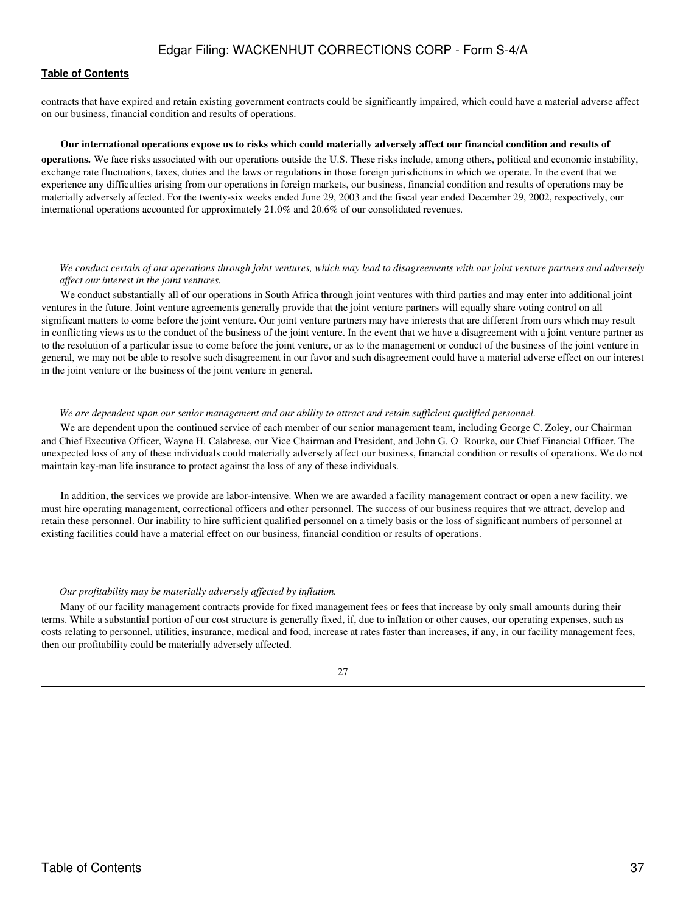contracts that have expired and retain existing government contracts could be significantly impaired, which could have a material adverse affect on our business, financial condition and results of operations.

**Our international operations expose us to risks which could materially adversely affect our financial condition and results of operations.** We face risks associated with our operations outside the U.S. These risks include, among others, political and economic instability, exchange rate fluctuations, taxes, duties and the laws or regulations in those foreign jurisdictions in which we operate. In the event that we experience any difficulties arising from our operations in foreign markets, our business, financial condition and results of operations may be materially adversely affected. For the twenty-six weeks ended June 29, 2003 and the fiscal year ended December 29, 2002, respectively, our international operations accounted for approximately 21.0% and 20.6% of our consolidated revenues.

*We conduct certain of our operations through joint ventures, which may lead to disagreements with our joint venture partners and adversely affect our interest in the joint ventures.*

We conduct substantially all of our operations in South Africa through joint ventures with third parties and may enter into additional joint ventures in the future. Joint venture agreements generally provide that the joint venture partners will equally share voting control on all significant matters to come before the joint venture. Our joint venture partners may have interests that are different from ours which may result in conflicting views as to the conduct of the business of the joint venture. In the event that we have a disagreement with a joint venture partner as to the resolution of a particular issue to come before the joint venture, or as to the management or conduct of the business of the joint venture in general, we may not be able to resolve such disagreement in our favor and such disagreement could have a material adverse effect on our interest in the joint venture or the business of the joint venture in general.

*We are dependent upon our senior management and our ability to attract and retain sufficient qualified personnel.*

We are dependent upon the continued service of each member of our senior management team, including George C. Zoley, our Chairman and Chief Executive Officer, Wayne H. Calabrese, our Vice Chairman and President, and John G. O Rourke, our Chief Financial Officer. The unexpected loss of any of these individuals could materially adversely affect our business, financial condition or results of operations. We do not maintain key-man life insurance to protect against the loss of any of these individuals.

In addition, the services we provide are labor-intensive. When we are awarded a facility management contract or open a new facility, we must hire operating management, correctional officers and other personnel. The success of our business requires that we attract, develop and retain these personnel. Our inability to hire sufficient qualified personnel on a timely basis or the loss of significant numbers of personnel at existing facilities could have a material effect on our business, financial condition or results of operations.

*Our profitability may be materially adversely affected by inflation.*

Many of our facility management contracts provide for fixed management fees or fees that increase by only small amounts during their terms. While a substantial portion of our cost structure is generally fixed, if, due to inflation or other causes, our operating expenses, such as costs relating to personnel, utilities, insurance, medical and food, increase at rates faster than increases, if any, in our facility management fees, then our profitability could be materially adversely affected.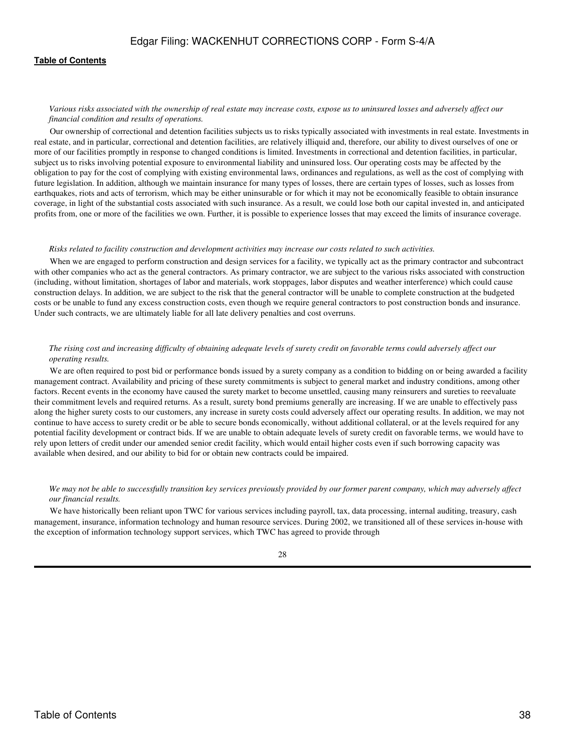*Various risks associated with the ownership of real estate may increase costs, expose us to uninsured losses and adversely affect our financial condition and results of operations.*

Our ownership of correctional and detention facilities subjects us to risks typically associated with investments in real estate. Investments in real estate, and in particular, correctional and detention facilities, are relatively illiquid and, therefore, our ability to divest ourselves of one or more of our facilities promptly in response to changed conditions is limited. Investments in correctional and detention facilities, in particular, subject us to risks involving potential exposure to environmental liability and uninsured loss. Our operating costs may be affected by the obligation to pay for the cost of complying with existing environmental laws, ordinances and regulations, as well as the cost of complying with future legislation. In addition, although we maintain insurance for many types of losses, there are certain types of losses, such as losses from earthquakes, riots and acts of terrorism, which may be either uninsurable or for which it may not be economically feasible to obtain insurance coverage, in light of the substantial costs associated with such insurance. As a result, we could lose both our capital invested in, and anticipated profits from, one or more of the facilities we own. Further, it is possible to experience losses that may exceed the limits of insurance coverage.

*Risks related to facility construction and development activities may increase our costs related to such activities.*

When we are engaged to perform construction and design services for a facility, we typically act as the primary contractor and subcontract with other companies who act as the general contractors. As primary contractor, we are subject to the various risks associated with construction (including, without limitation, shortages of labor and materials, work stoppages, labor disputes and weather interference) which could cause construction delays. In addition, we are subject to the risk that the general contractor will be unable to complete construction at the budgeted costs or be unable to fund any excess construction costs, even though we require general contractors to post construction bonds and insurance. Under such contracts, we are ultimately liable for all late delivery penalties and cost overruns.

*The rising cost and increasing difficulty of obtaining adequate levels of surety credit on favorable terms could adversely affect our operating results.*

We are often required to post bid or performance bonds issued by a surety company as a condition to bidding on or being awarded a facility management contract. Availability and pricing of these surety commitments is subject to general market and industry conditions, among other factors. Recent events in the economy have caused the surety market to become unsettled, causing many reinsurers and sureties to reevaluate their commitment levels and required returns. As a result, surety bond premiums generally are increasing. If we are unable to effectively pass along the higher surety costs to our customers, any increase in surety costs could adversely affect our operating results. In addition, we may not continue to have access to surety credit or be able to secure bonds economically, without additional collateral, or at the levels required for any potential facility development or contract bids. If we are unable to obtain adequate levels of surety credit on favorable terms, we would have to rely upon letters of credit under our amended senior credit facility, which would entail higher costs even if such borrowing capacity was available when desired, and our ability to bid for or obtain new contracts could be impaired.

*We may not be able to successfully transition key services previously provided by our former parent company, which may adversely affect our financial results.*

We have historically been reliant upon TWC for various services including payroll, tax, data processing, internal auditing, treasury, cash management, insurance, information technology and human resource services. During 2002, we transitioned all of these services in-house with the exception of information technology support services, which TWC has agreed to provide through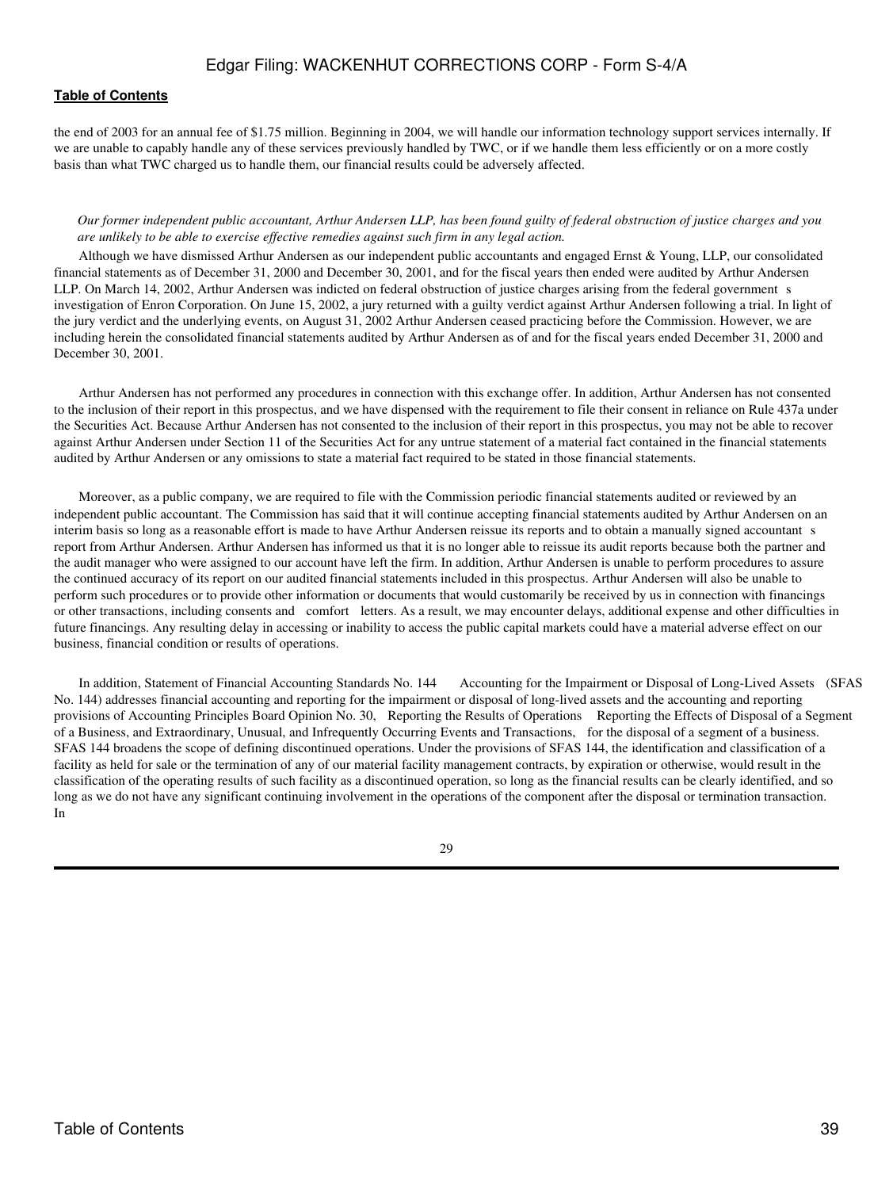the end of 2003 for an annual fee of $1.75 million. Beginning in 2004, we will handle our information technology support services internally. If we are unable to capably handle any of these services previously handled by TWC, or if we handle them less efficiently or on a more costly basis than what TWC charged us to handle them, our financial results could be adversely affected.

*Our former independent public accountant, Arthur Andersen LLP, has been found guilty of federal obstruction of justice charges and you are unlikely to be able to exercise effective remedies against such firm in any legal action.*

Although we have dismissed Arthur Andersen as our independent public accountants and engaged Ernst & Young, LLP, our consolidated financial statements as of December 31, 2000 and December 30, 2001, and for the fiscal years then ended were audited by Arthur Andersen LLP. On March 14, 2002, Arthur Andersen was indicted on federal obstruction of justice charges arising from the federal government s investigation of Enron Corporation. On June 15, 2002, a jury returned with a guilty verdict against Arthur Andersen following a trial. In light of the jury verdict and the underlying events, on August 31, 2002 Arthur Andersen ceased practicing before the Commission. However, we are including herein the consolidated financial statements audited by Arthur Andersen as of and for the fiscal years ended December 31, 2000 and December 30, 2001.

Arthur Andersen has not performed any procedures in connection with this exchange offer. In addition, Arthur Andersen has not consented to the inclusion of their report in this prospectus, and we have dispensed with the requirement to file their consent in reliance on Rule 437a under the Securities Act. Because Arthur Andersen has not consented to the inclusion of their report in this prospectus, you may not be able to recover against Arthur Andersen under Section 11 of the Securities Act for any untrue statement of a material fact contained in the financial statements audited by Arthur Andersen or any omissions to state a material fact required to be stated in those financial statements.

Moreover, as a public company, we are required to file with the Commission periodic financial statements audited or reviewed by an independent public accountant. The Commission has said that it will continue accepting financial statements audited by Arthur Andersen on an interim basis so long as a reasonable effort is made to have Arthur Andersen reissue its reports and to obtain a manually signed accountant s report from Arthur Andersen. Arthur Andersen has informed us that it is no longer able to reissue its audit reports because both the partner and the audit manager who were assigned to our account have left the firm. In addition, Arthur Andersen is unable to perform procedures to assure the continued accuracy of its report on our audited financial statements included in this prospectus. Arthur Andersen will also be unable to perform such procedures or to provide other information or documents that would customarily be received by us in connection with financings or other transactions, including consents and comfort letters. As a result, we may encounter delays, additional expense and other difficulties in future financings. Any resulting delay in accessing or inability to access the public capital markets could have a material adverse effect on our business, financial condition or results of operations.

In addition, Statement of Financial Accounting Standards No. 144 Accounting for the Impairment or Disposal of Long-Lived Assets (SFAS No. 144) addresses financial accounting and reporting for the impairment or disposal of long-lived assets and the accounting and reporting provisions of Accounting Principles Board Opinion No. 30, Reporting the Results of Operations Reporting the Effects of Disposal of a Segment of a Business, and Extraordinary, Unusual, and Infrequently Occurring Events and Transactions, for the disposal of a segment of a business. SFAS 144 broadens the scope of defining discontinued operations. Under the provisions of SFAS 144, the identification and classification of a facility as held for sale or the termination of any of our material facility management contracts, by expiration or otherwise, would result in the classification of the operating results of such facility as a discontinued operation, so long as the financial results can be clearly identified, and so long as we do not have any significant continuing involvement in the operations of the component after the disposal or termination transaction. In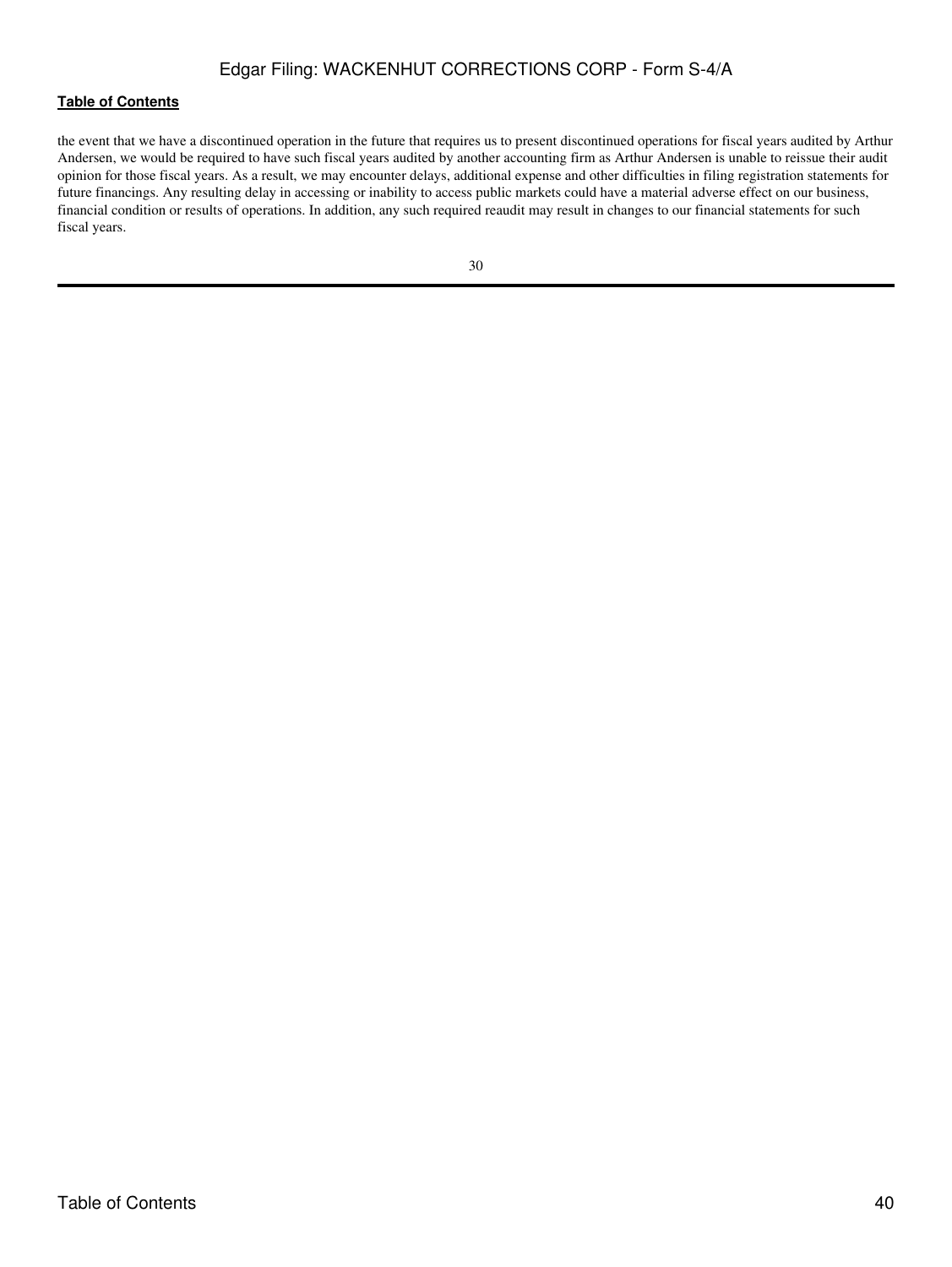the event that we have a discontinued operation in the future that requires us to present discontinued operations for fiscal years audited by Arthur Andersen, we would be required to have such fiscal years audited by another accounting firm as Arthur Andersen is unable to reissue their audit opinion for those fiscal years. As a result, we may encounter delays, additional expense and other difficulties in filing registration statements for future financings. Any resulting delay in accessing or inability to access public markets could have a material adverse effect on our business, financial condition or results of operations. In addition, any such required reaudit may result in changes to our financial statements for such fiscal years.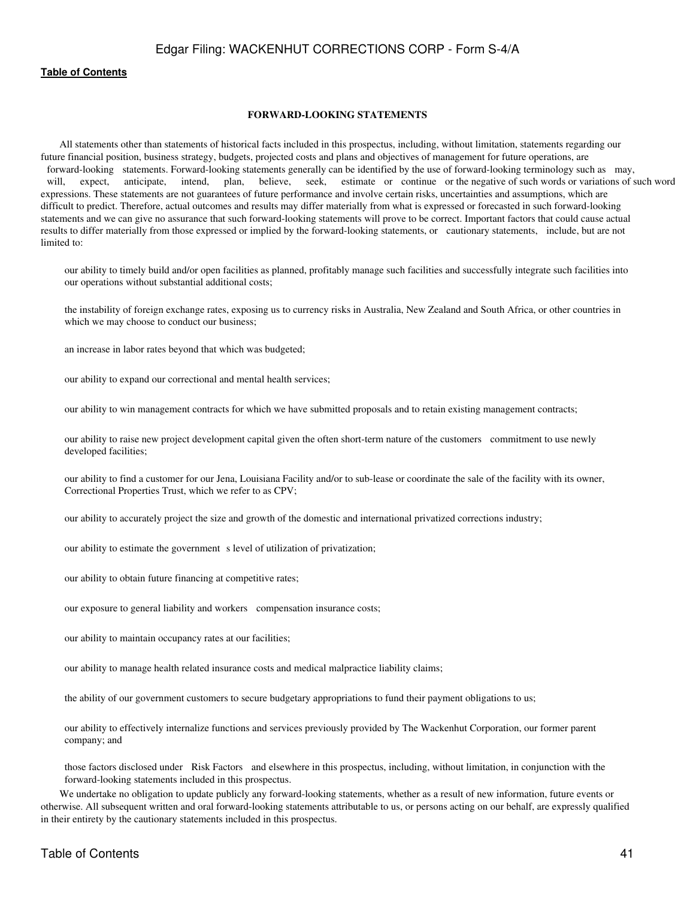## FORWARD-LOOKING STATEMENTS

All statements other than statements of historical facts included in this prospectus, including, without limitation, statements regarding our future financial position, business strategy, budgets, projected costs and plans and objectives of management for future operations, are forward-looking statements. Forward-looking statements generally can be identified by the use of forward-looking terminology such as may, will, expect, anticipate, intend, plan, believe, seek, estimate or continue or the negative of such words or variations of such word expressions. These statements are not guarantees of future performance and involve certain risks, uncertainties and assumptions, which are difficult to predict. Therefore, actual outcomes and results may differ materially from what is expressed or forecasted in such forward-looking statements and we can give no assurance that such forward-looking statements will prove to be correct. Important factors that could cause actual results to differ materially from those expressed or implied by the forward-looking statements, or cautionary statements, include, but are not limited to:

- our ability to timely build and/or open facilities as planned, profitably manage such facilities and successfully integrate such facilities into our operations without substantial additional costs;
- the instability of foreign exchange rates, exposing us to currency risks in Australia, New Zealand and South Africa, or other countries in which we may choose to conduct our business;
- an increase in labor rates beyond that which was budgeted;
- our ability to expand our correctional and mental health services;
- our ability to win management contracts for which we have submitted proposals and to retain existing management contracts;
- our ability to raise new project development capital given the often short-term nature of the customers commitment to use newly developed facilities;
- our ability to find a customer for our Jena, Louisiana Facility and/or to sub-lease or coordinate the sale of the facility with its owner, Correctional Properties Trust, which we refer to as CPV;
- our ability to accurately project the size and growth of the domestic and international privatized corrections industry;
- our ability to estimate the government s level of utilization of privatization;
- our ability to obtain future financing at competitive rates;
- our exposure to general liability and workers compensation insurance costs;
- our ability to maintain occupancy rates at our facilities;
- our ability to manage health related insurance costs and medical malpractice liability claims;
- the ability of our government customers to secure budgetary appropriations to fund their payment obligations to us;
- our ability to effectively internalize functions and services previously provided by The Wackenhut Corporation, our former parent company; and
- those factors disclosed under Risk Factors and elsewhere in this prospectus, including, without limitation, in conjunction with the forward-looking statements included in this prospectus.

We undertake no obligation to update publicly any forward-looking statements, whether as a result of new information, future events or otherwise. All subsequent written and oral forward-looking statements attributable to us, or persons acting on our behalf, are expressly qualified in their entirety by the cautionary statements included in this prospectus.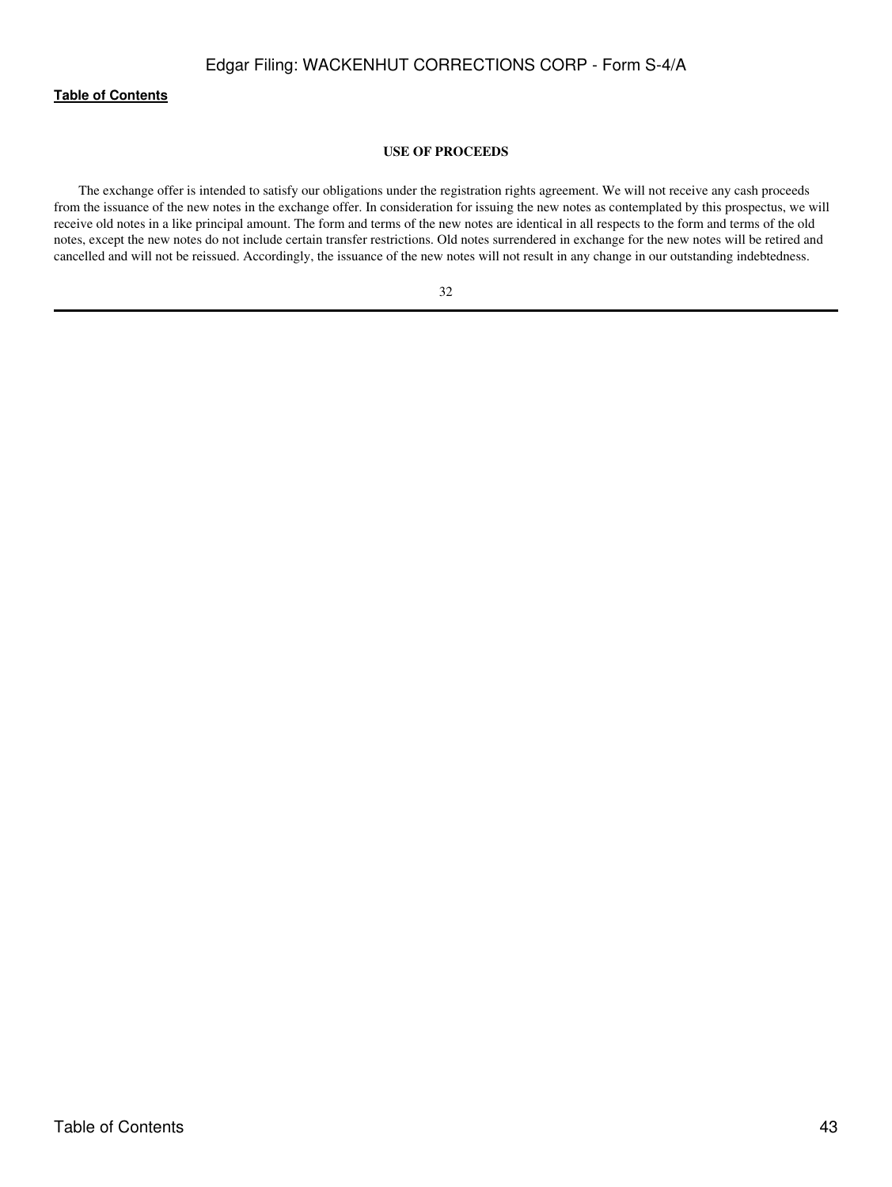## USE OF PROCEEDS

The exchange offer is intended to satisfy our obligations under the registration rights agreement. We will not receive any cash proceeds from the issuance of the new notes in the exchange offer. In consideration for issuing the new notes as contemplated by this prospectus, we will receive old notes in a like principal amount. The form and terms of the new notes are identical in all respects to the form and terms of the old notes, except the new notes do not include certain transfer restrictions. Old notes surrendered in exchange for the new notes will be retired and cancelled and will not be reissued. Accordingly, the issuance of the new notes will not result in any change in our outstanding indebtedness.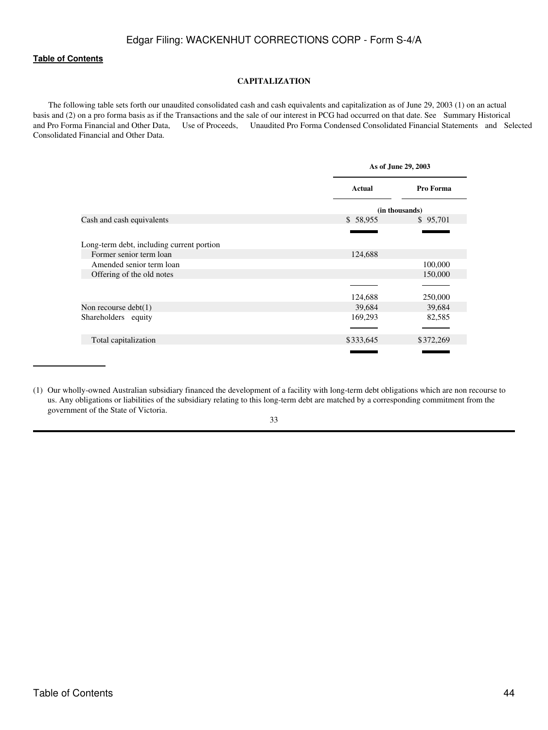## CAPITALIZATION

The following table sets forth our unaudited consolidated cash and cash equivalents and capitalization as of June 29, 2003 (1) on an actual basis and (2) on a pro forma basis as if the Transactions and the sale of our interest in PCG had occurred on that date. See Summary Historical and Pro Forma Financial and Other Data, Use of Proceeds, Unaudited Pro Forma Condensed Consolidated Financial Statements and Selected Consolidated Financial and Other Data.

| | As of June 29, 2003 | |
|---|---|---|
| | Actual | Pro Forma |
| | (in thousands) | |
| Cash and cash equivalents | $ 58,955 | $ 95,701 |
| Long-term debt, including current portion | | |
| Former senior term loan | 124,688 | |
| Amended senior term loan | | 100,000 |
| Offering of the old notes | | 150,000 |
| | 124,688 | 250,000 |
| Non recourse debt(1) | 39,684 | 39,684 |
| Shareholders equity | 169,293 | 82,585 |
| Total capitalization | $333,645 | $372,269 |

(1) Our wholly-owned Australian subsidiary financed the development of a facility with long-term debt obligations which are non recourse to us. Any obligations or liabilities of the subsidiary relating to this long-term debt are matched by a corresponding commitment from the government of the State of Victoria.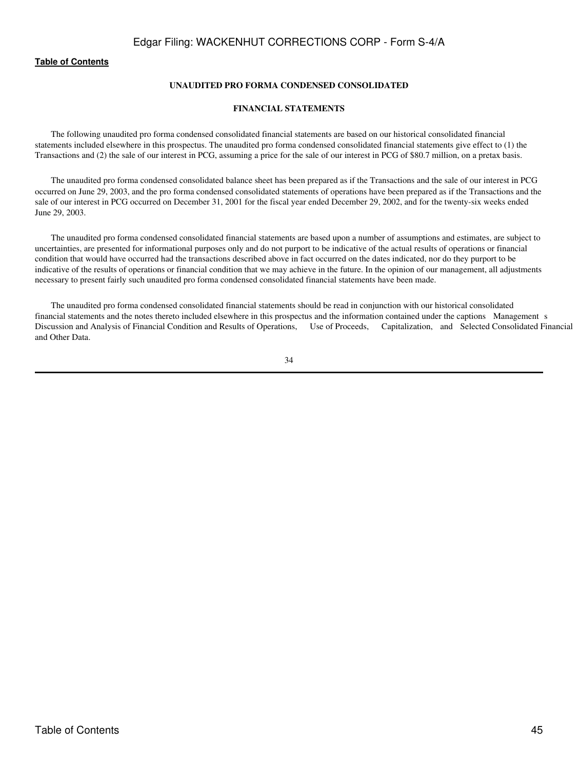## UNAUDITED PRO FORMA CONDENSED CONSOLIDATED

## FINANCIAL STATEMENTS

The following unaudited pro forma condensed consolidated financial statements are based on our historical consolidated financial statements included elsewhere in this prospectus. The unaudited pro forma condensed consolidated financial statements give effect to (1) the Transactions and (2) the sale of our interest in PCG, assuming a price for the sale of our interest in PCG of $80.7 million, on a pretax basis.

The unaudited pro forma condensed consolidated balance sheet has been prepared as if the Transactions and the sale of our interest in PCG occurred on June 29, 2003, and the pro forma condensed consolidated statements of operations have been prepared as if the Transactions and the sale of our interest in PCG occurred on December 31, 2001 for the fiscal year ended December 29, 2002, and for the twenty-six weeks ended June 29, 2003.

The unaudited pro forma condensed consolidated financial statements are based upon a number of assumptions and estimates, are subject to uncertainties, are presented for informational purposes only and do not purport to be indicative of the actual results of operations or financial condition that would have occurred had the transactions described above in fact occurred on the dates indicated, nor do they purport to be indicative of the results of operations or financial condition that we may achieve in the future. In the opinion of our management, all adjustments necessary to present fairly such unaudited pro forma condensed consolidated financial statements have been made.

The unaudited pro forma condensed consolidated financial statements should be read in conjunction with our historical consolidated financial statements and the notes thereto included elsewhere in this prospectus and the information contained under the captions Management s Discussion and Analysis of Financial Condition and Results of Operations, Use of Proceeds, Capitalization, and Selected Consolidated Financial and Other Data.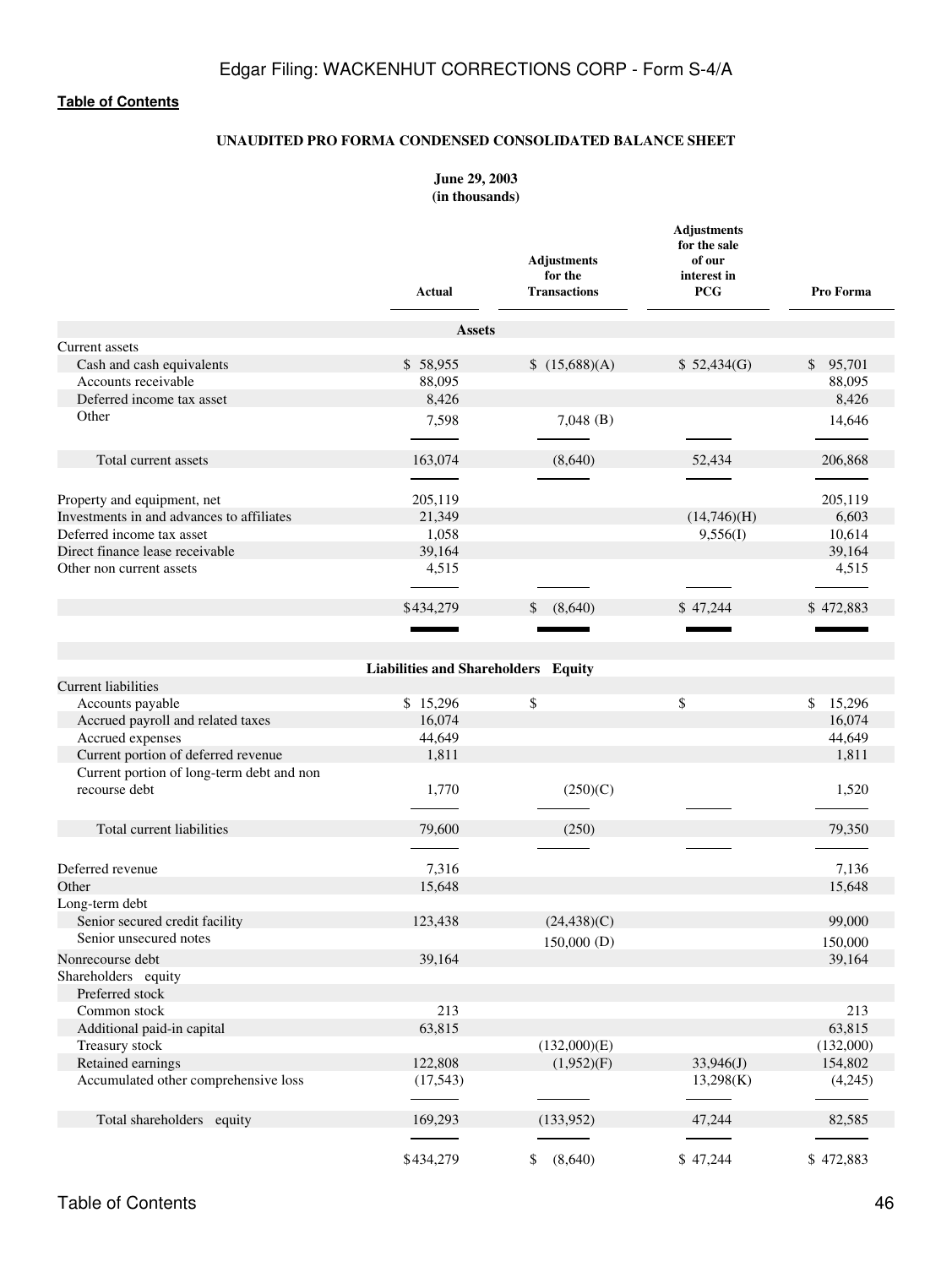**Table of Contents**

**UNAUDITED PRO FORMA CONDENSED CONSOLIDATED BALANCE SHEET**

**June 29, 2003**
**(in thousands)**

| | Actual | Adjustments for the Transactions | Adjustments for the sale of our interest in PCG | Pro Forma |
|---|---|---|---|---|
| **Assets** | | | | |
| Current assets | | | | |
| Cash and cash equivalents | $ 58,955 | $ (15,688)(A) | $ 52,434(G) | $ 95,701 |
| Accounts receivable | 88,095 | | | 88,095 |
| Deferred income tax asset | 8,426 | | | 8,426 |
| Other | 7,598 | 7,048 (B) | | 14,646 |
| Total current assets | 163,074 | (8,640) | 52,434 | 206,868 |
| Property and equipment, net | 205,119 | | | 205,119 |
| Investments in and advances to affiliates | 21,349 | | (14,746)(H) | 6,603 |
| Deferred income tax asset | 1,058 | | 9,556(I) | 10,614 |
| Direct finance lease receivable | 39,164 | | | 39,164 |
| Other non current assets | 4,515 | | | 4,515 |
| | $434,279 | $ (8,640) | $ 47,244 | $ 472,883 |
| **Liabilities and Shareholders Equity** | | | | |
| Current liabilities | | | | |
| Accounts payable | $ 15,296 | $ | $ | $ 15,296 |
| Accrued payroll and related taxes | 16,074 | | | 16,074 |
| Accrued expenses | 44,649 | | | 44,649 |
| Current portion of deferred revenue | 1,811 | | | 1,811 |
| Current portion of long-term debt and non recourse debt | 1,770 | (250)(C) | | 1,520 |
| Total current liabilities | 79,600 | (250) | | 79,350 |
| Deferred revenue | 7,316 | | | 7,136 |
| Other | 15,648 | | | 15,648 |
| Long-term debt | | | | |
| Senior secured credit facility | 123,438 | (24,438)(C) | | 99,000 |
| Senior unsecured notes | | 150,000 (D) | | 150,000 |
| Nonrecourse debt | 39,164 | | | 39,164 |
| Shareholders equity | | | | |
| Preferred stock | | | | |
| Common stock | 213 | | | 213 |
| Additional paid-in capital | 63,815 | | | 63,815 |
| Treasury stock | | (132,000)(E) | | (132,000) |
| Retained earnings | 122,808 | (1,952)(F) | 33,946(J) | 154,802 |
| Accumulated other comprehensive loss | (17,543) | | 13,298(K) | (4,245) |
| Total shareholders equity | 169,293 | (133,952) | 47,244 | 82,585 |
| | $434,279 | $ (8,640) | $ 47,244 | $ 472,883 |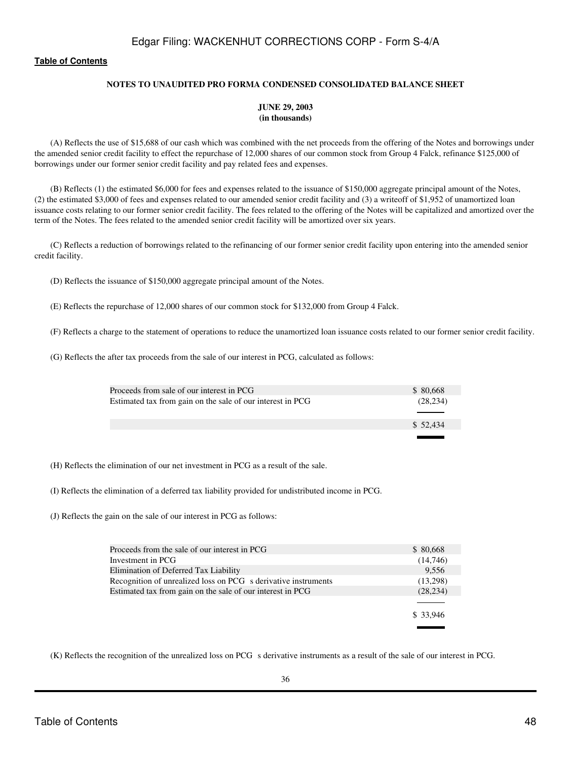**NOTES TO UNAUDITED PRO FORMA CONDENSED CONSOLIDATED BALANCE SHEET**

**JUNE 29, 2003**
**(in thousands)**

(A) Reflects the use of $15,688 of our cash which was combined with the net proceeds from the offering of the Notes and borrowings under the amended senior credit facility to effect the repurchase of 12,000 shares of our common stock from Group 4 Falck, refinance $125,000 of borrowings under our former senior credit facility and pay related fees and expenses.

(B) Reflects (1) the estimated $6,000 for fees and expenses related to the issuance of $150,000 aggregate principal amount of the Notes, (2) the estimated $3,000 of fees and expenses related to our amended senior credit facility and (3) a writeoff of $1,952 of unamortized loan issuance costs relating to our former senior credit facility. The fees related to the offering of the Notes will be capitalized and amortized over the term of the Notes. The fees related to the amended senior credit facility will be amortized over six years.

(C) Reflects a reduction of borrowings related to the refinancing of our former senior credit facility upon entering into the amended senior credit facility.

(D) Reflects the issuance of $150,000 aggregate principal amount of the Notes.

(E) Reflects the repurchase of 12,000 shares of our common stock for $132,000 from Group 4 Falck.

(F) Reflects a charge to the statement of operations to reduce the unamortized loan issuance costs related to our former senior credit facility.

(G) Reflects the after tax proceeds from the sale of our interest in PCG, calculated as follows:

| | |
|---|---|
| Proceeds from sale of our interest in PCG | $ 80,668 |
| Estimated tax from gain on the sale of our interest in PCG | (28,234) |
| | $ 52,434 |

(H) Reflects the elimination of our net investment in PCG as a result of the sale.

(I) Reflects the elimination of a deferred tax liability provided for undistributed income in PCG.

(J) Reflects the gain on the sale of our interest in PCG as follows:

| | |
|---|---|
| Proceeds from the sale of our interest in PCG | $ 80,668 |
| Investment in PCG | (14,746) |
| Elimination of Deferred Tax Liability | 9,556 |
| Recognition of unrealized loss on PCG s derivative instruments | (13,298) |
| Estimated tax from gain on the sale of our interest in PCG | (28,234) |
| | $ 33,946 |

(K) Reflects the recognition of the unrealized loss on PCG s derivative instruments as a result of the sale of our interest in PCG.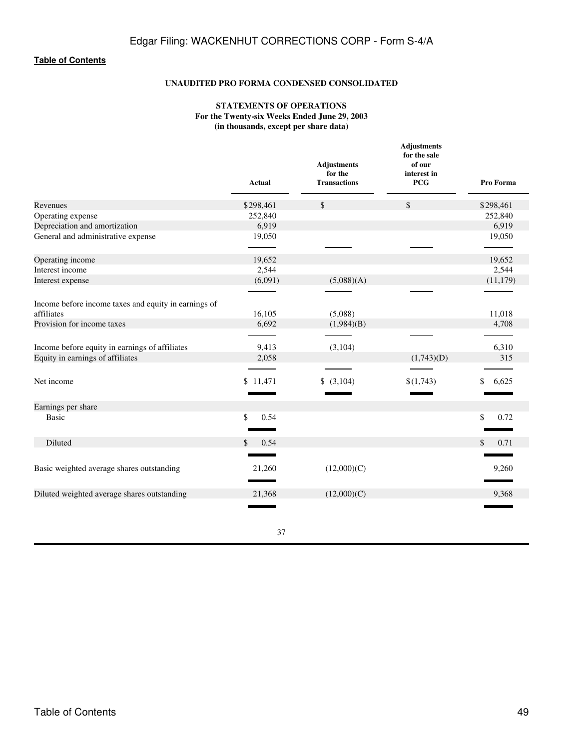# UNAUDITED PRO FORMA CONDENSED CONSOLIDATED

## STATEMENTS OF OPERATIONS
**For the Twenty-six Weeks Ended June 29, 2003**
**(in thousands, except per share data)**

| | Actual | Adjustments for the Transactions | Adjustments for the sale of our interest in PCG | Pro Forma |
|---|---|---|---|---|
| Revenues | $298,461 | $ | $ | $298,461 |
| Operating expense | 252,840 | | | 252,840 |
| Depreciation and amortization | 6,919 | | | 6,919 |
| General and administrative expense | 19,050 | | | 19,050 |
| Operating income | 19,652 | | | 19,652 |
| Interest income | 2,544 | | | 2,544 |
| Interest expense | (6,091) | (5,088)(A) | | (11,179) |
| Income before income taxes and equity in earnings of affiliates | 16,105 | (5,088) | | 11,018 |
| Provision for income taxes | 6,692 | (1,984)(B) | | 4,708 |
| Income before equity in earnings of affiliates | 9,413 | (3,104) | | 6,310 |
| Equity in earnings of affiliates | 2,058 | | (1,743)(D) | 315 |
| Net income | $ 11,471 | $ (3,104) | $(1,743) | $ 6,625 |
| Earnings per share | | | | |
| Basic | $ 0.54 | | | $ 0.72 |
| Diluted | $ 0.54 | | | $ 0.71 |
| Basic weighted average shares outstanding | 21,260 | (12,000)(C) | | 9,260 |
| Diluted weighted average shares outstanding | 21,368 | (12,000)(C) | | 9,368 |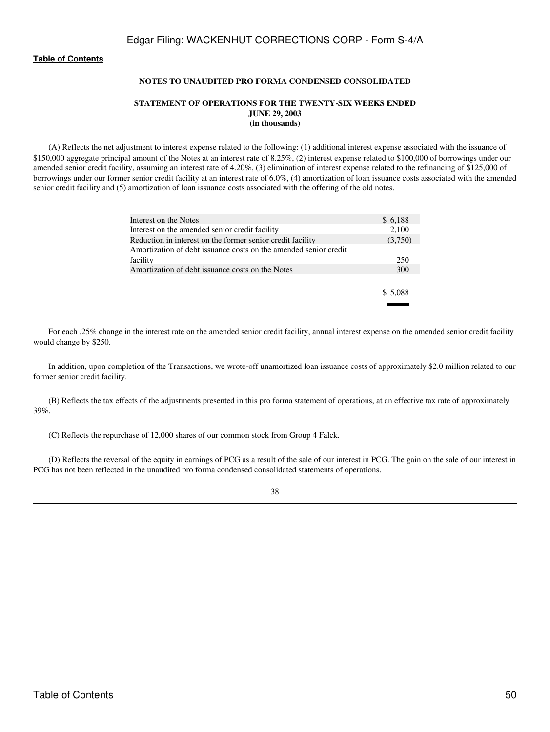#### NOTES TO UNAUDITED PRO FORMA CONDENSED CONSOLIDATED

#### STATEMENT OF OPERATIONS FOR THE TWENTY-SIX WEEKS ENDED JUNE 29, 2003 (in thousands)

(A) Reflects the net adjustment to interest expense related to the following: (1) additional interest expense associated with the issuance of \$150,000 aggregate principal amount of the Notes at an interest rate of 8.25%, (2) interest expense related to \$100,000 of borrowings under our amended senior credit facility, assuming an interest rate of 4.20%, (3) elimination of interest expense related to the refinancing of \$125,000 of borrowings under our former senior credit facility at an interest rate of 6.0%, (4) amortization of loan issuance costs associated with the amended senior credit facility and (5) amortization of loan issuance costs associated with the offering of the old notes.

| | |
|---|---|
| Interest on the Notes | \$ 6,188 |
| Interest on the amended senior credit facility | 2,100 |
| Reduction in interest on the former senior credit facility | (3,750) |
| Amortization of debt issuance costs on the amended senior credit facility | 250 |
| Amortization of debt issuance costs on the Notes | 300 |
| | \$ 5,088 |

For each .25% change in the interest rate on the amended senior credit facility, annual interest expense on the amended senior credit facility would change by \$250.

In addition, upon completion of the Transactions, we wrote-off unamortized loan issuance costs of approximately \$2.0 million related to our former senior credit facility.

(B) Reflects the tax effects of the adjustments presented in this pro forma statement of operations, at an effective tax rate of approximately 39%.

(C) Reflects the repurchase of 12,000 shares of our common stock from Group 4 Falck.

(D) Reflects the reversal of the equity in earnings of PCG as a result of the sale of our interest in PCG. The gain on the sale of our interest in PCG has not been reflected in the unaudited pro forma condensed consolidated statements of operations.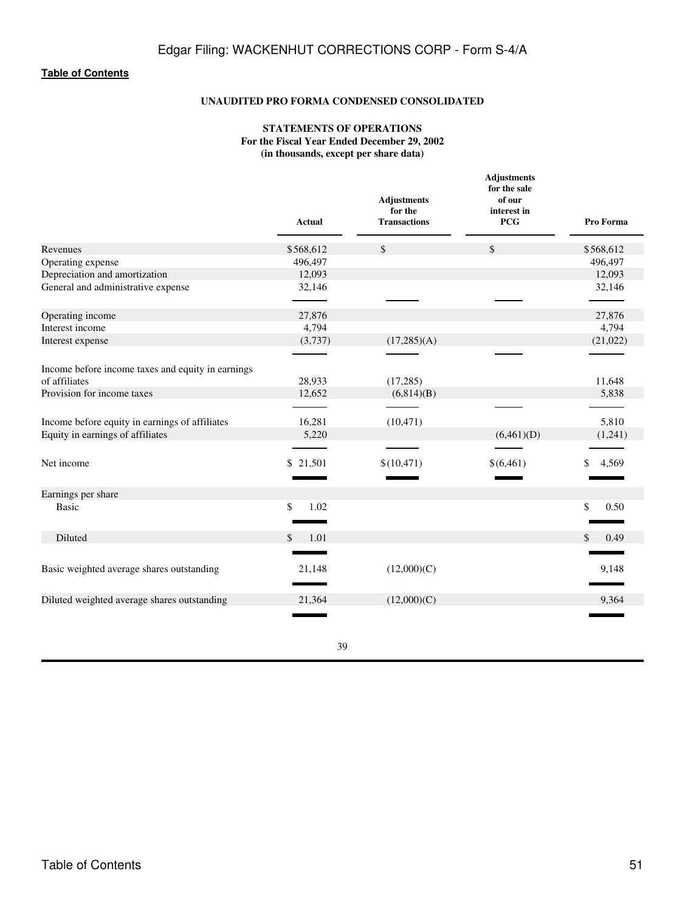**UNAUDITED PRO FORMA CONDENSED CONSOLIDATED**

**STATEMENTS OF OPERATIONS**
**For the Fiscal Year Ended December 29, 2002**
**(in thousands, except per share data)**

| | Actual | Adjustments for the Transactions | Adjustments for the sale of our interest in PCG | Pro Forma |
|---|---|---|---|---|
| Revenues | $568,612 | $ | $ | $568,612 |
| Operating expense | 496,497 | | | 496,497 |
| Depreciation and amortization | 12,093 | | | 12,093 |
| General and administrative expense | 32,146 | | | 32,146 |
| Operating income | 27,876 | | | 27,876 |
| Interest income | 4,794 | | | 4,794 |
| Interest expense | (3,737) | (17,285)(A) | | (21,022) |
| Income before income taxes and equity in earnings of affiliates | 28,933 | (17,285) | | 11,648 |
| Provision for income taxes | 12,652 | (6,814)(B) | | 5,838 |
| Income before equity in earnings of affiliates | 16,281 | (10,471) | | 5,810 |
| Equity in earnings of affiliates | 5,220 | | (6,461)(D) | (1,241) |
| Net income | $ 21,501 | $(10,471) | $(6,461) | $ 4,569 |
| Earnings per share | | | | |
| Basic | $ 1.02 | | | $ 0.50 |
| Diluted | $ 1.01 | | | $ 0.49 |
| Basic weighted average shares outstanding | 21,148 | (12,000)(C) | | 9,148 |
| Diluted weighted average shares outstanding | 21,364 | (12,000)(C) | | 9,364 |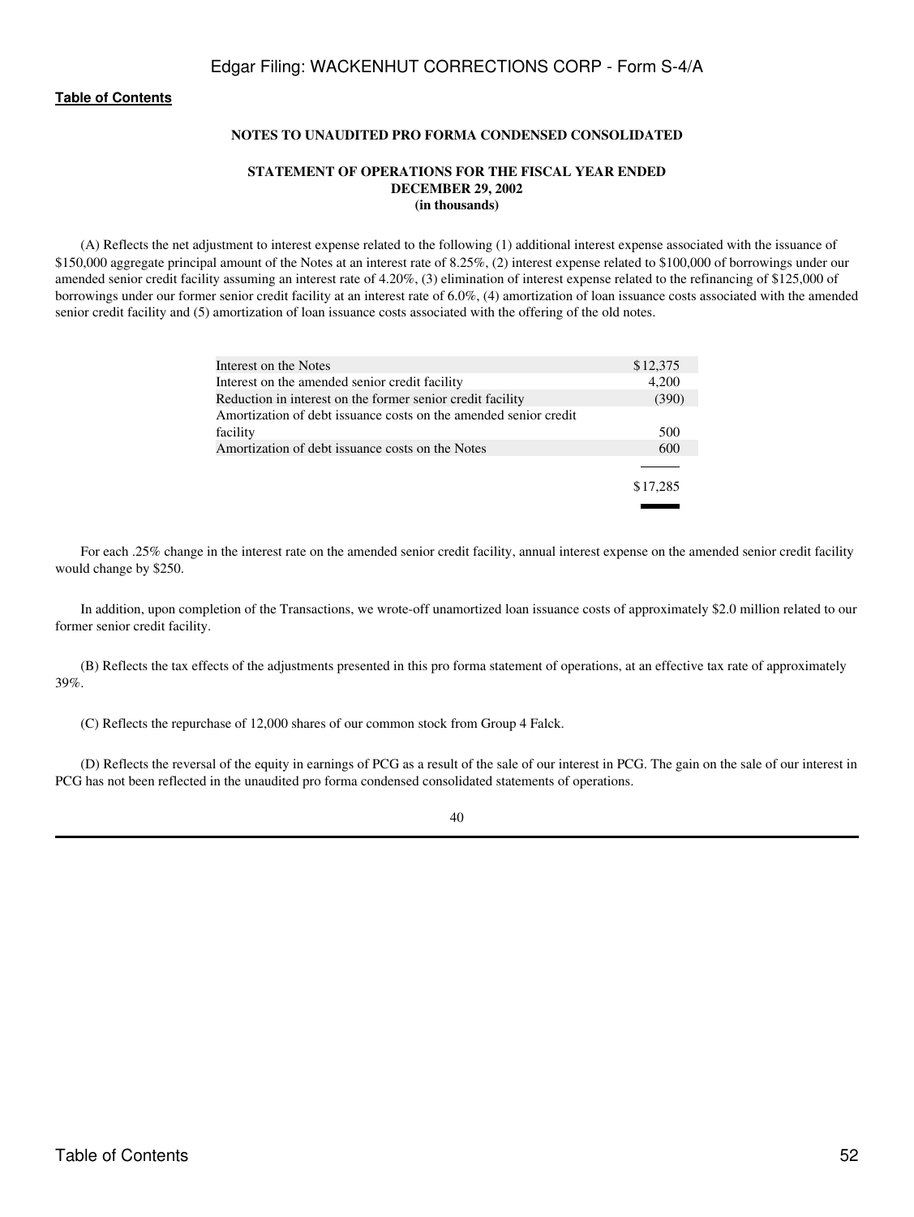### NOTES TO UNAUDITED PRO FORMA CONDENSED CONSOLIDATED

### STATEMENT OF OPERATIONS FOR THE FISCAL YEAR ENDED DECEMBER 29, 2002 (in thousands)

(A) Reflects the net adjustment to interest expense related to the following (1) additional interest expense associated with the issuance of $150,000 aggregate principal amount of the Notes at an interest rate of 8.25%, (2) interest expense related to $100,000 of borrowings under our amended senior credit facility assuming an interest rate of 4.20%, (3) elimination of interest expense related to the refinancing of $125,000 of borrowings under our former senior credit facility at an interest rate of 6.0%, (4) amortization of loan issuance costs associated with the amended senior credit facility and (5) amortization of loan issuance costs associated with the offering of the old notes.

| | |
|---|---|
| Interest on the Notes | $12,375 |
| Interest on the amended senior credit facility | 4,200 |
| Reduction in interest on the former senior credit facility | (390) |
| Amortization of debt issuance costs on the amended senior credit facility | 500 |
| Amortization of debt issuance costs on the Notes | 600 |
| | $17,285 |

For each .25% change in the interest rate on the amended senior credit facility, annual interest expense on the amended senior credit facility would change by $250.

In addition, upon completion of the Transactions, we wrote-off unamortized loan issuance costs of approximately $2.0 million related to our former senior credit facility.

(B) Reflects the tax effects of the adjustments presented in this pro forma statement of operations, at an effective tax rate of approximately 39%.

(C) Reflects the repurchase of 12,000 shares of our common stock from Group 4 Falck.

(D) Reflects the reversal of the equity in earnings of PCG as a result of the sale of our interest in PCG. The gain on the sale of our interest in PCG has not been reflected in the unaudited pro forma condensed consolidated statements of operations.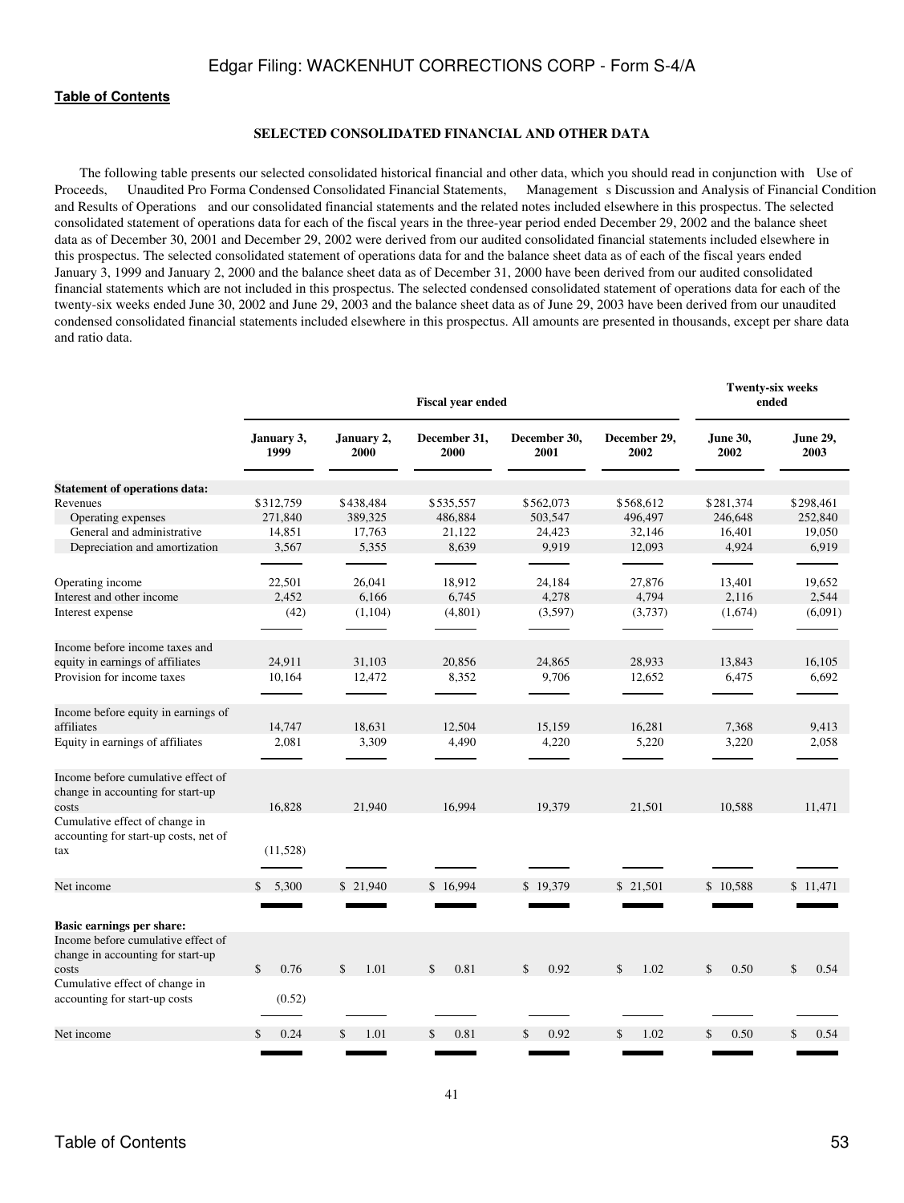**Table of Contents**

## SELECTED CONSOLIDATED FINANCIAL AND OTHER DATA

The following table presents our selected consolidated historical financial and other data, which you should read in conjunction with Use of Proceeds, Unaudited Pro Forma Condensed Consolidated Financial Statements, Management s Discussion and Analysis of Financial Condition and Results of Operations and our consolidated financial statements and the related notes included elsewhere in this prospectus. The selected consolidated statement of operations data for each of the fiscal years in the three-year period ended December 29, 2002 and the balance sheet data as of December 30, 2001 and December 29, 2002 were derived from our audited consolidated financial statements included elsewhere in this prospectus. The selected consolidated statement of operations data for and the balance sheet data as of each of the fiscal years ended January 3, 1999 and January 2, 2000 and the balance sheet data as of December 31, 2000 have been derived from our audited consolidated financial statements which are not included in this prospectus. The selected condensed consolidated statement of operations data for each of the twenty-six weeks ended June 30, 2002 and June 29, 2003 and the balance sheet data as of June 29, 2003 have been derived from our unaudited condensed consolidated financial statements included elsewhere in this prospectus. All amounts are presented in thousands, except per share data and ratio data.

| | Fiscal year ended | | | | | Twenty-six weeks ended | |
|---|---|---|---|---|---|---|---|
| | January 3, 1999 | January 2, 2000 | December 31, 2000 | December 30, 2001 | December 29, 2002 | June 30, 2002 | June 29, 2003 |
| **Statement of operations data:** | | | | | | | |
| Revenues | $312,759 | $438,484 | $535,557 | $562,073 | $568,612 | $281,374 | $298,461 |
| Operating expenses | 271,840 | 389,325 | 486,884 | 503,547 | 496,497 | 246,648 | 252,840 |
| General and administrative | 14,851 | 17,763 | 21,122 | 24,423 | 32,146 | 16,401 | 19,050 |
| Depreciation and amortization | 3,567 | 5,355 | 8,639 | 9,919 | 12,093 | 4,924 | 6,919 |
| Operating income | 22,501 | 26,041 | 18,912 | 24,184 | 27,876 | 13,401 | 19,652 |
| Interest and other income | 2,452 | 6,166 | 6,745 | 4,278 | 4,794 | 2,116 | 2,544 |
| Interest expense | (42) | (1,104) | (4,801) | (3,597) | (3,737) | (1,674) | (6,091) |
| Income before income taxes and equity in earnings of affiliates | 24,911 | 31,103 | 20,856 | 24,865 | 28,933 | 13,843 | 16,105 |
| Provision for income taxes | 10,164 | 12,472 | 8,352 | 9,706 | 12,652 | 6,475 | 6,692 |
| Income before equity in earnings of affiliates | 14,747 | 18,631 | 12,504 | 15,159 | 16,281 | 7,368 | 9,413 |
| Equity in earnings of affiliates | 2,081 | 3,309 | 4,490 | 4,220 | 5,220 | 3,220 | 2,058 |
| Income before cumulative effect of change in accounting for start-up costs | 16,828 | 21,940 | 16,994 | 19,379 | 21,501 | 10,588 | 11,471 |
| Cumulative effect of change in accounting for start-up costs, net of tax | (11,528) | | | | | | |
| Net income | $ 5,300 | $ 21,940 | $ 16,994 | $ 19,379 | $ 21,501 | $ 10,588 | $ 11,471 |
| **Basic earnings per share:** | | | | | | | |
| Income before cumulative effect of change in accounting for start-up costs | $ 0.76 | $ 1.01 | $ 0.81 | $ 0.92 | $ 1.02 | $ 0.50 | $ 0.54 |
| Cumulative effect of change in accounting for start-up costs | (0.52) | | | | | | |
| Net income | $ 0.24 | $ 1.01 | $ 0.81 | $ 0.92 | $ 1.02 | $ 0.50 | $ 0.54 |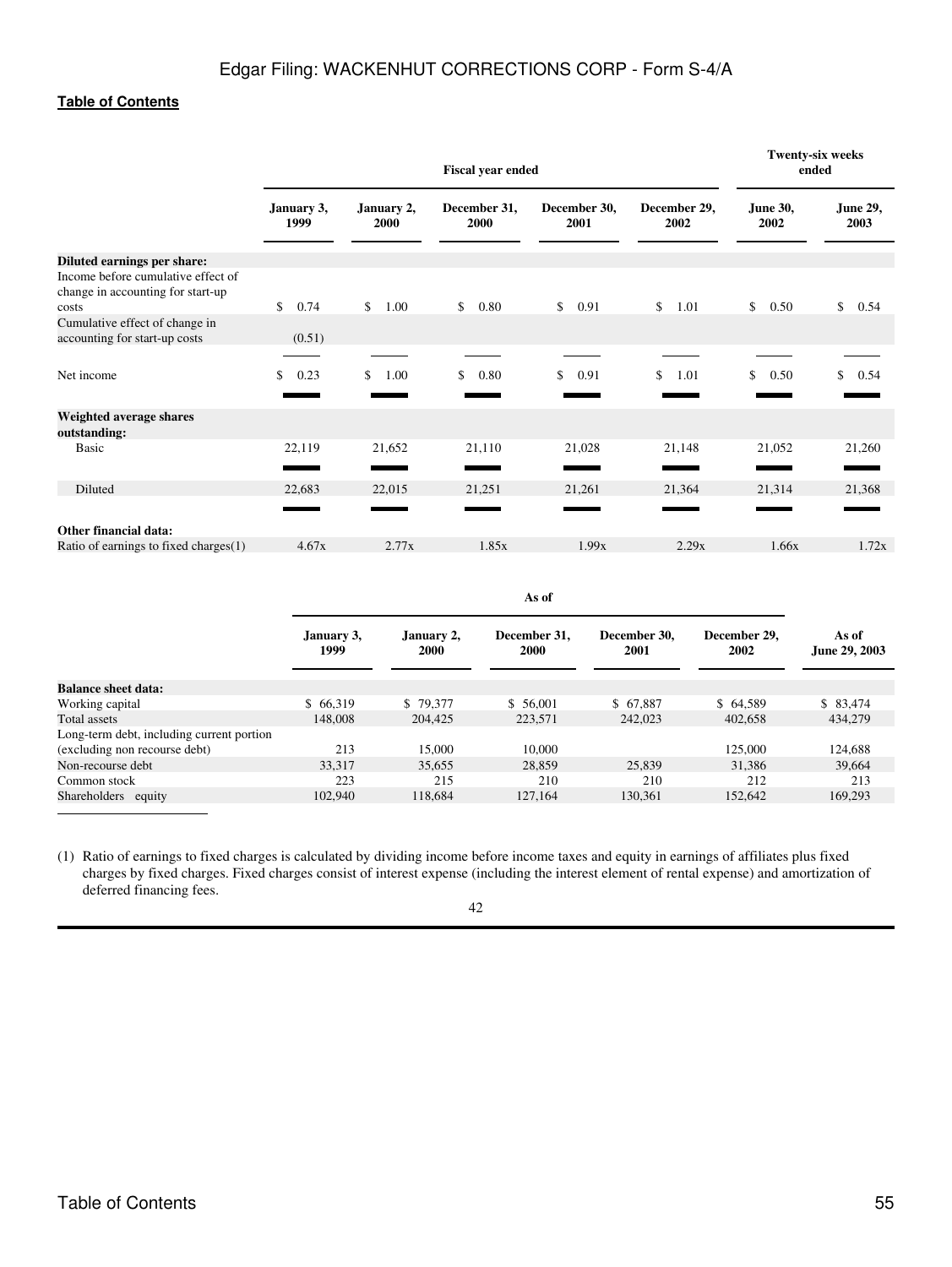| | Fiscal year ended | | | | | Twenty-six weeks ended | |
|---|---|---|---|---|---|---|---|
| | January 3, 1999 | January 2, 2000 | December 31, 2000 | December 30, 2001 | December 29, 2002 | June 30, 2002 | June 29, 2003 |
| **Diluted earnings per share:** | | | | | | | |
| Income before cumulative effect of change in accounting for start-up costs | $ 0.74 | $ 1.00 | $ 0.80 | $ 0.91 | $ 1.01 | $ 0.50 | $ 0.54 |
| Cumulative effect of change in accounting for start-up costs | (0.51) | | | | | | |
| Net income | $ 0.23 | $ 1.00 | $ 0.80 | $ 0.91 | $ 1.01 | $ 0.50 | $ 0.54 |
| **Weighted average shares outstanding:** | | | | | | | |
| Basic | 22,119 | 21,652 | 21,110 | 21,028 | 21,148 | 21,052 | 21,260 |
| Diluted | 22,683 | 22,015 | 21,251 | 21,261 | 21,364 | 21,314 | 21,368 |
| **Other financial data:** | | | | | | | |
| Ratio of earnings to fixed charges(1) | 4.67x | 2.77x | 1.85x | 1.99x | 2.29x | 1.66x | 1.72x |

| | As of | | | | | |
|---|---|---|---|---|---|---|
| | January 3, 1999 | January 2, 2000 | December 31, 2000 | December 30, 2001 | December 29, 2002 | As of June 29, 2003 |
| **Balance sheet data:** | | | | | | |
| Working capital | $ 66,319 | $ 79,377 | $ 56,001 | $ 67,887 | $ 64,589 | $ 83,474 |
| Total assets | 148,008 | 204,425 | 223,571 | 242,023 | 402,658 | 434,279 |
| Long-term debt, including current portion (excluding non recourse debt) | 213 | 15,000 | 10,000 | | 125,000 | 124,688 |
| Non-recourse debt | 33,317 | 35,655 | 28,859 | 25,839 | 31,386 | 39,664 |
| Common stock | 223 | 215 | 210 | 210 | 212 | 213 |
| Shareholders equity | 102,940 | 118,684 | 127,164 | 130,361 | 152,642 | 169,293 |

(1) Ratio of earnings to fixed charges is calculated by dividing income before income taxes and equity in earnings of affiliates plus fixed charges by fixed charges. Fixed charges consist of interest expense (including the interest element of rental expense) and amortization of deferred financing fees.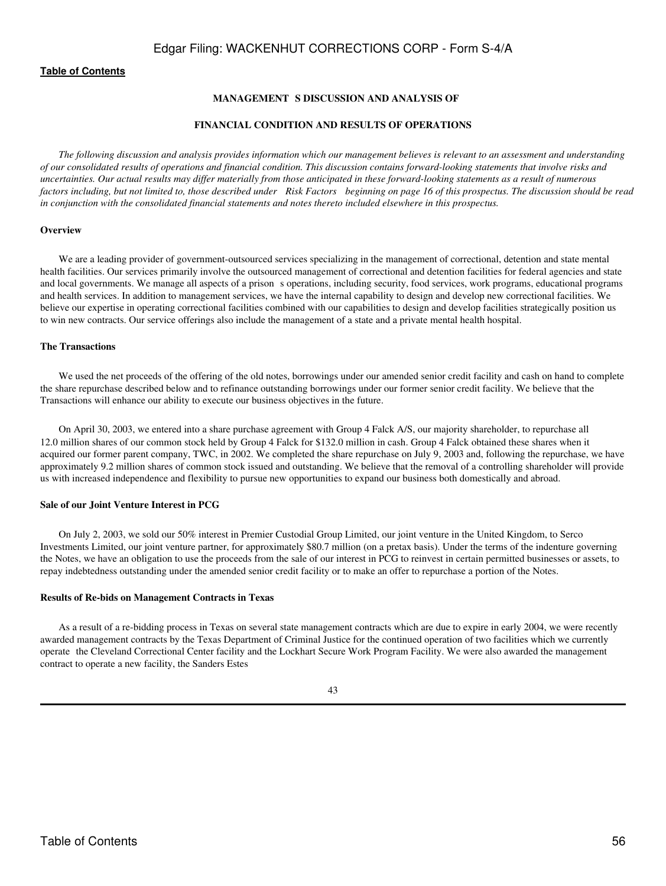## MANAGEMENT S DISCUSSION AND ANALYSIS OF

## FINANCIAL CONDITION AND RESULTS OF OPERATIONS

*The following discussion and analysis provides information which our management believes is relevant to an assessment and understanding of our consolidated results of operations and financial condition. This discussion contains forward-looking statements that involve risks and uncertainties. Our actual results may differ materially from those anticipated in these forward-looking statements as a result of numerous factors including, but not limited to, those described under Risk Factors beginning on page 16 of this prospectus. The discussion should be read in conjunction with the consolidated financial statements and notes thereto included elsewhere in this prospectus.*

### Overview

We are a leading provider of government-outsourced services specializing in the management of correctional, detention and state mental health facilities. Our services primarily involve the outsourced management of correctional and detention facilities for federal agencies and state and local governments. We manage all aspects of a prison s operations, including security, food services, work programs, educational programs and health services. In addition to management services, we have the internal capability to design and develop new correctional facilities. We believe our expertise in operating correctional facilities combined with our capabilities to design and develop facilities strategically position us to win new contracts. Our service offerings also include the management of a state and a private mental health hospital.

### The Transactions

We used the net proceeds of the offering of the old notes, borrowings under our amended senior credit facility and cash on hand to complete the share repurchase described below and to refinance outstanding borrowings under our former senior credit facility. We believe that the Transactions will enhance our ability to execute our business objectives in the future.

On April 30, 2003, we entered into a share purchase agreement with Group 4 Falck A/S, our majority shareholder, to repurchase all 12.0 million shares of our common stock held by Group 4 Falck for $132.0 million in cash. Group 4 Falck obtained these shares when it acquired our former parent company, TWC, in 2002. We completed the share repurchase on July 9, 2003 and, following the repurchase, we have approximately 9.2 million shares of common stock issued and outstanding. We believe that the removal of a controlling shareholder will provide us with increased independence and flexibility to pursue new opportunities to expand our business both domestically and abroad.

### Sale of our Joint Venture Interest in PCG

On July 2, 2003, we sold our 50% interest in Premier Custodial Group Limited, our joint venture in the United Kingdom, to Serco Investments Limited, our joint venture partner, for approximately $80.7 million (on a pretax basis). Under the terms of the indenture governing the Notes, we have an obligation to use the proceeds from the sale of our interest in PCG to reinvest in certain permitted businesses or assets, to repay indebtedness outstanding under the amended senior credit facility or to make an offer to repurchase a portion of the Notes.

### Results of Re-bids on Management Contracts in Texas

As a result of a re-bidding process in Texas on several state management contracts which are due to expire in early 2004, we were recently awarded management contracts by the Texas Department of Criminal Justice for the continued operation of two facilities which we currently operate the Cleveland Correctional Center facility and the Lockhart Secure Work Program Facility. We were also awarded the management contract to operate a new facility, the Sanders Estes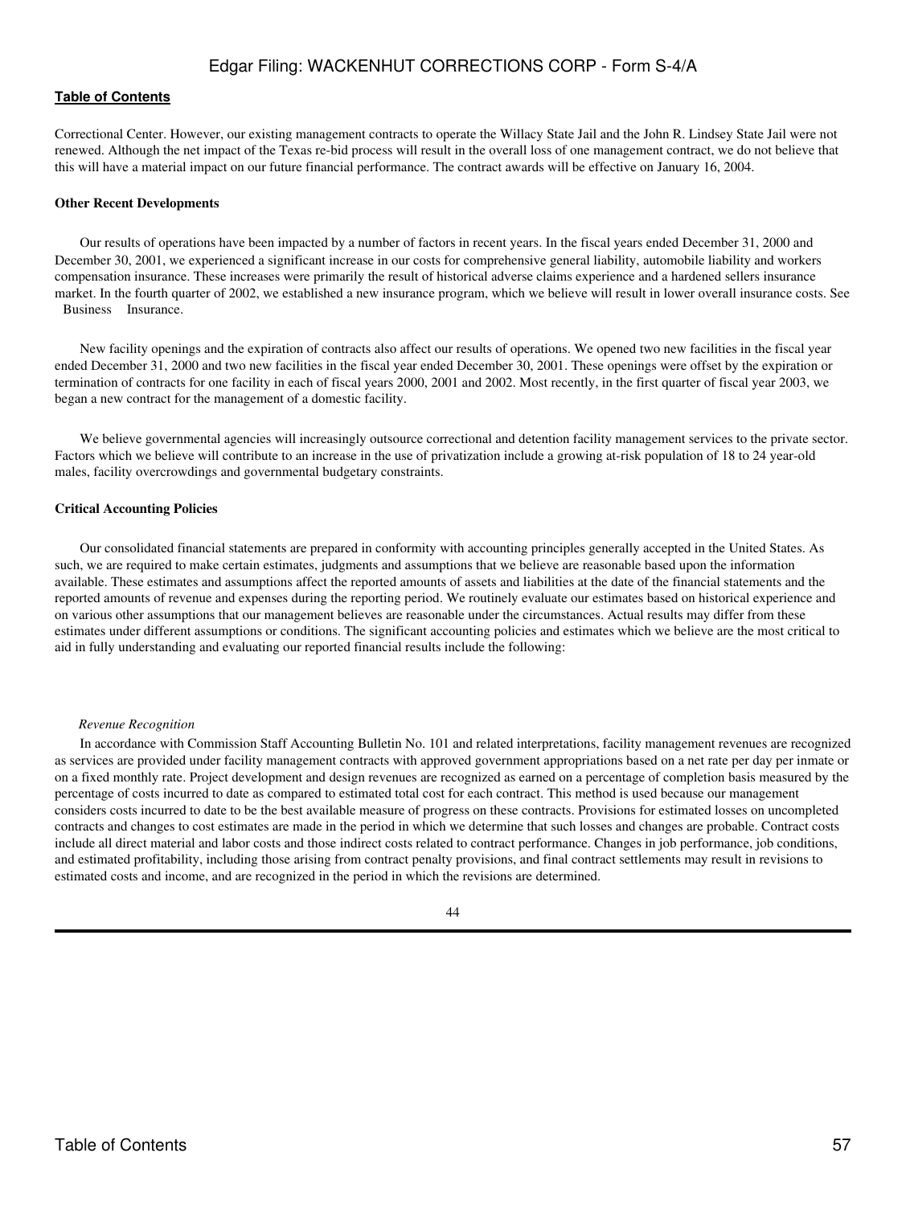Correctional Center. However, our existing management contracts to operate the Willacy State Jail and the John R. Lindsey State Jail were not renewed. Although the net impact of the Texas re-bid process will result in the overall loss of one management contract, we do not believe that this will have a material impact on our future financial performance. The contract awards will be effective on January 16, 2004.

**Other Recent Developments**

Our results of operations have been impacted by a number of factors in recent years. In the fiscal years ended December 31, 2000 and December 30, 2001, we experienced a significant increase in our costs for comprehensive general liability, automobile liability and workers compensation insurance. These increases were primarily the result of historical adverse claims experience and a hardened sellers insurance market. In the fourth quarter of 2002, we established a new insurance program, which we believe will result in lower overall insurance costs. See Business Insurance.

New facility openings and the expiration of contracts also affect our results of operations. We opened two new facilities in the fiscal year ended December 31, 2000 and two new facilities in the fiscal year ended December 30, 2001. These openings were offset by the expiration or termination of contracts for one facility in each of fiscal years 2000, 2001 and 2002. Most recently, in the first quarter of fiscal year 2003, we began a new contract for the management of a domestic facility.

We believe governmental agencies will increasingly outsource correctional and detention facility management services to the private sector. Factors which we believe will contribute to an increase in the use of privatization include a growing at-risk population of 18 to 24 year-old males, facility overcrowdings and governmental budgetary constraints.

**Critical Accounting Policies**

Our consolidated financial statements are prepared in conformity with accounting principles generally accepted in the United States. As such, we are required to make certain estimates, judgments and assumptions that we believe are reasonable based upon the information available. These estimates and assumptions affect the reported amounts of assets and liabilities at the date of the financial statements and the reported amounts of revenue and expenses during the reporting period. We routinely evaluate our estimates based on historical experience and on various other assumptions that our management believes are reasonable under the circumstances. Actual results may differ from these estimates under different assumptions or conditions. The significant accounting policies and estimates which we believe are the most critical to aid in fully understanding and evaluating our reported financial results include the following:

*Revenue Recognition*

In accordance with Commission Staff Accounting Bulletin No. 101 and related interpretations, facility management revenues are recognized as services are provided under facility management contracts with approved government appropriations based on a net rate per day per inmate or on a fixed monthly rate. Project development and design revenues are recognized as earned on a percentage of completion basis measured by the percentage of costs incurred to date as compared to estimated total cost for each contract. This method is used because our management considers costs incurred to date to be the best available measure of progress on these contracts. Provisions for estimated losses on uncompleted contracts and changes to cost estimates are made in the period in which we determine that such losses and changes are probable. Contract costs include all direct material and labor costs and those indirect costs related to contract performance. Changes in job performance, job conditions, and estimated profitability, including those arising from contract penalty provisions, and final contract settlements may result in revisions to estimated costs and income, and are recognized in the period in which the revisions are determined.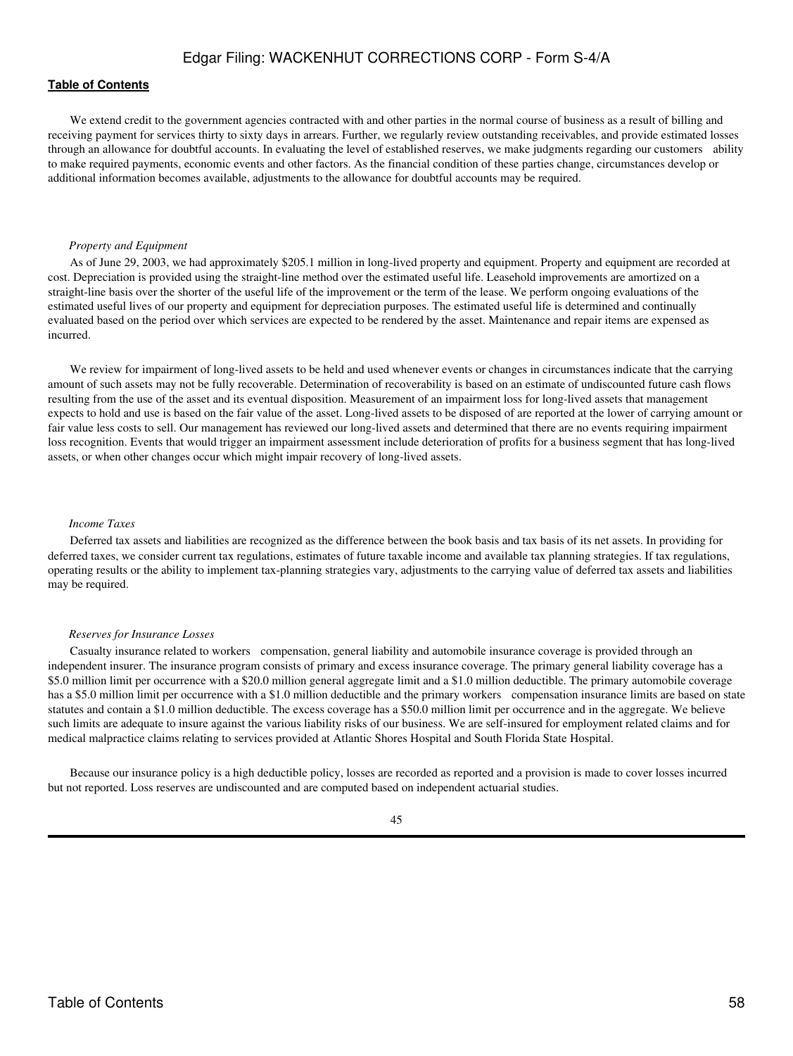We extend credit to the government agencies contracted with and other parties in the normal course of business as a result of billing and receiving payment for services thirty to sixty days in arrears. Further, we regularly review outstanding receivables, and provide estimated losses through an allowance for doubtful accounts. In evaluating the level of established reserves, we make judgments regarding our customers ability to make required payments, economic events and other factors. As the financial condition of these parties change, circumstances develop or additional information becomes available, adjustments to the allowance for doubtful accounts may be required.

*Property and Equipment*

As of June 29, 2003, we had approximately $205.1 million in long-lived property and equipment. Property and equipment are recorded at cost. Depreciation is provided using the straight-line method over the estimated useful life. Leasehold improvements are amortized on a straight-line basis over the shorter of the useful life of the improvement or the term of the lease. We perform ongoing evaluations of the estimated useful lives of our property and equipment for depreciation purposes. The estimated useful life is determined and continually evaluated based on the period over which services are expected to be rendered by the asset. Maintenance and repair items are expensed as incurred.

We review for impairment of long-lived assets to be held and used whenever events or changes in circumstances indicate that the carrying amount of such assets may not be fully recoverable. Determination of recoverability is based on an estimate of undiscounted future cash flows resulting from the use of the asset and its eventual disposition. Measurement of an impairment loss for long-lived assets that management expects to hold and use is based on the fair value of the asset. Long-lived assets to be disposed of are reported at the lower of carrying amount or fair value less costs to sell. Our management has reviewed our long-lived assets and determined that there are no events requiring impairment loss recognition. Events that would trigger an impairment assessment include deterioration of profits for a business segment that has long-lived assets, or when other changes occur which might impair recovery of long-lived assets.

*Income Taxes*

Deferred tax assets and liabilities are recognized as the difference between the book basis and tax basis of its net assets. In providing for deferred taxes, we consider current tax regulations, estimates of future taxable income and available tax planning strategies. If tax regulations, operating results or the ability to implement tax-planning strategies vary, adjustments to the carrying value of deferred tax assets and liabilities may be required.

*Reserves for Insurance Losses*

Casualty insurance related to workers compensation, general liability and automobile insurance coverage is provided through an independent insurer. The insurance program consists of primary and excess insurance coverage. The primary general liability coverage has a $5.0 million limit per occurrence with a $20.0 million general aggregate limit and a $1.0 million deductible. The primary automobile coverage has a $5.0 million limit per occurrence with a $1.0 million deductible and the primary workers compensation insurance limits are based on state statutes and contain a $1.0 million deductible. The excess coverage has a $50.0 million limit per occurrence and in the aggregate. We believe such limits are adequate to insure against the various liability risks of our business. We are self-insured for employment related claims and for medical malpractice claims relating to services provided at Atlantic Shores Hospital and South Florida State Hospital.

Because our insurance policy is a high deductible policy, losses are recorded as reported and a provision is made to cover losses incurred but not reported. Loss reserves are undiscounted and are computed based on independent actuarial studies.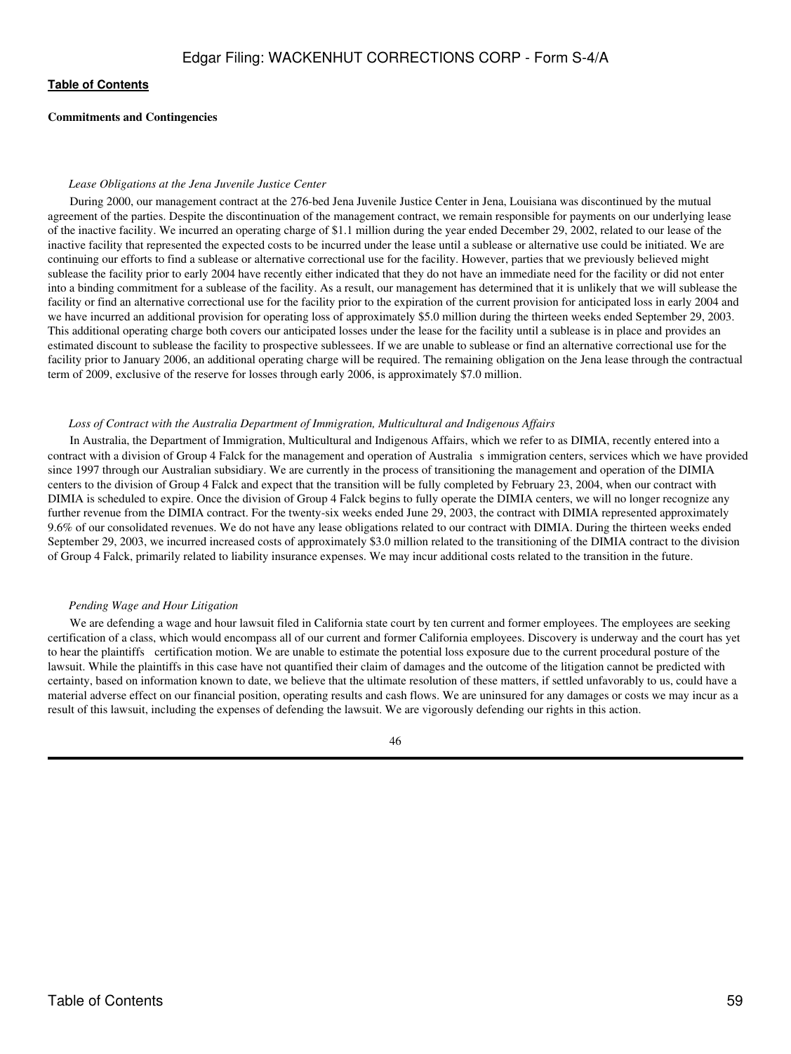**Commitments and Contingencies**

*Lease Obligations at the Jena Juvenile Justice Center*

During 2000, our management contract at the 276-bed Jena Juvenile Justice Center in Jena, Louisiana was discontinued by the mutual agreement of the parties. Despite the discontinuation of the management contract, we remain responsible for payments on our underlying lease of the inactive facility. We incurred an operating charge of $1.1 million during the year ended December 29, 2002, related to our lease of the inactive facility that represented the expected costs to be incurred under the lease until a sublease or alternative use could be initiated. We are continuing our efforts to find a sublease or alternative correctional use for the facility. However, parties that we previously believed might sublease the facility prior to early 2004 have recently either indicated that they do not have an immediate need for the facility or did not enter into a binding commitment for a sublease of the facility. As a result, our management has determined that it is unlikely that we will sublease the facility or find an alternative correctional use for the facility prior to the expiration of the current provision for anticipated loss in early 2004 and we have incurred an additional provision for operating loss of approximately $5.0 million during the thirteen weeks ended September 29, 2003. This additional operating charge both covers our anticipated losses under the lease for the facility until a sublease is in place and provides an estimated discount to sublease the facility to prospective sublessees. If we are unable to sublease or find an alternative correctional use for the facility prior to January 2006, an additional operating charge will be required. The remaining obligation on the Jena lease through the contractual term of 2009, exclusive of the reserve for losses through early 2006, is approximately $7.0 million.

*Loss of Contract with the Australia Department of Immigration, Multicultural and Indigenous Affairs*

In Australia, the Department of Immigration, Multicultural and Indigenous Affairs, which we refer to as DIMIA, recently entered into a contract with a division of Group 4 Falck for the management and operation of Australia s immigration centers, services which we have provided since 1997 through our Australian subsidiary. We are currently in the process of transitioning the management and operation of the DIMIA centers to the division of Group 4 Falck and expect that the transition will be fully completed by February 23, 2004, when our contract with DIMIA is scheduled to expire. Once the division of Group 4 Falck begins to fully operate the DIMIA centers, we will no longer recognize any further revenue from the DIMIA contract. For the twenty-six weeks ended June 29, 2003, the contract with DIMIA represented approximately 9.6% of our consolidated revenues. We do not have any lease obligations related to our contract with DIMIA. During the thirteen weeks ended September 29, 2003, we incurred increased costs of approximately $3.0 million related to the transitioning of the DIMIA contract to the division of Group 4 Falck, primarily related to liability insurance expenses. We may incur additional costs related to the transition in the future.

*Pending Wage and Hour Litigation*

We are defending a wage and hour lawsuit filed in California state court by ten current and former employees. The employees are seeking certification of a class, which would encompass all of our current and former California employees. Discovery is underway and the court has yet to hear the plaintiffs certification motion. We are unable to estimate the potential loss exposure due to the current procedural posture of the lawsuit. While the plaintiffs in this case have not quantified their claim of damages and the outcome of the litigation cannot be predicted with certainty, based on information known to date, we believe that the ultimate resolution of these matters, if settled unfavorably to us, could have a material adverse effect on our financial position, operating results and cash flows. We are uninsured for any damages or costs we may incur as a result of this lawsuit, including the expenses of defending the lawsuit. We are vigorously defending our rights in this action.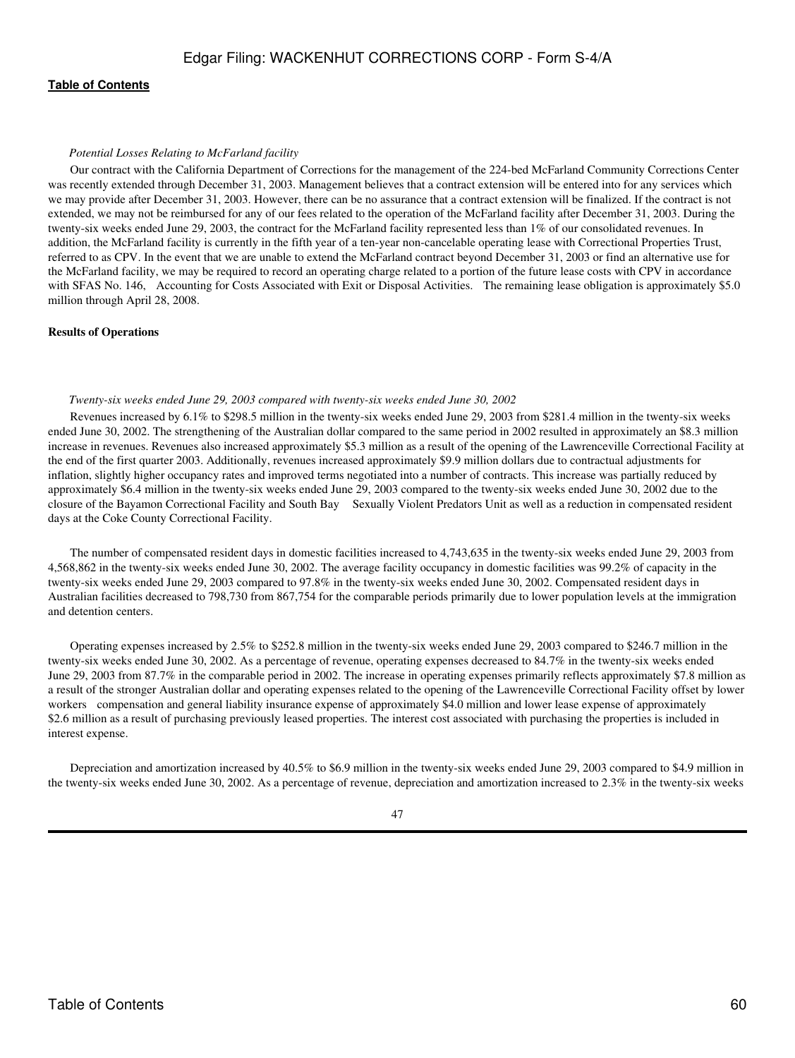*Potential Losses Relating to McFarland facility*

Our contract with the California Department of Corrections for the management of the 224-bed McFarland Community Corrections Center was recently extended through December 31, 2003. Management believes that a contract extension will be entered into for any services which we may provide after December 31, 2003. However, there can be no assurance that a contract extension will be finalized. If the contract is not extended, we may not be reimbursed for any of our fees related to the operation of the McFarland facility after December 31, 2003. During the twenty-six weeks ended June 29, 2003, the contract for the McFarland facility represented less than 1% of our consolidated revenues. In addition, the McFarland facility is currently in the fifth year of a ten-year non-cancelable operating lease with Correctional Properties Trust, referred to as CPV. In the event that we are unable to extend the McFarland contract beyond December 31, 2003 or find an alternative use for the McFarland facility, we may be required to record an operating charge related to a portion of the future lease costs with CPV in accordance with SFAS No. 146, Accounting for Costs Associated with Exit or Disposal Activities. The remaining lease obligation is approximately $5.0 million through April 28, 2008.

**Results of Operations**

*Twenty-six weeks ended June 29, 2003 compared with twenty-six weeks ended June 30, 2002*

Revenues increased by 6.1% to $298.5 million in the twenty-six weeks ended June 29, 2003 from $281.4 million in the twenty-six weeks ended June 30, 2002. The strengthening of the Australian dollar compared to the same period in 2002 resulted in approximately an $8.3 million increase in revenues. Revenues also increased approximately $5.3 million as a result of the opening of the Lawrenceville Correctional Facility at the end of the first quarter 2003. Additionally, revenues increased approximately $9.9 million dollars due to contractual adjustments for inflation, slightly higher occupancy rates and improved terms negotiated into a number of contracts. This increase was partially reduced by approximately $6.4 million in the twenty-six weeks ended June 29, 2003 compared to the twenty-six weeks ended June 30, 2002 due to the closure of the Bayamon Correctional Facility and South Bay Sexually Violent Predators Unit as well as a reduction in compensated resident days at the Coke County Correctional Facility.

The number of compensated resident days in domestic facilities increased to 4,743,635 in the twenty-six weeks ended June 29, 2003 from 4,568,862 in the twenty-six weeks ended June 30, 2002. The average facility occupancy in domestic facilities was 99.2% of capacity in the twenty-six weeks ended June 29, 2003 compared to 97.8% in the twenty-six weeks ended June 30, 2002. Compensated resident days in Australian facilities decreased to 798,730 from 867,754 for the comparable periods primarily due to lower population levels at the immigration and detention centers.

Operating expenses increased by 2.5% to $252.8 million in the twenty-six weeks ended June 29, 2003 compared to $246.7 million in the twenty-six weeks ended June 30, 2002. As a percentage of revenue, operating expenses decreased to 84.7% in the twenty-six weeks ended June 29, 2003 from 87.7% in the comparable period in 2002. The increase in operating expenses primarily reflects approximately $7.8 million as a result of the stronger Australian dollar and operating expenses related to the opening of the Lawrenceville Correctional Facility offset by lower workers compensation and general liability insurance expense of approximately $4.0 million and lower lease expense of approximately $2.6 million as a result of purchasing previously leased properties. The interest cost associated with purchasing the properties is included in interest expense.

Depreciation and amortization increased by 40.5% to $6.9 million in the twenty-six weeks ended June 29, 2003 compared to $4.9 million in the twenty-six weeks ended June 30, 2002. As a percentage of revenue, depreciation and amortization increased to 2.3% in the twenty-six weeks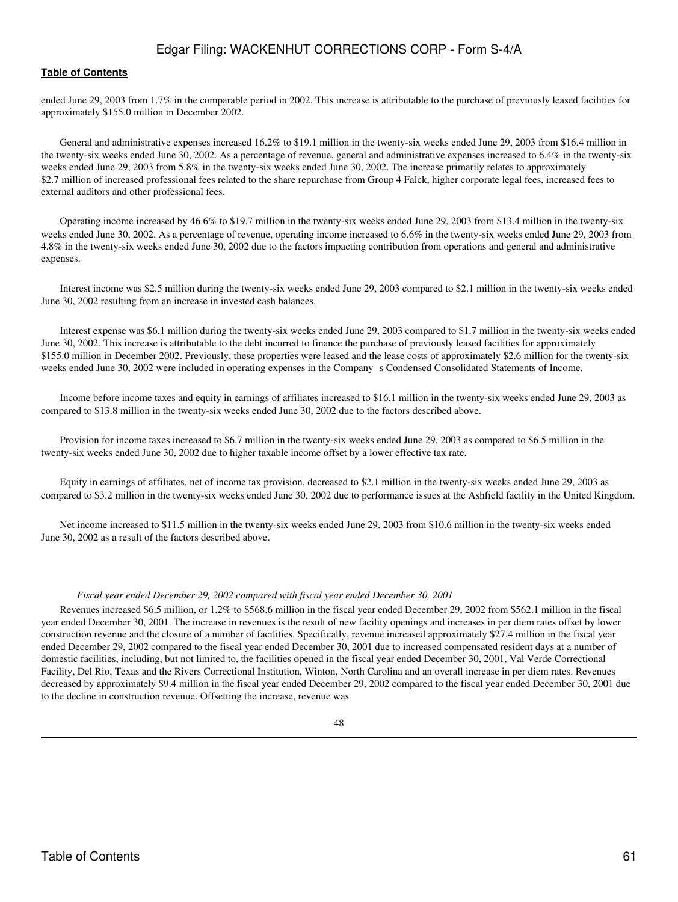ended June 29, 2003 from 1.7% in the comparable period in 2002. This increase is attributable to the purchase of previously leased facilities for approximately $155.0 million in December 2002.

General and administrative expenses increased 16.2% to $19.1 million in the twenty-six weeks ended June 29, 2003 from $16.4 million in the twenty-six weeks ended June 30, 2002. As a percentage of revenue, general and administrative expenses increased to 6.4% in the twenty-six weeks ended June 29, 2003 from 5.8% in the twenty-six weeks ended June 30, 2002. The increase primarily relates to approximately $2.7 million of increased professional fees related to the share repurchase from Group 4 Falck, higher corporate legal fees, increased fees to external auditors and other professional fees.

Operating income increased by 46.6% to $19.7 million in the twenty-six weeks ended June 29, 2003 from $13.4 million in the twenty-six weeks ended June 30, 2002. As a percentage of revenue, operating income increased to 6.6% in the twenty-six weeks ended June 29, 2003 from 4.8% in the twenty-six weeks ended June 30, 2002 due to the factors impacting contribution from operations and general and administrative expenses.

Interest income was $2.5 million during the twenty-six weeks ended June 29, 2003 compared to $2.1 million in the twenty-six weeks ended June 30, 2002 resulting from an increase in invested cash balances.

Interest expense was $6.1 million during the twenty-six weeks ended June 29, 2003 compared to $1.7 million in the twenty-six weeks ended June 30, 2002. This increase is attributable to the debt incurred to finance the purchase of previously leased facilities for approximately $155.0 million in December 2002. Previously, these properties were leased and the lease costs of approximately $2.6 million for the twenty-six weeks ended June 30, 2002 were included in operating expenses in the Company s Condensed Consolidated Statements of Income.

Income before income taxes and equity in earnings of affiliates increased to $16.1 million in the twenty-six weeks ended June 29, 2003 as compared to $13.8 million in the twenty-six weeks ended June 30, 2002 due to the factors described above.

Provision for income taxes increased to $6.7 million in the twenty-six weeks ended June 29, 2003 as compared to $6.5 million in the twenty-six weeks ended June 30, 2002 due to higher taxable income offset by a lower effective tax rate.

Equity in earnings of affiliates, net of income tax provision, decreased to $2.1 million in the twenty-six weeks ended June 29, 2003 as compared to $3.2 million in the twenty-six weeks ended June 30, 2002 due to performance issues at the Ashfield facility in the United Kingdom.

Net income increased to $11.5 million in the twenty-six weeks ended June 29, 2003 from $10.6 million in the twenty-six weeks ended June 30, 2002 as a result of the factors described above.

*Fiscal year ended December 29, 2002 compared with fiscal year ended December 30, 2001*

Revenues increased $6.5 million, or 1.2% to $568.6 million in the fiscal year ended December 29, 2002 from $562.1 million in the fiscal year ended December 30, 2001. The increase in revenues is the result of new facility openings and increases in per diem rates offset by lower construction revenue and the closure of a number of facilities. Specifically, revenue increased approximately $27.4 million in the fiscal year ended December 29, 2002 compared to the fiscal year ended December 30, 2001 due to increased compensated resident days at a number of domestic facilities, including, but not limited to, the facilities opened in the fiscal year ended December 30, 2001, Val Verde Correctional Facility, Del Rio, Texas and the Rivers Correctional Institution, Winton, North Carolina and an overall increase in per diem rates. Revenues decreased by approximately $9.4 million in the fiscal year ended December 29, 2002 compared to the fiscal year ended December 30, 2001 due to the decline in construction revenue. Offsetting the increase, revenue was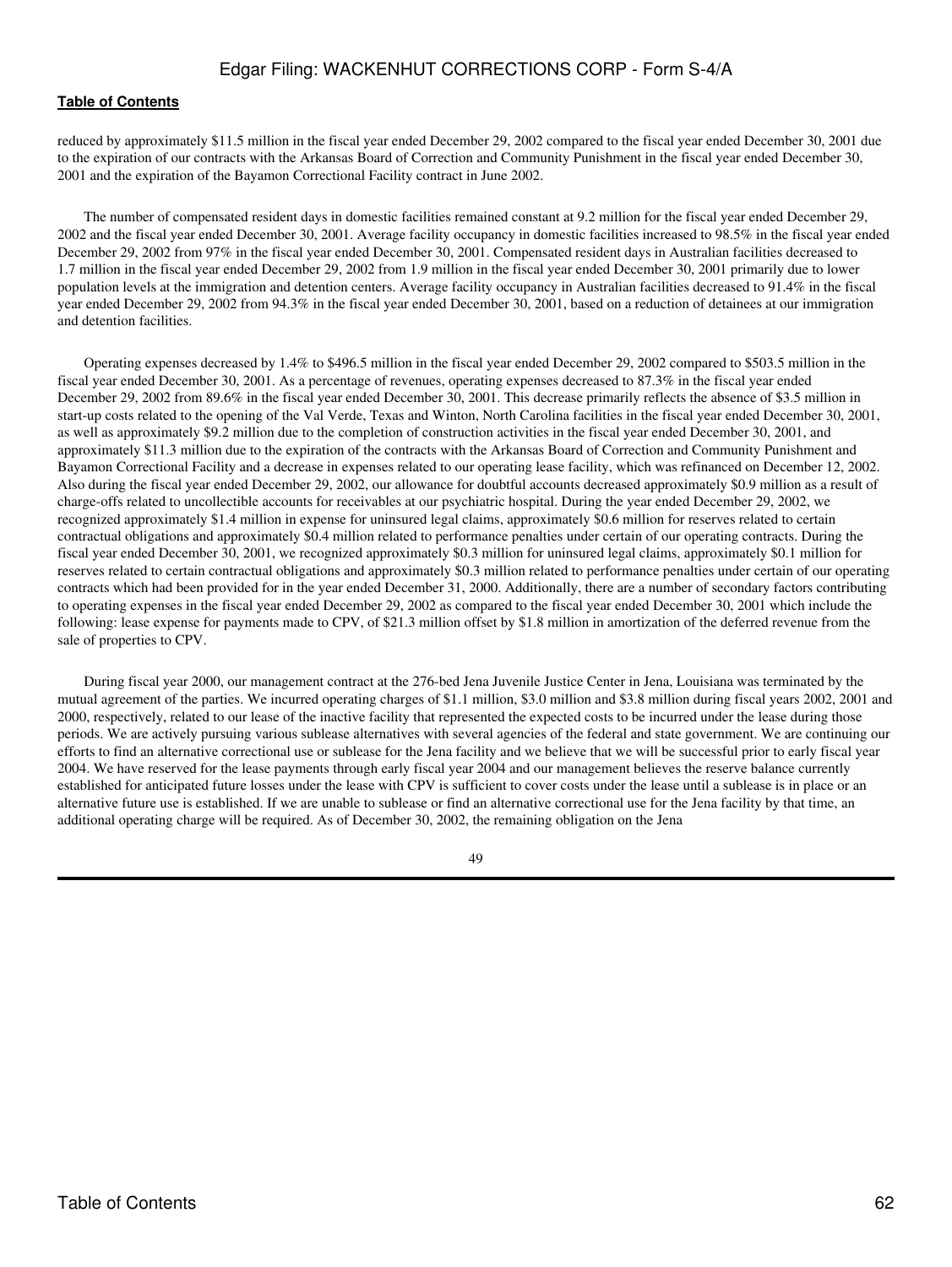reduced by approximately $11.5 million in the fiscal year ended December 29, 2002 compared to the fiscal year ended December 30, 2001 due to the expiration of our contracts with the Arkansas Board of Correction and Community Punishment in the fiscal year ended December 30, 2001 and the expiration of the Bayamon Correctional Facility contract in June 2002.

The number of compensated resident days in domestic facilities remained constant at 9.2 million for the fiscal year ended December 29, 2002 and the fiscal year ended December 30, 2001. Average facility occupancy in domestic facilities increased to 98.5% in the fiscal year ended December 29, 2002 from 97% in the fiscal year ended December 30, 2001. Compensated resident days in Australian facilities decreased to 1.7 million in the fiscal year ended December 29, 2002 from 1.9 million in the fiscal year ended December 30, 2001 primarily due to lower population levels at the immigration and detention centers. Average facility occupancy in Australian facilities decreased to 91.4% in the fiscal year ended December 29, 2002 from 94.3% in the fiscal year ended December 30, 2001, based on a reduction of detainees at our immigration and detention facilities.

Operating expenses decreased by 1.4% to $496.5 million in the fiscal year ended December 29, 2002 compared to $503.5 million in the fiscal year ended December 30, 2001. As a percentage of revenues, operating expenses decreased to 87.3% in the fiscal year ended December 29, 2002 from 89.6% in the fiscal year ended December 30, 2001. This decrease primarily reflects the absence of $3.5 million in start-up costs related to the opening of the Val Verde, Texas and Winton, North Carolina facilities in the fiscal year ended December 30, 2001, as well as approximately $9.2 million due to the completion of construction activities in the fiscal year ended December 30, 2001, and approximately $11.3 million due to the expiration of the contracts with the Arkansas Board of Correction and Community Punishment and Bayamon Correctional Facility and a decrease in expenses related to our operating lease facility, which was refinanced on December 12, 2002. Also during the fiscal year ended December 29, 2002, our allowance for doubtful accounts decreased approximately $0.9 million as a result of charge-offs related to uncollectible accounts for receivables at our psychiatric hospital. During the year ended December 29, 2002, we recognized approximately $1.4 million in expense for uninsured legal claims, approximately $0.6 million for reserves related to certain contractual obligations and approximately $0.4 million related to performance penalties under certain of our operating contracts. During the fiscal year ended December 30, 2001, we recognized approximately $0.3 million for uninsured legal claims, approximately $0.1 million for reserves related to certain contractual obligations and approximately $0.3 million related to performance penalties under certain of our operating contracts which had been provided for in the year ended December 31, 2000. Additionally, there are a number of secondary factors contributing to operating expenses in the fiscal year ended December 29, 2002 as compared to the fiscal year ended December 30, 2001 which include the following: lease expense for payments made to CPV, of $21.3 million offset by $1.8 million in amortization of the deferred revenue from the sale of properties to CPV.

During fiscal year 2000, our management contract at the 276-bed Jena Juvenile Justice Center in Jena, Louisiana was terminated by the mutual agreement of the parties. We incurred operating charges of $1.1 million, $3.0 million and $3.8 million during fiscal years 2002, 2001 and 2000, respectively, related to our lease of the inactive facility that represented the expected costs to be incurred under the lease during those periods. We are actively pursuing various sublease alternatives with several agencies of the federal and state government. We are continuing our efforts to find an alternative correctional use or sublease for the Jena facility and we believe that we will be successful prior to early fiscal year 2004. We have reserved for the lease payments through early fiscal year 2004 and our management believes the reserve balance currently established for anticipated future losses under the lease with CPV is sufficient to cover costs under the lease until a sublease is in place or an alternative future use is established. If we are unable to sublease or find an alternative correctional use for the Jena facility by that time, an additional operating charge will be required. As of December 30, 2002, the remaining obligation on the Jena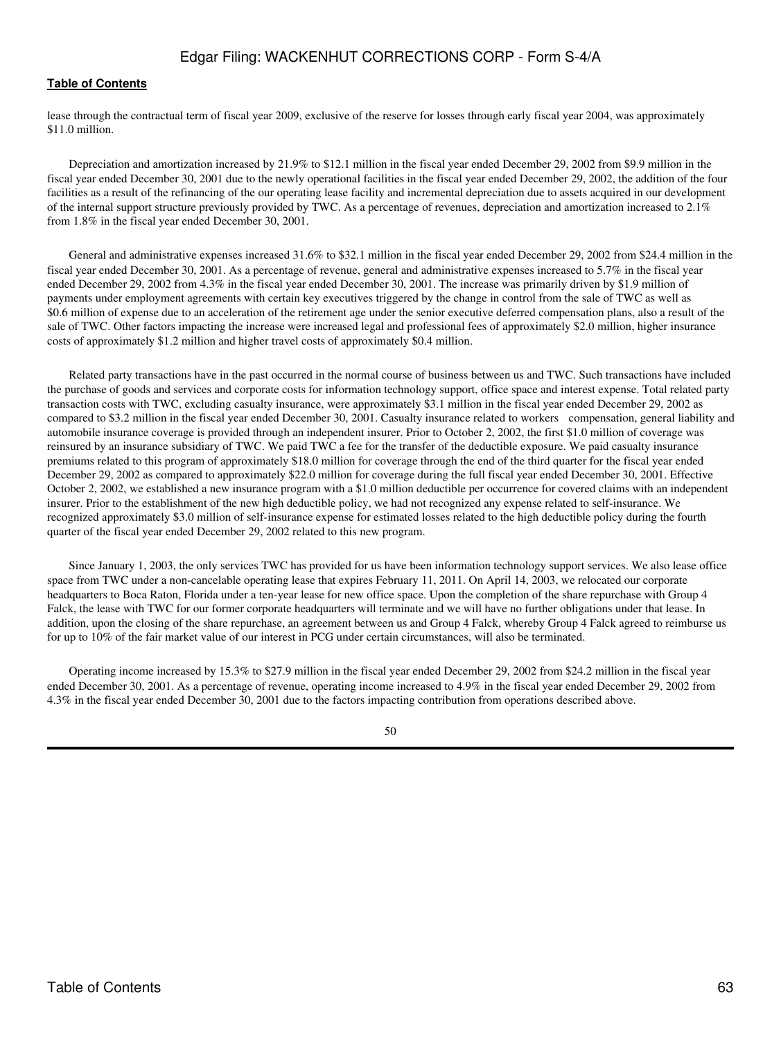lease through the contractual term of fiscal year 2009, exclusive of the reserve for losses through early fiscal year 2004, was approximately $11.0 million.

Depreciation and amortization increased by 21.9% to $12.1 million in the fiscal year ended December 29, 2002 from $9.9 million in the fiscal year ended December 30, 2001 due to the newly operational facilities in the fiscal year ended December 29, 2002, the addition of the four facilities as a result of the refinancing of the our operating lease facility and incremental depreciation due to assets acquired in our development of the internal support structure previously provided by TWC. As a percentage of revenues, depreciation and amortization increased to 2.1% from 1.8% in the fiscal year ended December 30, 2001.

General and administrative expenses increased 31.6% to $32.1 million in the fiscal year ended December 29, 2002 from $24.4 million in the fiscal year ended December 30, 2001. As a percentage of revenue, general and administrative expenses increased to 5.7% in the fiscal year ended December 29, 2002 from 4.3% in the fiscal year ended December 30, 2001. The increase was primarily driven by $1.9 million of payments under employment agreements with certain key executives triggered by the change in control from the sale of TWC as well as $0.6 million of expense due to an acceleration of the retirement age under the senior executive deferred compensation plans, also a result of the sale of TWC. Other factors impacting the increase were increased legal and professional fees of approximately $2.0 million, higher insurance costs of approximately $1.2 million and higher travel costs of approximately $0.4 million.

Related party transactions have in the past occurred in the normal course of business between us and TWC. Such transactions have included the purchase of goods and services and corporate costs for information technology support, office space and interest expense. Total related party transaction costs with TWC, excluding casualty insurance, were approximately $3.1 million in the fiscal year ended December 29, 2002 as compared to $3.2 million in the fiscal year ended December 30, 2001. Casualty insurance related to workers compensation, general liability and automobile insurance coverage is provided through an independent insurer. Prior to October 2, 2002, the first $1.0 million of coverage was reinsured by an insurance subsidiary of TWC. We paid TWC a fee for the transfer of the deductible exposure. We paid casualty insurance premiums related to this program of approximately $18.0 million for coverage through the end of the third quarter for the fiscal year ended December 29, 2002 as compared to approximately $22.0 million for coverage during the full fiscal year ended December 30, 2001. Effective October 2, 2002, we established a new insurance program with a $1.0 million deductible per occurrence for covered claims with an independent insurer. Prior to the establishment of the new high deductible policy, we had not recognized any expense related to self-insurance. We recognized approximately $3.0 million of self-insurance expense for estimated losses related to the high deductible policy during the fourth quarter of the fiscal year ended December 29, 2002 related to this new program.

Since January 1, 2003, the only services TWC has provided for us have been information technology support services. We also lease office space from TWC under a non-cancelable operating lease that expires February 11, 2011. On April 14, 2003, we relocated our corporate headquarters to Boca Raton, Florida under a ten-year lease for new office space. Upon the completion of the share repurchase with Group 4 Falck, the lease with TWC for our former corporate headquarters will terminate and we will have no further obligations under that lease. In addition, upon the closing of the share repurchase, an agreement between us and Group 4 Falck, whereby Group 4 Falck agreed to reimburse us for up to 10% of the fair market value of our interest in PCG under certain circumstances, will also be terminated.

Operating income increased by 15.3% to $27.9 million in the fiscal year ended December 29, 2002 from $24.2 million in the fiscal year ended December 30, 2001. As a percentage of revenue, operating income increased to 4.9% in the fiscal year ended December 29, 2002 from 4.3% in the fiscal year ended December 30, 2001 due to the factors impacting contribution from operations described above.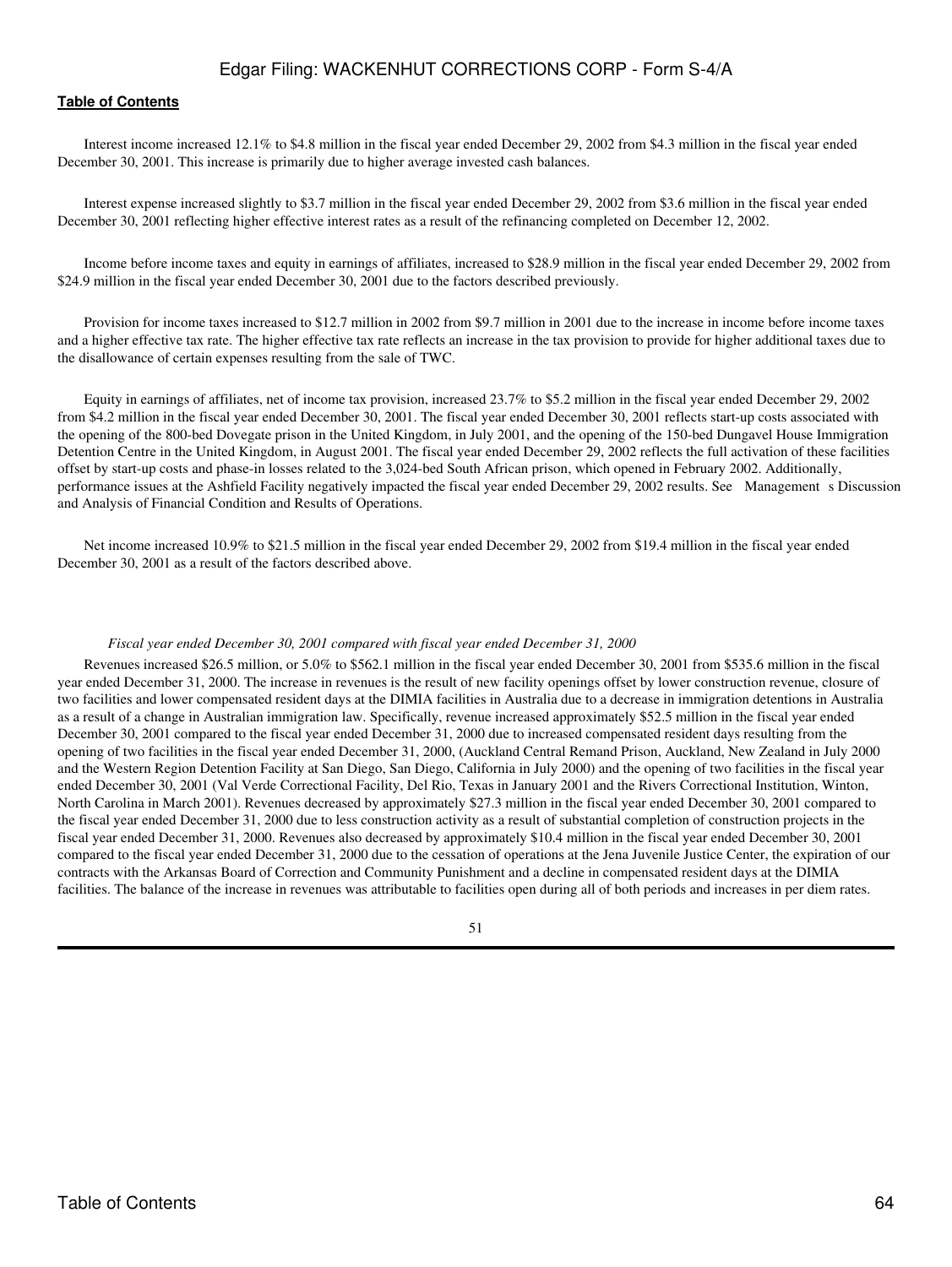Interest income increased 12.1% to $4.8 million in the fiscal year ended December 29, 2002 from $4.3 million in the fiscal year ended December 30, 2001. This increase is primarily due to higher average invested cash balances.

Interest expense increased slightly to $3.7 million in the fiscal year ended December 29, 2002 from $3.6 million in the fiscal year ended December 30, 2001 reflecting higher effective interest rates as a result of the refinancing completed on December 12, 2002.

Income before income taxes and equity in earnings of affiliates, increased to $28.9 million in the fiscal year ended December 29, 2002 from $24.9 million in the fiscal year ended December 30, 2001 due to the factors described previously.

Provision for income taxes increased to $12.7 million in 2002 from $9.7 million in 2001 due to the increase in income before income taxes and a higher effective tax rate. The higher effective tax rate reflects an increase in the tax provision to provide for higher additional taxes due to the disallowance of certain expenses resulting from the sale of TWC.

Equity in earnings of affiliates, net of income tax provision, increased 23.7% to $5.2 million in the fiscal year ended December 29, 2002 from $4.2 million in the fiscal year ended December 30, 2001. The fiscal year ended December 30, 2001 reflects start-up costs associated with the opening of the 800-bed Dovegate prison in the United Kingdom, in July 2001, and the opening of the 150-bed Dungavel House Immigration Detention Centre in the United Kingdom, in August 2001. The fiscal year ended December 29, 2002 reflects the full activation of these facilities offset by start-up costs and phase-in losses related to the 3,024-bed South African prison, which opened in February 2002. Additionally, performance issues at the Ashfield Facility negatively impacted the fiscal year ended December 29, 2002 results. See Management s Discussion and Analysis of Financial Condition and Results of Operations.

Net income increased 10.9% to $21.5 million in the fiscal year ended December 29, 2002 from $19.4 million in the fiscal year ended December 30, 2001 as a result of the factors described above.

*Fiscal year ended December 30, 2001 compared with fiscal year ended December 31, 2000*

Revenues increased $26.5 million, or 5.0% to $562.1 million in the fiscal year ended December 30, 2001 from $535.6 million in the fiscal year ended December 31, 2000. The increase in revenues is the result of new facility openings offset by lower construction revenue, closure of two facilities and lower compensated resident days at the DIMIA facilities in Australia due to a decrease in immigration detentions in Australia as a result of a change in Australian immigration law. Specifically, revenue increased approximately $52.5 million in the fiscal year ended December 30, 2001 compared to the fiscal year ended December 31, 2000 due to increased compensated resident days resulting from the opening of two facilities in the fiscal year ended December 31, 2000, (Auckland Central Remand Prison, Auckland, New Zealand in July 2000 and the Western Region Detention Facility at San Diego, San Diego, California in July 2000) and the opening of two facilities in the fiscal year ended December 30, 2001 (Val Verde Correctional Facility, Del Rio, Texas in January 2001 and the Rivers Correctional Institution, Winton, North Carolina in March 2001). Revenues decreased by approximately $27.3 million in the fiscal year ended December 30, 2001 compared to the fiscal year ended December 31, 2000 due to less construction activity as a result of substantial completion of construction projects in the fiscal year ended December 31, 2000. Revenues also decreased by approximately $10.4 million in the fiscal year ended December 30, 2001 compared to the fiscal year ended December 31, 2000 due to the cessation of operations at the Jena Juvenile Justice Center, the expiration of our contracts with the Arkansas Board of Correction and Community Punishment and a decline in compensated resident days at the DIMIA facilities. The balance of the increase in revenues was attributable to facilities open during all of both periods and increases in per diem rates.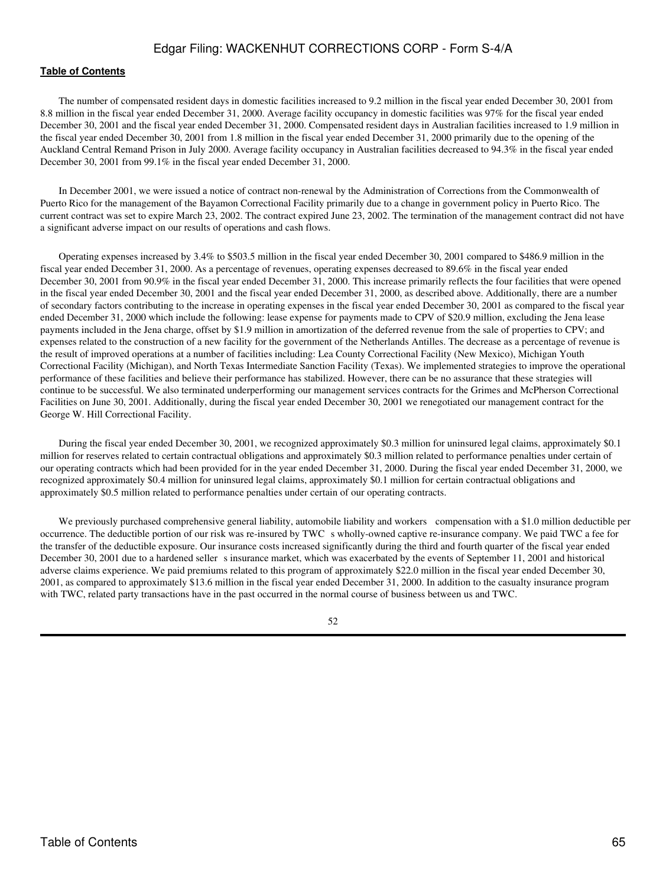The number of compensated resident days in domestic facilities increased to 9.2 million in the fiscal year ended December 30, 2001 from 8.8 million in the fiscal year ended December 31, 2000. Average facility occupancy in domestic facilities was 97% for the fiscal year ended December 30, 2001 and the fiscal year ended December 31, 2000. Compensated resident days in Australian facilities increased to 1.9 million in the fiscal year ended December 30, 2001 from 1.8 million in the fiscal year ended December 31, 2000 primarily due to the opening of the Auckland Central Remand Prison in July 2000. Average facility occupancy in Australian facilities decreased to 94.3% in the fiscal year ended December 30, 2001 from 99.1% in the fiscal year ended December 31, 2000.

In December 2001, we were issued a notice of contract non-renewal by the Administration of Corrections from the Commonwealth of Puerto Rico for the management of the Bayamon Correctional Facility primarily due to a change in government policy in Puerto Rico. The current contract was set to expire March 23, 2002. The contract expired June 23, 2002. The termination of the management contract did not have a significant adverse impact on our results of operations and cash flows.

Operating expenses increased by 3.4% to $503.5 million in the fiscal year ended December 30, 2001 compared to $486.9 million in the fiscal year ended December 31, 2000. As a percentage of revenues, operating expenses decreased to 89.6% in the fiscal year ended December 30, 2001 from 90.9% in the fiscal year ended December 31, 2000. This increase primarily reflects the four facilities that were opened in the fiscal year ended December 30, 2001 and the fiscal year ended December 31, 2000, as described above. Additionally, there are a number of secondary factors contributing to the increase in operating expenses in the fiscal year ended December 30, 2001 as compared to the fiscal year ended December 31, 2000 which include the following: lease expense for payments made to CPV of $20.9 million, excluding the Jena lease payments included in the Jena charge, offset by $1.9 million in amortization of the deferred revenue from the sale of properties to CPV; and expenses related to the construction of a new facility for the government of the Netherlands Antilles. The decrease as a percentage of revenue is the result of improved operations at a number of facilities including: Lea County Correctional Facility (New Mexico), Michigan Youth Correctional Facility (Michigan), and North Texas Intermediate Sanction Facility (Texas). We implemented strategies to improve the operational performance of these facilities and believe their performance has stabilized. However, there can be no assurance that these strategies will continue to be successful. We also terminated underperforming our management services contracts for the Grimes and McPherson Correctional Facilities on June 30, 2001. Additionally, during the fiscal year ended December 30, 2001 we renegotiated our management contract for the George W. Hill Correctional Facility.

During the fiscal year ended December 30, 2001, we recognized approximately $0.3 million for uninsured legal claims, approximately $0.1 million for reserves related to certain contractual obligations and approximately $0.3 million related to performance penalties under certain of our operating contracts which had been provided for in the year ended December 31, 2000. During the fiscal year ended December 31, 2000, we recognized approximately $0.4 million for uninsured legal claims, approximately $0.1 million for certain contractual obligations and approximately $0.5 million related to performance penalties under certain of our operating contracts.

We previously purchased comprehensive general liability, automobile liability and workers compensation with a $1.0 million deductible per occurrence. The deductible portion of our risk was re-insured by TWC s wholly-owned captive re-insurance company. We paid TWC a fee for the transfer of the deductible exposure. Our insurance costs increased significantly during the third and fourth quarter of the fiscal year ended December 30, 2001 due to a hardened seller s insurance market, which was exacerbated by the events of September 11, 2001 and historical adverse claims experience. We paid premiums related to this program of approximately $22.0 million in the fiscal year ended December 30, 2001, as compared to approximately $13.6 million in the fiscal year ended December 31, 2000. In addition to the casualty insurance program with TWC, related party transactions have in the past occurred in the normal course of business between us and TWC.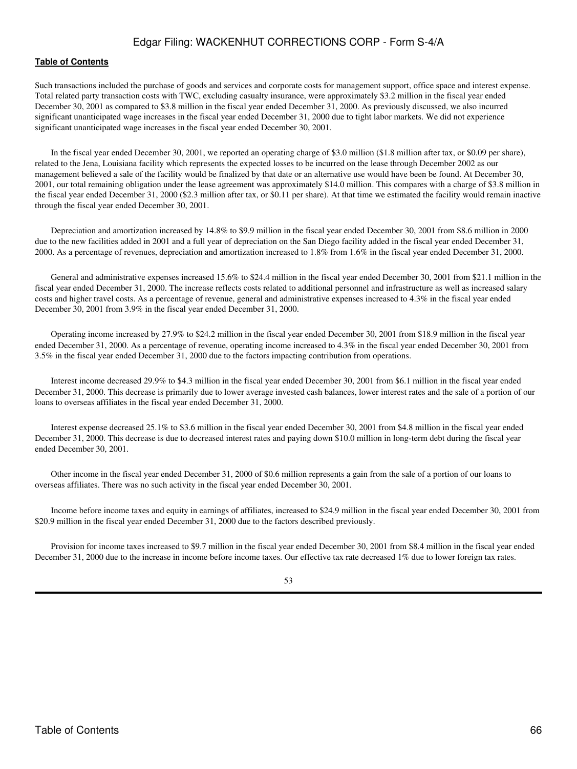Such transactions included the purchase of goods and services and corporate costs for management support, office space and interest expense. Total related party transaction costs with TWC, excluding casualty insurance, were approximately $3.2 million in the fiscal year ended December 30, 2001 as compared to $3.8 million in the fiscal year ended December 31, 2000. As previously discussed, we also incurred significant unanticipated wage increases in the fiscal year ended December 31, 2000 due to tight labor markets. We did not experience significant unanticipated wage increases in the fiscal year ended December 30, 2001.

In the fiscal year ended December 30, 2001, we reported an operating charge of $3.0 million ($1.8 million after tax, or $0.09 per share), related to the Jena, Louisiana facility which represents the expected losses to be incurred on the lease through December 2002 as our management believed a sale of the facility would be finalized by that date or an alternative use would have been be found. At December 30, 2001, our total remaining obligation under the lease agreement was approximately $14.0 million. This compares with a charge of $3.8 million in the fiscal year ended December 31, 2000 ($2.3 million after tax, or $0.11 per share). At that time we estimated the facility would remain inactive through the fiscal year ended December 30, 2001.

Depreciation and amortization increased by 14.8% to $9.9 million in the fiscal year ended December 30, 2001 from $8.6 million in 2000 due to the new facilities added in 2001 and a full year of depreciation on the San Diego facility added in the fiscal year ended December 31, 2000. As a percentage of revenues, depreciation and amortization increased to 1.8% from 1.6% in the fiscal year ended December 31, 2000.

General and administrative expenses increased 15.6% to $24.4 million in the fiscal year ended December 30, 2001 from $21.1 million in the fiscal year ended December 31, 2000. The increase reflects costs related to additional personnel and infrastructure as well as increased salary costs and higher travel costs. As a percentage of revenue, general and administrative expenses increased to 4.3% in the fiscal year ended December 30, 2001 from 3.9% in the fiscal year ended December 31, 2000.

Operating income increased by 27.9% to $24.2 million in the fiscal year ended December 30, 2001 from $18.9 million in the fiscal year ended December 31, 2000. As a percentage of revenue, operating income increased to 4.3% in the fiscal year ended December 30, 2001 from 3.5% in the fiscal year ended December 31, 2000 due to the factors impacting contribution from operations.

Interest income decreased 29.9% to $4.3 million in the fiscal year ended December 30, 2001 from $6.1 million in the fiscal year ended December 31, 2000. This decrease is primarily due to lower average invested cash balances, lower interest rates and the sale of a portion of our loans to overseas affiliates in the fiscal year ended December 31, 2000.

Interest expense decreased 25.1% to $3.6 million in the fiscal year ended December 30, 2001 from $4.8 million in the fiscal year ended December 31, 2000. This decrease is due to decreased interest rates and paying down $10.0 million in long-term debt during the fiscal year ended December 30, 2001.

Other income in the fiscal year ended December 31, 2000 of $0.6 million represents a gain from the sale of a portion of our loans to overseas affiliates. There was no such activity in the fiscal year ended December 30, 2001.

Income before income taxes and equity in earnings of affiliates, increased to $24.9 million in the fiscal year ended December 30, 2001 from $20.9 million in the fiscal year ended December 31, 2000 due to the factors described previously.

Provision for income taxes increased to $9.7 million in the fiscal year ended December 30, 2001 from $8.4 million in the fiscal year ended December 31, 2000 due to the increase in income before income taxes. Our effective tax rate decreased 1% due to lower foreign tax rates.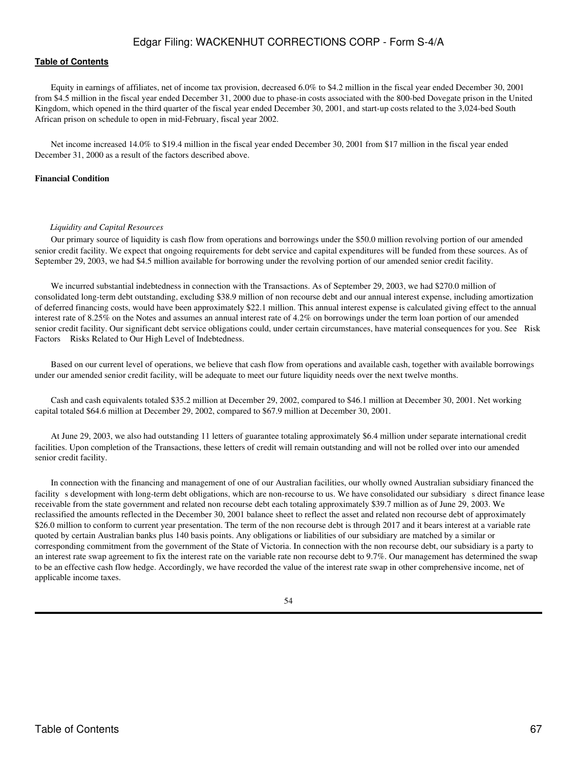Equity in earnings of affiliates, net of income tax provision, decreased 6.0% to $4.2 million in the fiscal year ended December 30, 2001 from $4.5 million in the fiscal year ended December 31, 2000 due to phase-in costs associated with the 800-bed Dovegate prison in the United Kingdom, which opened in the third quarter of the fiscal year ended December 30, 2001, and start-up costs related to the 3,024-bed South African prison on schedule to open in mid-February, fiscal year 2002.

Net income increased 14.0% to $19.4 million in the fiscal year ended December 30, 2001 from $17 million in the fiscal year ended December 31, 2000 as a result of the factors described above.

**Financial Condition**

*Liquidity and Capital Resources*

Our primary source of liquidity is cash flow from operations and borrowings under the $50.0 million revolving portion of our amended senior credit facility. We expect that ongoing requirements for debt service and capital expenditures will be funded from these sources. As of September 29, 2003, we had $4.5 million available for borrowing under the revolving portion of our amended senior credit facility.

We incurred substantial indebtedness in connection with the Transactions. As of September 29, 2003, we had $270.0 million of consolidated long-term debt outstanding, excluding $38.9 million of non recourse debt and our annual interest expense, including amortization of deferred financing costs, would have been approximately $22.1 million. This annual interest expense is calculated giving effect to the annual interest rate of 8.25% on the Notes and assumes an annual interest rate of 4.2% on borrowings under the term loan portion of our amended senior credit facility. Our significant debt service obligations could, under certain circumstances, have material consequences for you. See Risk Factors Risks Related to Our High Level of Indebtedness.

Based on our current level of operations, we believe that cash flow from operations and available cash, together with available borrowings under our amended senior credit facility, will be adequate to meet our future liquidity needs over the next twelve months.

Cash and cash equivalents totaled $35.2 million at December 29, 2002, compared to $46.1 million at December 30, 2001. Net working capital totaled $64.6 million at December 29, 2002, compared to $67.9 million at December 30, 2001.

At June 29, 2003, we also had outstanding 11 letters of guarantee totaling approximately $6.4 million under separate international credit facilities. Upon completion of the Transactions, these letters of credit will remain outstanding and will not be rolled over into our amended senior credit facility.

In connection with the financing and management of one of our Australian facilities, our wholly owned Australian subsidiary financed the facility s development with long-term debt obligations, which are non-recourse to us. We have consolidated our subsidiary s direct finance lease receivable from the state government and related non recourse debt each totaling approximately $39.7 million as of June 29, 2003. We reclassified the amounts reflected in the December 30, 2001 balance sheet to reflect the asset and related non recourse debt of approximately $26.0 million to conform to current year presentation. The term of the non recourse debt is through 2017 and it bears interest at a variable rate quoted by certain Australian banks plus 140 basis points. Any obligations or liabilities of our subsidiary are matched by a similar or corresponding commitment from the government of the State of Victoria. In connection with the non recourse debt, our subsidiary is a party to an interest rate swap agreement to fix the interest rate on the variable rate non recourse debt to 9.7%. Our management has determined the swap to be an effective cash flow hedge. Accordingly, we have recorded the value of the interest rate swap in other comprehensive income, net of applicable income taxes.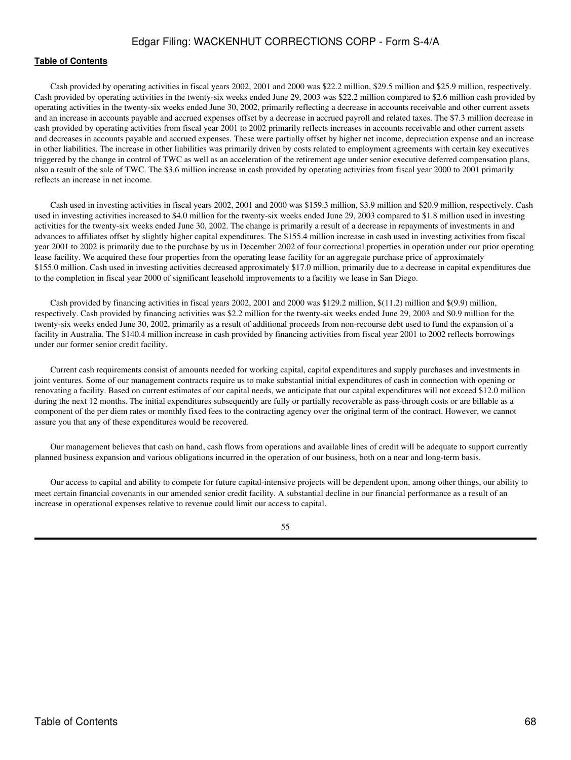Cash provided by operating activities in fiscal years 2002, 2001 and 2000 was $22.2 million, $29.5 million and $25.9 million, respectively. Cash provided by operating activities in the twenty-six weeks ended June 29, 2003 was $22.2 million compared to $2.6 million cash provided by operating activities in the twenty-six weeks ended June 30, 2002, primarily reflecting a decrease in accounts receivable and other current assets and an increase in accounts payable and accrued expenses offset by a decrease in accrued payroll and related taxes. The $7.3 million decrease in cash provided by operating activities from fiscal year 2001 to 2002 primarily reflects increases in accounts receivable and other current assets and decreases in accounts payable and accrued expenses. These were partially offset by higher net income, depreciation expense and an increase in other liabilities. The increase in other liabilities was primarily driven by costs related to employment agreements with certain key executives triggered by the change in control of TWC as well as an acceleration of the retirement age under senior executive deferred compensation plans, also a result of the sale of TWC. The $3.6 million increase in cash provided by operating activities from fiscal year 2000 to 2001 primarily reflects an increase in net income.

Cash used in investing activities in fiscal years 2002, 2001 and 2000 was $159.3 million, $3.9 million and $20.9 million, respectively. Cash used in investing activities increased to $4.0 million for the twenty-six weeks ended June 29, 2003 compared to $1.8 million used in investing activities for the twenty-six weeks ended June 30, 2002. The change is primarily a result of a decrease in repayments of investments in and advances to affiliates offset by slightly higher capital expenditures. The $155.4 million increase in cash used in investing activities from fiscal year 2001 to 2002 is primarily due to the purchase by us in December 2002 of four correctional properties in operation under our prior operating lease facility. We acquired these four properties from the operating lease facility for an aggregate purchase price of approximately $155.0 million. Cash used in investing activities decreased approximately $17.0 million, primarily due to a decrease in capital expenditures due to the completion in fiscal year 2000 of significant leasehold improvements to a facility we lease in San Diego.

Cash provided by financing activities in fiscal years 2002, 2001 and 2000 was $129.2 million, $(11.2) million and $(9.9) million, respectively. Cash provided by financing activities was $2.2 million for the twenty-six weeks ended June 29, 2003 and $0.9 million for the twenty-six weeks ended June 30, 2002, primarily as a result of additional proceeds from non-recourse debt used to fund the expansion of a facility in Australia. The $140.4 million increase in cash provided by financing activities from fiscal year 2001 to 2002 reflects borrowings under our former senior credit facility.

Current cash requirements consist of amounts needed for working capital, capital expenditures and supply purchases and investments in joint ventures. Some of our management contracts require us to make substantial initial expenditures of cash in connection with opening or renovating a facility. Based on current estimates of our capital needs, we anticipate that our capital expenditures will not exceed $12.0 million during the next 12 months. The initial expenditures subsequently are fully or partially recoverable as pass-through costs or are billable as a component of the per diem rates or monthly fixed fees to the contracting agency over the original term of the contract. However, we cannot assure you that any of these expenditures would be recovered.

Our management believes that cash on hand, cash flows from operations and available lines of credit will be adequate to support currently planned business expansion and various obligations incurred in the operation of our business, both on a near and long-term basis.

Our access to capital and ability to compete for future capital-intensive projects will be dependent upon, among other things, our ability to meet certain financial covenants in our amended senior credit facility. A substantial decline in our financial performance as a result of an increase in operational expenses relative to revenue could limit our access to capital.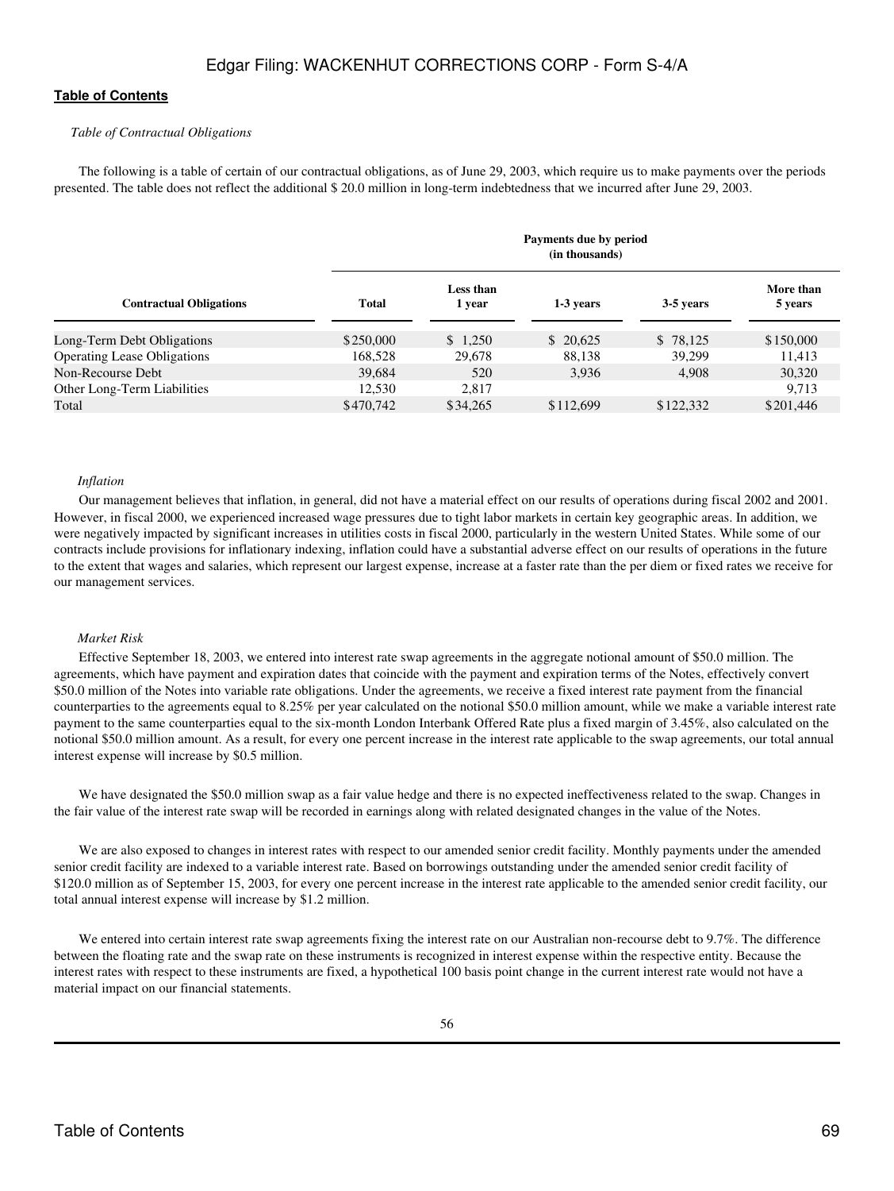[Table of Contents](#)

*Table of Contractual Obligations*

The following is a table of certain of our contractual obligations, as of June 29, 2003, which require us to make payments over the periods presented. The table does not reflect the additional $ 20.0 million in long-term indebtedness that we incurred after June 29, 2003.

| | Payments due by period (in thousands) | | | | |
|---|---|---|---|---|---|
| **Contractual Obligations** | **Total** | **Less than 1 year** | **1-3 years** | **3-5 years** | **More than 5 years** |
| Long-Term Debt Obligations | $250,000 | $ 1,250 | $ 20,625 | $ 78,125 | $150,000 |
| Operating Lease Obligations | 168,528 | 29,678 | 88,138 | 39,299 | 11,413 |
| Non-Recourse Debt | 39,684 | 520 | 3,936 | 4,908 | 30,320 |
| Other Long-Term Liabilities | 12,530 | 2,817 | | | 9,713 |
| Total | $470,742 | $34,265 | $112,699 | $122,332 | $201,446 |

*Inflation*

Our management believes that inflation, in general, did not have a material effect on our results of operations during fiscal 2002 and 2001. However, in fiscal 2000, we experienced increased wage pressures due to tight labor markets in certain key geographic areas. In addition, we were negatively impacted by significant increases in utilities costs in fiscal 2000, particularly in the western United States. While some of our contracts include provisions for inflationary indexing, inflation could have a substantial adverse effect on our results of operations in the future to the extent that wages and salaries, which represent our largest expense, increase at a faster rate than the per diem or fixed rates we receive for our management services.

*Market Risk*

Effective September 18, 2003, we entered into interest rate swap agreements in the aggregate notional amount of $50.0 million. The agreements, which have payment and expiration dates that coincide with the payment and expiration terms of the Notes, effectively convert $50.0 million of the Notes into variable rate obligations. Under the agreements, we receive a fixed interest rate payment from the financial counterparties to the agreements equal to 8.25% per year calculated on the notional $50.0 million amount, while we make a variable interest rate payment to the same counterparties equal to the six-month London Interbank Offered Rate plus a fixed margin of 3.45%, also calculated on the notional $50.0 million amount. As a result, for every one percent increase in the interest rate applicable to the swap agreements, our total annual interest expense will increase by $0.5 million.

We have designated the $50.0 million swap as a fair value hedge and there is no expected ineffectiveness related to the swap. Changes in the fair value of the interest rate swap will be recorded in earnings along with related designated changes in the value of the Notes.

We are also exposed to changes in interest rates with respect to our amended senior credit facility. Monthly payments under the amended senior credit facility are indexed to a variable interest rate. Based on borrowings outstanding under the amended senior credit facility of $120.0 million as of September 15, 2003, for every one percent increase in the interest rate applicable to the amended senior credit facility, our total annual interest expense will increase by $1.2 million.

We entered into certain interest rate swap agreements fixing the interest rate on our Australian non-recourse debt to 9.7%. The difference between the floating rate and the swap rate on these instruments is recognized in interest expense within the respective entity. Because the interest rates with respect to these instruments are fixed, a hypothetical 100 basis point change in the current interest rate would not have a material impact on our financial statements.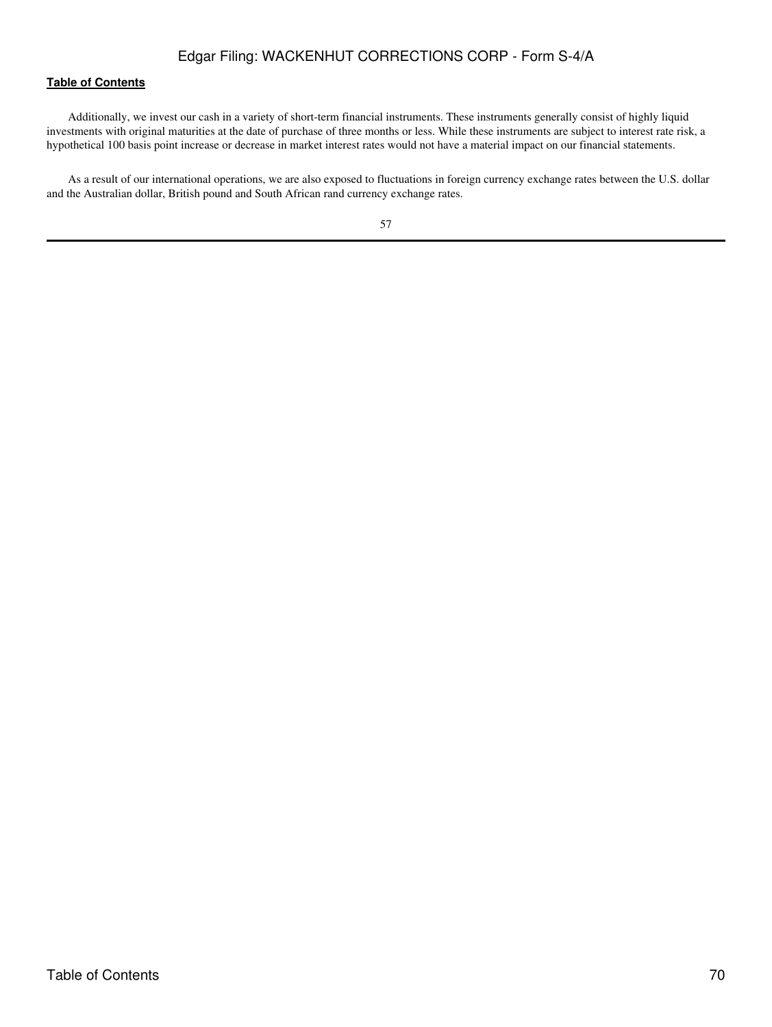Additionally, we invest our cash in a variety of short-term financial instruments. These instruments generally consist of highly liquid investments with original maturities at the date of purchase of three months or less. While these instruments are subject to interest rate risk, a hypothetical 100 basis point increase or decrease in market interest rates would not have a material impact on our financial statements.

As a result of our international operations, we are also exposed to fluctuations in foreign currency exchange rates between the U.S. dollar and the Australian dollar, British pound and South African rand currency exchange rates.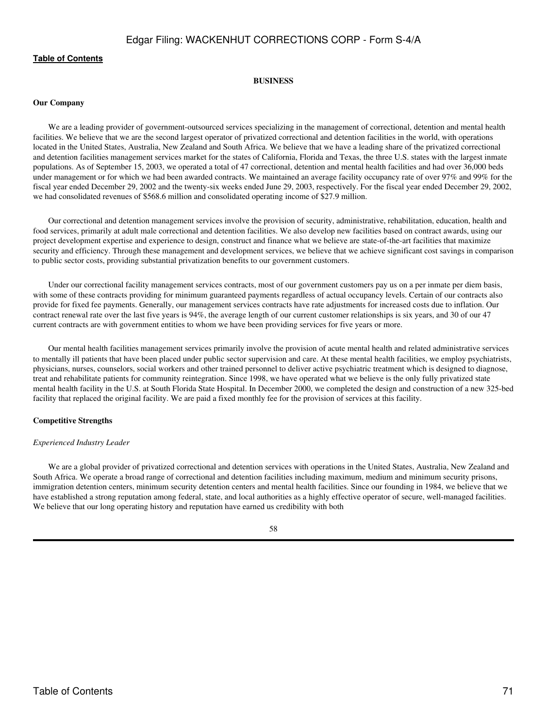## BUSINESS

### Our Company

We are a leading provider of government-outsourced services specializing in the management of correctional, detention and mental health facilities. We believe that we are the second largest operator of privatized correctional and detention facilities in the world, with operations located in the United States, Australia, New Zealand and South Africa. We believe that we have a leading share of the privatized correctional and detention facilities management services market for the states of California, Florida and Texas, the three U.S. states with the largest inmate populations. As of September 15, 2003, we operated a total of 47 correctional, detention and mental health facilities and had over 36,000 beds under management or for which we had been awarded contracts. We maintained an average facility occupancy rate of over 97% and 99% for the fiscal year ended December 29, 2002 and the twenty-six weeks ended June 29, 2003, respectively. For the fiscal year ended December 29, 2002, we had consolidated revenues of $568.6 million and consolidated operating income of $27.9 million.

Our correctional and detention management services involve the provision of security, administrative, rehabilitation, education, health and food services, primarily at adult male correctional and detention facilities. We also develop new facilities based on contract awards, using our project development expertise and experience to design, construct and finance what we believe are state-of-the-art facilities that maximize security and efficiency. Through these management and development services, we believe that we achieve significant cost savings in comparison to public sector costs, providing substantial privatization benefits to our government customers.

Under our correctional facility management services contracts, most of our government customers pay us on a per inmate per diem basis, with some of these contracts providing for minimum guaranteed payments regardless of actual occupancy levels. Certain of our contracts also provide for fixed fee payments. Generally, our management services contracts have rate adjustments for increased costs due to inflation. Our contract renewal rate over the last five years is 94%, the average length of our current customer relationships is six years, and 30 of our 47 current contracts are with government entities to whom we have been providing services for five years or more.

Our mental health facilities management services primarily involve the provision of acute mental health and related administrative services to mentally ill patients that have been placed under public sector supervision and care. At these mental health facilities, we employ psychiatrists, physicians, nurses, counselors, social workers and other trained personnel to deliver active psychiatric treatment which is designed to diagnose, treat and rehabilitate patients for community reintegration. Since 1998, we have operated what we believe is the only fully privatized state mental health facility in the U.S. at South Florida State Hospital. In December 2000, we completed the design and construction of a new 325-bed facility that replaced the original facility. We are paid a fixed monthly fee for the provision of services at this facility.

### Competitive Strengths

*Experienced Industry Leader*

We are a global provider of privatized correctional and detention services with operations in the United States, Australia, New Zealand and South Africa. We operate a broad range of correctional and detention facilities including maximum, medium and minimum security prisons, immigration detention centers, minimum security detention centers and mental health facilities. Since our founding in 1984, we believe that we have established a strong reputation among federal, state, and local authorities as a highly effective operator of secure, well-managed facilities. We believe that our long operating history and reputation have earned us credibility with both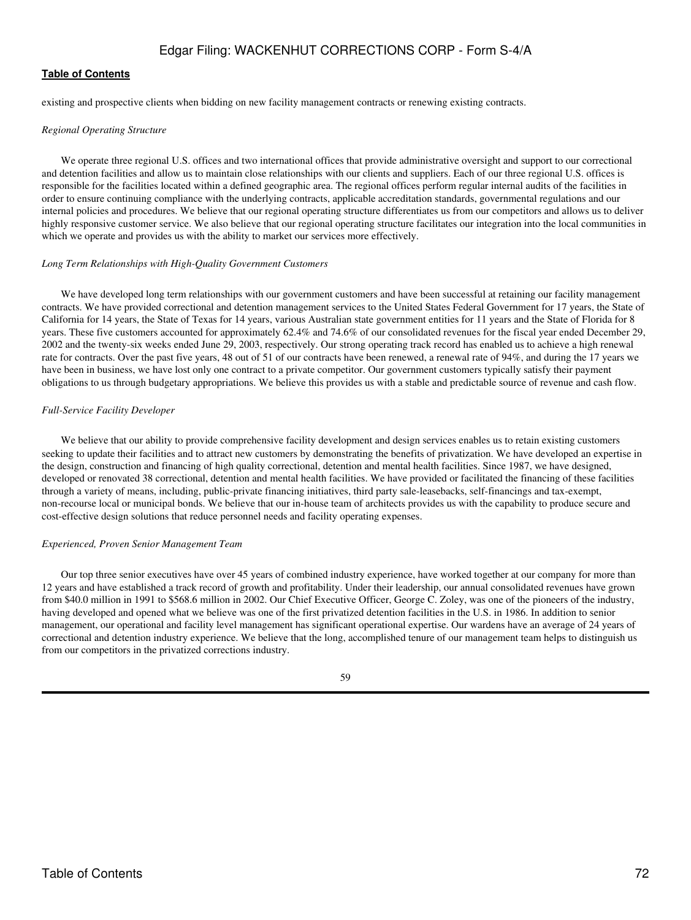existing and prospective clients when bidding on new facility management contracts or renewing existing contracts.

*Regional Operating Structure*

We operate three regional U.S. offices and two international offices that provide administrative oversight and support to our correctional and detention facilities and allow us to maintain close relationships with our clients and suppliers. Each of our three regional U.S. offices is responsible for the facilities located within a defined geographic area. The regional offices perform regular internal audits of the facilities in order to ensure continuing compliance with the underlying contracts, applicable accreditation standards, governmental regulations and our internal policies and procedures. We believe that our regional operating structure differentiates us from our competitors and allows us to deliver highly responsive customer service. We also believe that our regional operating structure facilitates our integration into the local communities in which we operate and provides us with the ability to market our services more effectively.

*Long Term Relationships with High-Quality Government Customers*

We have developed long term relationships with our government customers and have been successful at retaining our facility management contracts. We have provided correctional and detention management services to the United States Federal Government for 17 years, the State of California for 14 years, the State of Texas for 14 years, various Australian state government entities for 11 years and the State of Florida for 8 years. These five customers accounted for approximately 62.4% and 74.6% of our consolidated revenues for the fiscal year ended December 29, 2002 and the twenty-six weeks ended June 29, 2003, respectively. Our strong operating track record has enabled us to achieve a high renewal rate for contracts. Over the past five years, 48 out of 51 of our contracts have been renewed, a renewal rate of 94%, and during the 17 years we have been in business, we have lost only one contract to a private competitor. Our government customers typically satisfy their payment obligations to us through budgetary appropriations. We believe this provides us with a stable and predictable source of revenue and cash flow.

*Full-Service Facility Developer*

We believe that our ability to provide comprehensive facility development and design services enables us to retain existing customers seeking to update their facilities and to attract new customers by demonstrating the benefits of privatization. We have developed an expertise in the design, construction and financing of high quality correctional, detention and mental health facilities. Since 1987, we have designed, developed or renovated 38 correctional, detention and mental health facilities. We have provided or facilitated the financing of these facilities through a variety of means, including, public-private financing initiatives, third party sale-leasebacks, self-financings and tax-exempt, non-recourse local or municipal bonds. We believe that our in-house team of architects provides us with the capability to produce secure and cost-effective design solutions that reduce personnel needs and facility operating expenses.

*Experienced, Proven Senior Management Team*

Our top three senior executives have over 45 years of combined industry experience, have worked together at our company for more than 12 years and have established a track record of growth and profitability. Under their leadership, our annual consolidated revenues have grown from $40.0 million in 1991 to $568.6 million in 2002. Our Chief Executive Officer, George C. Zoley, was one of the pioneers of the industry, having developed and opened what we believe was one of the first privatized detention facilities in the U.S. in 1986. In addition to senior management, our operational and facility level management has significant operational expertise. Our wardens have an average of 24 years of correctional and detention industry experience. We believe that the long, accomplished tenure of our management team helps to distinguish us from our competitors in the privatized corrections industry.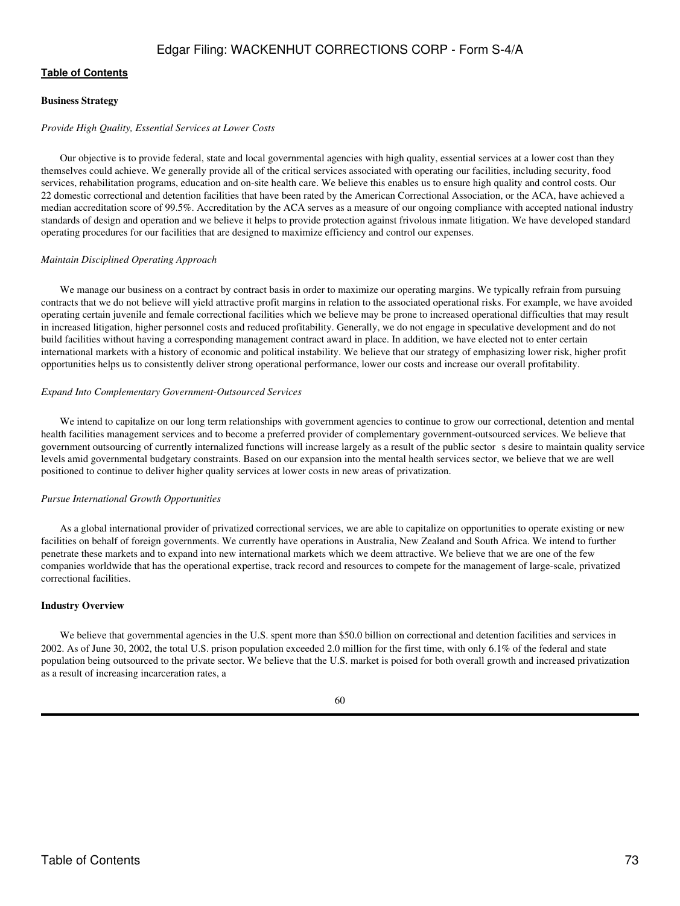**Business Strategy**

*Provide High Quality, Essential Services at Lower Costs*

Our objective is to provide federal, state and local governmental agencies with high quality, essential services at a lower cost than they themselves could achieve. We generally provide all of the critical services associated with operating our facilities, including security, food services, rehabilitation programs, education and on-site health care. We believe this enables us to ensure high quality and control costs. Our 22 domestic correctional and detention facilities that have been rated by the American Correctional Association, or the ACA, have achieved a median accreditation score of 99.5%. Accreditation by the ACA serves as a measure of our ongoing compliance with accepted national industry standards of design and operation and we believe it helps to provide protection against frivolous inmate litigation. We have developed standard operating procedures for our facilities that are designed to maximize efficiency and control our expenses.

*Maintain Disciplined Operating Approach*

We manage our business on a contract by contract basis in order to maximize our operating margins. We typically refrain from pursuing contracts that we do not believe will yield attractive profit margins in relation to the associated operational risks. For example, we have avoided operating certain juvenile and female correctional facilities which we believe may be prone to increased operational difficulties that may result in increased litigation, higher personnel costs and reduced profitability. Generally, we do not engage in speculative development and do not build facilities without having a corresponding management contract award in place. In addition, we have elected not to enter certain international markets with a history of economic and political instability. We believe that our strategy of emphasizing lower risk, higher profit opportunities helps us to consistently deliver strong operational performance, lower our costs and increase our overall profitability.

*Expand Into Complementary Government-Outsourced Services*

We intend to capitalize on our long term relationships with government agencies to continue to grow our correctional, detention and mental health facilities management services and to become a preferred provider of complementary government-outsourced services. We believe that government outsourcing of currently internalized functions will increase largely as a result of the public sector s desire to maintain quality service levels amid governmental budgetary constraints. Based on our expansion into the mental health services sector, we believe that we are well positioned to continue to deliver higher quality services at lower costs in new areas of privatization.

*Pursue International Growth Opportunities*

As a global international provider of privatized correctional services, we are able to capitalize on opportunities to operate existing or new facilities on behalf of foreign governments. We currently have operations in Australia, New Zealand and South Africa. We intend to further penetrate these markets and to expand into new international markets which we deem attractive. We believe that we are one of the few companies worldwide that has the operational expertise, track record and resources to compete for the management of large-scale, privatized correctional facilities.

**Industry Overview**

We believe that governmental agencies in the U.S. spent more than $50.0 billion on correctional and detention facilities and services in 2002. As of June 30, 2002, the total U.S. prison population exceeded 2.0 million for the first time, with only 6.1% of the federal and state population being outsourced to the private sector. We believe that the U.S. market is poised for both overall growth and increased privatization as a result of increasing incarceration rates, a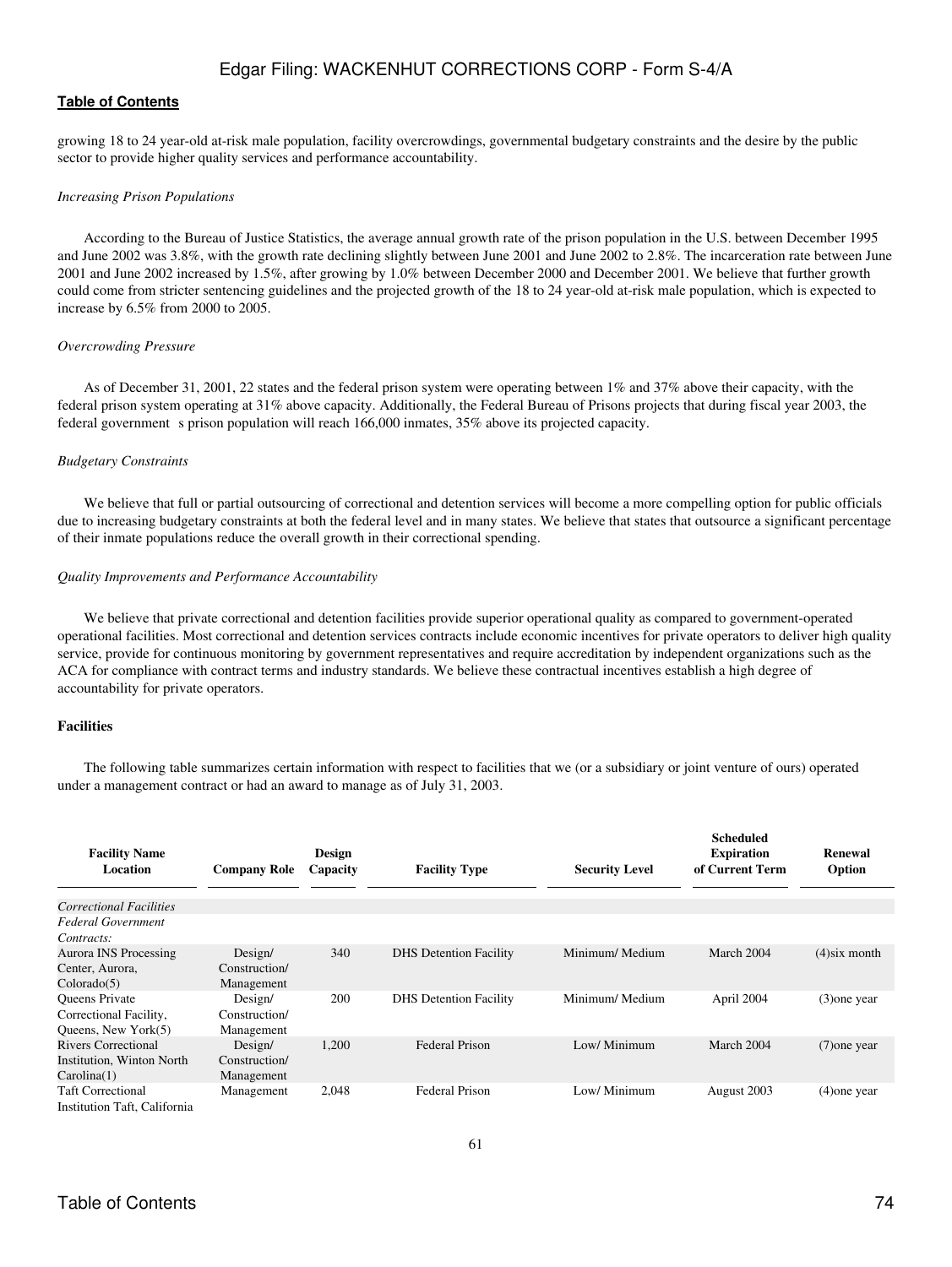growing 18 to 24 year-old at-risk male population, facility overcrowdings, governmental budgetary constraints and the desire by the public sector to provide higher quality services and performance accountability.

*Increasing Prison Populations*

According to the Bureau of Justice Statistics, the average annual growth rate of the prison population in the U.S. between December 1995 and June 2002 was 3.8%, with the growth rate declining slightly between June 2001 and June 2002 to 2.8%. The incarceration rate between June 2001 and June 2002 increased by 1.5%, after growing by 1.0% between December 2000 and December 2001. We believe that further growth could come from stricter sentencing guidelines and the projected growth of the 18 to 24 year-old at-risk male population, which is expected to increase by 6.5% from 2000 to 2005.

*Overcrowding Pressure*

As of December 31, 2001, 22 states and the federal prison system were operating between 1% and 37% above their capacity, with the federal prison system operating at 31% above capacity. Additionally, the Federal Bureau of Prisons projects that during fiscal year 2003, the federal government s prison population will reach 166,000 inmates, 35% above its projected capacity.

*Budgetary Constraints*

We believe that full or partial outsourcing of correctional and detention services will become a more compelling option for public officials due to increasing budgetary constraints at both the federal level and in many states. We believe that states that outsource a significant percentage of their inmate populations reduce the overall growth in their correctional spending.

*Quality Improvements and Performance Accountability*

We believe that private correctional and detention facilities provide superior operational quality as compared to government-operated operational facilities. Most correctional and detention services contracts include economic incentives for private operators to deliver high quality service, provide for continuous monitoring by government representatives and require accreditation by independent organizations such as the ACA for compliance with contract terms and industry standards. We believe these contractual incentives establish a high degree of accountability for private operators.

**Facilities**

The following table summarizes certain information with respect to facilities that we (or a subsidiary or joint venture of ours) operated under a management contract or had an award to manage as of July 31, 2003.

| Facility Name Location | Company Role | Design Capacity | Facility Type | Security Level | Scheduled Expiration of Current Term | Renewal Option |
|---|---|---|---|---|---|---|
| *Correctional Facilities* | | | | | | |
| *Federal Government Contracts:* | | | | | | |
| Aurora INS Processing Center, Aurora, Colorado(5) | Design/ Construction/ Management | 340 | DHS Detention Facility | Minimum/ Medium | March 2004 | (4)six month |
| Queens Private Correctional Facility, Queens, New York(5) | Design/ Construction/ Management | 200 | DHS Detention Facility | Minimum/ Medium | April 2004 | (3)one year |
| Rivers Correctional Institution, Winton North Carolina(1) | Design/ Construction/ Management | 1,200 | Federal Prison | Low/ Minimum | March 2004 | (7)one year |
| Taft Correctional Institution Taft, California | Management | 2,048 | Federal Prison | Low/ Minimum | August 2003 | (4)one year |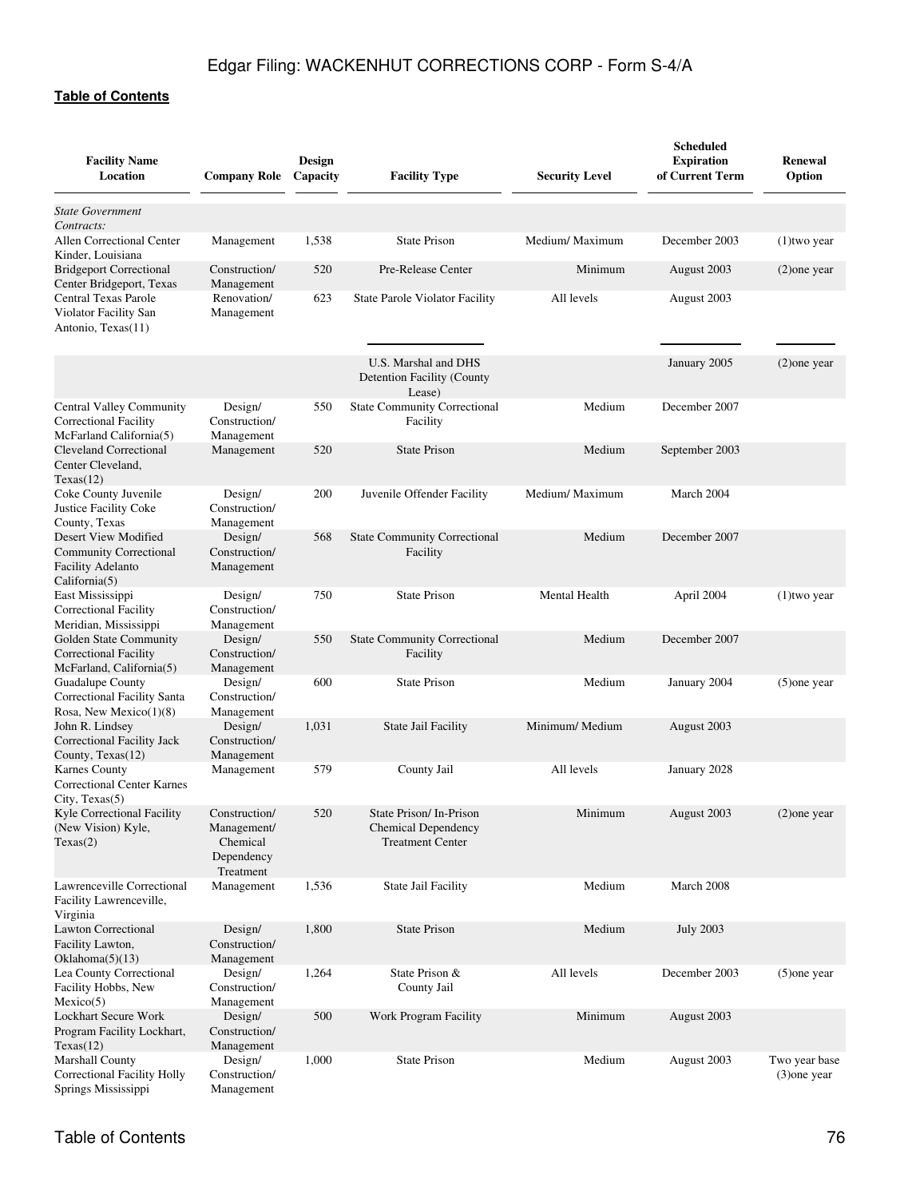| Facility Name Location | Company Role | Design Capacity | Facility Type | Security Level | Scheduled Expiration of Current Term | Renewal Option |
|---|---|---|---|---|---|---|
| *State Government Contracts:* | | | | | | |
| Allen Correctional Center Kinder, Louisiana | Management | 1,538 | State Prison | Medium/ Maximum | December 2003 | (1)two year |
| Bridgeport Correctional Center Bridgeport, Texas | Construction/ Management | 520 | Pre-Release Center | Minimum | August 2003 | (2)one year |
| Central Texas Parole Violator Facility San Antonio, Texas(11) | Renovation/ Management | 623 | State Parole Violator Facility | All levels | August 2003 | |
| | | | U.S. Marshal and DHS Detention Facility (County Lease) | | January 2005 | (2)one year |
| Central Valley Community Correctional Facility McFarland California(5) | Design/ Construction/ Management | 550 | State Community Correctional Facility | Medium | December 2007 | |
| Cleveland Correctional Center Cleveland, Texas(12) | Management | 520 | State Prison | Medium | September 2003 | |
| Coke County Juvenile Justice Facility Coke County, Texas | Design/ Construction/ Management | 200 | Juvenile Offender Facility | Medium/ Maximum | March 2004 | |
| Desert View Modified Community Correctional Facility Adelanto California(5) | Design/ Construction/ Management | 568 | State Community Correctional Facility | Medium | December 2007 | |
| East Mississippi Correctional Facility Meridian, Mississippi | Design/ Construction/ Management | 750 | State Prison | Mental Health | April 2004 | (1)two year |
| Golden State Community Correctional Facility McFarland, California(5) | Design/ Construction/ Management | 550 | State Community Correctional Facility | Medium | December 2007 | |
| Guadalupe County Correctional Facility Santa Rosa, New Mexico(1)(8) | Design/ Construction/ Management | 600 | State Prison | Medium | January 2004 | (5)one year |
| John R. Lindsey Correctional Facility Jack County, Texas(12) | Design/ Construction/ Management | 1,031 | State Jail Facility | Minimum/ Medium | August 2003 | |
| Karnes County Correctional Center Karnes City, Texas(5) | Management | 579 | County Jail | All levels | January 2028 | |
| Kyle Correctional Facility (New Vision) Kyle, Texas(2) | Construction/ Management/ Chemical Dependency Treatment | 520 | State Prison/ In-Prison Chemical Dependency Treatment Center | Minimum | August 2003 | (2)one year |
| Lawrenceville Correctional Facility Lawrenceville, Virginia | Management | 1,536 | State Jail Facility | Medium | March 2008 | |
| Lawton Correctional Facility Lawton, Oklahoma(5)(13) | Design/ Construction/ Management | 1,800 | State Prison | Medium | July 2003 | |
| Lea County Correctional Facility Hobbs, New Mexico(5) | Design/ Construction/ Management | 1,264 | State Prison & County Jail | All levels | December 2003 | (5)one year |
| Lockhart Secure Work Program Facility Lockhart, Texas(12) | Design/ Construction/ Management | 500 | Work Program Facility | Minimum | August 2003 | |
| Marshall County Correctional Facility Holly Springs Mississippi | Design/ Construction/ Management | 1,000 | State Prison | Medium | August 2003 | Two year base (3)one year |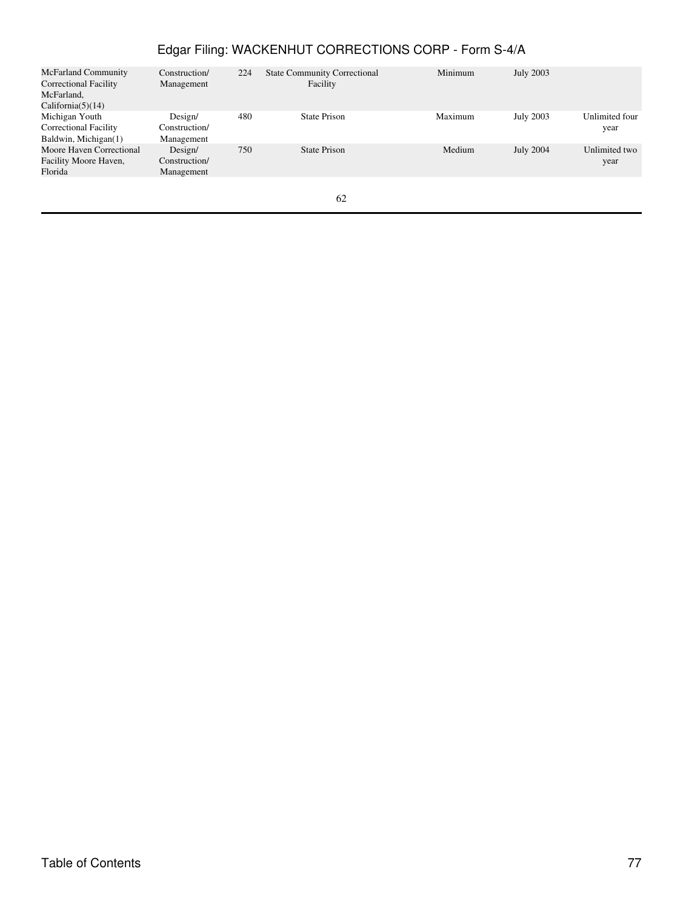| | | | | | | |
|---|---|---|---|---|---|---|
| McFarland Community Correctional Facility McFarland, California(5)(14) | Construction/ Management | 224 | State Community Correctional Facility | Minimum | July 2003 | |
| Michigan Youth Correctional Facility Baldwin, Michigan(1) | Design/ Construction/ Management | 480 | State Prison | Maximum | July 2003 | Unlimited four year |
| Moore Haven Correctional Facility Moore Haven, Florida | Design/ Construction/ Management | 750 | State Prison | Medium | July 2004 | Unlimited two year |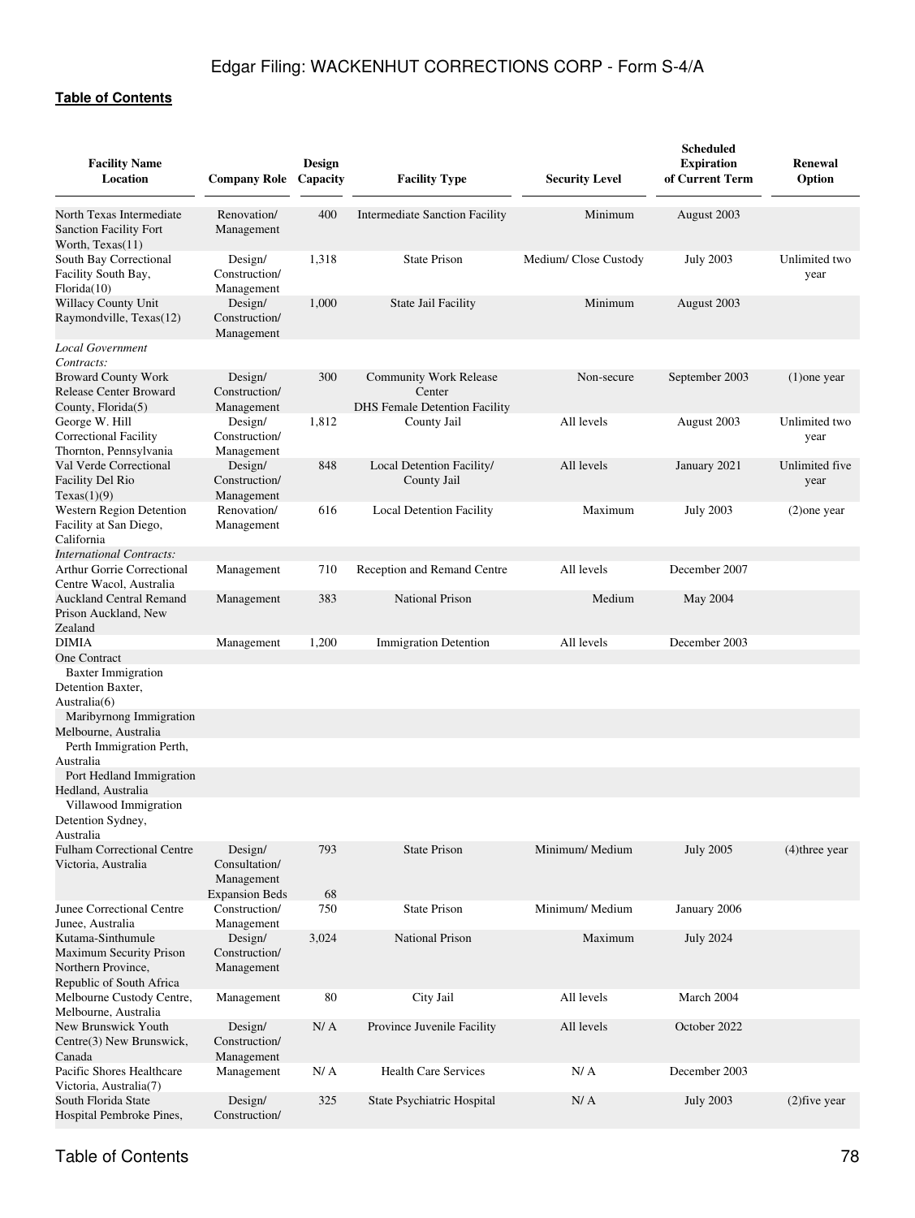[Table of Contents](#)

| Facility Name Location | Company Role | Design Capacity | Facility Type | Security Level | Scheduled Expiration of Current Term | Renewal Option |
|---|---|---|---|---|---|---|
| North Texas Intermediate Sanction Facility Fort Worth, Texas(11) | Renovation/ Management | 400 | Intermediate Sanction Facility | Minimum | August 2003 | |
| South Bay Correctional Facility South Bay, Florida(10) | Design/ Construction/ Management | 1,318 | State Prison | Medium/ Close Custody | July 2003 | Unlimited two year |
| Willacy County Unit Raymondville, Texas(12) | Design/ Construction/ Management | 1,000 | State Jail Facility | Minimum | August 2003 | |
| *Local Government Contracts:* | | | | | | |
| Broward County Work Release Center Broward County, Florida(5) | Design/ Construction/ Management | 300 | Community Work Release Center DHS Female Detention Facility | Non-secure | September 2003 | (1)one year |
| George W. Hill Correctional Facility Thornton, Pennsylvania | Design/ Construction/ Management | 1,812 | County Jail | All levels | August 2003 | Unlimited two year |
| Val Verde Correctional Facility Del Rio Texas(1)(9) | Design/ Construction/ Management | 848 | Local Detention Facility/ County Jail | All levels | January 2021 | Unlimited five year |
| Western Region Detention Facility at San Diego, California | Renovation/ Management | 616 | Local Detention Facility | Maximum | July 2003 | (2)one year |
| *International Contracts:* | | | | | | |
| Arthur Gorrie Correctional Centre Wacol, Australia | Management | 710 | Reception and Remand Centre | All levels | December 2007 | |
| Auckland Central Remand Prison Auckland, New Zealand | Management | 383 | National Prison | Medium | May 2004 | |
| DIMIA One Contract | Management | 1,200 | Immigration Detention | All levels | December 2003 | |
| Baxter Immigration Detention Baxter, Australia(6) | | | | | | |
| Maribyrnong Immigration Melbourne, Australia | | | | | | |
| Perth Immigration Perth, Australia | | | | | | |
| Port Hedland Immigration Hedland, Australia | | | | | | |
| Villawood Immigration Detention Sydney, Australia | | | | | | |
| Fulham Correctional Centre Victoria, Australia | Design/ Consultation/ Management | 793 | State Prison | Minimum/ Medium | July 2005 | (4)three year |
| | Expansion Beds | 68 | | | | |
| Junee Correctional Centre Junee, Australia | Construction/ Management | 750 | State Prison | Minimum/ Medium | January 2006 | |
| Kutama-Sinthumule Maximum Security Prison Northern Province, Republic of South Africa | Design/ Construction/ Management | 3,024 | National Prison | Maximum | July 2024 | |
| Melbourne Custody Centre, Melbourne, Australia | Management | 80 | City Jail | All levels | March 2004 | |
| New Brunswick Youth Centre(3) New Brunswick, Canada | Design/ Construction/ Management | N/ A | Province Juvenile Facility | All levels | October 2022 | |
| Pacific Shores Healthcare Victoria, Australia(7) | Management | N/ A | Health Care Services | N/ A | December 2003 | |
| South Florida State Hospital Pembroke Pines, | Design/ Construction/ | 325 | State Psychiatric Hospital | N/ A | July 2003 | (2)five year |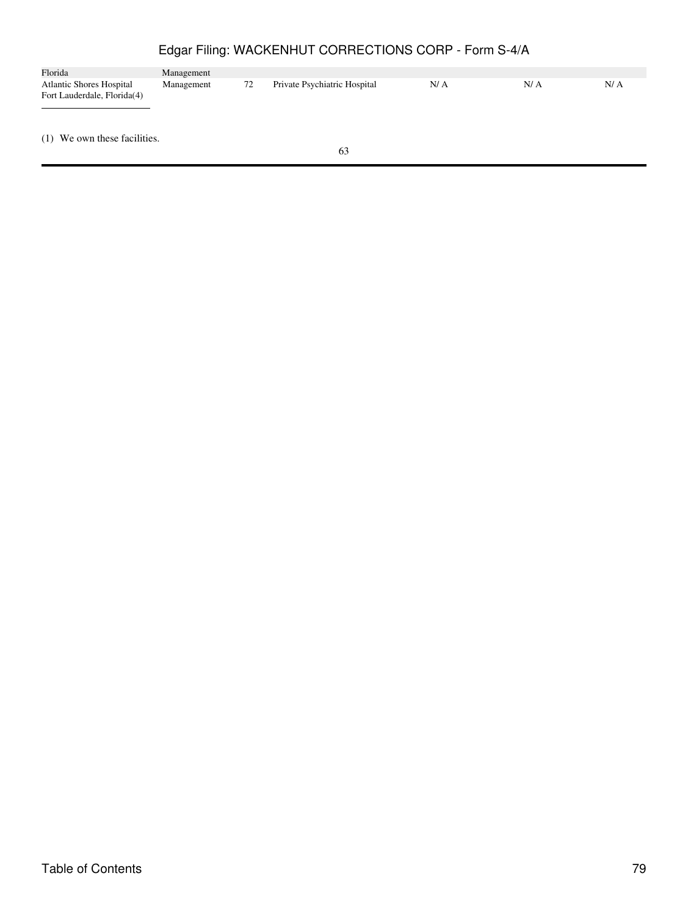| | | | | | | |
|---|---|---|---|---|---|---|
| Florida | Management | | | | | |
| Atlantic Shores Hospital Fort Lauderdale, Florida(4) | Management | 72 | Private Psychiatric Hospital | N/ A | N/ A | N/ A |

---

(1) We own these facilities.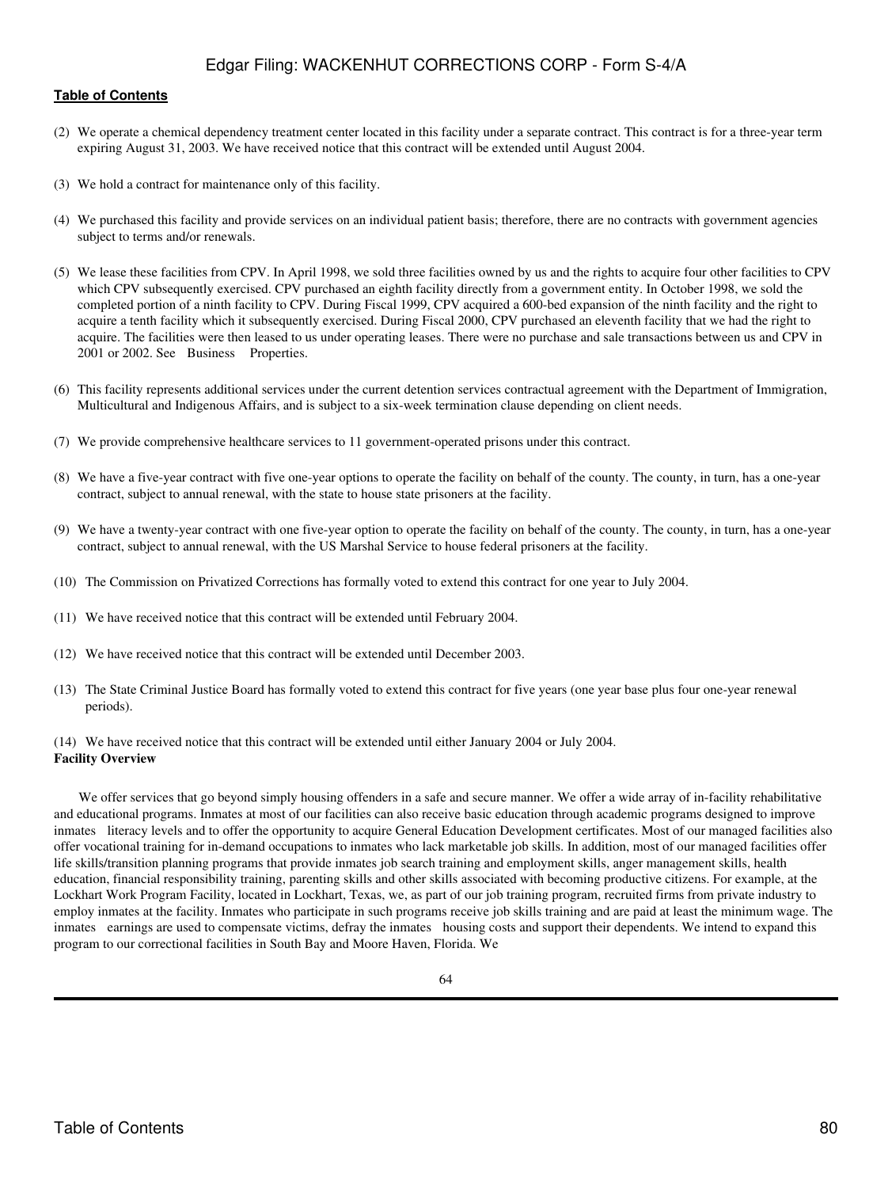(2) We operate a chemical dependency treatment center located in this facility under a separate contract. This contract is for a three-year term expiring August 31, 2003. We have received notice that this contract will be extended until August 2004.

(3) We hold a contract for maintenance only of this facility.

(4) We purchased this facility and provide services on an individual patient basis; therefore, there are no contracts with government agencies subject to terms and/or renewals.

(5) We lease these facilities from CPV. In April 1998, we sold three facilities owned by us and the rights to acquire four other facilities to CPV which CPV subsequently exercised. CPV purchased an eighth facility directly from a government entity. In October 1998, we sold the completed portion of a ninth facility to CPV. During Fiscal 1999, CPV acquired a 600-bed expansion of the ninth facility and the right to acquire a tenth facility which it subsequently exercised. During Fiscal 2000, CPV purchased an eleventh facility that we had the right to acquire. The facilities were then leased to us under operating leases. There were no purchase and sale transactions between us and CPV in 2001 or 2002. See Business Properties.

(6) This facility represents additional services under the current detention services contractual agreement with the Department of Immigration, Multicultural and Indigenous Affairs, and is subject to a six-week termination clause depending on client needs.

(7) We provide comprehensive healthcare services to 11 government-operated prisons under this contract.

(8) We have a five-year contract with five one-year options to operate the facility on behalf of the county. The county, in turn, has a one-year contract, subject to annual renewal, with the state to house state prisoners at the facility.

(9) We have a twenty-year contract with one five-year option to operate the facility on behalf of the county. The county, in turn, has a one-year contract, subject to annual renewal, with the US Marshal Service to house federal prisoners at the facility.

(10) The Commission on Privatized Corrections has formally voted to extend this contract for one year to July 2004.

(11) We have received notice that this contract will be extended until February 2004.

(12) We have received notice that this contract will be extended until December 2003.

(13) The State Criminal Justice Board has formally voted to extend this contract for five years (one year base plus four one-year renewal periods).

(14) We have received notice that this contract will be extended until either January 2004 or July 2004.

**Facility Overview**

We offer services that go beyond simply housing offenders in a safe and secure manner. We offer a wide array of in-facility rehabilitative and educational programs. Inmates at most of our facilities can also receive basic education through academic programs designed to improve inmates literacy levels and to offer the opportunity to acquire General Education Development certificates. Most of our managed facilities also offer vocational training for in-demand occupations to inmates who lack marketable job skills. In addition, most of our managed facilities offer life skills/transition planning programs that provide inmates job search training and employment skills, anger management skills, health education, financial responsibility training, parenting skills and other skills associated with becoming productive citizens. For example, at the Lockhart Work Program Facility, located in Lockhart, Texas, we, as part of our job training program, recruited firms from private industry to employ inmates at the facility. Inmates who participate in such programs receive job skills training and are paid at least the minimum wage. The inmates earnings are used to compensate victims, defray the inmates housing costs and support their dependents. We intend to expand this program to our correctional facilities in South Bay and Moore Haven, Florida. We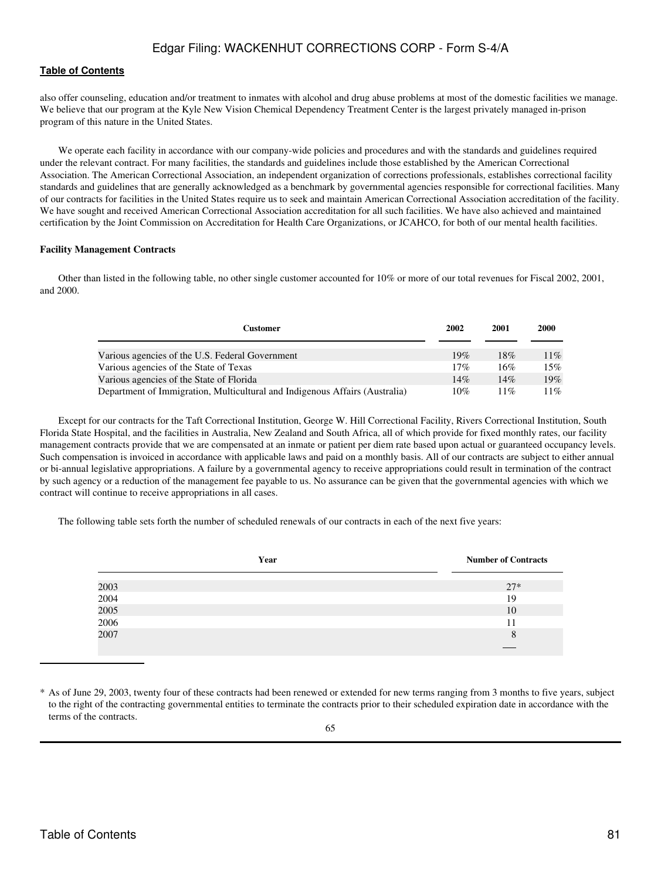also offer counseling, education and/or treatment to inmates with alcohol and drug abuse problems at most of the domestic facilities we manage. We believe that our program at the Kyle New Vision Chemical Dependency Treatment Center is the largest privately managed in-prison program of this nature in the United States.

We operate each facility in accordance with our company-wide policies and procedures and with the standards and guidelines required under the relevant contract. For many facilities, the standards and guidelines include those established by the American Correctional Association. The American Correctional Association, an independent organization of corrections professionals, establishes correctional facility standards and guidelines that are generally acknowledged as a benchmark by governmental agencies responsible for correctional facilities. Many of our contracts for facilities in the United States require us to seek and maintain American Correctional Association accreditation of the facility. We have sought and received American Correctional Association accreditation for all such facilities. We have also achieved and maintained certification by the Joint Commission on Accreditation for Health Care Organizations, or JCAHCO, for both of our mental health facilities.

**Facility Management Contracts**

Other than listed in the following table, no other single customer accounted for 10% or more of our total revenues for Fiscal 2002, 2001, and 2000.

| Customer | 2002 | 2001 | 2000 |
|---|---|---|---|
| Various agencies of the U.S. Federal Government | 19% | 18% | 11% |
| Various agencies of the State of Texas | 17% | 16% | 15% |
| Various agencies of the State of Florida | 14% | 14% | 19% |
| Department of Immigration, Multicultural and Indigenous Affairs (Australia) | 10% | 11% | 11% |

Except for our contracts for the Taft Correctional Institution, George W. Hill Correctional Facility, Rivers Correctional Institution, South Florida State Hospital, and the facilities in Australia, New Zealand and South Africa, all of which provide for fixed monthly rates, our facility management contracts provide that we are compensated at an inmate or patient per diem rate based upon actual or guaranteed occupancy levels. Such compensation is invoiced in accordance with applicable laws and paid on a monthly basis. All of our contracts are subject to either annual or bi-annual legislative appropriations. A failure by a governmental agency to receive appropriations could result in termination of the contract by such agency or a reduction of the management fee payable to us. No assurance can be given that the governmental agencies with which we contract will continue to receive appropriations in all cases.

The following table sets forth the number of scheduled renewals of our contracts in each of the next five years:

| Year | Number of Contracts |
|---|---|
| 2003 | 27* |
| 2004 | 19 |
| 2005 | 10 |
| 2006 | 11 |
| 2007 | 8 |

\* As of June 29, 2003, twenty four of these contracts had been renewed or extended for new terms ranging from 3 months to five years, subject to the right of the contracting governmental entities to terminate the contracts prior to their scheduled expiration date in accordance with the terms of the contracts.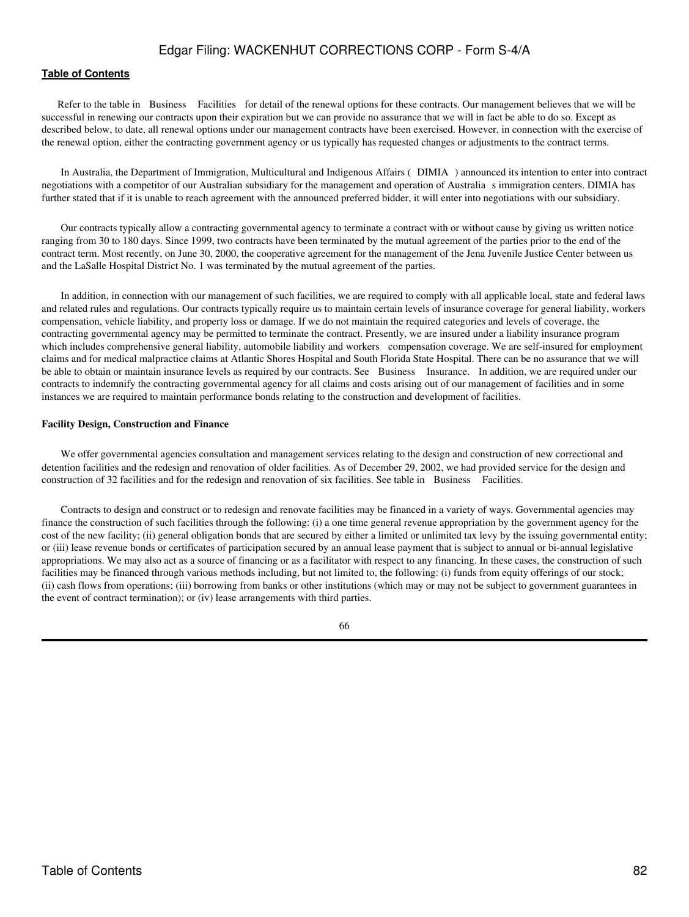Refer to the table in Business Facilities for detail of the renewal options for these contracts. Our management believes that we will be successful in renewing our contracts upon their expiration but we can provide no assurance that we will in fact be able to do so. Except as described below, to date, all renewal options under our management contracts have been exercised. However, in connection with the exercise of the renewal option, either the contracting government agency or us typically has requested changes or adjustments to the contract terms.

In Australia, the Department of Immigration, Multicultural and Indigenous Affairs ( DIMIA ) announced its intention to enter into contract negotiations with a competitor of our Australian subsidiary for the management and operation of Australia s immigration centers. DIMIA has further stated that if it is unable to reach agreement with the announced preferred bidder, it will enter into negotiations with our subsidiary.

Our contracts typically allow a contracting governmental agency to terminate a contract with or without cause by giving us written notice ranging from 30 to 180 days. Since 1999, two contracts have been terminated by the mutual agreement of the parties prior to the end of the contract term. Most recently, on June 30, 2000, the cooperative agreement for the management of the Jena Juvenile Justice Center between us and the LaSalle Hospital District No. 1 was terminated by the mutual agreement of the parties.

In addition, in connection with our management of such facilities, we are required to comply with all applicable local, state and federal laws and related rules and regulations. Our contracts typically require us to maintain certain levels of insurance coverage for general liability, workers compensation, vehicle liability, and property loss or damage. If we do not maintain the required categories and levels of coverage, the contracting governmental agency may be permitted to terminate the contract. Presently, we are insured under a liability insurance program which includes comprehensive general liability, automobile liability and workers compensation coverage. We are self-insured for employment claims and for medical malpractice claims at Atlantic Shores Hospital and South Florida State Hospital. There can be no assurance that we will be able to obtain or maintain insurance levels as required by our contracts. See Business Insurance. In addition, we are required under our contracts to indemnify the contracting governmental agency for all claims and costs arising out of our management of facilities and in some instances we are required to maintain performance bonds relating to the construction and development of facilities.

**Facility Design, Construction and Finance**

We offer governmental agencies consultation and management services relating to the design and construction of new correctional and detention facilities and the redesign and renovation of older facilities. As of December 29, 2002, we had provided service for the design and construction of 32 facilities and for the redesign and renovation of six facilities. See table in Business Facilities.

Contracts to design and construct or to redesign and renovate facilities may be financed in a variety of ways. Governmental agencies may finance the construction of such facilities through the following: (i) a one time general revenue appropriation by the government agency for the cost of the new facility; (ii) general obligation bonds that are secured by either a limited or unlimited tax levy by the issuing governmental entity; or (iii) lease revenue bonds or certificates of participation secured by an annual lease payment that is subject to annual or bi-annual legislative appropriations. We may also act as a source of financing or as a facilitator with respect to any financing. In these cases, the construction of such facilities may be financed through various methods including, but not limited to, the following: (i) funds from equity offerings of our stock; (ii) cash flows from operations; (iii) borrowing from banks or other institutions (which may or may not be subject to government guarantees in the event of contract termination); or (iv) lease arrangements with third parties.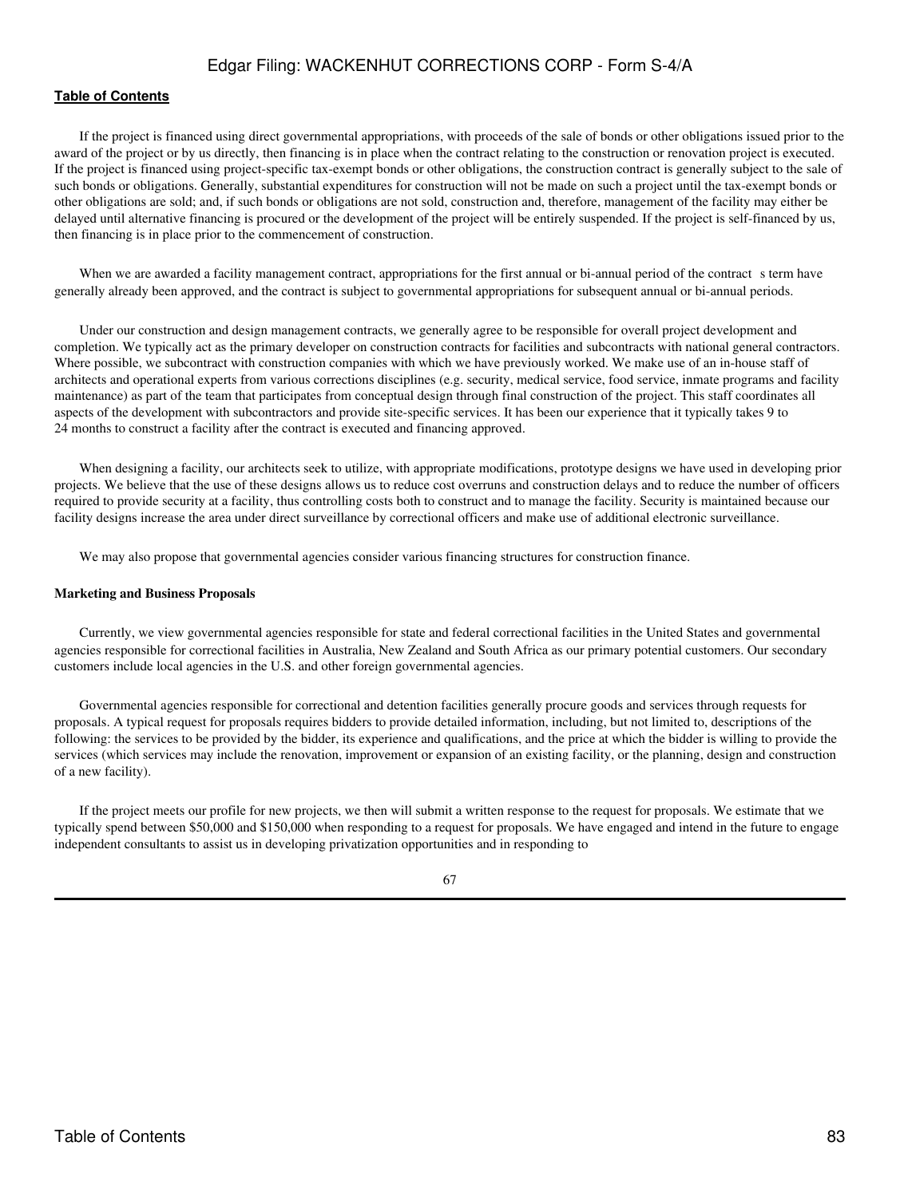If the project is financed using direct governmental appropriations, with proceeds of the sale of bonds or other obligations issued prior to the award of the project or by us directly, then financing is in place when the contract relating to the construction or renovation project is executed. If the project is financed using project-specific tax-exempt bonds or other obligations, the construction contract is generally subject to the sale of such bonds or obligations. Generally, substantial expenditures for construction will not be made on such a project until the tax-exempt bonds or other obligations are sold; and, if such bonds or obligations are not sold, construction and, therefore, management of the facility may either be delayed until alternative financing is procured or the development of the project will be entirely suspended. If the project is self-financed by us, then financing is in place prior to the commencement of construction.

When we are awarded a facility management contract, appropriations for the first annual or bi-annual period of the contract s term have generally already been approved, and the contract is subject to governmental appropriations for subsequent annual or bi-annual periods.

Under our construction and design management contracts, we generally agree to be responsible for overall project development and completion. We typically act as the primary developer on construction contracts for facilities and subcontracts with national general contractors. Where possible, we subcontract with construction companies with which we have previously worked. We make use of an in-house staff of architects and operational experts from various corrections disciplines (e.g. security, medical service, food service, inmate programs and facility maintenance) as part of the team that participates from conceptual design through final construction of the project. This staff coordinates all aspects of the development with subcontractors and provide site-specific services. It has been our experience that it typically takes 9 to 24 months to construct a facility after the contract is executed and financing approved.

When designing a facility, our architects seek to utilize, with appropriate modifications, prototype designs we have used in developing prior projects. We believe that the use of these designs allows us to reduce cost overruns and construction delays and to reduce the number of officers required to provide security at a facility, thus controlling costs both to construct and to manage the facility. Security is maintained because our facility designs increase the area under direct surveillance by correctional officers and make use of additional electronic surveillance.

We may also propose that governmental agencies consider various financing structures for construction finance.

**Marketing and Business Proposals**

Currently, we view governmental agencies responsible for state and federal correctional facilities in the United States and governmental agencies responsible for correctional facilities in Australia, New Zealand and South Africa as our primary potential customers. Our secondary customers include local agencies in the U.S. and other foreign governmental agencies.

Governmental agencies responsible for correctional and detention facilities generally procure goods and services through requests for proposals. A typical request for proposals requires bidders to provide detailed information, including, but not limited to, descriptions of the following: the services to be provided by the bidder, its experience and qualifications, and the price at which the bidder is willing to provide the services (which services may include the renovation, improvement or expansion of an existing facility, or the planning, design and construction of a new facility).

If the project meets our profile for new projects, we then will submit a written response to the request for proposals. We estimate that we typically spend between $50,000 and $150,000 when responding to a request for proposals. We have engaged and intend in the future to engage independent consultants to assist us in developing privatization opportunities and in responding to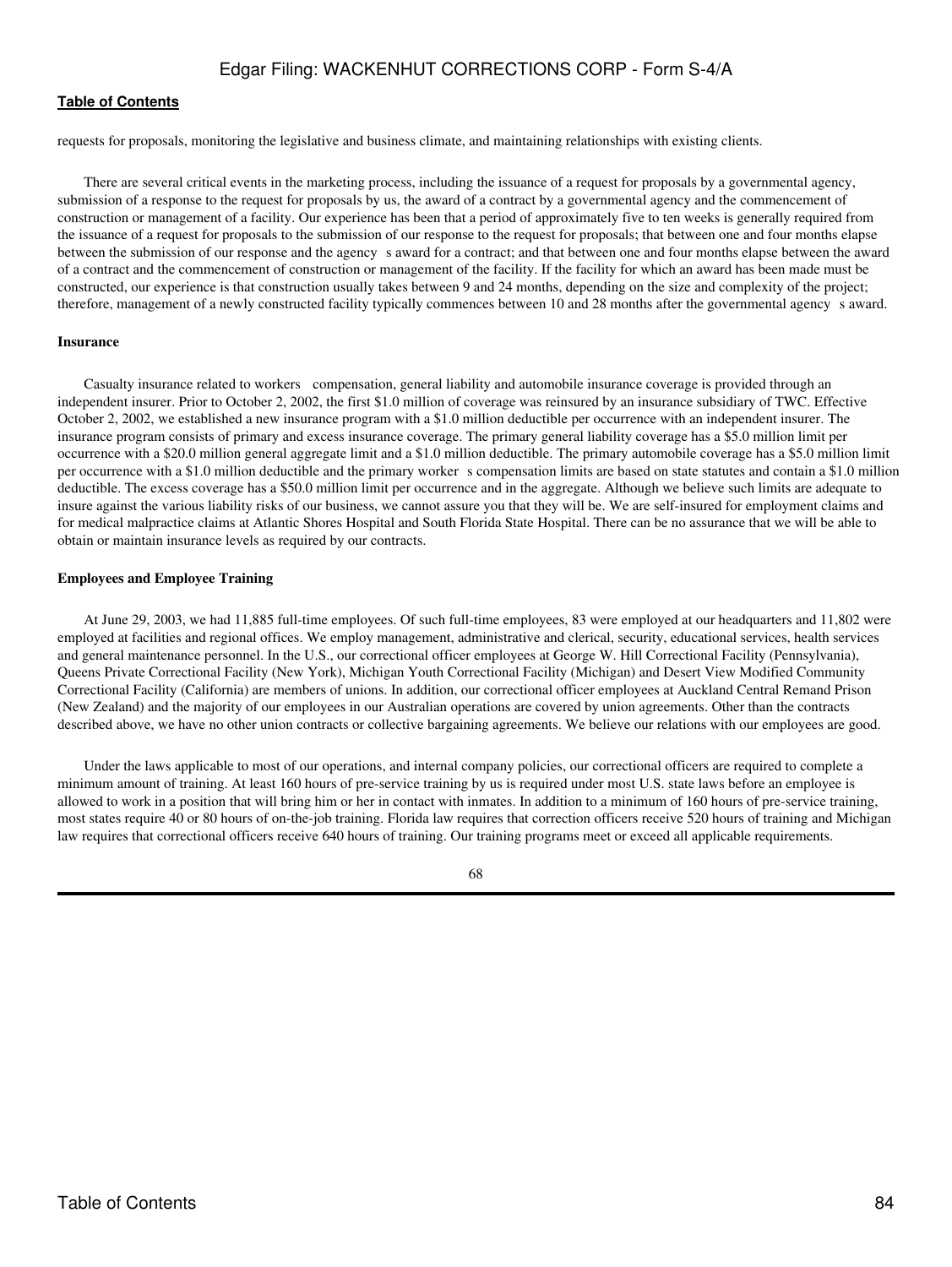requests for proposals, monitoring the legislative and business climate, and maintaining relationships with existing clients.

There are several critical events in the marketing process, including the issuance of a request for proposals by a governmental agency, submission of a response to the request for proposals by us, the award of a contract by a governmental agency and the commencement of construction or management of a facility. Our experience has been that a period of approximately five to ten weeks is generally required from the issuance of a request for proposals to the submission of our response to the request for proposals; that between one and four months elapse between the submission of our response and the agency s award for a contract; and that between one and four months elapse between the award of a contract and the commencement of construction or management of the facility. If the facility for which an award has been made must be constructed, our experience is that construction usually takes between 9 and 24 months, depending on the size and complexity of the project; therefore, management of a newly constructed facility typically commences between 10 and 28 months after the governmental agency s award.

**Insurance**

Casualty insurance related to workers compensation, general liability and automobile insurance coverage is provided through an independent insurer. Prior to October 2, 2002, the first $1.0 million of coverage was reinsured by an insurance subsidiary of TWC. Effective October 2, 2002, we established a new insurance program with a $1.0 million deductible per occurrence with an independent insurer. The insurance program consists of primary and excess insurance coverage. The primary general liability coverage has a $5.0 million limit per occurrence with a $20.0 million general aggregate limit and a $1.0 million deductible. The primary automobile coverage has a $5.0 million limit per occurrence with a $1.0 million deductible and the primary worker s compensation limits are based on state statutes and contain a $1.0 million deductible. The excess coverage has a $50.0 million limit per occurrence and in the aggregate. Although we believe such limits are adequate to insure against the various liability risks of our business, we cannot assure you that they will be. We are self-insured for employment claims and for medical malpractice claims at Atlantic Shores Hospital and South Florida State Hospital. There can be no assurance that we will be able to obtain or maintain insurance levels as required by our contracts.

**Employees and Employee Training**

At June 29, 2003, we had 11,885 full-time employees. Of such full-time employees, 83 were employed at our headquarters and 11,802 were employed at facilities and regional offices. We employ management, administrative and clerical, security, educational services, health services and general maintenance personnel. In the U.S., our correctional officer employees at George W. Hill Correctional Facility (Pennsylvania), Queens Private Correctional Facility (New York), Michigan Youth Correctional Facility (Michigan) and Desert View Modified Community Correctional Facility (California) are members of unions. In addition, our correctional officer employees at Auckland Central Remand Prison (New Zealand) and the majority of our employees in our Australian operations are covered by union agreements. Other than the contracts described above, we have no other union contracts or collective bargaining agreements. We believe our relations with our employees are good.

Under the laws applicable to most of our operations, and internal company policies, our correctional officers are required to complete a minimum amount of training. At least 160 hours of pre-service training by us is required under most U.S. state laws before an employee is allowed to work in a position that will bring him or her in contact with inmates. In addition to a minimum of 160 hours of pre-service training, most states require 40 or 80 hours of on-the-job training. Florida law requires that correction officers receive 520 hours of training and Michigan law requires that correctional officers receive 640 hours of training. Our training programs meet or exceed all applicable requirements.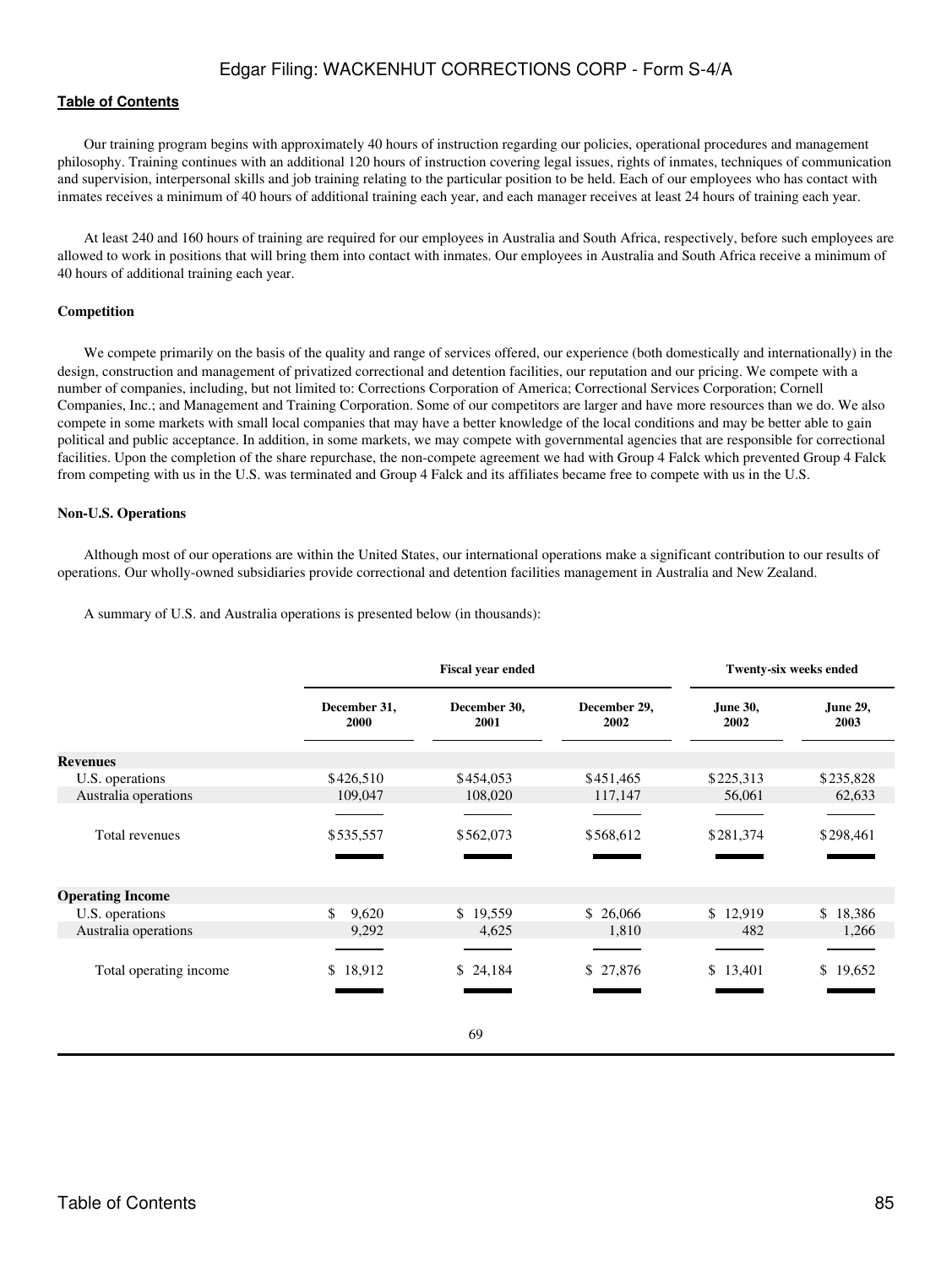Our training program begins with approximately 40 hours of instruction regarding our policies, operational procedures and management philosophy. Training continues with an additional 120 hours of instruction covering legal issues, rights of inmates, techniques of communication and supervision, interpersonal skills and job training relating to the particular position to be held. Each of our employees who has contact with inmates receives a minimum of 40 hours of additional training each year, and each manager receives at least 24 hours of training each year.

At least 240 and 160 hours of training are required for our employees in Australia and South Africa, respectively, before such employees are allowed to work in positions that will bring them into contact with inmates. Our employees in Australia and South Africa receive a minimum of 40 hours of additional training each year.

**Competition**

We compete primarily on the basis of the quality and range of services offered, our experience (both domestically and internationally) in the design, construction and management of privatized correctional and detention facilities, our reputation and our pricing. We compete with a number of companies, including, but not limited to: Corrections Corporation of America; Correctional Services Corporation; Cornell Companies, Inc.; and Management and Training Corporation. Some of our competitors are larger and have more resources than we do. We also compete in some markets with small local companies that may have a better knowledge of the local conditions and may be better able to gain political and public acceptance. In addition, in some markets, we may compete with governmental agencies that are responsible for correctional facilities. Upon the completion of the share repurchase, the non-compete agreement we had with Group 4 Falck which prevented Group 4 Falck from competing with us in the U.S. was terminated and Group 4 Falck and its affiliates became free to compete with us in the U.S.

**Non-U.S. Operations**

Although most of our operations are within the United States, our international operations make a significant contribution to our results of operations. Our wholly-owned subsidiaries provide correctional and detention facilities management in Australia and New Zealand.

A summary of U.S. and Australia operations is presented below (in thousands):

| | Fiscal year ended | | | Twenty-six weeks ended | |
|---|---|---|---|---|---|
| | December 31, 2000 | December 30, 2001 | December 29, 2002 | June 30, 2002 | June 29, 2003 |
| **Revenues** | | | | | |
| U.S. operations | $426,510 | $454,053 | $451,465 | $225,313 | $235,828 |
| Australia operations | 109,047 | 108,020 | 117,147 | 56,061 | 62,633 |
| Total revenues | $535,557 | $562,073 | $568,612 | $281,374 | $298,461 |
| **Operating Income** | | | | | |
| U.S. operations | $ 9,620 | $ 19,559 | $ 26,066 | $ 12,919 | $ 18,386 |
| Australia operations | 9,292 | 4,625 | 1,810 | 482 | 1,266 |
| Total operating income | $ 18,912 | $ 24,184 | $ 27,876 | $ 13,401 | $ 19,652 |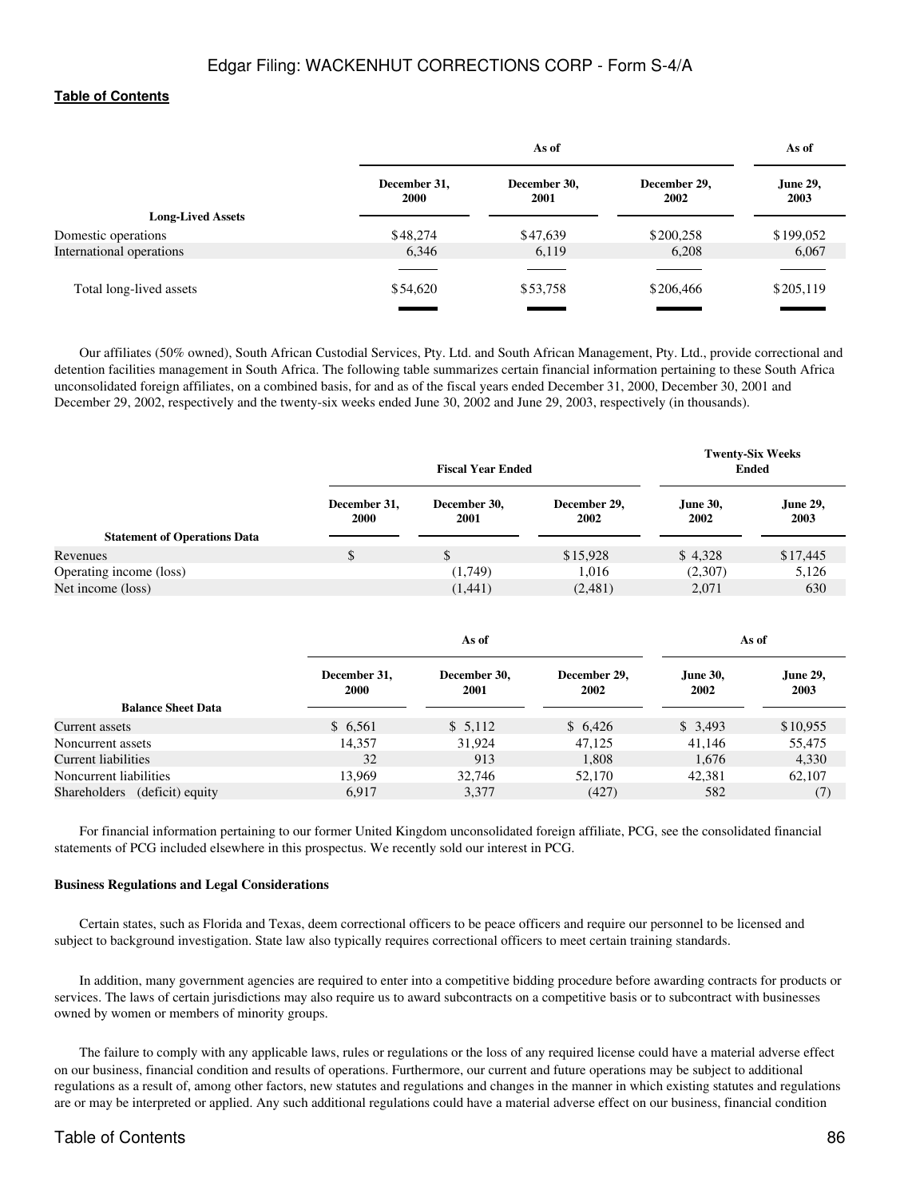| Long-Lived Assets | As of | | | As of |
|---|---|---|---|---|
| | December 31, 2000 | December 30, 2001 | December 29, 2002 | June 29, 2003 |
| Domestic operations | $48,274 | $47,639 | $200,258 | $199,052 |
| International operations | 6,346 | 6,119 | 6,208 | 6,067 |
| Total long-lived assets | $54,620 | $53,758 | $206,466 | $205,119 |

Our affiliates (50% owned), South African Custodial Services, Pty. Ltd. and South African Management, Pty. Ltd., provide correctional and detention facilities management in South Africa. The following table summarizes certain financial information pertaining to these South Africa unconsolidated foreign affiliates, on a combined basis, for and as of the fiscal years ended December 31, 2000, December 30, 2001 and December 29, 2002, respectively and the twenty-six weeks ended June 30, 2002 and June 29, 2003, respectively (in thousands).

| Statement of Operations Data | Fiscal Year Ended | | | Twenty-Six Weeks Ended | |
|---|---|---|---|---|---|
| | December 31, 2000 | December 30, 2001 | December 29, 2002 | June 30, 2002 | June 29, 2003 |
| Revenues | $ | $ | $15,928 | $ 4,328 | $17,445 |
| Operating income (loss) | | (1,749) | 1,016 | (2,307) | 5,126 |
| Net income (loss) | | (1,441) | (2,481) | 2,071 | 630 |

| Balance Sheet Data | As of | | | As of | |
|---|---|---|---|---|---|
| | December 31, 2000 | December 30, 2001 | December 29, 2002 | June 30, 2002 | June 29, 2003 |
| Current assets | $ 6,561 | $ 5,112 | $ 6,426 | $ 3,493 | $10,955 |
| Noncurrent assets | 14,357 | 31,924 | 47,125 | 41,146 | 55,475 |
| Current liabilities | 32 | 913 | 1,808 | 1,676 | 4,330 |
| Noncurrent liabilities | 13,969 | 32,746 | 52,170 | 42,381 | 62,107 |
| Shareholders (deficit) equity | 6,917 | 3,377 | (427) | 582 | (7) |

For financial information pertaining to our former United Kingdom unconsolidated foreign affiliate, PCG, see the consolidated financial statements of PCG included elsewhere in this prospectus. We recently sold our interest in PCG.

**Business Regulations and Legal Considerations**

Certain states, such as Florida and Texas, deem correctional officers to be peace officers and require our personnel to be licensed and subject to background investigation. State law also typically requires correctional officers to meet certain training standards.

In addition, many government agencies are required to enter into a competitive bidding procedure before awarding contracts for products or services. The laws of certain jurisdictions may also require us to award subcontracts on a competitive basis or to subcontract with businesses owned by women or members of minority groups.

The failure to comply with any applicable laws, rules or regulations or the loss of any required license could have a material adverse effect on our business, financial condition and results of operations. Furthermore, our current and future operations may be subject to additional regulations as a result of, among other factors, new statutes and regulations and changes in the manner in which existing statutes and regulations are or may be interpreted or applied. Any such additional regulations could have a material adverse effect on our business, financial condition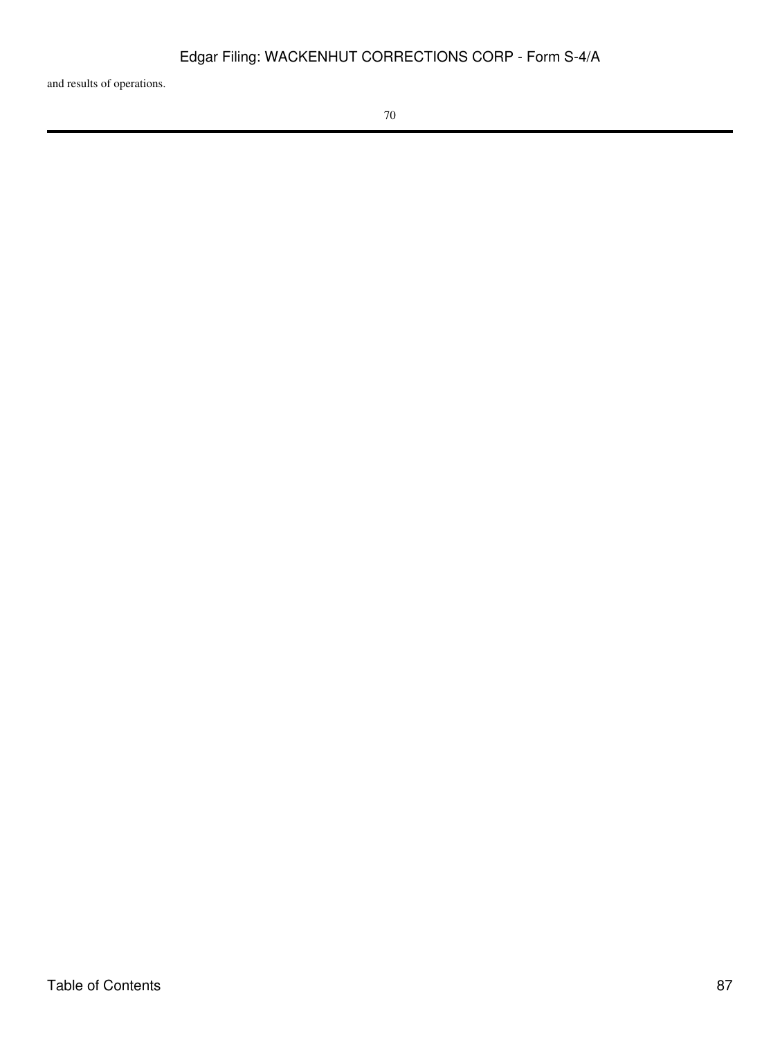and results of operations.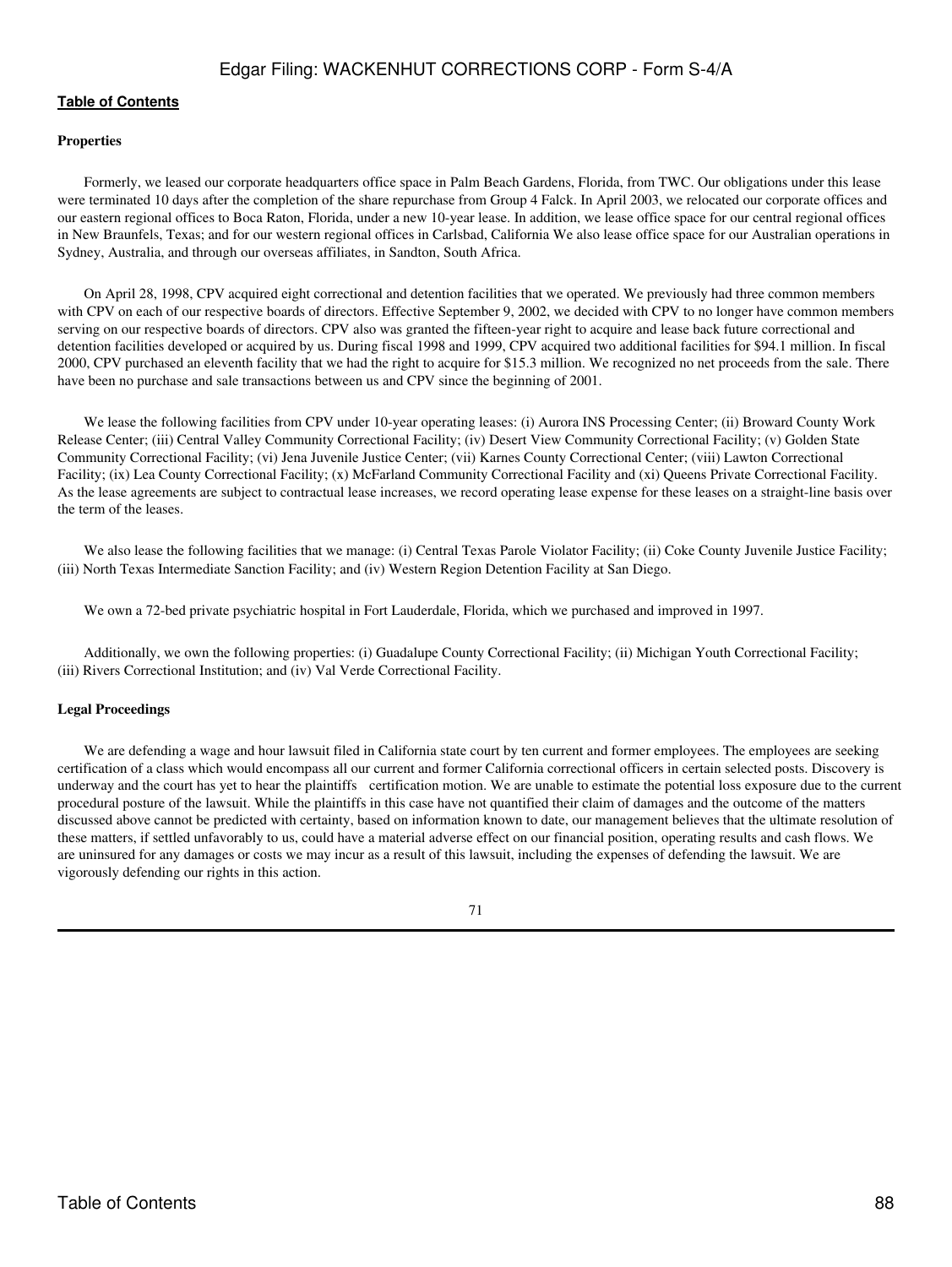**Properties**

Formerly, we leased our corporate headquarters office space in Palm Beach Gardens, Florida, from TWC. Our obligations under this lease were terminated 10 days after the completion of the share repurchase from Group 4 Falck. In April 2003, we relocated our corporate offices and our eastern regional offices to Boca Raton, Florida, under a new 10-year lease. In addition, we lease office space for our central regional offices in New Braunfels, Texas; and for our western regional offices in Carlsbad, California We also lease office space for our Australian operations in Sydney, Australia, and through our overseas affiliates, in Sandton, South Africa.

On April 28, 1998, CPV acquired eight correctional and detention facilities that we operated. We previously had three common members with CPV on each of our respective boards of directors. Effective September 9, 2002, we decided with CPV to no longer have common members serving on our respective boards of directors. CPV also was granted the fifteen-year right to acquire and lease back future correctional and detention facilities developed or acquired by us. During fiscal 1998 and 1999, CPV acquired two additional facilities for $94.1 million. In fiscal 2000, CPV purchased an eleventh facility that we had the right to acquire for $15.3 million. We recognized no net proceeds from the sale. There have been no purchase and sale transactions between us and CPV since the beginning of 2001.

We lease the following facilities from CPV under 10-year operating leases: (i) Aurora INS Processing Center; (ii) Broward County Work Release Center; (iii) Central Valley Community Correctional Facility; (iv) Desert View Community Correctional Facility; (v) Golden State Community Correctional Facility; (vi) Jena Juvenile Justice Center; (vii) Karnes County Correctional Center; (viii) Lawton Correctional Facility; (ix) Lea County Correctional Facility; (x) McFarland Community Correctional Facility and (xi) Queens Private Correctional Facility. As the lease agreements are subject to contractual lease increases, we record operating lease expense for these leases on a straight-line basis over the term of the leases.

We also lease the following facilities that we manage: (i) Central Texas Parole Violator Facility; (ii) Coke County Juvenile Justice Facility; (iii) North Texas Intermediate Sanction Facility; and (iv) Western Region Detention Facility at San Diego.

We own a 72-bed private psychiatric hospital in Fort Lauderdale, Florida, which we purchased and improved in 1997.

Additionally, we own the following properties: (i) Guadalupe County Correctional Facility; (ii) Michigan Youth Correctional Facility; (iii) Rivers Correctional Institution; and (iv) Val Verde Correctional Facility.

**Legal Proceedings**

We are defending a wage and hour lawsuit filed in California state court by ten current and former employees. The employees are seeking certification of a class which would encompass all our current and former California correctional officers in certain selected posts. Discovery is underway and the court has yet to hear the plaintiffs certification motion. We are unable to estimate the potential loss exposure due to the current procedural posture of the lawsuit. While the plaintiffs in this case have not quantified their claim of damages and the outcome of the matters discussed above cannot be predicted with certainty, based on information known to date, our management believes that the ultimate resolution of these matters, if settled unfavorably to us, could have a material adverse effect on our financial position, operating results and cash flows. We are uninsured for any damages or costs we may incur as a result of this lawsuit, including the expenses of defending the lawsuit. We are vigorously defending our rights in this action.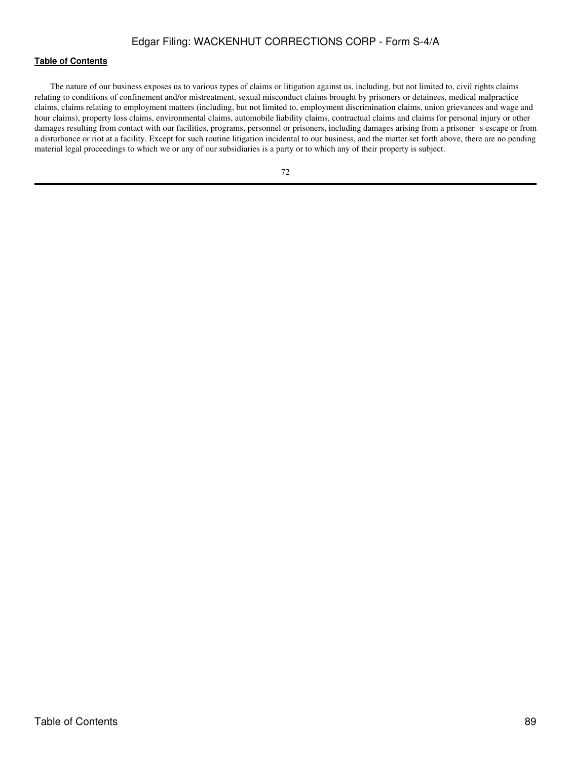The nature of our business exposes us to various types of claims or litigation against us, including, but not limited to, civil rights claims relating to conditions of confinement and/or mistreatment, sexual misconduct claims brought by prisoners or detainees, medical malpractice claims, claims relating to employment matters (including, but not limited to, employment discrimination claims, union grievances and wage and hour claims), property loss claims, environmental claims, automobile liability claims, contractual claims and claims for personal injury or other damages resulting from contact with our facilities, programs, personnel or prisoners, including damages arising from a prisoner s escape or from a disturbance or riot at a facility. Except for such routine litigation incidental to our business, and the matter set forth above, there are no pending material legal proceedings to which we or any of our subsidiaries is a party or to which any of their property is subject.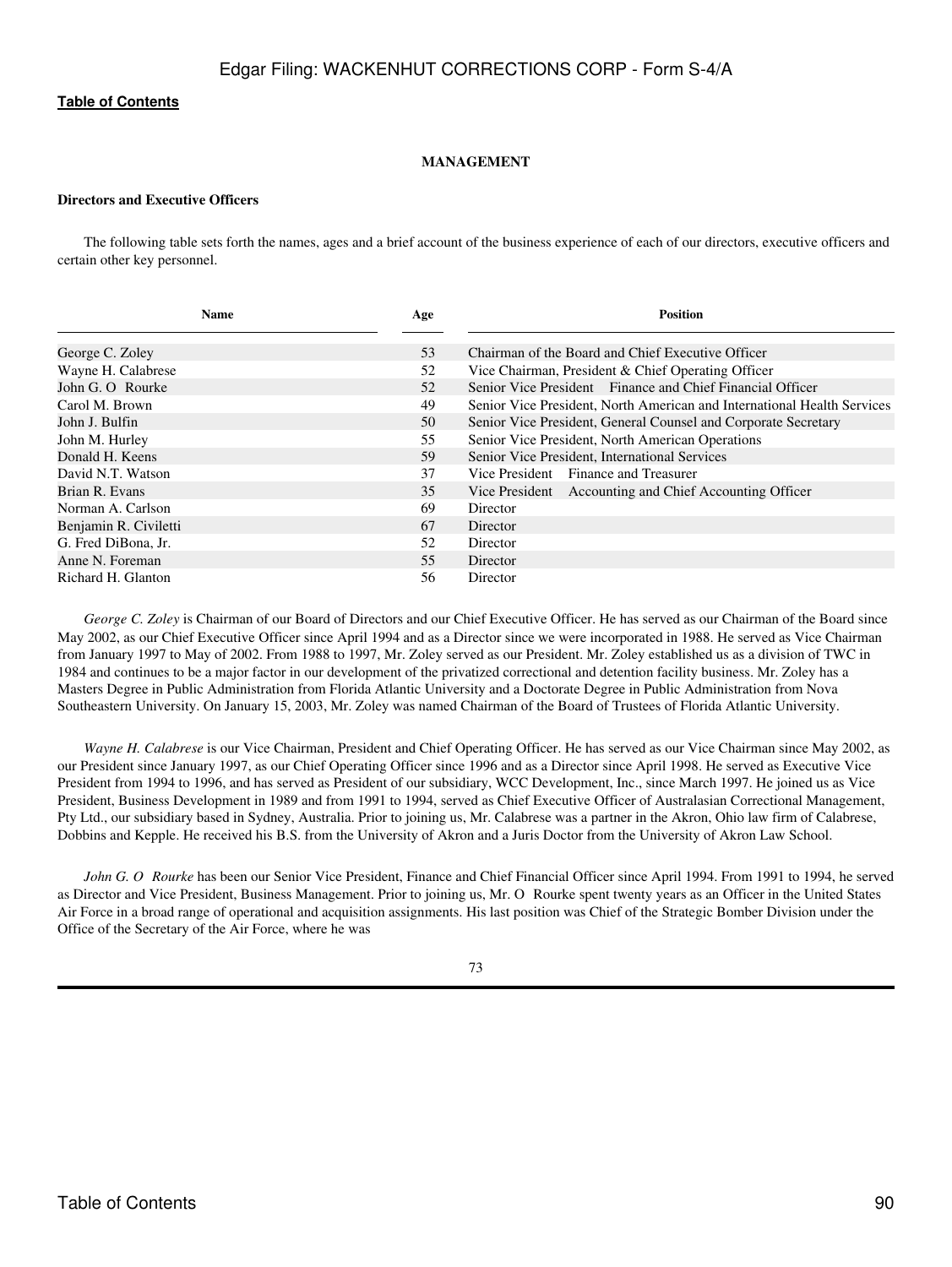## MANAGEMENT

### Directors and Executive Officers

The following table sets forth the names, ages and a brief account of the business experience of each of our directors, executive officers and certain other key personnel.

| Name | Age | Position |
| --- | --- | --- |
| George C. Zoley | 53 | Chairman of the Board and Chief Executive Officer |
| Wayne H. Calabrese | 52 | Vice Chairman, President & Chief Operating Officer |
| John G. O Rourke | 52 | Senior Vice President Finance and Chief Financial Officer |
| Carol M. Brown | 49 | Senior Vice President, North American and International Health Services |
| John J. Bulfin | 50 | Senior Vice President, General Counsel and Corporate Secretary |
| John M. Hurley | 55 | Senior Vice President, North American Operations |
| Donald H. Keens | 59 | Senior Vice President, International Services |
| David N.T. Watson | 37 | Vice President Finance and Treasurer |
| Brian R. Evans | 35 | Vice President Accounting and Chief Accounting Officer |
| Norman A. Carlson | 69 | Director |
| Benjamin R. Civiletti | 67 | Director |
| G. Fred DiBona, Jr. | 52 | Director |
| Anne N. Foreman | 55 | Director |
| Richard H. Glanton | 56 | Director |

*George C. Zoley* is Chairman of our Board of Directors and our Chief Executive Officer. He has served as our Chairman of the Board since May 2002, as our Chief Executive Officer since April 1994 and as a Director since we were incorporated in 1988. He served as Vice Chairman from January 1997 to May of 2002. From 1988 to 1997, Mr. Zoley served as our President. Mr. Zoley established us as a division of TWC in 1984 and continues to be a major factor in our development of the privatized correctional and detention facility business. Mr. Zoley has a Masters Degree in Public Administration from Florida Atlantic University and a Doctorate Degree in Public Administration from Nova Southeastern University. On January 15, 2003, Mr. Zoley was named Chairman of the Board of Trustees of Florida Atlantic University.

*Wayne H. Calabrese* is our Vice Chairman, President and Chief Operating Officer. He has served as our Vice Chairman since May 2002, as our President since January 1997, as our Chief Operating Officer since 1996 and as a Director since April 1998. He served as Executive Vice President from 1994 to 1996, and has served as President of our subsidiary, WCC Development, Inc., since March 1997. He joined us as Vice President, Business Development in 1989 and from 1991 to 1994, served as Chief Executive Officer of Australasian Correctional Management, Pty Ltd., our subsidiary based in Sydney, Australia. Prior to joining us, Mr. Calabrese was a partner in the Akron, Ohio law firm of Calabrese, Dobbins and Kepple. He received his B.S. from the University of Akron and a Juris Doctor from the University of Akron Law School.

*John G. O Rourke* has been our Senior Vice President, Finance and Chief Financial Officer since April 1994. From 1991 to 1994, he served as Director and Vice President, Business Management. Prior to joining us, Mr. O Rourke spent twenty years as an Officer in the United States Air Force in a broad range of operational and acquisition assignments. His last position was Chief of the Strategic Bomber Division under the Office of the Secretary of the Air Force, where he was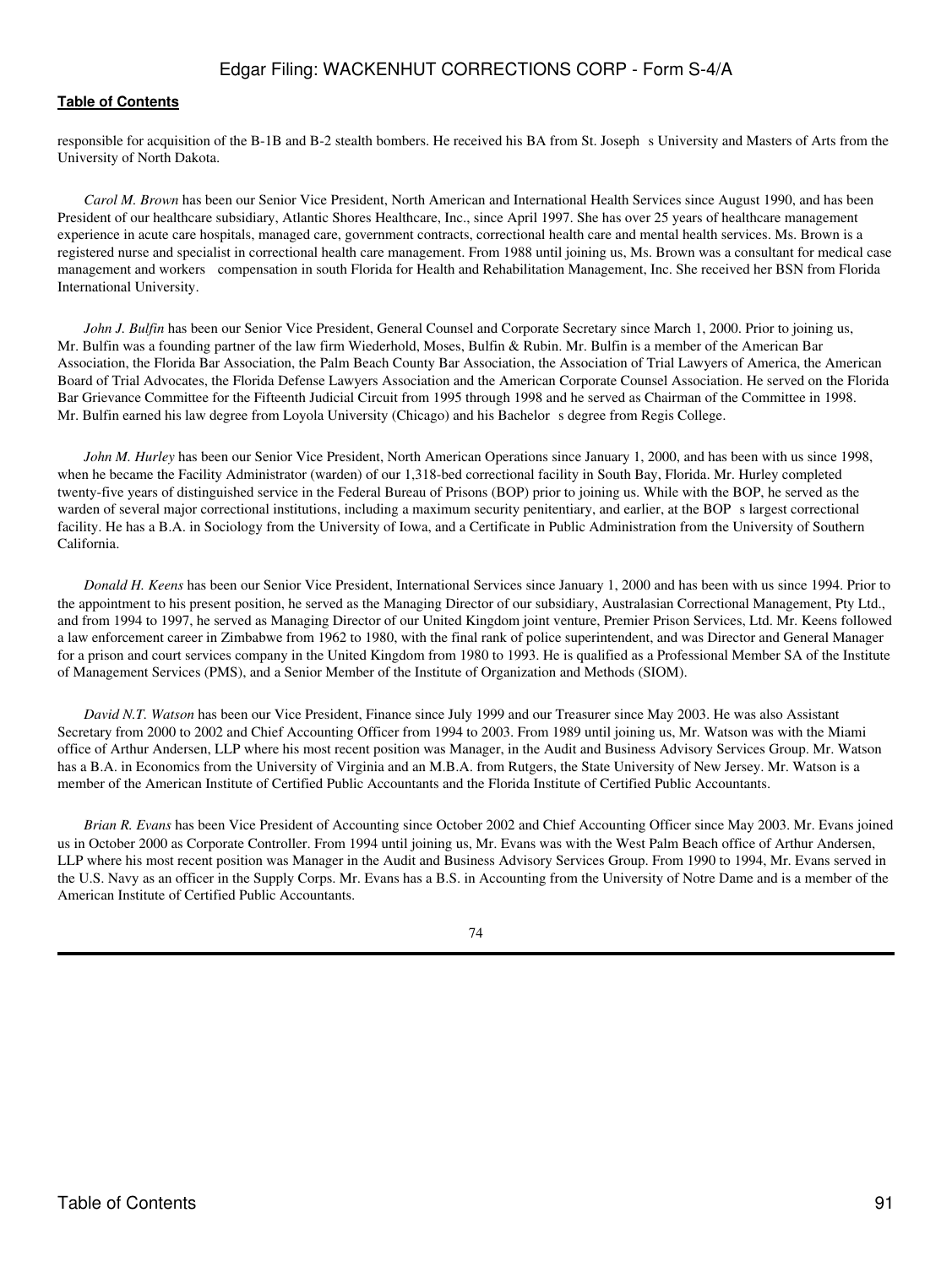responsible for acquisition of the B-1B and B-2 stealth bombers. He received his BA from St. Joseph s University and Masters of Arts from the University of North Dakota.

*Carol M. Brown* has been our Senior Vice President, North American and International Health Services since August 1990, and has been President of our healthcare subsidiary, Atlantic Shores Healthcare, Inc., since April 1997. She has over 25 years of healthcare management experience in acute care hospitals, managed care, government contracts, correctional health care and mental health services. Ms. Brown is a registered nurse and specialist in correctional health care management. From 1988 until joining us, Ms. Brown was a consultant for medical case management and workers compensation in south Florida for Health and Rehabilitation Management, Inc. She received her BSN from Florida International University.

*John J. Bulfin* has been our Senior Vice President, General Counsel and Corporate Secretary since March 1, 2000. Prior to joining us, Mr. Bulfin was a founding partner of the law firm Wiederhold, Moses, Bulfin & Rubin. Mr. Bulfin is a member of the American Bar Association, the Florida Bar Association, the Palm Beach County Bar Association, the Association of Trial Lawyers of America, the American Board of Trial Advocates, the Florida Defense Lawyers Association and the American Corporate Counsel Association. He served on the Florida Bar Grievance Committee for the Fifteenth Judicial Circuit from 1995 through 1998 and he served as Chairman of the Committee in 1998. Mr. Bulfin earned his law degree from Loyola University (Chicago) and his Bachelor s degree from Regis College.

*John M. Hurley* has been our Senior Vice President, North American Operations since January 1, 2000, and has been with us since 1998, when he became the Facility Administrator (warden) of our 1,318-bed correctional facility in South Bay, Florida. Mr. Hurley completed twenty-five years of distinguished service in the Federal Bureau of Prisons (BOP) prior to joining us. While with the BOP, he served as the warden of several major correctional institutions, including a maximum security penitentiary, and earlier, at the BOP s largest correctional facility. He has a B.A. in Sociology from the University of Iowa, and a Certificate in Public Administration from the University of Southern California.

*Donald H. Keens* has been our Senior Vice President, International Services since January 1, 2000 and has been with us since 1994. Prior to the appointment to his present position, he served as the Managing Director of our subsidiary, Australasian Correctional Management, Pty Ltd., and from 1994 to 1997, he served as Managing Director of our United Kingdom joint venture, Premier Prison Services, Ltd. Mr. Keens followed a law enforcement career in Zimbabwe from 1962 to 1980, with the final rank of police superintendent, and was Director and General Manager for a prison and court services company in the United Kingdom from 1980 to 1993. He is qualified as a Professional Member SA of the Institute of Management Services (PMS), and a Senior Member of the Institute of Organization and Methods (SIOM).

*David N.T. Watson* has been our Vice President, Finance since July 1999 and our Treasurer since May 2003. He was also Assistant Secretary from 2000 to 2002 and Chief Accounting Officer from 1994 to 2003. From 1989 until joining us, Mr. Watson was with the Miami office of Arthur Andersen, LLP where his most recent position was Manager, in the Audit and Business Advisory Services Group. Mr. Watson has a B.A. in Economics from the University of Virginia and an M.B.A. from Rutgers, the State University of New Jersey. Mr. Watson is a member of the American Institute of Certified Public Accountants and the Florida Institute of Certified Public Accountants.

*Brian R. Evans* has been Vice President of Accounting since October 2002 and Chief Accounting Officer since May 2003. Mr. Evans joined us in October 2000 as Corporate Controller. From 1994 until joining us, Mr. Evans was with the West Palm Beach office of Arthur Andersen, LLP where his most recent position was Manager in the Audit and Business Advisory Services Group. From 1990 to 1994, Mr. Evans served in the U.S. Navy as an officer in the Supply Corps. Mr. Evans has a B.S. in Accounting from the University of Notre Dame and is a member of the American Institute of Certified Public Accountants.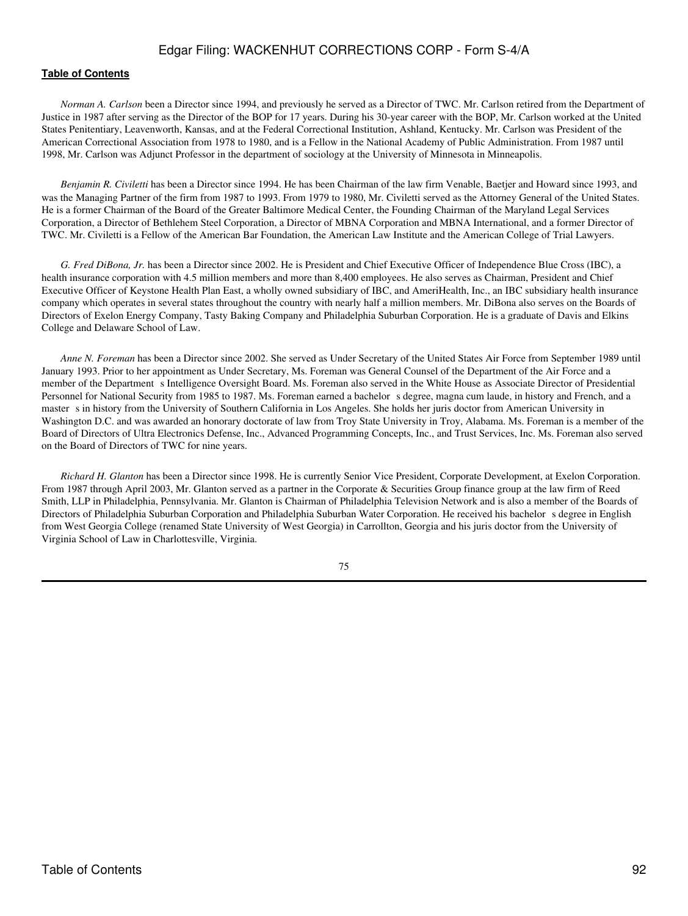*Norman A. Carlson* been a Director since 1994, and previously he served as a Director of TWC. Mr. Carlson retired from the Department of Justice in 1987 after serving as the Director of the BOP for 17 years. During his 30-year career with the BOP, Mr. Carlson worked at the United States Penitentiary, Leavenworth, Kansas, and at the Federal Correctional Institution, Ashland, Kentucky. Mr. Carlson was President of the American Correctional Association from 1978 to 1980, and is a Fellow in the National Academy of Public Administration. From 1987 until 1998, Mr. Carlson was Adjunct Professor in the department of sociology at the University of Minnesota in Minneapolis.

*Benjamin R. Civiletti* has been a Director since 1994. He has been Chairman of the law firm Venable, Baetjer and Howard since 1993, and was the Managing Partner of the firm from 1987 to 1993. From 1979 to 1980, Mr. Civiletti served as the Attorney General of the United States. He is a former Chairman of the Board of the Greater Baltimore Medical Center, the Founding Chairman of the Maryland Legal Services Corporation, a Director of Bethlehem Steel Corporation, a Director of MBNA Corporation and MBNA International, and a former Director of TWC. Mr. Civiletti is a Fellow of the American Bar Foundation, the American Law Institute and the American College of Trial Lawyers.

*G. Fred DiBona, Jr.* has been a Director since 2002. He is President and Chief Executive Officer of Independence Blue Cross (IBC), a health insurance corporation with 4.5 million members and more than 8,400 employees. He also serves as Chairman, President and Chief Executive Officer of Keystone Health Plan East, a wholly owned subsidiary of IBC, and AmeriHealth, Inc., an IBC subsidiary health insurance company which operates in several states throughout the country with nearly half a million members. Mr. DiBona also serves on the Boards of Directors of Exelon Energy Company, Tasty Baking Company and Philadelphia Suburban Corporation. He is a graduate of Davis and Elkins College and Delaware School of Law.

*Anne N. Foreman* has been a Director since 2002. She served as Under Secretary of the United States Air Force from September 1989 until January 1993. Prior to her appointment as Under Secretary, Ms. Foreman was General Counsel of the Department of the Air Force and a member of the Department s Intelligence Oversight Board. Ms. Foreman also served in the White House as Associate Director of Presidential Personnel for National Security from 1985 to 1987. Ms. Foreman earned a bachelor s degree, magna cum laude, in history and French, and a master s in history from the University of Southern California in Los Angeles. She holds her juris doctor from American University in Washington D.C. and was awarded an honorary doctorate of law from Troy State University in Troy, Alabama. Ms. Foreman is a member of the Board of Directors of Ultra Electronics Defense, Inc., Advanced Programming Concepts, Inc., and Trust Services, Inc. Ms. Foreman also served on the Board of Directors of TWC for nine years.

*Richard H. Glanton* has been a Director since 1998. He is currently Senior Vice President, Corporate Development, at Exelon Corporation. From 1987 through April 2003, Mr. Glanton served as a partner in the Corporate & Securities Group finance group at the law firm of Reed Smith, LLP in Philadelphia, Pennsylvania. Mr. Glanton is Chairman of Philadelphia Television Network and is also a member of the Boards of Directors of Philadelphia Suburban Corporation and Philadelphia Suburban Water Corporation. He received his bachelor s degree in English from West Georgia College (renamed State University of West Georgia) in Carrollton, Georgia and his juris doctor from the University of Virginia School of Law in Charlottesville, Virginia.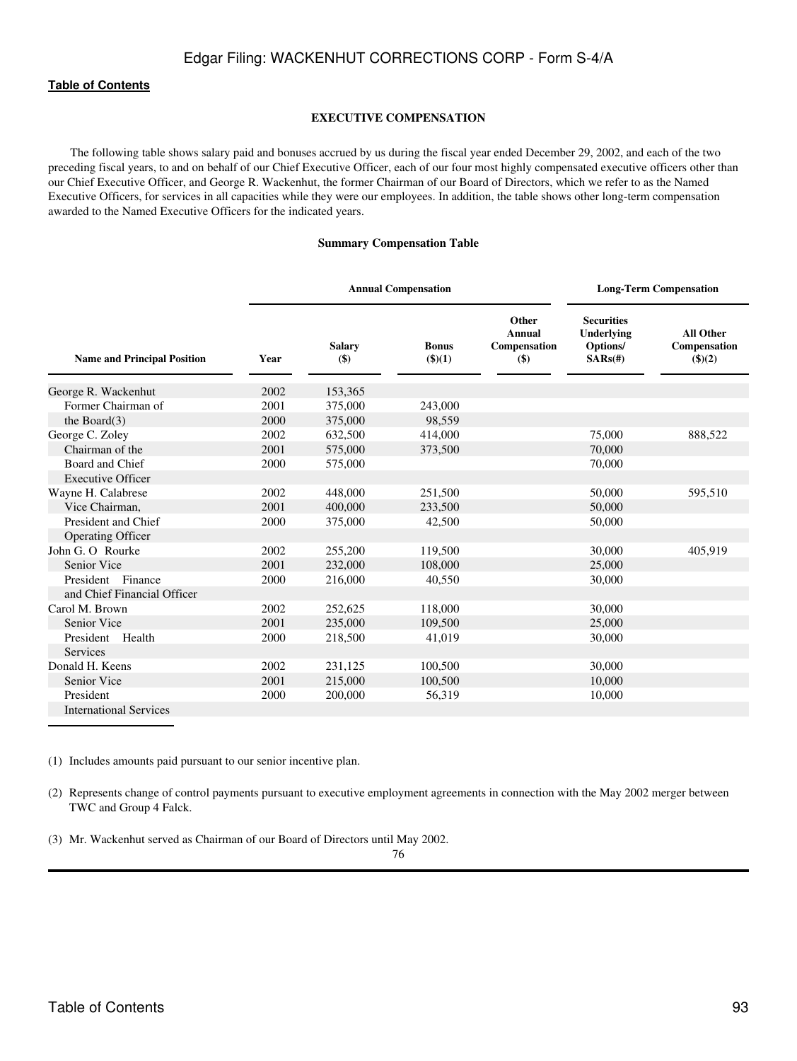[Table of Contents](#)

## EXECUTIVE COMPENSATION

The following table shows salary paid and bonuses accrued by us during the fiscal year ended December 29, 2002, and each of the two preceding fiscal years, to and on behalf of our Chief Executive Officer, each of our four most highly compensated executive officers other than our Chief Executive Officer, and George R. Wackenhut, the former Chairman of our Board of Directors, which we refer to as the Named Executive Officers, for services in all capacities while they were our employees. In addition, the table shows other long-term compensation awarded to the Named Executive Officers for the indicated years.

**Summary Compensation Table**

| | | Annual Compensation | | | Long-Term Compensation | |
|---|---|---|---|---|---|---|
| **Name and Principal Position** | **Year** | **Salary ($)** | **Bonus ($)(1)** | **Other Annual Compensation ($)** | **Securities Underlying Options/ SARs(#)** | **All Other Compensation ($)(2)** |
| George R. Wackenhut | 2002 | 153,365 | | | | |
| Former Chairman of | 2001 | 375,000 | 243,000 | | | |
| the Board(3) | 2000 | 375,000 | 98,559 | | | |
| George C. Zoley | 2002 | 632,500 | 414,000 | | 75,000 | 888,522 |
| Chairman of the | 2001 | 575,000 | 373,500 | | 70,000 | |
| Board and Chief | 2000 | 575,000 | | | 70,000 | |
| Executive Officer | | | | | | |
| Wayne H. Calabrese | 2002 | 448,000 | 251,500 | | 50,000 | 595,510 |
| Vice Chairman, | 2001 | 400,000 | 233,500 | | 50,000 | |
| President and Chief | 2000 | 375,000 | 42,500 | | 50,000 | |
| Operating Officer | | | | | | |
| John G. O Rourke | 2002 | 255,200 | 119,500 | | 30,000 | 405,919 |
| Senior Vice | 2001 | 232,000 | 108,000 | | 25,000 | |
| President Finance | 2000 | 216,000 | 40,550 | | 30,000 | |
| and Chief Financial Officer | | | | | | |
| Carol M. Brown | 2002 | 252,625 | 118,000 | | 30,000 | |
| Senior Vice | 2001 | 235,000 | 109,500 | | 25,000 | |
| President Health | 2000 | 218,500 | 41,019 | | 30,000 | |
| Services | | | | | | |
| Donald H. Keens | 2002 | 231,125 | 100,500 | | 30,000 | |
| Senior Vice | 2001 | 215,000 | 100,500 | | 10,000 | |
| President | 2000 | 200,000 | 56,319 | | 10,000 | |
| International Services | | | | | | |

(1) Includes amounts paid pursuant to our senior incentive plan.

(2) Represents change of control payments pursuant to executive employment agreements in connection with the May 2002 merger between TWC and Group 4 Falck.

(3) Mr. Wackenhut served as Chairman of our Board of Directors until May 2002.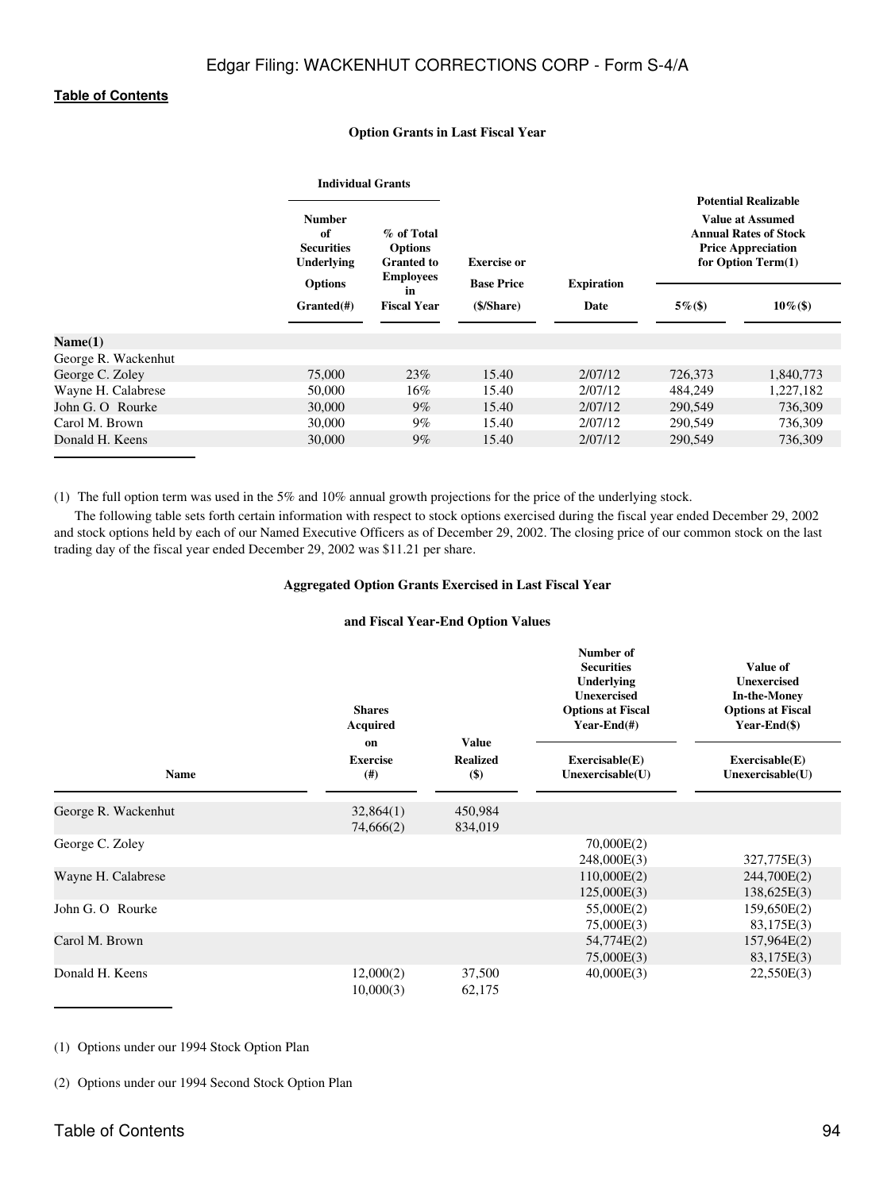[Table of Contents](#)

**Option Grants in Last Fiscal Year**

| | Individual Grants | | | | Potential Realizable Value at Assumed Annual Rates of Stock Price Appreciation for Option Term(1) | |
|---|---|---|---|---|---|---|
| | Number of Securities Underlying Options Granted(#) | % of Total Options Granted to Employees in Fiscal Year | Exercise or Base Price ($/Share) | Expiration Date | 5%($) | 10%($) |
| **Name(1)** | | | | | | |
| George R. Wackenhut | | | | | | |
| George C. Zoley | 75,000 | 23% | 15.40 | 2/07/12 | 726,373 | 1,840,773 |
| Wayne H. Calabrese | 50,000 | 16% | 15.40 | 2/07/12 | 484,249 | 1,227,182 |
| John G. O Rourke | 30,000 | 9% | 15.40 | 2/07/12 | 290,549 | 736,309 |
| Carol M. Brown | 30,000 | 9% | 15.40 | 2/07/12 | 290,549 | 736,309 |
| Donald H. Keens | 30,000 | 9% | 15.40 | 2/07/12 | 290,549 | 736,309 |

(1) The full option term was used in the 5% and 10% annual growth projections for the price of the underlying stock.

The following table sets forth certain information with respect to stock options exercised during the fiscal year ended December 29, 2002 and stock options held by each of our Named Executive Officers as of December 29, 2002. The closing price of our common stock on the last trading day of the fiscal year ended December 29, 2002 was $11.21 per share.

**Aggregated Option Grants Exercised in Last Fiscal Year**

**and Fiscal Year-End Option Values**

| Name | Shares Acquired on Exercise (#) | Value Realized ($) | Number of Securities Underlying Unexercised Options at Fiscal Year-End(#) Exercisable(E) Unexercisable(U) | Value of Unexercised In-the-Money Options at Fiscal Year-End($) Exercisable(E) Unexercisable(U) |
|---|---|---|---|---|
| George R. Wackenhut | 32,864(1) | 450,984 | | |
| | 74,666(2) | 834,019 | | |
| George C. Zoley | | | 70,000E(2) | |
| | | | 248,000E(3) | 327,775E(3) |
| Wayne H. Calabrese | | | 110,000E(2) | 244,700E(2) |
| | | | 125,000E(3) | 138,625E(3) |
| John G. O Rourke | | | 55,000E(2) | 159,650E(2) |
| | | | 75,000E(3) | 83,175E(3) |
| Carol M. Brown | | | 54,774E(2) | 157,964E(2) |
| | | | 75,000E(3) | 83,175E(3) |
| Donald H. Keens | 12,000(2) | 37,500 | 40,000E(3) | 22,550E(3) |
| | 10,000(3) | 62,175 | | |

(1) Options under our 1994 Stock Option Plan

(2) Options under our 1994 Second Stock Option Plan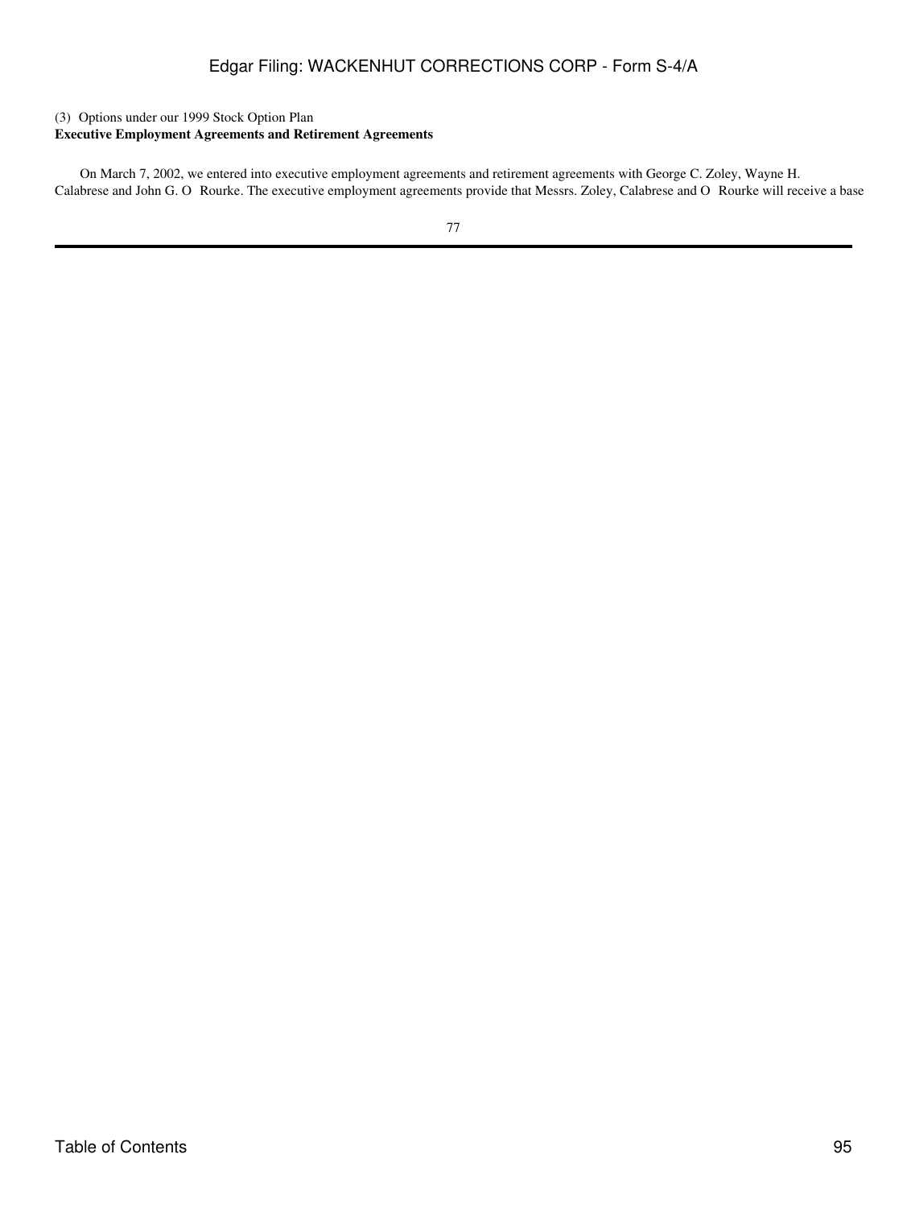(3) Options under our 1999 Stock Option Plan

**Executive Employment Agreements and Retirement Agreements**

On March 7, 2002, we entered into executive employment agreements and retirement agreements with George C. Zoley, Wayne H. Calabrese and John G. O Rourke. The executive employment agreements provide that Messrs. Zoley, Calabrese and O Rourke will receive a base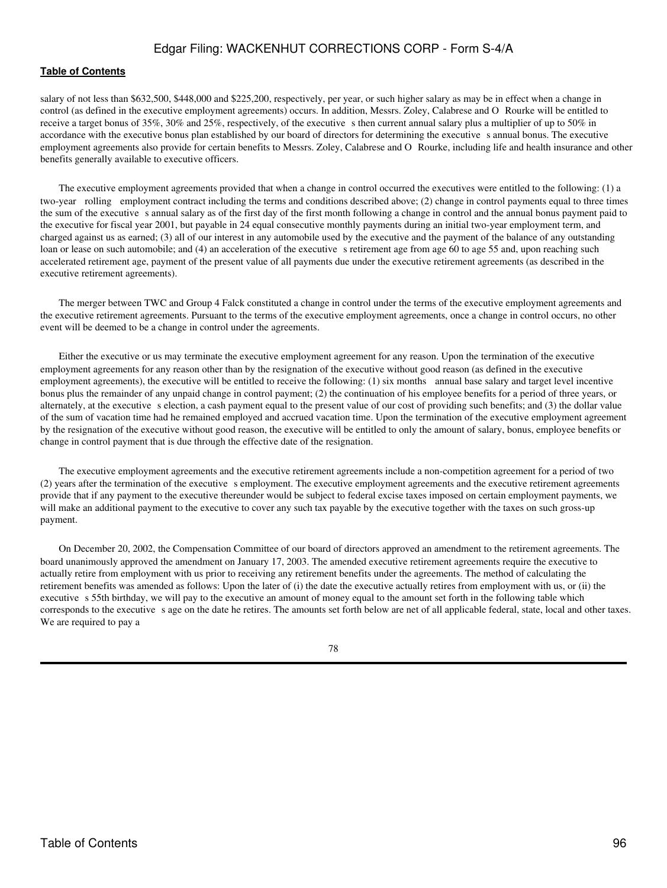salary of not less than $632,500, $448,000 and $225,200, respectively, per year, or such higher salary as may be in effect when a change in control (as defined in the executive employment agreements) occurs. In addition, Messrs. Zoley, Calabrese and O Rourke will be entitled to receive a target bonus of 35%, 30% and 25%, respectively, of the executive s then current annual salary plus a multiplier of up to 50% in accordance with the executive bonus plan established by our board of directors for determining the executive s annual bonus. The executive employment agreements also provide for certain benefits to Messrs. Zoley, Calabrese and O Rourke, including life and health insurance and other benefits generally available to executive officers.

The executive employment agreements provided that when a change in control occurred the executives were entitled to the following: (1) a two-year rolling employment contract including the terms and conditions described above; (2) change in control payments equal to three times the sum of the executive s annual salary as of the first day of the first month following a change in control and the annual bonus payment paid to the executive for fiscal year 2001, but payable in 24 equal consecutive monthly payments during an initial two-year employment term, and charged against us as earned; (3) all of our interest in any automobile used by the executive and the payment of the balance of any outstanding loan or lease on such automobile; and (4) an acceleration of the executive s retirement age from age 60 to age 55 and, upon reaching such accelerated retirement age, payment of the present value of all payments due under the executive retirement agreements (as described in the executive retirement agreements).

The merger between TWC and Group 4 Falck constituted a change in control under the terms of the executive employment agreements and the executive retirement agreements. Pursuant to the terms of the executive employment agreements, once a change in control occurs, no other event will be deemed to be a change in control under the agreements.

Either the executive or us may terminate the executive employment agreement for any reason. Upon the termination of the executive employment agreements for any reason other than by the resignation of the executive without good reason (as defined in the executive employment agreements), the executive will be entitled to receive the following: (1) six months annual base salary and target level incentive bonus plus the remainder of any unpaid change in control payment; (2) the continuation of his employee benefits for a period of three years, or alternately, at the executive s election, a cash payment equal to the present value of our cost of providing such benefits; and (3) the dollar value of the sum of vacation time had he remained employed and accrued vacation time. Upon the termination of the executive employment agreement by the resignation of the executive without good reason, the executive will be entitled to only the amount of salary, bonus, employee benefits or change in control payment that is due through the effective date of the resignation.

The executive employment agreements and the executive retirement agreements include a non-competition agreement for a period of two (2) years after the termination of the executive s employment. The executive employment agreements and the executive retirement agreements provide that if any payment to the executive thereunder would be subject to federal excise taxes imposed on certain employment payments, we will make an additional payment to the executive to cover any such tax payable by the executive together with the taxes on such gross-up payment.

On December 20, 2002, the Compensation Committee of our board of directors approved an amendment to the retirement agreements. The board unanimously approved the amendment on January 17, 2003. The amended executive retirement agreements require the executive to actually retire from employment with us prior to receiving any retirement benefits under the agreements. The method of calculating the retirement benefits was amended as follows: Upon the later of (i) the date the executive actually retires from employment with us, or (ii) the executive s 55th birthday, we will pay to the executive an amount of money equal to the amount set forth in the following table which corresponds to the executive s age on the date he retires. The amounts set forth below are net of all applicable federal, state, local and other taxes. We are required to pay a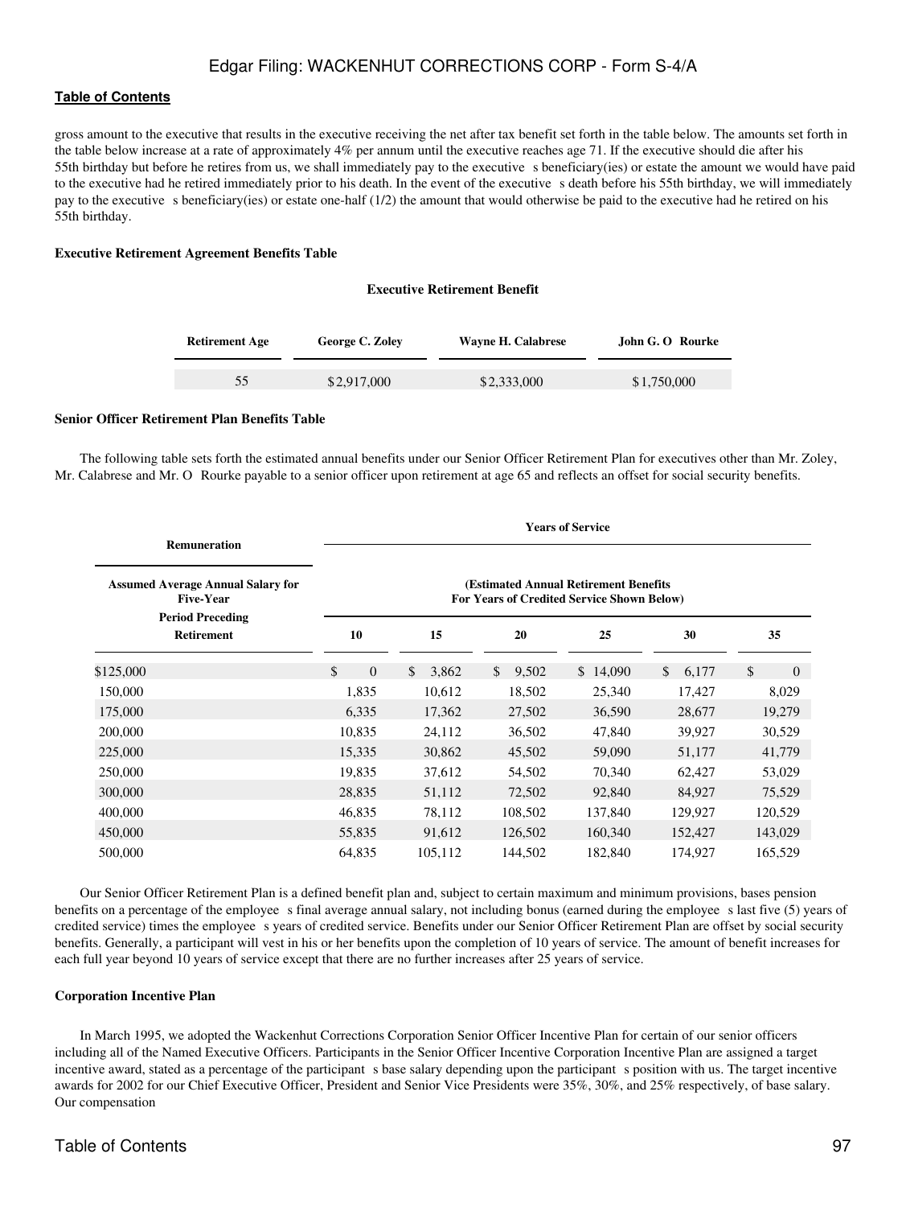gross amount to the executive that results in the executive receiving the net after tax benefit set forth in the table below. The amounts set forth in the table below increase at a rate of approximately 4% per annum until the executive reaches age 71. If the executive should die after his 55th birthday but before he retires from us, we shall immediately pay to the executive s beneficiary(ies) or estate the amount we would have paid to the executive had he retired immediately prior to his death. In the event of the executive s death before his 55th birthday, we will immediately pay to the executive s beneficiary(ies) or estate one-half (1/2) the amount that would otherwise be paid to the executive had he retired on his 55th birthday.

**Executive Retirement Agreement Benefits Table**

**Executive Retirement Benefit**

| Retirement Age | George C. Zoley | Wayne H. Calabrese | John G. O Rourke |
|---|---|---|---|
| 55 | $2,917,000 | $2,333,000 | $1,750,000 |

**Senior Officer Retirement Plan Benefits Table**

The following table sets forth the estimated annual benefits under our Senior Officer Retirement Plan for executives other than Mr. Zoley, Mr. Calabrese and Mr. O Rourke payable to a senior officer upon retirement at age 65 and reflects an offset for social security benefits.

| Remuneration | Years of Service | | | | | |
|---|---|---|---|---|---|---|
| Assumed Average Annual Salary for Five-Year Period Preceding Retirement | (Estimated Annual Retirement Benefits For Years of Credited Service Shown Below) | | | | | |
| | 10 | 15 | 20 | 25 | 30 | 35 |
| $125,000 | $ 0 | $ 3,862 | $ 9,502 | $ 14,090 | $ 6,177 | $ 0 |
| 150,000 | 1,835 | 10,612 | 18,502 | 25,340 | 17,427 | 8,029 |
| 175,000 | 6,335 | 17,362 | 27,502 | 36,590 | 28,677 | 19,279 |
| 200,000 | 10,835 | 24,112 | 36,502 | 47,840 | 39,927 | 30,529 |
| 225,000 | 15,335 | 30,862 | 45,502 | 59,090 | 51,177 | 41,779 |
| 250,000 | 19,835 | 37,612 | 54,502 | 70,340 | 62,427 | 53,029 |
| 300,000 | 28,835 | 51,112 | 72,502 | 92,840 | 84,927 | 75,529 |
| 400,000 | 46,835 | 78,112 | 108,502 | 137,840 | 129,927 | 120,529 |
| 450,000 | 55,835 | 91,612 | 126,502 | 160,340 | 152,427 | 143,029 |
| 500,000 | 64,835 | 105,112 | 144,502 | 182,840 | 174,927 | 165,529 |

Our Senior Officer Retirement Plan is a defined benefit plan and, subject to certain maximum and minimum provisions, bases pension benefits on a percentage of the employee s final average annual salary, not including bonus (earned during the employee s last five (5) years of credited service) times the employee s years of credited service. Benefits under our Senior Officer Retirement Plan are offset by social security benefits. Generally, a participant will vest in his or her benefits upon the completion of 10 years of service. The amount of benefit increases for each full year beyond 10 years of service except that there are no further increases after 25 years of service.

**Corporation Incentive Plan**

In March 1995, we adopted the Wackenhut Corrections Corporation Senior Officer Incentive Plan for certain of our senior officers including all of the Named Executive Officers. Participants in the Senior Officer Incentive Corporation Incentive Plan are assigned a target incentive award, stated as a percentage of the participant s base salary depending upon the participant s position with us. The target incentive awards for 2002 for our Chief Executive Officer, President and Senior Vice Presidents were 35%, 30%, and 25% respectively, of base salary. Our compensation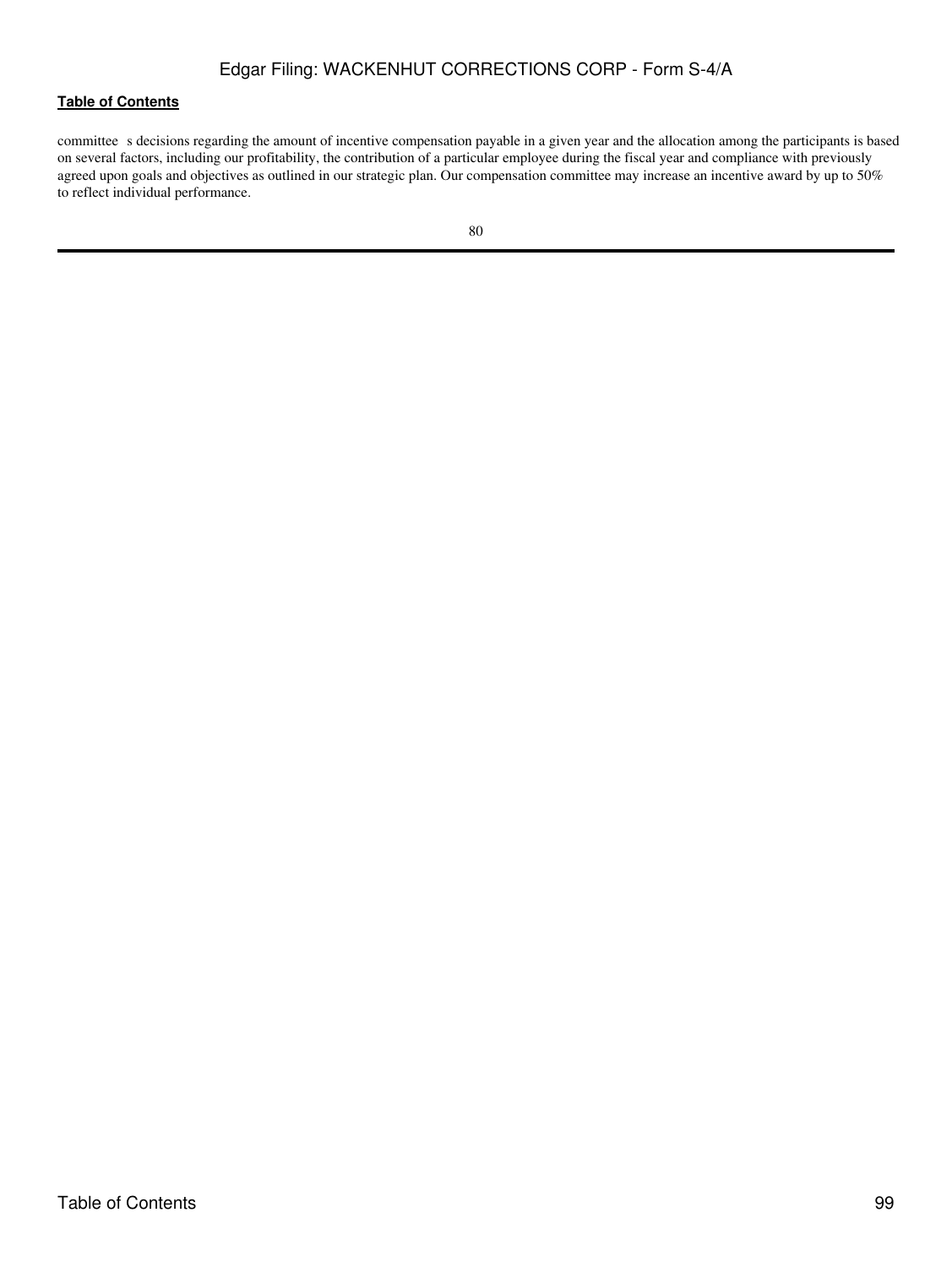committee s decisions regarding the amount of incentive compensation payable in a given year and the allocation among the participants is based on several factors, including our profitability, the contribution of a particular employee during the fiscal year and compliance with previously agreed upon goals and objectives as outlined in our strategic plan. Our compensation committee may increase an incentive award by up to 50% to reflect individual performance.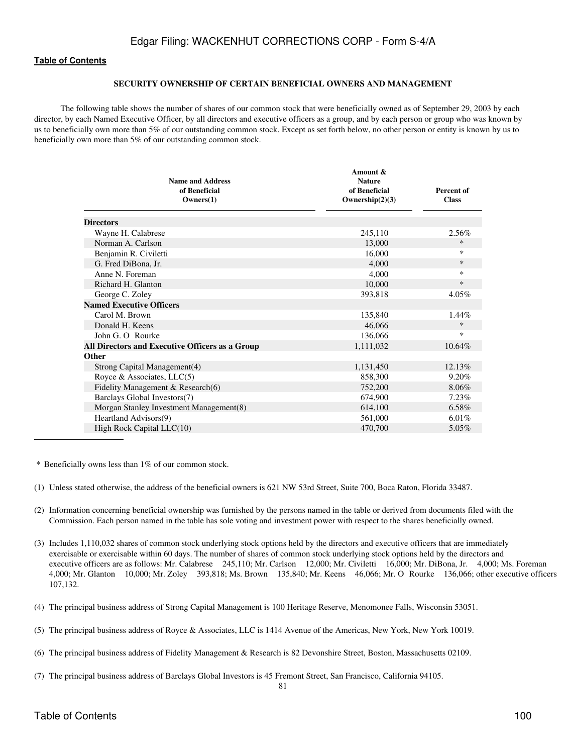**Table of Contents**

## SECURITY OWNERSHIP OF CERTAIN BENEFICIAL OWNERS AND MANAGEMENT

The following table shows the number of shares of our common stock that were beneficially owned as of September 29, 2003 by each director, by each Named Executive Officer, by all directors and executive officers as a group, and by each person or group who was known by us to beneficially own more than 5% of our outstanding common stock. Except as set forth below, no other person or entity is known by us to beneficially own more than 5% of our outstanding common stock.

| Name and Address of Beneficial Owners(1) | Amount & Nature of Beneficial Ownership(2)(3) | Percent of Class |
|---|---|---|
| **Directors** | | |
| Wayne H. Calabrese | 245,110 | 2.56% |
| Norman A. Carlson | 13,000 | * |
| Benjamin R. Civiletti | 16,000 | * |
| G. Fred DiBona, Jr. | 4,000 | * |
| Anne N. Foreman | 4,000 | * |
| Richard H. Glanton | 10,000 | * |
| George C. Zoley | 393,818 | 4.05% |
| **Named Executive Officers** | | |
| Carol M. Brown | 135,840 | 1.44% |
| Donald H. Keens | 46,066 | * |
| John G. O Rourke | 136,066 | * |
| **All Directors and Executive Officers as a Group** | 1,111,032 | 10.64% |
| **Other** | | |
| Strong Capital Management(4) | 1,131,450 | 12.13% |
| Royce & Associates, LLC(5) | 858,300 | 9.20% |
| Fidelity Management & Research(6) | 752,200 | 8.06% |
| Barclays Global Investors(7) | 674,900 | 7.23% |
| Morgan Stanley Investment Management(8) | 614,100 | 6.58% |
| Heartland Advisors(9) | 561,000 | 6.01% |
| High Rock Capital LLC(10) | 470,700 | 5.05% |

\* Beneficially owns less than 1% of our common stock.

(1) Unless stated otherwise, the address of the beneficial owners is 621 NW 53rd Street, Suite 700, Boca Raton, Florida 33487.

(2) Information concerning beneficial ownership was furnished by the persons named in the table or derived from documents filed with the Commission. Each person named in the table has sole voting and investment power with respect to the shares beneficially owned.

(3) Includes 1,110,032 shares of common stock underlying stock options held by the directors and executive officers that are immediately exercisable or exercisable within 60 days. The number of shares of common stock underlying stock options held by the directors and executive officers are as follows: Mr. Calabrese 245,110; Mr. Carlson 12,000; Mr. Civiletti 16,000; Mr. DiBona, Jr. 4,000; Ms. Foreman 4,000; Mr. Glanton 10,000; Mr. Zoley 393,818; Ms. Brown 135,840; Mr. Keens 46,066; Mr. O Rourke 136,066; other executive officers 107,132.

(4) The principal business address of Strong Capital Management is 100 Heritage Reserve, Menomonee Falls, Wisconsin 53051.

(5) The principal business address of Royce & Associates, LLC is 1414 Avenue of the Americas, New York, New York 10019.

(6) The principal business address of Fidelity Management & Research is 82 Devonshire Street, Boston, Massachusetts 02109.

(7) The principal business address of Barclays Global Investors is 45 Fremont Street, San Francisco, California 94105.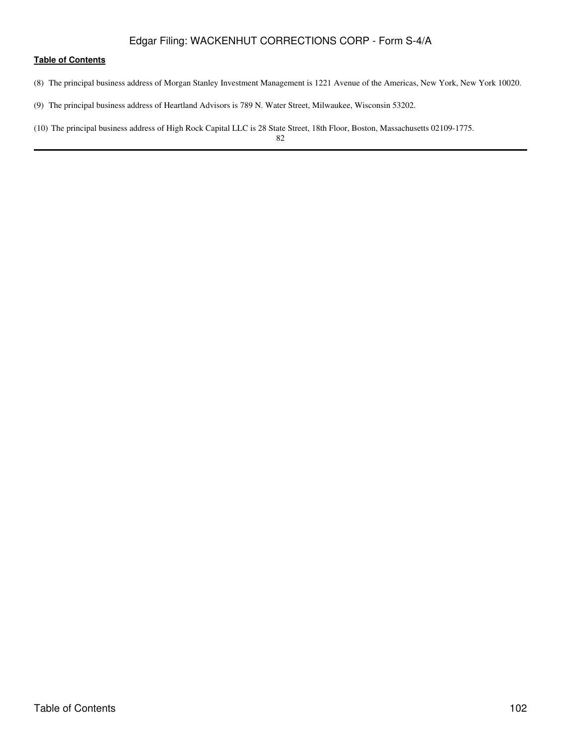(8) The principal business address of Morgan Stanley Investment Management is 1221 Avenue of the Americas, New York, New York 10020.

(9) The principal business address of Heartland Advisors is 789 N. Water Street, Milwaukee, Wisconsin 53202.

(10) The principal business address of High Rock Capital LLC is 28 State Street, 18th Floor, Boston, Massachusetts 02109-1775.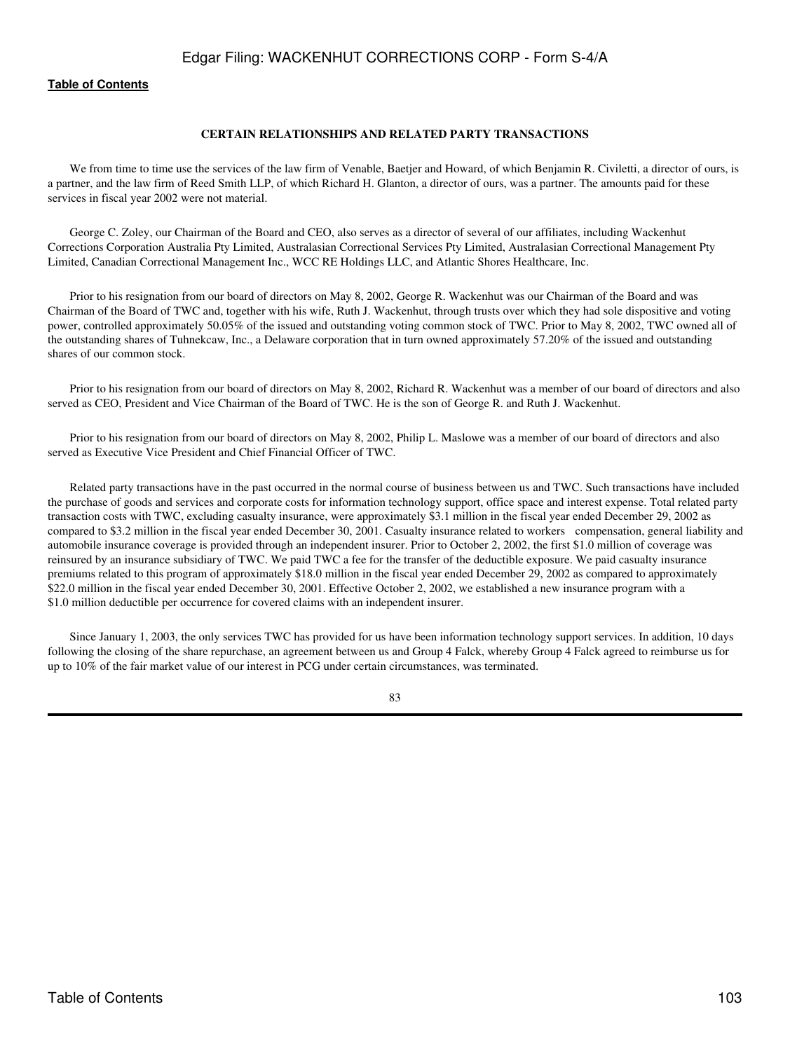## CERTAIN RELATIONSHIPS AND RELATED PARTY TRANSACTIONS

We from time to time use the services of the law firm of Venable, Baetjer and Howard, of which Benjamin R. Civiletti, a director of ours, is a partner, and the law firm of Reed Smith LLP, of which Richard H. Glanton, a director of ours, was a partner. The amounts paid for these services in fiscal year 2002 were not material.

George C. Zoley, our Chairman of the Board and CEO, also serves as a director of several of our affiliates, including Wackenhut Corrections Corporation Australia Pty Limited, Australasian Correctional Services Pty Limited, Australasian Correctional Management Pty Limited, Canadian Correctional Management Inc., WCC RE Holdings LLC, and Atlantic Shores Healthcare, Inc.

Prior to his resignation from our board of directors on May 8, 2002, George R. Wackenhut was our Chairman of the Board and was Chairman of the Board of TWC and, together with his wife, Ruth J. Wackenhut, through trusts over which they had sole dispositive and voting power, controlled approximately 50.05% of the issued and outstanding voting common stock of TWC. Prior to May 8, 2002, TWC owned all of the outstanding shares of Tuhnekcaw, Inc., a Delaware corporation that in turn owned approximately 57.20% of the issued and outstanding shares of our common stock.

Prior to his resignation from our board of directors on May 8, 2002, Richard R. Wackenhut was a member of our board of directors and also served as CEO, President and Vice Chairman of the Board of TWC. He is the son of George R. and Ruth J. Wackenhut.

Prior to his resignation from our board of directors on May 8, 2002, Philip L. Maslowe was a member of our board of directors and also served as Executive Vice President and Chief Financial Officer of TWC.

Related party transactions have in the past occurred in the normal course of business between us and TWC. Such transactions have included the purchase of goods and services and corporate costs for information technology support, office space and interest expense. Total related party transaction costs with TWC, excluding casualty insurance, were approximately $3.1 million in the fiscal year ended December 29, 2002 as compared to $3.2 million in the fiscal year ended December 30, 2001. Casualty insurance related to workers compensation, general liability and automobile insurance coverage is provided through an independent insurer. Prior to October 2, 2002, the first $1.0 million of coverage was reinsured by an insurance subsidiary of TWC. We paid TWC a fee for the transfer of the deductible exposure. We paid casualty insurance premiums related to this program of approximately $18.0 million in the fiscal year ended December 29, 2002 as compared to approximately $22.0 million in the fiscal year ended December 30, 2001. Effective October 2, 2002, we established a new insurance program with a $1.0 million deductible per occurrence for covered claims with an independent insurer.

Since January 1, 2003, the only services TWC has provided for us have been information technology support services. In addition, 10 days following the closing of the share repurchase, an agreement between us and Group 4 Falck, whereby Group 4 Falck agreed to reimburse us for up to 10% of the fair market value of our interest in PCG under certain circumstances, was terminated.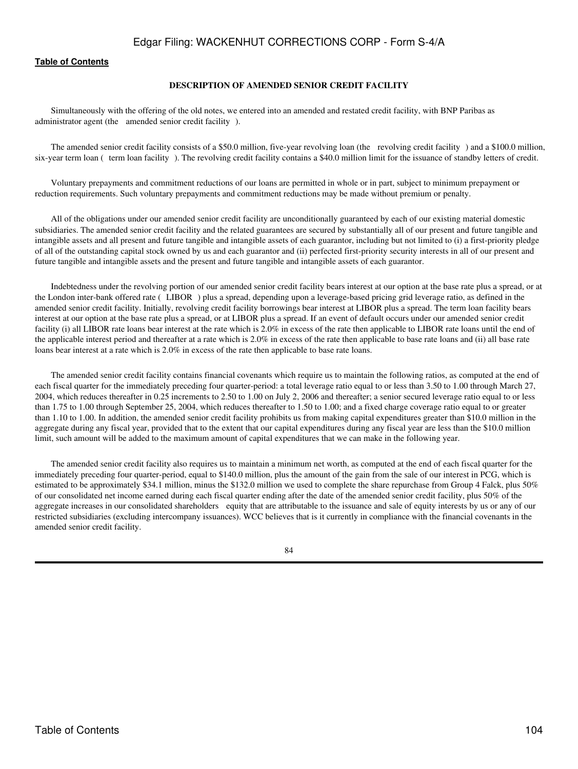[Table of Contents](#)

## DESCRIPTION OF AMENDED SENIOR CREDIT FACILITY

Simultaneously with the offering of the old notes, we entered into an amended and restated credit facility, with BNP Paribas as administrator agent (the amended senior credit facility ).

The amended senior credit facility consists of a \$50.0 million, five-year revolving loan (the revolving credit facility ) and a \$100.0 million, six-year term loan ( term loan facility ). The revolving credit facility contains a \$40.0 million limit for the issuance of standby letters of credit.

Voluntary prepayments and commitment reductions of our loans are permitted in whole or in part, subject to minimum prepayment or reduction requirements. Such voluntary prepayments and commitment reductions may be made without premium or penalty.

All of the obligations under our amended senior credit facility are unconditionally guaranteed by each of our existing material domestic subsidiaries. The amended senior credit facility and the related guarantees are secured by substantially all of our present and future tangible and intangible assets and all present and future tangible and intangible assets of each guarantor, including but not limited to (i) a first-priority pledge of all of the outstanding capital stock owned by us and each guarantor and (ii) perfected first-priority security interests in all of our present and future tangible and intangible assets and the present and future tangible and intangible assets of each guarantor.

Indebtedness under the revolving portion of our amended senior credit facility bears interest at our option at the base rate plus a spread, or at the London inter-bank offered rate ( LIBOR ) plus a spread, depending upon a leverage-based pricing grid leverage ratio, as defined in the amended senior credit facility. Initially, revolving credit facility borrowings bear interest at LIBOR plus a spread. The term loan facility bears interest at our option at the base rate plus a spread, or at LIBOR plus a spread. If an event of default occurs under our amended senior credit facility (i) all LIBOR rate loans bear interest at the rate which is 2.0% in excess of the rate then applicable to LIBOR rate loans until the end of the applicable interest period and thereafter at a rate which is 2.0% in excess of the rate then applicable to base rate loans and (ii) all base rate loans bear interest at a rate which is 2.0% in excess of the rate then applicable to base rate loans.

The amended senior credit facility contains financial covenants which require us to maintain the following ratios, as computed at the end of each fiscal quarter for the immediately preceding four quarter-period: a total leverage ratio equal to or less than 3.50 to 1.00 through March 27, 2004, which reduces thereafter in 0.25 increments to 2.50 to 1.00 on July 2, 2006 and thereafter; a senior secured leverage ratio equal to or less than 1.75 to 1.00 through September 25, 2004, which reduces thereafter to 1.50 to 1.00; and a fixed charge coverage ratio equal to or greater than 1.10 to 1.00. In addition, the amended senior credit facility prohibits us from making capital expenditures greater than \$10.0 million in the aggregate during any fiscal year, provided that to the extent that our capital expenditures during any fiscal year are less than the \$10.0 million limit, such amount will be added to the maximum amount of capital expenditures that we can make in the following year.

The amended senior credit facility also requires us to maintain a minimum net worth, as computed at the end of each fiscal quarter for the immediately preceding four quarter-period, equal to \$140.0 million, plus the amount of the gain from the sale of our interest in PCG, which is estimated to be approximately \$34.1 million, minus the \$132.0 million we used to complete the share repurchase from Group 4 Falck, plus 50% of our consolidated net income earned during each fiscal quarter ending after the date of the amended senior credit facility, plus 50% of the aggregate increases in our consolidated shareholders equity that are attributable to the issuance and sale of equity interests by us or any of our restricted subsidiaries (excluding intercompany issuances). WCC believes that is it currently in compliance with the financial covenants in the amended senior credit facility.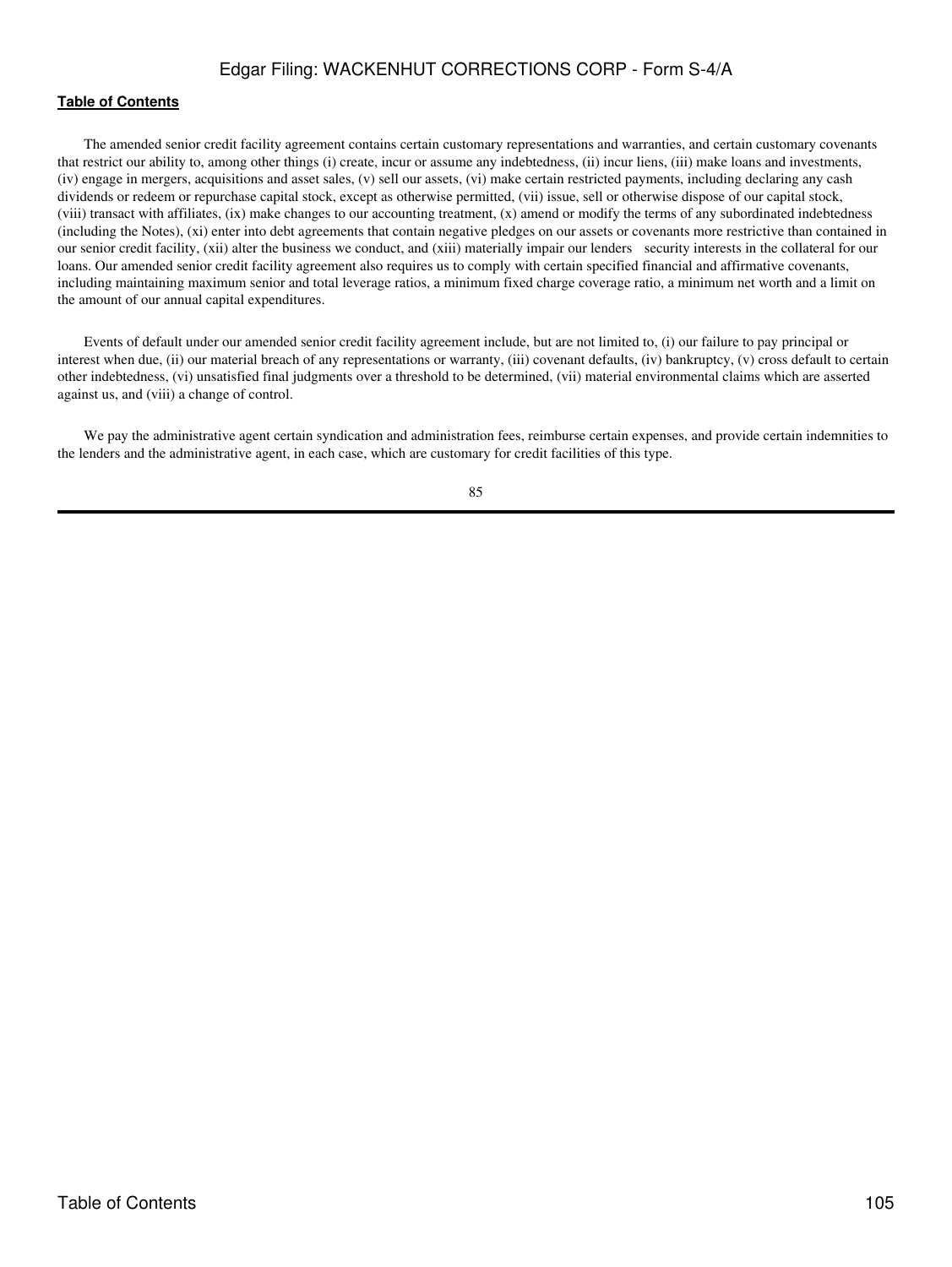The amended senior credit facility agreement contains certain customary representations and warranties, and certain customary covenants that restrict our ability to, among other things (i) create, incur or assume any indebtedness, (ii) incur liens, (iii) make loans and investments, (iv) engage in mergers, acquisitions and asset sales, (v) sell our assets, (vi) make certain restricted payments, including declaring any cash dividends or redeem or repurchase capital stock, except as otherwise permitted, (vii) issue, sell or otherwise dispose of our capital stock, (viii) transact with affiliates, (ix) make changes to our accounting treatment, (x) amend or modify the terms of any subordinated indebtedness (including the Notes), (xi) enter into debt agreements that contain negative pledges on our assets or covenants more restrictive than contained in our senior credit facility, (xii) alter the business we conduct, and (xiii) materially impair our lenders security interests in the collateral for our loans. Our amended senior credit facility agreement also requires us to comply with certain specified financial and affirmative covenants, including maintaining maximum senior and total leverage ratios, a minimum fixed charge coverage ratio, a minimum net worth and a limit on the amount of our annual capital expenditures.

Events of default under our amended senior credit facility agreement include, but are not limited to, (i) our failure to pay principal or interest when due, (ii) our material breach of any representations or warranty, (iii) covenant defaults, (iv) bankruptcy, (v) cross default to certain other indebtedness, (vi) unsatisfied final judgments over a threshold to be determined, (vii) material environmental claims which are asserted against us, and (viii) a change of control.

We pay the administrative agent certain syndication and administration fees, reimburse certain expenses, and provide certain indemnities to the lenders and the administrative agent, in each case, which are customary for credit facilities of this type.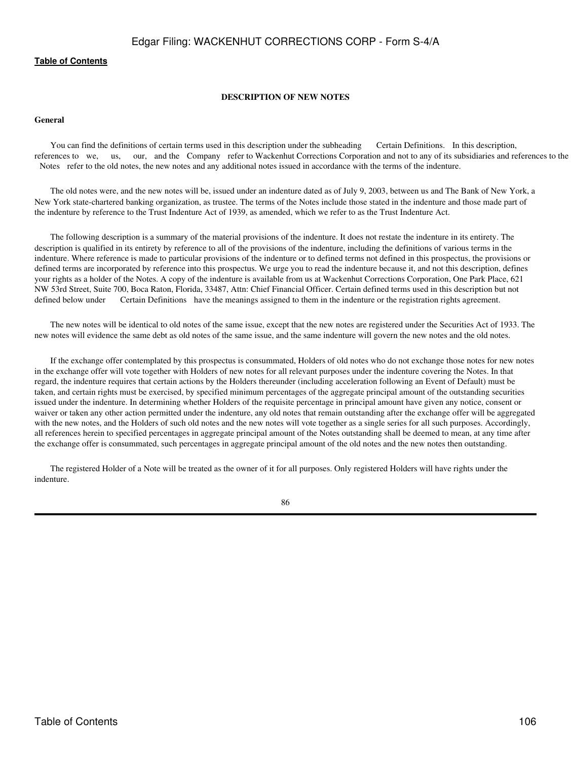## DESCRIPTION OF NEW NOTES

### General

You can find the definitions of certain terms used in this description under the subheading Certain Definitions. In this description, references to we, us, our, and the Company refer to Wackenhut Corrections Corporation and not to any of its subsidiaries and references to the Notes refer to the old notes, the new notes and any additional notes issued in accordance with the terms of the indenture.

The old notes were, and the new notes will be, issued under an indenture dated as of July 9, 2003, between us and The Bank of New York, a New York state-chartered banking organization, as trustee. The terms of the Notes include those stated in the indenture and those made part of the indenture by reference to the Trust Indenture Act of 1939, as amended, which we refer to as the Trust Indenture Act.

The following description is a summary of the material provisions of the indenture. It does not restate the indenture in its entirety. The description is qualified in its entirety by reference to all of the provisions of the indenture, including the definitions of various terms in the indenture. Where reference is made to particular provisions of the indenture or to defined terms not defined in this prospectus, the provisions or defined terms are incorporated by reference into this prospectus. We urge you to read the indenture because it, and not this description, defines your rights as a holder of the Notes. A copy of the indenture is available from us at Wackenhut Corrections Corporation, One Park Place, 621 NW 53rd Street, Suite 700, Boca Raton, Florida, 33487, Attn: Chief Financial Officer. Certain defined terms used in this description but not defined below under Certain Definitions have the meanings assigned to them in the indenture or the registration rights agreement.

The new notes will be identical to old notes of the same issue, except that the new notes are registered under the Securities Act of 1933. The new notes will evidence the same debt as old notes of the same issue, and the same indenture will govern the new notes and the old notes.

If the exchange offer contemplated by this prospectus is consummated, Holders of old notes who do not exchange those notes for new notes in the exchange offer will vote together with Holders of new notes for all relevant purposes under the indenture covering the Notes. In that regard, the indenture requires that certain actions by the Holders thereunder (including acceleration following an Event of Default) must be taken, and certain rights must be exercised, by specified minimum percentages of the aggregate principal amount of the outstanding securities issued under the indenture. In determining whether Holders of the requisite percentage in principal amount have given any notice, consent or waiver or taken any other action permitted under the indenture, any old notes that remain outstanding after the exchange offer will be aggregated with the new notes, and the Holders of such old notes and the new notes will vote together as a single series for all such purposes. Accordingly, all references herein to specified percentages in aggregate principal amount of the Notes outstanding shall be deemed to mean, at any time after the exchange offer is consummated, such percentages in aggregate principal amount of the old notes and the new notes then outstanding.

The registered Holder of a Note will be treated as the owner of it for all purposes. Only registered Holders will have rights under the indenture.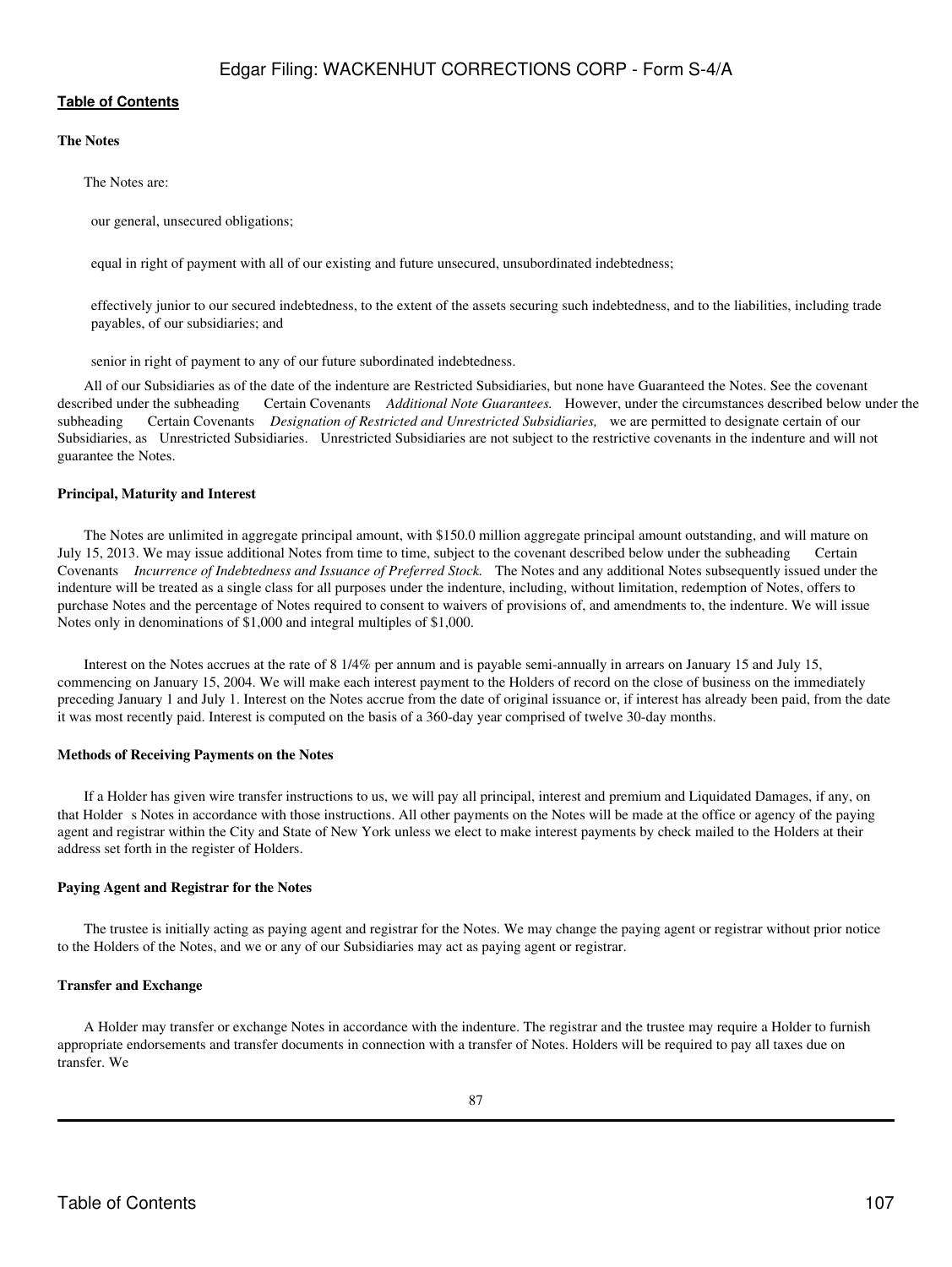**The Notes**

The Notes are:

- our general, unsecured obligations;
- equal in right of payment with all of our existing and future unsecured, unsubordinated indebtedness;
- effectively junior to our secured indebtedness, to the extent of the assets securing such indebtedness, and to the liabilities, including trade payables, of our subsidiaries; and
- senior in right of payment to any of our future subordinated indebtedness.

All of our Subsidiaries as of the date of the indenture are Restricted Subsidiaries, but none have Guaranteed the Notes. See the covenant described under the subheading Certain Covenants *Additional Note Guarantees.* However, under the circumstances described below under the subheading Certain Covenants *Designation of Restricted and Unrestricted Subsidiaries,* we are permitted to designate certain of our Subsidiaries, as Unrestricted Subsidiaries. Unrestricted Subsidiaries are not subject to the restrictive covenants in the indenture and will not guarantee the Notes.

**Principal, Maturity and Interest**

The Notes are unlimited in aggregate principal amount, with \$150.0 million aggregate principal amount outstanding, and will mature on July 15, 2013. We may issue additional Notes from time to time, subject to the covenant described below under the subheading Certain Covenants *Incurrence of Indebtedness and Issuance of Preferred Stock.* The Notes and any additional Notes subsequently issued under the indenture will be treated as a single class for all purposes under the indenture, including, without limitation, redemption of Notes, offers to purchase Notes and the percentage of Notes required to consent to waivers of provisions of, and amendments to, the indenture. We will issue Notes only in denominations of \$1,000 and integral multiples of \$1,000.

Interest on the Notes accrues at the rate of 8 1/4% per annum and is payable semi-annually in arrears on January 15 and July 15, commencing on January 15, 2004. We will make each interest payment to the Holders of record on the close of business on the immediately preceding January 1 and July 1. Interest on the Notes accrue from the date of original issuance or, if interest has already been paid, from the date it was most recently paid. Interest is computed on the basis of a 360-day year comprised of twelve 30-day months.

**Methods of Receiving Payments on the Notes**

If a Holder has given wire transfer instructions to us, we will pay all principal, interest and premium and Liquidated Damages, if any, on that Holder s Notes in accordance with those instructions. All other payments on the Notes will be made at the office or agency of the paying agent and registrar within the City and State of New York unless we elect to make interest payments by check mailed to the Holders at their address set forth in the register of Holders.

**Paying Agent and Registrar for the Notes**

The trustee is initially acting as paying agent and registrar for the Notes. We may change the paying agent or registrar without prior notice to the Holders of the Notes, and we or any of our Subsidiaries may act as paying agent or registrar.

**Transfer and Exchange**

A Holder may transfer or exchange Notes in accordance with the indenture. The registrar and the trustee may require a Holder to furnish appropriate endorsements and transfer documents in connection with a transfer of Notes. Holders will be required to pay all taxes due on transfer. We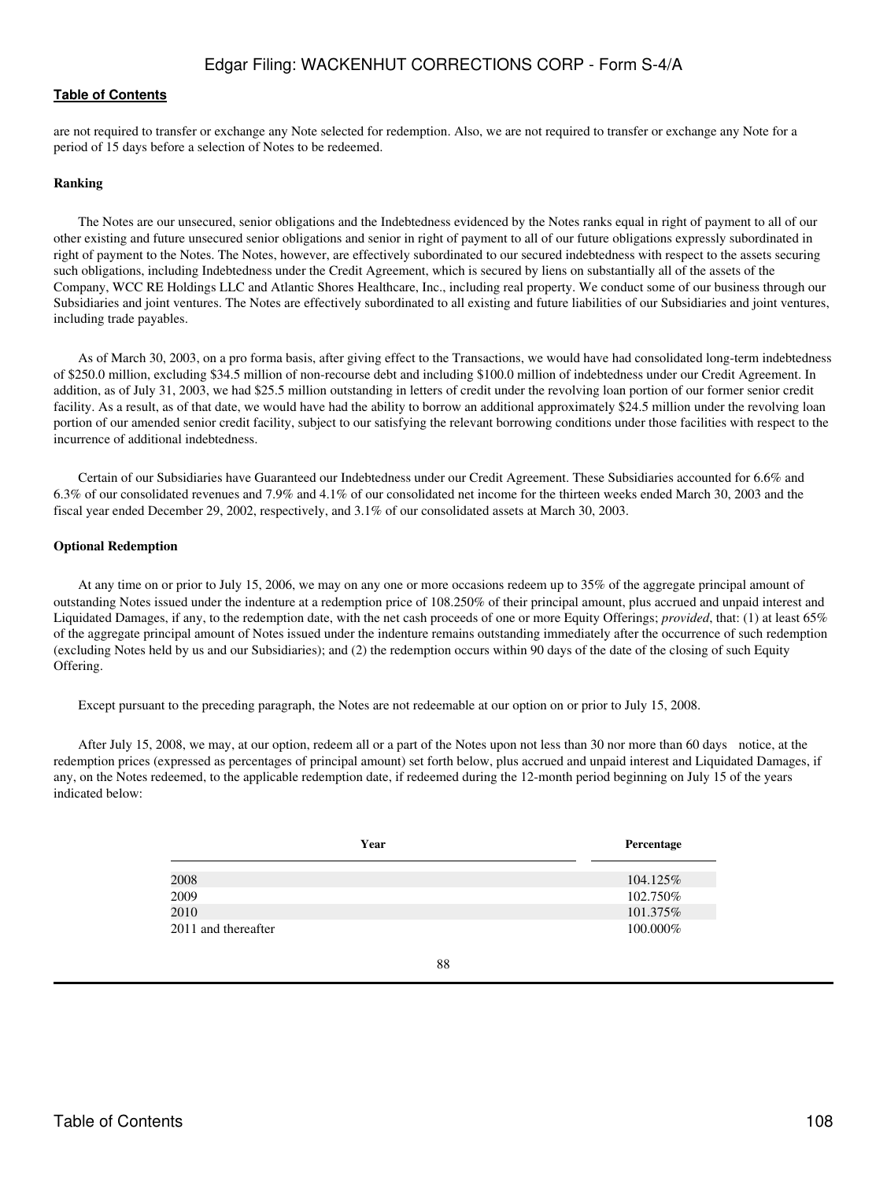are not required to transfer or exchange any Note selected for redemption. Also, we are not required to transfer or exchange any Note for a period of 15 days before a selection of Notes to be redeemed.

**Ranking**

The Notes are our unsecured, senior obligations and the Indebtedness evidenced by the Notes ranks equal in right of payment to all of our other existing and future unsecured senior obligations and senior in right of payment to all of our future obligations expressly subordinated in right of payment to the Notes. The Notes, however, are effectively subordinated to our secured indebtedness with respect to the assets securing such obligations, including Indebtedness under the Credit Agreement, which is secured by liens on substantially all of the assets of the Company, WCC RE Holdings LLC and Atlantic Shores Healthcare, Inc., including real property. We conduct some of our business through our Subsidiaries and joint ventures. The Notes are effectively subordinated to all existing and future liabilities of our Subsidiaries and joint ventures, including trade payables.

As of March 30, 2003, on a pro forma basis, after giving effect to the Transactions, we would have had consolidated long-term indebtedness of $250.0 million, excluding $34.5 million of non-recourse debt and including $100.0 million of indebtedness under our Credit Agreement. In addition, as of July 31, 2003, we had $25.5 million outstanding in letters of credit under the revolving loan portion of our former senior credit facility. As a result, as of that date, we would have had the ability to borrow an additional approximately $24.5 million under the revolving loan portion of our amended senior credit facility, subject to our satisfying the relevant borrowing conditions under those facilities with respect to the incurrence of additional indebtedness.

Certain of our Subsidiaries have Guaranteed our Indebtedness under our Credit Agreement. These Subsidiaries accounted for 6.6% and 6.3% of our consolidated revenues and 7.9% and 4.1% of our consolidated net income for the thirteen weeks ended March 30, 2003 and the fiscal year ended December 29, 2002, respectively, and 3.1% of our consolidated assets at March 30, 2003.

**Optional Redemption**

At any time on or prior to July 15, 2006, we may on any one or more occasions redeem up to 35% of the aggregate principal amount of outstanding Notes issued under the indenture at a redemption price of 108.250% of their principal amount, plus accrued and unpaid interest and Liquidated Damages, if any, to the redemption date, with the net cash proceeds of one or more Equity Offerings; *provided*, that: (1) at least 65% of the aggregate principal amount of Notes issued under the indenture remains outstanding immediately after the occurrence of such redemption (excluding Notes held by us and our Subsidiaries); and (2) the redemption occurs within 90 days of the date of the closing of such Equity Offering.

Except pursuant to the preceding paragraph, the Notes are not redeemable at our option on or prior to July 15, 2008.

After July 15, 2008, we may, at our option, redeem all or a part of the Notes upon not less than 30 nor more than 60 days notice, at the redemption prices (expressed as percentages of principal amount) set forth below, plus accrued and unpaid interest and Liquidated Damages, if any, on the Notes redeemed, to the applicable redemption date, if redeemed during the 12-month period beginning on July 15 of the years indicated below:

| Year | Percentage |
|---|---|
| 2008 | 104.125% |
| 2009 | 102.750% |
| 2010 | 101.375% |
| 2011 and thereafter | 100.000% |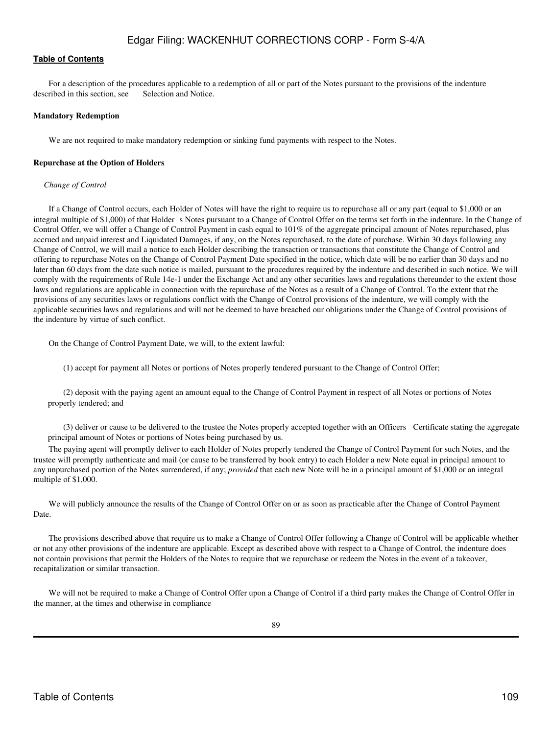For a description of the procedures applicable to a redemption of all or part of the Notes pursuant to the provisions of the indenture described in this section, see  Selection and Notice.

**Mandatory Redemption**

We are not required to make mandatory redemption or sinking fund payments with respect to the Notes.

**Repurchase at the Option of Holders**

*Change of Control*

If a Change of Control occurs, each Holder of Notes will have the right to require us to repurchase all or any part (equal to $1,000 or an integral multiple of $1,000) of that Holder s Notes pursuant to a Change of Control Offer on the terms set forth in the indenture. In the Change of Control Offer, we will offer a Change of Control Payment in cash equal to 101% of the aggregate principal amount of Notes repurchased, plus accrued and unpaid interest and Liquidated Damages, if any, on the Notes repurchased, to the date of purchase. Within 30 days following any Change of Control, we will mail a notice to each Holder describing the transaction or transactions that constitute the Change of Control and offering to repurchase Notes on the Change of Control Payment Date specified in the notice, which date will be no earlier than 30 days and no later than 60 days from the date such notice is mailed, pursuant to the procedures required by the indenture and described in such notice. We will comply with the requirements of Rule 14e-1 under the Exchange Act and any other securities laws and regulations thereunder to the extent those laws and regulations are applicable in connection with the repurchase of the Notes as a result of a Change of Control. To the extent that the provisions of any securities laws or regulations conflict with the Change of Control provisions of the indenture, we will comply with the applicable securities laws and regulations and will not be deemed to have breached our obligations under the Change of Control provisions of the indenture by virtue of such conflict.

On the Change of Control Payment Date, we will, to the extent lawful:

(1) accept for payment all Notes or portions of Notes properly tendered pursuant to the Change of Control Offer;

(2) deposit with the paying agent an amount equal to the Change of Control Payment in respect of all Notes or portions of Notes properly tendered; and

(3) deliver or cause to be delivered to the trustee the Notes properly accepted together with an Officers Certificate stating the aggregate principal amount of Notes or portions of Notes being purchased by us.

The paying agent will promptly deliver to each Holder of Notes properly tendered the Change of Control Payment for such Notes, and the trustee will promptly authenticate and mail (or cause to be transferred by book entry) to each Holder a new Note equal in principal amount to any unpurchased portion of the Notes surrendered, if any; *provided* that each new Note will be in a principal amount of $1,000 or an integral multiple of $1,000.

We will publicly announce the results of the Change of Control Offer on or as soon as practicable after the Change of Control Payment Date.

The provisions described above that require us to make a Change of Control Offer following a Change of Control will be applicable whether or not any other provisions of the indenture are applicable. Except as described above with respect to a Change of Control, the indenture does not contain provisions that permit the Holders of the Notes to require that we repurchase or redeem the Notes in the event of a takeover, recapitalization or similar transaction.

We will not be required to make a Change of Control Offer upon a Change of Control if a third party makes the Change of Control Offer in the manner, at the times and otherwise in compliance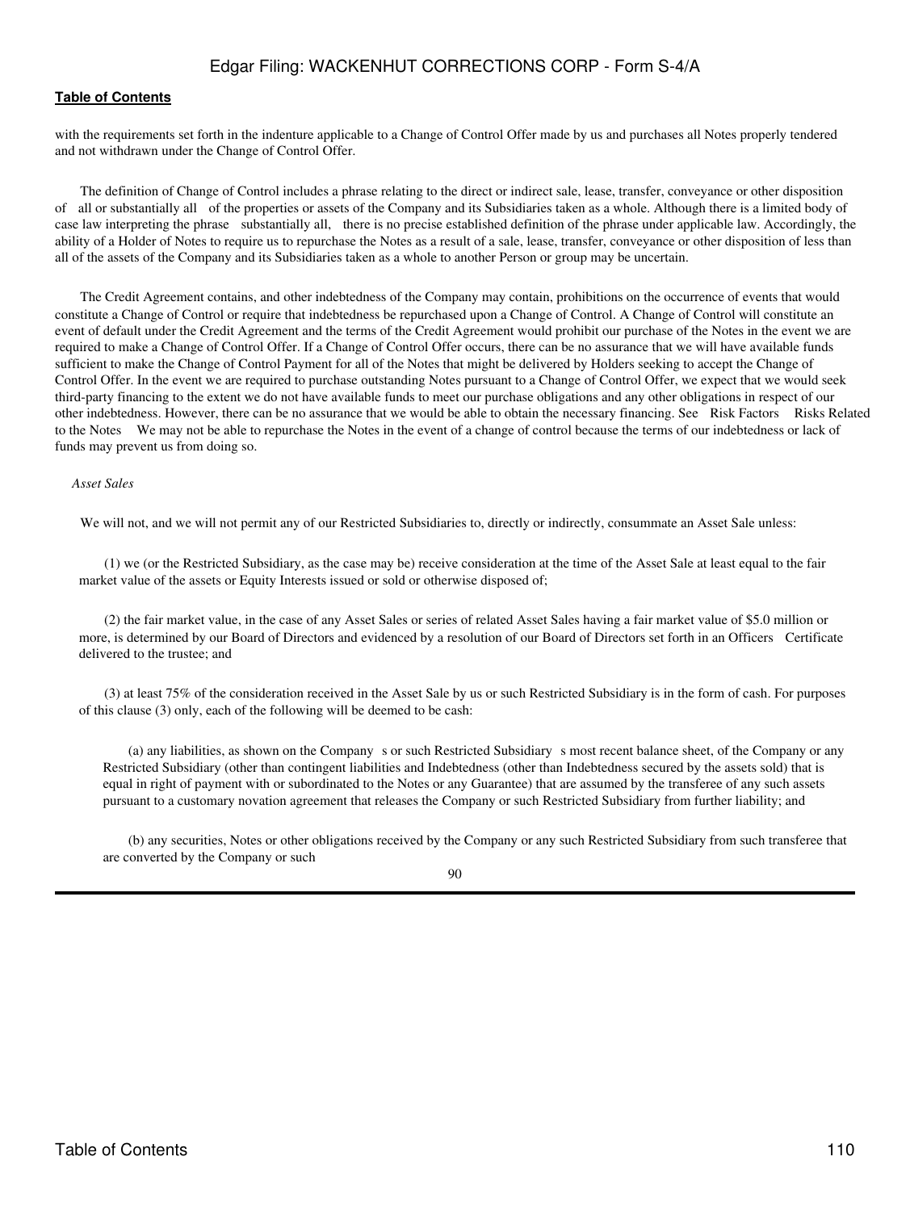with the requirements set forth in the indenture applicable to a Change of Control Offer made by us and purchases all Notes properly tendered and not withdrawn under the Change of Control Offer.

The definition of Change of Control includes a phrase relating to the direct or indirect sale, lease, transfer, conveyance or other disposition of all or substantially all of the properties or assets of the Company and its Subsidiaries taken as a whole. Although there is a limited body of case law interpreting the phrase substantially all, there is no precise established definition of the phrase under applicable law. Accordingly, the ability of a Holder of Notes to require us to repurchase the Notes as a result of a sale, lease, transfer, conveyance or other disposition of less than all of the assets of the Company and its Subsidiaries taken as a whole to another Person or group may be uncertain.

The Credit Agreement contains, and other indebtedness of the Company may contain, prohibitions on the occurrence of events that would constitute a Change of Control or require that indebtedness be repurchased upon a Change of Control. A Change of Control will constitute an event of default under the Credit Agreement and the terms of the Credit Agreement would prohibit our purchase of the Notes in the event we are required to make a Change of Control Offer. If a Change of Control Offer occurs, there can be no assurance that we will have available funds sufficient to make the Change of Control Payment for all of the Notes that might be delivered by Holders seeking to accept the Change of Control Offer. In the event we are required to purchase outstanding Notes pursuant to a Change of Control Offer, we expect that we would seek third-party financing to the extent we do not have available funds to meet our purchase obligations and any other obligations in respect of our other indebtedness. However, there can be no assurance that we would be able to obtain the necessary financing. See Risk Factors Risks Related to the Notes We may not be able to repurchase the Notes in the event of a change of control because the terms of our indebtedness or lack of funds may prevent us from doing so.

*Asset Sales*

We will not, and we will not permit any of our Restricted Subsidiaries to, directly or indirectly, consummate an Asset Sale unless:

(1) we (or the Restricted Subsidiary, as the case may be) receive consideration at the time of the Asset Sale at least equal to the fair market value of the assets or Equity Interests issued or sold or otherwise disposed of;

(2) the fair market value, in the case of any Asset Sales or series of related Asset Sales having a fair market value of $5.0 million or more, is determined by our Board of Directors and evidenced by a resolution of our Board of Directors set forth in an Officers Certificate delivered to the trustee; and

(3) at least 75% of the consideration received in the Asset Sale by us or such Restricted Subsidiary is in the form of cash. For purposes of this clause (3) only, each of the following will be deemed to be cash:

(a) any liabilities, as shown on the Company s or such Restricted Subsidiary s most recent balance sheet, of the Company or any Restricted Subsidiary (other than contingent liabilities and Indebtedness (other than Indebtedness secured by the assets sold) that is equal in right of payment with or subordinated to the Notes or any Guarantee) that are assumed by the transferee of any such assets pursuant to a customary novation agreement that releases the Company or such Restricted Subsidiary from further liability; and

(b) any securities, Notes or other obligations received by the Company or any such Restricted Subsidiary from such transferee that are converted by the Company or such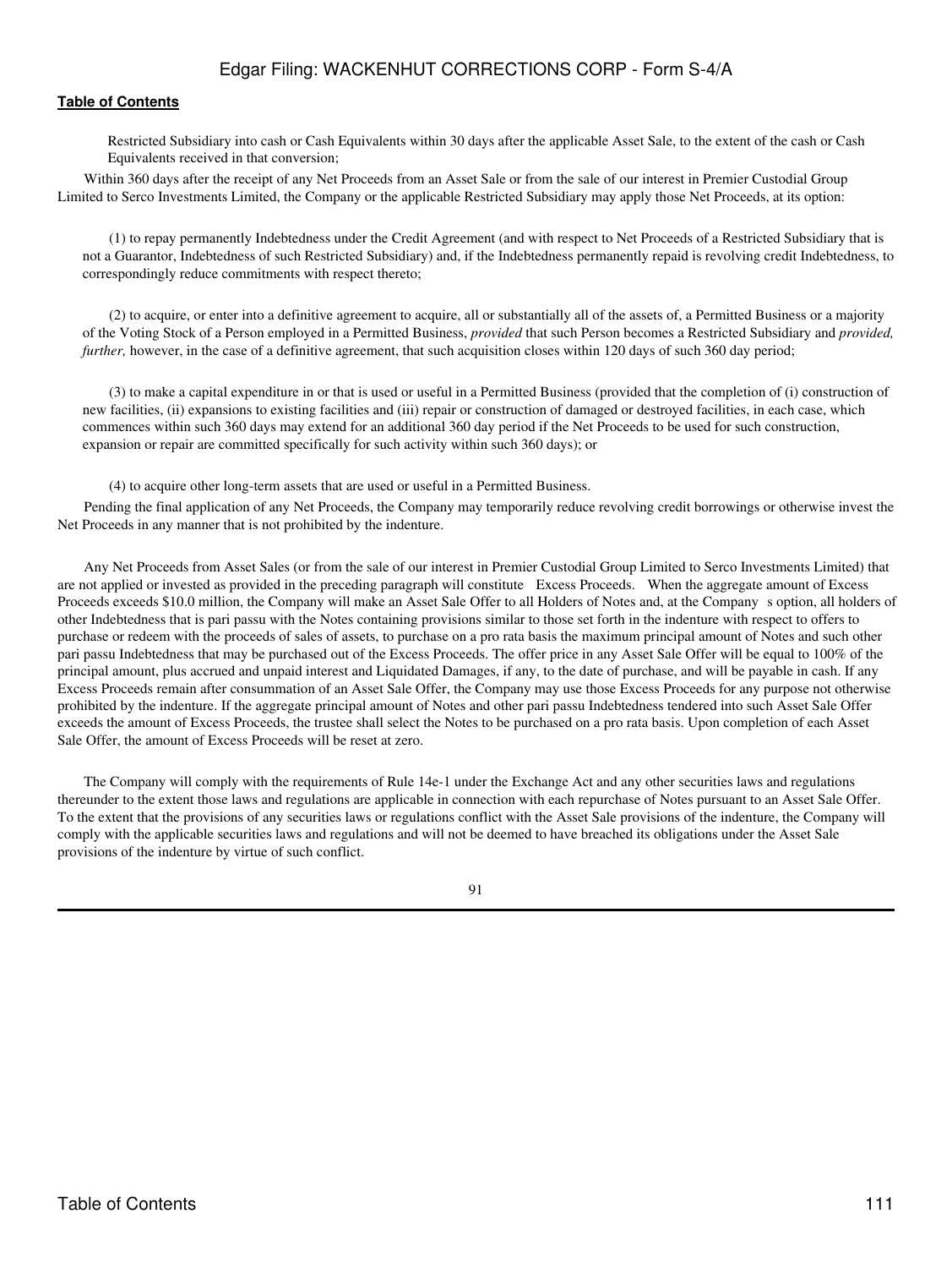Restricted Subsidiary into cash or Cash Equivalents within 30 days after the applicable Asset Sale, to the extent of the cash or Cash Equivalents received in that conversion;

Within 360 days after the receipt of any Net Proceeds from an Asset Sale or from the sale of our interest in Premier Custodial Group Limited to Serco Investments Limited, the Company or the applicable Restricted Subsidiary may apply those Net Proceeds, at its option:

(1) to repay permanently Indebtedness under the Credit Agreement (and with respect to Net Proceeds of a Restricted Subsidiary that is not a Guarantor, Indebtedness of such Restricted Subsidiary) and, if the Indebtedness permanently repaid is revolving credit Indebtedness, to correspondingly reduce commitments with respect thereto;

(2) to acquire, or enter into a definitive agreement to acquire, all or substantially all of the assets of, a Permitted Business or a majority of the Voting Stock of a Person employed in a Permitted Business, *provided* that such Person becomes a Restricted Subsidiary and *provided, further,* however, in the case of a definitive agreement, that such acquisition closes within 120 days of such 360 day period;

(3) to make a capital expenditure in or that is used or useful in a Permitted Business (provided that the completion of (i) construction of new facilities, (ii) expansions to existing facilities and (iii) repair or construction of damaged or destroyed facilities, in each case, which commences within such 360 days may extend for an additional 360 day period if the Net Proceeds to be used for such construction, expansion or repair are committed specifically for such activity within such 360 days); or

(4) to acquire other long-term assets that are used or useful in a Permitted Business.

Pending the final application of any Net Proceeds, the Company may temporarily reduce revolving credit borrowings or otherwise invest the Net Proceeds in any manner that is not prohibited by the indenture.

Any Net Proceeds from Asset Sales (or from the sale of our interest in Premier Custodial Group Limited to Serco Investments Limited) that are not applied or invested as provided in the preceding paragraph will constitute Excess Proceeds. When the aggregate amount of Excess Proceeds exceeds $10.0 million, the Company will make an Asset Sale Offer to all Holders of Notes and, at the Company s option, all holders of other Indebtedness that is pari passu with the Notes containing provisions similar to those set forth in the indenture with respect to offers to purchase or redeem with the proceeds of sales of assets, to purchase on a pro rata basis the maximum principal amount of Notes and such other pari passu Indebtedness that may be purchased out of the Excess Proceeds. The offer price in any Asset Sale Offer will be equal to 100% of the principal amount, plus accrued and unpaid interest and Liquidated Damages, if any, to the date of purchase, and will be payable in cash. If any Excess Proceeds remain after consummation of an Asset Sale Offer, the Company may use those Excess Proceeds for any purpose not otherwise prohibited by the indenture. If the aggregate principal amount of Notes and other pari passu Indebtedness tendered into such Asset Sale Offer exceeds the amount of Excess Proceeds, the trustee shall select the Notes to be purchased on a pro rata basis. Upon completion of each Asset Sale Offer, the amount of Excess Proceeds will be reset at zero.

The Company will comply with the requirements of Rule 14e-1 under the Exchange Act and any other securities laws and regulations thereunder to the extent those laws and regulations are applicable in connection with each repurchase of Notes pursuant to an Asset Sale Offer. To the extent that the provisions of any securities laws or regulations conflict with the Asset Sale provisions of the indenture, the Company will comply with the applicable securities laws and regulations and will not be deemed to have breached its obligations under the Asset Sale provisions of the indenture by virtue of such conflict.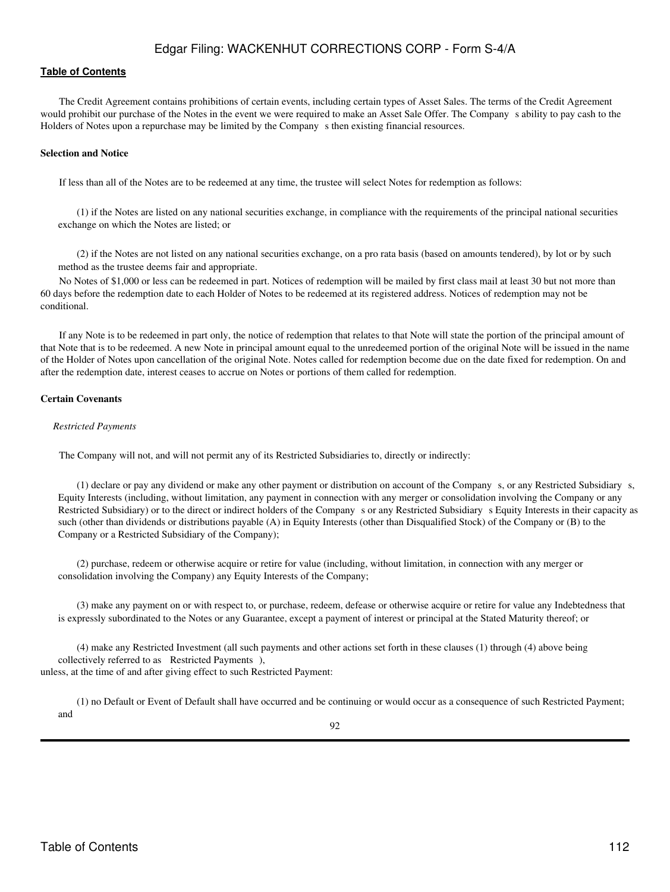The Credit Agreement contains prohibitions of certain events, including certain types of Asset Sales. The terms of the Credit Agreement would prohibit our purchase of the Notes in the event we were required to make an Asset Sale Offer. The Company s ability to pay cash to the Holders of Notes upon a repurchase may be limited by the Company s then existing financial resources.

**Selection and Notice**

If less than all of the Notes are to be redeemed at any time, the trustee will select Notes for redemption as follows:

(1) if the Notes are listed on any national securities exchange, in compliance with the requirements of the principal national securities exchange on which the Notes are listed; or

(2) if the Notes are not listed on any national securities exchange, on a pro rata basis (based on amounts tendered), by lot or by such method as the trustee deems fair and appropriate.

No Notes of $1,000 or less can be redeemed in part. Notices of redemption will be mailed by first class mail at least 30 but not more than 60 days before the redemption date to each Holder of Notes to be redeemed at its registered address. Notices of redemption may not be conditional.

If any Note is to be redeemed in part only, the notice of redemption that relates to that Note will state the portion of the principal amount of that Note that is to be redeemed. A new Note in principal amount equal to the unredeemed portion of the original Note will be issued in the name of the Holder of Notes upon cancellation of the original Note. Notes called for redemption become due on the date fixed for redemption. On and after the redemption date, interest ceases to accrue on Notes or portions of them called for redemption.

**Certain Covenants**

*Restricted Payments*

The Company will not, and will not permit any of its Restricted Subsidiaries to, directly or indirectly:

(1) declare or pay any dividend or make any other payment or distribution on account of the Company s, or any Restricted Subsidiary s, Equity Interests (including, without limitation, any payment in connection with any merger or consolidation involving the Company or any Restricted Subsidiary) or to the direct or indirect holders of the Company s or any Restricted Subsidiary s Equity Interests in their capacity as such (other than dividends or distributions payable (A) in Equity Interests (other than Disqualified Stock) of the Company or (B) to the Company or a Restricted Subsidiary of the Company);

(2) purchase, redeem or otherwise acquire or retire for value (including, without limitation, in connection with any merger or consolidation involving the Company) any Equity Interests of the Company;

(3) make any payment on or with respect to, or purchase, redeem, defease or otherwise acquire or retire for value any Indebtedness that is expressly subordinated to the Notes or any Guarantee, except a payment of interest or principal at the Stated Maturity thereof; or

(4) make any Restricted Investment (all such payments and other actions set forth in these clauses (1) through (4) above being collectively referred to as Restricted Payments ),

unless, at the time of and after giving effect to such Restricted Payment:

(1) no Default or Event of Default shall have occurred and be continuing or would occur as a consequence of such Restricted Payment; and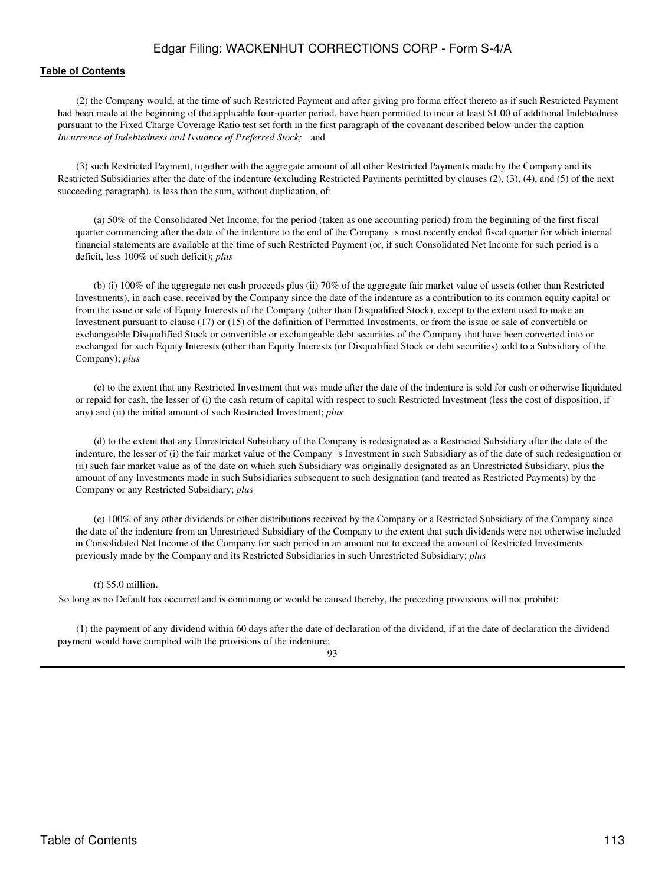(2) the Company would, at the time of such Restricted Payment and after giving pro forma effect thereto as if such Restricted Payment had been made at the beginning of the applicable four-quarter period, have been permitted to incur at least $1.00 of additional Indebtedness pursuant to the Fixed Charge Coverage Ratio test set forth in the first paragraph of the covenant described below under the caption *Incurrence of Indebtedness and Issuance of Preferred Stock;* and

(3) such Restricted Payment, together with the aggregate amount of all other Restricted Payments made by the Company and its Restricted Subsidiaries after the date of the indenture (excluding Restricted Payments permitted by clauses (2), (3), (4), and (5) of the next succeeding paragraph), is less than the sum, without duplication, of:

(a) 50% of the Consolidated Net Income, for the period (taken as one accounting period) from the beginning of the first fiscal quarter commencing after the date of the indenture to the end of the Company s most recently ended fiscal quarter for which internal financial statements are available at the time of such Restricted Payment (or, if such Consolidated Net Income for such period is a deficit, less 100% of such deficit); *plus*

(b) (i) 100% of the aggregate net cash proceeds plus (ii) 70% of the aggregate fair market value of assets (other than Restricted Investments), in each case, received by the Company since the date of the indenture as a contribution to its common equity capital or from the issue or sale of Equity Interests of the Company (other than Disqualified Stock), except to the extent used to make an Investment pursuant to clause (17) or (15) of the definition of Permitted Investments, or from the issue or sale of convertible or exchangeable Disqualified Stock or convertible or exchangeable debt securities of the Company that have been converted into or exchanged for such Equity Interests (other than Equity Interests (or Disqualified Stock or debt securities) sold to a Subsidiary of the Company); *plus*

(c) to the extent that any Restricted Investment that was made after the date of the indenture is sold for cash or otherwise liquidated or repaid for cash, the lesser of (i) the cash return of capital with respect to such Restricted Investment (less the cost of disposition, if any) and (ii) the initial amount of such Restricted Investment; *plus*

(d) to the extent that any Unrestricted Subsidiary of the Company is redesignated as a Restricted Subsidiary after the date of the indenture, the lesser of (i) the fair market value of the Company s Investment in such Subsidiary as of the date of such redesignation or (ii) such fair market value as of the date on which such Subsidiary was originally designated as an Unrestricted Subsidiary, plus the amount of any Investments made in such Subsidiaries subsequent to such designation (and treated as Restricted Payments) by the Company or any Restricted Subsidiary; *plus*

(e) 100% of any other dividends or other distributions received by the Company or a Restricted Subsidiary of the Company since the date of the indenture from an Unrestricted Subsidiary of the Company to the extent that such dividends were not otherwise included in Consolidated Net Income of the Company for such period in an amount not to exceed the amount of Restricted Investments previously made by the Company and its Restricted Subsidiaries in such Unrestricted Subsidiary; *plus*

(f) $5.0 million.

So long as no Default has occurred and is continuing or would be caused thereby, the preceding provisions will not prohibit:

(1) the payment of any dividend within 60 days after the date of declaration of the dividend, if at the date of declaration the dividend payment would have complied with the provisions of the indenture;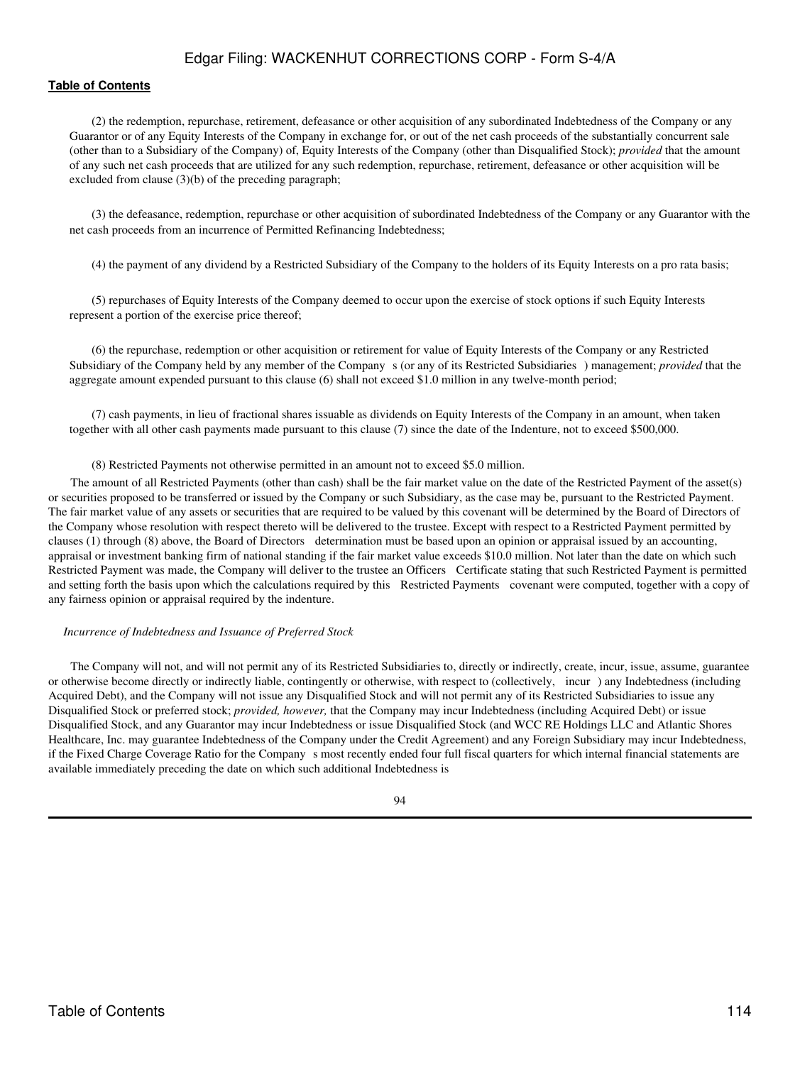(2) the redemption, repurchase, retirement, defeasance or other acquisition of any subordinated Indebtedness of the Company or any Guarantor or of any Equity Interests of the Company in exchange for, or out of the net cash proceeds of the substantially concurrent sale (other than to a Subsidiary of the Company) of, Equity Interests of the Company (other than Disqualified Stock); *provided* that the amount of any such net cash proceeds that are utilized for any such redemption, repurchase, retirement, defeasance or other acquisition will be excluded from clause (3)(b) of the preceding paragraph;

(3) the defeasance, redemption, repurchase or other acquisition of subordinated Indebtedness of the Company or any Guarantor with the net cash proceeds from an incurrence of Permitted Refinancing Indebtedness;

(4) the payment of any dividend by a Restricted Subsidiary of the Company to the holders of its Equity Interests on a pro rata basis;

(5) repurchases of Equity Interests of the Company deemed to occur upon the exercise of stock options if such Equity Interests represent a portion of the exercise price thereof;

(6) the repurchase, redemption or other acquisition or retirement for value of Equity Interests of the Company or any Restricted Subsidiary of the Company held by any member of the Company s (or any of its Restricted Subsidiaries ) management; *provided* that the aggregate amount expended pursuant to this clause (6) shall not exceed $1.0 million in any twelve-month period;

(7) cash payments, in lieu of fractional shares issuable as dividends on Equity Interests of the Company in an amount, when taken together with all other cash payments made pursuant to this clause (7) since the date of the Indenture, not to exceed $500,000.

(8) Restricted Payments not otherwise permitted in an amount not to exceed $5.0 million.

The amount of all Restricted Payments (other than cash) shall be the fair market value on the date of the Restricted Payment of the asset(s) or securities proposed to be transferred or issued by the Company or such Subsidiary, as the case may be, pursuant to the Restricted Payment. The fair market value of any assets or securities that are required to be valued by this covenant will be determined by the Board of Directors of the Company whose resolution with respect thereto will be delivered to the trustee. Except with respect to a Restricted Payment permitted by clauses (1) through (8) above, the Board of Directors determination must be based upon an opinion or appraisal issued by an accounting, appraisal or investment banking firm of national standing if the fair market value exceeds $10.0 million. Not later than the date on which such Restricted Payment was made, the Company will deliver to the trustee an Officers Certificate stating that such Restricted Payment is permitted and setting forth the basis upon which the calculations required by this Restricted Payments covenant were computed, together with a copy of any fairness opinion or appraisal required by the indenture.

*Incurrence of Indebtedness and Issuance of Preferred Stock*

The Company will not, and will not permit any of its Restricted Subsidiaries to, directly or indirectly, create, incur, issue, assume, guarantee or otherwise become directly or indirectly liable, contingently or otherwise, with respect to (collectively, incur ) any Indebtedness (including Acquired Debt), and the Company will not issue any Disqualified Stock and will not permit any of its Restricted Subsidiaries to issue any Disqualified Stock or preferred stock; *provided, however,* that the Company may incur Indebtedness (including Acquired Debt) or issue Disqualified Stock, and any Guarantor may incur Indebtedness or issue Disqualified Stock (and WCC RE Holdings LLC and Atlantic Shores Healthcare, Inc. may guarantee Indebtedness of the Company under the Credit Agreement) and any Foreign Subsidiary may incur Indebtedness, if the Fixed Charge Coverage Ratio for the Company s most recently ended four full fiscal quarters for which internal financial statements are available immediately preceding the date on which such additional Indebtedness is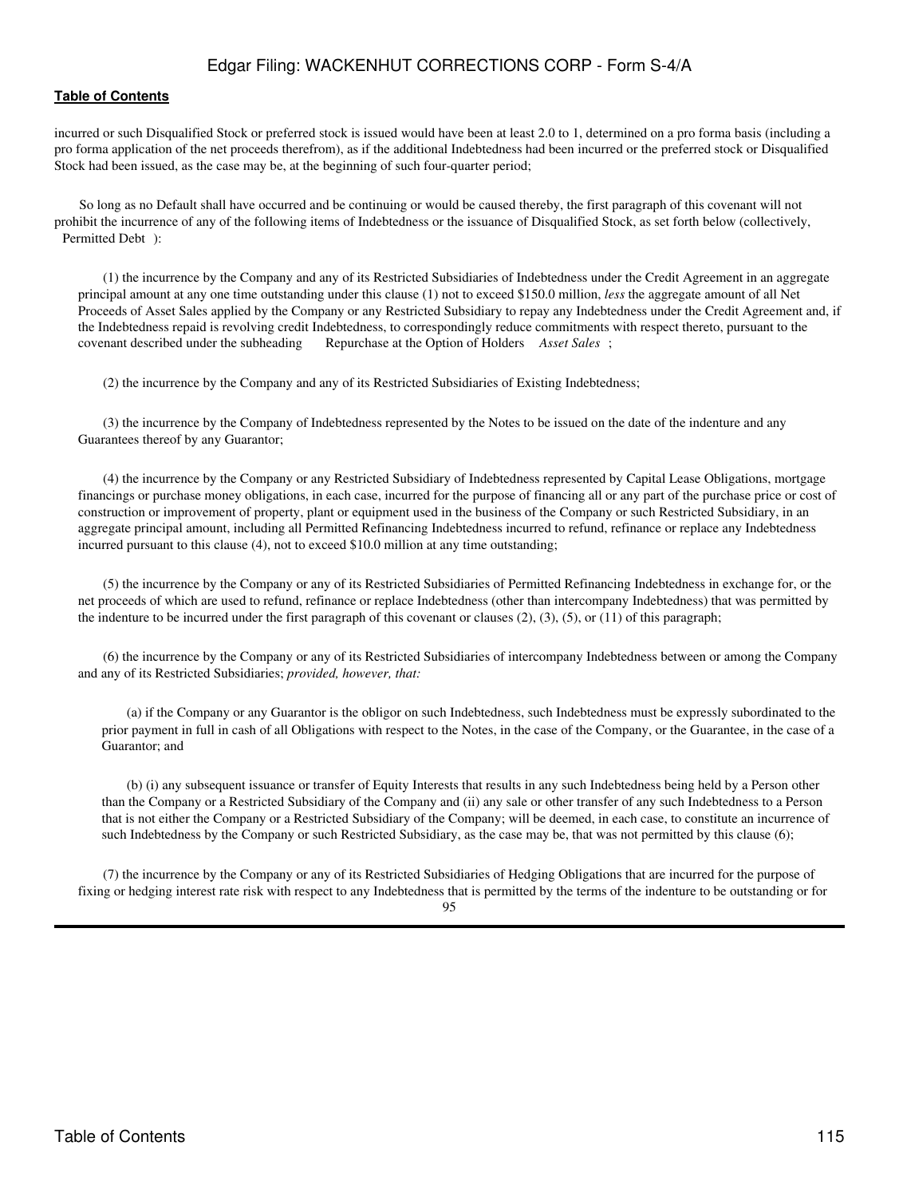incurred or such Disqualified Stock or preferred stock is issued would have been at least 2.0 to 1, determined on a pro forma basis (including a pro forma application of the net proceeds therefrom), as if the additional Indebtedness had been incurred or the preferred stock or Disqualified Stock had been issued, as the case may be, at the beginning of such four-quarter period;

So long as no Default shall have occurred and be continuing or would be caused thereby, the first paragraph of this covenant will not prohibit the incurrence of any of the following items of Indebtedness or the issuance of Disqualified Stock, as set forth below (collectively, Permitted Debt ):

(1) the incurrence by the Company and any of its Restricted Subsidiaries of Indebtedness under the Credit Agreement in an aggregate principal amount at any one time outstanding under this clause (1) not to exceed $150.0 million, *less* the aggregate amount of all Net Proceeds of Asset Sales applied by the Company or any Restricted Subsidiary to repay any Indebtedness under the Credit Agreement and, if the Indebtedness repaid is revolving credit Indebtedness, to correspondingly reduce commitments with respect thereto, pursuant to the covenant described under the subheading Repurchase at the Option of Holders *Asset Sales* ;

(2) the incurrence by the Company and any of its Restricted Subsidiaries of Existing Indebtedness;

(3) the incurrence by the Company of Indebtedness represented by the Notes to be issued on the date of the indenture and any Guarantees thereof by any Guarantor;

(4) the incurrence by the Company or any Restricted Subsidiary of Indebtedness represented by Capital Lease Obligations, mortgage financings or purchase money obligations, in each case, incurred for the purpose of financing all or any part of the purchase price or cost of construction or improvement of property, plant or equipment used in the business of the Company or such Restricted Subsidiary, in an aggregate principal amount, including all Permitted Refinancing Indebtedness incurred to refund, refinance or replace any Indebtedness incurred pursuant to this clause (4), not to exceed $10.0 million at any time outstanding;

(5) the incurrence by the Company or any of its Restricted Subsidiaries of Permitted Refinancing Indebtedness in exchange for, or the net proceeds of which are used to refund, refinance or replace Indebtedness (other than intercompany Indebtedness) that was permitted by the indenture to be incurred under the first paragraph of this covenant or clauses (2), (3), (5), or (11) of this paragraph;

(6) the incurrence by the Company or any of its Restricted Subsidiaries of intercompany Indebtedness between or among the Company and any of its Restricted Subsidiaries; *provided, however, that:*

(a) if the Company or any Guarantor is the obligor on such Indebtedness, such Indebtedness must be expressly subordinated to the prior payment in full in cash of all Obligations with respect to the Notes, in the case of the Company, or the Guarantee, in the case of a Guarantor; and

(b) (i) any subsequent issuance or transfer of Equity Interests that results in any such Indebtedness being held by a Person other than the Company or a Restricted Subsidiary of the Company and (ii) any sale or other transfer of any such Indebtedness to a Person that is not either the Company or a Restricted Subsidiary of the Company; will be deemed, in each case, to constitute an incurrence of such Indebtedness by the Company or such Restricted Subsidiary, as the case may be, that was not permitted by this clause (6);

(7) the incurrence by the Company or any of its Restricted Subsidiaries of Hedging Obligations that are incurred for the purpose of fixing or hedging interest rate risk with respect to any Indebtedness that is permitted by the terms of the indenture to be outstanding or for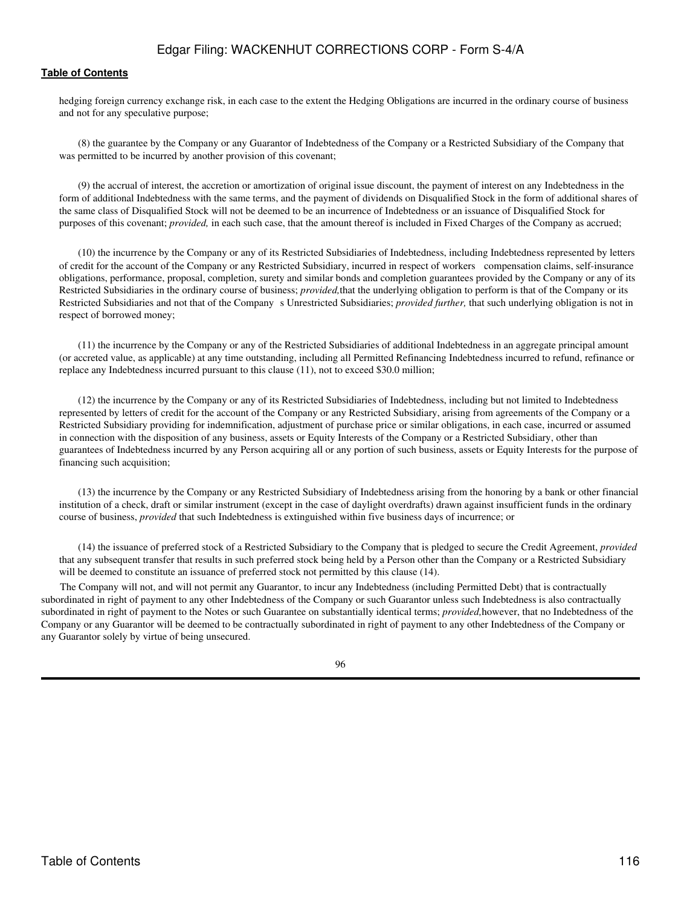hedging foreign currency exchange risk, in each case to the extent the Hedging Obligations are incurred in the ordinary course of business and not for any speculative purpose;

(8) the guarantee by the Company or any Guarantor of Indebtedness of the Company or a Restricted Subsidiary of the Company that was permitted to be incurred by another provision of this covenant;

(9) the accrual of interest, the accretion or amortization of original issue discount, the payment of interest on any Indebtedness in the form of additional Indebtedness with the same terms, and the payment of dividends on Disqualified Stock in the form of additional shares of the same class of Disqualified Stock will not be deemed to be an incurrence of Indebtedness or an issuance of Disqualified Stock for purposes of this covenant; *provided,* in each such case, that the amount thereof is included in Fixed Charges of the Company as accrued;

(10) the incurrence by the Company or any of its Restricted Subsidiaries of Indebtedness, including Indebtedness represented by letters of credit for the account of the Company or any Restricted Subsidiary, incurred in respect of workers compensation claims, self-insurance obligations, performance, proposal, completion, surety and similar bonds and completion guarantees provided by the Company or any of its Restricted Subsidiaries in the ordinary course of business; *provided,* that the underlying obligation to perform is that of the Company or its Restricted Subsidiaries and not that of the Company s Unrestricted Subsidiaries; *provided further,* that such underlying obligation is not in respect of borrowed money;

(11) the incurrence by the Company or any of the Restricted Subsidiaries of additional Indebtedness in an aggregate principal amount (or accreted value, as applicable) at any time outstanding, including all Permitted Refinancing Indebtedness incurred to refund, refinance or replace any Indebtedness incurred pursuant to this clause (11), not to exceed $30.0 million;

(12) the incurrence by the Company or any of its Restricted Subsidiaries of Indebtedness, including but not limited to Indebtedness represented by letters of credit for the account of the Company or any Restricted Subsidiary, arising from agreements of the Company or a Restricted Subsidiary providing for indemnification, adjustment of purchase price or similar obligations, in each case, incurred or assumed in connection with the disposition of any business, assets or Equity Interests of the Company or a Restricted Subsidiary, other than guarantees of Indebtedness incurred by any Person acquiring all or any portion of such business, assets or Equity Interests for the purpose of financing such acquisition;

(13) the incurrence by the Company or any Restricted Subsidiary of Indebtedness arising from the honoring by a bank or other financial institution of a check, draft or similar instrument (except in the case of daylight overdrafts) drawn against insufficient funds in the ordinary course of business, *provided* that such Indebtedness is extinguished within five business days of incurrence; or

(14) the issuance of preferred stock of a Restricted Subsidiary to the Company that is pledged to secure the Credit Agreement, *provided* that any subsequent transfer that results in such preferred stock being held by a Person other than the Company or a Restricted Subsidiary will be deemed to constitute an issuance of preferred stock not permitted by this clause (14).

The Company will not, and will not permit any Guarantor, to incur any Indebtedness (including Permitted Debt) that is contractually subordinated in right of payment to any other Indebtedness of the Company or such Guarantor unless such Indebtedness is also contractually subordinated in right of payment to the Notes or such Guarantee on substantially identical terms; *provided,* however, that no Indebtedness of the Company or any Guarantor will be deemed to be contractually subordinated in right of payment to any other Indebtedness of the Company or any Guarantor solely by virtue of being unsecured.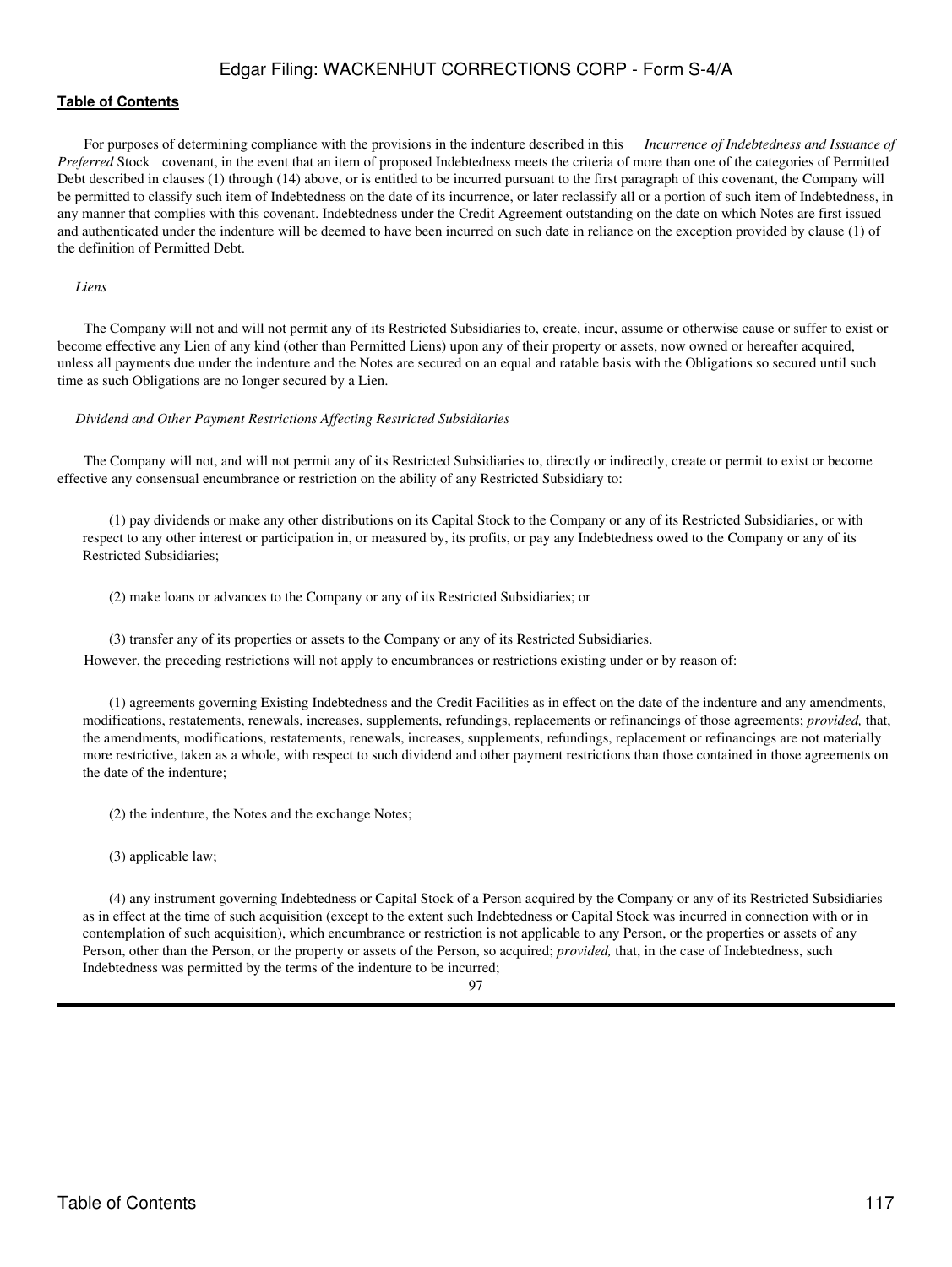For purposes of determining compliance with the provisions in the indenture described in this *Incurrence of Indebtedness and Issuance of Preferred* Stock covenant, in the event that an item of proposed Indebtedness meets the criteria of more than one of the categories of Permitted Debt described in clauses (1) through (14) above, or is entitled to be incurred pursuant to the first paragraph of this covenant, the Company will be permitted to classify such item of Indebtedness on the date of its incurrence, or later reclassify all or a portion of such item of Indebtedness, in any manner that complies with this covenant. Indebtedness under the Credit Agreement outstanding on the date on which Notes are first issued and authenticated under the indenture will be deemed to have been incurred on such date in reliance on the exception provided by clause (1) of the definition of Permitted Debt.

*Liens*

The Company will not and will not permit any of its Restricted Subsidiaries to, create, incur, assume or otherwise cause or suffer to exist or become effective any Lien of any kind (other than Permitted Liens) upon any of their property or assets, now owned or hereafter acquired, unless all payments due under the indenture and the Notes are secured on an equal and ratable basis with the Obligations so secured until such time as such Obligations are no longer secured by a Lien.

*Dividend and Other Payment Restrictions Affecting Restricted Subsidiaries*

The Company will not, and will not permit any of its Restricted Subsidiaries to, directly or indirectly, create or permit to exist or become effective any consensual encumbrance or restriction on the ability of any Restricted Subsidiary to:

(1) pay dividends or make any other distributions on its Capital Stock to the Company or any of its Restricted Subsidiaries, or with respect to any other interest or participation in, or measured by, its profits, or pay any Indebtedness owed to the Company or any of its Restricted Subsidiaries;

(2) make loans or advances to the Company or any of its Restricted Subsidiaries; or

(3) transfer any of its properties or assets to the Company or any of its Restricted Subsidiaries.

However, the preceding restrictions will not apply to encumbrances or restrictions existing under or by reason of:

(1) agreements governing Existing Indebtedness and the Credit Facilities as in effect on the date of the indenture and any amendments, modifications, restatements, renewals, increases, supplements, refundings, replacements or refinancings of those agreements; *provided,* that, the amendments, modifications, restatements, renewals, increases, supplements, refundings, replacement or refinancings are not materially more restrictive, taken as a whole, with respect to such dividend and other payment restrictions than those contained in those agreements on the date of the indenture;

(2) the indenture, the Notes and the exchange Notes;

(3) applicable law;

(4) any instrument governing Indebtedness or Capital Stock of a Person acquired by the Company or any of its Restricted Subsidiaries as in effect at the time of such acquisition (except to the extent such Indebtedness or Capital Stock was incurred in connection with or in contemplation of such acquisition), which encumbrance or restriction is not applicable to any Person, or the properties or assets of any Person, other than the Person, or the property or assets of the Person, so acquired; *provided,* that, in the case of Indebtedness, such Indebtedness was permitted by the terms of the indenture to be incurred;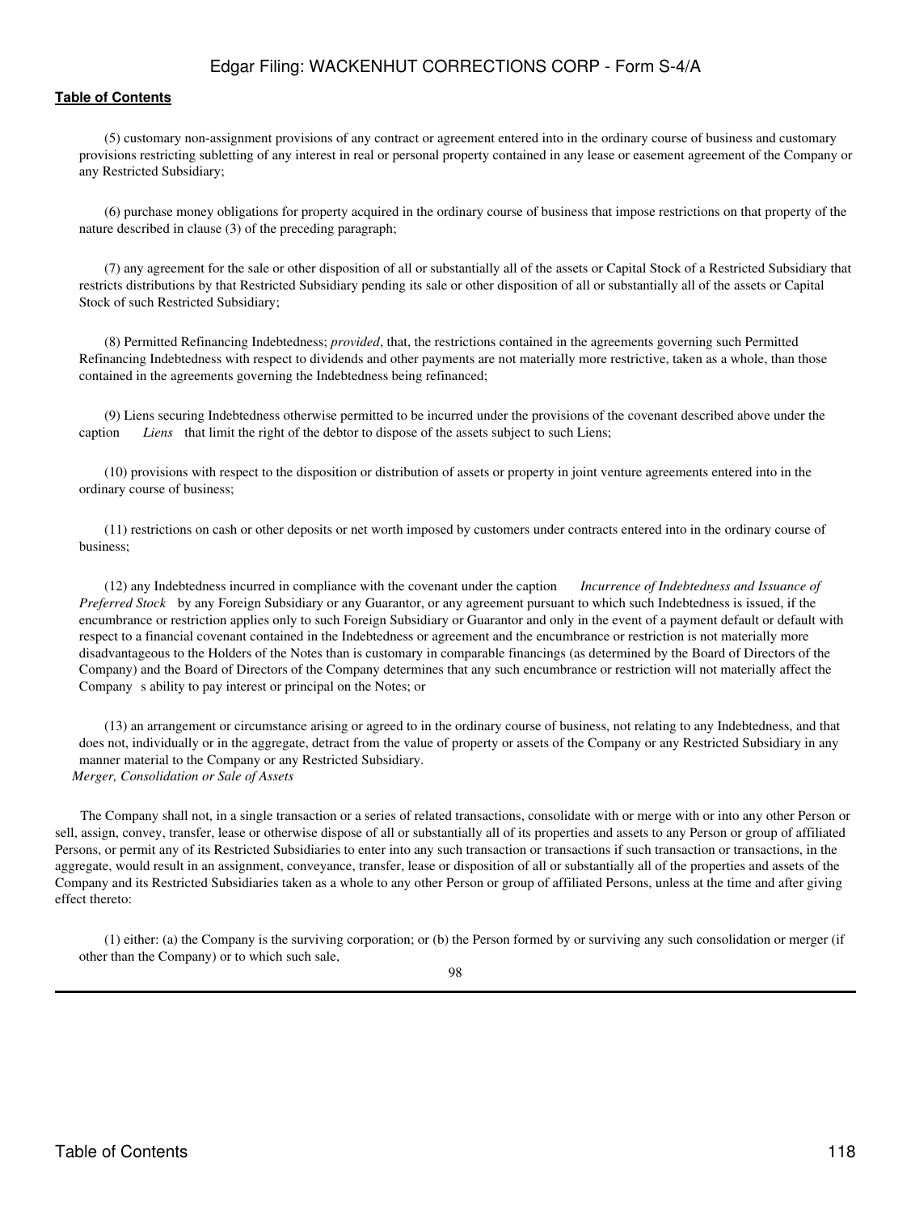(5) customary non-assignment provisions of any contract or agreement entered into in the ordinary course of business and customary provisions restricting subletting of any interest in real or personal property contained in any lease or easement agreement of the Company or any Restricted Subsidiary;

(6) purchase money obligations for property acquired in the ordinary course of business that impose restrictions on that property of the nature described in clause (3) of the preceding paragraph;

(7) any agreement for the sale or other disposition of all or substantially all of the assets or Capital Stock of a Restricted Subsidiary that restricts distributions by that Restricted Subsidiary pending its sale or other disposition of all or substantially all of the assets or Capital Stock of such Restricted Subsidiary;

(8) Permitted Refinancing Indebtedness; *provided*, that, the restrictions contained in the agreements governing such Permitted Refinancing Indebtedness with respect to dividends and other payments are not materially more restrictive, taken as a whole, than those contained in the agreements governing the Indebtedness being refinanced;

(9) Liens securing Indebtedness otherwise permitted to be incurred under the provisions of the covenant described above under the caption *Liens* that limit the right of the debtor to dispose of the assets subject to such Liens;

(10) provisions with respect to the disposition or distribution of assets or property in joint venture agreements entered into in the ordinary course of business;

(11) restrictions on cash or other deposits or net worth imposed by customers under contracts entered into in the ordinary course of business;

(12) any Indebtedness incurred in compliance with the covenant under the caption *Incurrence of Indebtedness and Issuance of Preferred Stock* by any Foreign Subsidiary or any Guarantor, or any agreement pursuant to which such Indebtedness is issued, if the encumbrance or restriction applies only to such Foreign Subsidiary or Guarantor and only in the event of a payment default or default with respect to a financial covenant contained in the Indebtedness or agreement and the encumbrance or restriction is not materially more disadvantageous to the Holders of the Notes than is customary in comparable financings (as determined by the Board of Directors of the Company) and the Board of Directors of the Company determines that any such encumbrance or restriction will not materially affect the Company s ability to pay interest or principal on the Notes; or

(13) an arrangement or circumstance arising or agreed to in the ordinary course of business, not relating to any Indebtedness, and that does not, individually or in the aggregate, detract from the value of property or assets of the Company or any Restricted Subsidiary in any manner material to the Company or any Restricted Subsidiary.

*Merger, Consolidation or Sale of Assets*

The Company shall not, in a single transaction or a series of related transactions, consolidate with or merge with or into any other Person or sell, assign, convey, transfer, lease or otherwise dispose of all or substantially all of its properties and assets to any Person or group of affiliated Persons, or permit any of its Restricted Subsidiaries to enter into any such transaction or transactions if such transaction or transactions, in the aggregate, would result in an assignment, conveyance, transfer, lease or disposition of all or substantially all of the properties and assets of the Company and its Restricted Subsidiaries taken as a whole to any other Person or group of affiliated Persons, unless at the time and after giving effect thereto:

(1) either: (a) the Company is the surviving corporation; or (b) the Person formed by or surviving any such consolidation or merger (if other than the Company) or to which such sale,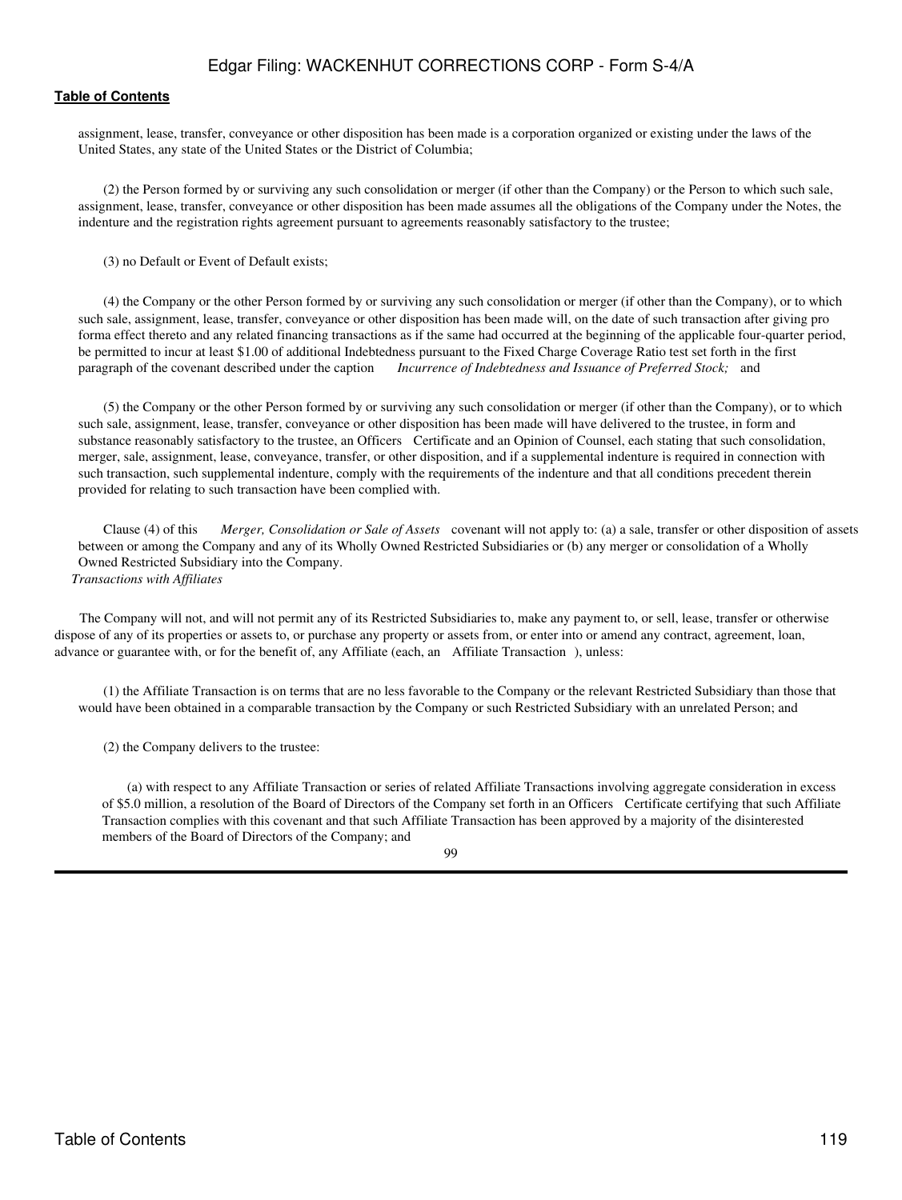assignment, lease, transfer, conveyance or other disposition has been made is a corporation organized or existing under the laws of the United States, any state of the United States or the District of Columbia;

(2) the Person formed by or surviving any such consolidation or merger (if other than the Company) or the Person to which such sale, assignment, lease, transfer, conveyance or other disposition has been made assumes all the obligations of the Company under the Notes, the indenture and the registration rights agreement pursuant to agreements reasonably satisfactory to the trustee;

(3) no Default or Event of Default exists;

(4) the Company or the other Person formed by or surviving any such consolidation or merger (if other than the Company), or to which such sale, assignment, lease, transfer, conveyance or other disposition has been made will, on the date of such transaction after giving pro forma effect thereto and any related financing transactions as if the same had occurred at the beginning of the applicable four-quarter period, be permitted to incur at least $1.00 of additional Indebtedness pursuant to the Fixed Charge Coverage Ratio test set forth in the first paragraph of the covenant described under the caption *Incurrence of Indebtedness and Issuance of Preferred Stock;* and

(5) the Company or the other Person formed by or surviving any such consolidation or merger (if other than the Company), or to which such sale, assignment, lease, transfer, conveyance or other disposition has been made will have delivered to the trustee, in form and substance reasonably satisfactory to the trustee, an Officers Certificate and an Opinion of Counsel, each stating that such consolidation, merger, sale, assignment, lease, conveyance, transfer, or other disposition, and if a supplemental indenture is required in connection with such transaction, such supplemental indenture, comply with the requirements of the indenture and that all conditions precedent therein provided for relating to such transaction have been complied with.

Clause (4) of this *Merger, Consolidation or Sale of Assets* covenant will not apply to: (a) a sale, transfer or other disposition of assets between or among the Company and any of its Wholly Owned Restricted Subsidiaries or (b) any merger or consolidation of a Wholly Owned Restricted Subsidiary into the Company.

*Transactions with Affiliates*

The Company will not, and will not permit any of its Restricted Subsidiaries to, make any payment to, or sell, lease, transfer or otherwise dispose of any of its properties or assets to, or purchase any property or assets from, or enter into or amend any contract, agreement, loan, advance or guarantee with, or for the benefit of, any Affiliate (each, an Affiliate Transaction ), unless:

(1) the Affiliate Transaction is on terms that are no less favorable to the Company or the relevant Restricted Subsidiary than those that would have been obtained in a comparable transaction by the Company or such Restricted Subsidiary with an unrelated Person; and

(2) the Company delivers to the trustee:

(a) with respect to any Affiliate Transaction or series of related Affiliate Transactions involving aggregate consideration in excess of $5.0 million, a resolution of the Board of Directors of the Company set forth in an Officers Certificate certifying that such Affiliate Transaction complies with this covenant and that such Affiliate Transaction has been approved by a majority of the disinterested members of the Board of Directors of the Company; and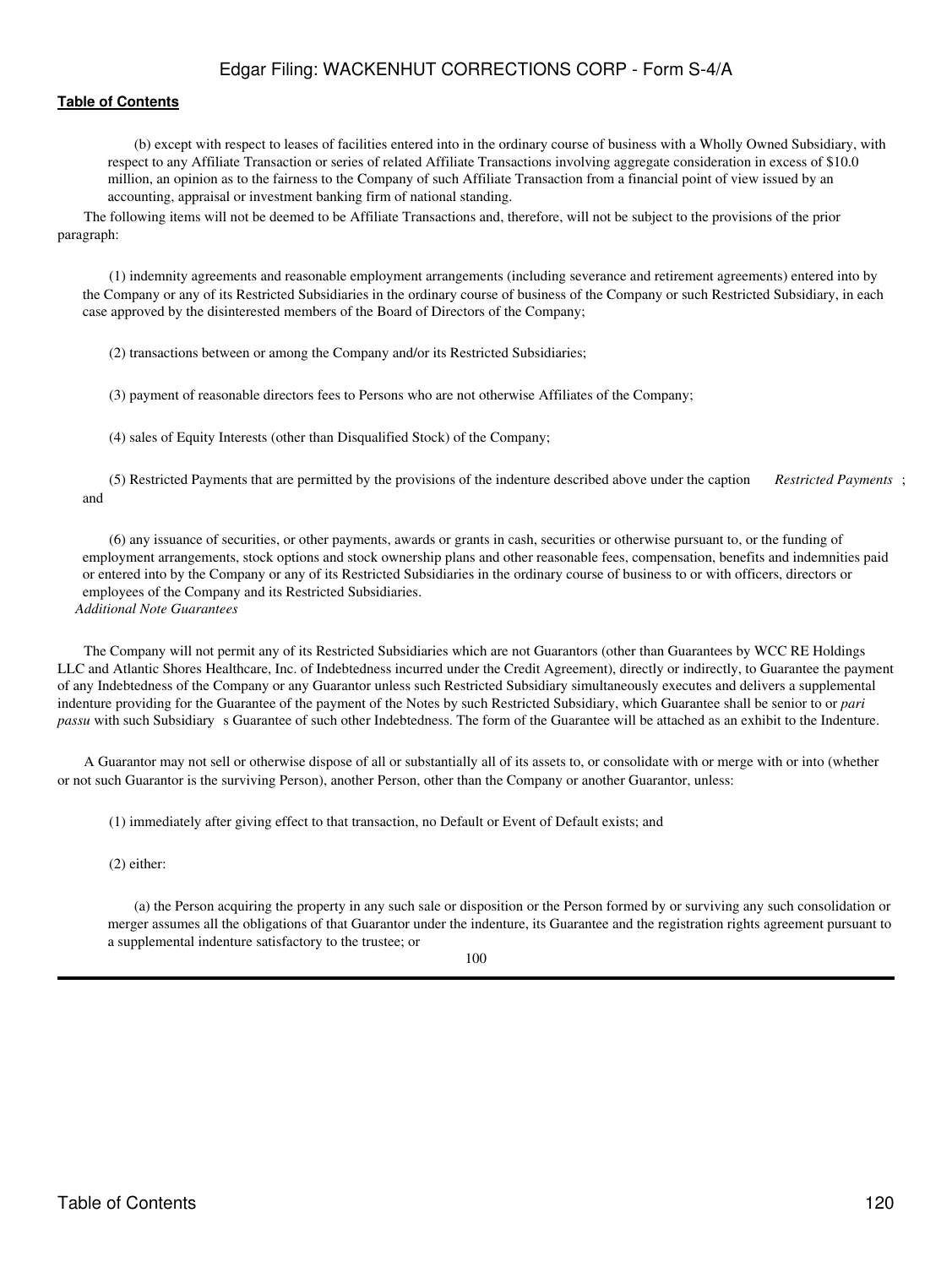(b) except with respect to leases of facilities entered into in the ordinary course of business with a Wholly Owned Subsidiary, with respect to any Affiliate Transaction or series of related Affiliate Transactions involving aggregate consideration in excess of $10.0 million, an opinion as to the fairness to the Company of such Affiliate Transaction from a financial point of view issued by an accounting, appraisal or investment banking firm of national standing.

The following items will not be deemed to be Affiliate Transactions and, therefore, will not be subject to the provisions of the prior paragraph:

(1) indemnity agreements and reasonable employment arrangements (including severance and retirement agreements) entered into by the Company or any of its Restricted Subsidiaries in the ordinary course of business of the Company or such Restricted Subsidiary, in each case approved by the disinterested members of the Board of Directors of the Company;

(2) transactions between or among the Company and/or its Restricted Subsidiaries;

(3) payment of reasonable directors fees to Persons who are not otherwise Affiliates of the Company;

(4) sales of Equity Interests (other than Disqualified Stock) of the Company;

(5) Restricted Payments that are permitted by the provisions of the indenture described above under the caption *Restricted Payments* ; and

(6) any issuance of securities, or other payments, awards or grants in cash, securities or otherwise pursuant to, or the funding of employment arrangements, stock options and stock ownership plans and other reasonable fees, compensation, benefits and indemnities paid or entered into by the Company or any of its Restricted Subsidiaries in the ordinary course of business to or with officers, directors or employees of the Company and its Restricted Subsidiaries.

*Additional Note Guarantees*

The Company will not permit any of its Restricted Subsidiaries which are not Guarantors (other than Guarantees by WCC RE Holdings LLC and Atlantic Shores Healthcare, Inc. of Indebtedness incurred under the Credit Agreement), directly or indirectly, to Guarantee the payment of any Indebtedness of the Company or any Guarantor unless such Restricted Subsidiary simultaneously executes and delivers a supplemental indenture providing for the Guarantee of the payment of the Notes by such Restricted Subsidiary, which Guarantee shall be senior to or *pari passu* with such Subsidiary s Guarantee of such other Indebtedness. The form of the Guarantee will be attached as an exhibit to the Indenture.

A Guarantor may not sell or otherwise dispose of all or substantially all of its assets to, or consolidate with or merge with or into (whether or not such Guarantor is the surviving Person), another Person, other than the Company or another Guarantor, unless:

(1) immediately after giving effect to that transaction, no Default or Event of Default exists; and

(2) either:

(a) the Person acquiring the property in any such sale or disposition or the Person formed by or surviving any such consolidation or merger assumes all the obligations of that Guarantor under the indenture, its Guarantee and the registration rights agreement pursuant to a supplemental indenture satisfactory to the trustee; or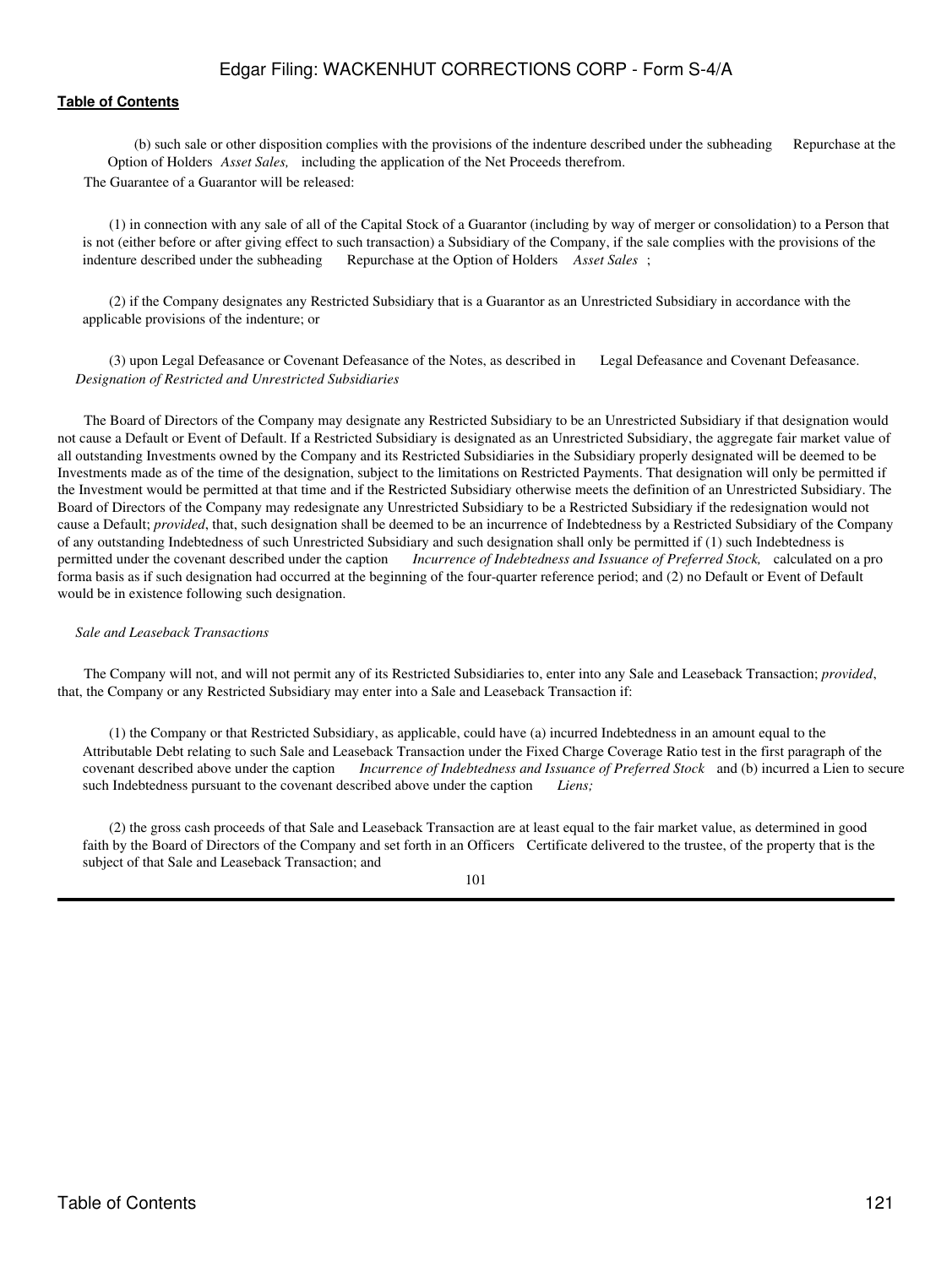(b) such sale or other disposition complies with the provisions of the indenture described under the subheading  Repurchase at the Option of Holders *Asset Sales,* including the application of the Net Proceeds therefrom.

The Guarantee of a Guarantor will be released:

(1) in connection with any sale of all of the Capital Stock of a Guarantor (including by way of merger or consolidation) to a Person that is not (either before or after giving effect to such transaction) a Subsidiary of the Company, if the sale complies with the provisions of the indenture described under the subheading  Repurchase at the Option of Holders *Asset Sales* ;

(2) if the Company designates any Restricted Subsidiary that is a Guarantor as an Unrestricted Subsidiary in accordance with the applicable provisions of the indenture; or

(3) upon Legal Defeasance or Covenant Defeasance of the Notes, as described in  Legal Defeasance and Covenant Defeasance.

*Designation of Restricted and Unrestricted Subsidiaries*

The Board of Directors of the Company may designate any Restricted Subsidiary to be an Unrestricted Subsidiary if that designation would not cause a Default or Event of Default. If a Restricted Subsidiary is designated as an Unrestricted Subsidiary, the aggregate fair market value of all outstanding Investments owned by the Company and its Restricted Subsidiaries in the Subsidiary properly designated will be deemed to be Investments made as of the time of the designation, subject to the limitations on Restricted Payments. That designation will only be permitted if the Investment would be permitted at that time and if the Restricted Subsidiary otherwise meets the definition of an Unrestricted Subsidiary. The Board of Directors of the Company may redesignate any Unrestricted Subsidiary to be a Restricted Subsidiary if the redesignation would not cause a Default; *provided*, that, such designation shall be deemed to be an incurrence of Indebtedness by a Restricted Subsidiary of the Company of any outstanding Indebtedness of such Unrestricted Subsidiary and such designation shall only be permitted if (1) such Indebtedness is permitted under the covenant described under the caption  *Incurrence of Indebtedness and Issuance of Preferred Stock,* calculated on a pro forma basis as if such designation had occurred at the beginning of the four-quarter reference period; and (2) no Default or Event of Default would be in existence following such designation.

*Sale and Leaseback Transactions*

The Company will not, and will not permit any of its Restricted Subsidiaries to, enter into any Sale and Leaseback Transaction; *provided*, that, the Company or any Restricted Subsidiary may enter into a Sale and Leaseback Transaction if:

(1) the Company or that Restricted Subsidiary, as applicable, could have (a) incurred Indebtedness in an amount equal to the Attributable Debt relating to such Sale and Leaseback Transaction under the Fixed Charge Coverage Ratio test in the first paragraph of the covenant described above under the caption  *Incurrence of Indebtedness and Issuance of Preferred Stock* and (b) incurred a Lien to secure such Indebtedness pursuant to the covenant described above under the caption  *Liens;*

(2) the gross cash proceeds of that Sale and Leaseback Transaction are at least equal to the fair market value, as determined in good faith by the Board of Directors of the Company and set forth in an Officers Certificate delivered to the trustee, of the property that is the subject of that Sale and Leaseback Transaction; and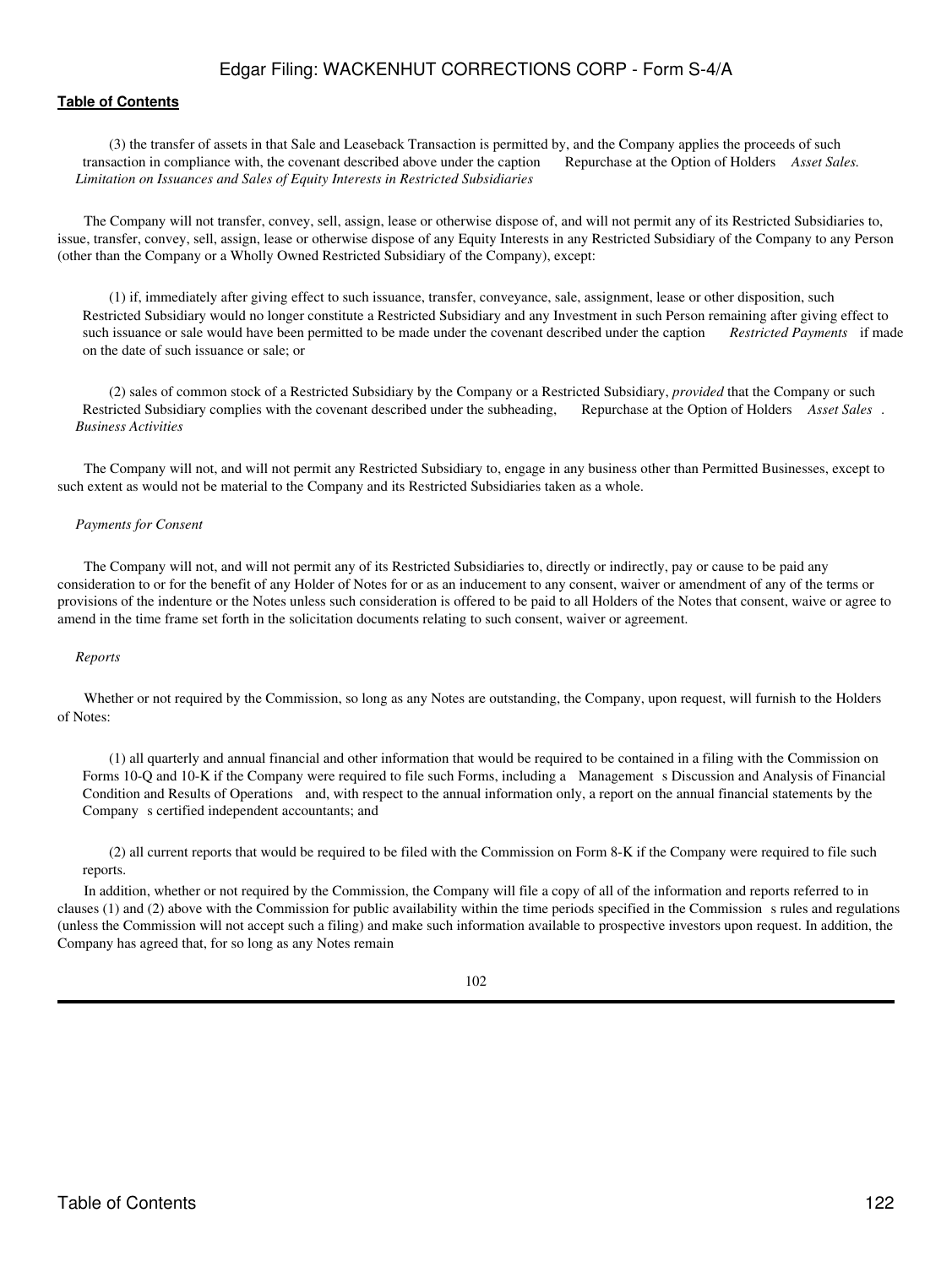(3) the transfer of assets in that Sale and Leaseback Transaction is permitted by, and the Company applies the proceeds of such transaction in compliance with, the covenant described above under the caption Repurchase at the Option of Holders *Asset Sales.*

*Limitation on Issuances and Sales of Equity Interests in Restricted Subsidiaries*

The Company will not transfer, convey, sell, assign, lease or otherwise dispose of, and will not permit any of its Restricted Subsidiaries to, issue, transfer, convey, sell, assign, lease or otherwise dispose of any Equity Interests in any Restricted Subsidiary of the Company to any Person (other than the Company or a Wholly Owned Restricted Subsidiary of the Company), except:

(1) if, immediately after giving effect to such issuance, transfer, conveyance, sale, assignment, lease or other disposition, such Restricted Subsidiary would no longer constitute a Restricted Subsidiary and any Investment in such Person remaining after giving effect to such issuance or sale would have been permitted to be made under the covenant described under the caption *Restricted Payments* if made on the date of such issuance or sale; or

(2) sales of common stock of a Restricted Subsidiary by the Company or a Restricted Subsidiary, *provided* that the Company or such Restricted Subsidiary complies with the covenant described under the subheading, Repurchase at the Option of Holders *Asset Sales* .

*Business Activities*

The Company will not, and will not permit any Restricted Subsidiary to, engage in any business other than Permitted Businesses, except to such extent as would not be material to the Company and its Restricted Subsidiaries taken as a whole.

*Payments for Consent*

The Company will not, and will not permit any of its Restricted Subsidiaries to, directly or indirectly, pay or cause to be paid any consideration to or for the benefit of any Holder of Notes for or as an inducement to any consent, waiver or amendment of any of the terms or provisions of the indenture or the Notes unless such consideration is offered to be paid to all Holders of the Notes that consent, waive or agree to amend in the time frame set forth in the solicitation documents relating to such consent, waiver or agreement.

*Reports*

Whether or not required by the Commission, so long as any Notes are outstanding, the Company, upon request, will furnish to the Holders of Notes:

(1) all quarterly and annual financial and other information that would be required to be contained in a filing with the Commission on Forms 10-Q and 10-K if the Company were required to file such Forms, including a Management s Discussion and Analysis of Financial Condition and Results of Operations and, with respect to the annual information only, a report on the annual financial statements by the Company s certified independent accountants; and

(2) all current reports that would be required to be filed with the Commission on Form 8-K if the Company were required to file such reports.

In addition, whether or not required by the Commission, the Company will file a copy of all of the information and reports referred to in clauses (1) and (2) above with the Commission for public availability within the time periods specified in the Commission s rules and regulations (unless the Commission will not accept such a filing) and make such information available to prospective investors upon request. In addition, the Company has agreed that, for so long as any Notes remain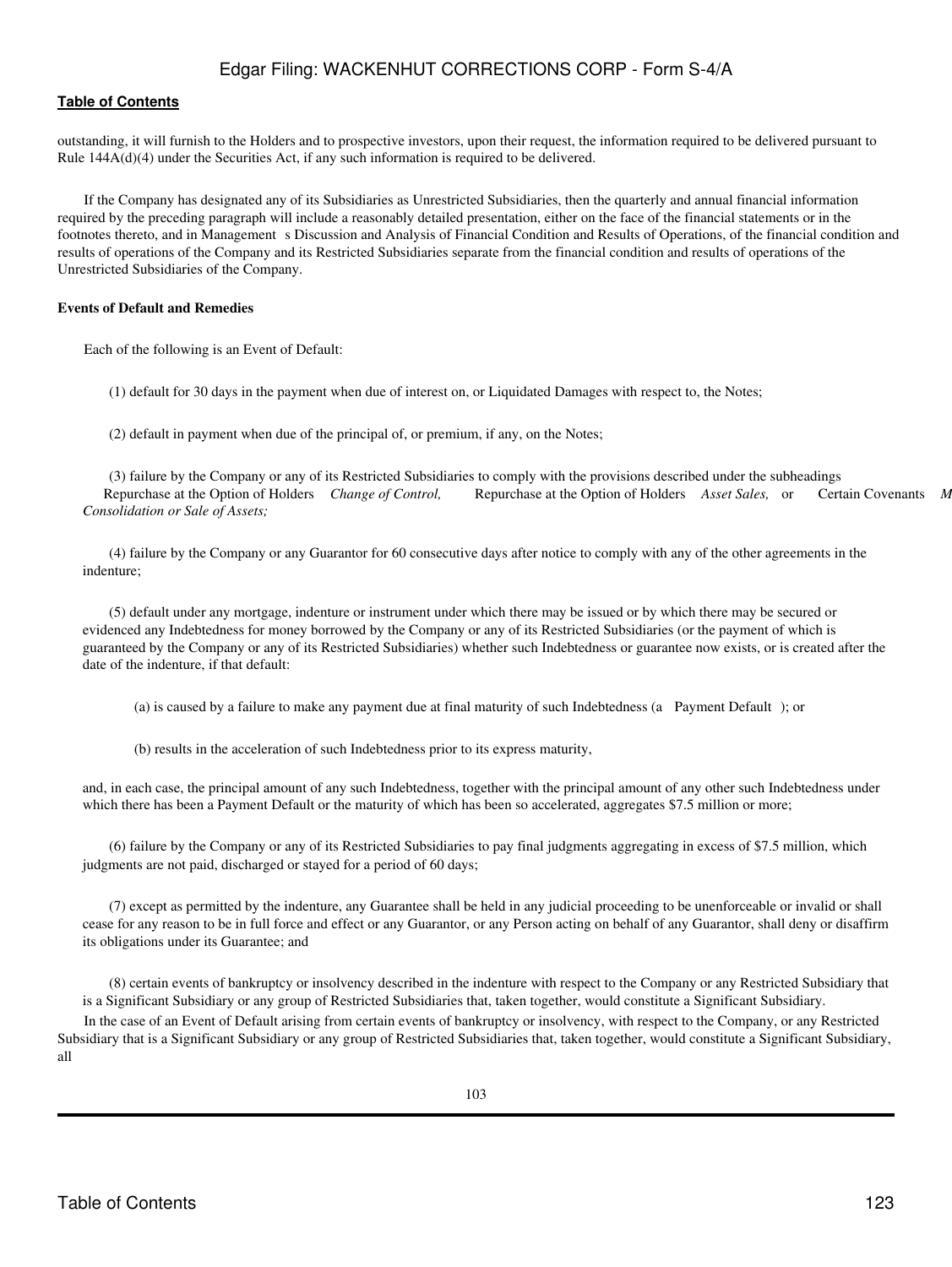outstanding, it will furnish to the Holders and to prospective investors, upon their request, the information required to be delivered pursuant to Rule 144A(d)(4) under the Securities Act, if any such information is required to be delivered.

If the Company has designated any of its Subsidiaries as Unrestricted Subsidiaries, then the quarterly and annual financial information required by the preceding paragraph will include a reasonably detailed presentation, either on the face of the financial statements or in the footnotes thereto, and in Management s Discussion and Analysis of Financial Condition and Results of Operations, of the financial condition and results of operations of the Company and its Restricted Subsidiaries separate from the financial condition and results of operations of the Unrestricted Subsidiaries of the Company.

**Events of Default and Remedies**

Each of the following is an Event of Default:

(1) default for 30 days in the payment when due of interest on, or Liquidated Damages with respect to, the Notes;

(2) default in payment when due of the principal of, or premium, if any, on the Notes;

(3) failure by the Company or any of its Restricted Subsidiaries to comply with the provisions described under the subheadings Repurchase at the Option of Holders *Change of Control,* Repurchase at the Option of Holders *Asset Sales,* or Certain Covenants *M Consolidation or Sale of Assets;*

(4) failure by the Company or any Guarantor for 60 consecutive days after notice to comply with any of the other agreements in the indenture;

(5) default under any mortgage, indenture or instrument under which there may be issued or by which there may be secured or evidenced any Indebtedness for money borrowed by the Company or any of its Restricted Subsidiaries (or the payment of which is guaranteed by the Company or any of its Restricted Subsidiaries) whether such Indebtedness or guarantee now exists, or is created after the date of the indenture, if that default:

(a) is caused by a failure to make any payment due at final maturity of such Indebtedness (a Payment Default ); or

(b) results in the acceleration of such Indebtedness prior to its express maturity,

and, in each case, the principal amount of any such Indebtedness, together with the principal amount of any other such Indebtedness under which there has been a Payment Default or the maturity of which has been so accelerated, aggregates $7.5 million or more;

(6) failure by the Company or any of its Restricted Subsidiaries to pay final judgments aggregating in excess of $7.5 million, which judgments are not paid, discharged or stayed for a period of 60 days;

(7) except as permitted by the indenture, any Guarantee shall be held in any judicial proceeding to be unenforceable or invalid or shall cease for any reason to be in full force and effect or any Guarantor, or any Person acting on behalf of any Guarantor, shall deny or disaffirm its obligations under its Guarantee; and

(8) certain events of bankruptcy or insolvency described in the indenture with respect to the Company or any Restricted Subsidiary that is a Significant Subsidiary or any group of Restricted Subsidiaries that, taken together, would constitute a Significant Subsidiary.

In the case of an Event of Default arising from certain events of bankruptcy or insolvency, with respect to the Company, or any Restricted Subsidiary that is a Significant Subsidiary or any group of Restricted Subsidiaries that, taken together, would constitute a Significant Subsidiary, all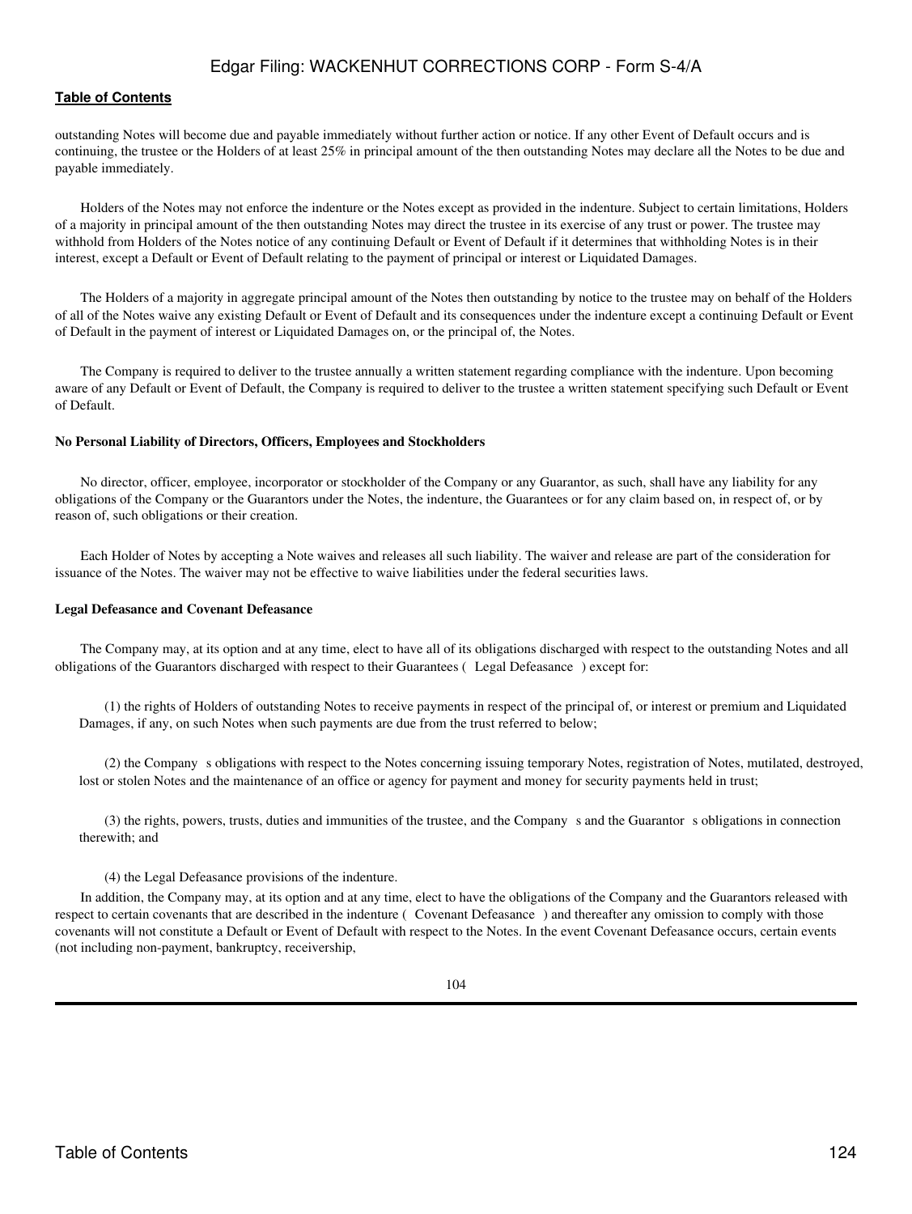outstanding Notes will become due and payable immediately without further action or notice. If any other Event of Default occurs and is continuing, the trustee or the Holders of at least 25% in principal amount of the then outstanding Notes may declare all the Notes to be due and payable immediately.

Holders of the Notes may not enforce the indenture or the Notes except as provided in the indenture. Subject to certain limitations, Holders of a majority in principal amount of the then outstanding Notes may direct the trustee in its exercise of any trust or power. The trustee may withhold from Holders of the Notes notice of any continuing Default or Event of Default if it determines that withholding Notes is in their interest, except a Default or Event of Default relating to the payment of principal or interest or Liquidated Damages.

The Holders of a majority in aggregate principal amount of the Notes then outstanding by notice to the trustee may on behalf of the Holders of all of the Notes waive any existing Default or Event of Default and its consequences under the indenture except a continuing Default or Event of Default in the payment of interest or Liquidated Damages on, or the principal of, the Notes.

The Company is required to deliver to the trustee annually a written statement regarding compliance with the indenture. Upon becoming aware of any Default or Event of Default, the Company is required to deliver to the trustee a written statement specifying such Default or Event of Default.

**No Personal Liability of Directors, Officers, Employees and Stockholders**

No director, officer, employee, incorporator or stockholder of the Company or any Guarantor, as such, shall have any liability for any obligations of the Company or the Guarantors under the Notes, the indenture, the Guarantees or for any claim based on, in respect of, or by reason of, such obligations or their creation.

Each Holder of Notes by accepting a Note waives and releases all such liability. The waiver and release are part of the consideration for issuance of the Notes. The waiver may not be effective to waive liabilities under the federal securities laws.

**Legal Defeasance and Covenant Defeasance**

The Company may, at its option and at any time, elect to have all of its obligations discharged with respect to the outstanding Notes and all obligations of the Guarantors discharged with respect to their Guarantees ( Legal Defeasance ) except for:

(1) the rights of Holders of outstanding Notes to receive payments in respect of the principal of, or interest or premium and Liquidated Damages, if any, on such Notes when such payments are due from the trust referred to below;

(2) the Company s obligations with respect to the Notes concerning issuing temporary Notes, registration of Notes, mutilated, destroyed, lost or stolen Notes and the maintenance of an office or agency for payment and money for security payments held in trust;

(3) the rights, powers, trusts, duties and immunities of the trustee, and the Company s and the Guarantor s obligations in connection therewith; and

(4) the Legal Defeasance provisions of the indenture.

In addition, the Company may, at its option and at any time, elect to have the obligations of the Company and the Guarantors released with respect to certain covenants that are described in the indenture ( Covenant Defeasance ) and thereafter any omission to comply with those covenants will not constitute a Default or Event of Default with respect to the Notes. In the event Covenant Defeasance occurs, certain events (not including non-payment, bankruptcy, receivership,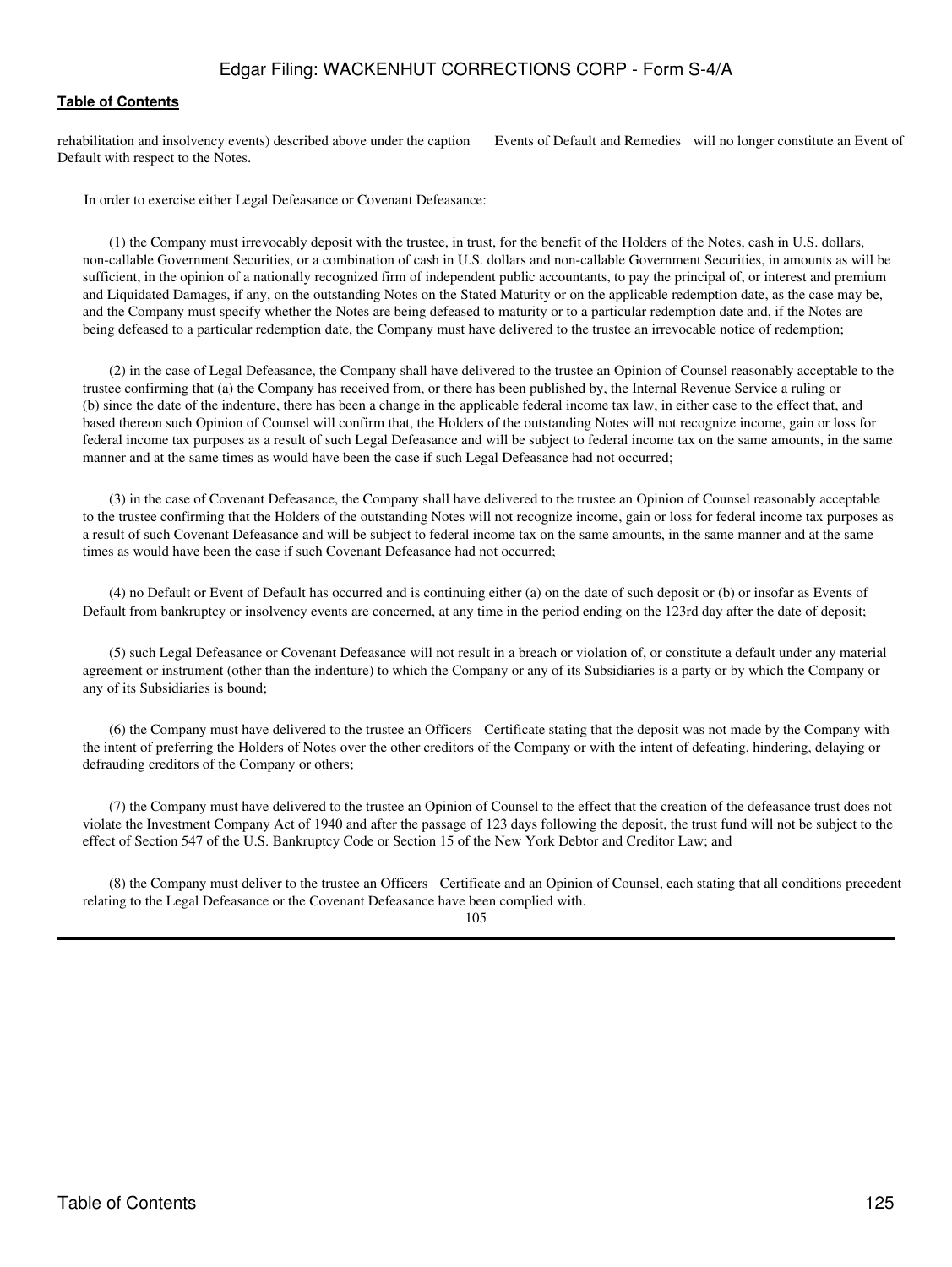rehabilitation and insolvency events) described above under the caption  Events of Default and Remedies  will no longer constitute an Event of Default with respect to the Notes.

In order to exercise either Legal Defeasance or Covenant Defeasance:

(1) the Company must irrevocably deposit with the trustee, in trust, for the benefit of the Holders of the Notes, cash in U.S. dollars, non-callable Government Securities, or a combination of cash in U.S. dollars and non-callable Government Securities, in amounts as will be sufficient, in the opinion of a nationally recognized firm of independent public accountants, to pay the principal of, or interest and premium and Liquidated Damages, if any, on the outstanding Notes on the Stated Maturity or on the applicable redemption date, as the case may be, and the Company must specify whether the Notes are being defeased to maturity or to a particular redemption date and, if the Notes are being defeased to a particular redemption date, the Company must have delivered to the trustee an irrevocable notice of redemption;

(2) in the case of Legal Defeasance, the Company shall have delivered to the trustee an Opinion of Counsel reasonably acceptable to the trustee confirming that (a) the Company has received from, or there has been published by, the Internal Revenue Service a ruling or (b) since the date of the indenture, there has been a change in the applicable federal income tax law, in either case to the effect that, and based thereon such Opinion of Counsel will confirm that, the Holders of the outstanding Notes will not recognize income, gain or loss for federal income tax purposes as a result of such Legal Defeasance and will be subject to federal income tax on the same amounts, in the same manner and at the same times as would have been the case if such Legal Defeasance had not occurred;

(3) in the case of Covenant Defeasance, the Company shall have delivered to the trustee an Opinion of Counsel reasonably acceptable to the trustee confirming that the Holders of the outstanding Notes will not recognize income, gain or loss for federal income tax purposes as a result of such Covenant Defeasance and will be subject to federal income tax on the same amounts, in the same manner and at the same times as would have been the case if such Covenant Defeasance had not occurred;

(4) no Default or Event of Default has occurred and is continuing either (a) on the date of such deposit or (b) or insofar as Events of Default from bankruptcy or insolvency events are concerned, at any time in the period ending on the 123rd day after the date of deposit;

(5) such Legal Defeasance or Covenant Defeasance will not result in a breach or violation of, or constitute a default under any material agreement or instrument (other than the indenture) to which the Company or any of its Subsidiaries is a party or by which the Company or any of its Subsidiaries is bound;

(6) the Company must have delivered to the trustee an Officers  Certificate stating that the deposit was not made by the Company with the intent of preferring the Holders of Notes over the other creditors of the Company or with the intent of defeating, hindering, delaying or defrauding creditors of the Company or others;

(7) the Company must have delivered to the trustee an Opinion of Counsel to the effect that the creation of the defeasance trust does not violate the Investment Company Act of 1940 and after the passage of 123 days following the deposit, the trust fund will not be subject to the effect of Section 547 of the U.S. Bankruptcy Code or Section 15 of the New York Debtor and Creditor Law; and

(8) the Company must deliver to the trustee an Officers  Certificate and an Opinion of Counsel, each stating that all conditions precedent relating to the Legal Defeasance or the Covenant Defeasance have been complied with.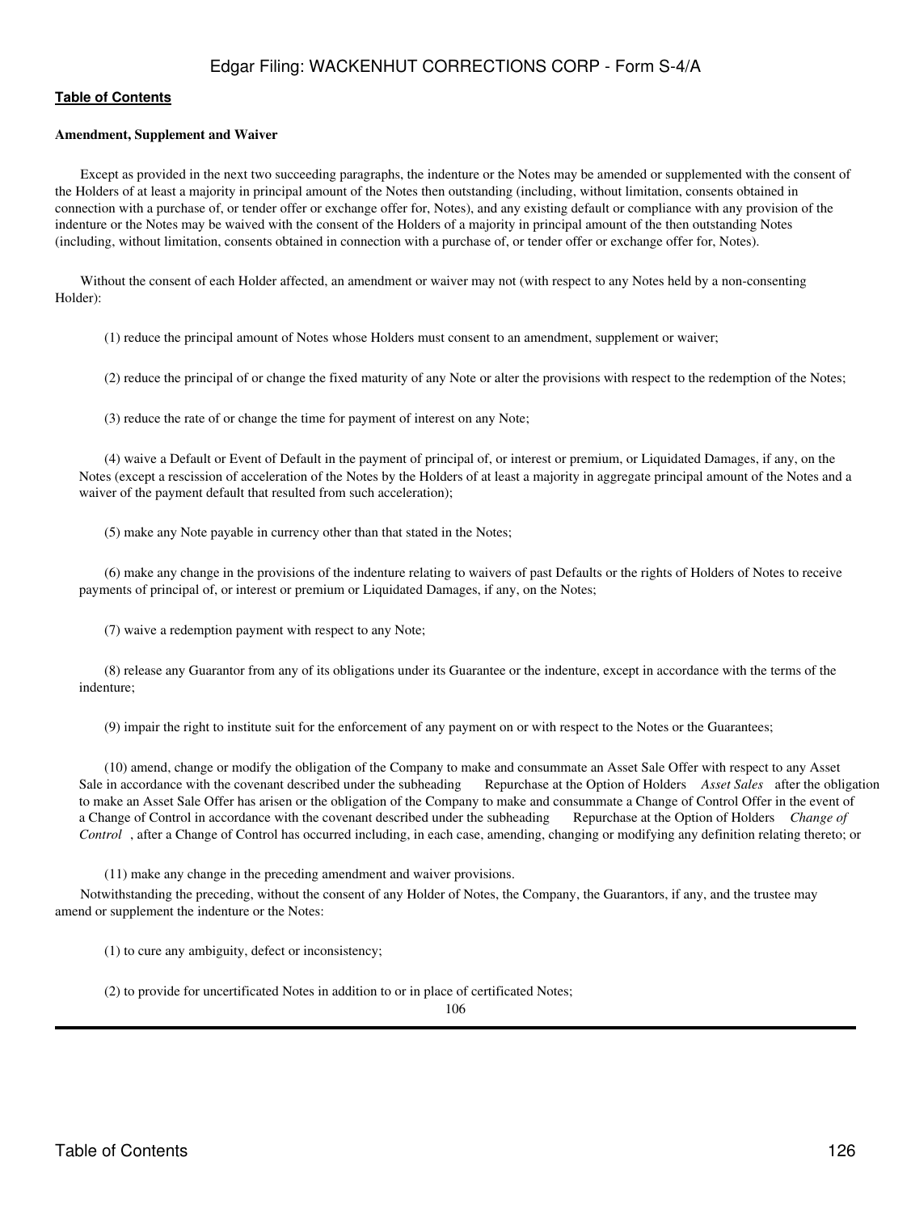**Amendment, Supplement and Waiver**

Except as provided in the next two succeeding paragraphs, the indenture or the Notes may be amended or supplemented with the consent of the Holders of at least a majority in principal amount of the Notes then outstanding (including, without limitation, consents obtained in connection with a purchase of, or tender offer or exchange offer for, Notes), and any existing default or compliance with any provision of the indenture or the Notes may be waived with the consent of the Holders of a majority in principal amount of the then outstanding Notes (including, without limitation, consents obtained in connection with a purchase of, or tender offer or exchange offer for, Notes).

Without the consent of each Holder affected, an amendment or waiver may not (with respect to any Notes held by a non-consenting Holder):

(1) reduce the principal amount of Notes whose Holders must consent to an amendment, supplement or waiver;

(2) reduce the principal of or change the fixed maturity of any Note or alter the provisions with respect to the redemption of the Notes;

(3) reduce the rate of or change the time for payment of interest on any Note;

(4) waive a Default or Event of Default in the payment of principal of, or interest or premium, or Liquidated Damages, if any, on the Notes (except a rescission of acceleration of the Notes by the Holders of at least a majority in aggregate principal amount of the Notes and a waiver of the payment default that resulted from such acceleration);

(5) make any Note payable in currency other than that stated in the Notes;

(6) make any change in the provisions of the indenture relating to waivers of past Defaults or the rights of Holders of Notes to receive payments of principal of, or interest or premium or Liquidated Damages, if any, on the Notes;

(7) waive a redemption payment with respect to any Note;

(8) release any Guarantor from any of its obligations under its Guarantee or the indenture, except in accordance with the terms of the indenture;

(9) impair the right to institute suit for the enforcement of any payment on or with respect to the Notes or the Guarantees;

(10) amend, change or modify the obligation of the Company to make and consummate an Asset Sale Offer with respect to any Asset Sale in accordance with the covenant described under the subheading Repurchase at the Option of Holders *Asset Sales* after the obligation to make an Asset Sale Offer has arisen or the obligation of the Company to make and consummate a Change of Control Offer in the event of a Change of Control in accordance with the covenant described under the subheading Repurchase at the Option of Holders *Change of Control* , after a Change of Control has occurred including, in each case, amending, changing or modifying any definition relating thereto; or

(11) make any change in the preceding amendment and waiver provisions.

Notwithstanding the preceding, without the consent of any Holder of Notes, the Company, the Guarantors, if any, and the trustee may amend or supplement the indenture or the Notes:

(1) to cure any ambiguity, defect or inconsistency;

(2) to provide for uncertificated Notes in addition to or in place of certificated Notes;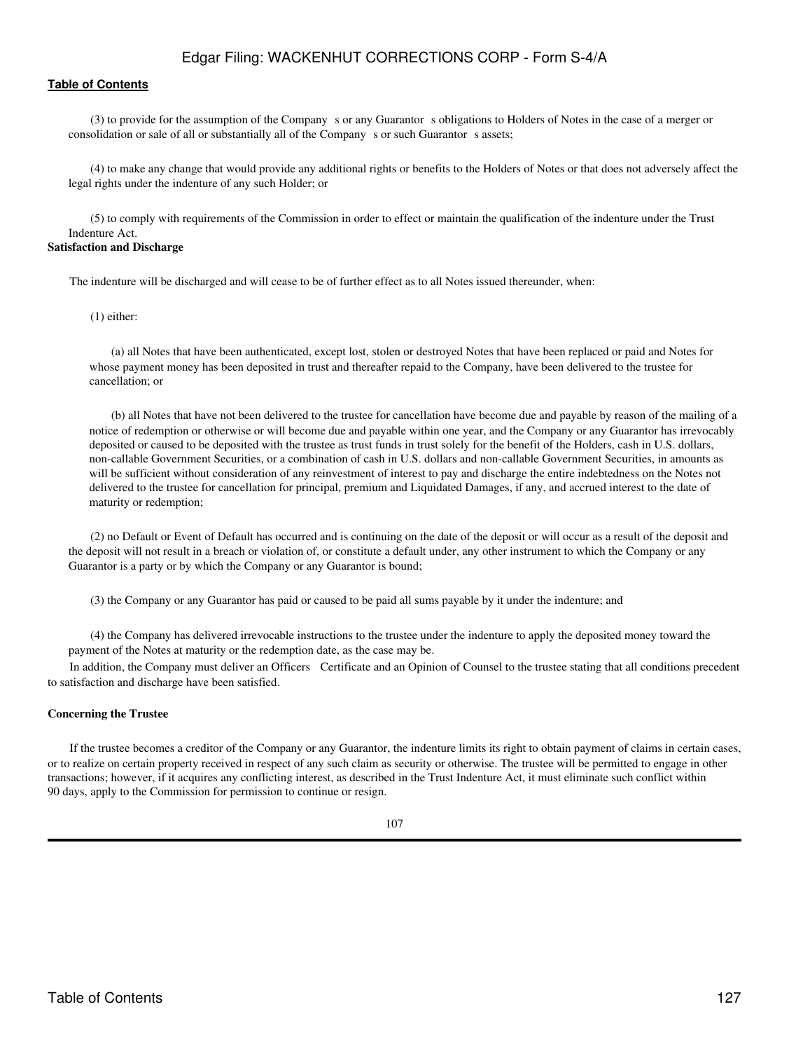(3) to provide for the assumption of the Company s or any Guarantor s obligations to Holders of Notes in the case of a merger or consolidation or sale of all or substantially all of the Company s or such Guarantor s assets;

(4) to make any change that would provide any additional rights or benefits to the Holders of Notes or that does not adversely affect the legal rights under the indenture of any such Holder; or

(5) to comply with requirements of the Commission in order to effect or maintain the qualification of the indenture under the Trust Indenture Act.

**Satisfaction and Discharge**

The indenture will be discharged and will cease to be of further effect as to all Notes issued thereunder, when:

(1) either:

(a) all Notes that have been authenticated, except lost, stolen or destroyed Notes that have been replaced or paid and Notes for whose payment money has been deposited in trust and thereafter repaid to the Company, have been delivered to the trustee for cancellation; or

(b) all Notes that have not been delivered to the trustee for cancellation have become due and payable by reason of the mailing of a notice of redemption or otherwise or will become due and payable within one year, and the Company or any Guarantor has irrevocably deposited or caused to be deposited with the trustee as trust funds in trust solely for the benefit of the Holders, cash in U.S. dollars, non-callable Government Securities, or a combination of cash in U.S. dollars and non-callable Government Securities, in amounts as will be sufficient without consideration of any reinvestment of interest to pay and discharge the entire indebtedness on the Notes not delivered to the trustee for cancellation for principal, premium and Liquidated Damages, if any, and accrued interest to the date of maturity or redemption;

(2) no Default or Event of Default has occurred and is continuing on the date of the deposit or will occur as a result of the deposit and the deposit will not result in a breach or violation of, or constitute a default under, any other instrument to which the Company or any Guarantor is a party or by which the Company or any Guarantor is bound;

(3) the Company or any Guarantor has paid or caused to be paid all sums payable by it under the indenture; and

(4) the Company has delivered irrevocable instructions to the trustee under the indenture to apply the deposited money toward the payment of the Notes at maturity or the redemption date, as the case may be.

In addition, the Company must deliver an Officers Certificate and an Opinion of Counsel to the trustee stating that all conditions precedent to satisfaction and discharge have been satisfied.

**Concerning the Trustee**

If the trustee becomes a creditor of the Company or any Guarantor, the indenture limits its right to obtain payment of claims in certain cases, or to realize on certain property received in respect of any such claim as security or otherwise. The trustee will be permitted to engage in other transactions; however, if it acquires any conflicting interest, as described in the Trust Indenture Act, it must eliminate such conflict within 90 days, apply to the Commission for permission to continue or resign.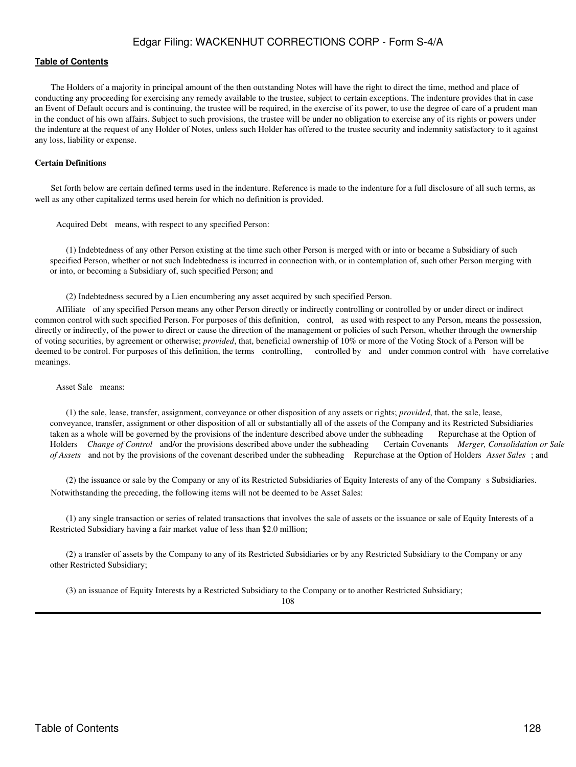The Holders of a majority in principal amount of the then outstanding Notes will have the right to direct the time, method and place of conducting any proceeding for exercising any remedy available to the trustee, subject to certain exceptions. The indenture provides that in case an Event of Default occurs and is continuing, the trustee will be required, in the exercise of its power, to use the degree of care of a prudent man in the conduct of his own affairs. Subject to such provisions, the trustee will be under no obligation to exercise any of its rights or powers under the indenture at the request of any Holder of Notes, unless such Holder has offered to the trustee security and indemnity satisfactory to it against any loss, liability or expense.

**Certain Definitions**

Set forth below are certain defined terms used in the indenture. Reference is made to the indenture for a full disclosure of all such terms, as well as any other capitalized terms used herein for which no definition is provided.

Acquired Debt means, with respect to any specified Person:

(1) Indebtedness of any other Person existing at the time such other Person is merged with or into or became a Subsidiary of such specified Person, whether or not such Indebtedness is incurred in connection with, or in contemplation of, such other Person merging with or into, or becoming a Subsidiary of, such specified Person; and

(2) Indebtedness secured by a Lien encumbering any asset acquired by such specified Person.

Affiliate of any specified Person means any other Person directly or indirectly controlling or controlled by or under direct or indirect common control with such specified Person. For purposes of this definition, control, as used with respect to any Person, means the possession, directly or indirectly, of the power to direct or cause the direction of the management or policies of such Person, whether through the ownership of voting securities, by agreement or otherwise; *provided*, that, beneficial ownership of 10% or more of the Voting Stock of a Person will be deemed to be control. For purposes of this definition, the terms controlling, controlled by and under common control with have correlative meanings.

Asset Sale means:

(1) the sale, lease, transfer, assignment, conveyance or other disposition of any assets or rights; *provided*, that, the sale, lease, conveyance, transfer, assignment or other disposition of all or substantially all of the assets of the Company and its Restricted Subsidiaries taken as a whole will be governed by the provisions of the indenture described above under the subheading Repurchase at the Option of Holders *Change of Control* and/or the provisions described above under the subheading Certain Covenants *Merger, Consolidation or Sale of Assets* and not by the provisions of the covenant described under the subheading Repurchase at the Option of Holders *Asset Sales* ; and

(2) the issuance or sale by the Company or any of its Restricted Subsidiaries of Equity Interests of any of the Company s Subsidiaries.

Notwithstanding the preceding, the following items will not be deemed to be Asset Sales:

(1) any single transaction or series of related transactions that involves the sale of assets or the issuance or sale of Equity Interests of a Restricted Subsidiary having a fair market value of less than $2.0 million;

(2) a transfer of assets by the Company to any of its Restricted Subsidiaries or by any Restricted Subsidiary to the Company or any other Restricted Subsidiary;

(3) an issuance of Equity Interests by a Restricted Subsidiary to the Company or to another Restricted Subsidiary;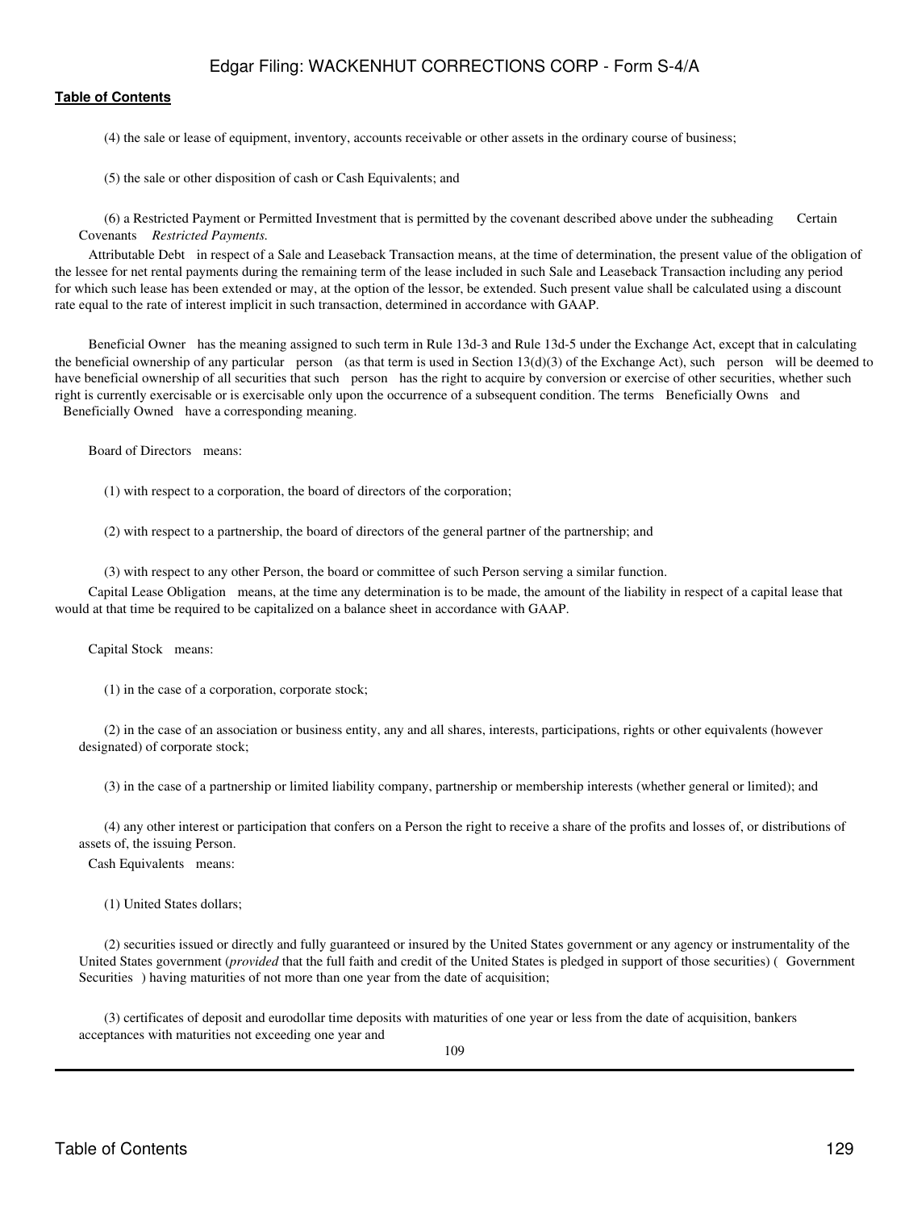(4) the sale or lease of equipment, inventory, accounts receivable or other assets in the ordinary course of business;

(5) the sale or other disposition of cash or Cash Equivalents; and

(6) a Restricted Payment or Permitted Investment that is permitted by the covenant described above under the subheading Certain Covenants *Restricted Payments.*

Attributable Debt in respect of a Sale and Leaseback Transaction means, at the time of determination, the present value of the obligation of the lessee for net rental payments during the remaining term of the lease included in such Sale and Leaseback Transaction including any period for which such lease has been extended or may, at the option of the lessor, be extended. Such present value shall be calculated using a discount rate equal to the rate of interest implicit in such transaction, determined in accordance with GAAP.

Beneficial Owner has the meaning assigned to such term in Rule 13d-3 and Rule 13d-5 under the Exchange Act, except that in calculating the beneficial ownership of any particular person (as that term is used in Section 13(d)(3) of the Exchange Act), such person will be deemed to have beneficial ownership of all securities that such person has the right to acquire by conversion or exercise of other securities, whether such right is currently exercisable or is exercisable only upon the occurrence of a subsequent condition. The terms Beneficially Owns and Beneficially Owned have a corresponding meaning.

Board of Directors means:

(1) with respect to a corporation, the board of directors of the corporation;

(2) with respect to a partnership, the board of directors of the general partner of the partnership; and

(3) with respect to any other Person, the board or committee of such Person serving a similar function.

Capital Lease Obligation means, at the time any determination is to be made, the amount of the liability in respect of a capital lease that would at that time be required to be capitalized on a balance sheet in accordance with GAAP.

Capital Stock means:

(1) in the case of a corporation, corporate stock;

(2) in the case of an association or business entity, any and all shares, interests, participations, rights or other equivalents (however designated) of corporate stock;

(3) in the case of a partnership or limited liability company, partnership or membership interests (whether general or limited); and

(4) any other interest or participation that confers on a Person the right to receive a share of the profits and losses of, or distributions of assets of, the issuing Person.

Cash Equivalents means:

(1) United States dollars;

(2) securities issued or directly and fully guaranteed or insured by the United States government or any agency or instrumentality of the United States government (*provided* that the full faith and credit of the United States is pledged in support of those securities) ( Government Securities ) having maturities of not more than one year from the date of acquisition;

(3) certificates of deposit and eurodollar time deposits with maturities of one year or less from the date of acquisition, bankers acceptances with maturities not exceeding one year and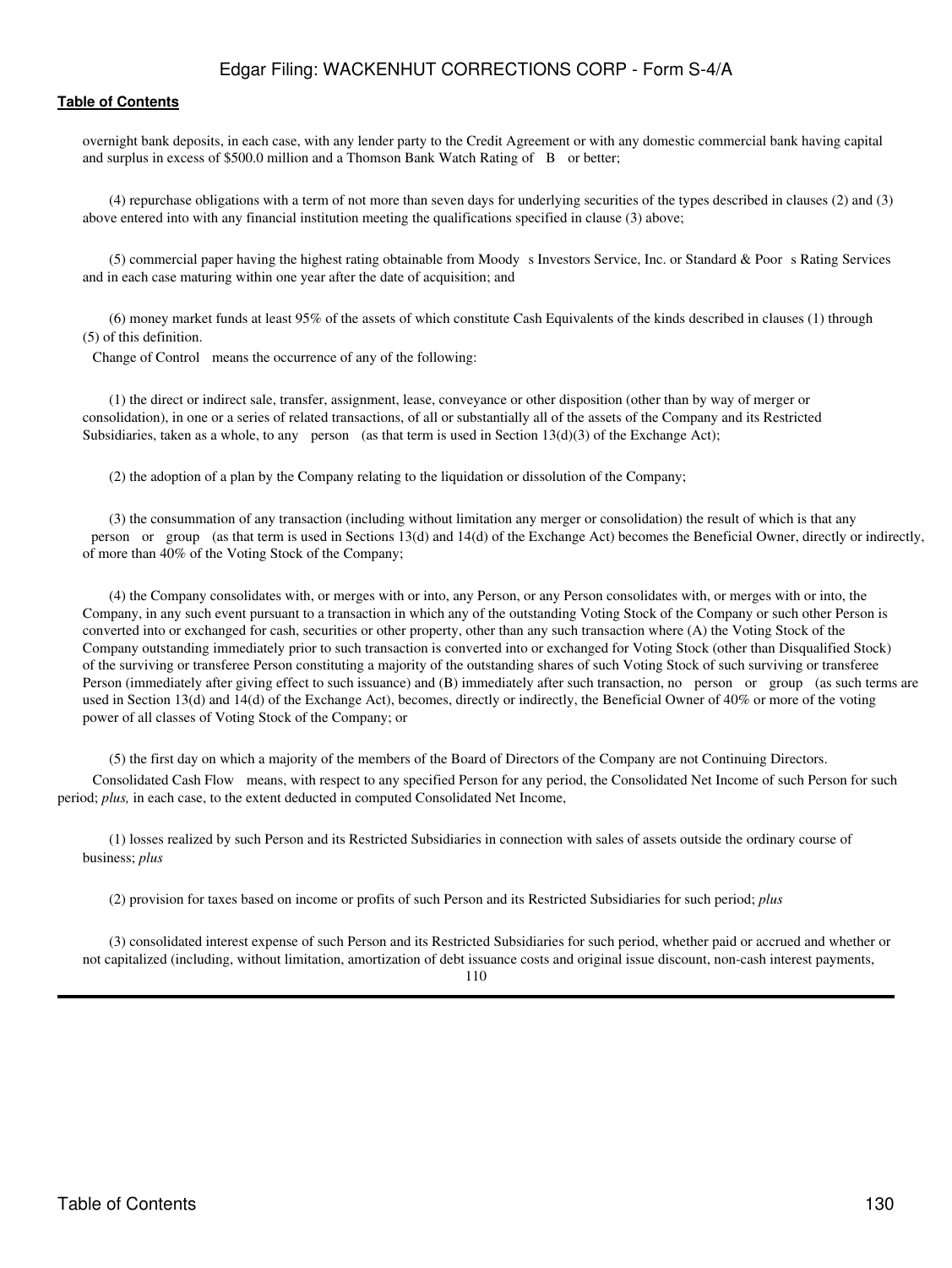overnight bank deposits, in each case, with any lender party to the Credit Agreement or with any domestic commercial bank having capital and surplus in excess of $500.0 million and a Thomson Bank Watch Rating of  B  or better;

(4) repurchase obligations with a term of not more than seven days for underlying securities of the types described in clauses (2) and (3) above entered into with any financial institution meeting the qualifications specified in clause (3) above;

(5) commercial paper having the highest rating obtainable from Moody s Investors Service, Inc. or Standard & Poor s Rating Services and in each case maturing within one year after the date of acquisition; and

(6) money market funds at least 95% of the assets of which constitute Cash Equivalents of the kinds described in clauses (1) through (5) of this definition.

Change of Control  means the occurrence of any of the following:

(1) the direct or indirect sale, transfer, assignment, lease, conveyance or other disposition (other than by way of merger or consolidation), in one or a series of related transactions, of all or substantially all of the assets of the Company and its Restricted Subsidiaries, taken as a whole, to any  person  (as that term is used in Section 13(d)(3) of the Exchange Act);

(2) the adoption of a plan by the Company relating to the liquidation or dissolution of the Company;

(3) the consummation of any transaction (including without limitation any merger or consolidation) the result of which is that any  person  or  group  (as that term is used in Sections 13(d) and 14(d) of the Exchange Act) becomes the Beneficial Owner, directly or indirectly, of more than 40% of the Voting Stock of the Company;

(4) the Company consolidates with, or merges with or into, any Person, or any Person consolidates with, or merges with or into, the Company, in any such event pursuant to a transaction in which any of the outstanding Voting Stock of the Company or such other Person is converted into or exchanged for cash, securities or other property, other than any such transaction where (A) the Voting Stock of the Company outstanding immediately prior to such transaction is converted into or exchanged for Voting Stock (other than Disqualified Stock) of the surviving or transferee Person constituting a majority of the outstanding shares of such Voting Stock of such surviving or transferee Person (immediately after giving effect to such issuance) and (B) immediately after such transaction, no  person  or  group  (as such terms are used in Section 13(d) and 14(d) of the Exchange Act), becomes, directly or indirectly, the Beneficial Owner of 40% or more of the voting power of all classes of Voting Stock of the Company; or

(5) the first day on which a majority of the members of the Board of Directors of the Company are not Continuing Directors.

Consolidated Cash Flow  means, with respect to any specified Person for any period, the Consolidated Net Income of such Person for such period; *plus,* in each case, to the extent deducted in computed Consolidated Net Income,

(1) losses realized by such Person and its Restricted Subsidiaries in connection with sales of assets outside the ordinary course of business; *plus*

(2) provision for taxes based on income or profits of such Person and its Restricted Subsidiaries for such period; *plus*

(3) consolidated interest expense of such Person and its Restricted Subsidiaries for such period, whether paid or accrued and whether or not capitalized (including, without limitation, amortization of debt issuance costs and original issue discount, non-cash interest payments,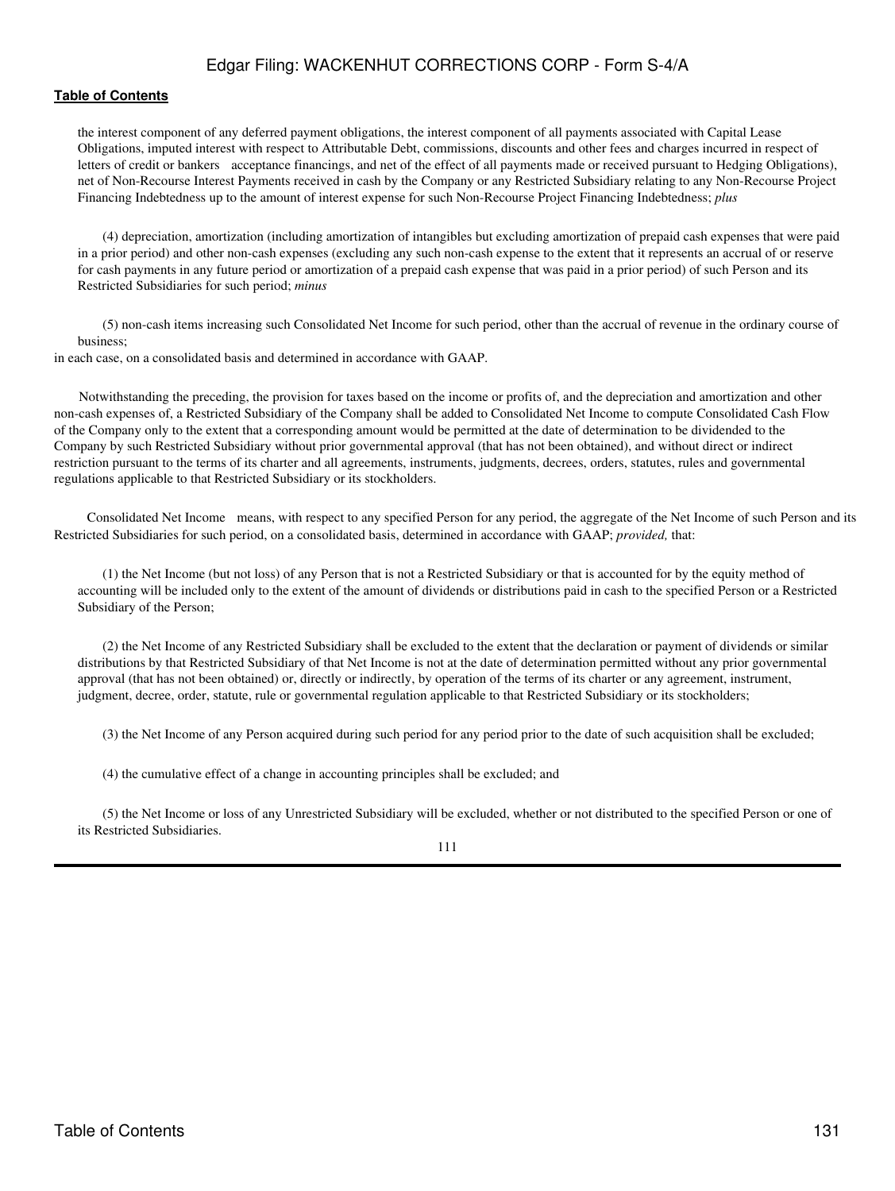the interest component of any deferred payment obligations, the interest component of all payments associated with Capital Lease Obligations, imputed interest with respect to Attributable Debt, commissions, discounts and other fees and charges incurred in respect of letters of credit or bankers acceptance financings, and net of the effect of all payments made or received pursuant to Hedging Obligations), net of Non-Recourse Interest Payments received in cash by the Company or any Restricted Subsidiary relating to any Non-Recourse Project Financing Indebtedness up to the amount of interest expense for such Non-Recourse Project Financing Indebtedness; *plus*

(4) depreciation, amortization (including amortization of intangibles but excluding amortization of prepaid cash expenses that were paid in a prior period) and other non-cash expenses (excluding any such non-cash expense to the extent that it represents an accrual of or reserve for cash payments in any future period or amortization of a prepaid cash expense that was paid in a prior period) of such Person and its Restricted Subsidiaries for such period; *minus*

(5) non-cash items increasing such Consolidated Net Income for such period, other than the accrual of revenue in the ordinary course of business;

in each case, on a consolidated basis and determined in accordance with GAAP.

Notwithstanding the preceding, the provision for taxes based on the income or profits of, and the depreciation and amortization and other non-cash expenses of, a Restricted Subsidiary of the Company shall be added to Consolidated Net Income to compute Consolidated Cash Flow of the Company only to the extent that a corresponding amount would be permitted at the date of determination to be dividended to the Company by such Restricted Subsidiary without prior governmental approval (that has not been obtained), and without direct or indirect restriction pursuant to the terms of its charter and all agreements, instruments, judgments, decrees, orders, statutes, rules and governmental regulations applicable to that Restricted Subsidiary or its stockholders.

Consolidated Net Income means, with respect to any specified Person for any period, the aggregate of the Net Income of such Person and its Restricted Subsidiaries for such period, on a consolidated basis, determined in accordance with GAAP; *provided,* that:

(1) the Net Income (but not loss) of any Person that is not a Restricted Subsidiary or that is accounted for by the equity method of accounting will be included only to the extent of the amount of dividends or distributions paid in cash to the specified Person or a Restricted Subsidiary of the Person;

(2) the Net Income of any Restricted Subsidiary shall be excluded to the extent that the declaration or payment of dividends or similar distributions by that Restricted Subsidiary of that Net Income is not at the date of determination permitted without any prior governmental approval (that has not been obtained) or, directly or indirectly, by operation of the terms of its charter or any agreement, instrument, judgment, decree, order, statute, rule or governmental regulation applicable to that Restricted Subsidiary or its stockholders;

(3) the Net Income of any Person acquired during such period for any period prior to the date of such acquisition shall be excluded;

(4) the cumulative effect of a change in accounting principles shall be excluded; and

(5) the Net Income or loss of any Unrestricted Subsidiary will be excluded, whether or not distributed to the specified Person or one of its Restricted Subsidiaries.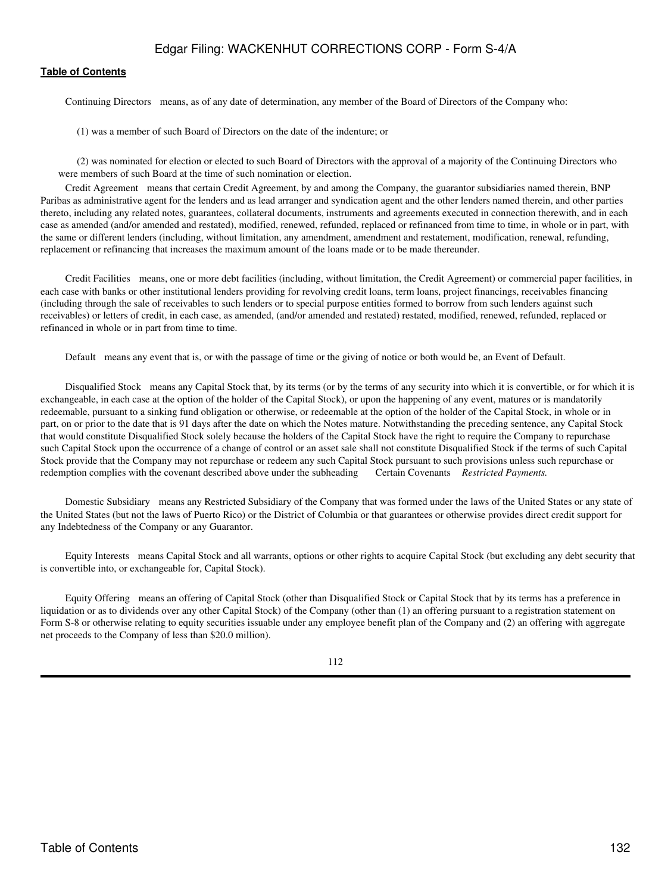Continuing Directors means, as of any date of determination, any member of the Board of Directors of the Company who:

(1) was a member of such Board of Directors on the date of the indenture; or

(2) was nominated for election or elected to such Board of Directors with the approval of a majority of the Continuing Directors who were members of such Board at the time of such nomination or election.

Credit Agreement means that certain Credit Agreement, by and among the Company, the guarantor subsidiaries named therein, BNP Paribas as administrative agent for the lenders and as lead arranger and syndication agent and the other lenders named therein, and other parties thereto, including any related notes, guarantees, collateral documents, instruments and agreements executed in connection therewith, and in each case as amended (and/or amended and restated), modified, renewed, refunded, replaced or refinanced from time to time, in whole or in part, with the same or different lenders (including, without limitation, any amendment, amendment and restatement, modification, renewal, refunding, replacement or refinancing that increases the maximum amount of the loans made or to be made thereunder.

Credit Facilities means, one or more debt facilities (including, without limitation, the Credit Agreement) or commercial paper facilities, in each case with banks or other institutional lenders providing for revolving credit loans, term loans, project financings, receivables financing (including through the sale of receivables to such lenders or to special purpose entities formed to borrow from such lenders against such receivables) or letters of credit, in each case, as amended, (and/or amended and restated) restated, modified, renewed, refunded, replaced or refinanced in whole or in part from time to time.

Default means any event that is, or with the passage of time or the giving of notice or both would be, an Event of Default.

Disqualified Stock means any Capital Stock that, by its terms (or by the terms of any security into which it is convertible, or for which it is exchangeable, in each case at the option of the holder of the Capital Stock), or upon the happening of any event, matures or is mandatorily redeemable, pursuant to a sinking fund obligation or otherwise, or redeemable at the option of the holder of the Capital Stock, in whole or in part, on or prior to the date that is 91 days after the date on which the Notes mature. Notwithstanding the preceding sentence, any Capital Stock that would constitute Disqualified Stock solely because the holders of the Capital Stock have the right to require the Company to repurchase such Capital Stock upon the occurrence of a change of control or an asset sale shall not constitute Disqualified Stock if the terms of such Capital Stock provide that the Company may not repurchase or redeem any such Capital Stock pursuant to such provisions unless such repurchase or redemption complies with the covenant described above under the subheading Certain Covenants *Restricted Payments.*

Domestic Subsidiary means any Restricted Subsidiary of the Company that was formed under the laws of the United States or any state of the United States (but not the laws of Puerto Rico) or the District of Columbia or that guarantees or otherwise provides direct credit support for any Indebtedness of the Company or any Guarantor.

Equity Interests means Capital Stock and all warrants, options or other rights to acquire Capital Stock (but excluding any debt security that is convertible into, or exchangeable for, Capital Stock).

Equity Offering means an offering of Capital Stock (other than Disqualified Stock or Capital Stock that by its terms has a preference in liquidation or as to dividends over any other Capital Stock) of the Company (other than (1) an offering pursuant to a registration statement on Form S-8 or otherwise relating to equity securities issuable under any employee benefit plan of the Company and (2) an offering with aggregate net proceeds to the Company of less than $20.0 million).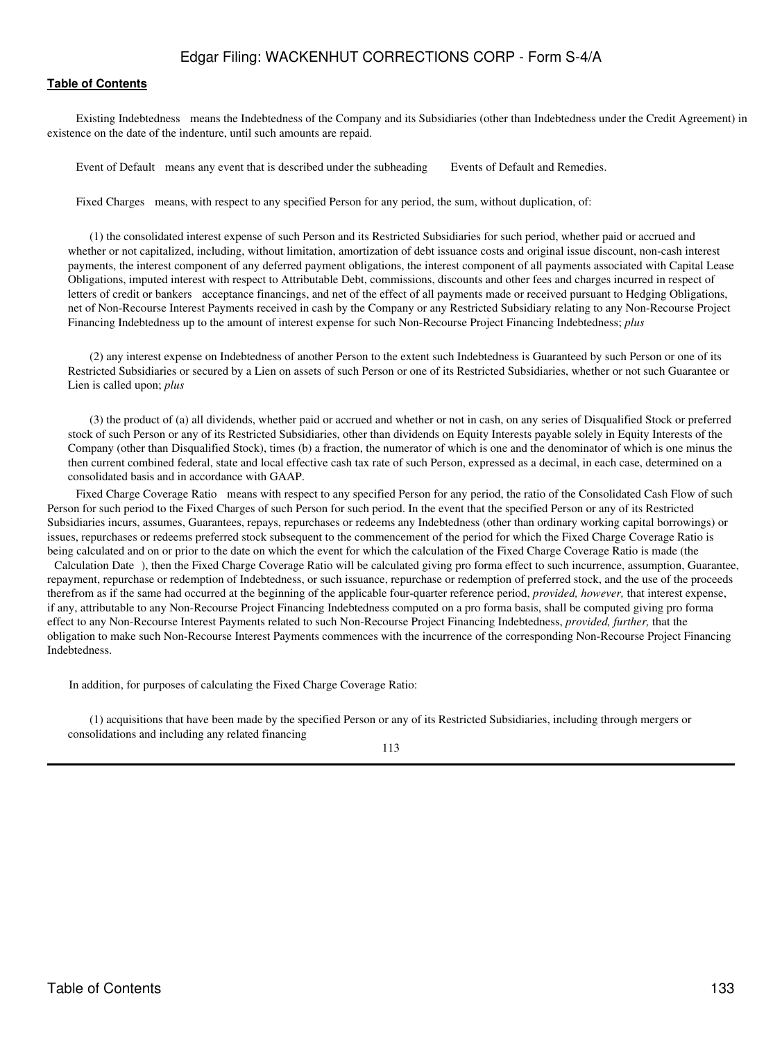Existing Indebtedness means the Indebtedness of the Company and its Subsidiaries (other than Indebtedness under the Credit Agreement) in existence on the date of the indenture, until such amounts are repaid.

Event of Default means any event that is described under the subheading Events of Default and Remedies.

Fixed Charges means, with respect to any specified Person for any period, the sum, without duplication, of:

(1) the consolidated interest expense of such Person and its Restricted Subsidiaries for such period, whether paid or accrued and whether or not capitalized, including, without limitation, amortization of debt issuance costs and original issue discount, non-cash interest payments, the interest component of any deferred payment obligations, the interest component of all payments associated with Capital Lease Obligations, imputed interest with respect to Attributable Debt, commissions, discounts and other fees and charges incurred in respect of letters of credit or bankers acceptance financings, and net of the effect of all payments made or received pursuant to Hedging Obligations, net of Non-Recourse Interest Payments received in cash by the Company or any Restricted Subsidiary relating to any Non-Recourse Project Financing Indebtedness up to the amount of interest expense for such Non-Recourse Project Financing Indebtedness; *plus*

(2) any interest expense on Indebtedness of another Person to the extent such Indebtedness is Guaranteed by such Person or one of its Restricted Subsidiaries or secured by a Lien on assets of such Person or one of its Restricted Subsidiaries, whether or not such Guarantee or Lien is called upon; *plus*

(3) the product of (a) all dividends, whether paid or accrued and whether or not in cash, on any series of Disqualified Stock or preferred stock of such Person or any of its Restricted Subsidiaries, other than dividends on Equity Interests payable solely in Equity Interests of the Company (other than Disqualified Stock), times (b) a fraction, the numerator of which is one and the denominator of which is one minus the then current combined federal, state and local effective cash tax rate of such Person, expressed as a decimal, in each case, determined on a consolidated basis and in accordance with GAAP.

Fixed Charge Coverage Ratio means with respect to any specified Person for any period, the ratio of the Consolidated Cash Flow of such Person for such period to the Fixed Charges of such Person for such period. In the event that the specified Person or any of its Restricted Subsidiaries incurs, assumes, Guarantees, repays, repurchases or redeems any Indebtedness (other than ordinary working capital borrowings) or issues, repurchases or redeems preferred stock subsequent to the commencement of the period for which the Fixed Charge Coverage Ratio is being calculated and on or prior to the date on which the event for which the calculation of the Fixed Charge Coverage Ratio is made (the Calculation Date ), then the Fixed Charge Coverage Ratio will be calculated giving pro forma effect to such incurrence, assumption, Guarantee, repayment, repurchase or redemption of Indebtedness, or such issuance, repurchase or redemption of preferred stock, and the use of the proceeds therefrom as if the same had occurred at the beginning of the applicable four-quarter reference period, *provided, however,* that interest expense, if any, attributable to any Non-Recourse Project Financing Indebtedness computed on a pro forma basis, shall be computed giving pro forma effect to any Non-Recourse Interest Payments related to such Non-Recourse Project Financing Indebtedness, *provided, further,* that the obligation to make such Non-Recourse Interest Payments commences with the incurrence of the corresponding Non-Recourse Project Financing Indebtedness.

In addition, for purposes of calculating the Fixed Charge Coverage Ratio:

(1) acquisitions that have been made by the specified Person or any of its Restricted Subsidiaries, including through mergers or consolidations and including any related financing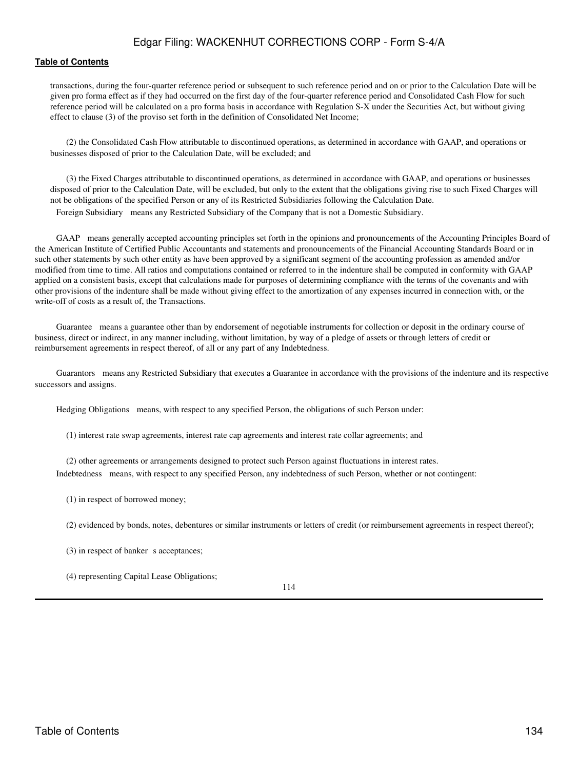transactions, during the four-quarter reference period or subsequent to such reference period and on or prior to the Calculation Date will be given pro forma effect as if they had occurred on the first day of the four-quarter reference period and Consolidated Cash Flow for such reference period will be calculated on a pro forma basis in accordance with Regulation S-X under the Securities Act, but without giving effect to clause (3) of the proviso set forth in the definition of Consolidated Net Income;

(2) the Consolidated Cash Flow attributable to discontinued operations, as determined in accordance with GAAP, and operations or businesses disposed of prior to the Calculation Date, will be excluded; and

(3) the Fixed Charges attributable to discontinued operations, as determined in accordance with GAAP, and operations or businesses disposed of prior to the Calculation Date, will be excluded, but only to the extent that the obligations giving rise to such Fixed Charges will not be obligations of the specified Person or any of its Restricted Subsidiaries following the Calculation Date.

Foreign Subsidiary means any Restricted Subsidiary of the Company that is not a Domestic Subsidiary.

GAAP means generally accepted accounting principles set forth in the opinions and pronouncements of the Accounting Principles Board of the American Institute of Certified Public Accountants and statements and pronouncements of the Financial Accounting Standards Board or in such other statements by such other entity as have been approved by a significant segment of the accounting profession as amended and/or modified from time to time. All ratios and computations contained or referred to in the indenture shall be computed in conformity with GAAP applied on a consistent basis, except that calculations made for purposes of determining compliance with the terms of the covenants and with other provisions of the indenture shall be made without giving effect to the amortization of any expenses incurred in connection with, or the write-off of costs as a result of, the Transactions.

Guarantee means a guarantee other than by endorsement of negotiable instruments for collection or deposit in the ordinary course of business, direct or indirect, in any manner including, without limitation, by way of a pledge of assets or through letters of credit or reimbursement agreements in respect thereof, of all or any part of any Indebtedness.

Guarantors means any Restricted Subsidiary that executes a Guarantee in accordance with the provisions of the indenture and its respective successors and assigns.

Hedging Obligations means, with respect to any specified Person, the obligations of such Person under:

(1) interest rate swap agreements, interest rate cap agreements and interest rate collar agreements; and

(2) other agreements or arrangements designed to protect such Person against fluctuations in interest rates.

Indebtedness means, with respect to any specified Person, any indebtedness of such Person, whether or not contingent:

(1) in respect of borrowed money;

(2) evidenced by bonds, notes, debentures or similar instruments or letters of credit (or reimbursement agreements in respect thereof);

(3) in respect of banker s acceptances;

(4) representing Capital Lease Obligations;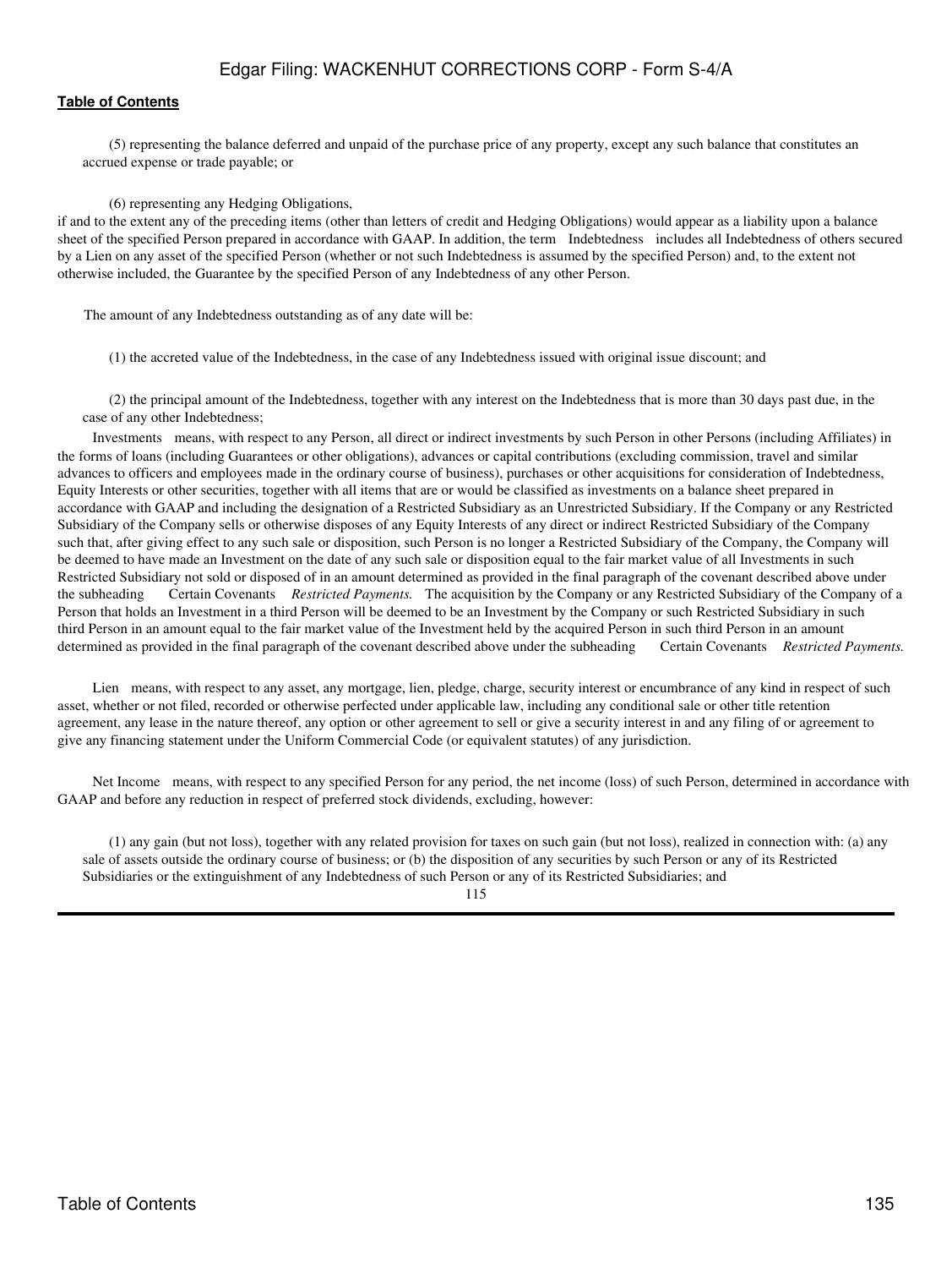(5) representing the balance deferred and unpaid of the purchase price of any property, except any such balance that constitutes an accrued expense or trade payable; or

(6) representing any Hedging Obligations,

if and to the extent any of the preceding items (other than letters of credit and Hedging Obligations) would appear as a liability upon a balance sheet of the specified Person prepared in accordance with GAAP. In addition, the term Indebtedness includes all Indebtedness of others secured by a Lien on any asset of the specified Person (whether or not such Indebtedness is assumed by the specified Person) and, to the extent not otherwise included, the Guarantee by the specified Person of any Indebtedness of any other Person.

The amount of any Indebtedness outstanding as of any date will be:

(1) the accreted value of the Indebtedness, in the case of any Indebtedness issued with original issue discount; and

(2) the principal amount of the Indebtedness, together with any interest on the Indebtedness that is more than 30 days past due, in the case of any other Indebtedness;

Investments means, with respect to any Person, all direct or indirect investments by such Person in other Persons (including Affiliates) in the forms of loans (including Guarantees or other obligations), advances or capital contributions (excluding commission, travel and similar advances to officers and employees made in the ordinary course of business), purchases or other acquisitions for consideration of Indebtedness, Equity Interests or other securities, together with all items that are or would be classified as investments on a balance sheet prepared in accordance with GAAP and including the designation of a Restricted Subsidiary as an Unrestricted Subsidiary. If the Company or any Restricted Subsidiary of the Company sells or otherwise disposes of any Equity Interests of any direct or indirect Restricted Subsidiary of the Company such that, after giving effect to any such sale or disposition, such Person is no longer a Restricted Subsidiary of the Company, the Company will be deemed to have made an Investment on the date of any such sale or disposition equal to the fair market value of all Investments in such Restricted Subsidiary not sold or disposed of in an amount determined as provided in the final paragraph of the covenant described above under the subheading Certain Covenants *Restricted Payments.* The acquisition by the Company or any Restricted Subsidiary of the Company of a Person that holds an Investment in a third Person will be deemed to be an Investment by the Company or such Restricted Subsidiary in such third Person in an amount equal to the fair market value of the Investment held by the acquired Person in such third Person in an amount determined as provided in the final paragraph of the covenant described above under the subheading Certain Covenants *Restricted Payments.*

Lien means, with respect to any asset, any mortgage, lien, pledge, charge, security interest or encumbrance of any kind in respect of such asset, whether or not filed, recorded or otherwise perfected under applicable law, including any conditional sale or other title retention agreement, any lease in the nature thereof, any option or other agreement to sell or give a security interest in and any filing of or agreement to give any financing statement under the Uniform Commercial Code (or equivalent statutes) of any jurisdiction.

Net Income means, with respect to any specified Person for any period, the net income (loss) of such Person, determined in accordance with GAAP and before any reduction in respect of preferred stock dividends, excluding, however:

(1) any gain (but not loss), together with any related provision for taxes on such gain (but not loss), realized in connection with: (a) any sale of assets outside the ordinary course of business; or (b) the disposition of any securities by such Person or any of its Restricted Subsidiaries or the extinguishment of any Indebtedness of such Person or any of its Restricted Subsidiaries; and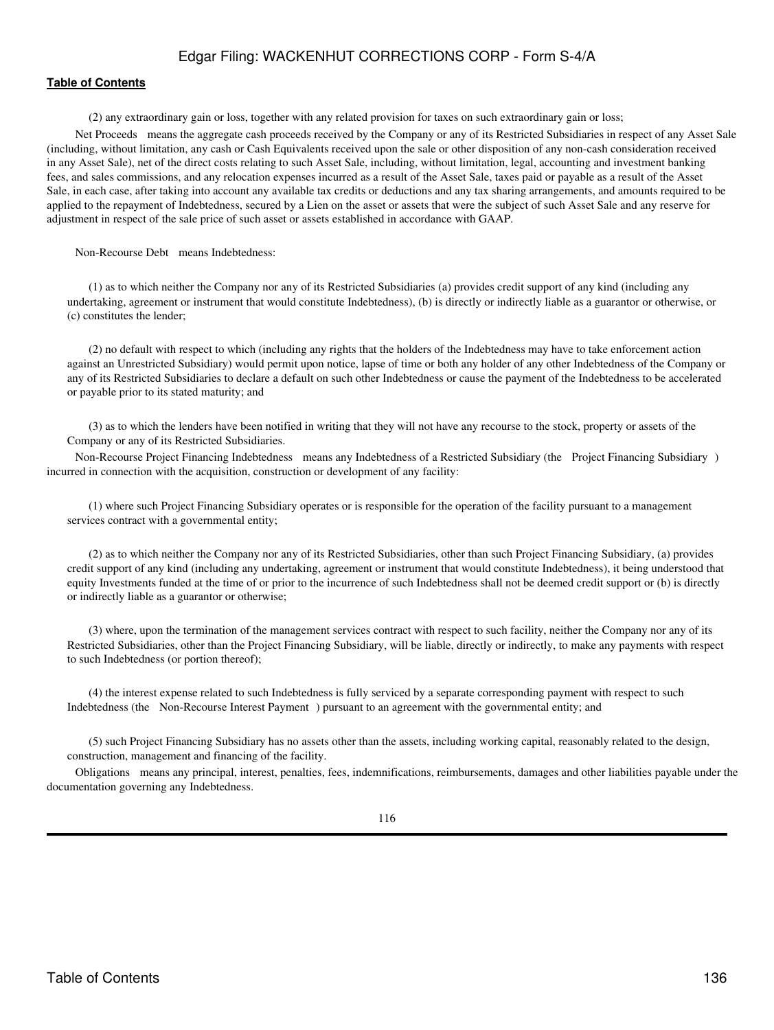(2) any extraordinary gain or loss, together with any related provision for taxes on such extraordinary gain or loss;

Net Proceeds means the aggregate cash proceeds received by the Company or any of its Restricted Subsidiaries in respect of any Asset Sale (including, without limitation, any cash or Cash Equivalents received upon the sale or other disposition of any non-cash consideration received in any Asset Sale), net of the direct costs relating to such Asset Sale, including, without limitation, legal, accounting and investment banking fees, and sales commissions, and any relocation expenses incurred as a result of the Asset Sale, taxes paid or payable as a result of the Asset Sale, in each case, after taking into account any available tax credits or deductions and any tax sharing arrangements, and amounts required to be applied to the repayment of Indebtedness, secured by a Lien on the asset or assets that were the subject of such Asset Sale and any reserve for adjustment in respect of the sale price of such asset or assets established in accordance with GAAP.

Non-Recourse Debt means Indebtedness:

(1) as to which neither the Company nor any of its Restricted Subsidiaries (a) provides credit support of any kind (including any undertaking, agreement or instrument that would constitute Indebtedness), (b) is directly or indirectly liable as a guarantor or otherwise, or (c) constitutes the lender;

(2) no default with respect to which (including any rights that the holders of the Indebtedness may have to take enforcement action against an Unrestricted Subsidiary) would permit upon notice, lapse of time or both any holder of any other Indebtedness of the Company or any of its Restricted Subsidiaries to declare a default on such other Indebtedness or cause the payment of the Indebtedness to be accelerated or payable prior to its stated maturity; and

(3) as to which the lenders have been notified in writing that they will not have any recourse to the stock, property or assets of the Company or any of its Restricted Subsidiaries.

Non-Recourse Project Financing Indebtedness means any Indebtedness of a Restricted Subsidiary (the Project Financing Subsidiary ) incurred in connection with the acquisition, construction or development of any facility:

(1) where such Project Financing Subsidiary operates or is responsible for the operation of the facility pursuant to a management services contract with a governmental entity;

(2) as to which neither the Company nor any of its Restricted Subsidiaries, other than such Project Financing Subsidiary, (a) provides credit support of any kind (including any undertaking, agreement or instrument that would constitute Indebtedness), it being understood that equity Investments funded at the time of or prior to the incurrence of such Indebtedness shall not be deemed credit support or (b) is directly or indirectly liable as a guarantor or otherwise;

(3) where, upon the termination of the management services contract with respect to such facility, neither the Company nor any of its Restricted Subsidiaries, other than the Project Financing Subsidiary, will be liable, directly or indirectly, to make any payments with respect to such Indebtedness (or portion thereof);

(4) the interest expense related to such Indebtedness is fully serviced by a separate corresponding payment with respect to such Indebtedness (the Non-Recourse Interest Payment ) pursuant to an agreement with the governmental entity; and

(5) such Project Financing Subsidiary has no assets other than the assets, including working capital, reasonably related to the design, construction, management and financing of the facility.

Obligations means any principal, interest, penalties, fees, indemnifications, reimbursements, damages and other liabilities payable under the documentation governing any Indebtedness.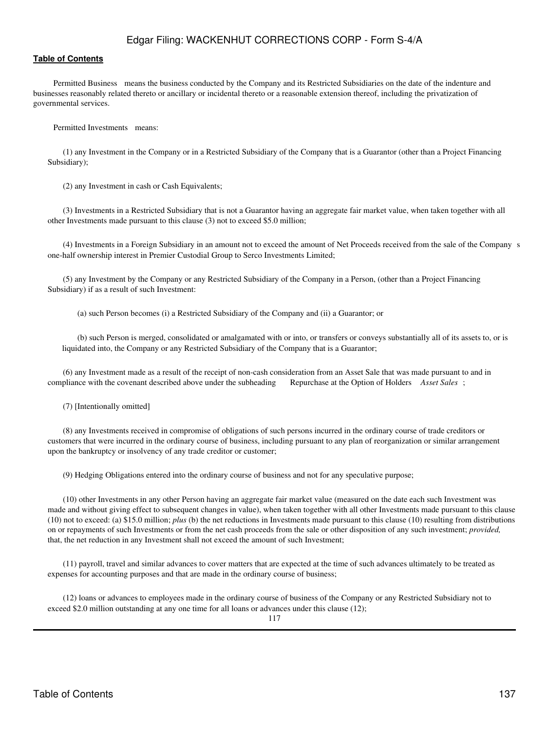Permitted Business means the business conducted by the Company and its Restricted Subsidiaries on the date of the indenture and businesses reasonably related thereto or ancillary or incidental thereto or a reasonable extension thereof, including the privatization of governmental services.

Permitted Investments means:

(1) any Investment in the Company or in a Restricted Subsidiary of the Company that is a Guarantor (other than a Project Financing Subsidiary);

(2) any Investment in cash or Cash Equivalents;

(3) Investments in a Restricted Subsidiary that is not a Guarantor having an aggregate fair market value, when taken together with all other Investments made pursuant to this clause (3) not to exceed $5.0 million;

(4) Investments in a Foreign Subsidiary in an amount not to exceed the amount of Net Proceeds received from the sale of the Company s one-half ownership interest in Premier Custodial Group to Serco Investments Limited;

(5) any Investment by the Company or any Restricted Subsidiary of the Company in a Person, (other than a Project Financing Subsidiary) if as a result of such Investment:

(a) such Person becomes (i) a Restricted Subsidiary of the Company and (ii) a Guarantor; or

(b) such Person is merged, consolidated or amalgamated with or into, or transfers or conveys substantially all of its assets to, or is liquidated into, the Company or any Restricted Subsidiary of the Company that is a Guarantor;

(6) any Investment made as a result of the receipt of non-cash consideration from an Asset Sale that was made pursuant to and in compliance with the covenant described above under the subheading Repurchase at the Option of Holders *Asset Sales* ;

(7) [Intentionally omitted]

(8) any Investments received in compromise of obligations of such persons incurred in the ordinary course of trade creditors or customers that were incurred in the ordinary course of business, including pursuant to any plan of reorganization or similar arrangement upon the bankruptcy or insolvency of any trade creditor or customer;

(9) Hedging Obligations entered into the ordinary course of business and not for any speculative purpose;

(10) other Investments in any other Person having an aggregate fair market value (measured on the date each such Investment was made and without giving effect to subsequent changes in value), when taken together with all other Investments made pursuant to this clause (10) not to exceed: (a) $15.0 million; *plus* (b) the net reductions in Investments made pursuant to this clause (10) resulting from distributions on or repayments of such Investments or from the net cash proceeds from the sale or other disposition of any such investment; *provided,* that, the net reduction in any Investment shall not exceed the amount of such Investment;

(11) payroll, travel and similar advances to cover matters that are expected at the time of such advances ultimately to be treated as expenses for accounting purposes and that are made in the ordinary course of business;

(12) loans or advances to employees made in the ordinary course of business of the Company or any Restricted Subsidiary not to exceed $2.0 million outstanding at any one time for all loans or advances under this clause (12);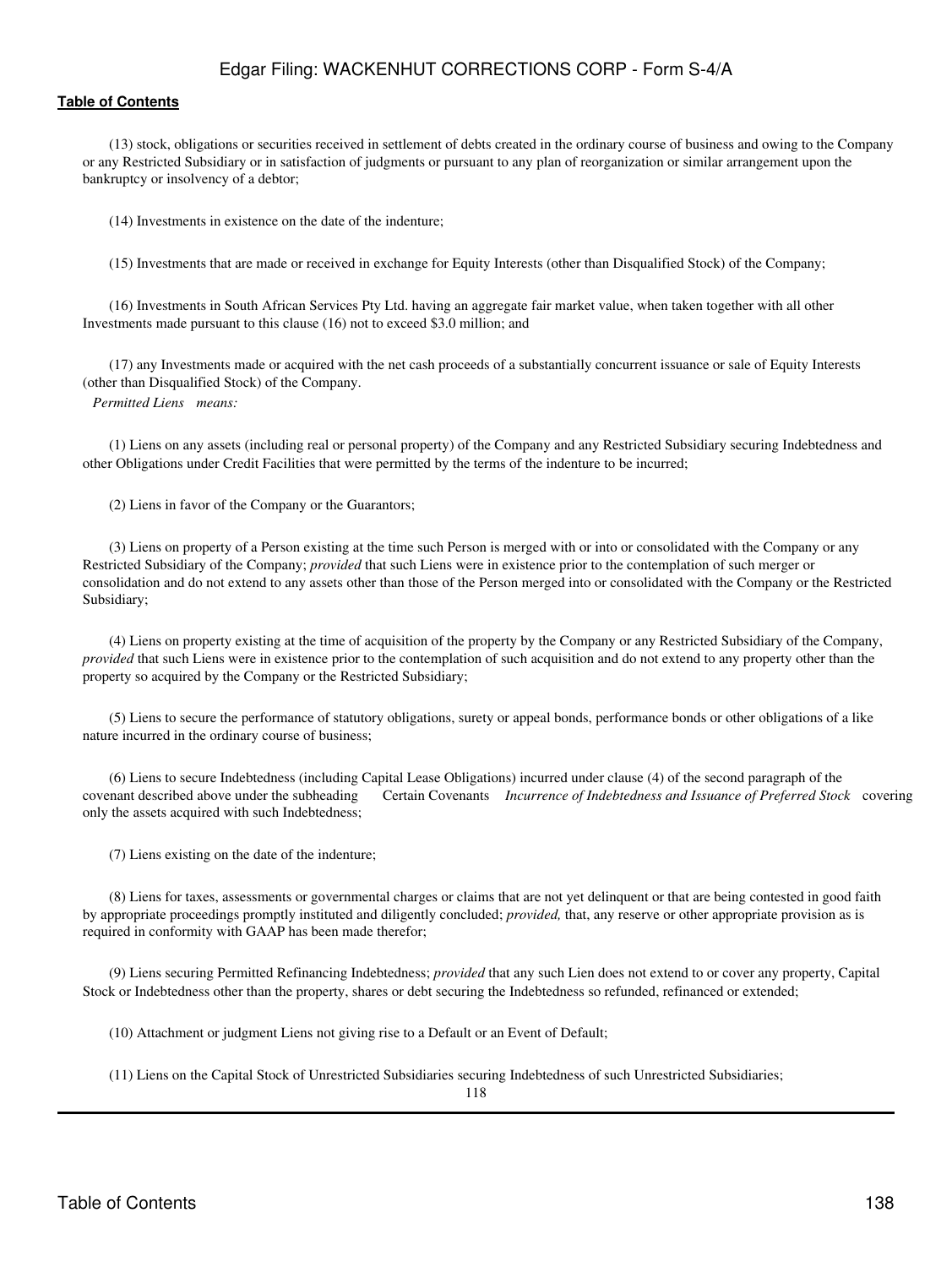(13) stock, obligations or securities received in settlement of debts created in the ordinary course of business and owing to the Company or any Restricted Subsidiary or in satisfaction of judgments or pursuant to any plan of reorganization or similar arrangement upon the bankruptcy or insolvency of a debtor;

(14) Investments in existence on the date of the indenture;

(15) Investments that are made or received in exchange for Equity Interests (other than Disqualified Stock) of the Company;

(16) Investments in South African Services Pty Ltd. having an aggregate fair market value, when taken together with all other Investments made pursuant to this clause (16) not to exceed $3.0 million; and

(17) any Investments made or acquired with the net cash proceeds of a substantially concurrent issuance or sale of Equity Interests (other than Disqualified Stock) of the Company.

*Permitted Liens means:*

(1) Liens on any assets (including real or personal property) of the Company and any Restricted Subsidiary securing Indebtedness and other Obligations under Credit Facilities that were permitted by the terms of the indenture to be incurred;

(2) Liens in favor of the Company or the Guarantors;

(3) Liens on property of a Person existing at the time such Person is merged with or into or consolidated with the Company or any Restricted Subsidiary of the Company; *provided* that such Liens were in existence prior to the contemplation of such merger or consolidation and do not extend to any assets other than those of the Person merged into or consolidated with the Company or the Restricted Subsidiary;

(4) Liens on property existing at the time of acquisition of the property by the Company or any Restricted Subsidiary of the Company, *provided* that such Liens were in existence prior to the contemplation of such acquisition and do not extend to any property other than the property so acquired by the Company or the Restricted Subsidiary;

(5) Liens to secure the performance of statutory obligations, surety or appeal bonds, performance bonds or other obligations of a like nature incurred in the ordinary course of business;

(6) Liens to secure Indebtedness (including Capital Lease Obligations) incurred under clause (4) of the second paragraph of the covenant described above under the subheading Certain Covenants *Incurrence of Indebtedness and Issuance of Preferred Stock* covering only the assets acquired with such Indebtedness;

(7) Liens existing on the date of the indenture;

(8) Liens for taxes, assessments or governmental charges or claims that are not yet delinquent or that are being contested in good faith by appropriate proceedings promptly instituted and diligently concluded; *provided,* that, any reserve or other appropriate provision as is required in conformity with GAAP has been made therefor;

(9) Liens securing Permitted Refinancing Indebtedness; *provided* that any such Lien does not extend to or cover any property, Capital Stock or Indebtedness other than the property, shares or debt securing the Indebtedness so refunded, refinanced or extended;

(10) Attachment or judgment Liens not giving rise to a Default or an Event of Default;

(11) Liens on the Capital Stock of Unrestricted Subsidiaries securing Indebtedness of such Unrestricted Subsidiaries;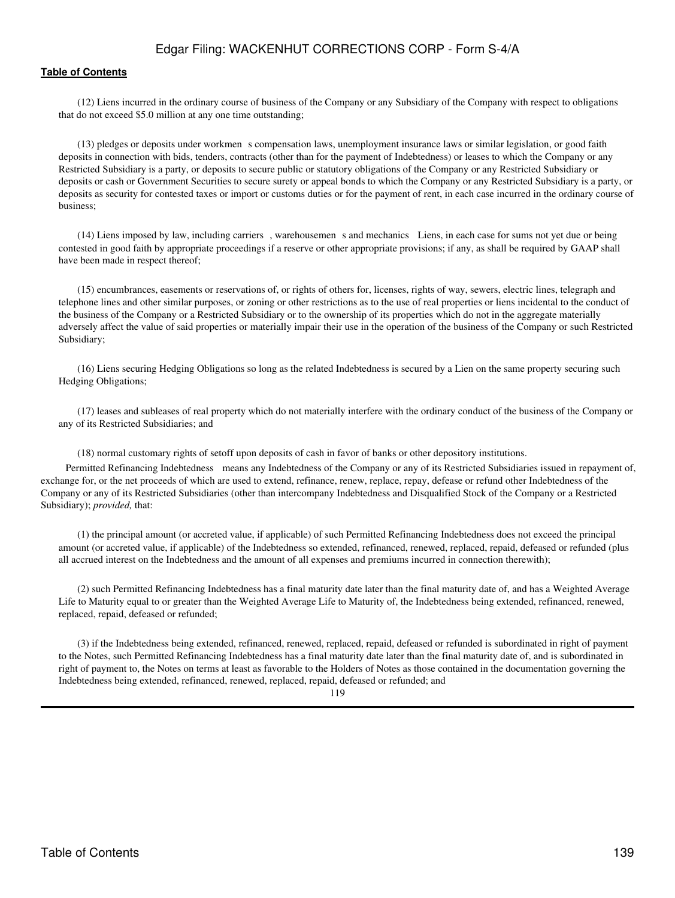(12) Liens incurred in the ordinary course of business of the Company or any Subsidiary of the Company with respect to obligations that do not exceed $5.0 million at any one time outstanding;

(13) pledges or deposits under workmen s compensation laws, unemployment insurance laws or similar legislation, or good faith deposits in connection with bids, tenders, contracts (other than for the payment of Indebtedness) or leases to which the Company or any Restricted Subsidiary is a party, or deposits to secure public or statutory obligations of the Company or any Restricted Subsidiary or deposits or cash or Government Securities to secure surety or appeal bonds to which the Company or any Restricted Subsidiary is a party, or deposits as security for contested taxes or import or customs duties or for the payment of rent, in each case incurred in the ordinary course of business;

(14) Liens imposed by law, including carriers , warehousemen s and mechanics Liens, in each case for sums not yet due or being contested in good faith by appropriate proceedings if a reserve or other appropriate provisions; if any, as shall be required by GAAP shall have been made in respect thereof;

(15) encumbrances, easements or reservations of, or rights of others for, licenses, rights of way, sewers, electric lines, telegraph and telephone lines and other similar purposes, or zoning or other restrictions as to the use of real properties or liens incidental to the conduct of the business of the Company or a Restricted Subsidiary or to the ownership of its properties which do not in the aggregate materially adversely affect the value of said properties or materially impair their use in the operation of the business of the Company or such Restricted Subsidiary;

(16) Liens securing Hedging Obligations so long as the related Indebtedness is secured by a Lien on the same property securing such Hedging Obligations;

(17) leases and subleases of real property which do not materially interfere with the ordinary conduct of the business of the Company or any of its Restricted Subsidiaries; and

(18) normal customary rights of setoff upon deposits of cash in favor of banks or other depository institutions.

Permitted Refinancing Indebtedness means any Indebtedness of the Company or any of its Restricted Subsidiaries issued in repayment of, exchange for, or the net proceeds of which are used to extend, refinance, renew, replace, repay, defease or refund other Indebtedness of the Company or any of its Restricted Subsidiaries (other than intercompany Indebtedness and Disqualified Stock of the Company or a Restricted Subsidiary); *provided,* that:

(1) the principal amount (or accreted value, if applicable) of such Permitted Refinancing Indebtedness does not exceed the principal amount (or accreted value, if applicable) of the Indebtedness so extended, refinanced, renewed, replaced, repaid, defeased or refunded (plus all accrued interest on the Indebtedness and the amount of all expenses and premiums incurred in connection therewith);

(2) such Permitted Refinancing Indebtedness has a final maturity date later than the final maturity date of, and has a Weighted Average Life to Maturity equal to or greater than the Weighted Average Life to Maturity of, the Indebtedness being extended, refinanced, renewed, replaced, repaid, defeased or refunded;

(3) if the Indebtedness being extended, refinanced, renewed, replaced, repaid, defeased or refunded is subordinated in right of payment to the Notes, such Permitted Refinancing Indebtedness has a final maturity date later than the final maturity date of, and is subordinated in right of payment to, the Notes on terms at least as favorable to the Holders of Notes as those contained in the documentation governing the Indebtedness being extended, refinanced, renewed, replaced, repaid, defeased or refunded; and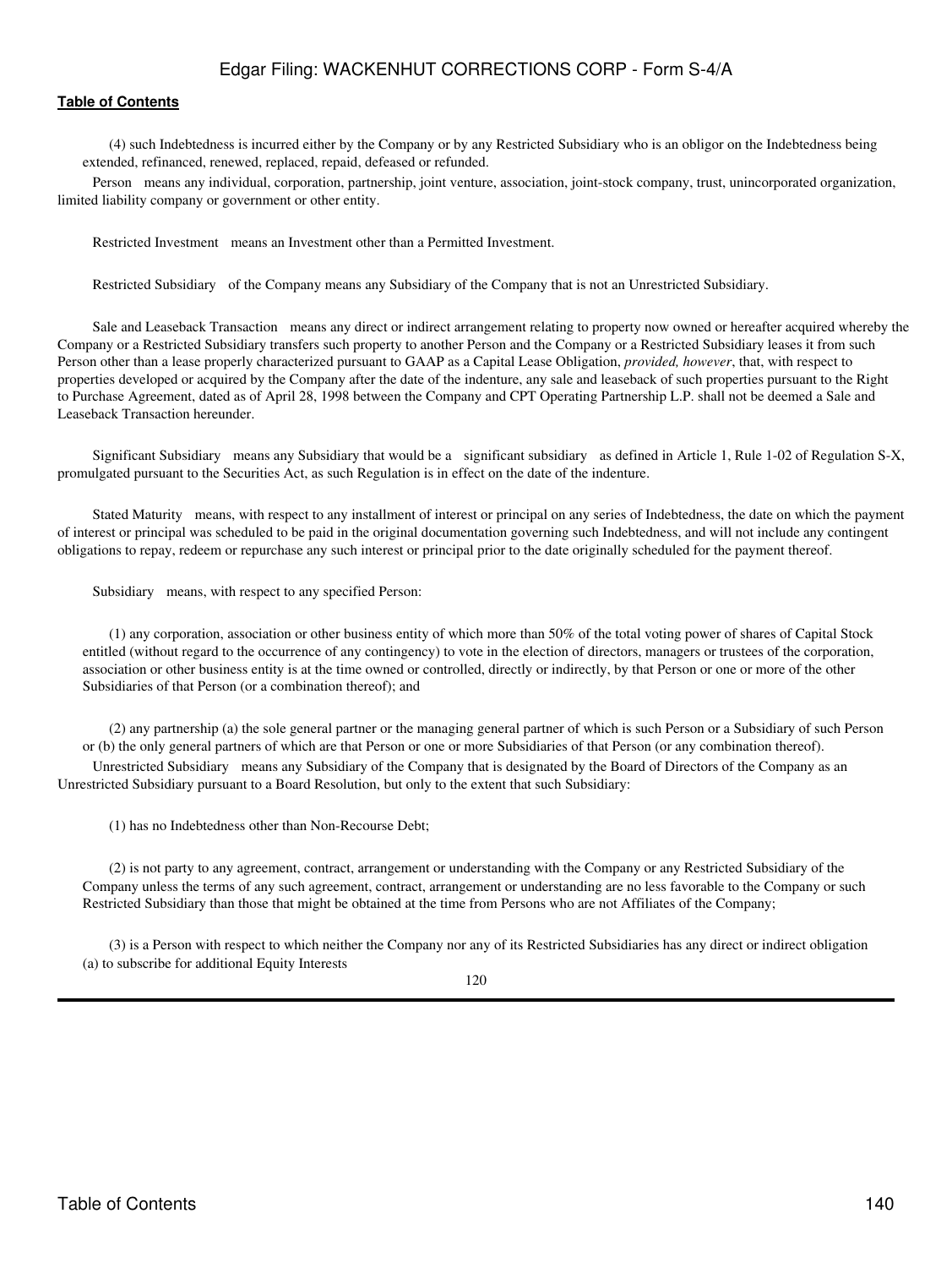(4) such Indebtedness is incurred either by the Company or by any Restricted Subsidiary who is an obligor on the Indebtedness being extended, refinanced, renewed, replaced, repaid, defeased or refunded.

Person means any individual, corporation, partnership, joint venture, association, joint-stock company, trust, unincorporated organization, limited liability company or government or other entity.

Restricted Investment means an Investment other than a Permitted Investment.

Restricted Subsidiary of the Company means any Subsidiary of the Company that is not an Unrestricted Subsidiary.

Sale and Leaseback Transaction means any direct or indirect arrangement relating to property now owned or hereafter acquired whereby the Company or a Restricted Subsidiary transfers such property to another Person and the Company or a Restricted Subsidiary leases it from such Person other than a lease properly characterized pursuant to GAAP as a Capital Lease Obligation, *provided, however*, that, with respect to properties developed or acquired by the Company after the date of the indenture, any sale and leaseback of such properties pursuant to the Right to Purchase Agreement, dated as of April 28, 1998 between the Company and CPT Operating Partnership L.P. shall not be deemed a Sale and Leaseback Transaction hereunder.

Significant Subsidiary means any Subsidiary that would be a significant subsidiary as defined in Article 1, Rule 1-02 of Regulation S-X, promulgated pursuant to the Securities Act, as such Regulation is in effect on the date of the indenture.

Stated Maturity means, with respect to any installment of interest or principal on any series of Indebtedness, the date on which the payment of interest or principal was scheduled to be paid in the original documentation governing such Indebtedness, and will not include any contingent obligations to repay, redeem or repurchase any such interest or principal prior to the date originally scheduled for the payment thereof.

Subsidiary means, with respect to any specified Person:

(1) any corporation, association or other business entity of which more than 50% of the total voting power of shares of Capital Stock entitled (without regard to the occurrence of any contingency) to vote in the election of directors, managers or trustees of the corporation, association or other business entity is at the time owned or controlled, directly or indirectly, by that Person or one or more of the other Subsidiaries of that Person (or a combination thereof); and

(2) any partnership (a) the sole general partner or the managing general partner of which is such Person or a Subsidiary of such Person or (b) the only general partners of which are that Person or one or more Subsidiaries of that Person (or any combination thereof).

Unrestricted Subsidiary means any Subsidiary of the Company that is designated by the Board of Directors of the Company as an Unrestricted Subsidiary pursuant to a Board Resolution, but only to the extent that such Subsidiary:

(1) has no Indebtedness other than Non-Recourse Debt;

(2) is not party to any agreement, contract, arrangement or understanding with the Company or any Restricted Subsidiary of the Company unless the terms of any such agreement, contract, arrangement or understanding are no less favorable to the Company or such Restricted Subsidiary than those that might be obtained at the time from Persons who are not Affiliates of the Company;

(3) is a Person with respect to which neither the Company nor any of its Restricted Subsidiaries has any direct or indirect obligation (a) to subscribe for additional Equity Interests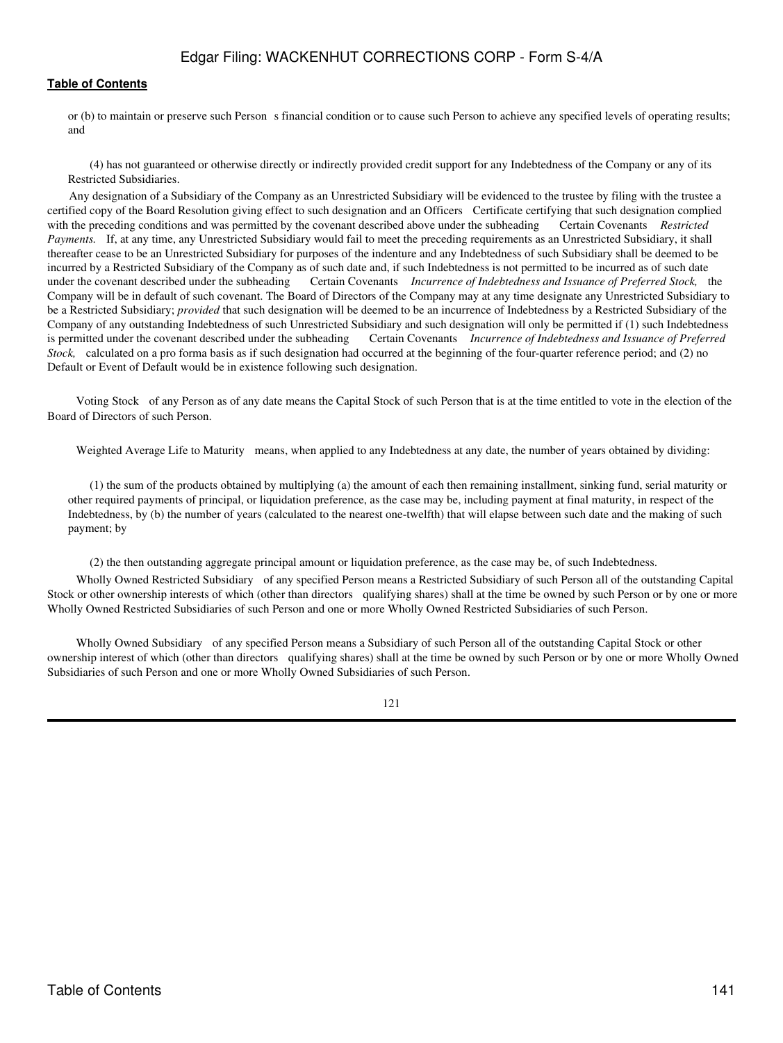or (b) to maintain or preserve such Person s financial condition or to cause such Person to achieve any specified levels of operating results; and

(4) has not guaranteed or otherwise directly or indirectly provided credit support for any Indebtedness of the Company or any of its Restricted Subsidiaries.

Any designation of a Subsidiary of the Company as an Unrestricted Subsidiary will be evidenced to the trustee by filing with the trustee a certified copy of the Board Resolution giving effect to such designation and an Officers Certificate certifying that such designation complied with the preceding conditions and was permitted by the covenant described above under the subheading Certain Covenants *Restricted Payments.* If, at any time, any Unrestricted Subsidiary would fail to meet the preceding requirements as an Unrestricted Subsidiary, it shall thereafter cease to be an Unrestricted Subsidiary for purposes of the indenture and any Indebtedness of such Subsidiary shall be deemed to be incurred by a Restricted Subsidiary of the Company as of such date and, if such Indebtedness is not permitted to be incurred as of such date under the covenant described under the subheading Certain Covenants *Incurrence of Indebtedness and Issuance of Preferred Stock,* the Company will be in default of such covenant. The Board of Directors of the Company may at any time designate any Unrestricted Subsidiary to be a Restricted Subsidiary; *provided* that such designation will be deemed to be an incurrence of Indebtedness by a Restricted Subsidiary of the Company of any outstanding Indebtedness of such Unrestricted Subsidiary and such designation will only be permitted if (1) such Indebtedness is permitted under the covenant described under the subheading Certain Covenants *Incurrence of Indebtedness and Issuance of Preferred Stock,* calculated on a pro forma basis as if such designation had occurred at the beginning of the four-quarter reference period; and (2) no Default or Event of Default would be in existence following such designation.

Voting Stock of any Person as of any date means the Capital Stock of such Person that is at the time entitled to vote in the election of the Board of Directors of such Person.

Weighted Average Life to Maturity means, when applied to any Indebtedness at any date, the number of years obtained by dividing:

(1) the sum of the products obtained by multiplying (a) the amount of each then remaining installment, sinking fund, serial maturity or other required payments of principal, or liquidation preference, as the case may be, including payment at final maturity, in respect of the Indebtedness, by (b) the number of years (calculated to the nearest one-twelfth) that will elapse between such date and the making of such payment; by

(2) the then outstanding aggregate principal amount or liquidation preference, as the case may be, of such Indebtedness.

Wholly Owned Restricted Subsidiary of any specified Person means a Restricted Subsidiary of such Person all of the outstanding Capital Stock or other ownership interests of which (other than directors qualifying shares) shall at the time be owned by such Person or by one or more Wholly Owned Restricted Subsidiaries of such Person and one or more Wholly Owned Restricted Subsidiaries of such Person.

Wholly Owned Subsidiary of any specified Person means a Subsidiary of such Person all of the outstanding Capital Stock or other ownership interest of which (other than directors qualifying shares) shall at the time be owned by such Person or by one or more Wholly Owned Subsidiaries of such Person and one or more Wholly Owned Subsidiaries of such Person.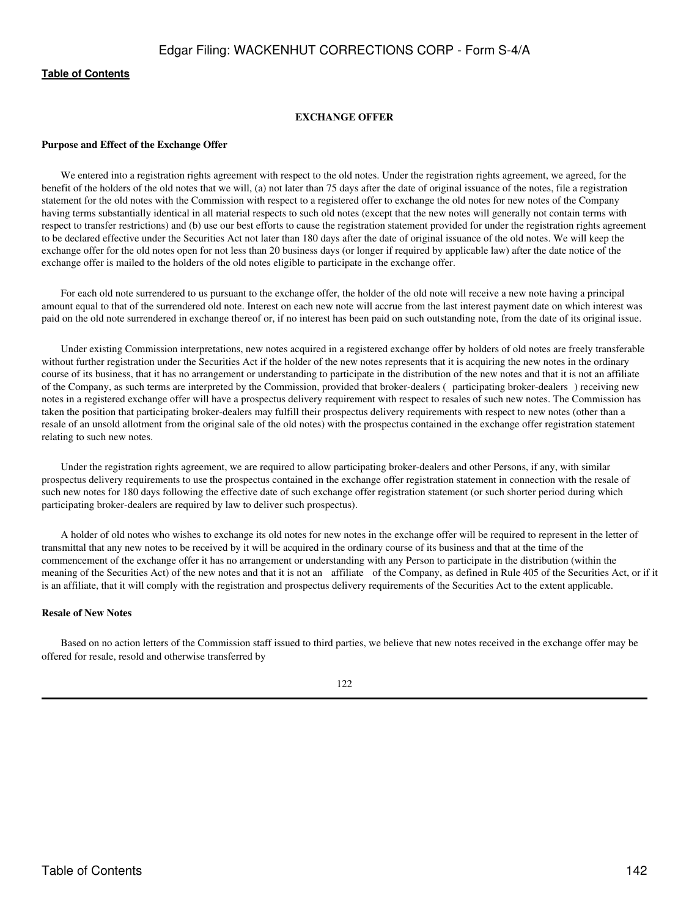## EXCHANGE OFFER

### Purpose and Effect of the Exchange Offer

We entered into a registration rights agreement with respect to the old notes. Under the registration rights agreement, we agreed, for the benefit of the holders of the old notes that we will, (a) not later than 75 days after the date of original issuance of the notes, file a registration statement for the old notes with the Commission with respect to a registered offer to exchange the old notes for new notes of the Company having terms substantially identical in all material respects to such old notes (except that the new notes will generally not contain terms with respect to transfer restrictions) and (b) use our best efforts to cause the registration statement provided for under the registration rights agreement to be declared effective under the Securities Act not later than 180 days after the date of original issuance of the old notes. We will keep the exchange offer for the old notes open for not less than 20 business days (or longer if required by applicable law) after the date notice of the exchange offer is mailed to the holders of the old notes eligible to participate in the exchange offer.

For each old note surrendered to us pursuant to the exchange offer, the holder of the old note will receive a new note having a principal amount equal to that of the surrendered old note. Interest on each new note will accrue from the last interest payment date on which interest was paid on the old note surrendered in exchange thereof or, if no interest has been paid on such outstanding note, from the date of its original issue.

Under existing Commission interpretations, new notes acquired in a registered exchange offer by holders of old notes are freely transferable without further registration under the Securities Act if the holder of the new notes represents that it is acquiring the new notes in the ordinary course of its business, that it has no arrangement or understanding to participate in the distribution of the new notes and that it is not an affiliate of the Company, as such terms are interpreted by the Commission, provided that broker-dealers ( participating broker-dealers ) receiving new notes in a registered exchange offer will have a prospectus delivery requirement with respect to resales of such new notes. The Commission has taken the position that participating broker-dealers may fulfill their prospectus delivery requirements with respect to new notes (other than a resale of an unsold allotment from the original sale of the old notes) with the prospectus contained in the exchange offer registration statement relating to such new notes.

Under the registration rights agreement, we are required to allow participating broker-dealers and other Persons, if any, with similar prospectus delivery requirements to use the prospectus contained in the exchange offer registration statement in connection with the resale of such new notes for 180 days following the effective date of such exchange offer registration statement (or such shorter period during which participating broker-dealers are required by law to deliver such prospectus).

A holder of old notes who wishes to exchange its old notes for new notes in the exchange offer will be required to represent in the letter of transmittal that any new notes to be received by it will be acquired in the ordinary course of its business and that at the time of the commencement of the exchange offer it has no arrangement or understanding with any Person to participate in the distribution (within the meaning of the Securities Act) of the new notes and that it is not an affiliate of the Company, as defined in Rule 405 of the Securities Act, or if it is an affiliate, that it will comply with the registration and prospectus delivery requirements of the Securities Act to the extent applicable.

### Resale of New Notes

Based on no action letters of the Commission staff issued to third parties, we believe that new notes received in the exchange offer may be offered for resale, resold and otherwise transferred by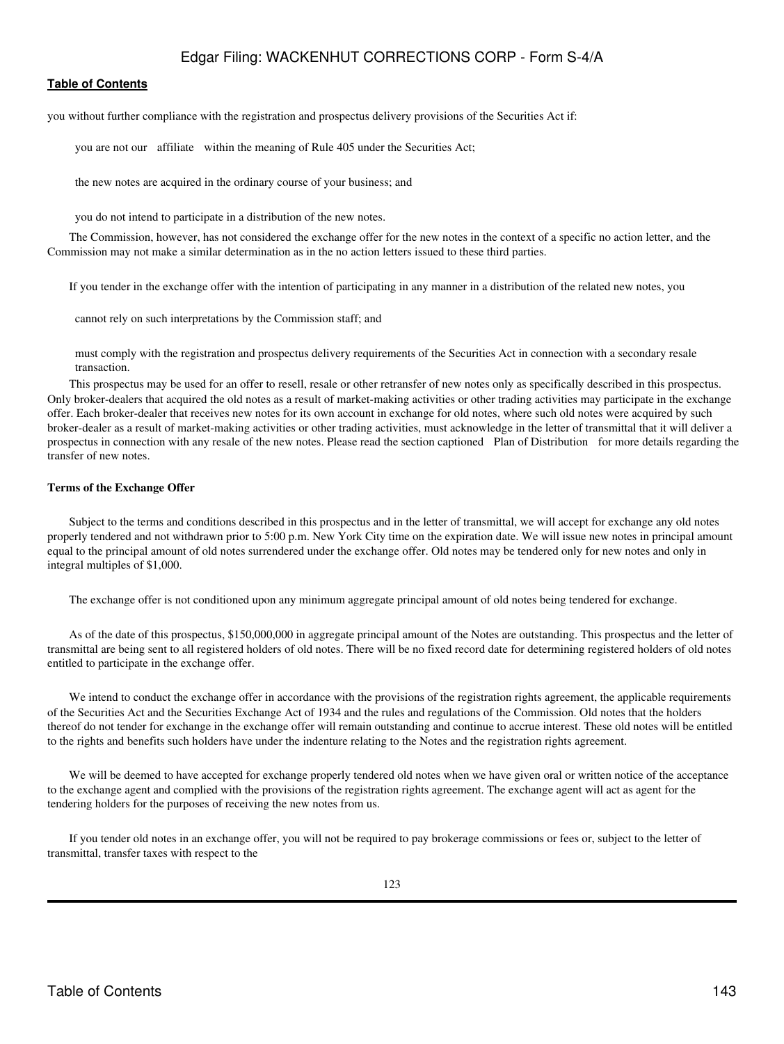you without further compliance with the registration and prospectus delivery provisions of the Securities Act if:

- you are not our affiliate within the meaning of Rule 405 under the Securities Act;
- the new notes are acquired in the ordinary course of your business; and
- you do not intend to participate in a distribution of the new notes.

The Commission, however, has not considered the exchange offer for the new notes in the context of a specific no action letter, and the Commission may not make a similar determination as in the no action letters issued to these third parties.

If you tender in the exchange offer with the intention of participating in any manner in a distribution of the related new notes, you

- cannot rely on such interpretations by the Commission staff; and
- must comply with the registration and prospectus delivery requirements of the Securities Act in connection with a secondary resale transaction.

This prospectus may be used for an offer to resell, resale or other retransfer of new notes only as specifically described in this prospectus. Only broker-dealers that acquired the old notes as a result of market-making activities or other trading activities may participate in the exchange offer. Each broker-dealer that receives new notes for its own account in exchange for old notes, where such old notes were acquired by such broker-dealer as a result of market-making activities or other trading activities, must acknowledge in the letter of transmittal that it will deliver a prospectus in connection with any resale of the new notes. Please read the section captioned Plan of Distribution for more details regarding the transfer of new notes.

**Terms of the Exchange Offer**

Subject to the terms and conditions described in this prospectus and in the letter of transmittal, we will accept for exchange any old notes properly tendered and not withdrawn prior to 5:00 p.m. New York City time on the expiration date. We will issue new notes in principal amount equal to the principal amount of old notes surrendered under the exchange offer. Old notes may be tendered only for new notes and only in integral multiples of $1,000.

The exchange offer is not conditioned upon any minimum aggregate principal amount of old notes being tendered for exchange.

As of the date of this prospectus, $150,000,000 in aggregate principal amount of the Notes are outstanding. This prospectus and the letter of transmittal are being sent to all registered holders of old notes. There will be no fixed record date for determining registered holders of old notes entitled to participate in the exchange offer.

We intend to conduct the exchange offer in accordance with the provisions of the registration rights agreement, the applicable requirements of the Securities Act and the Securities Exchange Act of 1934 and the rules and regulations of the Commission. Old notes that the holders thereof do not tender for exchange in the exchange offer will remain outstanding and continue to accrue interest. These old notes will be entitled to the rights and benefits such holders have under the indenture relating to the Notes and the registration rights agreement.

We will be deemed to have accepted for exchange properly tendered old notes when we have given oral or written notice of the acceptance to the exchange agent and complied with the provisions of the registration rights agreement. The exchange agent will act as agent for the tendering holders for the purposes of receiving the new notes from us.

If you tender old notes in an exchange offer, you will not be required to pay brokerage commissions or fees or, subject to the letter of transmittal, transfer taxes with respect to the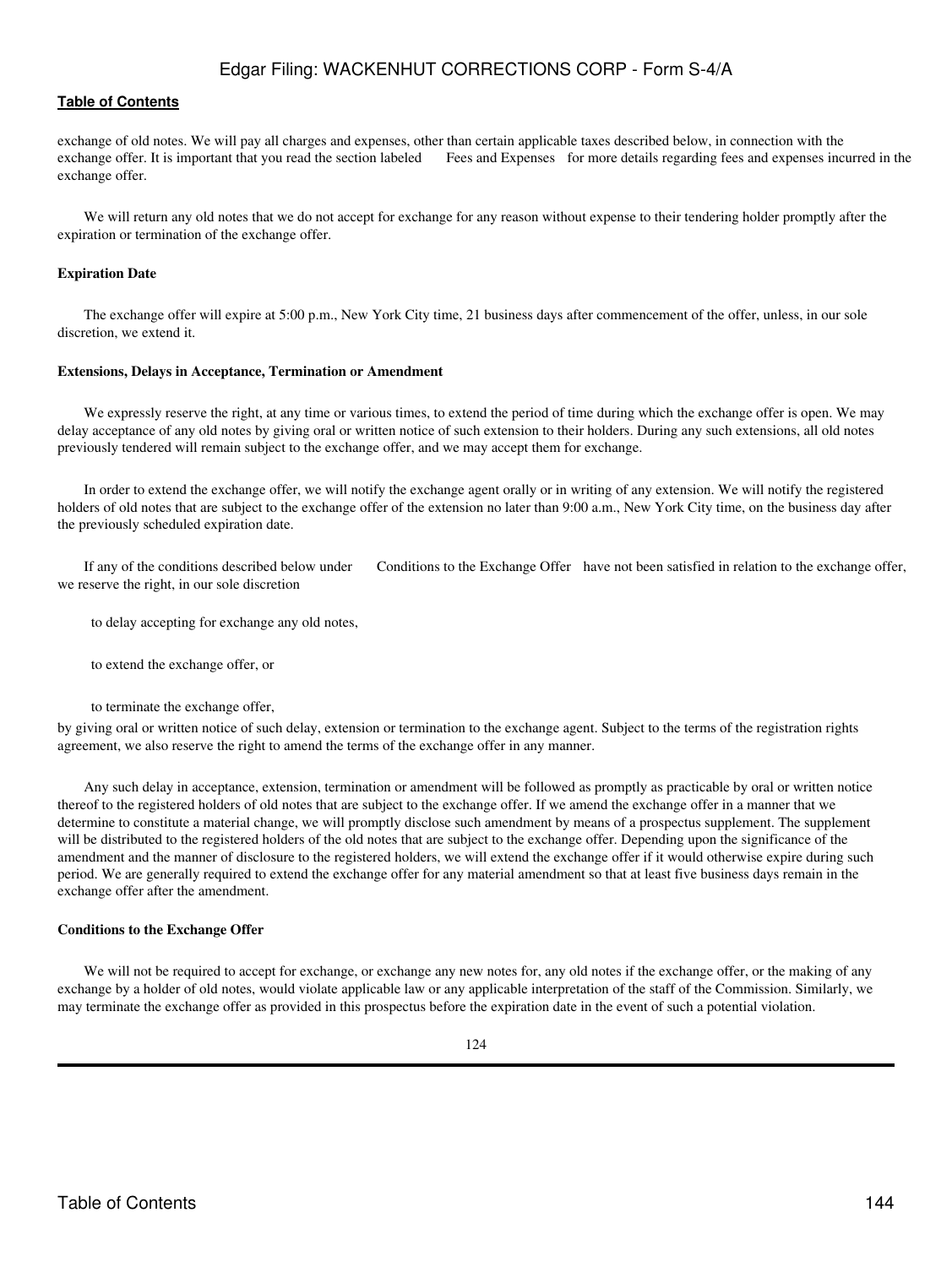exchange of old notes. We will pay all charges and expenses, other than certain applicable taxes described below, in connection with the exchange offer. It is important that you read the section labeled Fees and Expenses for more details regarding fees and expenses incurred in the exchange offer.

We will return any old notes that we do not accept for exchange for any reason without expense to their tendering holder promptly after the expiration or termination of the exchange offer.

**Expiration Date**

The exchange offer will expire at 5:00 p.m., New York City time, 21 business days after commencement of the offer, unless, in our sole discretion, we extend it.

**Extensions, Delays in Acceptance, Termination or Amendment**

We expressly reserve the right, at any time or various times, to extend the period of time during which the exchange offer is open. We may delay acceptance of any old notes by giving oral or written notice of such extension to their holders. During any such extensions, all old notes previously tendered will remain subject to the exchange offer, and we may accept them for exchange.

In order to extend the exchange offer, we will notify the exchange agent orally or in writing of any extension. We will notify the registered holders of old notes that are subject to the exchange offer of the extension no later than 9:00 a.m., New York City time, on the business day after the previously scheduled expiration date.

If any of the conditions described below under Conditions to the Exchange Offer have not been satisfied in relation to the exchange offer, we reserve the right, in our sole discretion

- to delay accepting for exchange any old notes,
- to extend the exchange offer, or
- to terminate the exchange offer,

by giving oral or written notice of such delay, extension or termination to the exchange agent. Subject to the terms of the registration rights agreement, we also reserve the right to amend the terms of the exchange offer in any manner.

Any such delay in acceptance, extension, termination or amendment will be followed as promptly as practicable by oral or written notice thereof to the registered holders of old notes that are subject to the exchange offer. If we amend the exchange offer in a manner that we determine to constitute a material change, we will promptly disclose such amendment by means of a prospectus supplement. The supplement will be distributed to the registered holders of the old notes that are subject to the exchange offer. Depending upon the significance of the amendment and the manner of disclosure to the registered holders, we will extend the exchange offer if it would otherwise expire during such period. We are generally required to extend the exchange offer for any material amendment so that at least five business days remain in the exchange offer after the amendment.

**Conditions to the Exchange Offer**

We will not be required to accept for exchange, or exchange any new notes for, any old notes if the exchange offer, or the making of any exchange by a holder of old notes, would violate applicable law or any applicable interpretation of the staff of the Commission. Similarly, we may terminate the exchange offer as provided in this prospectus before the expiration date in the event of such a potential violation.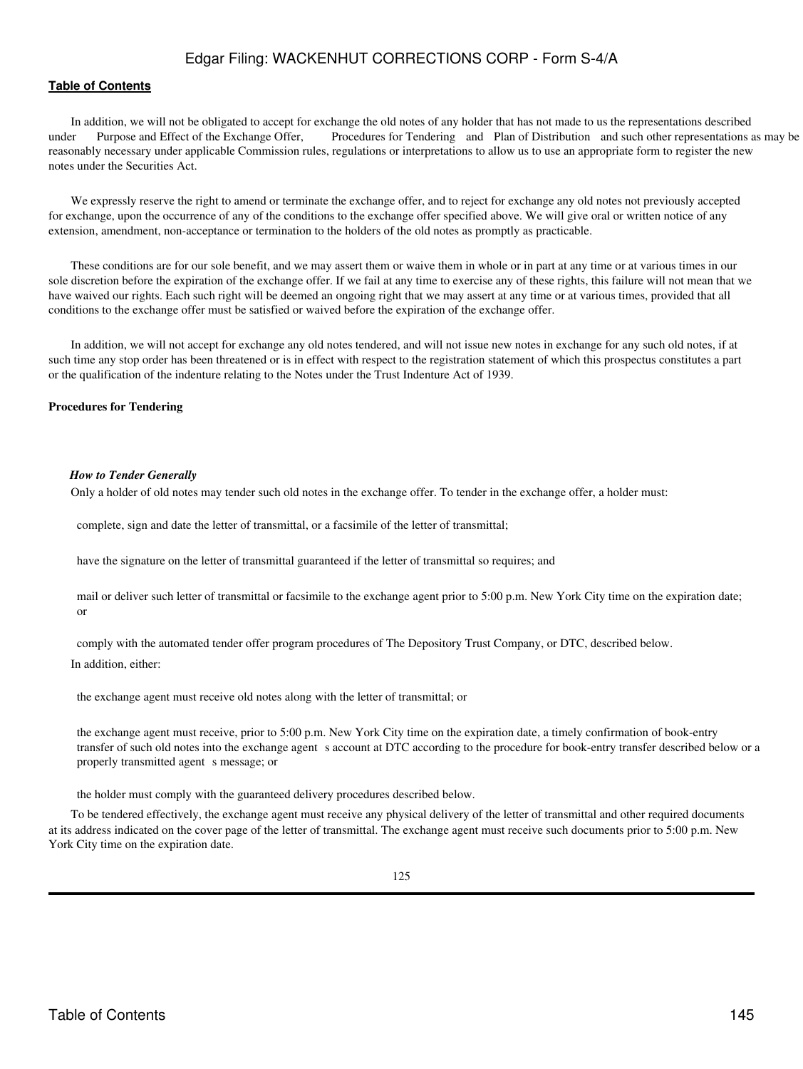In addition, we will not be obligated to accept for exchange the old notes of any holder that has not made to us the representations described under Purpose and Effect of the Exchange Offer, Procedures for Tendering and Plan of Distribution and such other representations as may be reasonably necessary under applicable Commission rules, regulations or interpretations to allow us to use an appropriate form to register the new notes under the Securities Act.

We expressly reserve the right to amend or terminate the exchange offer, and to reject for exchange any old notes not previously accepted for exchange, upon the occurrence of any of the conditions to the exchange offer specified above. We will give oral or written notice of any extension, amendment, non-acceptance or termination to the holders of the old notes as promptly as practicable.

These conditions are for our sole benefit, and we may assert them or waive them in whole or in part at any time or at various times in our sole discretion before the expiration of the exchange offer. If we fail at any time to exercise any of these rights, this failure will not mean that we have waived our rights. Each such right will be deemed an ongoing right that we may assert at any time or at various times, provided that all conditions to the exchange offer must be satisfied or waived before the expiration of the exchange offer.

In addition, we will not accept for exchange any old notes tendered, and will not issue new notes in exchange for any such old notes, if at such time any stop order has been threatened or is in effect with respect to the registration statement of which this prospectus constitutes a part or the qualification of the indenture relating to the Notes under the Trust Indenture Act of 1939.

**Procedures for Tendering**

***How to Tender Generally***

Only a holder of old notes may tender such old notes in the exchange offer. To tender in the exchange offer, a holder must:

- complete, sign and date the letter of transmittal, or a facsimile of the letter of transmittal;
- have the signature on the letter of transmittal guaranteed if the letter of transmittal so requires; and
- mail or deliver such letter of transmittal or facsimile to the exchange agent prior to 5:00 p.m. New York City time on the expiration date; or
- comply with the automated tender offer program procedures of The Depository Trust Company, or DTC, described below.

In addition, either:

- the exchange agent must receive old notes along with the letter of transmittal; or
- the exchange agent must receive, prior to 5:00 p.m. New York City time on the expiration date, a timely confirmation of book-entry transfer of such old notes into the exchange agent s account at DTC according to the procedure for book-entry transfer described below or a properly transmitted agent s message; or
- the holder must comply with the guaranteed delivery procedures described below.

To be tendered effectively, the exchange agent must receive any physical delivery of the letter of transmittal and other required documents at its address indicated on the cover page of the letter of transmittal. The exchange agent must receive such documents prior to 5:00 p.m. New York City time on the expiration date.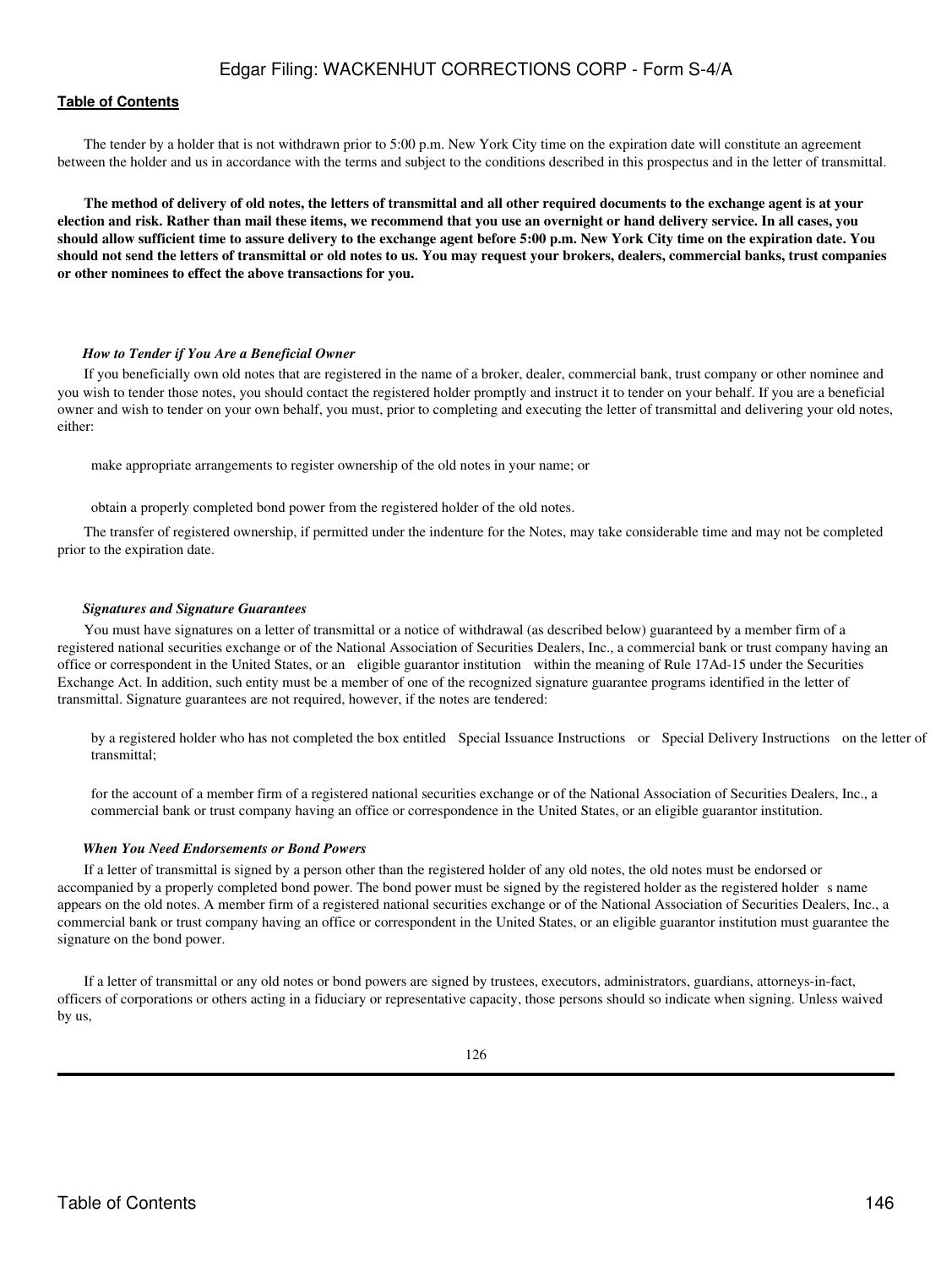The tender by a holder that is not withdrawn prior to 5:00 p.m. New York City time on the expiration date will constitute an agreement between the holder and us in accordance with the terms and subject to the conditions described in this prospectus and in the letter of transmittal.

**The method of delivery of old notes, the letters of transmittal and all other required documents to the exchange agent is at your election and risk. Rather than mail these items, we recommend that you use an overnight or hand delivery service. In all cases, you should allow sufficient time to assure delivery to the exchange agent before 5:00 p.m. New York City time on the expiration date. You should not send the letters of transmittal or old notes to us. You may request your brokers, dealers, commercial banks, trust companies or other nominees to effect the above transactions for you.**

***How to Tender if You Are a Beneficial Owner***

If you beneficially own old notes that are registered in the name of a broker, dealer, commercial bank, trust company or other nominee and you wish to tender those notes, you should contact the registered holder promptly and instruct it to tender on your behalf. If you are a beneficial owner and wish to tender on your own behalf, you must, prior to completing and executing the letter of transmittal and delivering your old notes, either:

- make appropriate arrangements to register ownership of the old notes in your name; or
- obtain a properly completed bond power from the registered holder of the old notes.

The transfer of registered ownership, if permitted under the indenture for the Notes, may take considerable time and may not be completed prior to the expiration date.

***Signatures and Signature Guarantees***

You must have signatures on a letter of transmittal or a notice of withdrawal (as described below) guaranteed by a member firm of a registered national securities exchange or of the National Association of Securities Dealers, Inc., a commercial bank or trust company having an office or correspondent in the United States, or an "eligible guarantor institution" within the meaning of Rule 17Ad-15 under the Securities Exchange Act. In addition, such entity must be a member of one of the recognized signature guarantee programs identified in the letter of transmittal. Signature guarantees are not required, however, if the notes are tendered:

- by a registered holder who has not completed the box entitled "Special Issuance Instructions" or "Special Delivery Instructions" on the letter of transmittal;
- for the account of a member firm of a registered national securities exchange or of the National Association of Securities Dealers, Inc., a commercial bank or trust company having an office or correspondence in the United States, or an eligible guarantor institution.

***When You Need Endorsements or Bond Powers***

If a letter of transmittal is signed by a person other than the registered holder of any old notes, the old notes must be endorsed or accompanied by a properly completed bond power. The bond power must be signed by the registered holder as the registered holder's name appears on the old notes. A member firm of a registered national securities exchange or of the National Association of Securities Dealers, Inc., a commercial bank or trust company having an office or correspondent in the United States, or an eligible guarantor institution must guarantee the signature on the bond power.

If a letter of transmittal or any old notes or bond powers are signed by trustees, executors, administrators, guardians, attorneys-in-fact, officers of corporations or others acting in a fiduciary or representative capacity, those persons should so indicate when signing. Unless waived by us,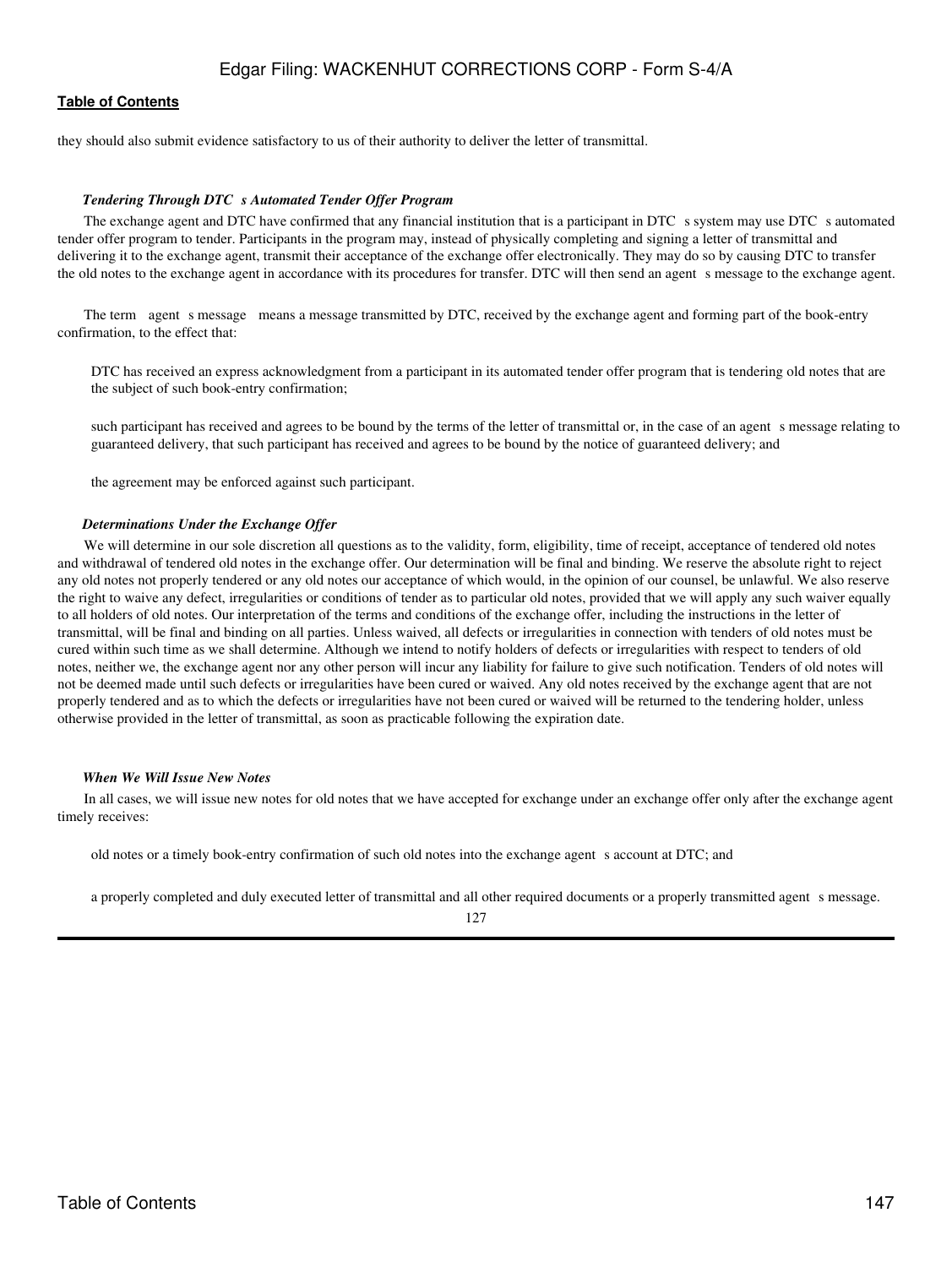they should also submit evidence satisfactory to us of their authority to deliver the letter of transmittal.

*Tendering Through DTC s Automated Tender Offer Program*

The exchange agent and DTC have confirmed that any financial institution that is a participant in DTC s system may use DTC s automated tender offer program to tender. Participants in the program may, instead of physically completing and signing a letter of transmittal and delivering it to the exchange agent, transmit their acceptance of the exchange offer electronically. They may do so by causing DTC to transfer the old notes to the exchange agent in accordance with its procedures for transfer. DTC will then send an agent s message to the exchange agent.

The term agent s message means a message transmitted by DTC, received by the exchange agent and forming part of the book-entry confirmation, to the effect that:

- DTC has received an express acknowledgment from a participant in its automated tender offer program that is tendering old notes that are the subject of such book-entry confirmation;
- such participant has received and agrees to be bound by the terms of the letter of transmittal or, in the case of an agent s message relating to guaranteed delivery, that such participant has received and agrees to be bound by the notice of guaranteed delivery; and
- the agreement may be enforced against such participant.

*Determinations Under the Exchange Offer*

We will determine in our sole discretion all questions as to the validity, form, eligibility, time of receipt, acceptance of tendered old notes and withdrawal of tendered old notes in the exchange offer. Our determination will be final and binding. We reserve the absolute right to reject any old notes not properly tendered or any old notes our acceptance of which would, in the opinion of our counsel, be unlawful. We also reserve the right to waive any defect, irregularities or conditions of tender as to particular old notes, provided that we will apply any such waiver equally to all holders of old notes. Our interpretation of the terms and conditions of the exchange offer, including the instructions in the letter of transmittal, will be final and binding on all parties. Unless waived, all defects or irregularities in connection with tenders of old notes must be cured within such time as we shall determine. Although we intend to notify holders of defects or irregularities with respect to tenders of old notes, neither we, the exchange agent nor any other person will incur any liability for failure to give such notification. Tenders of old notes will not be deemed made until such defects or irregularities have been cured or waived. Any old notes received by the exchange agent that are not properly tendered and as to which the defects or irregularities have not been cured or waived will be returned to the tendering holder, unless otherwise provided in the letter of transmittal, as soon as practicable following the expiration date.

*When We Will Issue New Notes*

In all cases, we will issue new notes for old notes that we have accepted for exchange under an exchange offer only after the exchange agent timely receives:

- old notes or a timely book-entry confirmation of such old notes into the exchange agent s account at DTC; and
- a properly completed and duly executed letter of transmittal and all other required documents or a properly transmitted agent s message.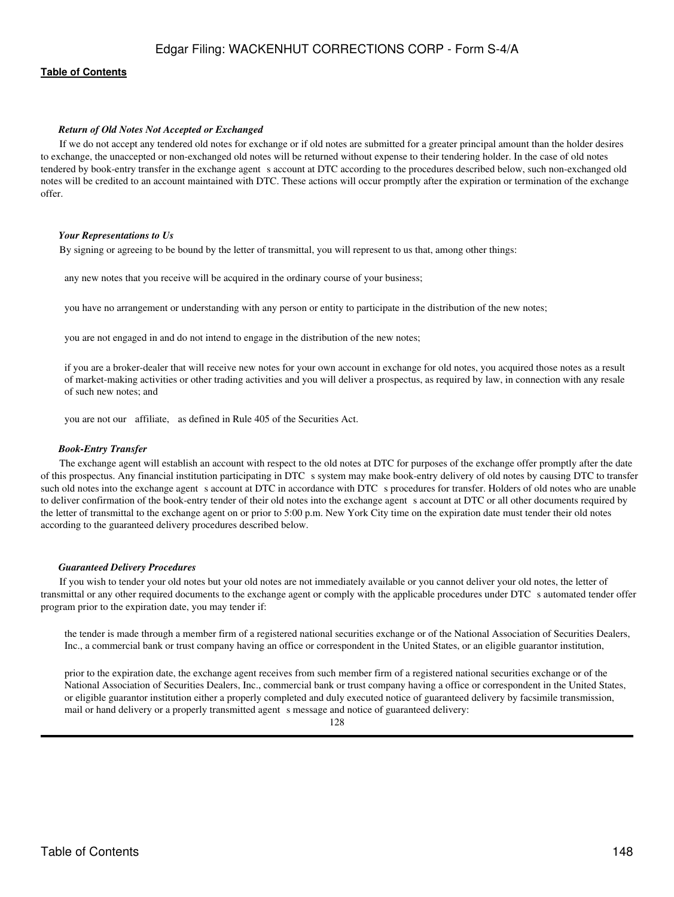### *Return of Old Notes Not Accepted or Exchanged*

If we do not accept any tendered old notes for exchange or if old notes are submitted for a greater principal amount than the holder desires to exchange, the unaccepted or non-exchanged old notes will be returned without expense to their tendering holder. In the case of old notes tendered by book-entry transfer in the exchange agent s account at DTC according to the procedures described below, such non-exchanged old notes will be credited to an account maintained with DTC. These actions will occur promptly after the expiration or termination of the exchange offer.

### *Your Representations to Us*

By signing or agreeing to be bound by the letter of transmittal, you will represent to us that, among other things:

- any new notes that you receive will be acquired in the ordinary course of your business;
- you have no arrangement or understanding with any person or entity to participate in the distribution of the new notes;
- you are not engaged in and do not intend to engage in the distribution of the new notes;
- if you are a broker-dealer that will receive new notes for your own account in exchange for old notes, you acquired those notes as a result of market-making activities or other trading activities and you will deliver a prospectus, as required by law, in connection with any resale of such new notes; and
- you are not our affiliate, as defined in Rule 405 of the Securities Act.

### *Book-Entry Transfer*

The exchange agent will establish an account with respect to the old notes at DTC for purposes of the exchange offer promptly after the date of this prospectus. Any financial institution participating in DTC s system may make book-entry delivery of old notes by causing DTC to transfer such old notes into the exchange agent s account at DTC in accordance with DTC s procedures for transfer. Holders of old notes who are unable to deliver confirmation of the book-entry tender of their old notes into the exchange agent s account at DTC or all other documents required by the letter of transmittal to the exchange agent on or prior to 5:00 p.m. New York City time on the expiration date must tender their old notes according to the guaranteed delivery procedures described below.

### *Guaranteed Delivery Procedures*

If you wish to tender your old notes but your old notes are not immediately available or you cannot deliver your old notes, the letter of transmittal or any other required documents to the exchange agent or comply with the applicable procedures under DTC s automated tender offer program prior to the expiration date, you may tender if:

- the tender is made through a member firm of a registered national securities exchange or of the National Association of Securities Dealers, Inc., a commercial bank or trust company having an office or correspondent in the United States, or an eligible guarantor institution,
- prior to the expiration date, the exchange agent receives from such member firm of a registered national securities exchange or of the National Association of Securities Dealers, Inc., commercial bank or trust company having a office or correspondent in the United States, or eligible guarantor institution either a properly completed and duly executed notice of guaranteed delivery by facsimile transmission, mail or hand delivery or a properly transmitted agent s message and notice of guaranteed delivery: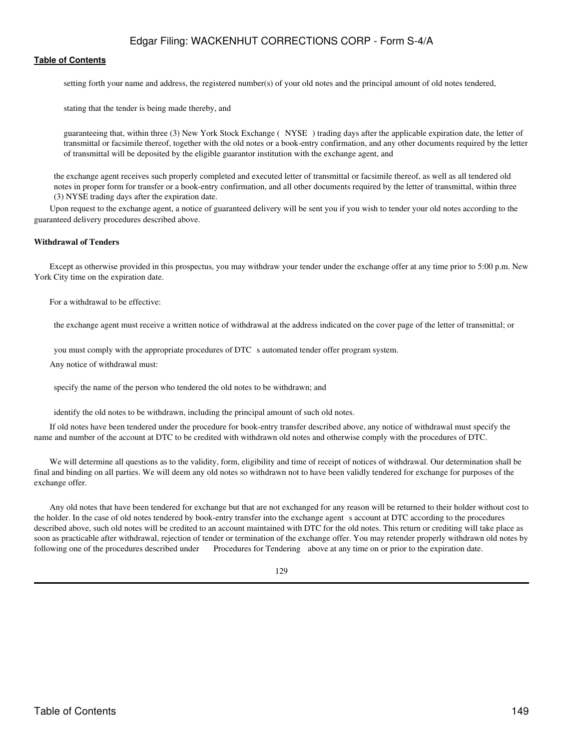- setting forth your name and address, the registered number(s) of your old notes and the principal amount of old notes tendered,

- stating that the tender is being made thereby, and

- guaranteeing that, within three (3) New York Stock Exchange ( NYSE ) trading days after the applicable expiration date, the letter of transmittal or facsimile thereof, together with the old notes or a book-entry confirmation, and any other documents required by the letter of transmittal will be deposited by the eligible guarantor institution with the exchange agent, and

- the exchange agent receives such properly completed and executed letter of transmittal or facsimile thereof, as well as all tendered old notes in proper form for transfer or a book-entry confirmation, and all other documents required by the letter of transmittal, within three (3) NYSE trading days after the expiration date.

Upon request to the exchange agent, a notice of guaranteed delivery will be sent you if you wish to tender your old notes according to the guaranteed delivery procedures described above.

**Withdrawal of Tenders**

Except as otherwise provided in this prospectus, you may withdraw your tender under the exchange offer at any time prior to 5:00 p.m. New York City time on the expiration date.

For a withdrawal to be effective:

- the exchange agent must receive a written notice of withdrawal at the address indicated on the cover page of the letter of transmittal; or

- you must comply with the appropriate procedures of DTC s automated tender offer program system.

Any notice of withdrawal must:

- specify the name of the person who tendered the old notes to be withdrawn; and

- identify the old notes to be withdrawn, including the principal amount of such old notes.

If old notes have been tendered under the procedure for book-entry transfer described above, any notice of withdrawal must specify the name and number of the account at DTC to be credited with withdrawn old notes and otherwise comply with the procedures of DTC.

We will determine all questions as to the validity, form, eligibility and time of receipt of notices of withdrawal. Our determination shall be final and binding on all parties. We will deem any old notes so withdrawn not to have been validly tendered for exchange for purposes of the exchange offer.

Any old notes that have been tendered for exchange but that are not exchanged for any reason will be returned to their holder without cost to the holder. In the case of old notes tendered by book-entry transfer into the exchange agent s account at DTC according to the procedures described above, such old notes will be credited to an account maintained with DTC for the old notes. This return or crediting will take place as soon as practicable after withdrawal, rejection of tender or termination of the exchange offer. You may retender properly withdrawn old notes by following one of the procedures described under Procedures for Tendering above at any time on or prior to the expiration date.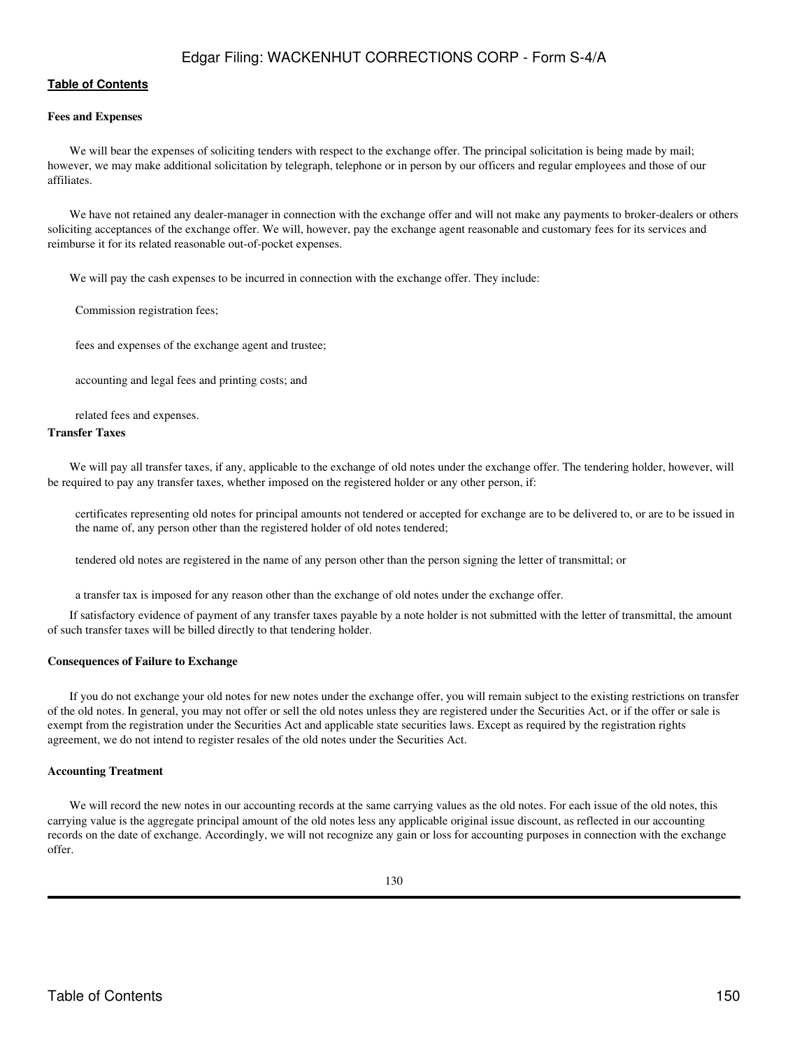**Fees and Expenses**

We will bear the expenses of soliciting tenders with respect to the exchange offer. The principal solicitation is being made by mail; however, we may make additional solicitation by telegraph, telephone or in person by our officers and regular employees and those of our affiliates.

We have not retained any dealer-manager in connection with the exchange offer and will not make any payments to broker-dealers or others soliciting acceptances of the exchange offer. We will, however, pay the exchange agent reasonable and customary fees for its services and reimburse it for its related reasonable out-of-pocket expenses.

We will pay the cash expenses to be incurred in connection with the exchange offer. They include:

- Commission registration fees;
- fees and expenses of the exchange agent and trustee;
- accounting and legal fees and printing costs; and
- related fees and expenses.

**Transfer Taxes**

We will pay all transfer taxes, if any, applicable to the exchange of old notes under the exchange offer. The tendering holder, however, will be required to pay any transfer taxes, whether imposed on the registered holder or any other person, if:

- certificates representing old notes for principal amounts not tendered or accepted for exchange are to be delivered to, or are to be issued in the name of, any person other than the registered holder of old notes tendered;
- tendered old notes are registered in the name of any person other than the person signing the letter of transmittal; or
- a transfer tax is imposed for any reason other than the exchange of old notes under the exchange offer.

If satisfactory evidence of payment of any transfer taxes payable by a note holder is not submitted with the letter of transmittal, the amount of such transfer taxes will be billed directly to that tendering holder.

**Consequences of Failure to Exchange**

If you do not exchange your old notes for new notes under the exchange offer, you will remain subject to the existing restrictions on transfer of the old notes. In general, you may not offer or sell the old notes unless they are registered under the Securities Act, or if the offer or sale is exempt from the registration under the Securities Act and applicable state securities laws. Except as required by the registration rights agreement, we do not intend to register resales of the old notes under the Securities Act.

**Accounting Treatment**

We will record the new notes in our accounting records at the same carrying values as the old notes. For each issue of the old notes, this carrying value is the aggregate principal amount of the old notes less any applicable original issue discount, as reflected in our accounting records on the date of exchange. Accordingly, we will not recognize any gain or loss for accounting purposes in connection with the exchange offer.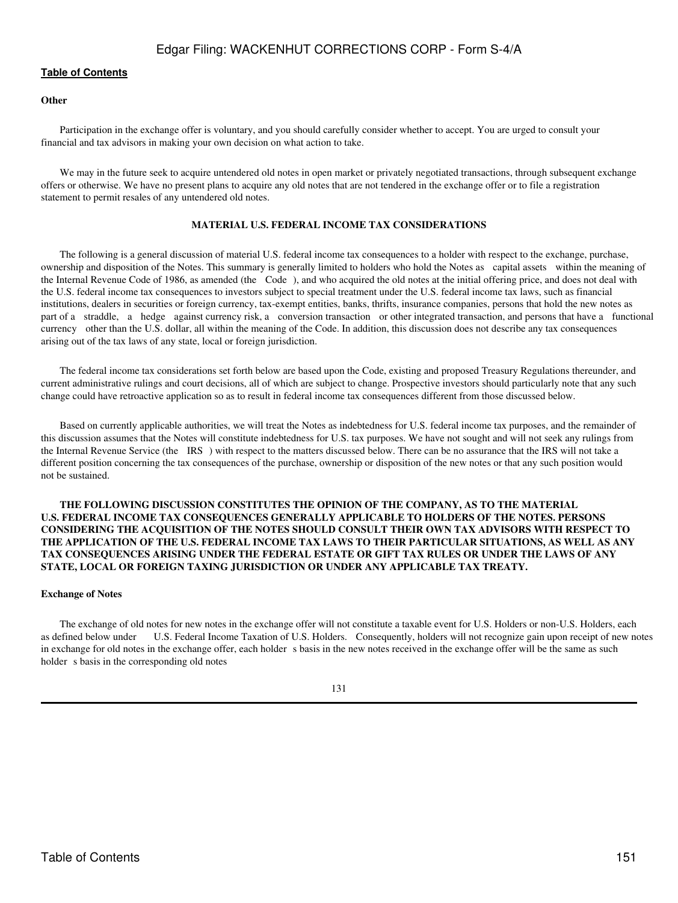**Other**

Participation in the exchange offer is voluntary, and you should carefully consider whether to accept. You are urged to consult your financial and tax advisors in making your own decision on what action to take.

We may in the future seek to acquire untendered old notes in open market or privately negotiated transactions, through subsequent exchange offers or otherwise. We have no present plans to acquire any old notes that are not tendered in the exchange offer or to file a registration statement to permit resales of any untendered old notes.

## MATERIAL U.S. FEDERAL INCOME TAX CONSIDERATIONS

The following is a general discussion of material U.S. federal income tax consequences to a holder with respect to the exchange, purchase, ownership and disposition of the Notes. This summary is generally limited to holders who hold the Notes as capital assets within the meaning of the Internal Revenue Code of 1986, as amended (the Code), and who acquired the old notes at the initial offering price, and does not deal with the U.S. federal income tax consequences to investors subject to special treatment under the U.S. federal income tax laws, such as financial institutions, dealers in securities or foreign currency, tax-exempt entities, banks, thrifts, insurance companies, persons that hold the new notes as part of a straddle, a hedge against currency risk, a conversion transaction or other integrated transaction, and persons that have a functional currency other than the U.S. dollar, all within the meaning of the Code. In addition, this discussion does not describe any tax consequences arising out of the tax laws of any state, local or foreign jurisdiction.

The federal income tax considerations set forth below are based upon the Code, existing and proposed Treasury Regulations thereunder, and current administrative rulings and court decisions, all of which are subject to change. Prospective investors should particularly note that any such change could have retroactive application so as to result in federal income tax consequences different from those discussed below.

Based on currently applicable authorities, we will treat the Notes as indebtedness for U.S. federal income tax purposes, and the remainder of this discussion assumes that the Notes will constitute indebtedness for U.S. tax purposes. We have not sought and will not seek any rulings from the Internal Revenue Service (the IRS) with respect to the matters discussed below. There can be no assurance that the IRS will not take a different position concerning the tax consequences of the purchase, ownership or disposition of the new notes or that any such position would not be sustained.

**THE FOLLOWING DISCUSSION CONSTITUTES THE OPINION OF THE COMPANY, AS TO THE MATERIAL U.S. FEDERAL INCOME TAX CONSEQUENCES GENERALLY APPLICABLE TO HOLDERS OF THE NOTES. PERSONS CONSIDERING THE ACQUISITION OF THE NOTES SHOULD CONSULT THEIR OWN TAX ADVISORS WITH RESPECT TO THE APPLICATION OF THE U.S. FEDERAL INCOME TAX LAWS TO THEIR PARTICULAR SITUATIONS, AS WELL AS ANY TAX CONSEQUENCES ARISING UNDER THE FEDERAL ESTATE OR GIFT TAX RULES OR UNDER THE LAWS OF ANY STATE, LOCAL OR FOREIGN TAXING JURISDICTION OR UNDER ANY APPLICABLE TAX TREATY.**

**Exchange of Notes**

The exchange of old notes for new notes in the exchange offer will not constitute a taxable event for U.S. Holders or non-U.S. Holders, each as defined below under U.S. Federal Income Taxation of U.S. Holders. Consequently, holders will not recognize gain upon receipt of new notes in exchange for old notes in the exchange offer, each holder s basis in the new notes received in the exchange offer will be the same as such holder s basis in the corresponding old notes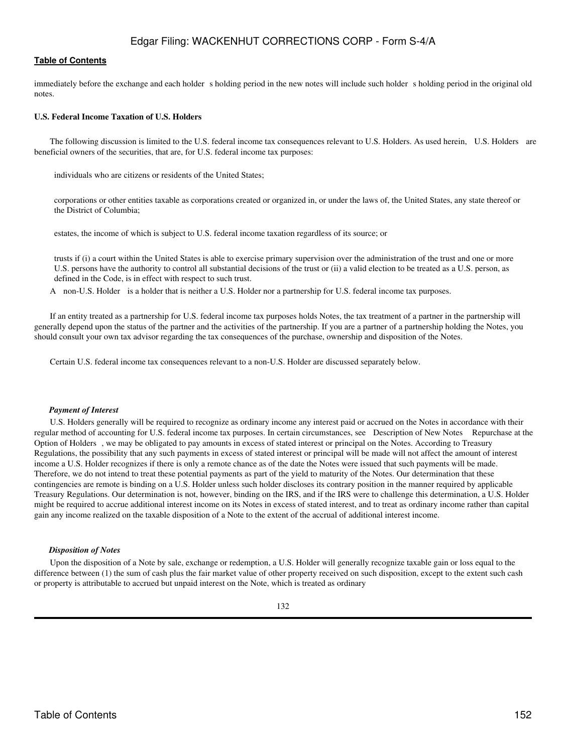immediately before the exchange and each holder s holding period in the new notes will include such holder s holding period in the original old notes.

**U.S. Federal Income Taxation of U.S. Holders**

The following discussion is limited to the U.S. federal income tax consequences relevant to U.S. Holders. As used herein, U.S. Holders are beneficial owners of the securities, that are, for U.S. federal income tax purposes:

- individuals who are citizens or residents of the United States;
- corporations or other entities taxable as corporations created or organized in, or under the laws of, the United States, any state thereof or the District of Columbia;
- estates, the income of which is subject to U.S. federal income taxation regardless of its source; or
- trusts if (i) a court within the United States is able to exercise primary supervision over the administration of the trust and one or more U.S. persons have the authority to control all substantial decisions of the trust or (ii) a valid election to be treated as a U.S. person, as defined in the Code, is in effect with respect to such trust.

A non-U.S. Holder is a holder that is neither a U.S. Holder nor a partnership for U.S. federal income tax purposes.

If an entity treated as a partnership for U.S. federal income tax purposes holds Notes, the tax treatment of a partner in the partnership will generally depend upon the status of the partner and the activities of the partnership. If you are a partner of a partnership holding the Notes, you should consult your own tax advisor regarding the tax consequences of the purchase, ownership and disposition of the Notes.

Certain U.S. federal income tax consequences relevant to a non-U.S. Holder are discussed separately below.

*Payment of Interest*

U.S. Holders generally will be required to recognize as ordinary income any interest paid or accrued on the Notes in accordance with their regular method of accounting for U.S. federal income tax purposes. In certain circumstances, see Description of New Notes Repurchase at the Option of Holders , we may be obligated to pay amounts in excess of stated interest or principal on the Notes. According to Treasury Regulations, the possibility that any such payments in excess of stated interest or principal will be made will not affect the amount of interest income a U.S. Holder recognizes if there is only a remote chance as of the date the Notes were issued that such payments will be made. Therefore, we do not intend to treat these potential payments as part of the yield to maturity of the Notes. Our determination that these contingencies are remote is binding on a U.S. Holder unless such holder discloses its contrary position in the manner required by applicable Treasury Regulations. Our determination is not, however, binding on the IRS, and if the IRS were to challenge this determination, a U.S. Holder might be required to accrue additional interest income on its Notes in excess of stated interest, and to treat as ordinary income rather than capital gain any income realized on the taxable disposition of a Note to the extent of the accrual of additional interest income.

*Disposition of Notes*

Upon the disposition of a Note by sale, exchange or redemption, a U.S. Holder will generally recognize taxable gain or loss equal to the difference between (1) the sum of cash plus the fair market value of other property received on such disposition, except to the extent such cash or property is attributable to accrued but unpaid interest on the Note, which is treated as ordinary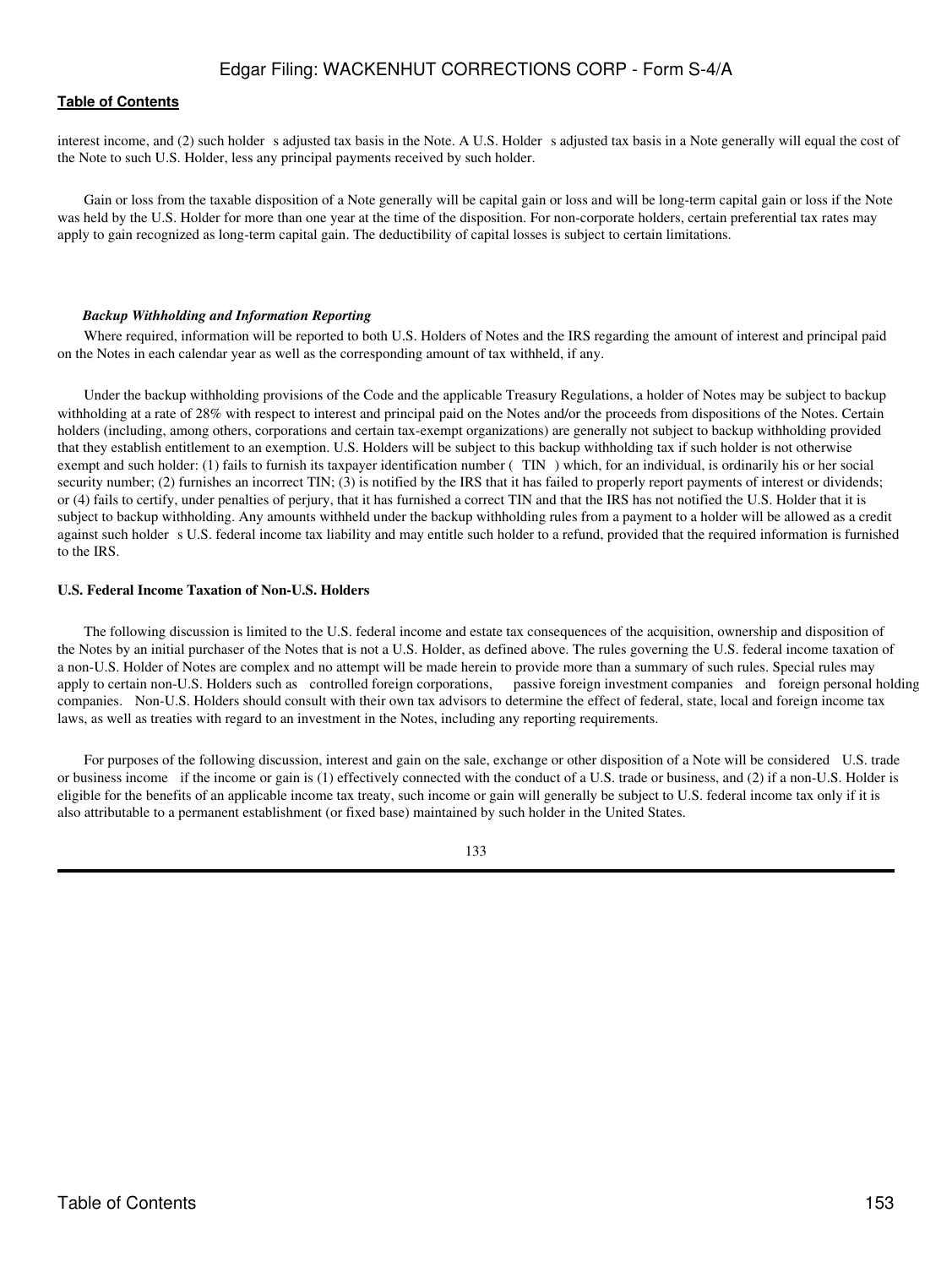interest income, and (2) such holder s adjusted tax basis in the Note. A U.S. Holder s adjusted tax basis in a Note generally will equal the cost of the Note to such U.S. Holder, less any principal payments received by such holder.

Gain or loss from the taxable disposition of a Note generally will be capital gain or loss and will be long-term capital gain or loss if the Note was held by the U.S. Holder for more than one year at the time of the disposition. For non-corporate holders, certain preferential tax rates may apply to gain recognized as long-term capital gain. The deductibility of capital losses is subject to certain limitations.

***Backup Withholding and Information Reporting***

Where required, information will be reported to both U.S. Holders of Notes and the IRS regarding the amount of interest and principal paid on the Notes in each calendar year as well as the corresponding amount of tax withheld, if any.

Under the backup withholding provisions of the Code and the applicable Treasury Regulations, a holder of Notes may be subject to backup withholding at a rate of 28% with respect to interest and principal paid on the Notes and/or the proceeds from dispositions of the Notes. Certain holders (including, among others, corporations and certain tax-exempt organizations) are generally not subject to backup withholding provided that they establish entitlement to an exemption. U.S. Holders will be subject to this backup withholding tax if such holder is not otherwise exempt and such holder: (1) fails to furnish its taxpayer identification number ( TIN ) which, for an individual, is ordinarily his or her social security number; (2) furnishes an incorrect TIN; (3) is notified by the IRS that it has failed to properly report payments of interest or dividends; or (4) fails to certify, under penalties of perjury, that it has furnished a correct TIN and that the IRS has not notified the U.S. Holder that it is subject to backup withholding. Any amounts withheld under the backup withholding rules from a payment to a holder will be allowed as a credit against such holder s U.S. federal income tax liability and may entitle such holder to a refund, provided that the required information is furnished to the IRS.

**U.S. Federal Income Taxation of Non-U.S. Holders**

The following discussion is limited to the U.S. federal income and estate tax consequences of the acquisition, ownership and disposition of the Notes by an initial purchaser of the Notes that is not a U.S. Holder, as defined above. The rules governing the U.S. federal income taxation of a non-U.S. Holder of Notes are complex and no attempt will be made herein to provide more than a summary of such rules. Special rules may apply to certain non-U.S. Holders such as controlled foreign corporations, passive foreign investment companies and foreign personal holding companies. Non-U.S. Holders should consult with their own tax advisors to determine the effect of federal, state, local and foreign income tax laws, as well as treaties with regard to an investment in the Notes, including any reporting requirements.

For purposes of the following discussion, interest and gain on the sale, exchange or other disposition of a Note will be considered U.S. trade or business income if the income or gain is (1) effectively connected with the conduct of a U.S. trade or business, and (2) if a non-U.S. Holder is eligible for the benefits of an applicable income tax treaty, such income or gain will generally be subject to U.S. federal income tax only if it is also attributable to a permanent establishment (or fixed base) maintained by such holder in the United States.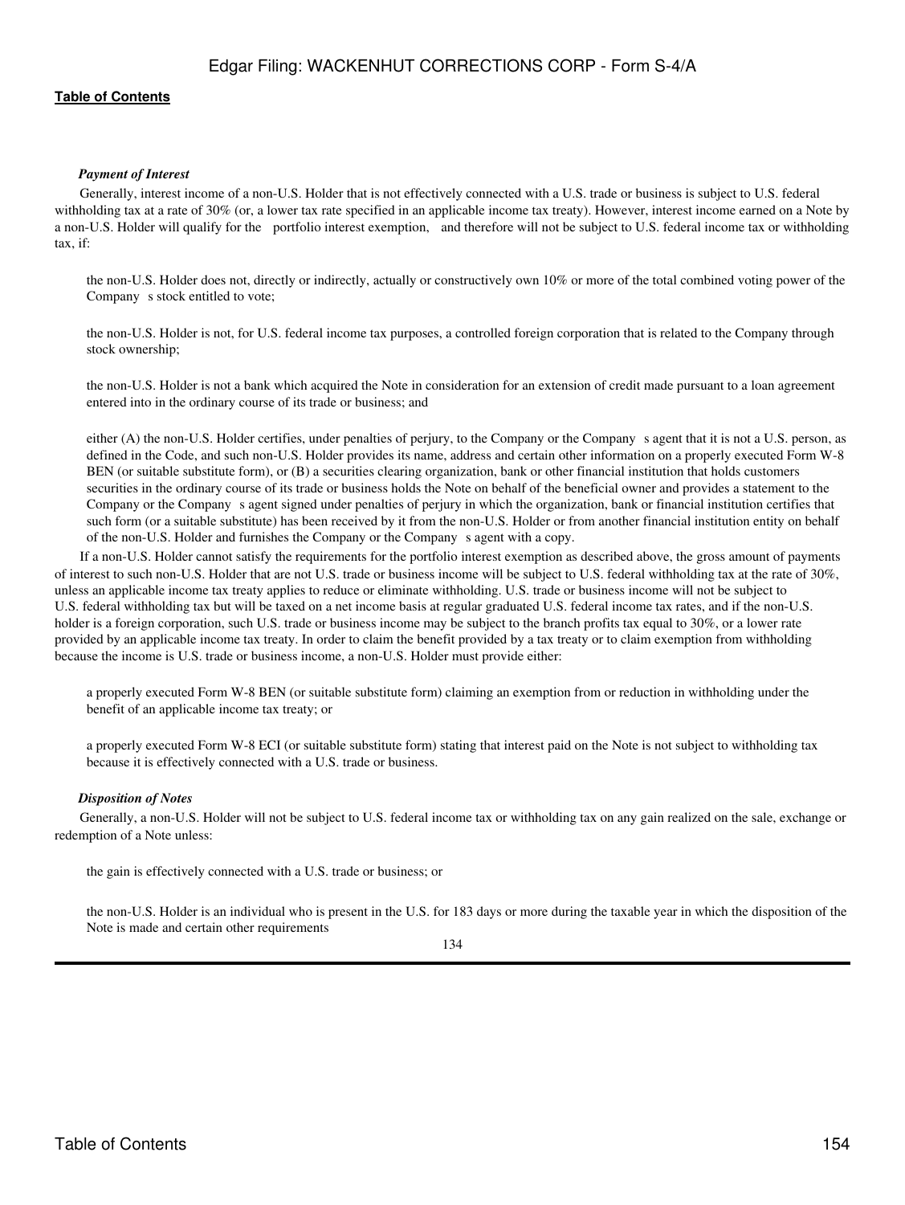***Payment of Interest***

Generally, interest income of a non-U.S. Holder that is not effectively connected with a U.S. trade or business is subject to U.S. federal withholding tax at a rate of 30% (or, a lower tax rate specified in an applicable income tax treaty). However, interest income earned on a Note by a non-U.S. Holder will qualify for the portfolio interest exemption, and therefore will not be subject to U.S. federal income tax or withholding tax, if:

- the non-U.S. Holder does not, directly or indirectly, actually or constructively own 10% or more of the total combined voting power of the Company s stock entitled to vote;

- the non-U.S. Holder is not, for U.S. federal income tax purposes, a controlled foreign corporation that is related to the Company through stock ownership;

- the non-U.S. Holder is not a bank which acquired the Note in consideration for an extension of credit made pursuant to a loan agreement entered into in the ordinary course of its trade or business; and

- either (A) the non-U.S. Holder certifies, under penalties of perjury, to the Company or the Company s agent that it is not a U.S. person, as defined in the Code, and such non-U.S. Holder provides its name, address and certain other information on a properly executed Form W-8 BEN (or suitable substitute form), or (B) a securities clearing organization, bank or other financial institution that holds customers securities in the ordinary course of its trade or business holds the Note on behalf of the beneficial owner and provides a statement to the Company or the Company s agent signed under penalties of perjury in which the organization, bank or financial institution certifies that such form (or a suitable substitute) has been received by it from the non-U.S. Holder or from another financial institution entity on behalf of the non-U.S. Holder and furnishes the Company or the Company s agent with a copy.

If a non-U.S. Holder cannot satisfy the requirements for the portfolio interest exemption as described above, the gross amount of payments of interest to such non-U.S. Holder that are not U.S. trade or business income will be subject to U.S. federal withholding tax at the rate of 30%, unless an applicable income tax treaty applies to reduce or eliminate withholding. U.S. trade or business income will not be subject to U.S. federal withholding tax but will be taxed on a net income basis at regular graduated U.S. federal income tax rates, and if the non-U.S. holder is a foreign corporation, such U.S. trade or business income may be subject to the branch profits tax equal to 30%, or a lower rate provided by an applicable income tax treaty. In order to claim the benefit provided by a tax treaty or to claim exemption from withholding because the income is U.S. trade or business income, a non-U.S. Holder must provide either:

- a properly executed Form W-8 BEN (or suitable substitute form) claiming an exemption from or reduction in withholding under the benefit of an applicable income tax treaty; or

- a properly executed Form W-8 ECI (or suitable substitute form) stating that interest paid on the Note is not subject to withholding tax because it is effectively connected with a U.S. trade or business.

***Disposition of Notes***

Generally, a non-U.S. Holder will not be subject to U.S. federal income tax or withholding tax on any gain realized on the sale, exchange or redemption of a Note unless:

- the gain is effectively connected with a U.S. trade or business; or

- the non-U.S. Holder is an individual who is present in the U.S. for 183 days or more during the taxable year in which the disposition of the Note is made and certain other requirements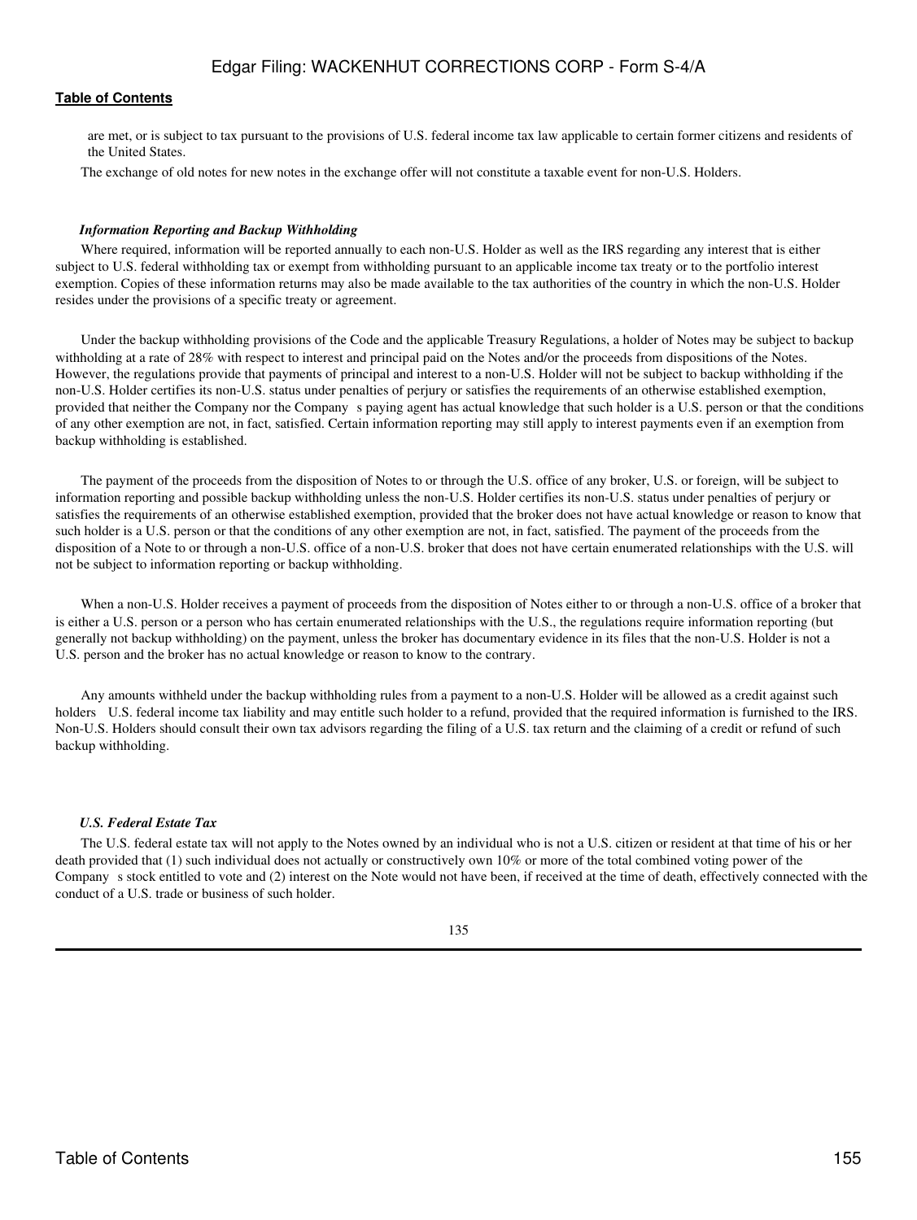are met, or is subject to tax pursuant to the provisions of U.S. federal income tax law applicable to certain former citizens and residents of the United States.

The exchange of old notes for new notes in the exchange offer will not constitute a taxable event for non-U.S. Holders.

### *Information Reporting and Backup Withholding*

Where required, information will be reported annually to each non-U.S. Holder as well as the IRS regarding any interest that is either subject to U.S. federal withholding tax or exempt from withholding pursuant to an applicable income tax treaty or to the portfolio interest exemption. Copies of these information returns may also be made available to the tax authorities of the country in which the non-U.S. Holder resides under the provisions of a specific treaty or agreement.

Under the backup withholding provisions of the Code and the applicable Treasury Regulations, a holder of Notes may be subject to backup withholding at a rate of 28% with respect to interest and principal paid on the Notes and/or the proceeds from dispositions of the Notes. However, the regulations provide that payments of principal and interest to a non-U.S. Holder will not be subject to backup withholding if the non-U.S. Holder certifies its non-U.S. status under penalties of perjury or satisfies the requirements of an otherwise established exemption, provided that neither the Company nor the Company s paying agent has actual knowledge that such holder is a U.S. person or that the conditions of any other exemption are not, in fact, satisfied. Certain information reporting may still apply to interest payments even if an exemption from backup withholding is established.

The payment of the proceeds from the disposition of Notes to or through the U.S. office of any broker, U.S. or foreign, will be subject to information reporting and possible backup withholding unless the non-U.S. Holder certifies its non-U.S. status under penalties of perjury or satisfies the requirements of an otherwise established exemption, provided that the broker does not have actual knowledge or reason to know that such holder is a U.S. person or that the conditions of any other exemption are not, in fact, satisfied. The payment of the proceeds from the disposition of a Note to or through a non-U.S. office of a non-U.S. broker that does not have certain enumerated relationships with the U.S. will not be subject to information reporting or backup withholding.

When a non-U.S. Holder receives a payment of proceeds from the disposition of Notes either to or through a non-U.S. office of a broker that is either a U.S. person or a person who has certain enumerated relationships with the U.S., the regulations require information reporting (but generally not backup withholding) on the payment, unless the broker has documentary evidence in its files that the non-U.S. Holder is not a U.S. person and the broker has no actual knowledge or reason to know to the contrary.

Any amounts withheld under the backup withholding rules from a payment to a non-U.S. Holder will be allowed as a credit against such holders U.S. federal income tax liability and may entitle such holder to a refund, provided that the required information is furnished to the IRS. Non-U.S. Holders should consult their own tax advisors regarding the filing of a U.S. tax return and the claiming of a credit or refund of such backup withholding.

### *U.S. Federal Estate Tax*

The U.S. federal estate tax will not apply to the Notes owned by an individual who is not a U.S. citizen or resident at that time of his or her death provided that (1) such individual does not actually or constructively own 10% or more of the total combined voting power of the Company s stock entitled to vote and (2) interest on the Note would not have been, if received at the time of death, effectively connected with the conduct of a U.S. trade or business of such holder.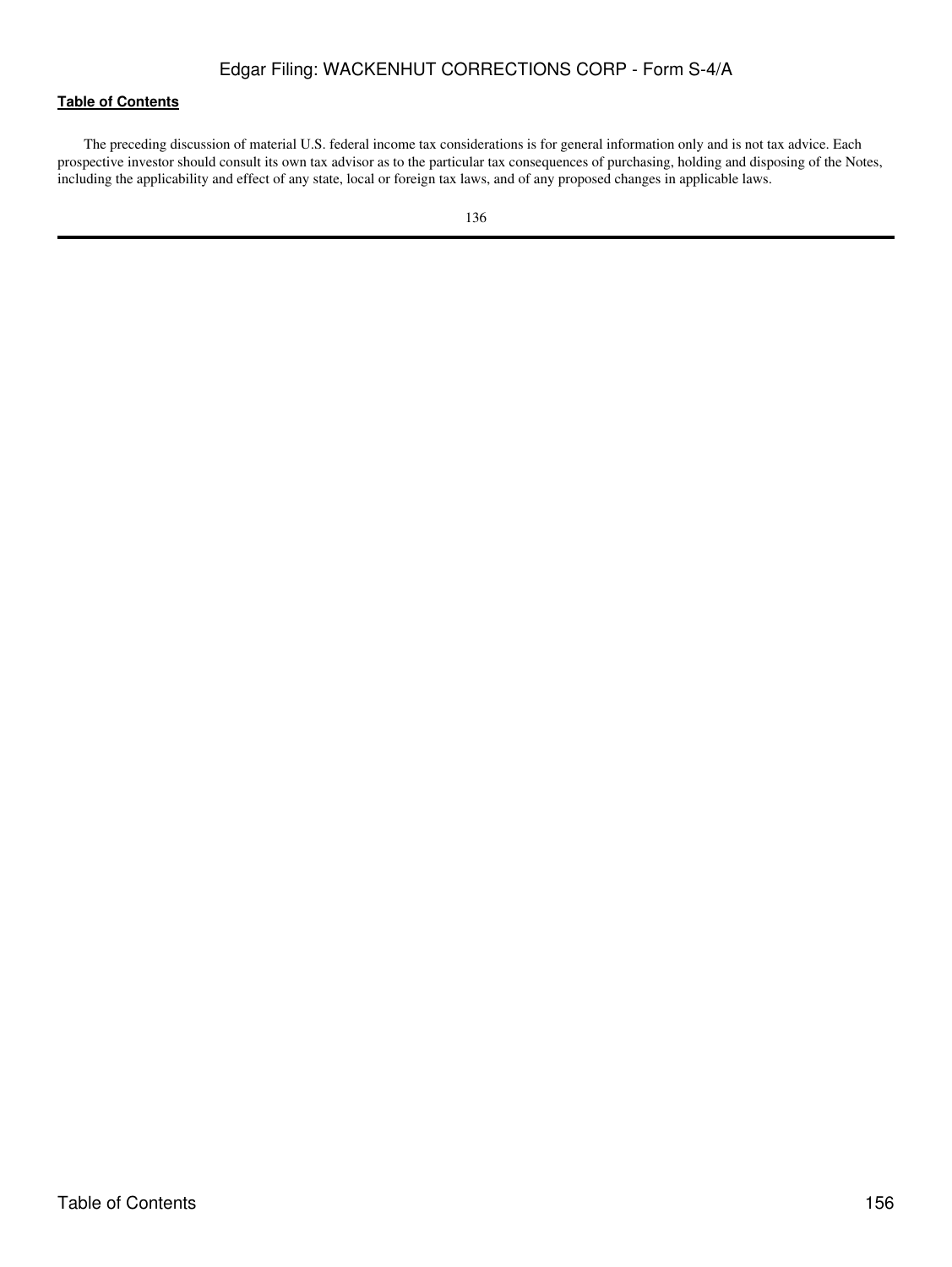The preceding discussion of material U.S. federal income tax considerations is for general information only and is not tax advice. Each prospective investor should consult its own tax advisor as to the particular tax consequences of purchasing, holding and disposing of the Notes, including the applicability and effect of any state, local or foreign tax laws, and of any proposed changes in applicable laws.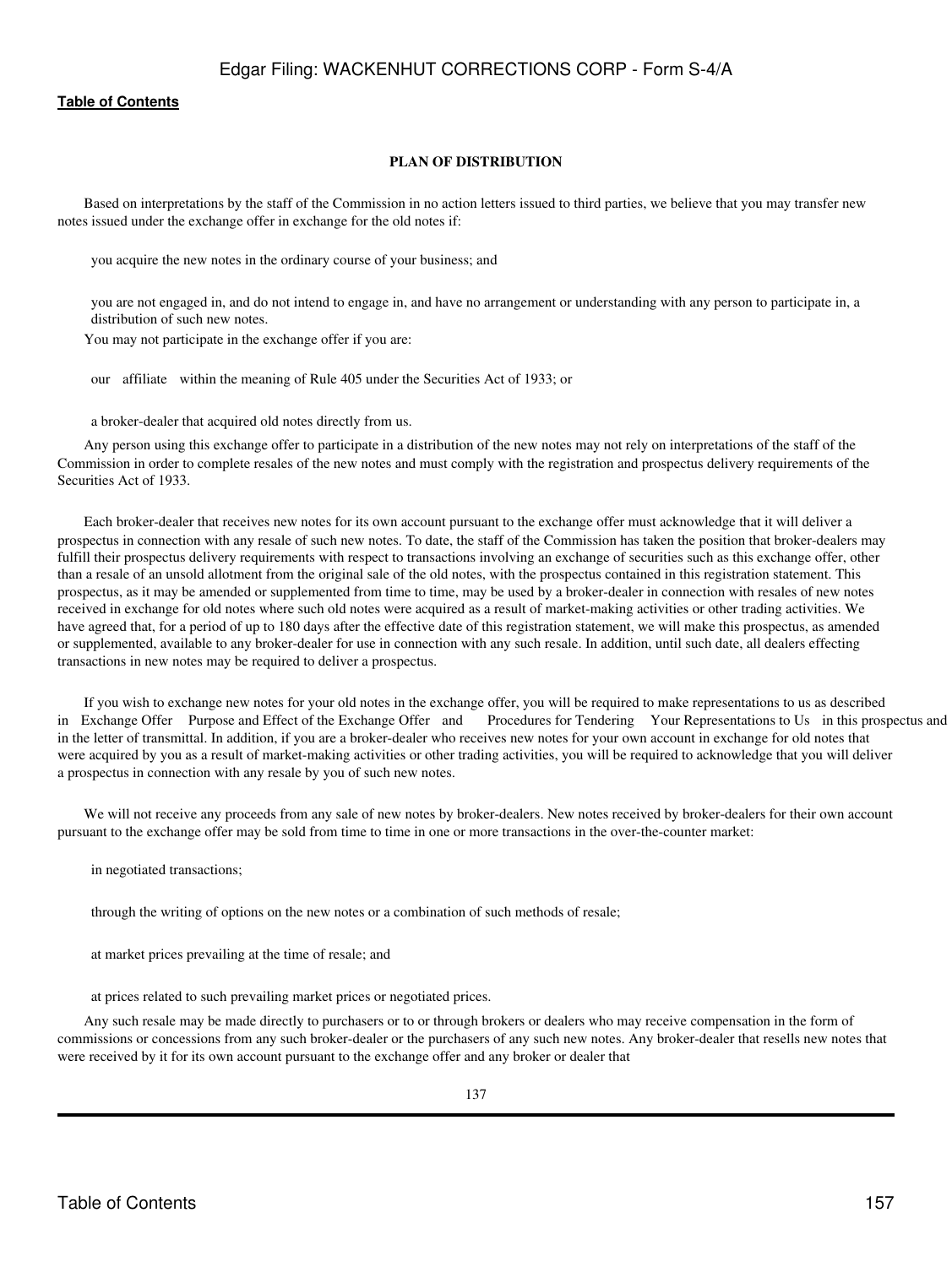## PLAN OF DISTRIBUTION

Based on interpretations by the staff of the Commission in no action letters issued to third parties, we believe that you may transfer new notes issued under the exchange offer in exchange for the old notes if:

- you acquire the new notes in the ordinary course of your business; and
- you are not engaged in, and do not intend to engage in, and have no arrangement or understanding with any person to participate in, a distribution of such new notes.

You may not participate in the exchange offer if you are:

- our affiliate within the meaning of Rule 405 under the Securities Act of 1933; or
- a broker-dealer that acquired old notes directly from us.

Any person using this exchange offer to participate in a distribution of the new notes may not rely on interpretations of the staff of the Commission in order to complete resales of the new notes and must comply with the registration and prospectus delivery requirements of the Securities Act of 1933.

Each broker-dealer that receives new notes for its own account pursuant to the exchange offer must acknowledge that it will deliver a prospectus in connection with any resale of such new notes. To date, the staff of the Commission has taken the position that broker-dealers may fulfill their prospectus delivery requirements with respect to transactions involving an exchange of securities such as this exchange offer, other than a resale of an unsold allotment from the original sale of the old notes, with the prospectus contained in this registration statement. This prospectus, as it may be amended or supplemented from time to time, may be used by a broker-dealer in connection with resales of new notes received in exchange for old notes where such old notes were acquired as a result of market-making activities or other trading activities. We have agreed that, for a period of up to 180 days after the effective date of this registration statement, we will make this prospectus, as amended or supplemented, available to any broker-dealer for use in connection with any such resale. In addition, until such date, all dealers effecting transactions in new notes may be required to deliver a prospectus.

If you wish to exchange new notes for your old notes in the exchange offer, you will be required to make representations to us as described in Exchange Offer Purpose and Effect of the Exchange Offer and Procedures for Tendering Your Representations to Us in this prospectus and in the letter of transmittal. In addition, if you are a broker-dealer who receives new notes for your own account in exchange for old notes that were acquired by you as a result of market-making activities or other trading activities, you will be required to acknowledge that you will deliver a prospectus in connection with any resale by you of such new notes.

We will not receive any proceeds from any sale of new notes by broker-dealers. New notes received by broker-dealers for their own account pursuant to the exchange offer may be sold from time to time in one or more transactions in the over-the-counter market:

- in negotiated transactions;
- through the writing of options on the new notes or a combination of such methods of resale;
- at market prices prevailing at the time of resale; and
- at prices related to such prevailing market prices or negotiated prices.

Any such resale may be made directly to purchasers or to or through brokers or dealers who may receive compensation in the form of commissions or concessions from any such broker-dealer or the purchasers of any such new notes. Any broker-dealer that resells new notes that were received by it for its own account pursuant to the exchange offer and any broker or dealer that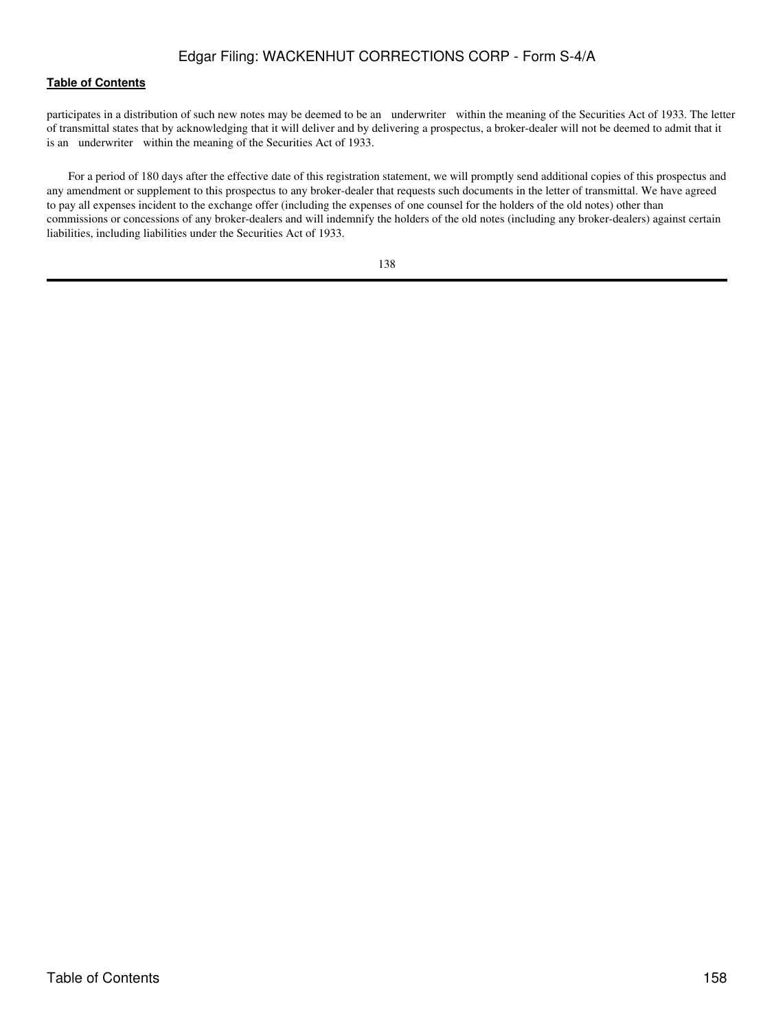participates in a distribution of such new notes may be deemed to be an "underwriter" within the meaning of the Securities Act of 1933. The letter of transmittal states that by acknowledging that it will deliver and by delivering a prospectus, a broker-dealer will not be deemed to admit that it is an "underwriter" within the meaning of the Securities Act of 1933.

For a period of 180 days after the effective date of this registration statement, we will promptly send additional copies of this prospectus and any amendment or supplement to this prospectus to any broker-dealer that requests such documents in the letter of transmittal. We have agreed to pay all expenses incident to the exchange offer (including the expenses of one counsel for the holders of the old notes) other than commissions or concessions of any broker-dealers and will indemnify the holders of the old notes (including any broker-dealers) against certain liabilities, including liabilities under the Securities Act of 1933.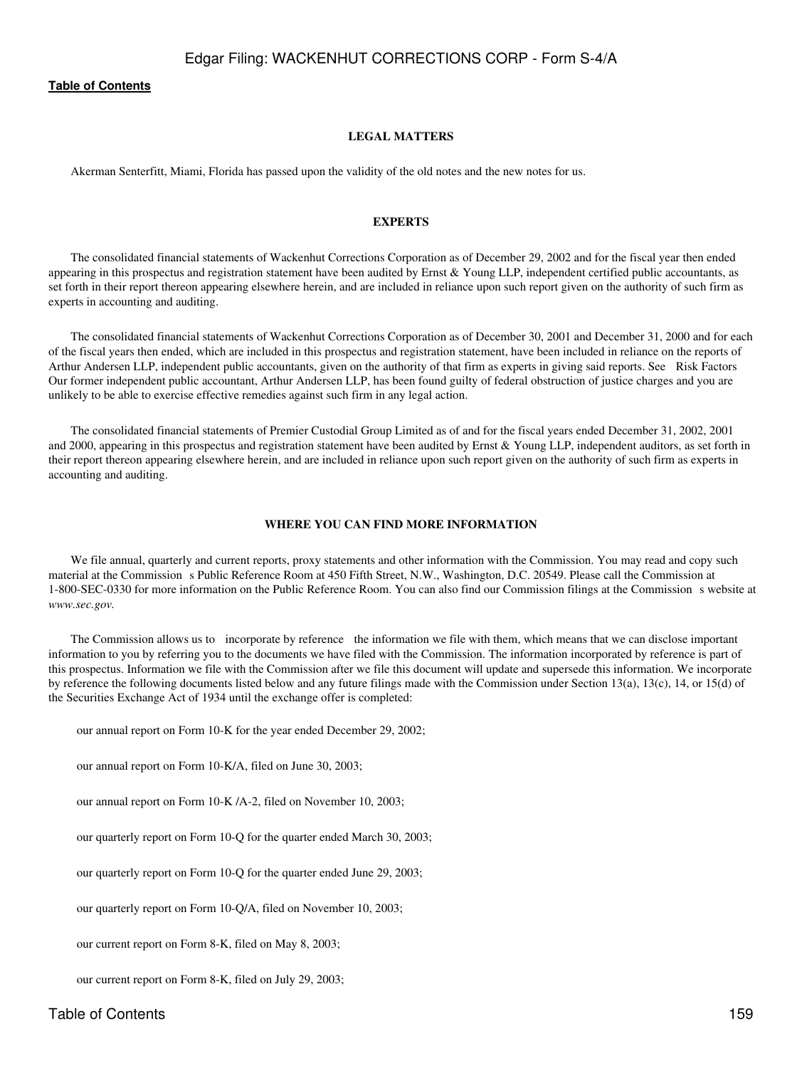## LEGAL MATTERS

Akerman Senterfitt, Miami, Florida has passed upon the validity of the old notes and the new notes for us.

## EXPERTS

The consolidated financial statements of Wackenhut Corrections Corporation as of December 29, 2002 and for the fiscal year then ended appearing in this prospectus and registration statement have been audited by Ernst & Young LLP, independent certified public accountants, as set forth in their report thereon appearing elsewhere herein, and are included in reliance upon such report given on the authority of such firm as experts in accounting and auditing.

The consolidated financial statements of Wackenhut Corrections Corporation as of December 30, 2001 and December 31, 2000 and for each of the fiscal years then ended, which are included in this prospectus and registration statement, have been included in reliance on the reports of Arthur Andersen LLP, independent public accountants, given on the authority of that firm as experts in giving said reports. See Risk Factors Our former independent public accountant, Arthur Andersen LLP, has been found guilty of federal obstruction of justice charges and you are unlikely to be able to exercise effective remedies against such firm in any legal action.

The consolidated financial statements of Premier Custodial Group Limited as of and for the fiscal years ended December 31, 2002, 2001 and 2000, appearing in this prospectus and registration statement have been audited by Ernst & Young LLP, independent auditors, as set forth in their report thereon appearing elsewhere herein, and are included in reliance upon such report given on the authority of such firm as experts in accounting and auditing.

## WHERE YOU CAN FIND MORE INFORMATION

We file annual, quarterly and current reports, proxy statements and other information with the Commission. You may read and copy such material at the Commission s Public Reference Room at 450 Fifth Street, N.W., Washington, D.C. 20549. Please call the Commission at 1-800-SEC-0330 for more information on the Public Reference Room. You can also find our Commission filings at the Commission s website at *www.sec.gov.*

The Commission allows us to incorporate by reference the information we file with them, which means that we can disclose important information to you by referring you to the documents we have filed with the Commission. The information incorporated by reference is part of this prospectus. Information we file with the Commission after we file this document will update and supersede this information. We incorporate by reference the following documents listed below and any future filings made with the Commission under Section 13(a), 13(c), 14, or 15(d) of the Securities Exchange Act of 1934 until the exchange offer is completed:

- our annual report on Form 10-K for the year ended December 29, 2002;
- our annual report on Form 10-K/A, filed on June 30, 2003;
- our annual report on Form 10-K /A-2, filed on November 10, 2003;
- our quarterly report on Form 10-Q for the quarter ended March 30, 2003;
- our quarterly report on Form 10-Q for the quarter ended June 29, 2003;
- our quarterly report on Form 10-Q/A, filed on November 10, 2003;
- our current report on Form 8-K, filed on May 8, 2003;
- our current report on Form 8-K, filed on July 29, 2003;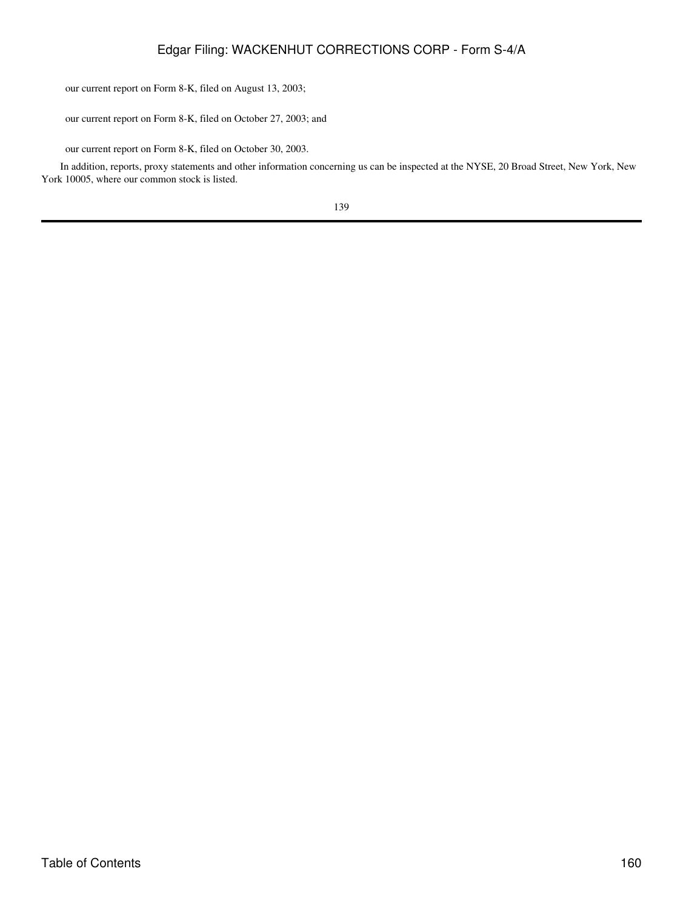- our current report on Form 8-K, filed on August 13, 2003;
- our current report on Form 8-K, filed on October 27, 2003; and
- our current report on Form 8-K, filed on October 30, 2003.

In addition, reports, proxy statements and other information concerning us can be inspected at the NYSE, 20 Broad Street, New York, New York 10005, where our common stock is listed.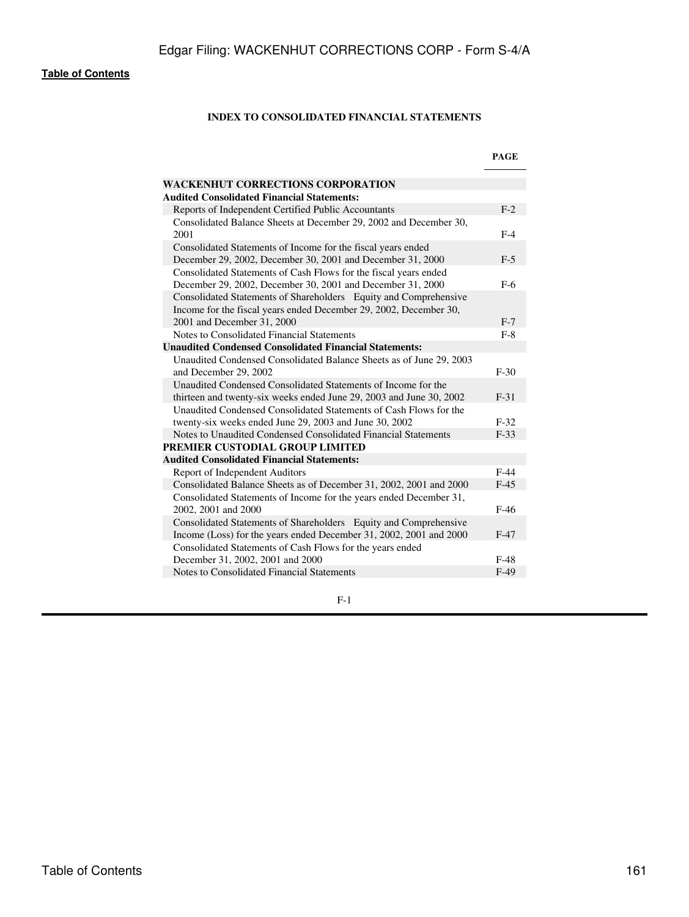**Table of Contents**

### INDEX TO CONSOLIDATED FINANCIAL STATEMENTS

| | PAGE |
|---|---|
| **WACKENHUT CORRECTIONS CORPORATION** | |
| **Audited Consolidated Financial Statements:** | |
| Reports of Independent Certified Public Accountants | F-2 |
| Consolidated Balance Sheets at December 29, 2002 and December 30, 2001 | F-4 |
| Consolidated Statements of Income for the fiscal years ended December 29, 2002, December 30, 2001 and December 31, 2000 | F-5 |
| Consolidated Statements of Cash Flows for the fiscal years ended December 29, 2002, December 30, 2001 and December 31, 2000 | F-6 |
| Consolidated Statements of Shareholders Equity and Comprehensive Income for the fiscal years ended December 29, 2002, December 30, 2001 and December 31, 2000 | F-7 |
| Notes to Consolidated Financial Statements | F-8 |
| **Unaudited Condensed Consolidated Financial Statements:** | |
| Unaudited Condensed Consolidated Balance Sheets as of June 29, 2003 and December 29, 2002 | F-30 |
| Unaudited Condensed Consolidated Statements of Income for the thirteen and twenty-six weeks ended June 29, 2003 and June 30, 2002 | F-31 |
| Unaudited Condensed Consolidated Statements of Cash Flows for the twenty-six weeks ended June 29, 2003 and June 30, 2002 | F-32 |
| Notes to Unaudited Condensed Consolidated Financial Statements | F-33 |
| **PREMIER CUSTODIAL GROUP LIMITED** | |
| **Audited Consolidated Financial Statements:** | |
| Report of Independent Auditors | F-44 |
| Consolidated Balance Sheets as of December 31, 2002, 2001 and 2000 | F-45 |
| Consolidated Statements of Income for the years ended December 31, 2002, 2001 and 2000 | F-46 |
| Consolidated Statements of Shareholders Equity and Comprehensive Income (Loss) for the years ended December 31, 2002, 2001 and 2000 | F-47 |
| Consolidated Statements of Cash Flows for the years ended December 31, 2002, 2001 and 2000 | F-48 |
| Notes to Consolidated Financial Statements | F-49 |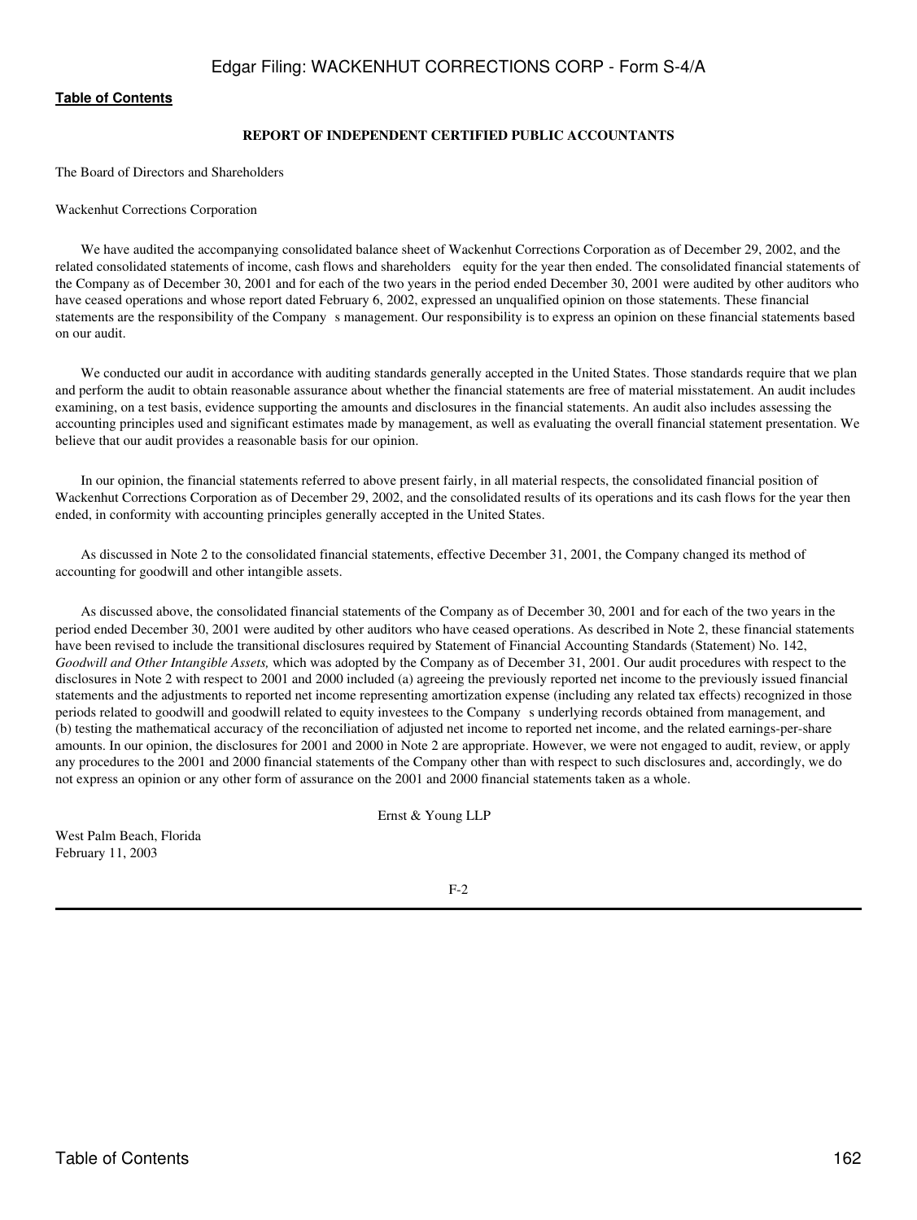## REPORT OF INDEPENDENT CERTIFIED PUBLIC ACCOUNTANTS

The Board of Directors and Shareholders

Wackenhut Corrections Corporation

We have audited the accompanying consolidated balance sheet of Wackenhut Corrections Corporation as of December 29, 2002, and the related consolidated statements of income, cash flows and shareholders equity for the year then ended. The consolidated financial statements of the Company as of December 30, 2001 and for each of the two years in the period ended December 30, 2001 were audited by other auditors who have ceased operations and whose report dated February 6, 2002, expressed an unqualified opinion on those statements. These financial statements are the responsibility of the Company s management. Our responsibility is to express an opinion on these financial statements based on our audit.

We conducted our audit in accordance with auditing standards generally accepted in the United States. Those standards require that we plan and perform the audit to obtain reasonable assurance about whether the financial statements are free of material misstatement. An audit includes examining, on a test basis, evidence supporting the amounts and disclosures in the financial statements. An audit also includes assessing the accounting principles used and significant estimates made by management, as well as evaluating the overall financial statement presentation. We believe that our audit provides a reasonable basis for our opinion.

In our opinion, the financial statements referred to above present fairly, in all material respects, the consolidated financial position of Wackenhut Corrections Corporation as of December 29, 2002, and the consolidated results of its operations and its cash flows for the year then ended, in conformity with accounting principles generally accepted in the United States.

As discussed in Note 2 to the consolidated financial statements, effective December 31, 2001, the Company changed its method of accounting for goodwill and other intangible assets.

As discussed above, the consolidated financial statements of the Company as of December 30, 2001 and for each of the two years in the period ended December 30, 2001 were audited by other auditors who have ceased operations. As described in Note 2, these financial statements have been revised to include the transitional disclosures required by Statement of Financial Accounting Standards (Statement) No. 142, *Goodwill and Other Intangible Assets,* which was adopted by the Company as of December 31, 2001. Our audit procedures with respect to the disclosures in Note 2 with respect to 2001 and 2000 included (a) agreeing the previously reported net income to the previously issued financial statements and the adjustments to reported net income representing amortization expense (including any related tax effects) recognized in those periods related to goodwill and goodwill related to equity investees to the Company s underlying records obtained from management, and (b) testing the mathematical accuracy of the reconciliation of adjusted net income to reported net income, and the related earnings-per-share amounts. In our opinion, the disclosures for 2001 and 2000 in Note 2 are appropriate. However, we were not engaged to audit, review, or apply any procedures to the 2001 and 2000 financial statements of the Company other than with respect to such disclosures and, accordingly, we do not express an opinion or any other form of assurance on the 2001 and 2000 financial statements taken as a whole.

Ernst & Young LLP

West Palm Beach, Florida
February 11, 2003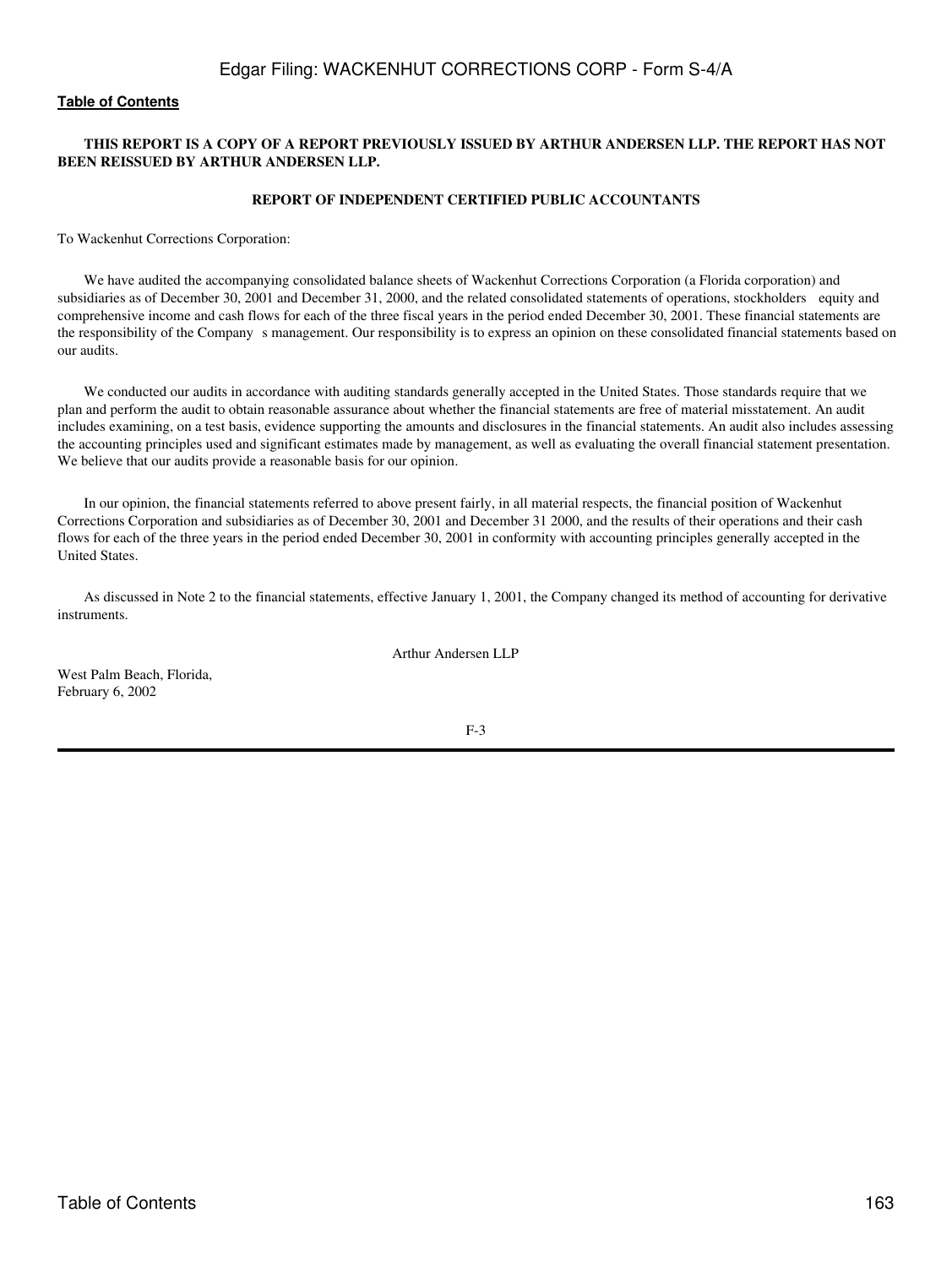**THIS REPORT IS A COPY OF A REPORT PREVIOUSLY ISSUED BY ARTHUR ANDERSEN LLP. THE REPORT HAS NOT BEEN REISSUED BY ARTHUR ANDERSEN LLP.**

## REPORT OF INDEPENDENT CERTIFIED PUBLIC ACCOUNTANTS

To Wackenhut Corrections Corporation:

We have audited the accompanying consolidated balance sheets of Wackenhut Corrections Corporation (a Florida corporation) and subsidiaries as of December 30, 2001 and December 31, 2000, and the related consolidated statements of operations, stockholders equity and comprehensive income and cash flows for each of the three fiscal years in the period ended December 30, 2001. These financial statements are the responsibility of the Company s management. Our responsibility is to express an opinion on these consolidated financial statements based on our audits.

We conducted our audits in accordance with auditing standards generally accepted in the United States. Those standards require that we plan and perform the audit to obtain reasonable assurance about whether the financial statements are free of material misstatement. An audit includes examining, on a test basis, evidence supporting the amounts and disclosures in the financial statements. An audit also includes assessing the accounting principles used and significant estimates made by management, as well as evaluating the overall financial statement presentation. We believe that our audits provide a reasonable basis for our opinion.

In our opinion, the financial statements referred to above present fairly, in all material respects, the financial position of Wackenhut Corrections Corporation and subsidiaries as of December 30, 2001 and December 31 2000, and the results of their operations and their cash flows for each of the three years in the period ended December 30, 2001 in conformity with accounting principles generally accepted in the United States.

As discussed in Note 2 to the financial statements, effective January 1, 2001, the Company changed its method of accounting for derivative instruments.

Arthur Andersen LLP

West Palm Beach, Florida,
February 6, 2002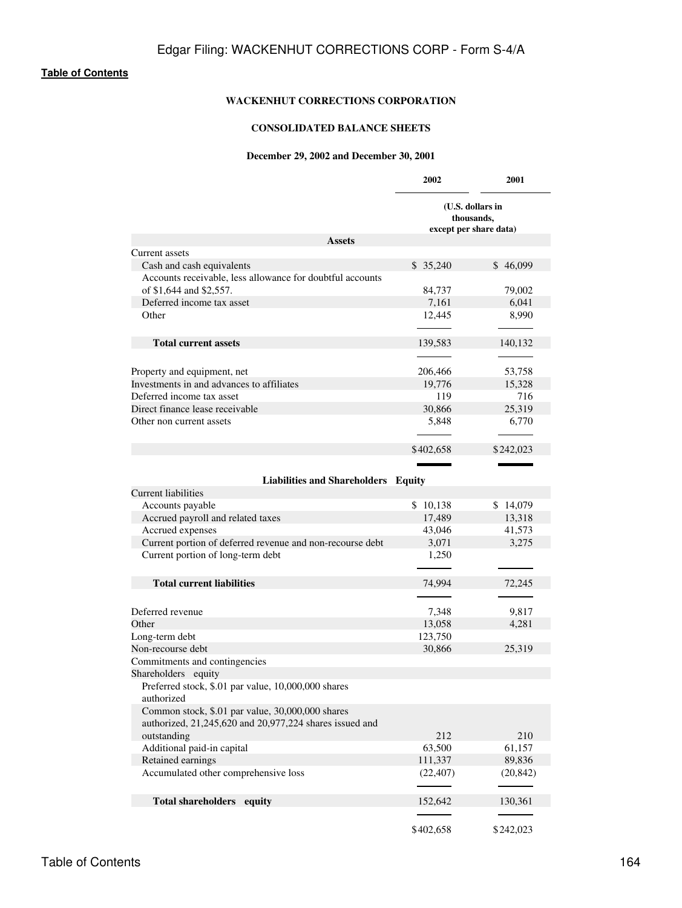**WACKENHUT CORRECTIONS CORPORATION**

**CONSOLIDATED BALANCE SHEETS**

**December 29, 2002 and December 30, 2001**

| | 2002 | 2001 |
|---|---|---|
| | (U.S. dollars in thousands, except per share data) | |
| **Assets** | | |
| Current assets | | |
| Cash and cash equivalents | $ 35,240 | $ 46,099 |
| Accounts receivable, less allowance for doubtful accounts of $1,644 and $2,557. | 84,737 | 79,002 |
| Deferred income tax asset | 7,161 | 6,041 |
| Other | 12,445 | 8,990 |
| **Total current assets** | 139,583 | 140,132 |
| Property and equipment, net | 206,466 | 53,758 |
| Investments in and advances to affiliates | 19,776 | 15,328 |
| Deferred income tax asset | 119 | 716 |
| Direct finance lease receivable | 30,866 | 25,319 |
| Other non current assets | 5,848 | 6,770 |
| | $402,658 | $242,023 |
| **Liabilities and Shareholders Equity** | | |
| Current liabilities | | |
| Accounts payable | $ 10,138 | $ 14,079 |
| Accrued payroll and related taxes | 17,489 | 13,318 |
| Accrued expenses | 43,046 | 41,573 |
| Current portion of deferred revenue and non-recourse debt | 3,071 | 3,275 |
| Current portion of long-term debt | 1,250 | |
| **Total current liabilities** | 74,994 | 72,245 |
| Deferred revenue | 7,348 | 9,817 |
| Other | 13,058 | 4,281 |
| Long-term debt | 123,750 | |
| Non-recourse debt | 30,866 | 25,319 |
| Commitments and contingencies | | |
| Shareholders equity | | |
| Preferred stock, $.01 par value, 10,000,000 shares authorized | | |
| Common stock, $.01 par value, 30,000,000 shares authorized, 21,245,620 and 20,977,224 shares issued and outstanding | 212 | 210 |
| Additional paid-in capital | 63,500 | 61,157 |
| Retained earnings | 111,337 | 89,836 |
| Accumulated other comprehensive loss | (22,407) | (20,842) |
| **Total shareholders equity** | 152,642 | 130,361 |
| | $402,658 | $242,023 |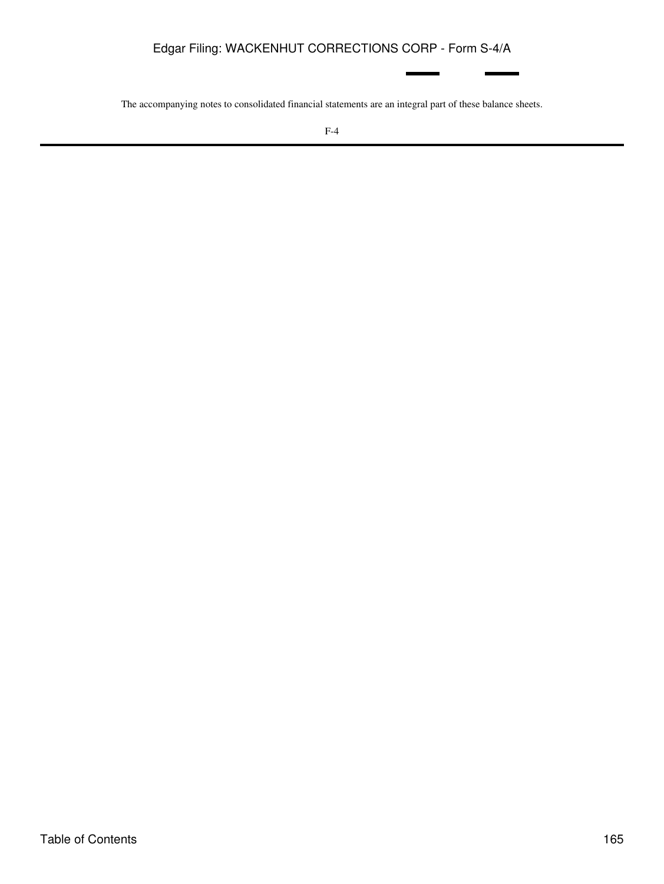The accompanying notes to consolidated financial statements are an integral part of these balance sheets.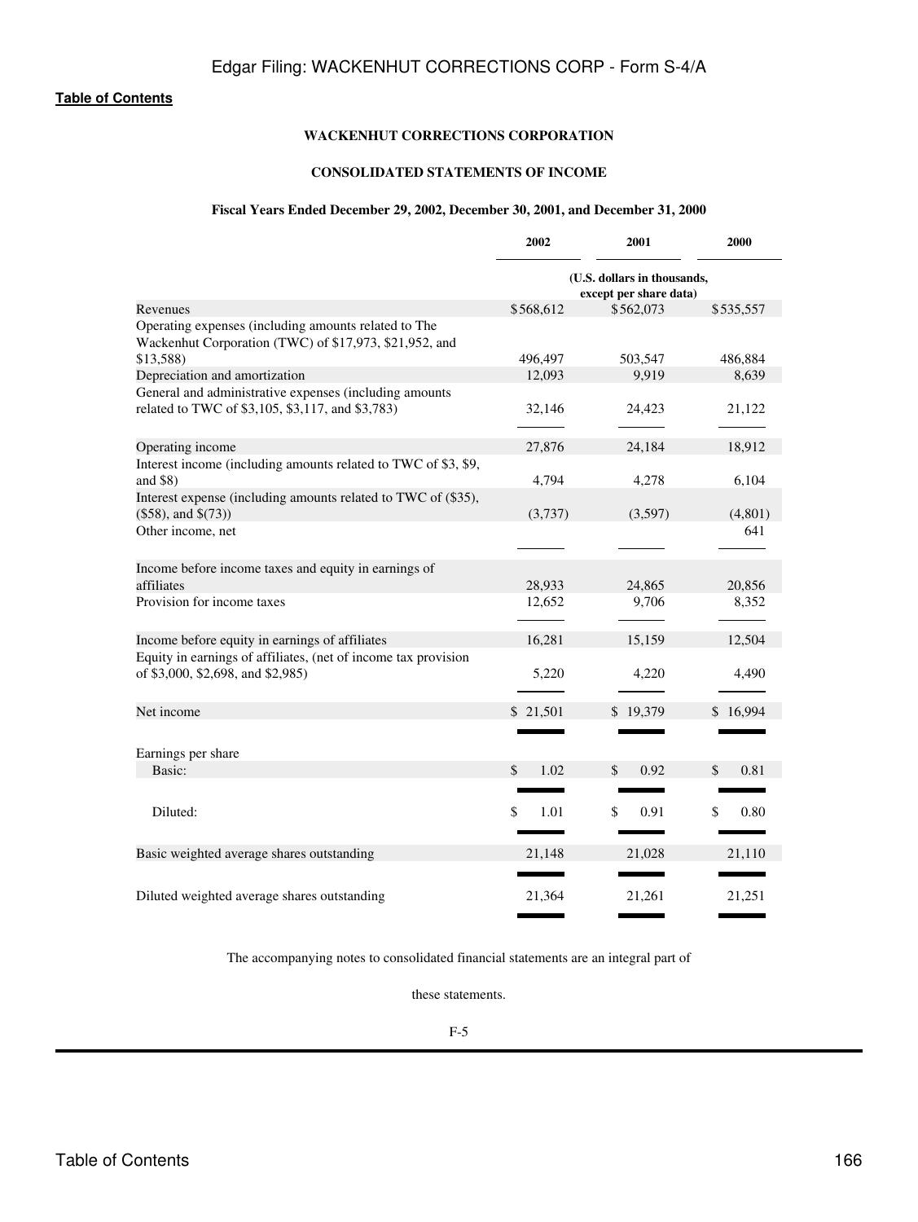**WACKENHUT CORRECTIONS CORPORATION**

**CONSOLIDATED STATEMENTS OF INCOME**

**Fiscal Years Ended December 29, 2002, December 30, 2001, and December 31, 2000**

| | 2002 | 2001 | 2000 |
|---|---|---|---|
| | (U.S. dollars in thousands, except per share data) | | |
| Revenues | $568,612 | $562,073 | $535,557 |
| Operating expenses (including amounts related to The Wackenhut Corporation (TWC) of $17,973, $21,952, and $13,588) | 496,497 | 503,547 | 486,884 |
| Depreciation and amortization | 12,093 | 9,919 | 8,639 |
| General and administrative expenses (including amounts related to TWC of $3,105, $3,117, and $3,783) | 32,146 | 24,423 | 21,122 |
| Operating income | 27,876 | 24,184 | 18,912 |
| Interest income (including amounts related to TWC of $3, $9, and $8) | 4,794 | 4,278 | 6,104 |
| Interest expense (including amounts related to TWC of ($35), ($58), and $(73)) | (3,737) | (3,597) | (4,801) |
| Other income, net | | | 641 |
| Income before income taxes and equity in earnings of affiliates | 28,933 | 24,865 | 20,856 |
| Provision for income taxes | 12,652 | 9,706 | 8,352 |
| Income before equity in earnings of affiliates | 16,281 | 15,159 | 12,504 |
| Equity in earnings of affiliates, (net of income tax provision of $3,000, $2,698, and $2,985) | 5,220 | 4,220 | 4,490 |
| Net income | $ 21,501 | $ 19,379 | $ 16,994 |
| Earnings per share | | | |
| Basic: | $ 1.02 | $ 0.92 | $ 0.81 |
| Diluted: | $ 1.01 | $ 0.91 | $ 0.80 |
| Basic weighted average shares outstanding | 21,148 | 21,028 | 21,110 |
| Diluted weighted average shares outstanding | 21,364 | 21,261 | 21,251 |

The accompanying notes to consolidated financial statements are an integral part of these statements.

F-5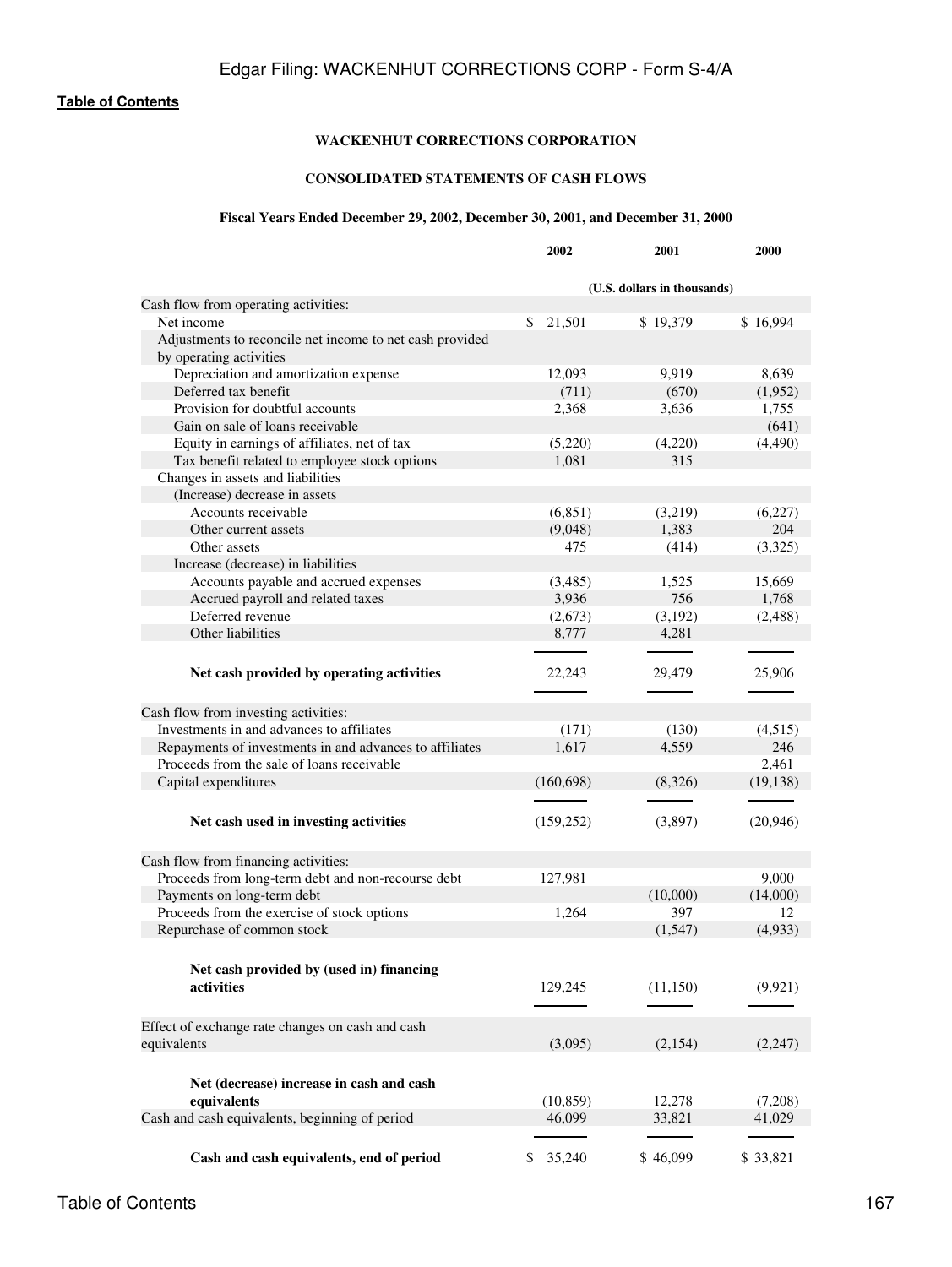**Table of Contents**

**WACKENHUT CORRECTIONS CORPORATION**

**CONSOLIDATED STATEMENTS OF CASH FLOWS**

**Fiscal Years Ended December 29, 2002, December 30, 2001, and December 31, 2000**

| | 2002 | 2001 | 2000 |
|---|---|---|---|
| | (U.S. dollars in thousands) | | |
| Cash flow from operating activities: | | | |
| Net income | $ 21,501 | $ 19,379 | $ 16,994 |
| Adjustments to reconcile net income to net cash provided by operating activities | | | |
| Depreciation and amortization expense | 12,093 | 9,919 | 8,639 |
| Deferred tax benefit | (711) | (670) | (1,952) |
| Provision for doubtful accounts | 2,368 | 3,636 | 1,755 |
| Gain on sale of loans receivable | | | (641) |
| Equity in earnings of affiliates, net of tax | (5,220) | (4,220) | (4,490) |
| Tax benefit related to employee stock options | 1,081 | 315 | |
| Changes in assets and liabilities | | | |
| (Increase) decrease in assets | | | |
| Accounts receivable | (6,851) | (3,219) | (6,227) |
| Other current assets | (9,048) | 1,383 | 204 |
| Other assets | 475 | (414) | (3,325) |
| Increase (decrease) in liabilities | | | |
| Accounts payable and accrued expenses | (3,485) | 1,525 | 15,669 |
| Accrued payroll and related taxes | 3,936 | 756 | 1,768 |
| Deferred revenue | (2,673) | (3,192) | (2,488) |
| Other liabilities | 8,777 | 4,281 | |
| **Net cash provided by operating activities** | 22,243 | 29,479 | 25,906 |
| Cash flow from investing activities: | | | |
| Investments in and advances to affiliates | (171) | (130) | (4,515) |
| Repayments of investments in and advances to affiliates | 1,617 | 4,559 | 246 |
| Proceeds from the sale of loans receivable | | | 2,461 |
| Capital expenditures | (160,698) | (8,326) | (19,138) |
| **Net cash used in investing activities** | (159,252) | (3,897) | (20,946) |
| Cash flow from financing activities: | | | |
| Proceeds from long-term debt and non-recourse debt | 127,981 | | 9,000 |
| Payments on long-term debt | | (10,000) | (14,000) |
| Proceeds from the exercise of stock options | 1,264 | 397 | 12 |
| Repurchase of common stock | | (1,547) | (4,933) |
| **Net cash provided by (used in) financing activities** | 129,245 | (11,150) | (9,921) |
| Effect of exchange rate changes on cash and cash equivalents | (3,095) | (2,154) | (2,247) |
| **Net (decrease) increase in cash and cash equivalents** | (10,859) | 12,278 | (7,208) |
| Cash and cash equivalents, beginning of period | 46,099 | 33,821 | 41,029 |
| **Cash and cash equivalents, end of period** | $ 35,240 | $ 46,099 | $ 33,821 |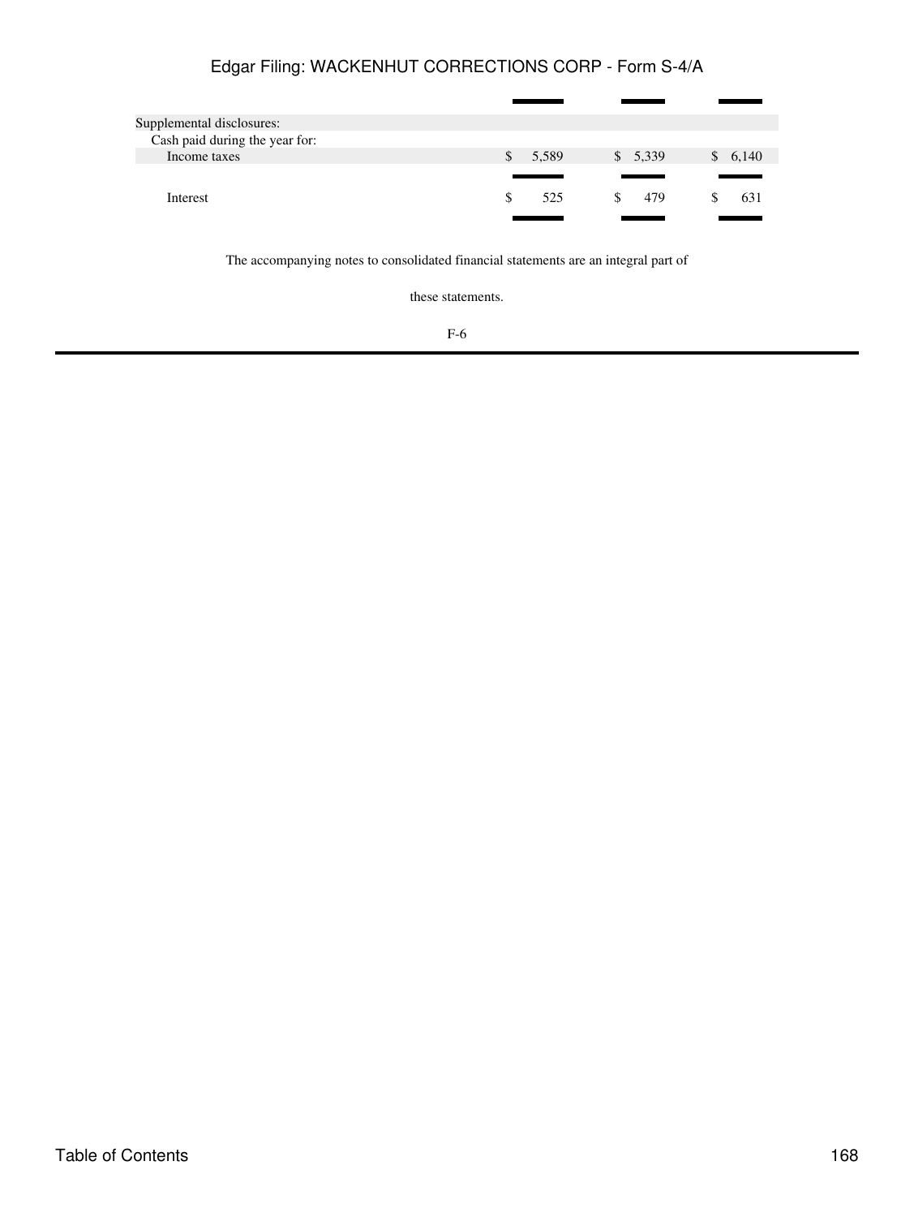| | | | |
|---|---|---|---|
| Supplemental disclosures: | | | |
| Cash paid during the year for: | | | |
| Income taxes | $ 5,589 | $ 5,339 | $ 6,140 |
| Interest | $ 525 | $ 479 | $ 631 |

The accompanying notes to consolidated financial statements are an integral part of

these statements.

F-6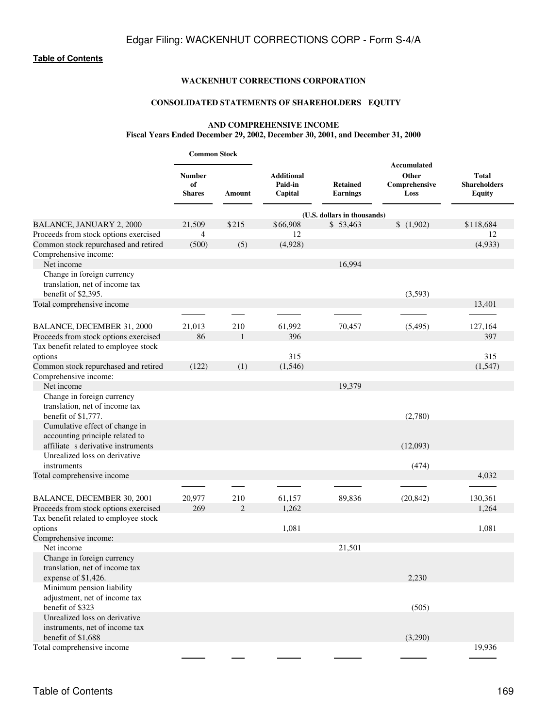**Table of Contents**

**WACKENHUT CORRECTIONS CORPORATION**

**CONSOLIDATED STATEMENTS OF SHAREHOLDERS EQUITY**

**AND COMPREHENSIVE INCOME**
**Fiscal Years Ended December 29, 2002, December 30, 2001, and December 31, 2000**

| | Common Stock | | | | | |
|---|---|---|---|---|---|---|
| | Number of Shares | Amount | Additional Paid-in Capital | Retained Earnings | Accumulated Other Comprehensive Loss | Total Shareholders Equity |
| | | | (U.S. dollars in thousands) | | | |
| BALANCE, JANUARY 2, 2000 | 21,509 | $215 | $66,908 | $ 53,463 | $ (1,902) | $118,684 |
| Proceeds from stock options exercised | 4 | | 12 | | | 12 |
| Common stock repurchased and retired | (500) | (5) | (4,928) | | | (4,933) |
| Comprehensive income: | | | | | | |
| Net income | | | | 16,994 | | |
| Change in foreign currency translation, net of income tax benefit of $2,395. | | | | | (3,593) | |
| Total comprehensive income | | | | | | 13,401 |
| BALANCE, DECEMBER 31, 2000 | 21,013 | 210 | 61,992 | 70,457 | (5,495) | 127,164 |
| Proceeds from stock options exercised | 86 | 1 | 396 | | | 397 |
| Tax benefit related to employee stock options | | | 315 | | | 315 |
| Common stock repurchased and retired | (122) | (1) | (1,546) | | | (1,547) |
| Comprehensive income: | | | | | | |
| Net income | | | | 19,379 | | |
| Change in foreign currency translation, net of income tax benefit of $1,777. | | | | | (2,780) | |
| Cumulative effect of change in accounting principle related to affiliate s derivative instruments | | | | | (12,093) | |
| Unrealized loss on derivative instruments | | | | | (474) | |
| Total comprehensive income | | | | | | 4,032 |
| BALANCE, DECEMBER 30, 2001 | 20,977 | 210 | 61,157 | 89,836 | (20,842) | 130,361 |
| Proceeds from stock options exercised | 269 | 2 | 1,262 | | | 1,264 |
| Tax benefit related to employee stock options | | | 1,081 | | | 1,081 |
| Comprehensive income: | | | | | | |
| Net income | | | | 21,501 | | |
| Change in foreign currency translation, net of income tax expense of $1,426. | | | | | 2,230 | |
| Minimum pension liability adjustment, net of income tax benefit of $323 | | | | | (505) | |
| Unrealized loss on derivative instruments, net of income tax benefit of $1,688 | | | | | (3,290) | |
| Total comprehensive income | | | | | | 19,936 |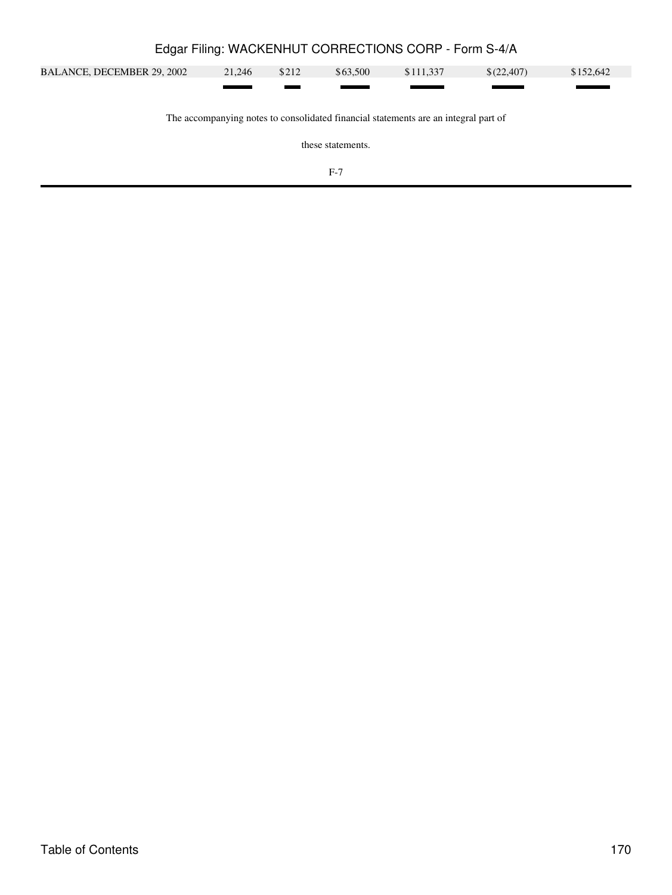| | | | | | | |
|---|---|---|---|---|---|---|
| BALANCE, DECEMBER 29, 2002 | 21,246 | $212 | $63,500 | $111,337 | $(22,407) | $152,642 |

The accompanying notes to consolidated financial statements are an integral part of

these statements.

F-7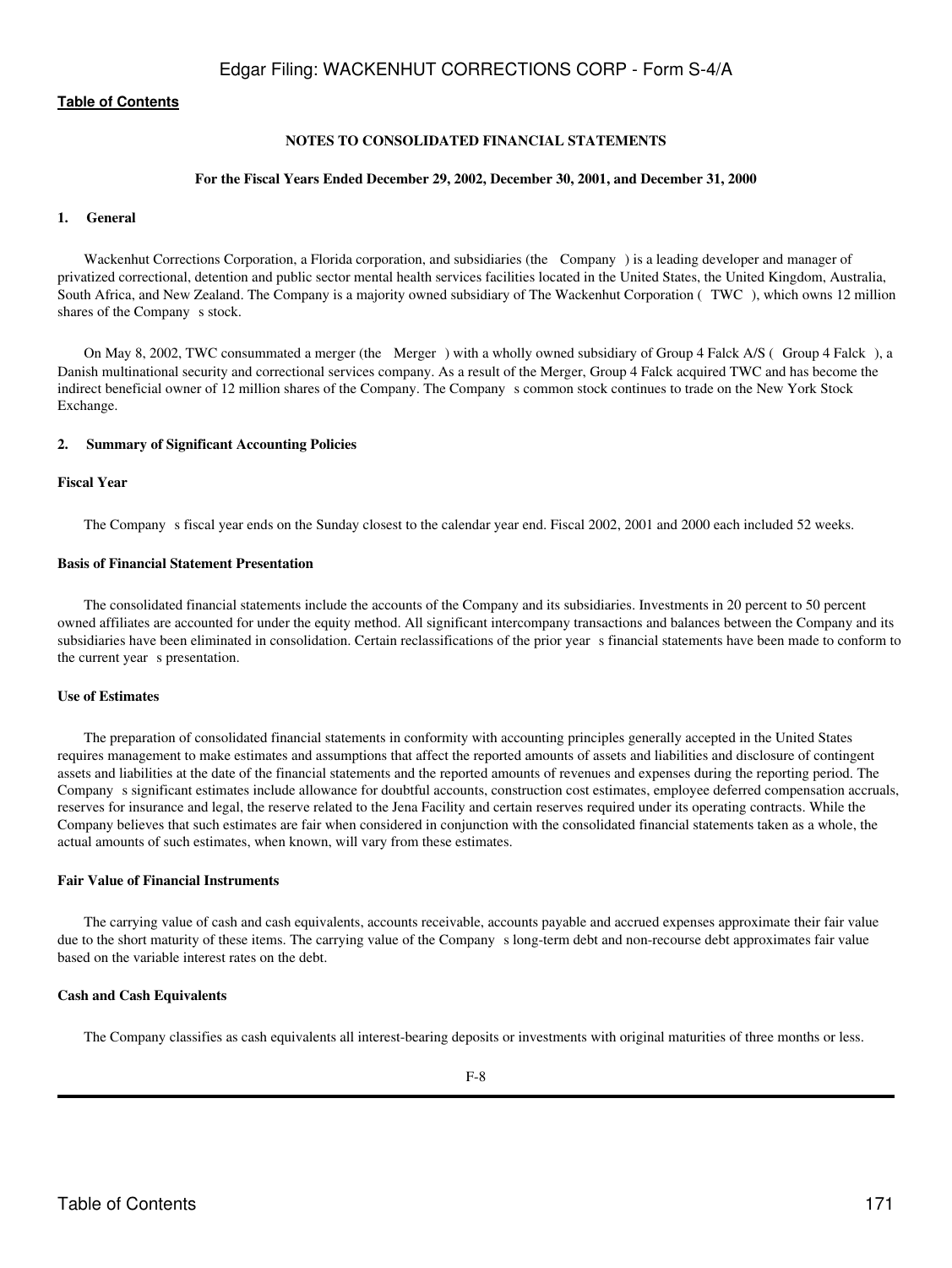**Table of Contents**

## NOTES TO CONSOLIDATED FINANCIAL STATEMENTS

**For the Fiscal Years Ended December 29, 2002, December 30, 2001, and December 31, 2000**

### 1. General

Wackenhut Corrections Corporation, a Florida corporation, and subsidiaries (the Company ) is a leading developer and manager of privatized correctional, detention and public sector mental health services facilities located in the United States, the United Kingdom, Australia, South Africa, and New Zealand. The Company is a majority owned subsidiary of The Wackenhut Corporation ( TWC ), which owns 12 million shares of the Company s stock.

On May 8, 2002, TWC consummated a merger (the Merger ) with a wholly owned subsidiary of Group 4 Falck A/S ( Group 4 Falck ), a Danish multinational security and correctional services company. As a result of the Merger, Group 4 Falck acquired TWC and has become the indirect beneficial owner of 12 million shares of the Company. The Company s common stock continues to trade on the New York Stock Exchange.

### 2. Summary of Significant Accounting Policies

**Fiscal Year**

The Company s fiscal year ends on the Sunday closest to the calendar year end. Fiscal 2002, 2001 and 2000 each included 52 weeks.

**Basis of Financial Statement Presentation**

The consolidated financial statements include the accounts of the Company and its subsidiaries. Investments in 20 percent to 50 percent owned affiliates are accounted for under the equity method. All significant intercompany transactions and balances between the Company and its subsidiaries have been eliminated in consolidation. Certain reclassifications of the prior year s financial statements have been made to conform to the current year s presentation.

**Use of Estimates**

The preparation of consolidated financial statements in conformity with accounting principles generally accepted in the United States requires management to make estimates and assumptions that affect the reported amounts of assets and liabilities and disclosure of contingent assets and liabilities at the date of the financial statements and the reported amounts of revenues and expenses during the reporting period. The Company s significant estimates include allowance for doubtful accounts, construction cost estimates, employee deferred compensation accruals, reserves for insurance and legal, the reserve related to the Jena Facility and certain reserves required under its operating contracts. While the Company believes that such estimates are fair when considered in conjunction with the consolidated financial statements taken as a whole, the actual amounts of such estimates, when known, will vary from these estimates.

**Fair Value of Financial Instruments**

The carrying value of cash and cash equivalents, accounts receivable, accounts payable and accrued expenses approximate their fair value due to the short maturity of these items. The carrying value of the Company s long-term debt and non-recourse debt approximates fair value based on the variable interest rates on the debt.

**Cash and Cash Equivalents**

The Company classifies as cash equivalents all interest-bearing deposits or investments with original maturities of three months or less.

F-8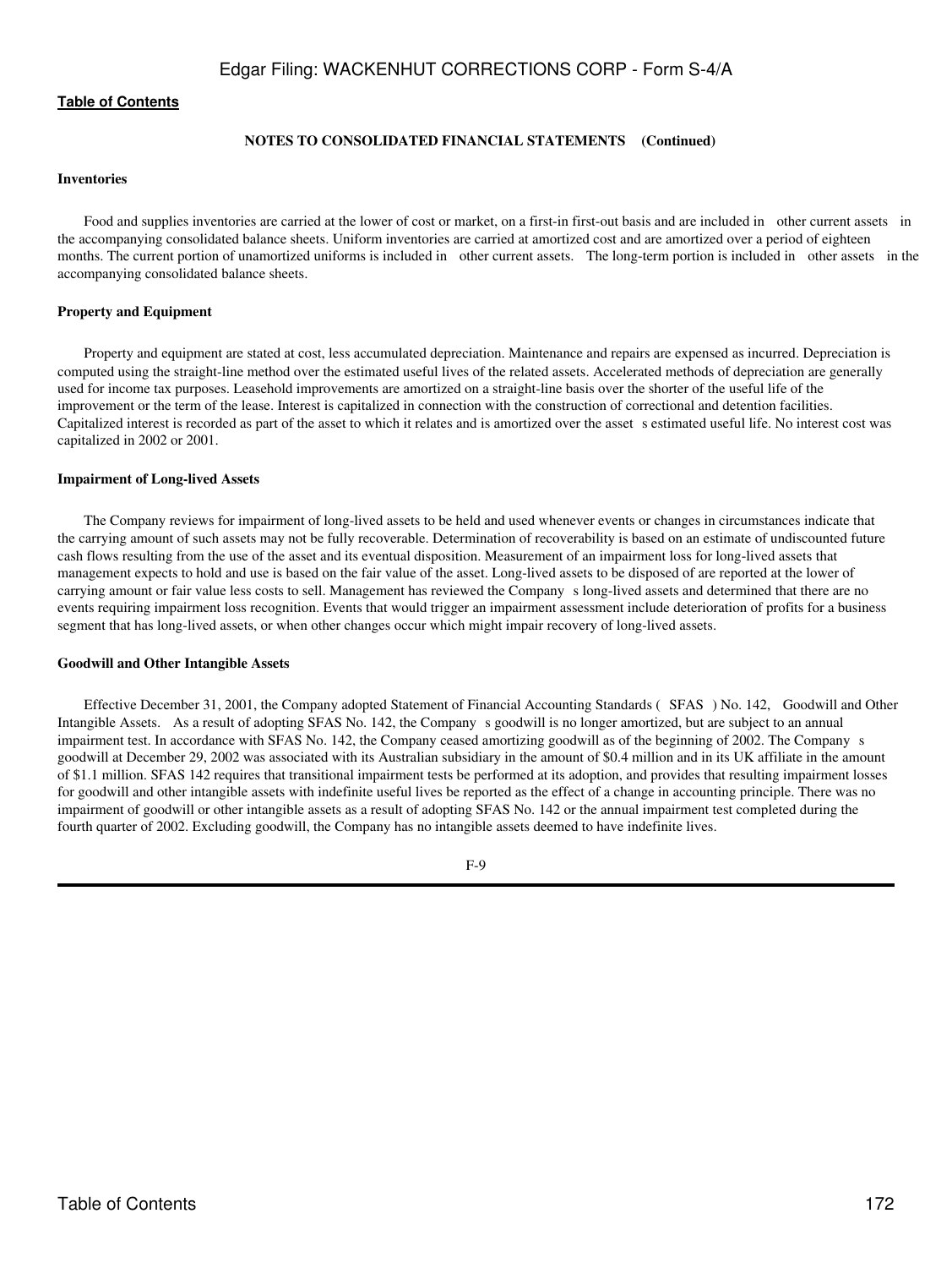**NOTES TO CONSOLIDATED FINANCIAL STATEMENTS (Continued)**

**Inventories**

Food and supplies inventories are carried at the lower of cost or market, on a first-in first-out basis and are included in other current assets in the accompanying consolidated balance sheets. Uniform inventories are carried at amortized cost and are amortized over a period of eighteen months. The current portion of unamortized uniforms is included in other current assets. The long-term portion is included in other assets in the accompanying consolidated balance sheets.

**Property and Equipment**

Property and equipment are stated at cost, less accumulated depreciation. Maintenance and repairs are expensed as incurred. Depreciation is computed using the straight-line method over the estimated useful lives of the related assets. Accelerated methods of depreciation are generally used for income tax purposes. Leasehold improvements are amortized on a straight-line basis over the shorter of the useful life of the improvement or the term of the lease. Interest is capitalized in connection with the construction of correctional and detention facilities. Capitalized interest is recorded as part of the asset to which it relates and is amortized over the asset s estimated useful life. No interest cost was capitalized in 2002 or 2001.

**Impairment of Long-lived Assets**

The Company reviews for impairment of long-lived assets to be held and used whenever events or changes in circumstances indicate that the carrying amount of such assets may not be fully recoverable. Determination of recoverability is based on an estimate of undiscounted future cash flows resulting from the use of the asset and its eventual disposition. Measurement of an impairment loss for long-lived assets that management expects to hold and use is based on the fair value of the asset. Long-lived assets to be disposed of are reported at the lower of carrying amount or fair value less costs to sell. Management has reviewed the Company s long-lived assets and determined that there are no events requiring impairment loss recognition. Events that would trigger an impairment assessment include deterioration of profits for a business segment that has long-lived assets, or when other changes occur which might impair recovery of long-lived assets.

**Goodwill and Other Intangible Assets**

Effective December 31, 2001, the Company adopted Statement of Financial Accounting Standards ( SFAS ) No. 142, Goodwill and Other Intangible Assets. As a result of adopting SFAS No. 142, the Company s goodwill is no longer amortized, but are subject to an annual impairment test. In accordance with SFAS No. 142, the Company ceased amortizing goodwill as of the beginning of 2002. The Company s goodwill at December 29, 2002 was associated with its Australian subsidiary in the amount of $0.4 million and in its UK affiliate in the amount of $1.1 million. SFAS 142 requires that transitional impairment tests be performed at its adoption, and provides that resulting impairment losses for goodwill and other intangible assets with indefinite useful lives be reported as the effect of a change in accounting principle. There was no impairment of goodwill or other intangible assets as a result of adopting SFAS No. 142 or the annual impairment test completed during the fourth quarter of 2002. Excluding goodwill, the Company has no intangible assets deemed to have indefinite lives.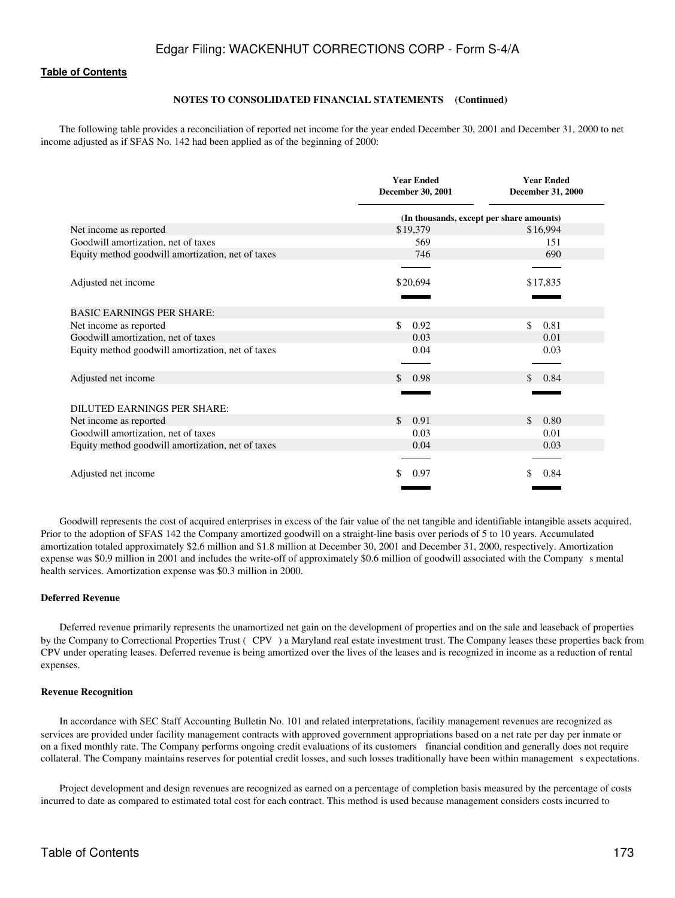[Table of Contents](#)

**NOTES TO CONSOLIDATED FINANCIAL STATEMENTS (Continued)**

The following table provides a reconciliation of reported net income for the year ended December 30, 2001 and December 31, 2000 to net income adjusted as if SFAS No. 142 had been applied as of the beginning of 2000:

| | Year Ended December 30, 2001 | Year Ended December 31, 2000 |
|---|---|---|
| | (In thousands, except per share amounts) | |
| Net income as reported | $19,379 | $16,994 |
| Goodwill amortization, net of taxes | 569 | 151 |
| Equity method goodwill amortization, net of taxes | 746 | 690 |
| Adjusted net income | $20,694 | $17,835 |
| BASIC EARNINGS PER SHARE: | | |
| Net income as reported | $ 0.92 | $ 0.81 |
| Goodwill amortization, net of taxes | 0.03 | 0.01 |
| Equity method goodwill amortization, net of taxes | 0.04 | 0.03 |
| Adjusted net income | $ 0.98 | $ 0.84 |
| DILUTED EARNINGS PER SHARE: | | |
| Net income as reported | $ 0.91 | $ 0.80 |
| Goodwill amortization, net of taxes | 0.03 | 0.01 |
| Equity method goodwill amortization, net of taxes | 0.04 | 0.03 |
| Adjusted net income | $ 0.97 | $ 0.84 |

Goodwill represents the cost of acquired enterprises in excess of the fair value of the net tangible and identifiable intangible assets acquired. Prior to the adoption of SFAS 142 the Company amortized goodwill on a straight-line basis over periods of 5 to 10 years. Accumulated amortization totaled approximately $2.6 million and $1.8 million at December 30, 2001 and December 31, 2000, respectively. Amortization expense was $0.9 million in 2001 and includes the write-off of approximately $0.6 million of goodwill associated with the Company s mental health services. Amortization expense was $0.3 million in 2000.

**Deferred Revenue**

Deferred revenue primarily represents the unamortized net gain on the development of properties and on the sale and leaseback of properties by the Company to Correctional Properties Trust ( CPV ) a Maryland real estate investment trust. The Company leases these properties back from CPV under operating leases. Deferred revenue is being amortized over the lives of the leases and is recognized in income as a reduction of rental expenses.

**Revenue Recognition**

In accordance with SEC Staff Accounting Bulletin No. 101 and related interpretations, facility management revenues are recognized as services are provided under facility management contracts with approved government appropriations based on a net rate per day per inmate or on a fixed monthly rate. The Company performs ongoing credit evaluations of its customers financial condition and generally does not require collateral. The Company maintains reserves for potential credit losses, and such losses traditionally have been within management s expectations.

Project development and design revenues are recognized as earned on a percentage of completion basis measured by the percentage of costs incurred to date as compared to estimated total cost for each contract. This method is used because management considers costs incurred to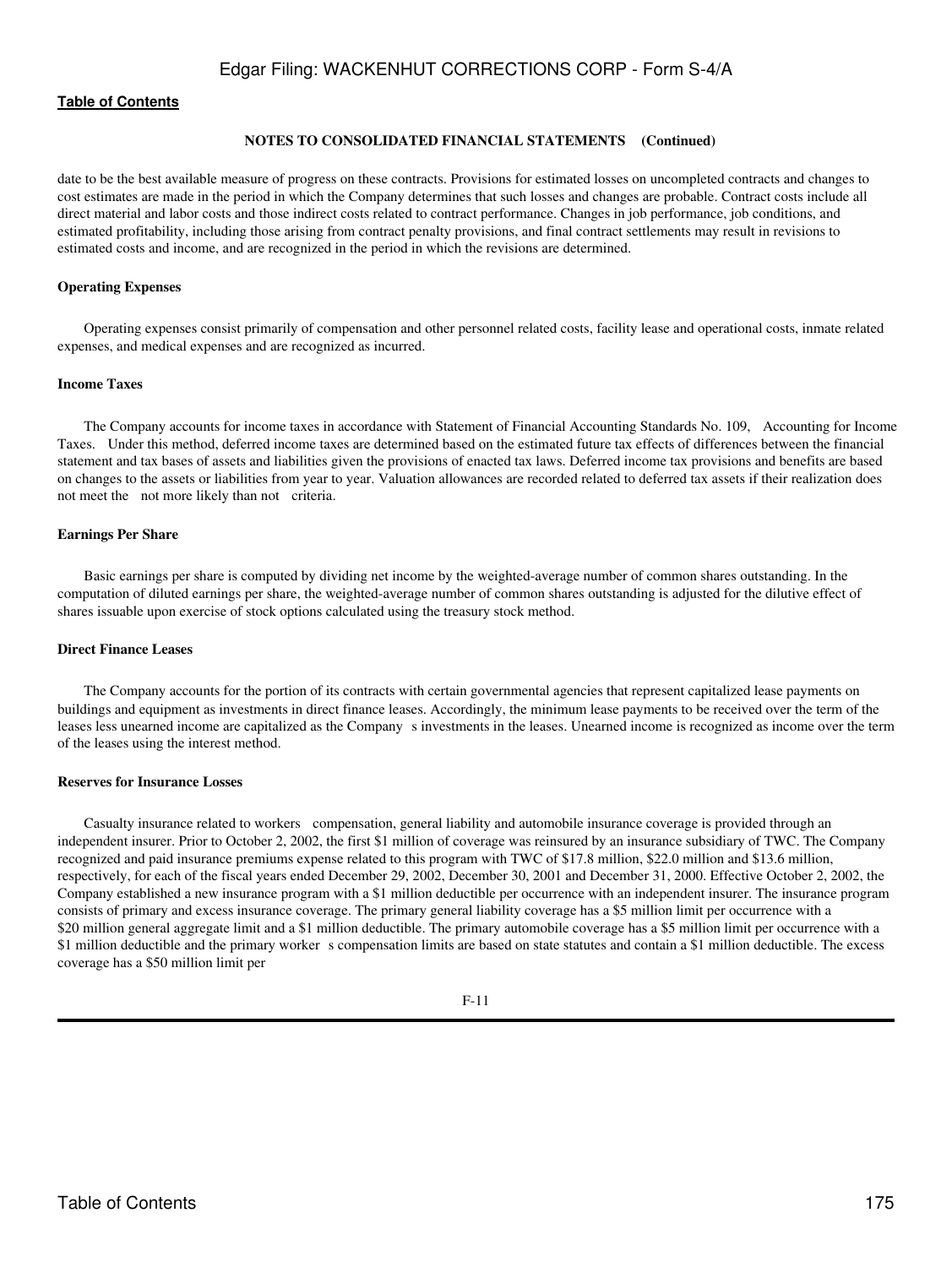**NOTES TO CONSOLIDATED FINANCIAL STATEMENTS (Continued)**

date to be the best available measure of progress on these contracts. Provisions for estimated losses on uncompleted contracts and changes to cost estimates are made in the period in which the Company determines that such losses and changes are probable. Contract costs include all direct material and labor costs and those indirect costs related to contract performance. Changes in job performance, job conditions, and estimated profitability, including those arising from contract penalty provisions, and final contract settlements may result in revisions to estimated costs and income, and are recognized in the period in which the revisions are determined.

**Operating Expenses**

Operating expenses consist primarily of compensation and other personnel related costs, facility lease and operational costs, inmate related expenses, and medical expenses and are recognized as incurred.

**Income Taxes**

The Company accounts for income taxes in accordance with Statement of Financial Accounting Standards No. 109, Accounting for Income Taxes. Under this method, deferred income taxes are determined based on the estimated future tax effects of differences between the financial statement and tax bases of assets and liabilities given the provisions of enacted tax laws. Deferred income tax provisions and benefits are based on changes to the assets or liabilities from year to year. Valuation allowances are recorded related to deferred tax assets if their realization does not meet the not more likely than not criteria.

**Earnings Per Share**

Basic earnings per share is computed by dividing net income by the weighted-average number of common shares outstanding. In the computation of diluted earnings per share, the weighted-average number of common shares outstanding is adjusted for the dilutive effect of shares issuable upon exercise of stock options calculated using the treasury stock method.

**Direct Finance Leases**

The Company accounts for the portion of its contracts with certain governmental agencies that represent capitalized lease payments on buildings and equipment as investments in direct finance leases. Accordingly, the minimum lease payments to be received over the term of the leases less unearned income are capitalized as the Company s investments in the leases. Unearned income is recognized as income over the term of the leases using the interest method.

**Reserves for Insurance Losses**

Casualty insurance related to workers compensation, general liability and automobile insurance coverage is provided through an independent insurer. Prior to October 2, 2002, the first $1 million of coverage was reinsured by an insurance subsidiary of TWC. The Company recognized and paid insurance premiums expense related to this program with TWC of $17.8 million, $22.0 million and $13.6 million, respectively, for each of the fiscal years ended December 29, 2002, December 30, 2001 and December 31, 2000. Effective October 2, 2002, the Company established a new insurance program with a $1 million deductible per occurrence with an independent insurer. The insurance program consists of primary and excess insurance coverage. The primary general liability coverage has a $5 million limit per occurrence with a $20 million general aggregate limit and a $1 million deductible. The primary automobile coverage has a $5 million limit per occurrence with a $1 million deductible and the primary worker s compensation limits are based on state statutes and contain a $1 million deductible. The excess coverage has a $50 million limit per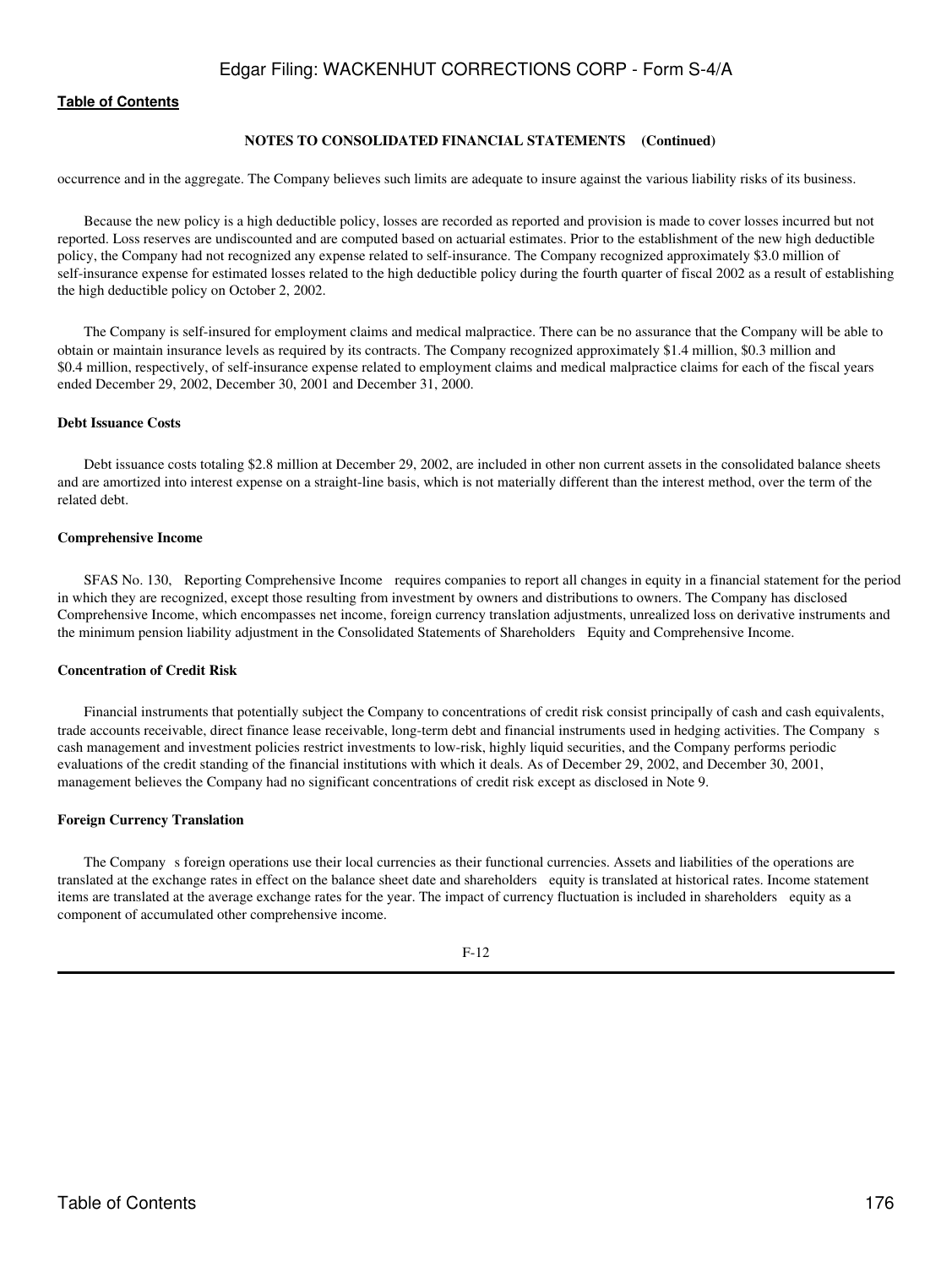**NOTES TO CONSOLIDATED FINANCIAL STATEMENTS (Continued)**

occurrence and in the aggregate. The Company believes such limits are adequate to insure against the various liability risks of its business.

Because the new policy is a high deductible policy, losses are recorded as reported and provision is made to cover losses incurred but not reported. Loss reserves are undiscounted and are computed based on actuarial estimates. Prior to the establishment of the new high deductible policy, the Company had not recognized any expense related to self-insurance. The Company recognized approximately $3.0 million of self-insurance expense for estimated losses related to the high deductible policy during the fourth quarter of fiscal 2002 as a result of establishing the high deductible policy on October 2, 2002.

The Company is self-insured for employment claims and medical malpractice. There can be no assurance that the Company will be able to obtain or maintain insurance levels as required by its contracts. The Company recognized approximately $1.4 million, $0.3 million and $0.4 million, respectively, of self-insurance expense related to employment claims and medical malpractice claims for each of the fiscal years ended December 29, 2002, December 30, 2001 and December 31, 2000.

**Debt Issuance Costs**

Debt issuance costs totaling $2.8 million at December 29, 2002, are included in other non current assets in the consolidated balance sheets and are amortized into interest expense on a straight-line basis, which is not materially different than the interest method, over the term of the related debt.

**Comprehensive Income**

SFAS No. 130, Reporting Comprehensive Income requires companies to report all changes in equity in a financial statement for the period in which they are recognized, except those resulting from investment by owners and distributions to owners. The Company has disclosed Comprehensive Income, which encompasses net income, foreign currency translation adjustments, unrealized loss on derivative instruments and the minimum pension liability adjustment in the Consolidated Statements of Shareholders Equity and Comprehensive Income.

**Concentration of Credit Risk**

Financial instruments that potentially subject the Company to concentrations of credit risk consist principally of cash and cash equivalents, trade accounts receivable, direct finance lease receivable, long-term debt and financial instruments used in hedging activities. The Company s cash management and investment policies restrict investments to low-risk, highly liquid securities, and the Company performs periodic evaluations of the credit standing of the financial institutions with which it deals. As of December 29, 2002, and December 30, 2001, management believes the Company had no significant concentrations of credit risk except as disclosed in Note 9.

**Foreign Currency Translation**

The Company s foreign operations use their local currencies as their functional currencies. Assets and liabilities of the operations are translated at the exchange rates in effect on the balance sheet date and shareholders equity is translated at historical rates. Income statement items are translated at the average exchange rates for the year. The impact of currency fluctuation is included in shareholders equity as a component of accumulated other comprehensive income.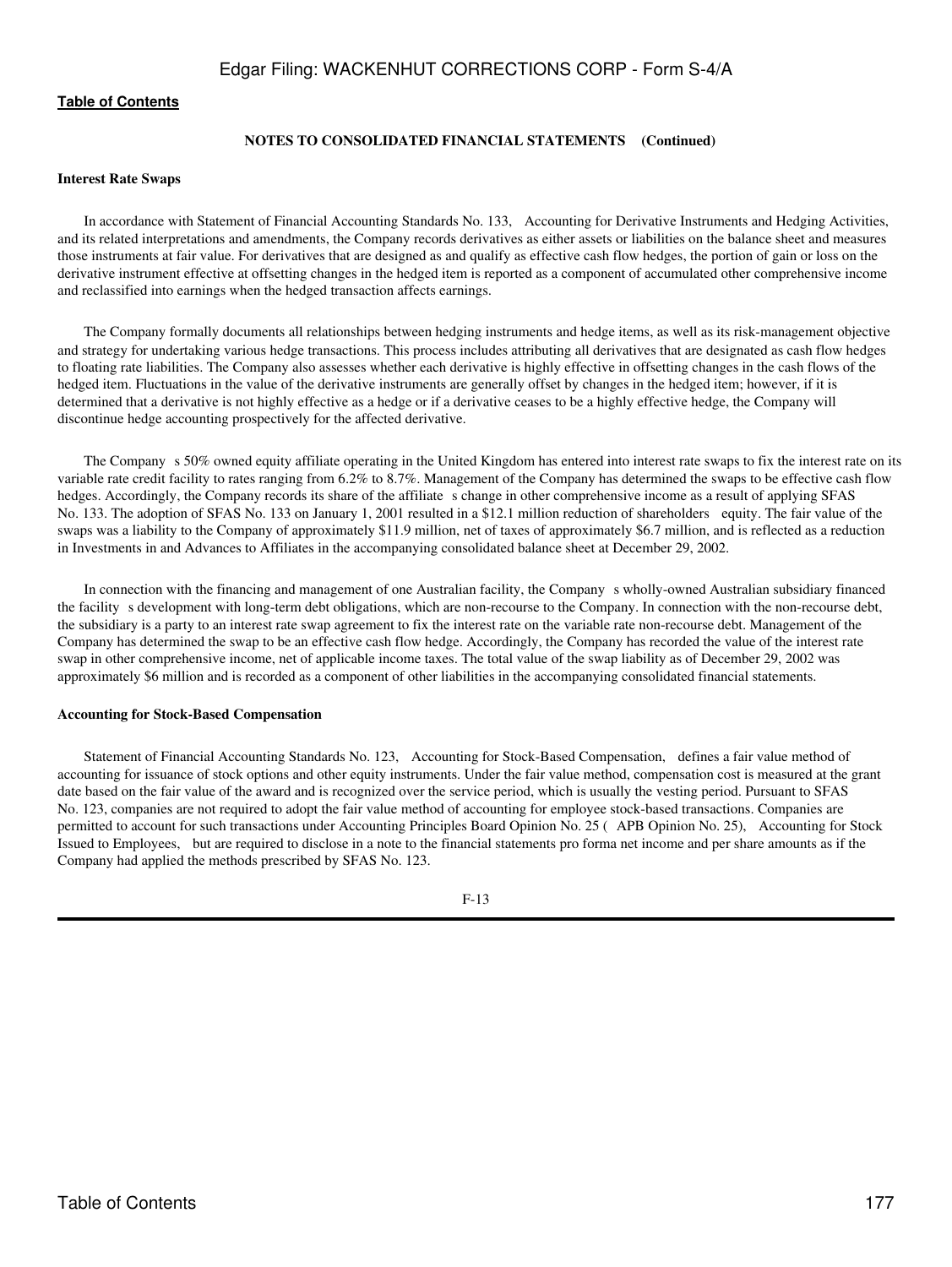**NOTES TO CONSOLIDATED FINANCIAL STATEMENTS (Continued)**

**Interest Rate Swaps**

In accordance with Statement of Financial Accounting Standards No. 133, Accounting for Derivative Instruments and Hedging Activities, and its related interpretations and amendments, the Company records derivatives as either assets or liabilities on the balance sheet and measures those instruments at fair value. For derivatives that are designed as and qualify as effective cash flow hedges, the portion of gain or loss on the derivative instrument effective at offsetting changes in the hedged item is reported as a component of accumulated other comprehensive income and reclassified into earnings when the hedged transaction affects earnings.

The Company formally documents all relationships between hedging instruments and hedge items, as well as its risk-management objective and strategy for undertaking various hedge transactions. This process includes attributing all derivatives that are designated as cash flow hedges to floating rate liabilities. The Company also assesses whether each derivative is highly effective in offsetting changes in the cash flows of the hedged item. Fluctuations in the value of the derivative instruments are generally offset by changes in the hedged item; however, if it is determined that a derivative is not highly effective as a hedge or if a derivative ceases to be a highly effective hedge, the Company will discontinue hedge accounting prospectively for the affected derivative.

The Company s 50% owned equity affiliate operating in the United Kingdom has entered into interest rate swaps to fix the interest rate on its variable rate credit facility to rates ranging from 6.2% to 8.7%. Management of the Company has determined the swaps to be effective cash flow hedges. Accordingly, the Company records its share of the affiliate s change in other comprehensive income as a result of applying SFAS No. 133. The adoption of SFAS No. 133 on January 1, 2001 resulted in a $12.1 million reduction of shareholders equity. The fair value of the swaps was a liability to the Company of approximately $11.9 million, net of taxes of approximately $6.7 million, and is reflected as a reduction in Investments in and Advances to Affiliates in the accompanying consolidated balance sheet at December 29, 2002.

In connection with the financing and management of one Australian facility, the Company s wholly-owned Australian subsidiary financed the facility s development with long-term debt obligations, which are non-recourse to the Company. In connection with the non-recourse debt, the subsidiary is a party to an interest rate swap agreement to fix the interest rate on the variable rate non-recourse debt. Management of the Company has determined the swap to be an effective cash flow hedge. Accordingly, the Company has recorded the value of the interest rate swap in other comprehensive income, net of applicable income taxes. The total value of the swap liability as of December 29, 2002 was approximately $6 million and is recorded as a component of other liabilities in the accompanying consolidated financial statements.

**Accounting for Stock-Based Compensation**

Statement of Financial Accounting Standards No. 123, Accounting for Stock-Based Compensation, defines a fair value method of accounting for issuance of stock options and other equity instruments. Under the fair value method, compensation cost is measured at the grant date based on the fair value of the award and is recognized over the service period, which is usually the vesting period. Pursuant to SFAS No. 123, companies are not required to adopt the fair value method of accounting for employee stock-based transactions. Companies are permitted to account for such transactions under Accounting Principles Board Opinion No. 25 ( APB Opinion No. 25), Accounting for Stock Issued to Employees, but are required to disclose in a note to the financial statements pro forma net income and per share amounts as if the Company had applied the methods prescribed by SFAS No. 123.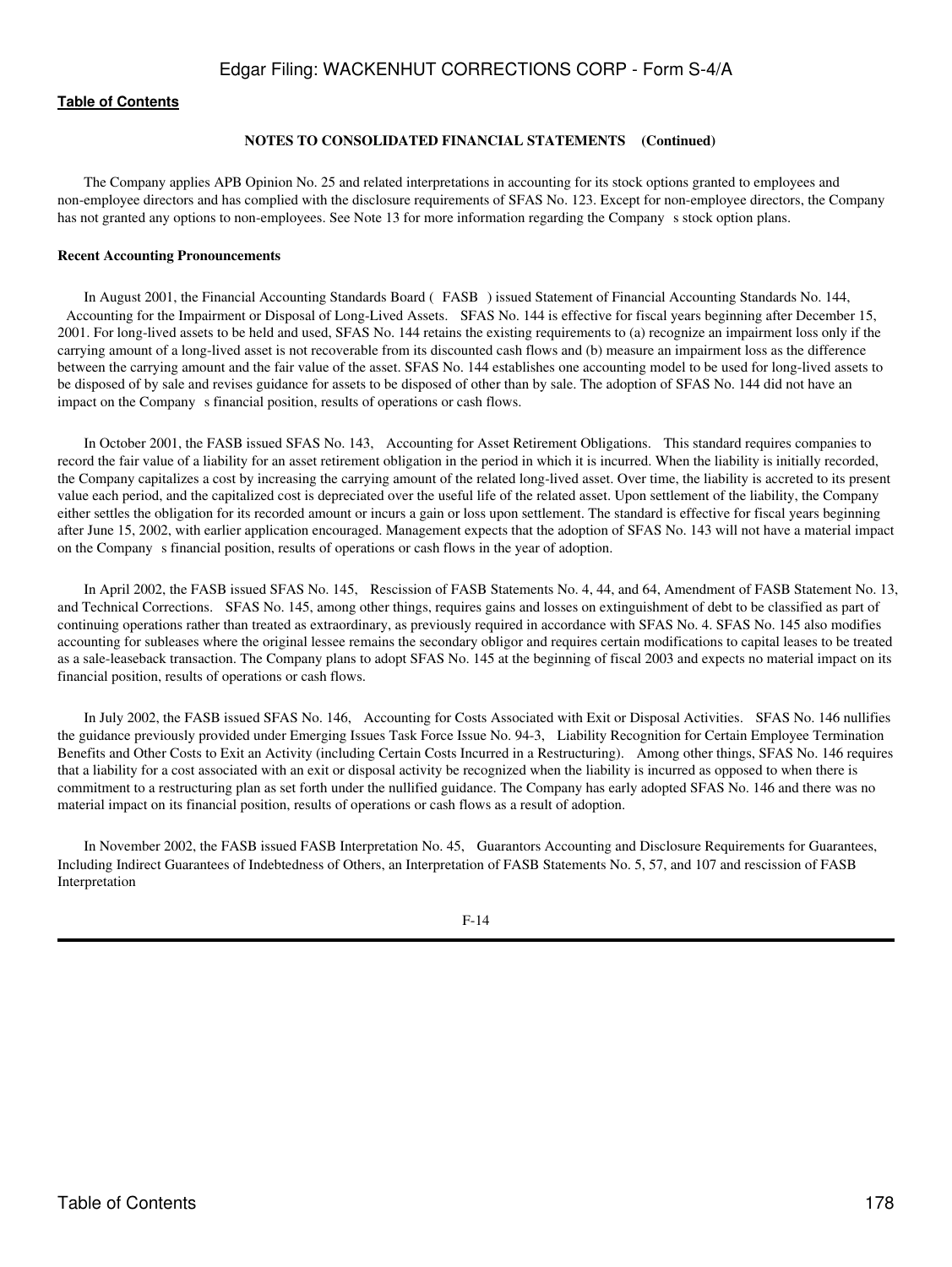**NOTES TO CONSOLIDATED FINANCIAL STATEMENTS (Continued)**

The Company applies APB Opinion No. 25 and related interpretations in accounting for its stock options granted to employees and non-employee directors and has complied with the disclosure requirements of SFAS No. 123. Except for non-employee directors, the Company has not granted any options to non-employees. See Note 13 for more information regarding the Company s stock option plans.

**Recent Accounting Pronouncements**

In August 2001, the Financial Accounting Standards Board ( FASB ) issued Statement of Financial Accounting Standards No. 144, Accounting for the Impairment or Disposal of Long-Lived Assets. SFAS No. 144 is effective for fiscal years beginning after December 15, 2001. For long-lived assets to be held and used, SFAS No. 144 retains the existing requirements to (a) recognize an impairment loss only if the carrying amount of a long-lived asset is not recoverable from its discounted cash flows and (b) measure an impairment loss as the difference between the carrying amount and the fair value of the asset. SFAS No. 144 establishes one accounting model to be used for long-lived assets to be disposed of by sale and revises guidance for assets to be disposed of other than by sale. The adoption of SFAS No. 144 did not have an impact on the Company s financial position, results of operations or cash flows.

In October 2001, the FASB issued SFAS No. 143, Accounting for Asset Retirement Obligations. This standard requires companies to record the fair value of a liability for an asset retirement obligation in the period in which it is incurred. When the liability is initially recorded, the Company capitalizes a cost by increasing the carrying amount of the related long-lived asset. Over time, the liability is accreted to its present value each period, and the capitalized cost is depreciated over the useful life of the related asset. Upon settlement of the liability, the Company either settles the obligation for its recorded amount or incurs a gain or loss upon settlement. The standard is effective for fiscal years beginning after June 15, 2002, with earlier application encouraged. Management expects that the adoption of SFAS No. 143 will not have a material impact on the Company s financial position, results of operations or cash flows in the year of adoption.

In April 2002, the FASB issued SFAS No. 145, Rescission of FASB Statements No. 4, 44, and 64, Amendment of FASB Statement No. 13, and Technical Corrections. SFAS No. 145, among other things, requires gains and losses on extinguishment of debt to be classified as part of continuing operations rather than treated as extraordinary, as previously required in accordance with SFAS No. 4. SFAS No. 145 also modifies accounting for subleases where the original lessee remains the secondary obligor and requires certain modifications to capital leases to be treated as a sale-leaseback transaction. The Company plans to adopt SFAS No. 145 at the beginning of fiscal 2003 and expects no material impact on its financial position, results of operations or cash flows.

In July 2002, the FASB issued SFAS No. 146, Accounting for Costs Associated with Exit or Disposal Activities. SFAS No. 146 nullifies the guidance previously provided under Emerging Issues Task Force Issue No. 94-3, Liability Recognition for Certain Employee Termination Benefits and Other Costs to Exit an Activity (including Certain Costs Incurred in a Restructuring). Among other things, SFAS No. 146 requires that a liability for a cost associated with an exit or disposal activity be recognized when the liability is incurred as opposed to when there is commitment to a restructuring plan as set forth under the nullified guidance. The Company has early adopted SFAS No. 146 and there was no material impact on its financial position, results of operations or cash flows as a result of adoption.

In November 2002, the FASB issued FASB Interpretation No. 45, Guarantors Accounting and Disclosure Requirements for Guarantees, Including Indirect Guarantees of Indebtedness of Others, an Interpretation of FASB Statements No. 5, 57, and 107 and rescission of FASB Interpretation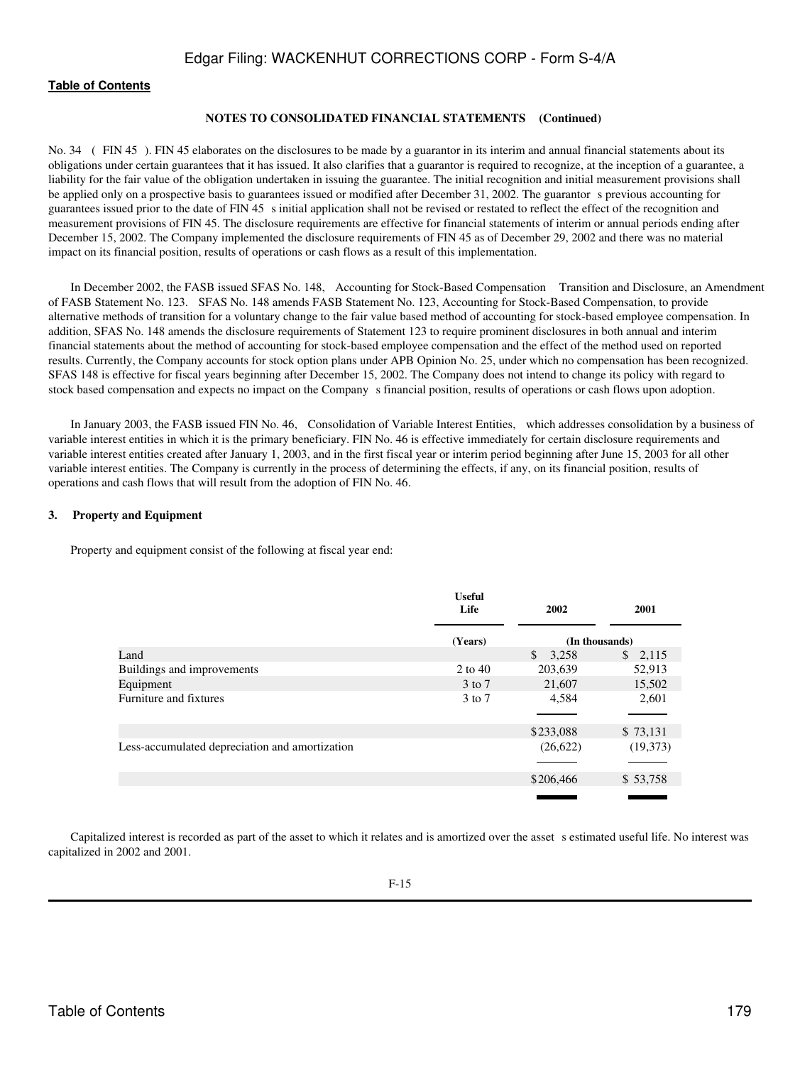**NOTES TO CONSOLIDATED FINANCIAL STATEMENTS (Continued)**

No. 34 (FIN 45). FIN 45 elaborates on the disclosures to be made by a guarantor in its interim and annual financial statements about its obligations under certain guarantees that it has issued. It also clarifies that a guarantor is required to recognize, at the inception of a guarantee, a liability for the fair value of the obligation undertaken in issuing the guarantee. The initial recognition and initial measurement provisions shall be applied only on a prospective basis to guarantees issued or modified after December 31, 2002. The guarantor s previous accounting for guarantees issued prior to the date of FIN 45 s initial application shall not be revised or restated to reflect the effect of the recognition and measurement provisions of FIN 45. The disclosure requirements are effective for financial statements of interim or annual periods ending after December 15, 2002. The Company implemented the disclosure requirements of FIN 45 as of December 29, 2002 and there was no material impact on its financial position, results of operations or cash flows as a result of this implementation.

In December 2002, the FASB issued SFAS No. 148, Accounting for Stock-Based Compensation Transition and Disclosure, an Amendment of FASB Statement No. 123. SFAS No. 148 amends FASB Statement No. 123, Accounting for Stock-Based Compensation, to provide alternative methods of transition for a voluntary change to the fair value based method of accounting for stock-based employee compensation. In addition, SFAS No. 148 amends the disclosure requirements of Statement 123 to require prominent disclosures in both annual and interim financial statements about the method of accounting for stock-based employee compensation and the effect of the method used on reported results. Currently, the Company accounts for stock option plans under APB Opinion No. 25, under which no compensation has been recognized. SFAS 148 is effective for fiscal years beginning after December 15, 2002. The Company does not intend to change its policy with regard to stock based compensation and expects no impact on the Company s financial position, results of operations or cash flows upon adoption.

In January 2003, the FASB issued FIN No. 46, Consolidation of Variable Interest Entities, which addresses consolidation by a business of variable interest entities in which it is the primary beneficiary. FIN No. 46 is effective immediately for certain disclosure requirements and variable interest entities created after January 1, 2003, and in the first fiscal year or interim period beginning after June 15, 2003 for all other variable interest entities. The Company is currently in the process of determining the effects, if any, on its financial position, results of operations and cash flows that will result from the adoption of FIN No. 46.

**3. Property and Equipment**

Property and equipment consist of the following at fiscal year end:

| | Useful Life | 2002 | 2001 |
|---|---|---|---|
| | (Years) | (In thousands) | |
| Land | | $ 3,258 | $ 2,115 |
| Buildings and improvements | 2 to 40 | 203,639 | 52,913 |
| Equipment | 3 to 7 | 21,607 | 15,502 |
| Furniture and fixtures | 3 to 7 | 4,584 | 2,601 |
| | | $233,088 | $ 73,131 |
| Less-accumulated depreciation and amortization | | (26,622) | (19,373) |
| | | $206,466 | $ 53,758 |

Capitalized interest is recorded as part of the asset to which it relates and is amortized over the asset s estimated useful life. No interest was capitalized in 2002 and 2001.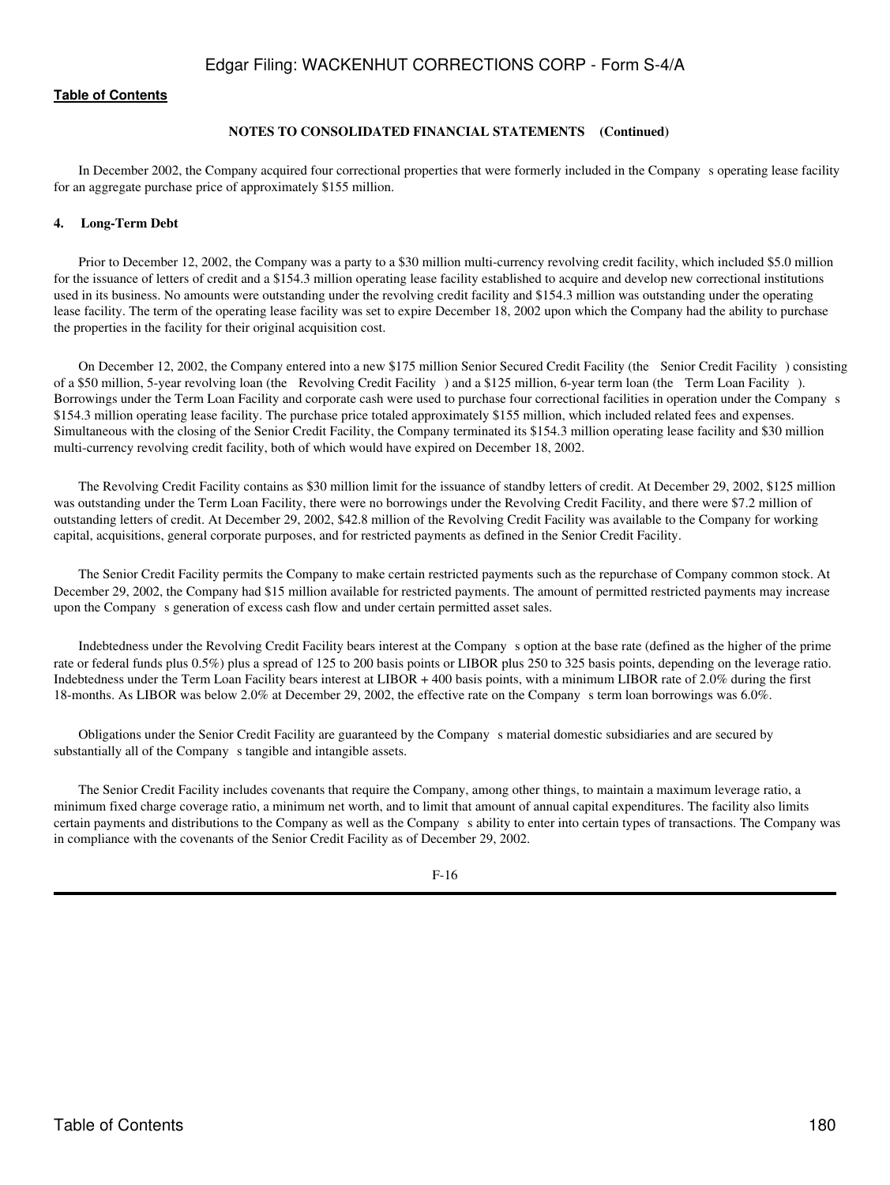**NOTES TO CONSOLIDATED FINANCIAL STATEMENTS (Continued)**

In December 2002, the Company acquired four correctional properties that were formerly included in the Company s operating lease facility for an aggregate purchase price of approximately $155 million.

**4. Long-Term Debt**

Prior to December 12, 2002, the Company was a party to a $30 million multi-currency revolving credit facility, which included $5.0 million for the issuance of letters of credit and a $154.3 million operating lease facility established to acquire and develop new correctional institutions used in its business. No amounts were outstanding under the revolving credit facility and $154.3 million was outstanding under the operating lease facility. The term of the operating lease facility was set to expire December 18, 2002 upon which the Company had the ability to purchase the properties in the facility for their original acquisition cost.

On December 12, 2002, the Company entered into a new $175 million Senior Secured Credit Facility (the Senior Credit Facility ) consisting of a $50 million, 5-year revolving loan (the Revolving Credit Facility ) and a $125 million, 6-year term loan (the Term Loan Facility ). Borrowings under the Term Loan Facility and corporate cash were used to purchase four correctional facilities in operation under the Company s $154.3 million operating lease facility. The purchase price totaled approximately $155 million, which included related fees and expenses. Simultaneous with the closing of the Senior Credit Facility, the Company terminated its $154.3 million operating lease facility and $30 million multi-currency revolving credit facility, both of which would have expired on December 18, 2002.

The Revolving Credit Facility contains as $30 million limit for the issuance of standby letters of credit. At December 29, 2002, $125 million was outstanding under the Term Loan Facility, there were no borrowings under the Revolving Credit Facility, and there were $7.2 million of outstanding letters of credit. At December 29, 2002, $42.8 million of the Revolving Credit Facility was available to the Company for working capital, acquisitions, general corporate purposes, and for restricted payments as defined in the Senior Credit Facility.

The Senior Credit Facility permits the Company to make certain restricted payments such as the repurchase of Company common stock. At December 29, 2002, the Company had $15 million available for restricted payments. The amount of permitted restricted payments may increase upon the Company s generation of excess cash flow and under certain permitted asset sales.

Indebtedness under the Revolving Credit Facility bears interest at the Company s option at the base rate (defined as the higher of the prime rate or federal funds plus 0.5%) plus a spread of 125 to 200 basis points or LIBOR plus 250 to 325 basis points, depending on the leverage ratio. Indebtedness under the Term Loan Facility bears interest at LIBOR + 400 basis points, with a minimum LIBOR rate of 2.0% during the first 18-months. As LIBOR was below 2.0% at December 29, 2002, the effective rate on the Company s term loan borrowings was 6.0%.

Obligations under the Senior Credit Facility are guaranteed by the Company s material domestic subsidiaries and are secured by substantially all of the Company s tangible and intangible assets.

The Senior Credit Facility includes covenants that require the Company, among other things, to maintain a maximum leverage ratio, a minimum fixed charge coverage ratio, a minimum net worth, and to limit that amount of annual capital expenditures. The facility also limits certain payments and distributions to the Company as well as the Company s ability to enter into certain types of transactions. The Company was in compliance with the covenants of the Senior Credit Facility as of December 29, 2002.

F-16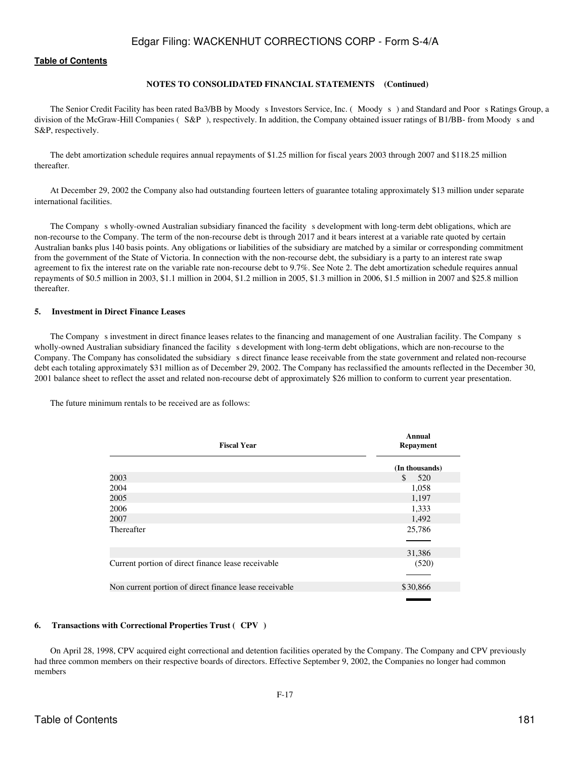**NOTES TO CONSOLIDATED FINANCIAL STATEMENTS (Continued)**

The Senior Credit Facility has been rated Ba3/BB by Moody s Investors Service, Inc. ( Moody s ) and Standard and Poor s Ratings Group, a division of the McGraw-Hill Companies ( S&P ), respectively. In addition, the Company obtained issuer ratings of B1/BB- from Moody s and S&P, respectively.

The debt amortization schedule requires annual repayments of $1.25 million for fiscal years 2003 through 2007 and $118.25 million thereafter.

At December 29, 2002 the Company also had outstanding fourteen letters of guarantee totaling approximately $13 million under separate international facilities.

The Company s wholly-owned Australian subsidiary financed the facility s development with long-term debt obligations, which are non-recourse to the Company. The term of the non-recourse debt is through 2017 and it bears interest at a variable rate quoted by certain Australian banks plus 140 basis points. Any obligations or liabilities of the subsidiary are matched by a similar or corresponding commitment from the government of the State of Victoria. In connection with the non-recourse debt, the subsidiary is a party to an interest rate swap agreement to fix the interest rate on the variable rate non-recourse debt to 9.7%. See Note 2. The debt amortization schedule requires annual repayments of $0.5 million in 2003, $1.1 million in 2004, $1.2 million in 2005, $1.3 million in 2006, $1.5 million in 2007 and $25.8 million thereafter.

**5. Investment in Direct Finance Leases**

The Company s investment in direct finance leases relates to the financing and management of one Australian facility. The Company s wholly-owned Australian subsidiary financed the facility s development with long-term debt obligations, which are non-recourse to the Company. The Company has consolidated the subsidiary s direct finance lease receivable from the state government and related non-recourse debt each totaling approximately $31 million as of December 29, 2002. The Company has reclassified the amounts reflected in the December 30, 2001 balance sheet to reflect the asset and related non-recourse debt of approximately $26 million to conform to current year presentation.

The future minimum rentals to be received are as follows:

| Fiscal Year | Annual Repayment |
|---|---|
| | (In thousands) |
| 2003 | $ 520 |
| 2004 | 1,058 |
| 2005 | 1,197 |
| 2006 | 1,333 |
| 2007 | 1,492 |
| Thereafter | 25,786 |
| | 31,386 |
| Current portion of direct finance lease receivable | (520) |
| Non current portion of direct finance lease receivable | $30,866 |

**6. Transactions with Correctional Properties Trust ( CPV )**

On April 28, 1998, CPV acquired eight correctional and detention facilities operated by the Company. The Company and CPV previously had three common members on their respective boards of directors. Effective September 9, 2002, the Companies no longer had common members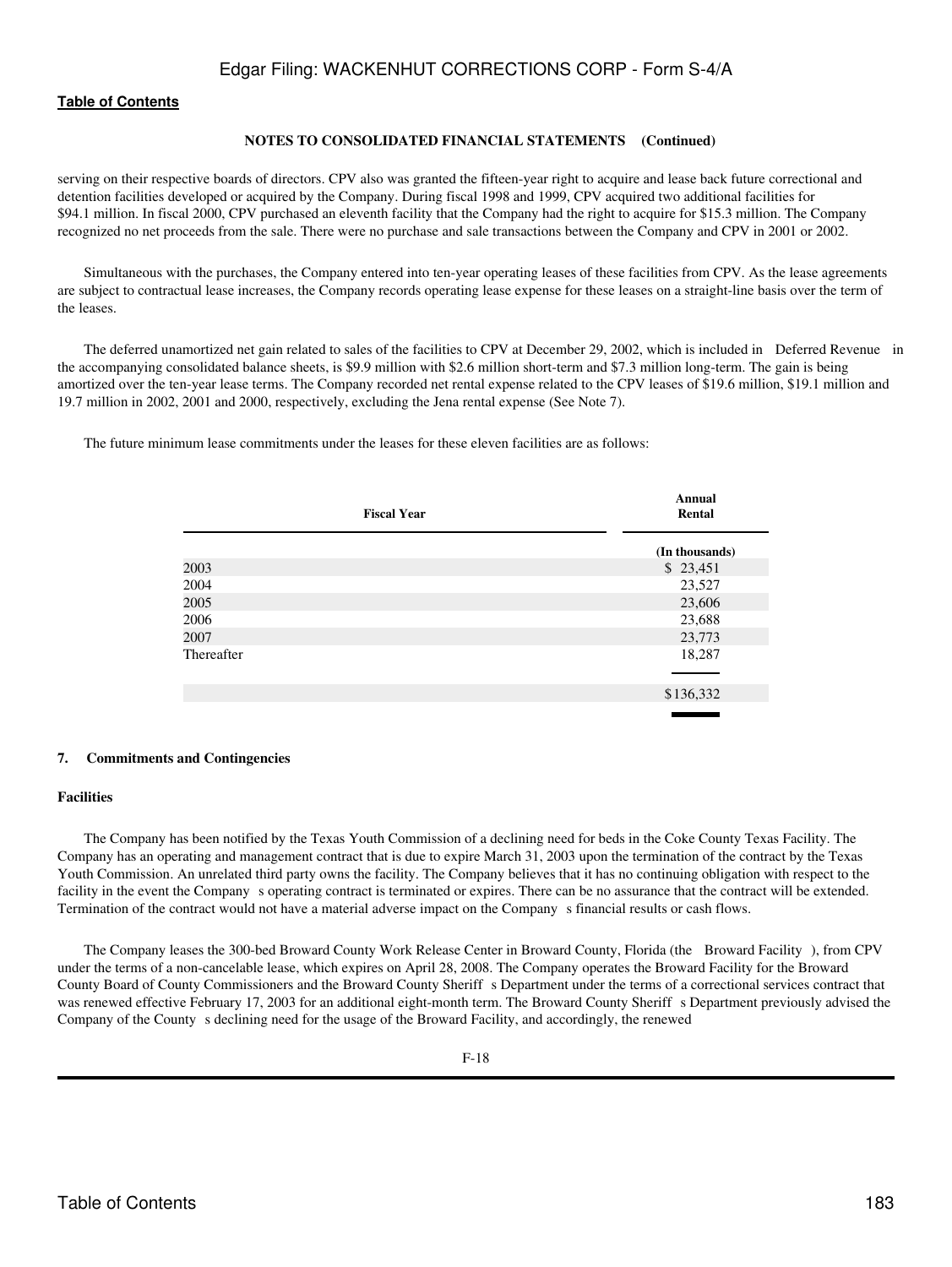**NOTES TO CONSOLIDATED FINANCIAL STATEMENTS (Continued)**

serving on their respective boards of directors. CPV also was granted the fifteen-year right to acquire and lease back future correctional and detention facilities developed or acquired by the Company. During fiscal 1998 and 1999, CPV acquired two additional facilities for $94.1 million. In fiscal 2000, CPV purchased an eleventh facility that the Company had the right to acquire for $15.3 million. The Company recognized no net proceeds from the sale. There were no purchase and sale transactions between the Company and CPV in 2001 or 2002.

Simultaneous with the purchases, the Company entered into ten-year operating leases of these facilities from CPV. As the lease agreements are subject to contractual lease increases, the Company records operating lease expense for these leases on a straight-line basis over the term of the leases.

The deferred unamortized net gain related to sales of the facilities to CPV at December 29, 2002, which is included in Deferred Revenue in the accompanying consolidated balance sheets, is $9.9 million with $2.6 million short-term and $7.3 million long-term. The gain is being amortized over the ten-year lease terms. The Company recorded net rental expense related to the CPV leases of $19.6 million, $19.1 million and 19.7 million in 2002, 2001 and 2000, respectively, excluding the Jena rental expense (See Note 7).

The future minimum lease commitments under the leases for these eleven facilities are as follows:

| Fiscal Year | Annual Rental |
|---|---|
| | (In thousands) |
| 2003 | $ 23,451 |
| 2004 | 23,527 |
| 2005 | 23,606 |
| 2006 | 23,688 |
| 2007 | 23,773 |
| Thereafter | 18,287 |
| | $136,332 |

## 7. Commitments and Contingencies

### Facilities

The Company has been notified by the Texas Youth Commission of a declining need for beds in the Coke County Texas Facility. The Company has an operating and management contract that is due to expire March 31, 2003 upon the termination of the contract by the Texas Youth Commission. An unrelated third party owns the facility. The Company believes that it has no continuing obligation with respect to the facility in the event the Company s operating contract is terminated or expires. There can be no assurance that the contract will be extended. Termination of the contract would not have a material adverse impact on the Company s financial results or cash flows.

The Company leases the 300-bed Broward County Work Release Center in Broward County, Florida (the Broward Facility ), from CPV under the terms of a non-cancelable lease, which expires on April 28, 2008. The Company operates the Broward Facility for the Broward County Board of County Commissioners and the Broward County Sheriff s Department under the terms of a correctional services contract that was renewed effective February 17, 2003 for an additional eight-month term. The Broward County Sheriff s Department previously advised the Company of the County s declining need for the usage of the Broward Facility, and accordingly, the renewed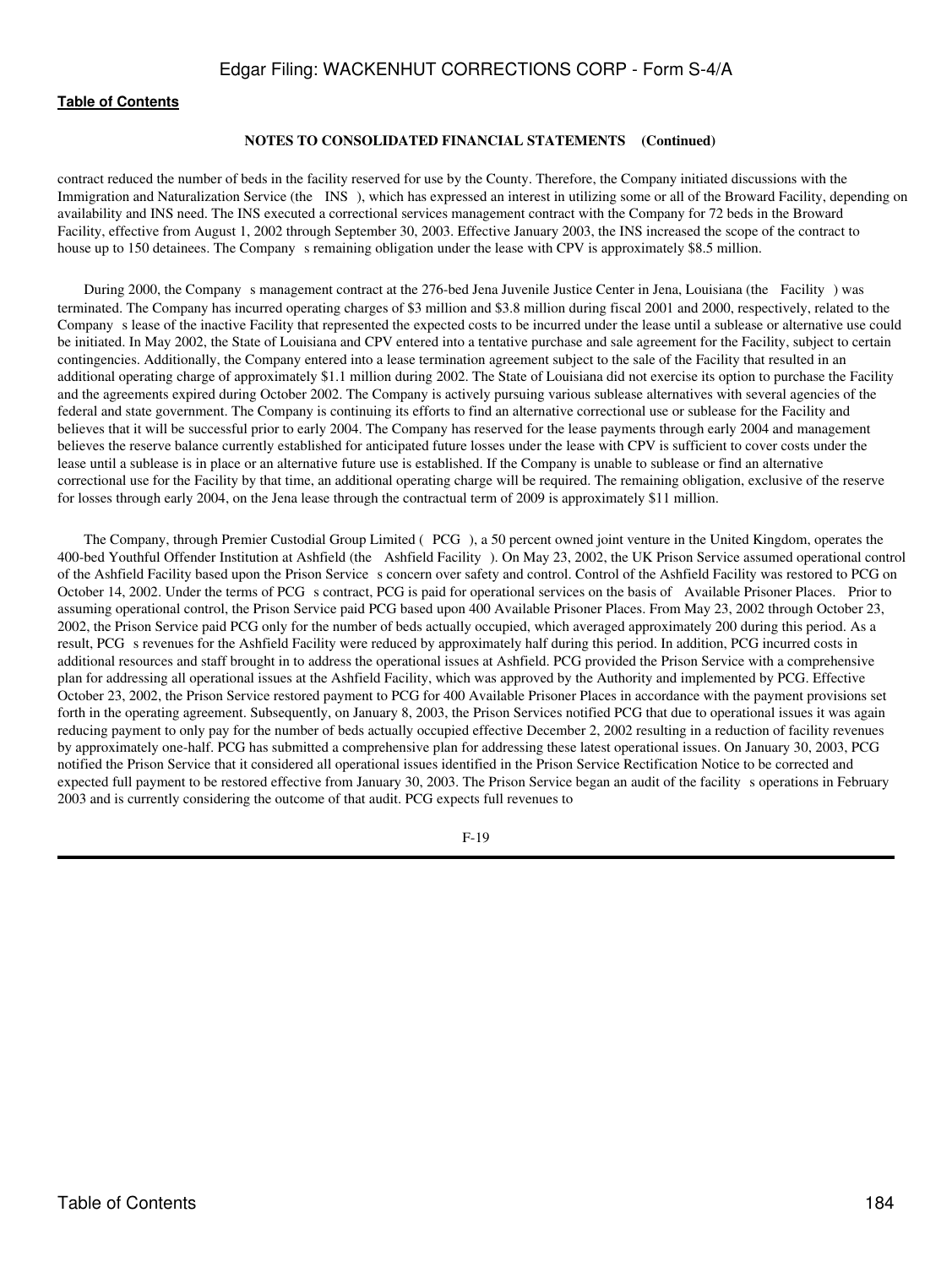**NOTES TO CONSOLIDATED FINANCIAL STATEMENTS (Continued)**

contract reduced the number of beds in the facility reserved for use by the County. Therefore, the Company initiated discussions with the Immigration and Naturalization Service (the INS), which has expressed an interest in utilizing some or all of the Broward Facility, depending on availability and INS need. The INS executed a correctional services management contract with the Company for 72 beds in the Broward Facility, effective from August 1, 2002 through September 30, 2003. Effective January 2003, the INS increased the scope of the contract to house up to 150 detainees. The Company s remaining obligation under the lease with CPV is approximately $8.5 million.

During 2000, the Company s management contract at the 276-bed Jena Juvenile Justice Center in Jena, Louisiana (the Facility) was terminated. The Company has incurred operating charges of $3 million and $3.8 million during fiscal 2001 and 2000, respectively, related to the Company s lease of the inactive Facility that represented the expected costs to be incurred under the lease until a sublease or alternative use could be initiated. In May 2002, the State of Louisiana and CPV entered into a tentative purchase and sale agreement for the Facility, subject to certain contingencies. Additionally, the Company entered into a lease termination agreement subject to the sale of the Facility that resulted in an additional operating charge of approximately $1.1 million during 2002. The State of Louisiana did not exercise its option to purchase the Facility and the agreements expired during October 2002. The Company is actively pursuing various sublease alternatives with several agencies of the federal and state government. The Company is continuing its efforts to find an alternative correctional use or sublease for the Facility and believes that it will be successful prior to early 2004. The Company has reserved for the lease payments through early 2004 and management believes the reserve balance currently established for anticipated future losses under the lease with CPV is sufficient to cover costs under the lease until a sublease is in place or an alternative future use is established. If the Company is unable to sublease or find an alternative correctional use for the Facility by that time, an additional operating charge will be required. The remaining obligation, exclusive of the reserve for losses through early 2004, on the Jena lease through the contractual term of 2009 is approximately $11 million.

The Company, through Premier Custodial Group Limited (PCG), a 50 percent owned joint venture in the United Kingdom, operates the 400-bed Youthful Offender Institution at Ashfield (the Ashfield Facility). On May 23, 2002, the UK Prison Service assumed operational control of the Ashfield Facility based upon the Prison Service s concern over safety and control. Control of the Ashfield Facility was restored to PCG on October 14, 2002. Under the terms of PCG s contract, PCG is paid for operational services on the basis of Available Prisoner Places. Prior to assuming operational control, the Prison Service paid PCG based upon 400 Available Prisoner Places. From May 23, 2002 through October 23, 2002, the Prison Service paid PCG only for the number of beds actually occupied, which averaged approximately 200 during this period. As a result, PCG s revenues for the Ashfield Facility were reduced by approximately half during this period. In addition, PCG incurred costs in additional resources and staff brought in to address the operational issues at Ashfield. PCG provided the Prison Service with a comprehensive plan for addressing all operational issues at the Ashfield Facility, which was approved by the Authority and implemented by PCG. Effective October 23, 2002, the Prison Service restored payment to PCG for 400 Available Prisoner Places in accordance with the payment provisions set forth in the operating agreement. Subsequently, on January 8, 2003, the Prison Services notified PCG that due to operational issues it was again reducing payment to only pay for the number of beds actually occupied effective December 2, 2002 resulting in a reduction of facility revenues by approximately one-half. PCG has submitted a comprehensive plan for addressing these latest operational issues. On January 30, 2003, PCG notified the Prison Service that it considered all operational issues identified in the Prison Service Rectification Notice to be corrected and expected full payment to be restored effective from January 30, 2003. The Prison Service began an audit of the facility s operations in February 2003 and is currently considering the outcome of that audit. PCG expects full revenues to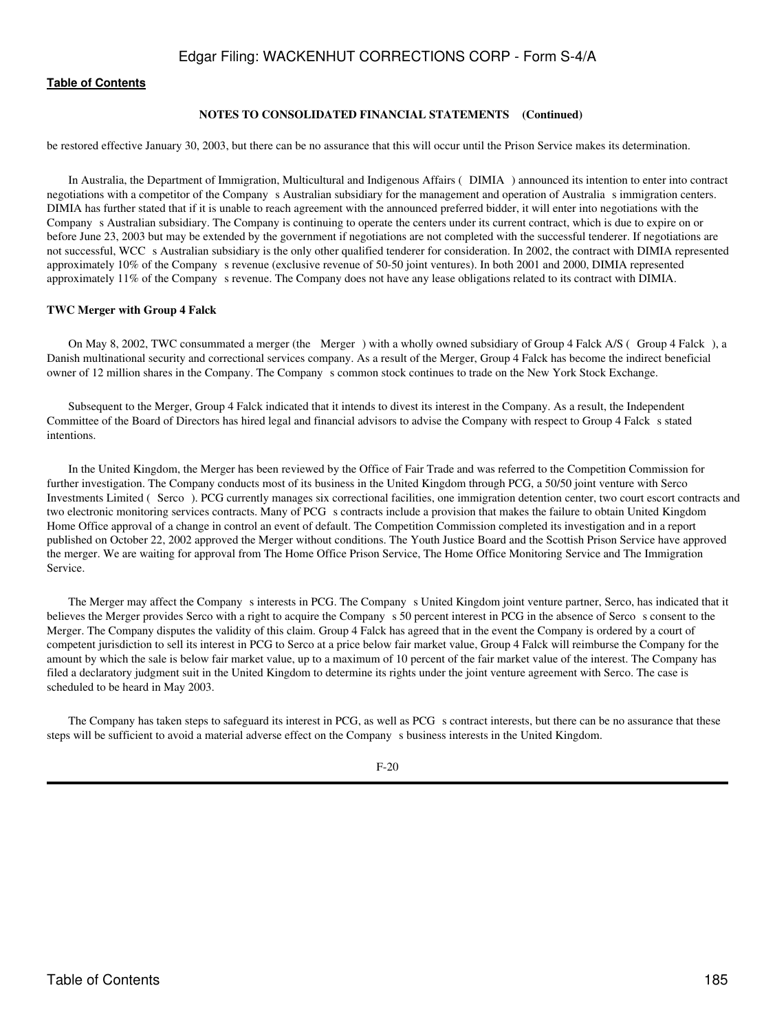**NOTES TO CONSOLIDATED FINANCIAL STATEMENTS (Continued)**

be restored effective January 30, 2003, but there can be no assurance that this will occur until the Prison Service makes its determination.

In Australia, the Department of Immigration, Multicultural and Indigenous Affairs ( DIMIA ) announced its intention to enter into contract negotiations with a competitor of the Company s Australian subsidiary for the management and operation of Australia s immigration centers. DIMIA has further stated that if it is unable to reach agreement with the announced preferred bidder, it will enter into negotiations with the Company s Australian subsidiary. The Company is continuing to operate the centers under its current contract, which is due to expire on or before June 23, 2003 but may be extended by the government if negotiations are not completed with the successful tenderer. If negotiations are not successful, WCC s Australian subsidiary is the only other qualified tenderer for consideration. In 2002, the contract with DIMIA represented approximately 10% of the Company s revenue (exclusive revenue of 50-50 joint ventures). In both 2001 and 2000, DIMIA represented approximately 11% of the Company s revenue. The Company does not have any lease obligations related to its contract with DIMIA.

**TWC Merger with Group 4 Falck**

On May 8, 2002, TWC consummated a merger (the Merger ) with a wholly owned subsidiary of Group 4 Falck A/S ( Group 4 Falck ), a Danish multinational security and correctional services company. As a result of the Merger, Group 4 Falck has become the indirect beneficial owner of 12 million shares in the Company. The Company s common stock continues to trade on the New York Stock Exchange.

Subsequent to the Merger, Group 4 Falck indicated that it intends to divest its interest in the Company. As a result, the Independent Committee of the Board of Directors has hired legal and financial advisors to advise the Company with respect to Group 4 Falck s stated intentions.

In the United Kingdom, the Merger has been reviewed by the Office of Fair Trade and was referred to the Competition Commission for further investigation. The Company conducts most of its business in the United Kingdom through PCG, a 50/50 joint venture with Serco Investments Limited ( Serco ). PCG currently manages six correctional facilities, one immigration detention center, two court escort contracts and two electronic monitoring services contracts. Many of PCG s contracts include a provision that makes the failure to obtain United Kingdom Home Office approval of a change in control an event of default. The Competition Commission completed its investigation and in a report published on October 22, 2002 approved the Merger without conditions. The Youth Justice Board and the Scottish Prison Service have approved the merger. We are waiting for approval from The Home Office Prison Service, The Home Office Monitoring Service and The Immigration Service.

The Merger may affect the Company s interests in PCG. The Company s United Kingdom joint venture partner, Serco, has indicated that it believes the Merger provides Serco with a right to acquire the Company s 50 percent interest in PCG in the absence of Serco s consent to the Merger. The Company disputes the validity of this claim. Group 4 Falck has agreed that in the event the Company is ordered by a court of competent jurisdiction to sell its interest in PCG to Serco at a price below fair market value, Group 4 Falck will reimburse the Company for the amount by which the sale is below fair market value, up to a maximum of 10 percent of the fair market value of the interest. The Company has filed a declaratory judgment suit in the United Kingdom to determine its rights under the joint venture agreement with Serco. The case is scheduled to be heard in May 2003.

The Company has taken steps to safeguard its interest in PCG, as well as PCG s contract interests, but there can be no assurance that these steps will be sufficient to avoid a material adverse effect on the Company s business interests in the United Kingdom.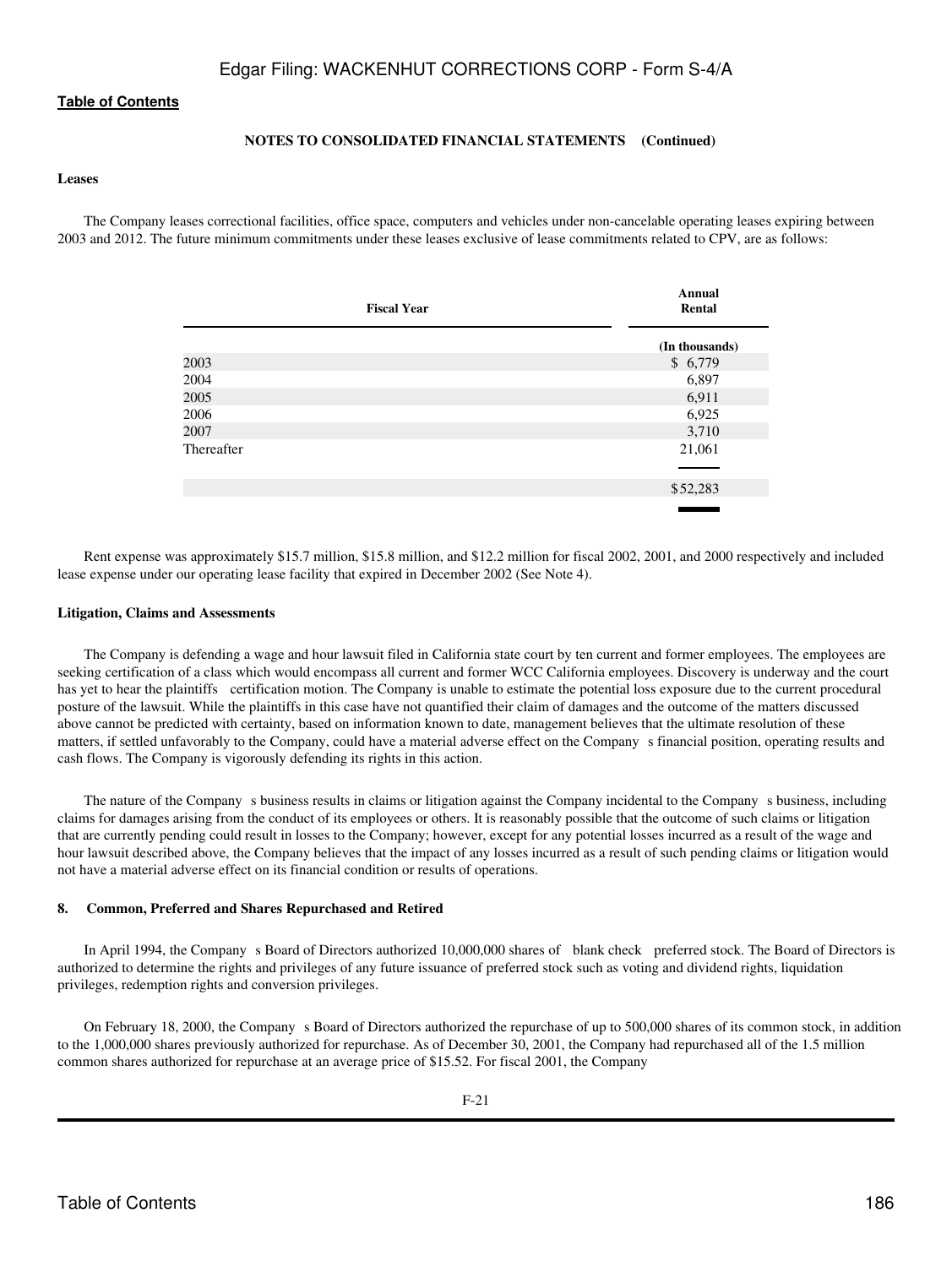[Table of Contents](#)

**NOTES TO CONSOLIDATED FINANCIAL STATEMENTS (Continued)**

**Leases**

The Company leases correctional facilities, office space, computers and vehicles under non-cancelable operating leases expiring between 2003 and 2012. The future minimum commitments under these leases exclusive of lease commitments related to CPV, are as follows:

| Fiscal Year | Annual Rental |
|---|---|
| | (In thousands) |
| 2003 | $ 6,779 |
| 2004 | 6,897 |
| 2005 | 6,911 |
| 2006 | 6,925 |
| 2007 | 3,710 |
| Thereafter | 21,061 |
| | $52,283 |

Rent expense was approximately $15.7 million, $15.8 million, and $12.2 million for fiscal 2002, 2001, and 2000 respectively and included lease expense under our operating lease facility that expired in December 2002 (See Note 4).

**Litigation, Claims and Assessments**

The Company is defending a wage and hour lawsuit filed in California state court by ten current and former employees. The employees are seeking certification of a class which would encompass all current and former WCC California employees. Discovery is underway and the court has yet to hear the plaintiffs certification motion. The Company is unable to estimate the potential loss exposure due to the current procedural posture of the lawsuit. While the plaintiffs in this case have not quantified their claim of damages and the outcome of the matters discussed above cannot be predicted with certainty, based on information known to date, management believes that the ultimate resolution of these matters, if settled unfavorably to the Company, could have a material adverse effect on the Company s financial position, operating results and cash flows. The Company is vigorously defending its rights in this action.

The nature of the Company s business results in claims or litigation against the Company incidental to the Company s business, including claims for damages arising from the conduct of its employees or others. It is reasonably possible that the outcome of such claims or litigation that are currently pending could result in losses to the Company; however, except for any potential losses incurred as a result of the wage and hour lawsuit described above, the Company believes that the impact of any losses incurred as a result of such pending claims or litigation would not have a material adverse effect on its financial condition or results of operations.

**8. Common, Preferred and Shares Repurchased and Retired**

In April 1994, the Company s Board of Directors authorized 10,000,000 shares of blank check preferred stock. The Board of Directors is authorized to determine the rights and privileges of any future issuance of preferred stock such as voting and dividend rights, liquidation privileges, redemption rights and conversion privileges.

On February 18, 2000, the Company s Board of Directors authorized the repurchase of up to 500,000 shares of its common stock, in addition to the 1,000,000 shares previously authorized for repurchase. As of December 30, 2001, the Company had repurchased all of the 1.5 million common shares authorized for repurchase at an average price of $15.52. For fiscal 2001, the Company

F-21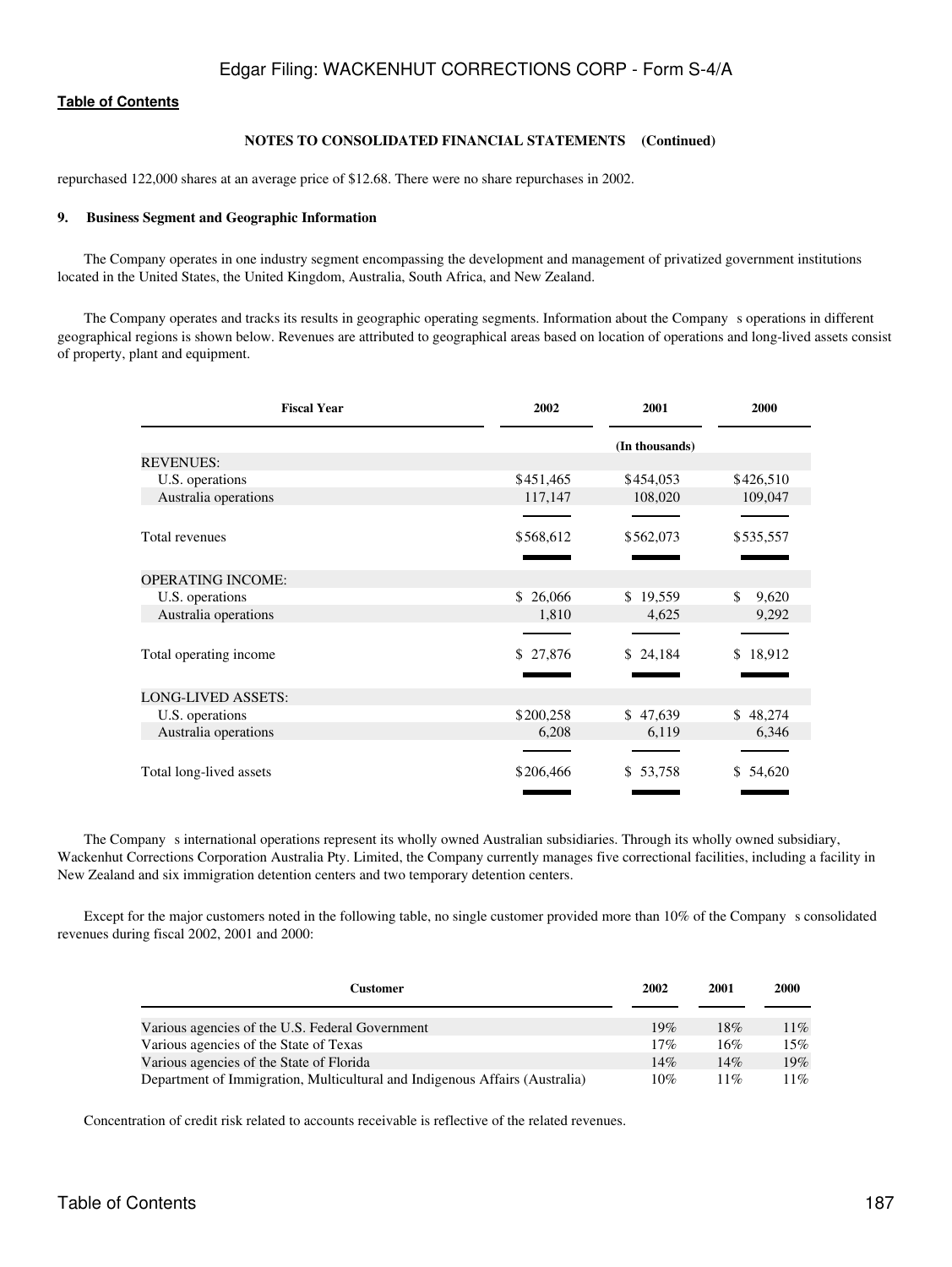**NOTES TO CONSOLIDATED FINANCIAL STATEMENTS (Continued)**

repurchased 122,000 shares at an average price of $12.68. There were no share repurchases in 2002.

### 9. Business Segment and Geographic Information

The Company operates in one industry segment encompassing the development and management of privatized government institutions located in the United States, the United Kingdom, Australia, South Africa, and New Zealand.

The Company operates and tracks its results in geographic operating segments. Information about the Company s operations in different geographical regions is shown below. Revenues are attributed to geographical areas based on location of operations and long-lived assets consist of property, plant and equipment.

| Fiscal Year | 2002 | 2001 | 2000 |
|---|---|---|---|
| | | (In thousands) | |
| REVENUES: | | | |
| U.S. operations | $451,465 | $454,053 | $426,510 |
| Australia operations | 117,147 | 108,020 | 109,047 |
| Total revenues | $568,612 | $562,073 | $535,557 |
| OPERATING INCOME: | | | |
| U.S. operations | $ 26,066 | $ 19,559 | $ 9,620 |
| Australia operations | 1,810 | 4,625 | 9,292 |
| Total operating income | $ 27,876 | $ 24,184 | $ 18,912 |
| LONG-LIVED ASSETS: | | | |
| U.S. operations | $200,258 | $ 47,639 | $ 48,274 |
| Australia operations | 6,208 | 6,119 | 6,346 |
| Total long-lived assets | $206,466 | $ 53,758 | $ 54,620 |

The Company s international operations represent its wholly owned Australian subsidiaries. Through its wholly owned subsidiary, Wackenhut Corrections Corporation Australia Pty. Limited, the Company currently manages five correctional facilities, including a facility in New Zealand and six immigration detention centers and two temporary detention centers.

Except for the major customers noted in the following table, no single customer provided more than 10% of the Company s consolidated revenues during fiscal 2002, 2001 and 2000:

| Customer | 2002 | 2001 | 2000 |
|---|---|---|---|
| Various agencies of the U.S. Federal Government | 19% | 18% | 11% |
| Various agencies of the State of Texas | 17% | 16% | 15% |
| Various agencies of the State of Florida | 14% | 14% | 19% |
| Department of Immigration, Multicultural and Indigenous Affairs (Australia) | 10% | 11% | 11% |

Concentration of credit risk related to accounts receivable is reflective of the related revenues.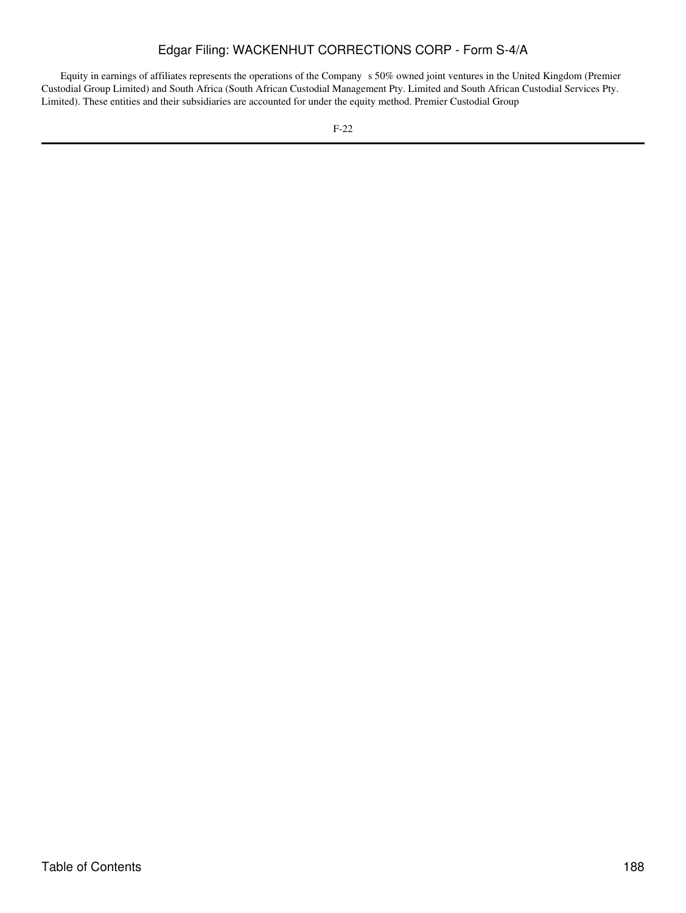Equity in earnings of affiliates represents the operations of the Company s 50% owned joint ventures in the United Kingdom (Premier Custodial Group Limited) and South Africa (South African Custodial Management Pty. Limited and South African Custodial Services Pty. Limited). These entities and their subsidiaries are accounted for under the equity method. Premier Custodial Group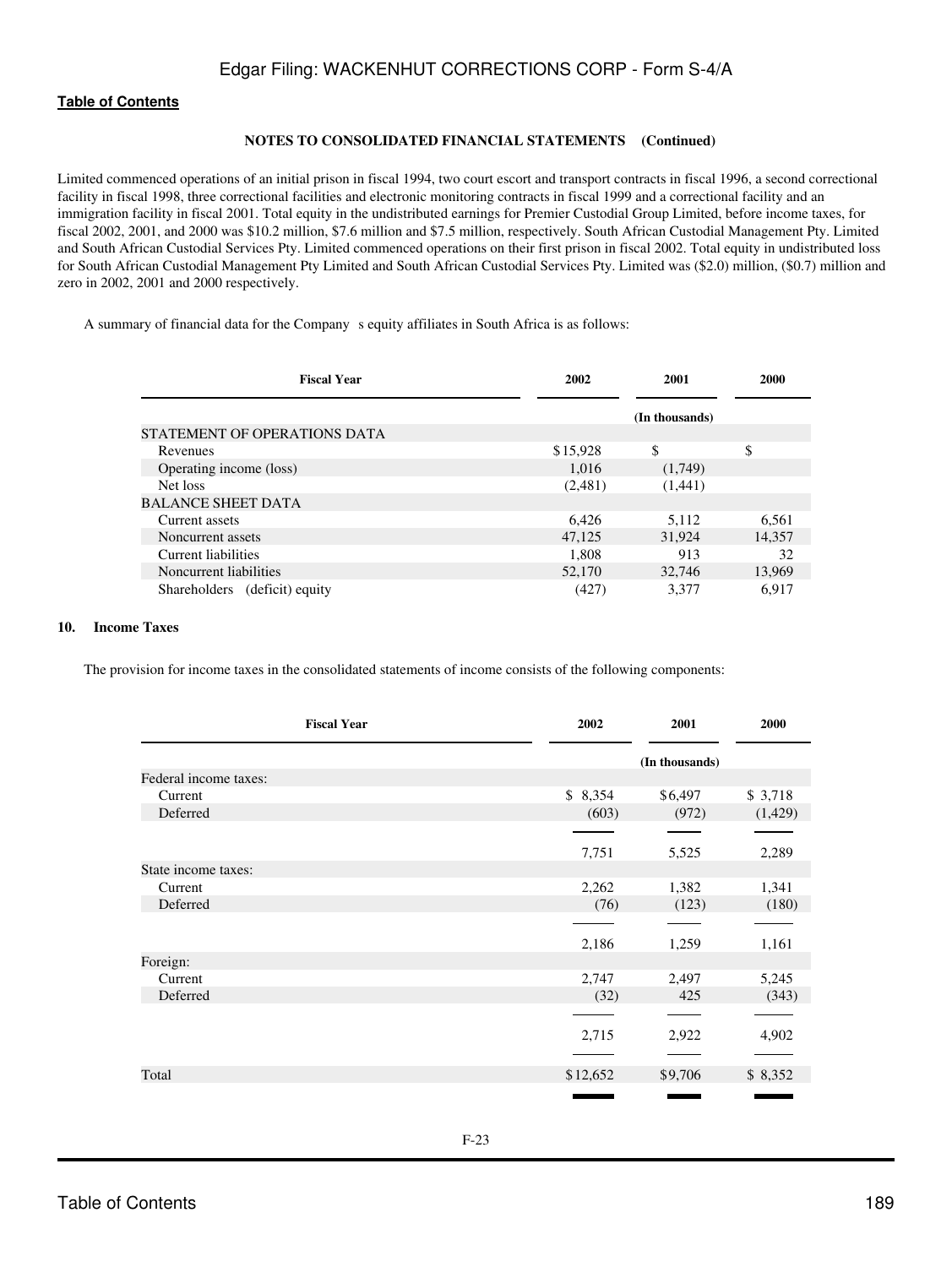**NOTES TO CONSOLIDATED FINANCIAL STATEMENTS (Continued)**

Limited commenced operations of an initial prison in fiscal 1994, two court escort and transport contracts in fiscal 1996, a second correctional facility in fiscal 1998, three correctional facilities and electronic monitoring contracts in fiscal 1999 and a correctional facility and an immigration facility in fiscal 2001. Total equity in the undistributed earnings for Premier Custodial Group Limited, before income taxes, for fiscal 2002, 2001, and 2000 was $10.2 million, $7.6 million and $7.5 million, respectively. South African Custodial Management Pty. Limited and South African Custodial Services Pty. Limited commenced operations on their first prison in fiscal 2002. Total equity in undistributed loss for South African Custodial Management Pty Limited and South African Custodial Services Pty. Limited was ($2.0) million, ($0.7) million and zero in 2002, 2001 and 2000 respectively.

A summary of financial data for the Company s equity affiliates in South Africa is as follows:

| Fiscal Year | 2002 | 2001 | 2000 |
|---|---|---|---|
| | | (In thousands) | |
| STATEMENT OF OPERATIONS DATA | | | |
| Revenues | $15,928 | $ | $ |
| Operating income (loss) | 1,016 | (1,749) | |
| Net loss | (2,481) | (1,441) | |
| BALANCE SHEET DATA | | | |
| Current assets | 6,426 | 5,112 | 6,561 |
| Noncurrent assets | 47,125 | 31,924 | 14,357 |
| Current liabilities | 1,808 | 913 | 32 |
| Noncurrent liabilities | 52,170 | 32,746 | 13,969 |
| Shareholders (deficit) equity | (427) | 3,377 | 6,917 |

**10. Income Taxes**

The provision for income taxes in the consolidated statements of income consists of the following components:

| Fiscal Year | 2002 | 2001 | 2000 |
|---|---|---|---|
| | | (In thousands) | |
| Federal income taxes: | | | |
| Current | $ 8,354 | $6,497 | $ 3,718 |
| Deferred | (603) | (972) | (1,429) |
| | 7,751 | 5,525 | 2,289 |
| State income taxes: | | | |
| Current | 2,262 | 1,382 | 1,341 |
| Deferred | (76) | (123) | (180) |
| | 2,186 | 1,259 | 1,161 |
| Foreign: | | | |
| Current | 2,747 | 2,497 | 5,245 |
| Deferred | (32) | 425 | (343) |
| | 2,715 | 2,922 | 4,902 |
| Total | $12,652 | $9,706 | $ 8,352 |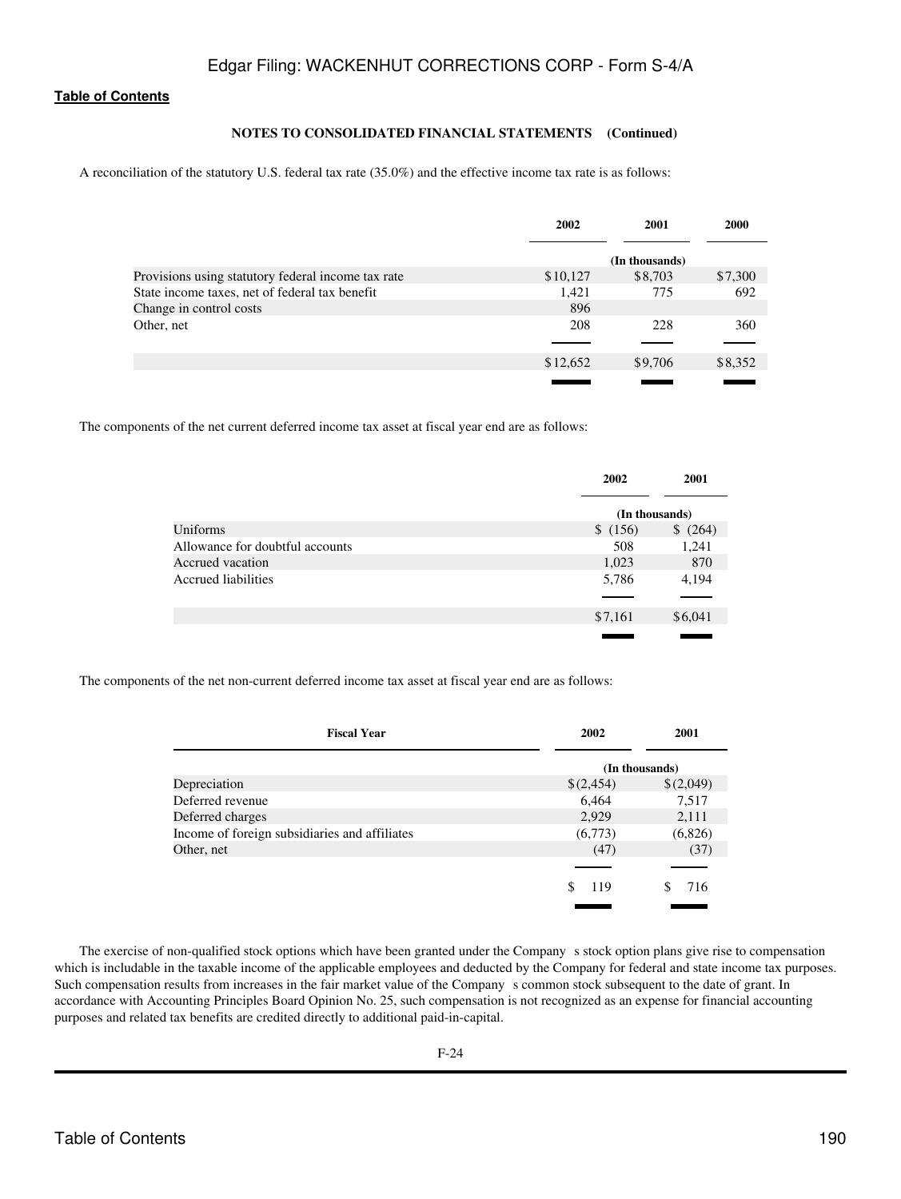**NOTES TO CONSOLIDATED FINANCIAL STATEMENTS (Continued)**

A reconciliation of the statutory U.S. federal tax rate (35.0%) and the effective income tax rate is as follows:

| | 2002 | 2001 | 2000 |
|---|---|---|---|
| | (In thousands) | | |
| Provisions using statutory federal income tax rate | $10,127 | $8,703 | $7,300 |
| State income taxes, net of federal tax benefit | 1,421 | 775 | 692 |
| Change in control costs | 896 | | |
| Other, net | 208 | 228 | 360 |
| | $12,652 | $9,706 | $8,352 |

The components of the net current deferred income tax asset at fiscal year end are as follows:

| | 2002 | 2001 |
|---|---|---|
| | (In thousands) | |
| Uniforms | $ (156) | $ (264) |
| Allowance for doubtful accounts | 508 | 1,241 |
| Accrued vacation | 1,023 | 870 |
| Accrued liabilities | 5,786 | 4,194 |
| | $7,161 | $6,041 |

The components of the net non-current deferred income tax asset at fiscal year end are as follows:

| Fiscal Year | 2002 | 2001 |
|---|---|---|
| | (In thousands) | |
| Depreciation | $(2,454) | $(2,049) |
| Deferred revenue | 6,464 | 7,517 |
| Deferred charges | 2,929 | 2,111 |
| Income of foreign subsidiaries and affiliates | (6,773) | (6,826) |
| Other, net | (47) | (37) |
| | $ 119 | $ 716 |

The exercise of non-qualified stock options which have been granted under the Company s stock option plans give rise to compensation which is includable in the taxable income of the applicable employees and deducted by the Company for federal and state income tax purposes. Such compensation results from increases in the fair market value of the Company s common stock subsequent to the date of grant. In accordance with Accounting Principles Board Opinion No. 25, such compensation is not recognized as an expense for financial accounting purposes and related tax benefits are credited directly to additional paid-in-capital.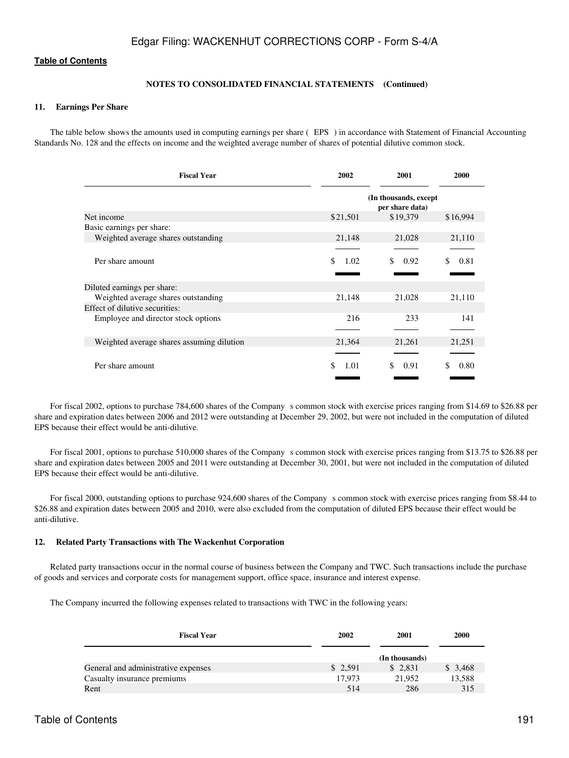**NOTES TO CONSOLIDATED FINANCIAL STATEMENTS (Continued)**

### 11. Earnings Per Share

The table below shows the amounts used in computing earnings per share ( EPS ) in accordance with Statement of Financial Accounting Standards No. 128 and the effects on income and the weighted average number of shares of potential dilutive common stock.

| Fiscal Year | 2002 | 2001 | 2000 |
|---|---|---|---|
| | | (In thousands, except per share data) | |
| Net income | $21,501 | $19,379 | $16,994 |
| Basic earnings per share: | | | |
| Weighted average shares outstanding | 21,148 | 21,028 | 21,110 |
| Per share amount | $ 1.02 | $ 0.92 | $ 0.81 |
| Diluted earnings per share: | | | |
| Weighted average shares outstanding | 21,148 | 21,028 | 21,110 |
| Effect of dilutive securities: | | | |
| Employee and director stock options | 216 | 233 | 141 |
| Weighted average shares assuming dilution | 21,364 | 21,261 | 21,251 |
| Per share amount | $ 1.01 | $ 0.91 | $ 0.80 |

For fiscal 2002, options to purchase 784,600 shares of the Company s common stock with exercise prices ranging from $14.69 to $26.88 per share and expiration dates between 2006 and 2012 were outstanding at December 29, 2002, but were not included in the computation of diluted EPS because their effect would be anti-dilutive.

For fiscal 2001, options to purchase 510,000 shares of the Company s common stock with exercise prices ranging from $13.75 to $26.88 per share and expiration dates between 2005 and 2011 were outstanding at December 30, 2001, but were not included in the computation of diluted EPS because their effect would be anti-dilutive.

For fiscal 2000, outstanding options to purchase 924,600 shares of the Company s common stock with exercise prices ranging from $8.44 to $26.88 and expiration dates between 2005 and 2010, were also excluded from the computation of diluted EPS because their effect would be anti-dilutive.

### 12. Related Party Transactions with The Wackenhut Corporation

Related party transactions occur in the normal course of business between the Company and TWC. Such transactions include the purchase of goods and services and corporate costs for management support, office space, insurance and interest expense.

The Company incurred the following expenses related to transactions with TWC in the following years:

| Fiscal Year | 2002 | 2001 | 2000 |
|---|---|---|---|
| | | (In thousands) | |
| General and administrative expenses | $ 2,591 | $ 2,831 | $ 3,468 |
| Casualty insurance premiums | 17,973 | 21,952 | 13,588 |
| Rent | 514 | 286 | 315 |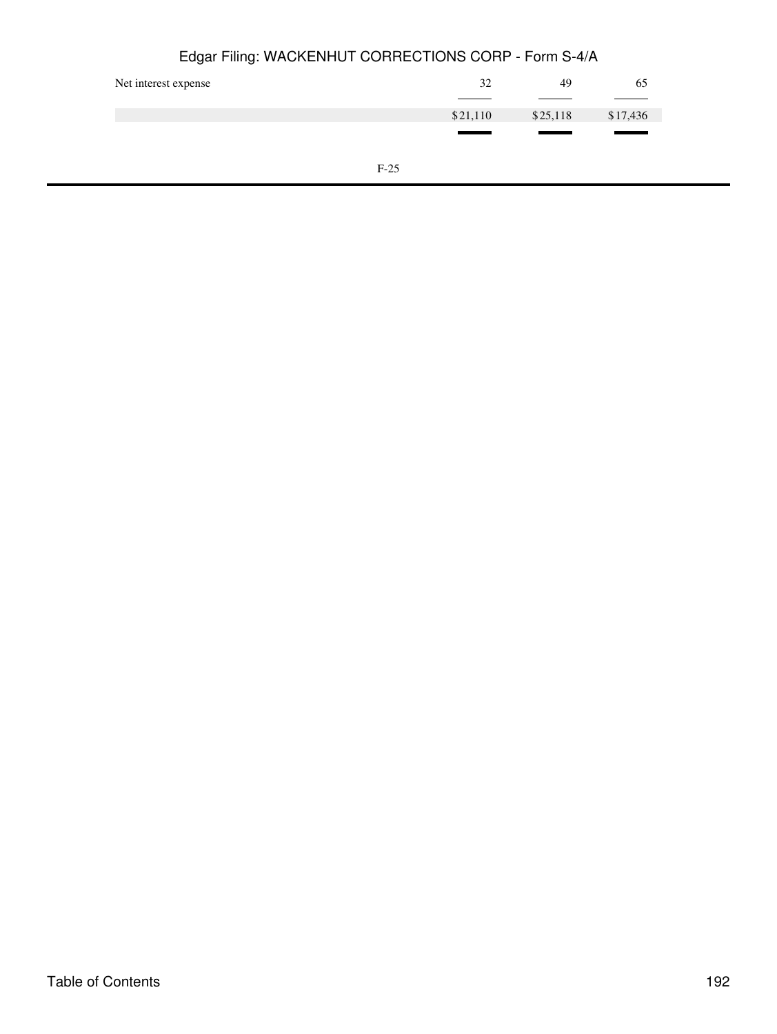| | | | |
|---|---|---|---|
| Net interest expense | 32 | 49 | 65 |
| | $21,110 | $25,118 | $17,436 |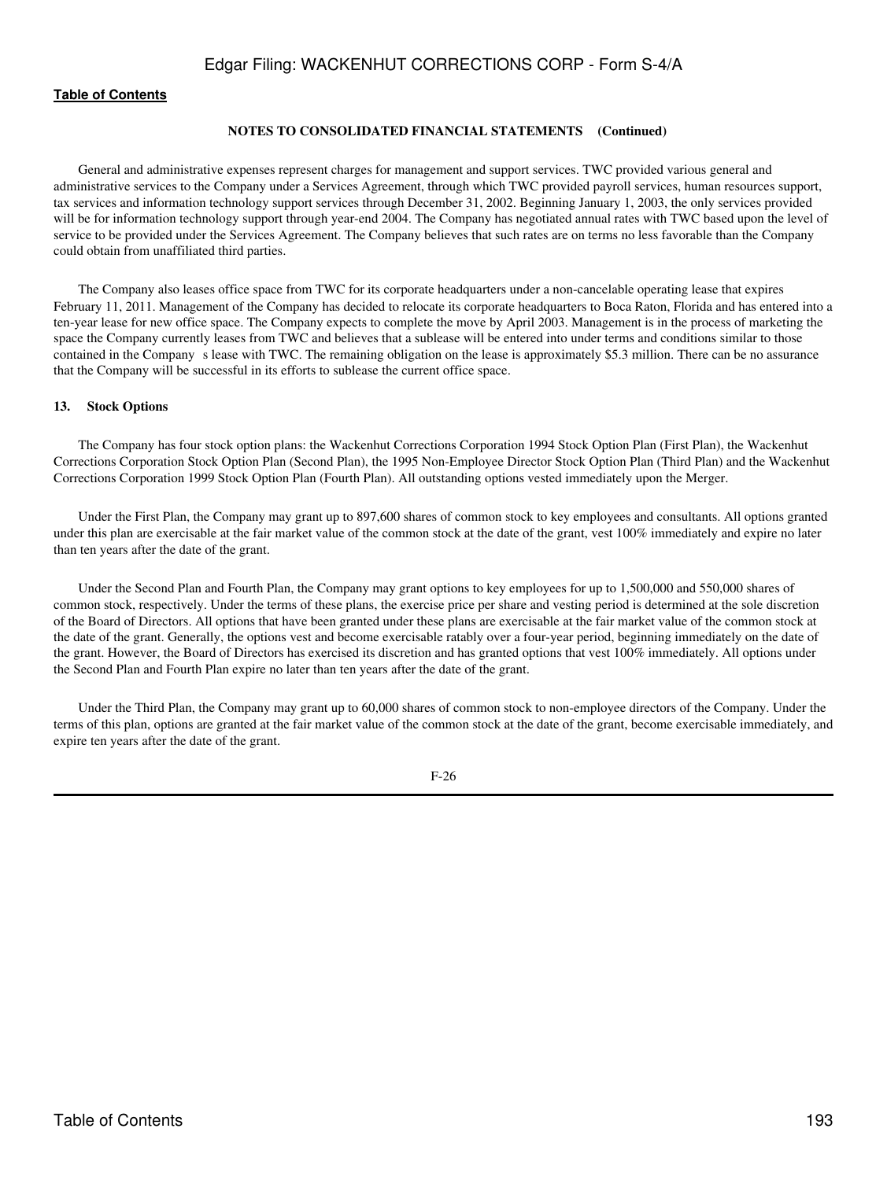**NOTES TO CONSOLIDATED FINANCIAL STATEMENTS (Continued)**

General and administrative expenses represent charges for management and support services. TWC provided various general and administrative services to the Company under a Services Agreement, through which TWC provided payroll services, human resources support, tax services and information technology support services through December 31, 2002. Beginning January 1, 2003, the only services provided will be for information technology support through year-end 2004. The Company has negotiated annual rates with TWC based upon the level of service to be provided under the Services Agreement. The Company believes that such rates are on terms no less favorable than the Company could obtain from unaffiliated third parties.

The Company also leases office space from TWC for its corporate headquarters under a non-cancelable operating lease that expires February 11, 2011. Management of the Company has decided to relocate its corporate headquarters to Boca Raton, Florida and has entered into a ten-year lease for new office space. The Company expects to complete the move by April 2003. Management is in the process of marketing the space the Company currently leases from TWC and believes that a sublease will be entered into under terms and conditions similar to those contained in the Company s lease with TWC. The remaining obligation on the lease is approximately $5.3 million. There can be no assurance that the Company will be successful in its efforts to sublease the current office space.

**13. Stock Options**

The Company has four stock option plans: the Wackenhut Corrections Corporation 1994 Stock Option Plan (First Plan), the Wackenhut Corrections Corporation Stock Option Plan (Second Plan), the 1995 Non-Employee Director Stock Option Plan (Third Plan) and the Wackenhut Corrections Corporation 1999 Stock Option Plan (Fourth Plan). All outstanding options vested immediately upon the Merger.

Under the First Plan, the Company may grant up to 897,600 shares of common stock to key employees and consultants. All options granted under this plan are exercisable at the fair market value of the common stock at the date of the grant, vest 100% immediately and expire no later than ten years after the date of the grant.

Under the Second Plan and Fourth Plan, the Company may grant options to key employees for up to 1,500,000 and 550,000 shares of common stock, respectively. Under the terms of these plans, the exercise price per share and vesting period is determined at the sole discretion of the Board of Directors. All options that have been granted under these plans are exercisable at the fair market value of the common stock at the date of the grant. Generally, the options vest and become exercisable ratably over a four-year period, beginning immediately on the date of the grant. However, the Board of Directors has exercised its discretion and has granted options that vest 100% immediately. All options under the Second Plan and Fourth Plan expire no later than ten years after the date of the grant.

Under the Third Plan, the Company may grant up to 60,000 shares of common stock to non-employee directors of the Company. Under the terms of this plan, options are granted at the fair market value of the common stock at the date of the grant, become exercisable immediately, and expire ten years after the date of the grant.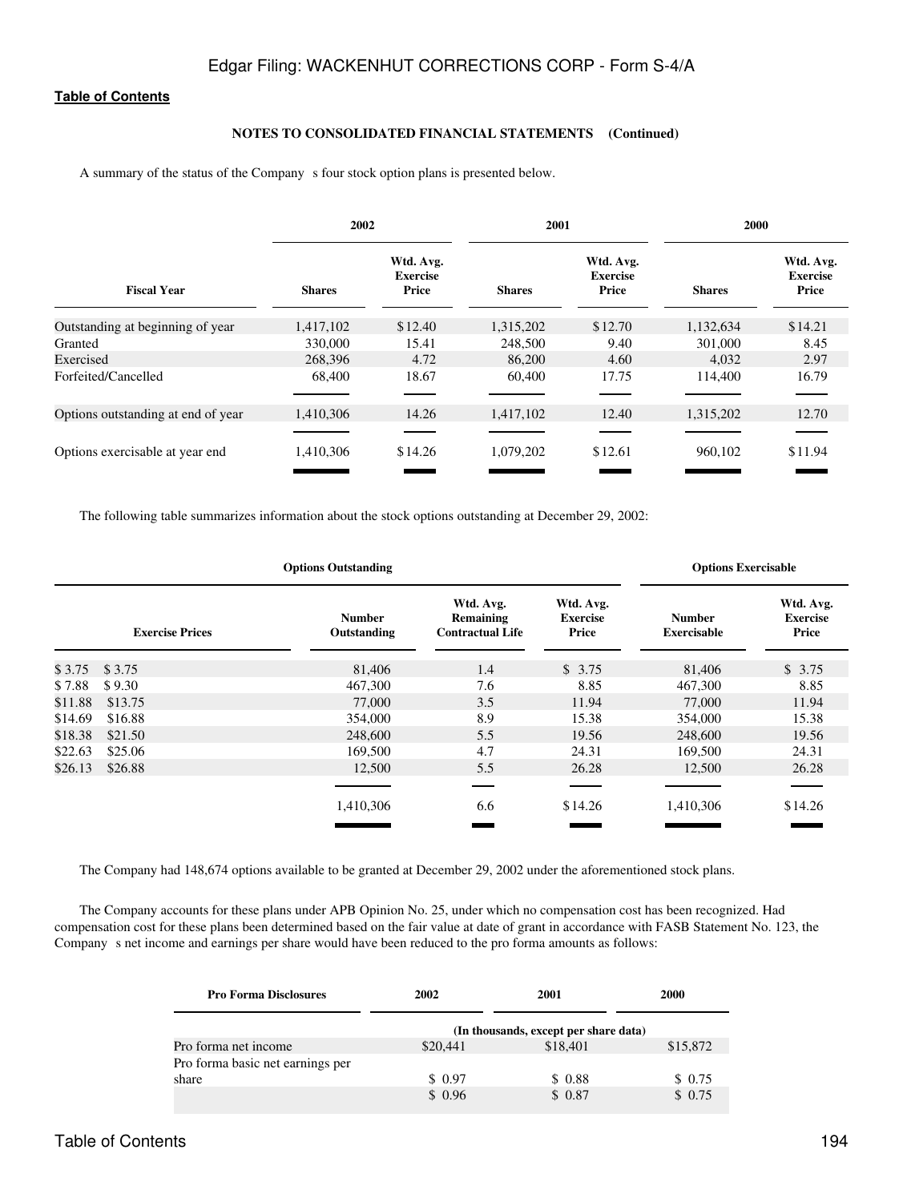**Table of Contents**

**NOTES TO CONSOLIDATED FINANCIAL STATEMENTS (Continued)**

A summary of the status of the Company s four stock option plans is presented below.

| | 2002 | | 2001 | | 2000 | |
|---|---|---|---|---|---|---|
| Fiscal Year | Shares | Wtd. Avg. Exercise Price | Shares | Wtd. Avg. Exercise Price | Shares | Wtd. Avg. Exercise Price |
| Outstanding at beginning of year | 1,417,102 | $12.40 | 1,315,202 | $12.70 | 1,132,634 | $14.21 |
| Granted | 330,000 | 15.41 | 248,500 | 9.40 | 301,000 | 8.45 |
| Exercised | 268,396 | 4.72 | 86,200 | 4.60 | 4,032 | 2.97 |
| Forfeited/Cancelled | 68,400 | 18.67 | 60,400 | 17.75 | 114,400 | 16.79 |
| Options outstanding at end of year | 1,410,306 | 14.26 | 1,417,102 | 12.40 | 1,315,202 | 12.70 |
| Options exercisable at year end | 1,410,306 | $14.26 | 1,079,202 | $12.61 | 960,102 | $11.94 |

The following table summarizes information about the stock options outstanding at December 29, 2002:

| | Options Outstanding | | | Options Exercisable | |
|---|---|---|---|---|---|
| Exercise Prices | Number Outstanding | Wtd. Avg. Remaining Contractual Life | Wtd. Avg. Exercise Price | Number Exercisable | Wtd. Avg. Exercise Price |
| $ 3.75 $ 3.75 | 81,406 | 1.4 | $ 3.75 | 81,406 | $ 3.75 |
| $ 7.88 $ 9.30 | 467,300 | 7.6 | 8.85 | 467,300 | 8.85 |
| $11.88 $13.75 | 77,000 | 3.5 | 11.94 | 77,000 | 11.94 |
| $14.69 $16.88 | 354,000 | 8.9 | 15.38 | 354,000 | 15.38 |
| $18.38 $21.50 | 248,600 | 5.5 | 19.56 | 248,600 | 19.56 |
| $22.63 $25.06 | 169,500 | 4.7 | 24.31 | 169,500 | 24.31 |
| $26.13 $26.88 | 12,500 | 5.5 | 26.28 | 12,500 | 26.28 |
| | 1,410,306 | 6.6 | $14.26 | 1,410,306 | $14.26 |

The Company had 148,674 options available to be granted at December 29, 2002 under the aforementioned stock plans.

The Company accounts for these plans under APB Opinion No. 25, under which no compensation cost has been recognized. Had compensation cost for these plans been determined based on the fair value at date of grant in accordance with FASB Statement No. 123, the Company s net income and earnings per share would have been reduced to the pro forma amounts as follows:

| Pro Forma Disclosures | 2002 | 2001 | 2000 |
|---|---|---|---|
| | (In thousands, except per share data) | | |
| Pro forma net income | $20,441 | $18,401 | $15,872 |
| Pro forma basic net earnings per share | $ 0.97 | $ 0.88 | $ 0.75 |
| | $ 0.96 | $ 0.87 | $ 0.75 |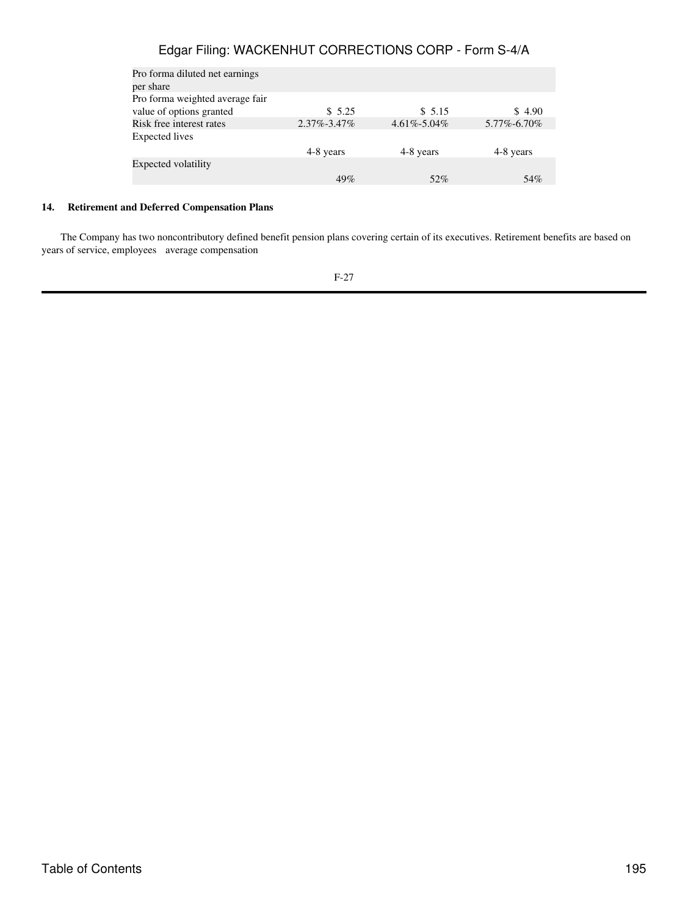| | | | |
|---|---|---|---|
| Pro forma diluted net earnings per share | | | |
| Pro forma weighted average fair value of options granted | $ 5.25 | $ 5.15 | $ 4.90 |
| Risk free interest rates | 2.37%-3.47% | 4.61%-5.04% | 5.77%-6.70% |
| Expected lives | 4-8 years | 4-8 years | 4-8 years |
| Expected volatility | 49% | 52% | 54% |

**14. Retirement and Deferred Compensation Plans**

The Company has two noncontributory defined benefit pension plans covering certain of its executives. Retirement benefits are based on years of service, employees average compensation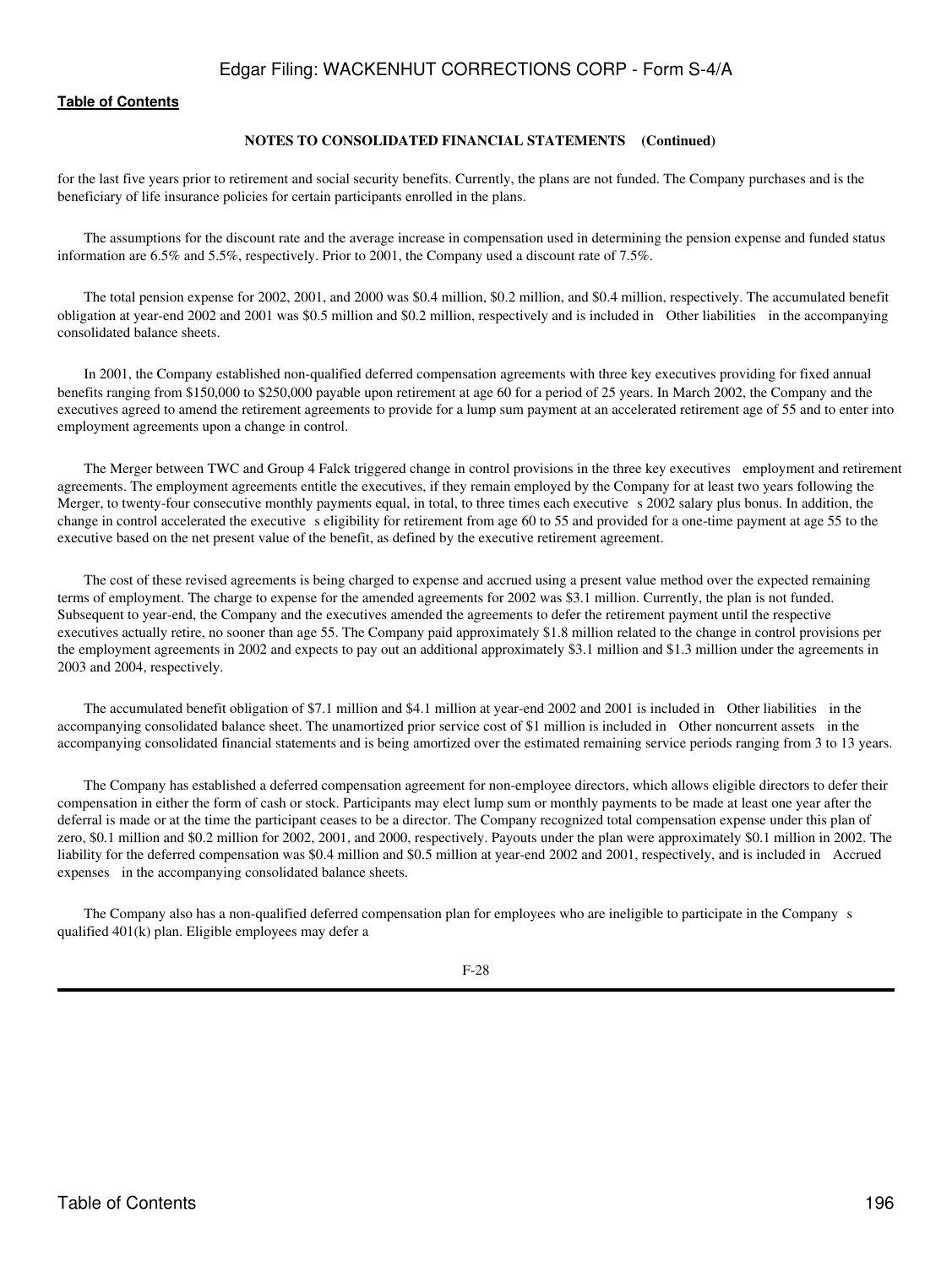**NOTES TO CONSOLIDATED FINANCIAL STATEMENTS (Continued)**

for the last five years prior to retirement and social security benefits. Currently, the plans are not funded. The Company purchases and is the beneficiary of life insurance policies for certain participants enrolled in the plans.

The assumptions for the discount rate and the average increase in compensation used in determining the pension expense and funded status information are 6.5% and 5.5%, respectively. Prior to 2001, the Company used a discount rate of 7.5%.

The total pension expense for 2002, 2001, and 2000 was $0.4 million, $0.2 million, and $0.4 million, respectively. The accumulated benefit obligation at year-end 2002 and 2001 was $0.5 million and $0.2 million, respectively and is included in Other liabilities in the accompanying consolidated balance sheets.

In 2001, the Company established non-qualified deferred compensation agreements with three key executives providing for fixed annual benefits ranging from $150,000 to $250,000 payable upon retirement at age 60 for a period of 25 years. In March 2002, the Company and the executives agreed to amend the retirement agreements to provide for a lump sum payment at an accelerated retirement age of 55 and to enter into employment agreements upon a change in control.

The Merger between TWC and Group 4 Falck triggered change in control provisions in the three key executives employment and retirement agreements. The employment agreements entitle the executives, if they remain employed by the Company for at least two years following the Merger, to twenty-four consecutive monthly payments equal, in total, to three times each executive s 2002 salary plus bonus. In addition, the change in control accelerated the executive s eligibility for retirement from age 60 to 55 and provided for a one-time payment at age 55 to the executive based on the net present value of the benefit, as defined by the executive retirement agreement.

The cost of these revised agreements is being charged to expense and accrued using a present value method over the expected remaining terms of employment. The charge to expense for the amended agreements for 2002 was $3.1 million. Currently, the plan is not funded. Subsequent to year-end, the Company and the executives amended the agreements to defer the retirement payment until the respective executives actually retire, no sooner than age 55. The Company paid approximately $1.8 million related to the change in control provisions per the employment agreements in 2002 and expects to pay out an additional approximately $3.1 million and $1.3 million under the agreements in 2003 and 2004, respectively.

The accumulated benefit obligation of $7.1 million and $4.1 million at year-end 2002 and 2001 is included in Other liabilities in the accompanying consolidated balance sheet. The unamortized prior service cost of $1 million is included in Other noncurrent assets in the accompanying consolidated financial statements and is being amortized over the estimated remaining service periods ranging from 3 to 13 years.

The Company has established a deferred compensation agreement for non-employee directors, which allows eligible directors to defer their compensation in either the form of cash or stock. Participants may elect lump sum or monthly payments to be made at least one year after the deferral is made or at the time the participant ceases to be a director. The Company recognized total compensation expense under this plan of zero, $0.1 million and $0.2 million for 2002, 2001, and 2000, respectively. Payouts under the plan were approximately $0.1 million in 2002. The liability for the deferred compensation was $0.4 million and $0.5 million at year-end 2002 and 2001, respectively, and is included in Accrued expenses in the accompanying consolidated balance sheets.

The Company also has a non-qualified deferred compensation plan for employees who are ineligible to participate in the Company s qualified 401(k) plan. Eligible employees may defer a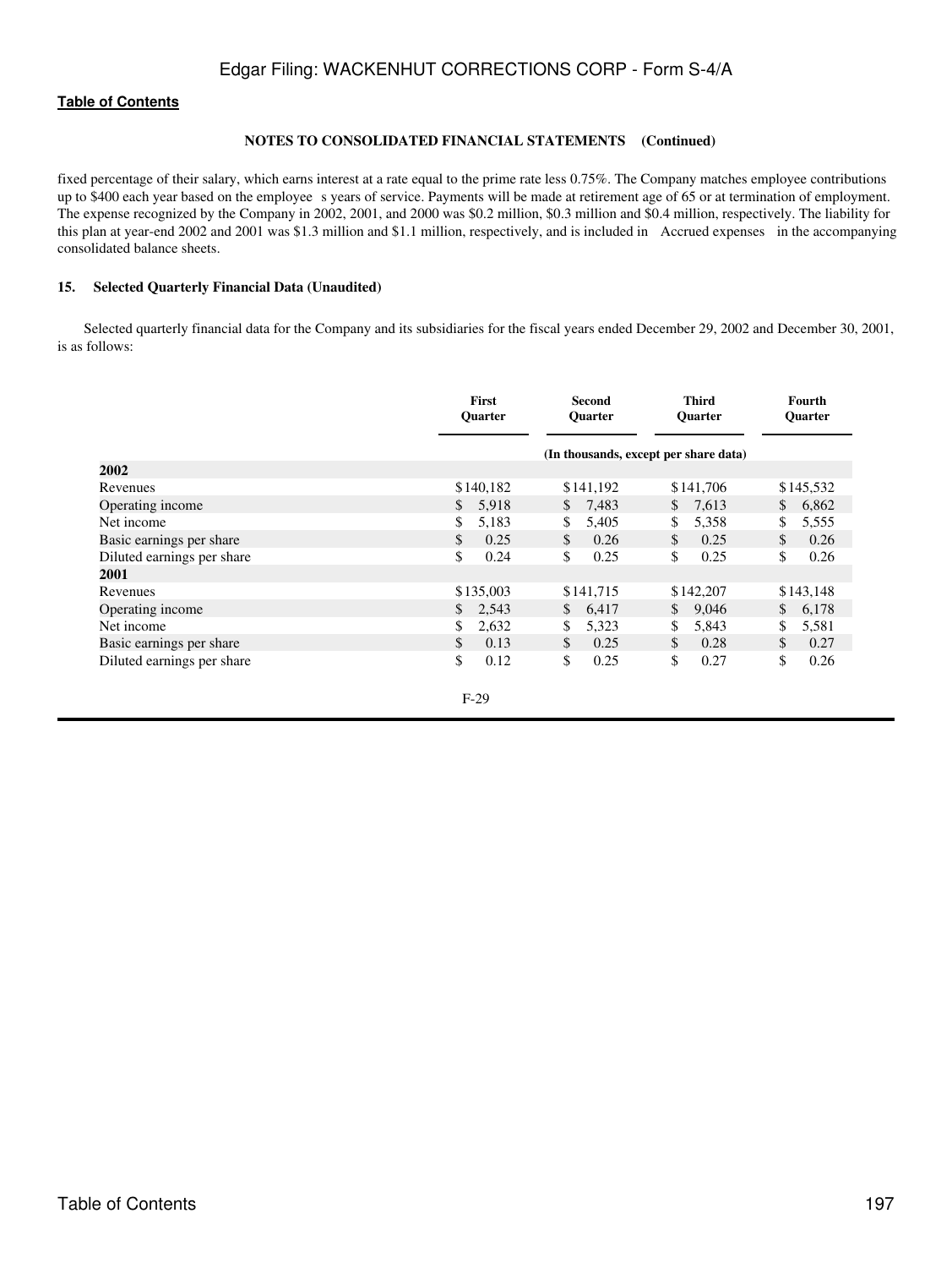**NOTES TO CONSOLIDATED FINANCIAL STATEMENTS (Continued)**

fixed percentage of their salary, which earns interest at a rate equal to the prime rate less 0.75%. The Company matches employee contributions up to $400 each year based on the employee s years of service. Payments will be made at retirement age of 65 or at termination of employment. The expense recognized by the Company in 2002, 2001, and 2000 was $0.2 million, $0.3 million and $0.4 million, respectively. The liability for this plan at year-end 2002 and 2001 was $1.3 million and $1.1 million, respectively, and is included in Accrued expenses in the accompanying consolidated balance sheets.

## 15. Selected Quarterly Financial Data (Unaudited)

Selected quarterly financial data for the Company and its subsidiaries for the fiscal years ended December 29, 2002 and December 30, 2001, is as follows:

| | First Quarter | Second Quarter | Third Quarter | Fourth Quarter |
|---|---|---|---|---|
| | (In thousands, except per share data) | | | |
| **2002** | | | | |
| Revenues | $140,182 | $141,192 | $141,706 | $145,532 |
| Operating income | $ 5,918 | $ 7,483 | $ 7,613 | $ 6,862 |
| Net income | $ 5,183 | $ 5,405 | $ 5,358 | $ 5,555 |
| Basic earnings per share | $ 0.25 | $ 0.26 | $ 0.25 | $ 0.26 |
| Diluted earnings per share | $ 0.24 | $ 0.25 | $ 0.25 | $ 0.26 |
| **2001** | | | | |
| Revenues | $135,003 | $141,715 | $142,207 | $143,148 |
| Operating income | $ 2,543 | $ 6,417 | $ 9,046 | $ 6,178 |
| Net income | $ 2,632 | $ 5,323 | $ 5,843 | $ 5,581 |
| Basic earnings per share | $ 0.13 | $ 0.25 | $ 0.28 | $ 0.27 |
| Diluted earnings per share | $ 0.12 | $ 0.25 | $ 0.27 | $ 0.26 |

F-29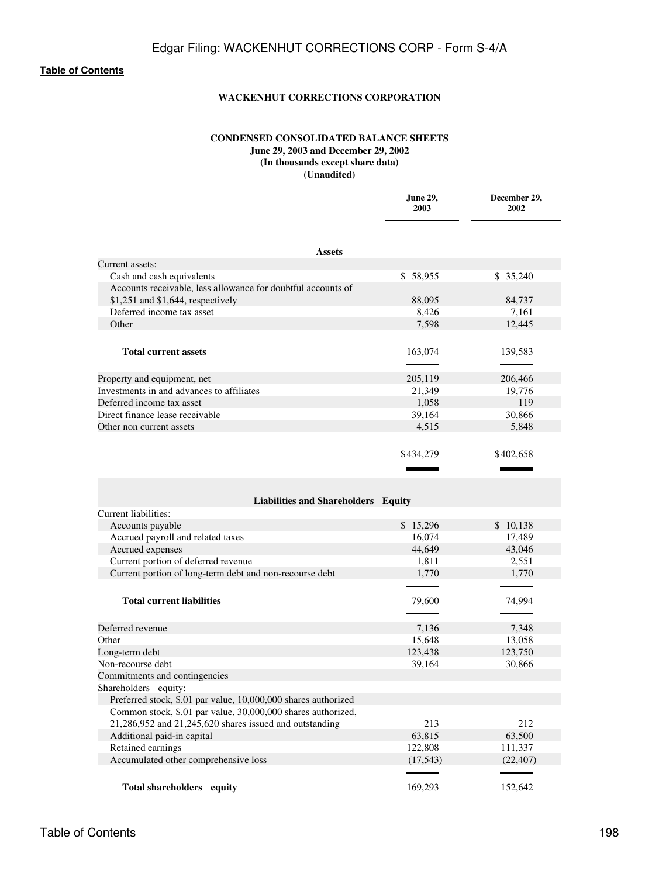**WACKENHUT CORRECTIONS CORPORATION**

**CONDENSED CONSOLIDATED BALANCE SHEETS**
**June 29, 2003 and December 29, 2002**
**(In thousands except share data)**
**(Unaudited)**

| | June 29, 2003 | December 29, 2002 |
|---|---|---|
| **Assets** | | |
| Current assets: | | |
| Cash and cash equivalents | $ 58,955 | $ 35,240 |
| Accounts receivable, less allowance for doubtful accounts of $1,251 and $1,644, respectively | 88,095 | 84,737 |
| Deferred income tax asset | 8,426 | 7,161 |
| Other | 7,598 | 12,445 |
| **Total current assets** | 163,074 | 139,583 |
| Property and equipment, net | 205,119 | 206,466 |
| Investments in and advances to affiliates | 21,349 | 19,776 |
| Deferred income tax asset | 1,058 | 119 |
| Direct finance lease receivable | 39,164 | 30,866 |
| Other non current assets | 4,515 | 5,848 |
| | $434,279 | $402,658 |
| **Liabilities and Shareholders Equity** | | |
| Current liabilities: | | |
| Accounts payable | $ 15,296 | $ 10,138 |
| Accrued payroll and related taxes | 16,074 | 17,489 |
| Accrued expenses | 44,649 | 43,046 |
| Current portion of deferred revenue | 1,811 | 2,551 |
| Current portion of long-term debt and non-recourse debt | 1,770 | 1,770 |
| **Total current liabilities** | 79,600 | 74,994 |
| Deferred revenue | 7,136 | 7,348 |
| Other | 15,648 | 13,058 |
| Long-term debt | 123,438 | 123,750 |
| Non-recourse debt | 39,164 | 30,866 |
| Commitments and contingencies | | |
| Shareholders equity: | | |
| Preferred stock, $.01 par value, 10,000,000 shares authorized | | |
| Common stock, $.01 par value, 30,000,000 shares authorized, 21,286,952 and 21,245,620 shares issued and outstanding | 213 | 212 |
| Additional paid-in capital | 63,815 | 63,500 |
| Retained earnings | 122,808 | 111,337 |
| Accumulated other comprehensive loss | (17,543) | (22,407) |
| **Total shareholders equity** | 169,293 | 152,642 |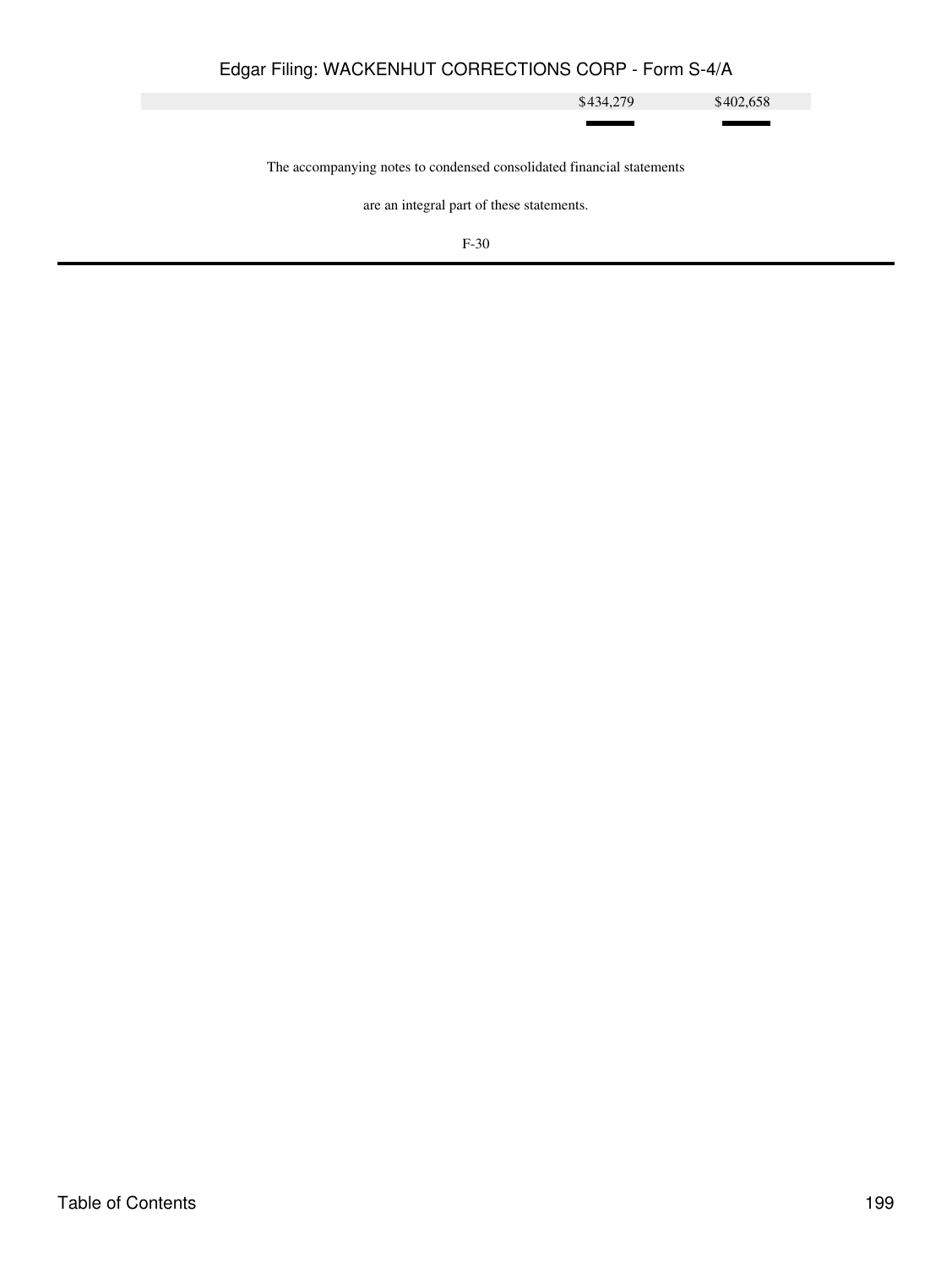| | | |
|---|---|---|
| | $434,279 | $402,658 |

The accompanying notes to condensed consolidated financial statements

are an integral part of these statements.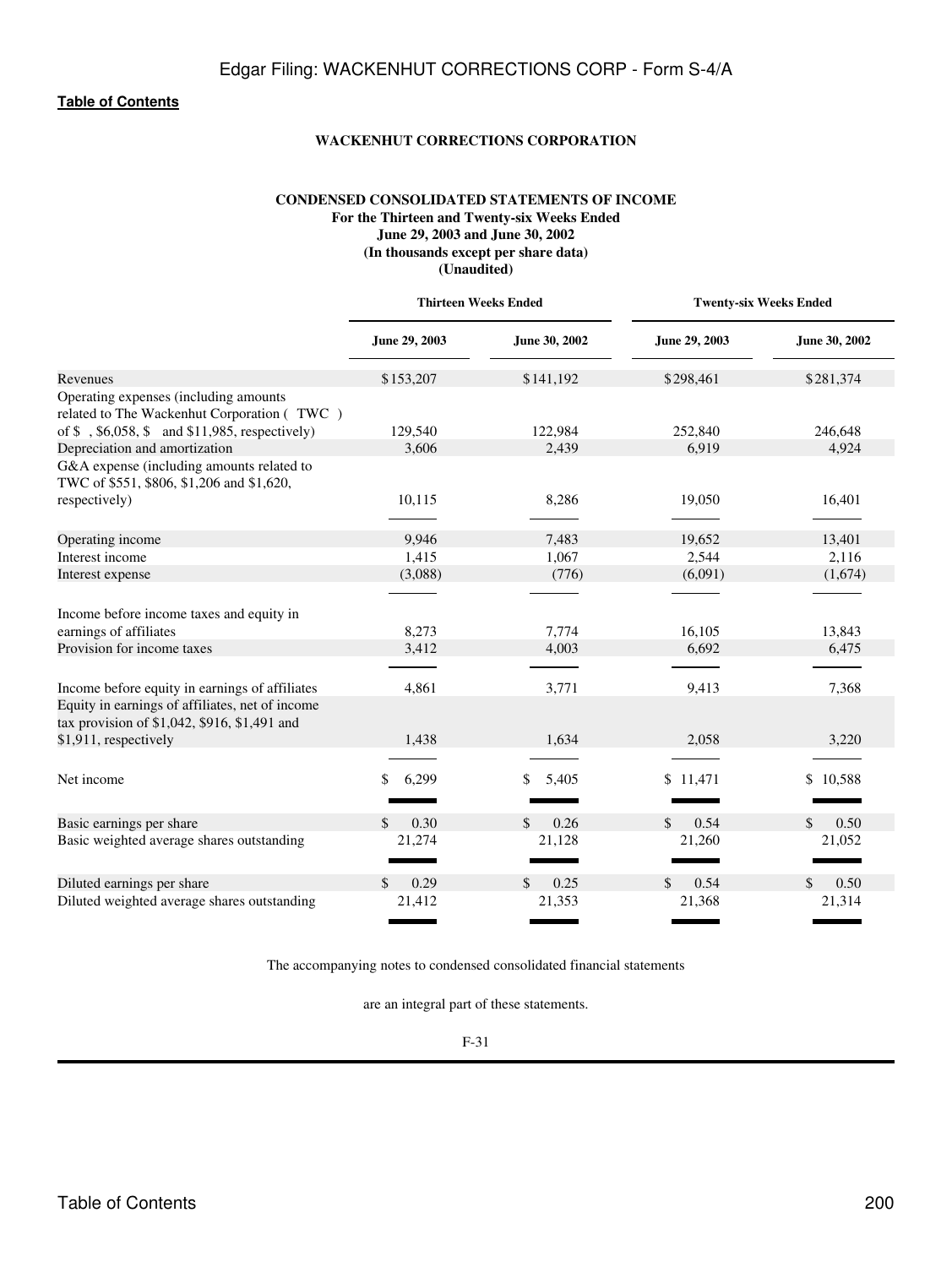[Table of Contents](#)

**WACKENHUT CORRECTIONS CORPORATION**

**CONDENSED CONSOLIDATED STATEMENTS OF INCOME**
**For the Thirteen and Twenty-six Weeks Ended**
**June 29, 2003 and June 30, 2002**
**(In thousands except per share data)**
**(Unaudited)**

| | Thirteen Weeks Ended | | Twenty-six Weeks Ended | |
|---|---|---|---|---|
| | June 29, 2003 | June 30, 2002 | June 29, 2003 | June 30, 2002 |
| Revenues | $153,207 | $141,192 | $298,461 | $281,374 |
| Operating expenses (including amounts related to The Wackenhut Corporation ( TWC ) of $ , $6,058, $ and $11,985, respectively) | 129,540 | 122,984 | 252,840 | 246,648 |
| Depreciation and amortization | 3,606 | 2,439 | 6,919 | 4,924 |
| G&A expense (including amounts related to TWC of $551, $806, $1,206 and $1,620, respectively) | 10,115 | 8,286 | 19,050 | 16,401 |
| Operating income | 9,946 | 7,483 | 19,652 | 13,401 |
| Interest income | 1,415 | 1,067 | 2,544 | 2,116 |
| Interest expense | (3,088) | (776) | (6,091) | (1,674) |
| Income before income taxes and equity in earnings of affiliates | 8,273 | 7,774 | 16,105 | 13,843 |
| Provision for income taxes | 3,412 | 4,003 | 6,692 | 6,475 |
| Income before equity in earnings of affiliates | 4,861 | 3,771 | 9,413 | 7,368 |
| Equity in earnings of affiliates, net of income tax provision of $1,042, $916, $1,491 and $1,911, respectively | 1,438 | 1,634 | 2,058 | 3,220 |
| Net income | $ 6,299 | $ 5,405 | $ 11,471 | $ 10,588 |
| Basic earnings per share | $ 0.30 | $ 0.26 | $ 0.54 | $ 0.50 |
| Basic weighted average shares outstanding | 21,274 | 21,128 | 21,260 | 21,052 |
| Diluted earnings per share | $ 0.29 | $ 0.25 | $ 0.54 | $ 0.50 |
| Diluted weighted average shares outstanding | 21,412 | 21,353 | 21,368 | 21,314 |

The accompanying notes to condensed consolidated financial statements

are an integral part of these statements.

F-31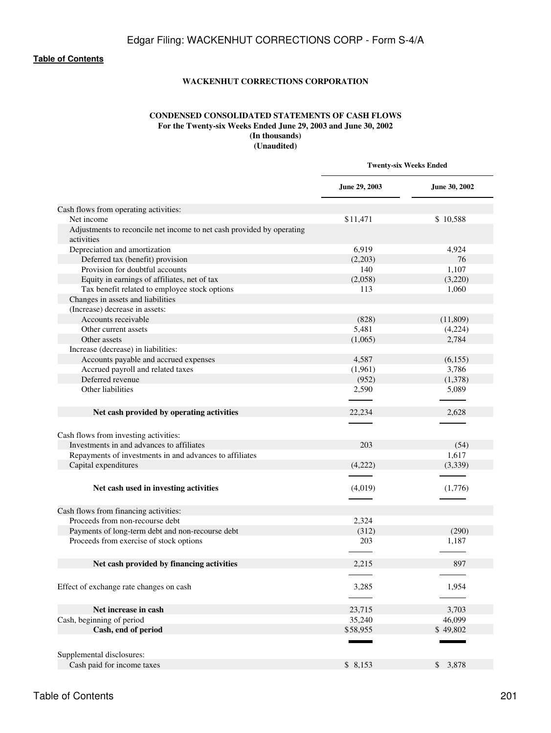**WACKENHUT CORRECTIONS CORPORATION**

**CONDENSED CONSOLIDATED STATEMENTS OF CASH FLOWS**
**For the Twenty-six Weeks Ended June 29, 2003 and June 30, 2002**
**(In thousands)**
**(Unaudited)**

| | Twenty-six Weeks Ended | |
|---|---|---|
| | **June 29, 2003** | **June 30, 2002** |
| Cash flows from operating activities: | | |
| Net income | $11,471 | $ 10,588 |
| Adjustments to reconcile net income to net cash provided by operating activities | | |
| Depreciation and amortization | 6,919 | 4,924 |
| Deferred tax (benefit) provision | (2,203) | 76 |
| Provision for doubtful accounts | 140 | 1,107 |
| Equity in earnings of affiliates, net of tax | (2,058) | (3,220) |
| Tax benefit related to employee stock options | 113 | 1,060 |
| Changes in assets and liabilities | | |
| (Increase) decrease in assets: | | |
| Accounts receivable | (828) | (11,809) |
| Other current assets | 5,481 | (4,224) |
| Other assets | (1,065) | 2,784 |
| Increase (decrease) in liabilities: | | |
| Accounts payable and accrued expenses | 4,587 | (6,155) |
| Accrued payroll and related taxes | (1,961) | 3,786 |
| Deferred revenue | (952) | (1,378) |
| Other liabilities | 2,590 | 5,089 |
| **Net cash provided by operating activities** | 22,234 | 2,628 |
| Cash flows from investing activities: | | |
| Investments in and advances to affiliates | 203 | (54) |
| Repayments of investments in and advances to affiliates | | 1,617 |
| Capital expenditures | (4,222) | (3,339) |
| **Net cash used in investing activities** | (4,019) | (1,776) |
| Cash flows from financing activities: | | |
| Proceeds from non-recourse debt | 2,324 | |
| Payments of long-term debt and non-recourse debt | (312) | (290) |
| Proceeds from exercise of stock options | 203 | 1,187 |
| **Net cash provided by financing activities** | 2,215 | 897 |
| Effect of exchange rate changes on cash | 3,285 | 1,954 |
| **Net increase in cash** | 23,715 | 3,703 |
| Cash, beginning of period | 35,240 | 46,099 |
| **Cash, end of period** | $58,955 | $ 49,802 |
| Supplemental disclosures: | | |
| Cash paid for income taxes | $ 8,153 | $ 3,878 |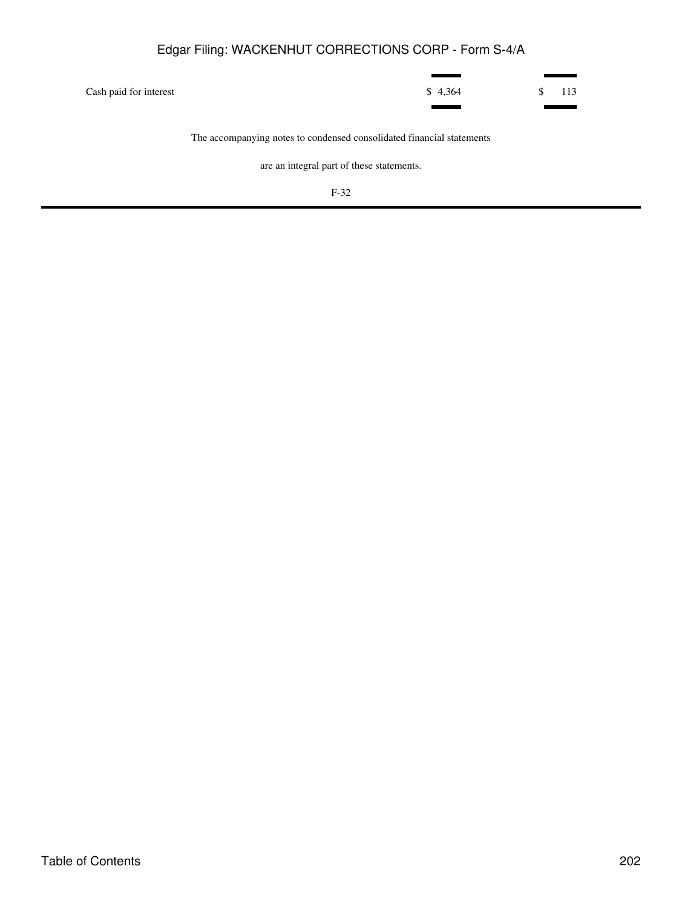| | | |
|---|---|---|
| Cash paid for interest | $ 4,364 | $ 113 |

The accompanying notes to condensed consolidated financial statements

are an integral part of these statements.

F-32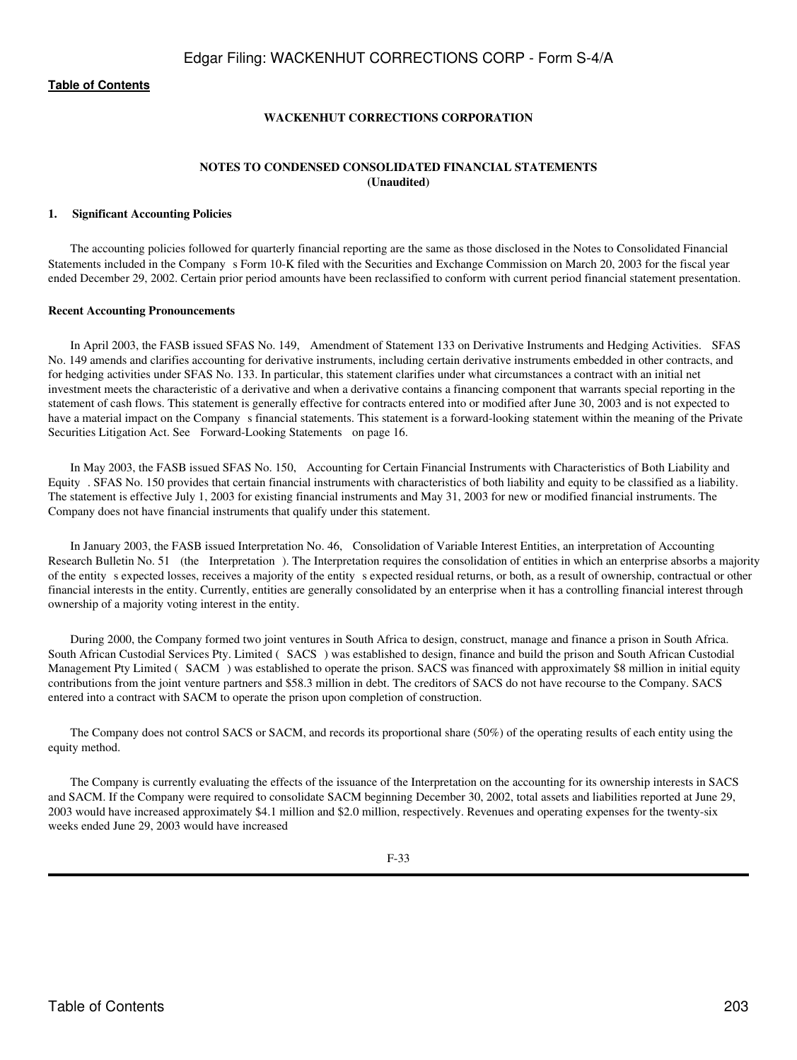[Table of Contents](#)

**WACKENHUT CORRECTIONS CORPORATION**

**NOTES TO CONDENSED CONSOLIDATED FINANCIAL STATEMENTS**
**(Unaudited)**

**1. Significant Accounting Policies**

The accounting policies followed for quarterly financial reporting are the same as those disclosed in the Notes to Consolidated Financial Statements included in the Company s Form 10-K filed with the Securities and Exchange Commission on March 20, 2003 for the fiscal year ended December 29, 2002. Certain prior period amounts have been reclassified to conform with current period financial statement presentation.

**Recent Accounting Pronouncements**

In April 2003, the FASB issued SFAS No. 149, Amendment of Statement 133 on Derivative Instruments and Hedging Activities. SFAS No. 149 amends and clarifies accounting for derivative instruments, including certain derivative instruments embedded in other contracts, and for hedging activities under SFAS No. 133. In particular, this statement clarifies under what circumstances a contract with an initial net investment meets the characteristic of a derivative and when a derivative contains a financing component that warrants special reporting in the statement of cash flows. This statement is generally effective for contracts entered into or modified after June 30, 2003 and is not expected to have a material impact on the Company s financial statements. This statement is a forward-looking statement within the meaning of the Private Securities Litigation Act. See Forward-Looking Statements on page 16.

In May 2003, the FASB issued SFAS No. 150, Accounting for Certain Financial Instruments with Characteristics of Both Liability and Equity . SFAS No. 150 provides that certain financial instruments with characteristics of both liability and equity to be classified as a liability. The statement is effective July 1, 2003 for existing financial instruments and May 31, 2003 for new or modified financial instruments. The Company does not have financial instruments that qualify under this statement.

In January 2003, the FASB issued Interpretation No. 46, Consolidation of Variable Interest Entities, an interpretation of Accounting Research Bulletin No. 51 (the Interpretation ). The Interpretation requires the consolidation of entities in which an enterprise absorbs a majority of the entity s expected losses, receives a majority of the entity s expected residual returns, or both, as a result of ownership, contractual or other financial interests in the entity. Currently, entities are generally consolidated by an enterprise when it has a controlling financial interest through ownership of a majority voting interest in the entity.

During 2000, the Company formed two joint ventures in South Africa to design, construct, manage and finance a prison in South Africa. South African Custodial Services Pty. Limited ( SACS ) was established to design, finance and build the prison and South African Custodial Management Pty Limited ( SACM ) was established to operate the prison. SACS was financed with approximately $8 million in initial equity contributions from the joint venture partners and $58.3 million in debt. The creditors of SACS do not have recourse to the Company. SACS entered into a contract with SACM to operate the prison upon completion of construction.

The Company does not control SACS or SACM, and records its proportional share (50%) of the operating results of each entity using the equity method.

The Company is currently evaluating the effects of the issuance of the Interpretation on the accounting for its ownership interests in SACS and SACM. If the Company were required to consolidate SACM beginning December 30, 2002, total assets and liabilities reported at June 29, 2003 would have increased approximately $4.1 million and $2.0 million, respectively. Revenues and operating expenses for the twenty-six weeks ended June 29, 2003 would have increased

F-33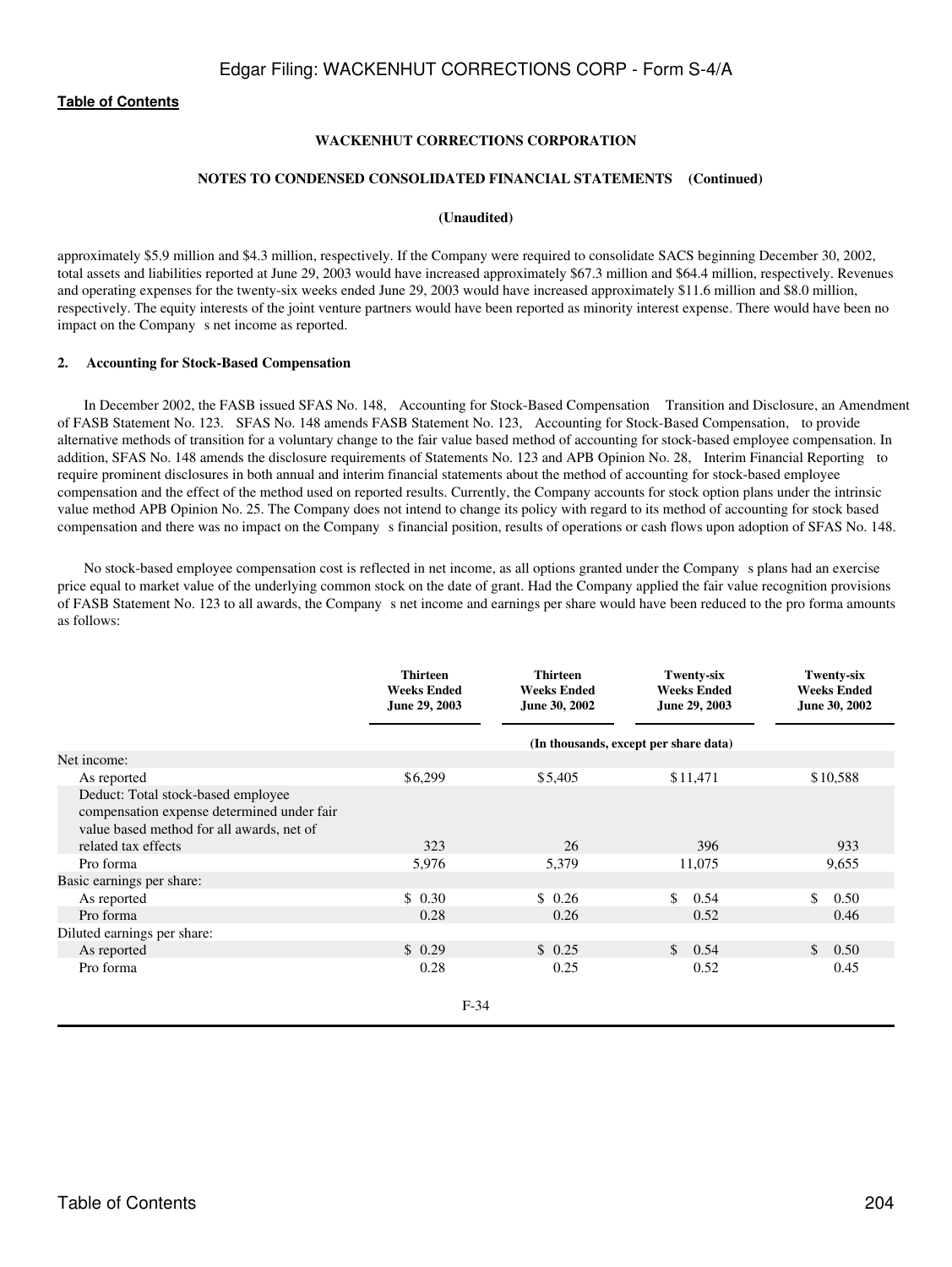**WACKENHUT CORRECTIONS CORPORATION**

**NOTES TO CONDENSED CONSOLIDATED FINANCIAL STATEMENTS (Continued)**

**(Unaudited)**

approximately $5.9 million and $4.3 million, respectively. If the Company were required to consolidate SACS beginning December 30, 2002, total assets and liabilities reported at June 29, 2003 would have increased approximately $67.3 million and $64.4 million, respectively. Revenues and operating expenses for the twenty-six weeks ended June 29, 2003 would have increased approximately $11.6 million and $8.0 million, respectively. The equity interests of the joint venture partners would have been reported as minority interest expense. There would have been no impact on the Company s net income as reported.

**2. Accounting for Stock-Based Compensation**

In December 2002, the FASB issued SFAS No. 148, Accounting for Stock-Based Compensation Transition and Disclosure, an Amendment of FASB Statement No. 123. SFAS No. 148 amends FASB Statement No. 123, Accounting for Stock-Based Compensation, to provide alternative methods of transition for a voluntary change to the fair value based method of accounting for stock-based employee compensation. In addition, SFAS No. 148 amends the disclosure requirements of Statements No. 123 and APB Opinion No. 28, Interim Financial Reporting to require prominent disclosures in both annual and interim financial statements about the method of accounting for stock-based employee compensation and the effect of the method used on reported results. Currently, the Company accounts for stock option plans under the intrinsic value method APB Opinion No. 25. The Company does not intend to change its policy with regard to its method of accounting for stock based compensation and there was no impact on the Company s financial position, results of operations or cash flows upon adoption of SFAS No. 148.

No stock-based employee compensation cost is reflected in net income, as all options granted under the Company s plans had an exercise price equal to market value of the underlying common stock on the date of grant. Had the Company applied the fair value recognition provisions of FASB Statement No. 123 to all awards, the Company s net income and earnings per share would have been reduced to the pro forma amounts as follows:

| | Thirteen Weeks Ended June 29, 2003 | Thirteen Weeks Ended June 30, 2002 | Twenty-six Weeks Ended June 29, 2003 | Twenty-six Weeks Ended June 30, 2002 |
|---|---|---|---|---|
| | (In thousands, except per share data) | | | |
| Net income: | | | | |
| As reported | $6,299 | $5,405 | $11,471 | $10,588 |
| Deduct: Total stock-based employee compensation expense determined under fair value based method for all awards, net of related tax effects | 323 | 26 | 396 | 933 |
| Pro forma | 5,976 | 5,379 | 11,075 | 9,655 |
| Basic earnings per share: | | | | |
| As reported | $ 0.30 | $ 0.26 | $ 0.54 | $ 0.50 |
| Pro forma | 0.28 | 0.26 | 0.52 | 0.46 |
| Diluted earnings per share: | | | | |
| As reported | $ 0.29 | $ 0.25 | $ 0.54 | $ 0.50 |
| Pro forma | 0.28 | 0.25 | 0.52 | 0.45 |

F-34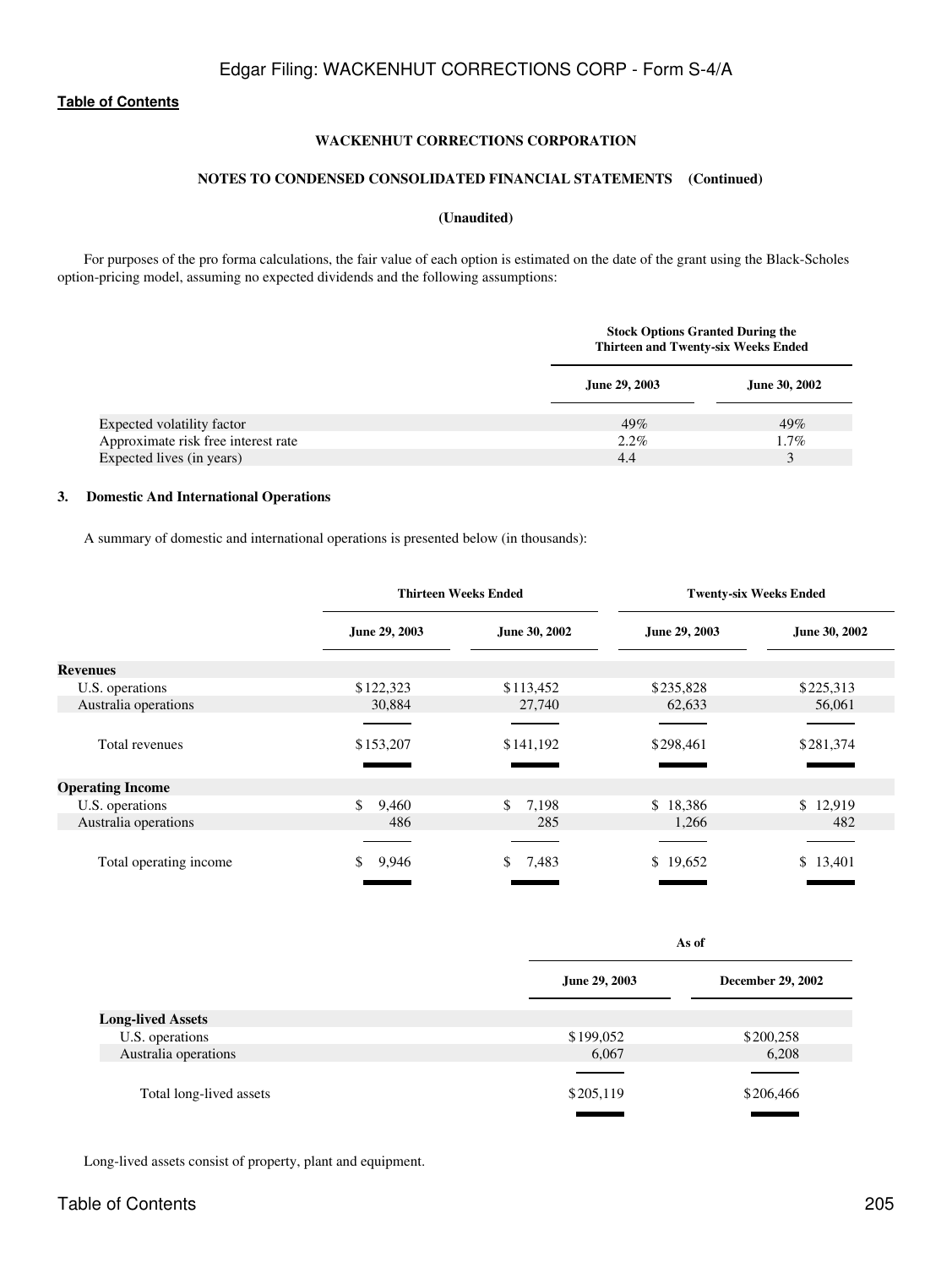[Table of Contents](#)

**WACKENHUT CORRECTIONS CORPORATION**

**NOTES TO CONDENSED CONSOLIDATED FINANCIAL STATEMENTS (Continued)**

**(Unaudited)**

For purposes of the pro forma calculations, the fair value of each option is estimated on the date of the grant using the Black-Scholes option-pricing model, assuming no expected dividends and the following assumptions:

| | Stock Options Granted During the Thirteen and Twenty-six Weeks Ended | |
|---|---|---|
| | June 29, 2003 | June 30, 2002 |
| Expected volatility factor | 49% | 49% |
| Approximate risk free interest rate | 2.2% | 1.7% |
| Expected lives (in years) | 4.4 | 3 |

### 3. Domestic And International Operations

A summary of domestic and international operations is presented below (in thousands):

| | Thirteen Weeks Ended | | Twenty-six Weeks Ended | |
|---|---|---|---|---|
| | June 29, 2003 | June 30, 2002 | June 29, 2003 | June 30, 2002 |
| **Revenues** | | | | |
| U.S. operations | $122,323 | $113,452 | $235,828 | $225,313 |
| Australia operations | 30,884 | 27,740 | 62,633 | 56,061 |
| Total revenues | $153,207 | $141,192 | $298,461 | $281,374 |
| **Operating Income** | | | | |
| U.S. operations | $ 9,460 | $ 7,198 | $ 18,386 | $ 12,919 |
| Australia operations | 486 | 285 | 1,266 | 482 |
| Total operating income | $ 9,946 | $ 7,483 | $ 19,652 | $ 13,401 |

| | As of | |
|---|---|---|
| | June 29, 2003 | December 29, 2002 |
| **Long-lived Assets** | | |
| U.S. operations | $199,052 | $200,258 |
| Australia operations | 6,067 | 6,208 |
| Total long-lived assets | $205,119 | $206,466 |

Long-lived assets consist of property, plant and equipment.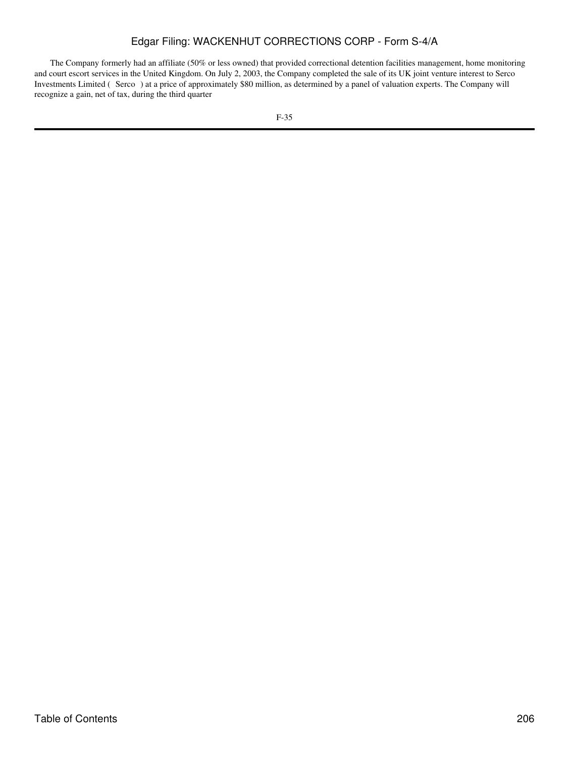The Company formerly had an affiliate (50% or less owned) that provided correctional detention facilities management, home monitoring and court escort services in the United Kingdom. On July 2, 2003, the Company completed the sale of its UK joint venture interest to Serco Investments Limited ( Serco ) at a price of approximately $80 million, as determined by a panel of valuation experts. The Company will recognize a gain, net of tax, during the third quarter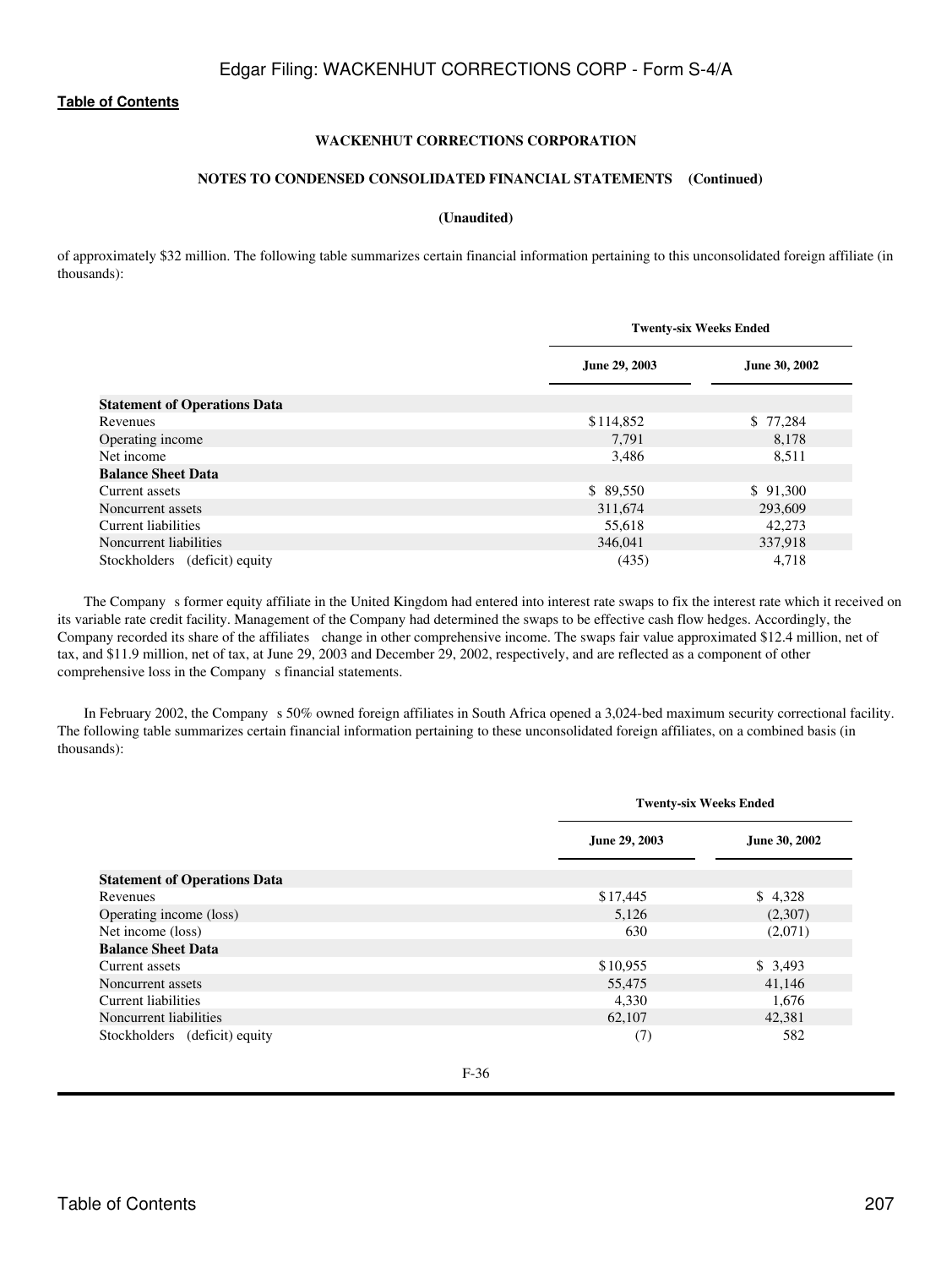**WACKENHUT CORRECTIONS CORPORATION**

**NOTES TO CONDENSED CONSOLIDATED FINANCIAL STATEMENTS (Continued)**

**(Unaudited)**

of approximately $32 million. The following table summarizes certain financial information pertaining to this unconsolidated foreign affiliate (in thousands):

| | Twenty-six Weeks Ended | |
|---|---|---|
| | June 29, 2003 | June 30, 2002 |
| **Statement of Operations Data** | | |
| Revenues | $114,852 | $ 77,284 |
| Operating income | 7,791 | 8,178 |
| Net income | 3,486 | 8,511 |
| **Balance Sheet Data** | | |
| Current assets | $ 89,550 | $ 91,300 |
| Noncurrent assets | 311,674 | 293,609 |
| Current liabilities | 55,618 | 42,273 |
| Noncurrent liabilities | 346,041 | 337,918 |
| Stockholders (deficit) equity | (435) | 4,718 |

The Company s former equity affiliate in the United Kingdom had entered into interest rate swaps to fix the interest rate which it received on its variable rate credit facility. Management of the Company had determined the swaps to be effective cash flow hedges. Accordingly, the Company recorded its share of the affiliates change in other comprehensive income. The swaps fair value approximated $12.4 million, net of tax, and $11.9 million, net of tax, at June 29, 2003 and December 29, 2002, respectively, and are reflected as a component of other comprehensive loss in the Company s financial statements.

In February 2002, the Company s 50% owned foreign affiliates in South Africa opened a 3,024-bed maximum security correctional facility. The following table summarizes certain financial information pertaining to these unconsolidated foreign affiliates, on a combined basis (in thousands):

| | Twenty-six Weeks Ended | |
|---|---|---|
| | June 29, 2003 | June 30, 2002 |
| **Statement of Operations Data** | | |
| Revenues | $17,445 | $ 4,328 |
| Operating income (loss) | 5,126 | (2,307) |
| Net income (loss) | 630 | (2,071) |
| **Balance Sheet Data** | | |
| Current assets | $10,955 | $ 3,493 |
| Noncurrent assets | 55,475 | 41,146 |
| Current liabilities | 4,330 | 1,676 |
| Noncurrent liabilities | 62,107 | 42,381 |
| Stockholders (deficit) equity | (7) | 582 |

F-36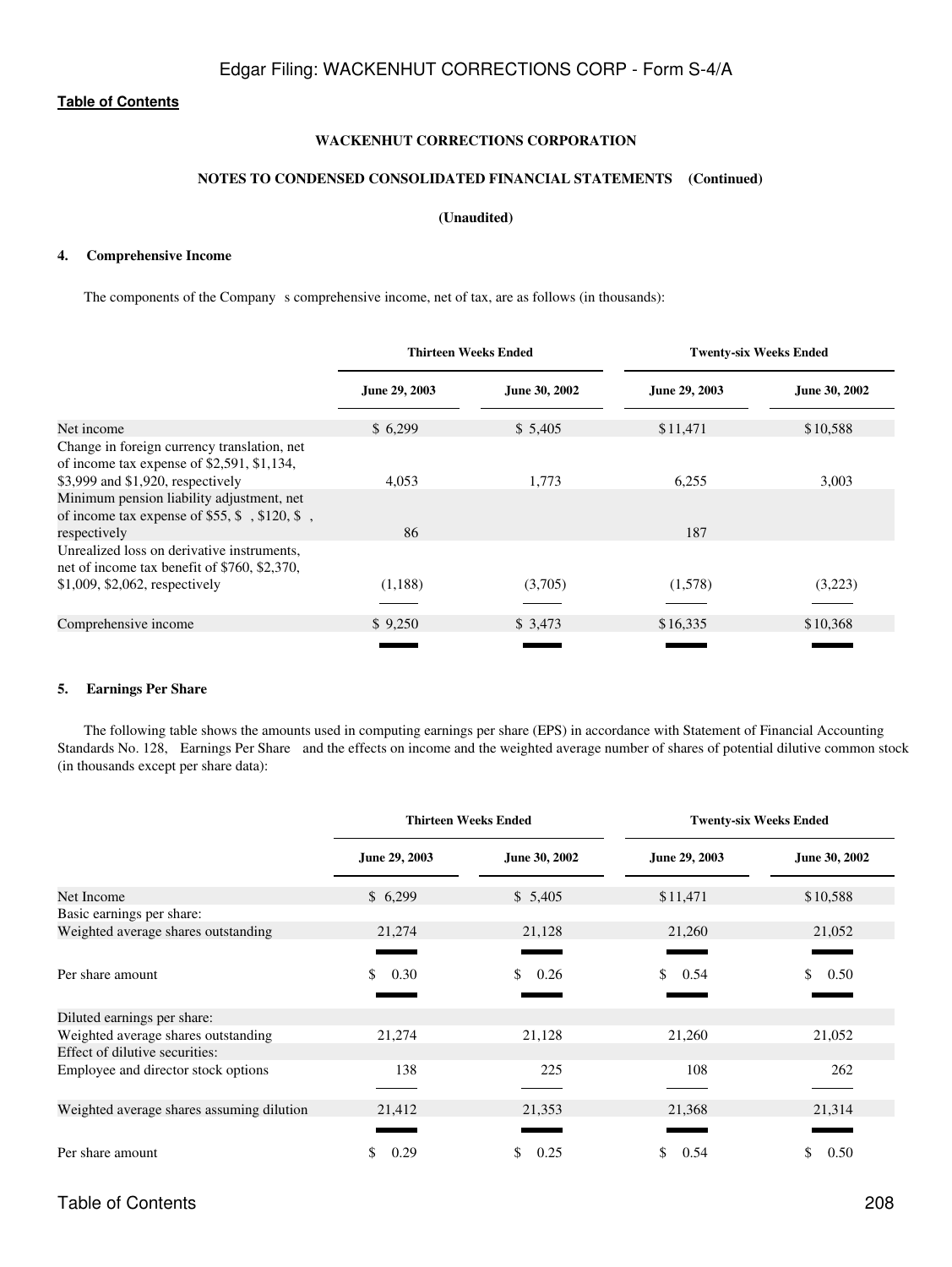[Table of Contents](#)

**WACKENHUT CORRECTIONS CORPORATION**

**NOTES TO CONDENSED CONSOLIDATED FINANCIAL STATEMENTS (Continued)**

**(Unaudited)**

### 4. Comprehensive Income

The components of the Company s comprehensive income, net of tax, are as follows (in thousands):

| | Thirteen Weeks Ended | | Twenty-six Weeks Ended | |
|---|---|---|---|---|
| | June 29, 2003 | June 30, 2002 | June 29, 2003 | June 30, 2002 |
| Net income | $ 6,299 | $ 5,405 | $11,471 | $10,588 |
| Change in foreign currency translation, net of income tax expense of $2,591, $1,134, $3,999 and $1,920, respectively | 4,053 | 1,773 | 6,255 | 3,003 |
| Minimum pension liability adjustment, net of income tax expense of $55, $ , $120, $ , respectively | 86 | | 187 | |
| Unrealized loss on derivative instruments, net of income tax benefit of $760, $2,370, $1,009, $2,062, respectively | (1,188) | (3,705) | (1,578) | (3,223) |
| Comprehensive income | $ 9,250 | $ 3,473 | $16,335 | $10,368 |

### 5. Earnings Per Share

The following table shows the amounts used in computing earnings per share (EPS) in accordance with Statement of Financial Accounting Standards No. 128, Earnings Per Share and the effects on income and the weighted average number of shares of potential dilutive common stock (in thousands except per share data):

| | Thirteen Weeks Ended | | Twenty-six Weeks Ended | |
|---|---|---|---|---|
| | June 29, 2003 | June 30, 2002 | June 29, 2003 | June 30, 2002 |
| Net Income | $ 6,299 | $ 5,405 | $11,471 | $10,588 |
| Basic earnings per share: | | | | |
| Weighted average shares outstanding | 21,274 | 21,128 | 21,260 | 21,052 |
| Per share amount | $ 0.30 | $ 0.26 | $ 0.54 | $ 0.50 |
| Diluted earnings per share: | | | | |
| Weighted average shares outstanding | 21,274 | 21,128 | 21,260 | 21,052 |
| Effect of dilutive securities: | | | | |
| Employee and director stock options | 138 | 225 | 108 | 262 |
| Weighted average shares assuming dilution | 21,412 | 21,353 | 21,368 | 21,314 |
| Per share amount | $ 0.29 | $ 0.25 | $ 0.54 | $ 0.50 |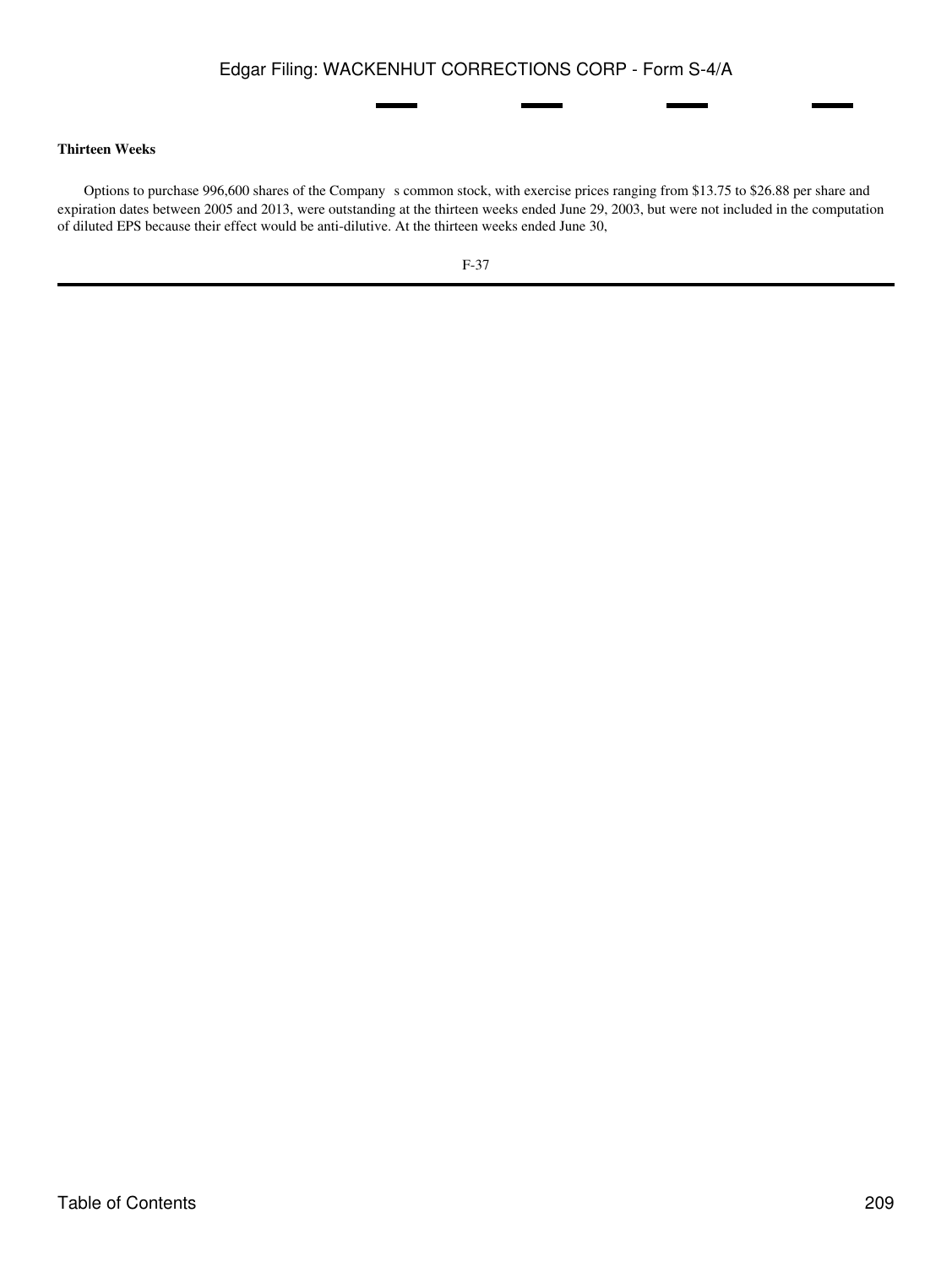**Thirteen Weeks**

Options to purchase 996,600 shares of the Company s common stock, with exercise prices ranging from $13.75 to $26.88 per share and expiration dates between 2005 and 2013, were outstanding at the thirteen weeks ended June 29, 2003, but were not included in the computation of diluted EPS because their effect would be anti-dilutive. At the thirteen weeks ended June 30,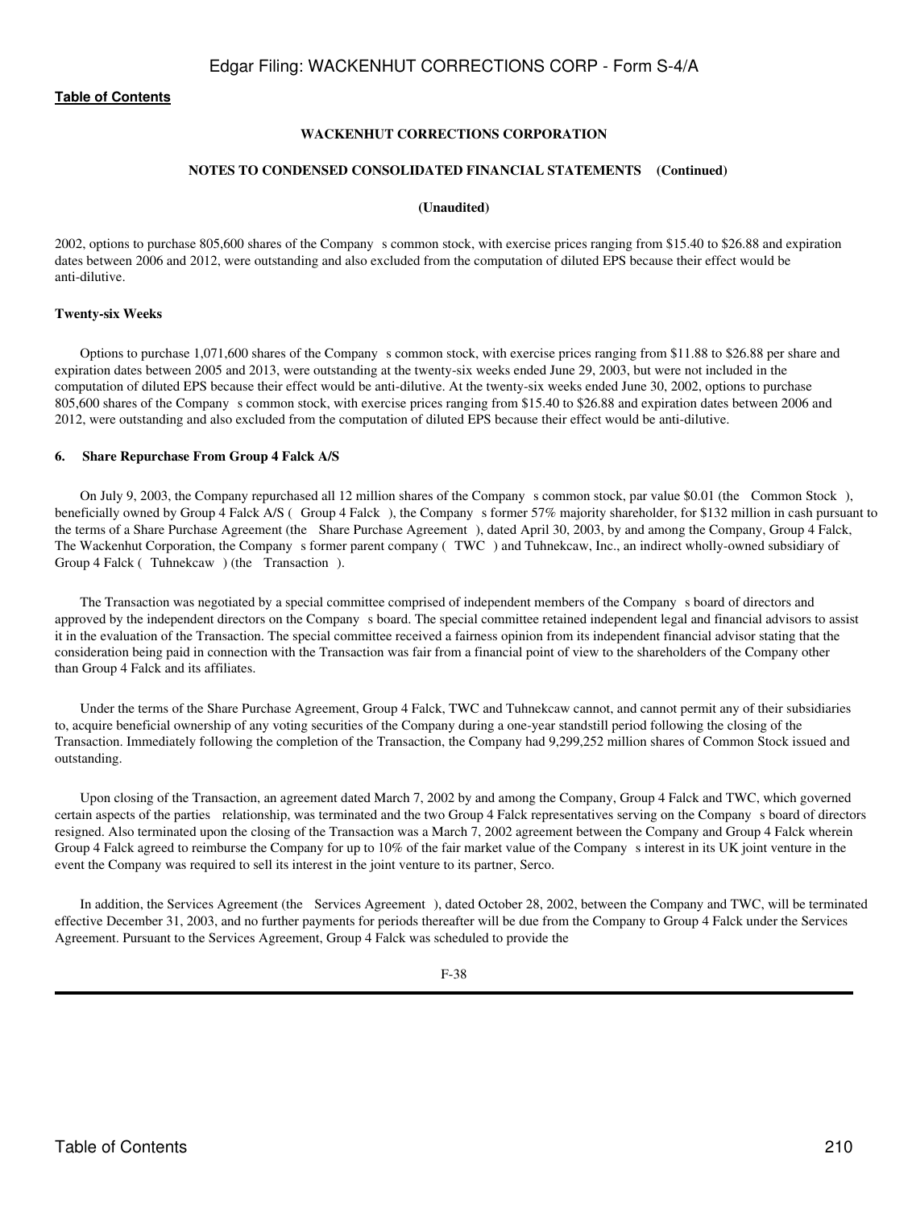**WACKENHUT CORRECTIONS CORPORATION**

**NOTES TO CONDENSED CONSOLIDATED FINANCIAL STATEMENTS (Continued)**

**(Unaudited)**

2002, options to purchase 805,600 shares of the Company s common stock, with exercise prices ranging from \$15.40 to \$26.88 and expiration dates between 2006 and 2012, were outstanding and also excluded from the computation of diluted EPS because their effect would be anti-dilutive.

**Twenty-six Weeks**

Options to purchase 1,071,600 shares of the Company s common stock, with exercise prices ranging from \$11.88 to \$26.88 per share and expiration dates between 2005 and 2013, were outstanding at the twenty-six weeks ended June 29, 2003, but were not included in the computation of diluted EPS because their effect would be anti-dilutive. At the twenty-six weeks ended June 30, 2002, options to purchase 805,600 shares of the Company s common stock, with exercise prices ranging from \$15.40 to \$26.88 and expiration dates between 2006 and 2012, were outstanding and also excluded from the computation of diluted EPS because their effect would be anti-dilutive.

**6. Share Repurchase From Group 4 Falck A/S**

On July 9, 2003, the Company repurchased all 12 million shares of the Company s common stock, par value \$0.01 (the Common Stock ), beneficially owned by Group 4 Falck A/S ( Group 4 Falck ), the Company s former 57% majority shareholder, for \$132 million in cash pursuant to the terms of a Share Purchase Agreement (the Share Purchase Agreement ), dated April 30, 2003, by and among the Company, Group 4 Falck, The Wackenhut Corporation, the Company s former parent company ( TWC ) and Tuhnekcaw, Inc., an indirect wholly-owned subsidiary of Group 4 Falck ( Tuhnekcaw ) (the Transaction ).

The Transaction was negotiated by a special committee comprised of independent members of the Company s board of directors and approved by the independent directors on the Company s board. The special committee retained independent legal and financial advisors to assist it in the evaluation of the Transaction. The special committee received a fairness opinion from its independent financial advisor stating that the consideration being paid in connection with the Transaction was fair from a financial point of view to the shareholders of the Company other than Group 4 Falck and its affiliates.

Under the terms of the Share Purchase Agreement, Group 4 Falck, TWC and Tuhnekcaw cannot, and cannot permit any of their subsidiaries to, acquire beneficial ownership of any voting securities of the Company during a one-year standstill period following the closing of the Transaction. Immediately following the completion of the Transaction, the Company had 9,299,252 million shares of Common Stock issued and outstanding.

Upon closing of the Transaction, an agreement dated March 7, 2002 by and among the Company, Group 4 Falck and TWC, which governed certain aspects of the parties relationship, was terminated and the two Group 4 Falck representatives serving on the Company s board of directors resigned. Also terminated upon the closing of the Transaction was a March 7, 2002 agreement between the Company and Group 4 Falck wherein Group 4 Falck agreed to reimburse the Company for up to 10% of the fair market value of the Company s interest in its UK joint venture in the event the Company was required to sell its interest in the joint venture to its partner, Serco.

In addition, the Services Agreement (the Services Agreement ), dated October 28, 2002, between the Company and TWC, will be terminated effective December 31, 2003, and no further payments for periods thereafter will be due from the Company to Group 4 Falck under the Services Agreement. Pursuant to the Services Agreement, Group 4 Falck was scheduled to provide the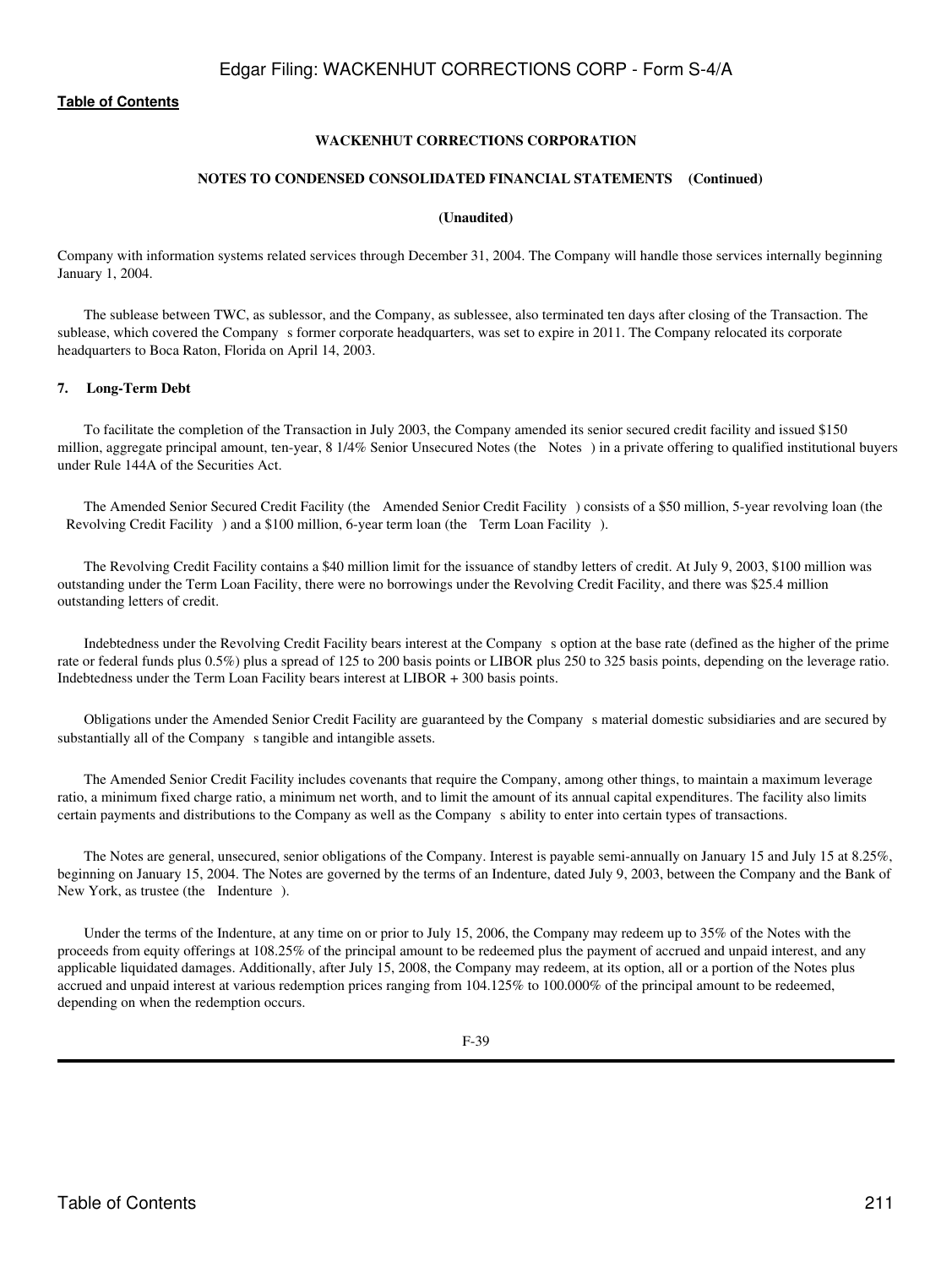**WACKENHUT CORRECTIONS CORPORATION**

**NOTES TO CONDENSED CONSOLIDATED FINANCIAL STATEMENTS (Continued)**

**(Unaudited)**

Company with information systems related services through December 31, 2004. The Company will handle those services internally beginning January 1, 2004.

The sublease between TWC, as sublessor, and the Company, as sublessee, also terminated ten days after closing of the Transaction. The sublease, which covered the Company s former corporate headquarters, was set to expire in 2011. The Company relocated its corporate headquarters to Boca Raton, Florida on April 14, 2003.

**7. Long-Term Debt**

To facilitate the completion of the Transaction in July 2003, the Company amended its senior secured credit facility and issued $150 million, aggregate principal amount, ten-year, 8 1/4% Senior Unsecured Notes (the Notes ) in a private offering to qualified institutional buyers under Rule 144A of the Securities Act.

The Amended Senior Secured Credit Facility (the Amended Senior Credit Facility ) consists of a $50 million, 5-year revolving loan (the Revolving Credit Facility ) and a $100 million, 6-year term loan (the Term Loan Facility ).

The Revolving Credit Facility contains a $40 million limit for the issuance of standby letters of credit. At July 9, 2003, $100 million was outstanding under the Term Loan Facility, there were no borrowings under the Revolving Credit Facility, and there was $25.4 million outstanding letters of credit.

Indebtedness under the Revolving Credit Facility bears interest at the Company s option at the base rate (defined as the higher of the prime rate or federal funds plus 0.5%) plus a spread of 125 to 200 basis points or LIBOR plus 250 to 325 basis points, depending on the leverage ratio. Indebtedness under the Term Loan Facility bears interest at LIBOR + 300 basis points.

Obligations under the Amended Senior Credit Facility are guaranteed by the Company s material domestic subsidiaries and are secured by substantially all of the Company s tangible and intangible assets.

The Amended Senior Credit Facility includes covenants that require the Company, among other things, to maintain a maximum leverage ratio, a minimum fixed charge ratio, a minimum net worth, and to limit the amount of its annual capital expenditures. The facility also limits certain payments and distributions to the Company as well as the Company s ability to enter into certain types of transactions.

The Notes are general, unsecured, senior obligations of the Company. Interest is payable semi-annually on January 15 and July 15 at 8.25%, beginning on January 15, 2004. The Notes are governed by the terms of an Indenture, dated July 9, 2003, between the Company and the Bank of New York, as trustee (the Indenture ).

Under the terms of the Indenture, at any time on or prior to July 15, 2006, the Company may redeem up to 35% of the Notes with the proceeds from equity offerings at 108.25% of the principal amount to be redeemed plus the payment of accrued and unpaid interest, and any applicable liquidated damages. Additionally, after July 15, 2008, the Company may redeem, at its option, all or a portion of the Notes plus accrued and unpaid interest at various redemption prices ranging from 104.125% to 100.000% of the principal amount to be redeemed, depending on when the redemption occurs.

F-39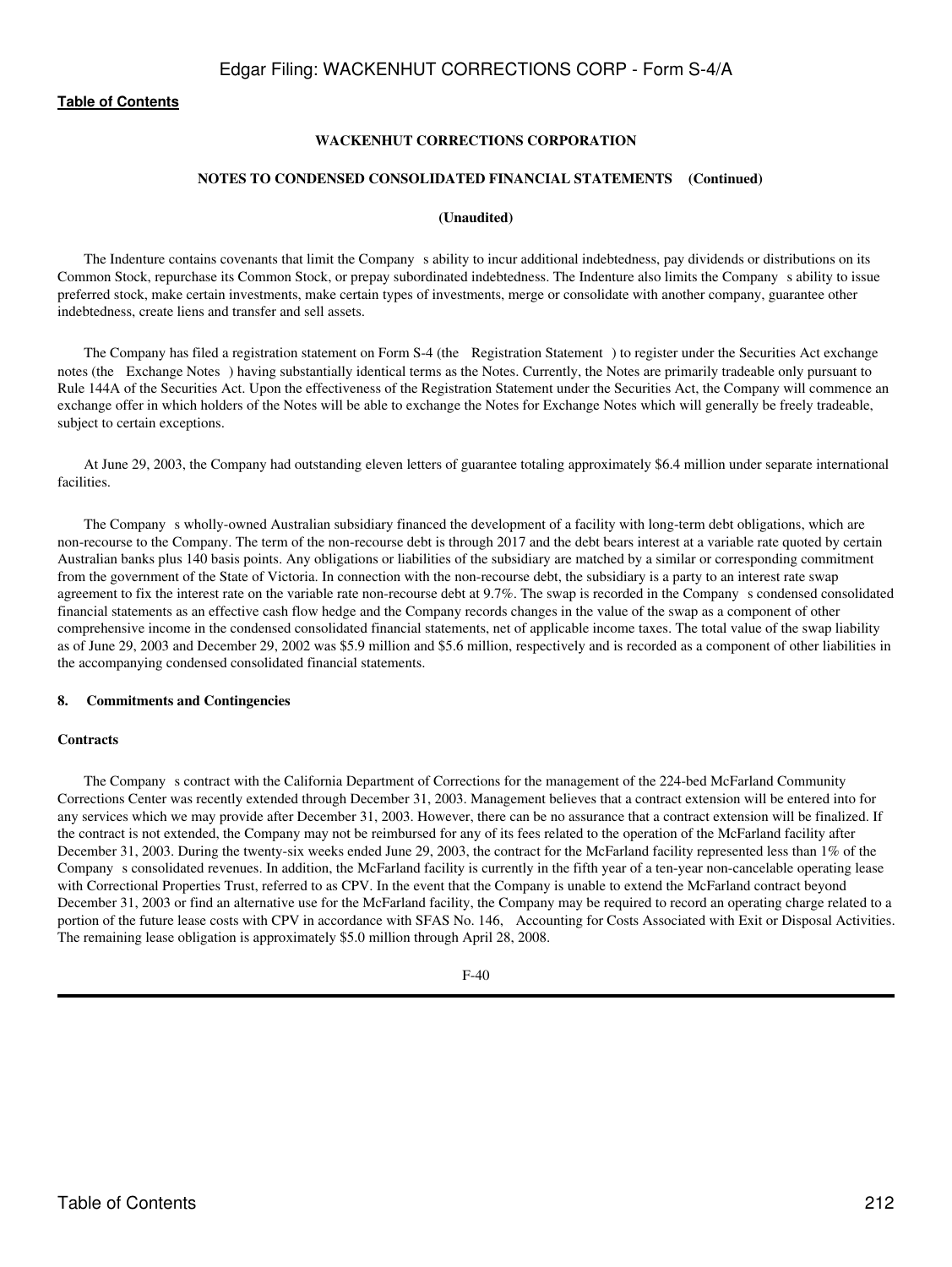**WACKENHUT CORRECTIONS CORPORATION**

**NOTES TO CONDENSED CONSOLIDATED FINANCIAL STATEMENTS (Continued)**

**(Unaudited)**

The Indenture contains covenants that limit the Company s ability to incur additional indebtedness, pay dividends or distributions on its Common Stock, repurchase its Common Stock, or prepay subordinated indebtedness. The Indenture also limits the Company s ability to issue preferred stock, make certain investments, make certain types of investments, merge or consolidate with another company, guarantee other indebtedness, create liens and transfer and sell assets.

The Company has filed a registration statement on Form S-4 (the Registration Statement ) to register under the Securities Act exchange notes (the Exchange Notes ) having substantially identical terms as the Notes. Currently, the Notes are primarily tradeable only pursuant to Rule 144A of the Securities Act. Upon the effectiveness of the Registration Statement under the Securities Act, the Company will commence an exchange offer in which holders of the Notes will be able to exchange the Notes for Exchange Notes which will generally be freely tradeable, subject to certain exceptions.

At June 29, 2003, the Company had outstanding eleven letters of guarantee totaling approximately $6.4 million under separate international facilities.

The Company s wholly-owned Australian subsidiary financed the development of a facility with long-term debt obligations, which are non-recourse to the Company. The term of the non-recourse debt is through 2017 and the debt bears interest at a variable rate quoted by certain Australian banks plus 140 basis points. Any obligations or liabilities of the subsidiary are matched by a similar or corresponding commitment from the government of the State of Victoria. In connection with the non-recourse debt, the subsidiary is a party to an interest rate swap agreement to fix the interest rate on the variable rate non-recourse debt at 9.7%. The swap is recorded in the Company s condensed consolidated financial statements as an effective cash flow hedge and the Company records changes in the value of the swap as a component of other comprehensive income in the condensed consolidated financial statements, net of applicable income taxes. The total value of the swap liability as of June 29, 2003 and December 29, 2002 was $5.9 million and $5.6 million, respectively and is recorded as a component of other liabilities in the accompanying condensed consolidated financial statements.

## 8. Commitments and Contingencies

### Contracts

The Company s contract with the California Department of Corrections for the management of the 224-bed McFarland Community Corrections Center was recently extended through December 31, 2003. Management believes that a contract extension will be entered into for any services which we may provide after December 31, 2003. However, there can be no assurance that a contract extension will be finalized. If the contract is not extended, the Company may not be reimbursed for any of its fees related to the operation of the McFarland facility after December 31, 2003. During the twenty-six weeks ended June 29, 2003, the contract for the McFarland facility represented less than 1% of the Company s consolidated revenues. In addition, the McFarland facility is currently in the fifth year of a ten-year non-cancelable operating lease with Correctional Properties Trust, referred to as CPV. In the event that the Company is unable to extend the McFarland contract beyond December 31, 2003 or find an alternative use for the McFarland facility, the Company may be required to record an operating charge related to a portion of the future lease costs with CPV in accordance with SFAS No. 146, Accounting for Costs Associated with Exit or Disposal Activities. The remaining lease obligation is approximately $5.0 million through April 28, 2008.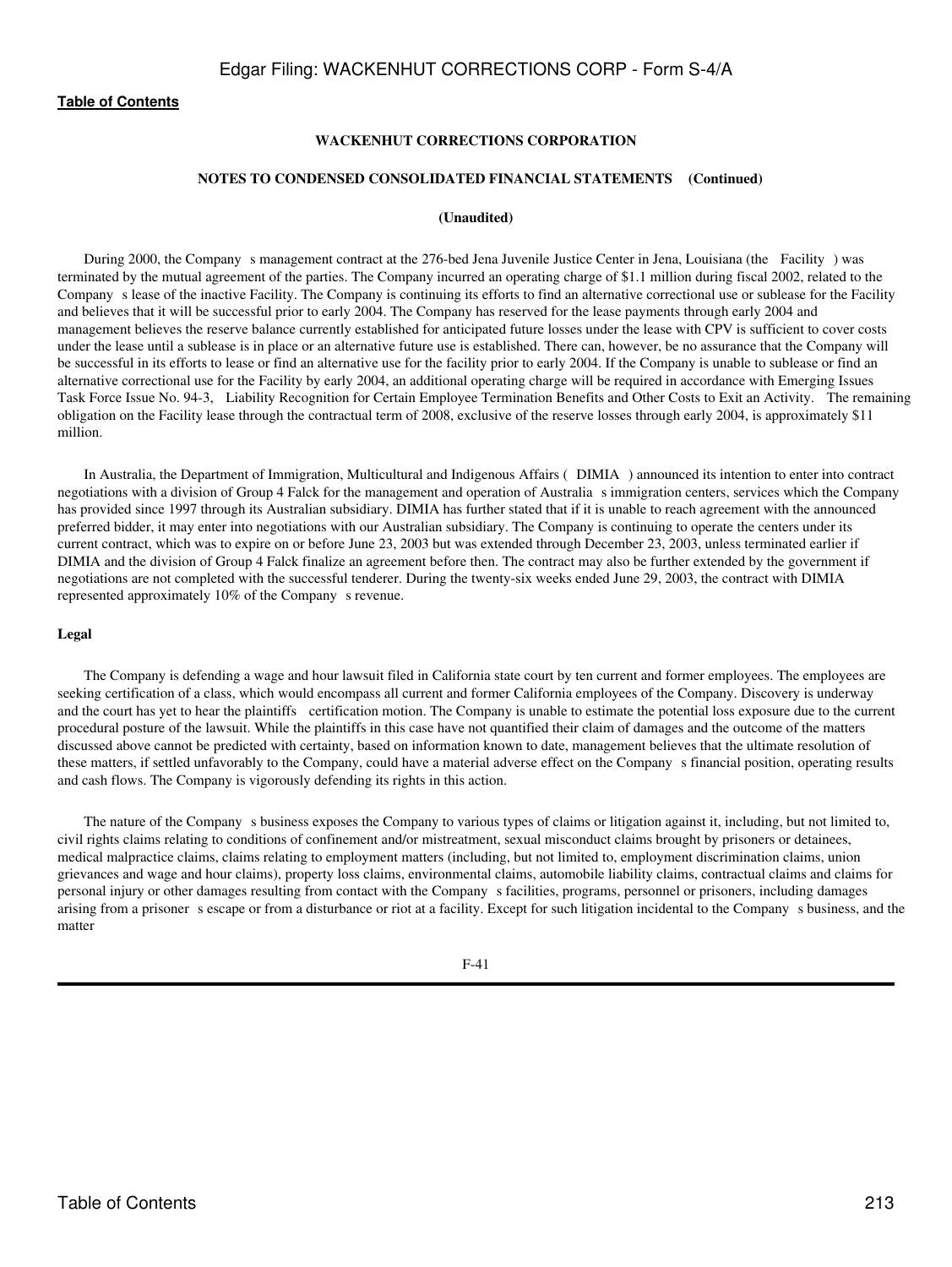**WACKENHUT CORRECTIONS CORPORATION**

**NOTES TO CONDENSED CONSOLIDATED FINANCIAL STATEMENTS (Continued)**

**(Unaudited)**

During 2000, the Company s management contract at the 276-bed Jena Juvenile Justice Center in Jena, Louisiana (the Facility ) was terminated by the mutual agreement of the parties. The Company incurred an operating charge of $1.1 million during fiscal 2002, related to the Company s lease of the inactive Facility. The Company is continuing its efforts to find an alternative correctional use or sublease for the Facility and believes that it will be successful prior to early 2004. The Company has reserved for the lease payments through early 2004 and management believes the reserve balance currently established for anticipated future losses under the lease with CPV is sufficient to cover costs under the lease until a sublease is in place or an alternative future use is established. There can, however, be no assurance that the Company will be successful in its efforts to lease or find an alternative use for the facility prior to early 2004. If the Company is unable to sublease or find an alternative correctional use for the Facility by early 2004, an additional operating charge will be required in accordance with Emerging Issues Task Force Issue No. 94-3, Liability Recognition for Certain Employee Termination Benefits and Other Costs to Exit an Activity. The remaining obligation on the Facility lease through the contractual term of 2008, exclusive of the reserve losses through early 2004, is approximately $11 million.

In Australia, the Department of Immigration, Multicultural and Indigenous Affairs ( DIMIA ) announced its intention to enter into contract negotiations with a division of Group 4 Falck for the management and operation of Australia s immigration centers, services which the Company has provided since 1997 through its Australian subsidiary. DIMIA has further stated that if it is unable to reach agreement with the announced preferred bidder, it may enter into negotiations with our Australian subsidiary. The Company is continuing to operate the centers under its current contract, which was to expire on or before June 23, 2003 but was extended through December 23, 2003, unless terminated earlier if DIMIA and the division of Group 4 Falck finalize an agreement before then. The contract may also be further extended by the government if negotiations are not completed with the successful tenderer. During the twenty-six weeks ended June 29, 2003, the contract with DIMIA represented approximately 10% of the Company s revenue.

**Legal**

The Company is defending a wage and hour lawsuit filed in California state court by ten current and former employees. The employees are seeking certification of a class, which would encompass all current and former California employees of the Company. Discovery is underway and the court has yet to hear the plaintiffs certification motion. The Company is unable to estimate the potential loss exposure due to the current procedural posture of the lawsuit. While the plaintiffs in this case have not quantified their claim of damages and the outcome of the matters discussed above cannot be predicted with certainty, based on information known to date, management believes that the ultimate resolution of these matters, if settled unfavorably to the Company, could have a material adverse effect on the Company s financial position, operating results and cash flows. The Company is vigorously defending its rights in this action.

The nature of the Company s business exposes the Company to various types of claims or litigation against it, including, but not limited to, civil rights claims relating to conditions of confinement and/or mistreatment, sexual misconduct claims brought by prisoners or detainees, medical malpractice claims, claims relating to employment matters (including, but not limited to, employment discrimination claims, union grievances and wage and hour claims), property loss claims, environmental claims, automobile liability claims, contractual claims and claims for personal injury or other damages resulting from contact with the Company s facilities, programs, personnel or prisoners, including damages arising from a prisoner s escape or from a disturbance or riot at a facility. Except for such litigation incidental to the Company s business, and the matter

F-41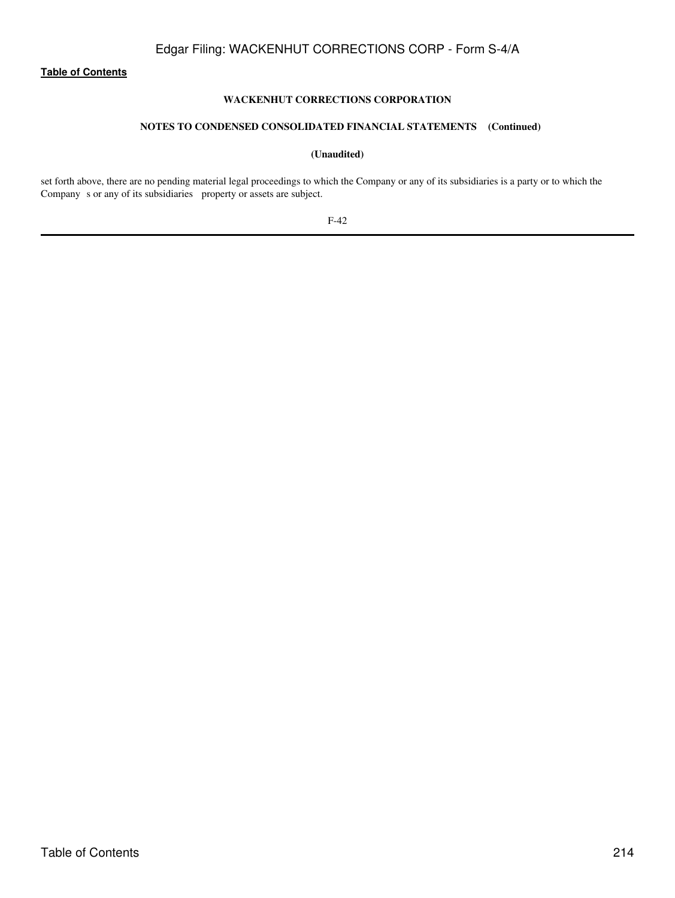**WACKENHUT CORRECTIONS CORPORATION**

**NOTES TO CONDENSED CONSOLIDATED FINANCIAL STATEMENTS (Continued)**

**(Unaudited)**

set forth above, there are no pending material legal proceedings to which the Company or any of its subsidiaries is a party or to which the Company s or any of its subsidiaries property or assets are subject.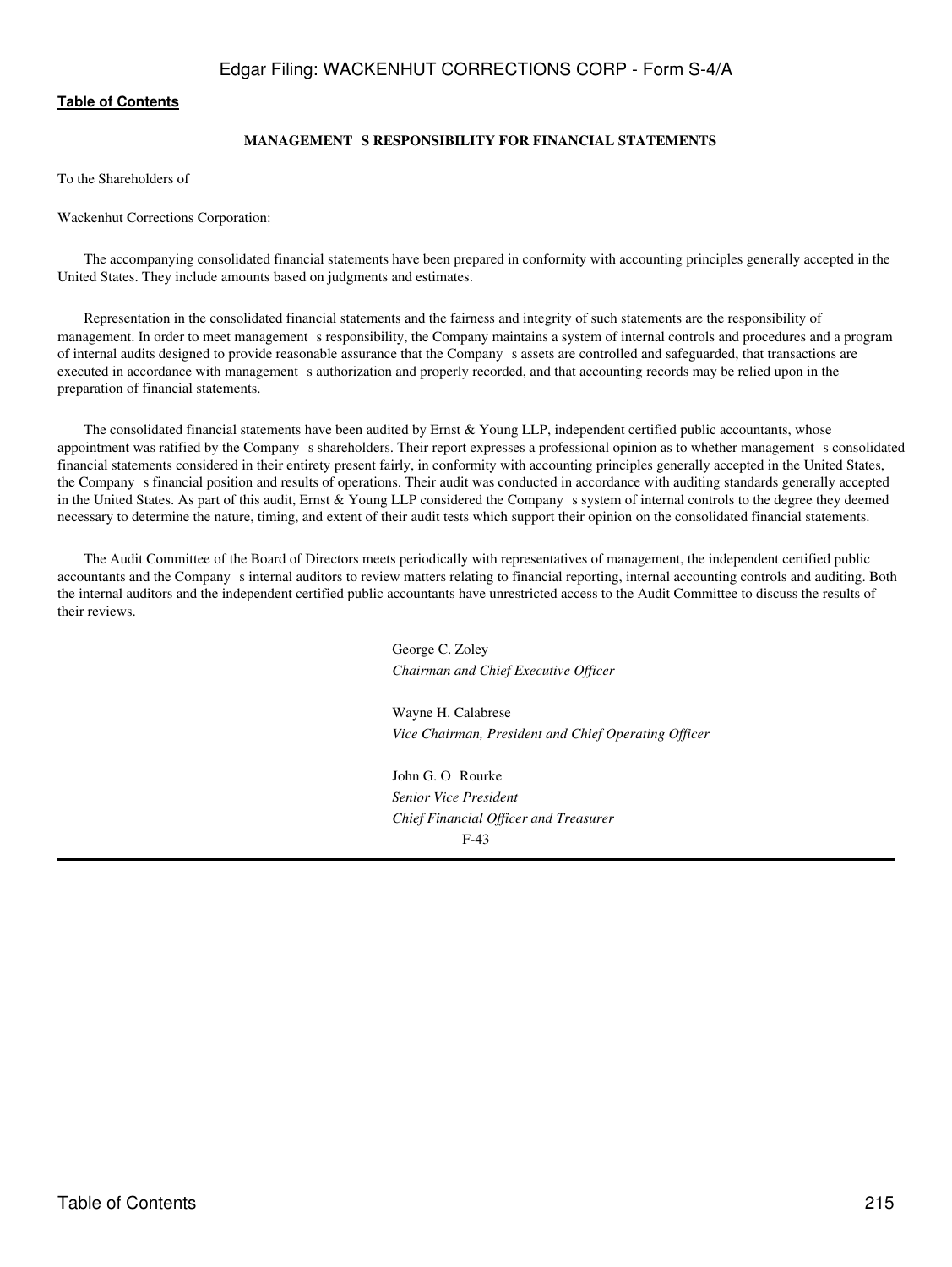## MANAGEMENT S RESPONSIBILITY FOR FINANCIAL STATEMENTS

To the Shareholders of

Wackenhut Corrections Corporation:

The accompanying consolidated financial statements have been prepared in conformity with accounting principles generally accepted in the United States. They include amounts based on judgments and estimates.

Representation in the consolidated financial statements and the fairness and integrity of such statements are the responsibility of management. In order to meet management s responsibility, the Company maintains a system of internal controls and procedures and a program of internal audits designed to provide reasonable assurance that the Company s assets are controlled and safeguarded, that transactions are executed in accordance with management s authorization and properly recorded, and that accounting records may be relied upon in the preparation of financial statements.

The consolidated financial statements have been audited by Ernst & Young LLP, independent certified public accountants, whose appointment was ratified by the Company s shareholders. Their report expresses a professional opinion as to whether management s consolidated financial statements considered in their entirety present fairly, in conformity with accounting principles generally accepted in the United States, the Company s financial position and results of operations. Their audit was conducted in accordance with auditing standards generally accepted in the United States. As part of this audit, Ernst & Young LLP considered the Company s system of internal controls to the degree they deemed necessary to determine the nature, timing, and extent of their audit tests which support their opinion on the consolidated financial statements.

The Audit Committee of the Board of Directors meets periodically with representatives of management, the independent certified public accountants and the Company s internal auditors to review matters relating to financial reporting, internal accounting controls and auditing. Both the internal auditors and the independent certified public accountants have unrestricted access to the Audit Committee to discuss the results of their reviews.

George C. Zoley
*Chairman and Chief Executive Officer*

Wayne H. Calabrese
*Vice Chairman, President and Chief Operating Officer*

John G. O Rourke
*Senior Vice President*
*Chief Financial Officer and Treasurer*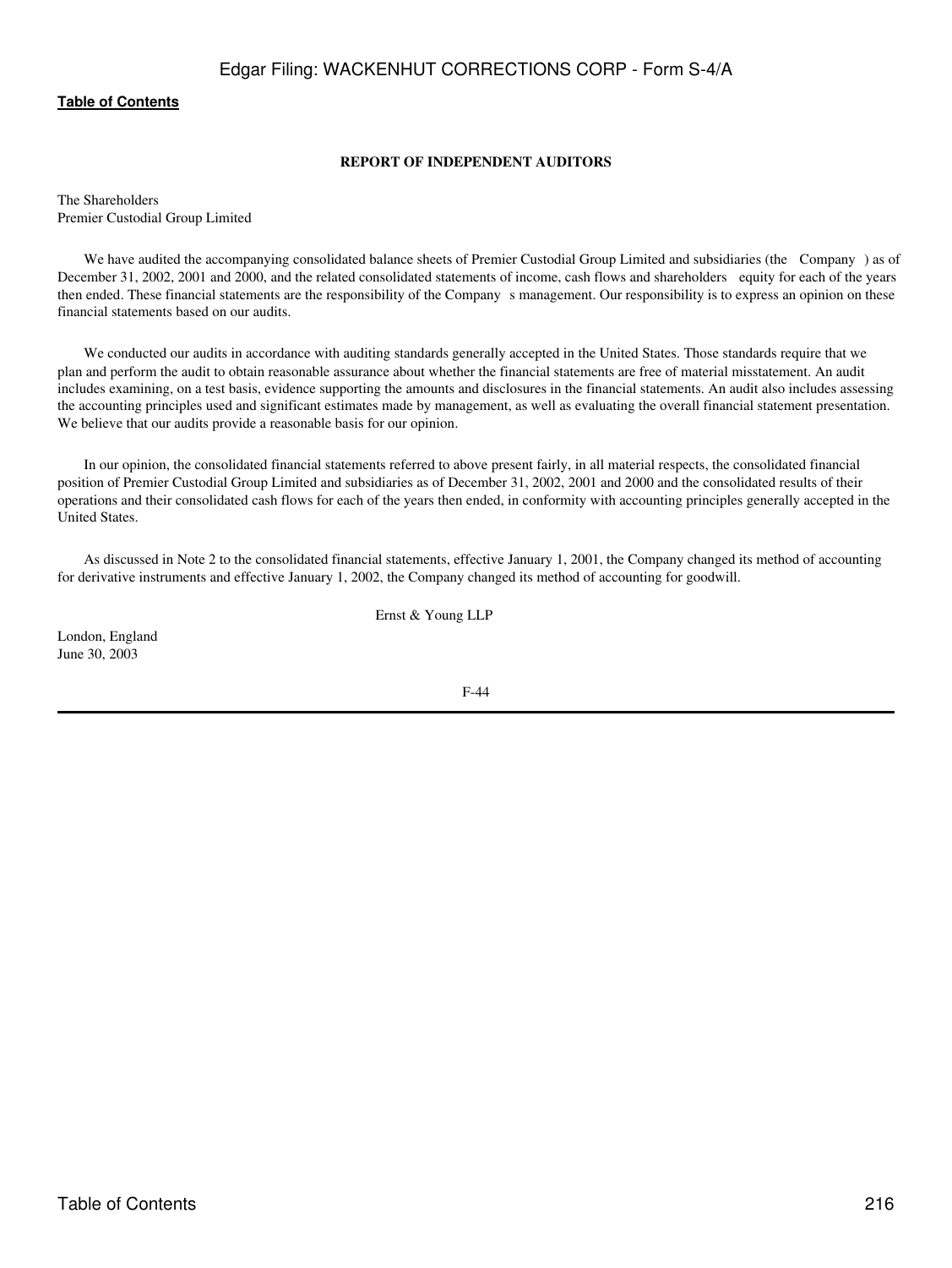### REPORT OF INDEPENDENT AUDITORS

The Shareholders
Premier Custodial Group Limited

We have audited the accompanying consolidated balance sheets of Premier Custodial Group Limited and subsidiaries (the Company ) as of December 31, 2002, 2001 and 2000, and the related consolidated statements of income, cash flows and shareholders equity for each of the years then ended. These financial statements are the responsibility of the Company s management. Our responsibility is to express an opinion on these financial statements based on our audits.

We conducted our audits in accordance with auditing standards generally accepted in the United States. Those standards require that we plan and perform the audit to obtain reasonable assurance about whether the financial statements are free of material misstatement. An audit includes examining, on a test basis, evidence supporting the amounts and disclosures in the financial statements. An audit also includes assessing the accounting principles used and significant estimates made by management, as well as evaluating the overall financial statement presentation. We believe that our audits provide a reasonable basis for our opinion.

In our opinion, the consolidated financial statements referred to above present fairly, in all material respects, the consolidated financial position of Premier Custodial Group Limited and subsidiaries as of December 31, 2002, 2001 and 2000 and the consolidated results of their operations and their consolidated cash flows for each of the years then ended, in conformity with accounting principles generally accepted in the United States.

As discussed in Note 2 to the consolidated financial statements, effective January 1, 2001, the Company changed its method of accounting for derivative instruments and effective January 1, 2002, the Company changed its method of accounting for goodwill.

Ernst & Young LLP

London, England
June 30, 2003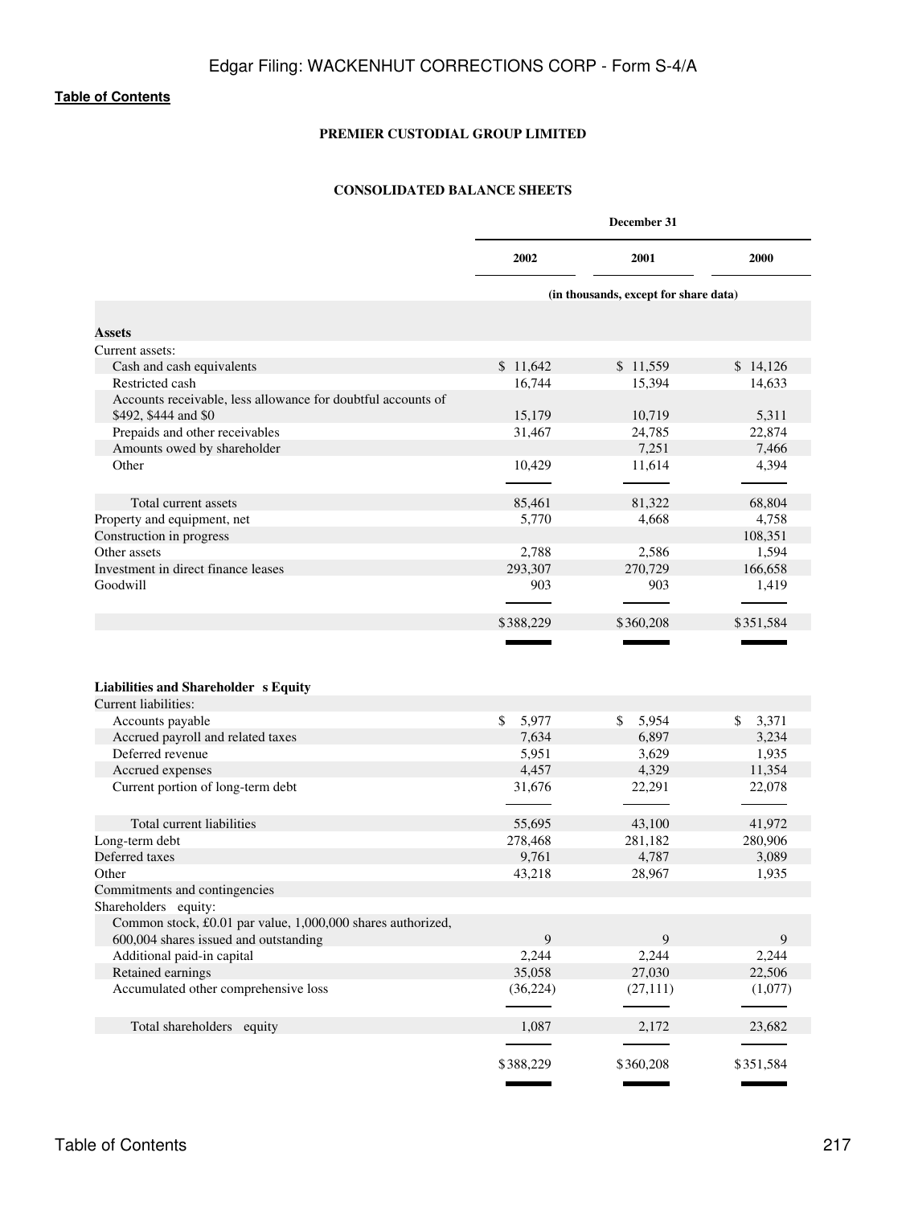[Table of Contents](#)

**PREMIER CUSTODIAL GROUP LIMITED**

**CONSOLIDATED BALANCE SHEETS**

| | December 31 | | |
|---|---|---|---|
| | **2002** | **2001** | **2000** |
| | (in thousands, except for share data) | | |
| **Assets** | | | |
| Current assets: | | | |
| Cash and cash equivalents | $ 11,642 | $ 11,559 | $ 14,126 |
| Restricted cash | 16,744 | 15,394 | 14,633 |
| Accounts receivable, less allowance for doubtful accounts of $492, $444 and $0 | 15,179 | 10,719 | 5,311 |
| Prepaids and other receivables | 31,467 | 24,785 | 22,874 |
| Amounts owed by shareholder | | 7,251 | 7,466 |
| Other | 10,429 | 11,614 | 4,394 |
| Total current assets | 85,461 | 81,322 | 68,804 |
| Property and equipment, net | 5,770 | 4,668 | 4,758 |
| Construction in progress | | | 108,351 |
| Other assets | 2,788 | 2,586 | 1,594 |
| Investment in direct finance leases | 293,307 | 270,729 | 166,658 |
| Goodwill | 903 | 903 | 1,419 |
| | $388,229 | $360,208 | $351,584 |
| **Liabilities and Shareholder s Equity** | | | |
| Current liabilities: | | | |
| Accounts payable | $ 5,977 | $ 5,954 | $ 3,371 |
| Accrued payroll and related taxes | 7,634 | 6,897 | 3,234 |
| Deferred revenue | 5,951 | 3,629 | 1,935 |
| Accrued expenses | 4,457 | 4,329 | 11,354 |
| Current portion of long-term debt | 31,676 | 22,291 | 22,078 |
| Total current liabilities | 55,695 | 43,100 | 41,972 |
| Long-term debt | 278,468 | 281,182 | 280,906 |
| Deferred taxes | 9,761 | 4,787 | 3,089 |
| Other | 43,218 | 28,967 | 1,935 |
| Commitments and contingencies | | | |
| Shareholders equity: | | | |
| Common stock, £0.01 par value, 1,000,000 shares authorized, 600,004 shares issued and outstanding | 9 | 9 | 9 |
| Additional paid-in capital | 2,244 | 2,244 | 2,244 |
| Retained earnings | 35,058 | 27,030 | 22,506 |
| Accumulated other comprehensive loss | (36,224) | (27,111) | (1,077) |
| Total shareholders equity | 1,087 | 2,172 | 23,682 |
| | $388,229 | $360,208 | $351,584 |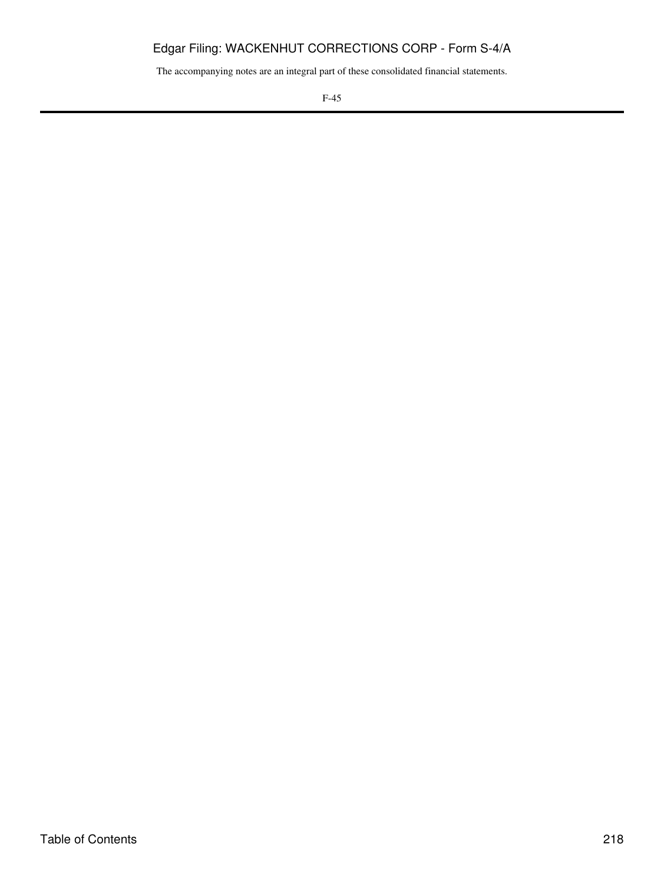The accompanying notes are an integral part of these consolidated financial statements.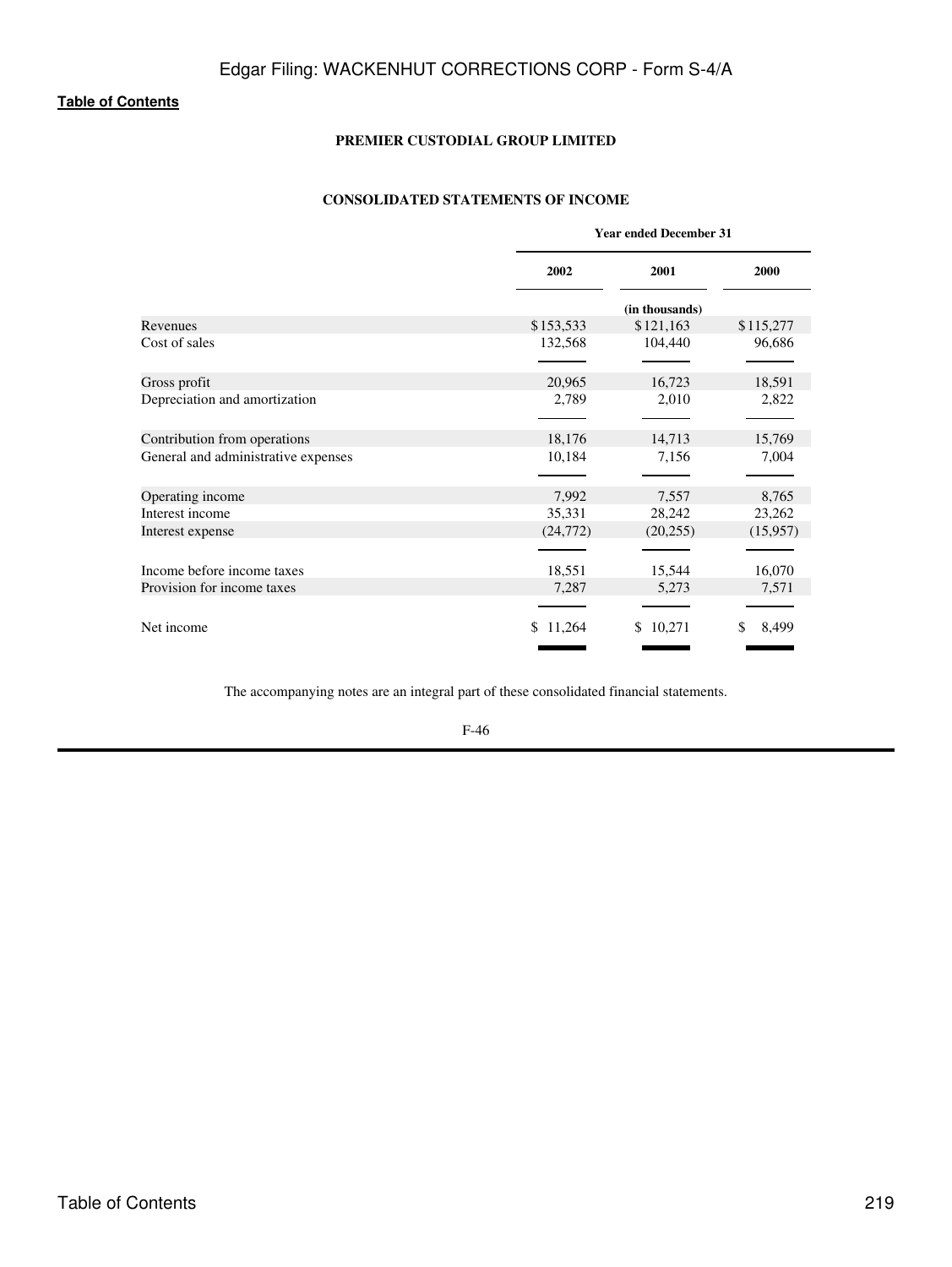**PREMIER CUSTODIAL GROUP LIMITED**

**CONSOLIDATED STATEMENTS OF INCOME**

| | Year ended December 31 | | |
|---|---|---|---|
| | 2002 | 2001 | 2000 |
| | | (in thousands) | |
| Revenues | $153,533 | $121,163 | $115,277 |
| Cost of sales | 132,568 | 104,440 | 96,686 |
| Gross profit | 20,965 | 16,723 | 18,591 |
| Depreciation and amortization | 2,789 | 2,010 | 2,822 |
| Contribution from operations | 18,176 | 14,713 | 15,769 |
| General and administrative expenses | 10,184 | 7,156 | 7,004 |
| Operating income | 7,992 | 7,557 | 8,765 |
| Interest income | 35,331 | 28,242 | 23,262 |
| Interest expense | (24,772) | (20,255) | (15,957) |
| Income before income taxes | 18,551 | 15,544 | 16,070 |
| Provision for income taxes | 7,287 | 5,273 | 7,571 |
| Net income | $ 11,264 | $ 10,271 | $ 8,499 |

The accompanying notes are an integral part of these consolidated financial statements.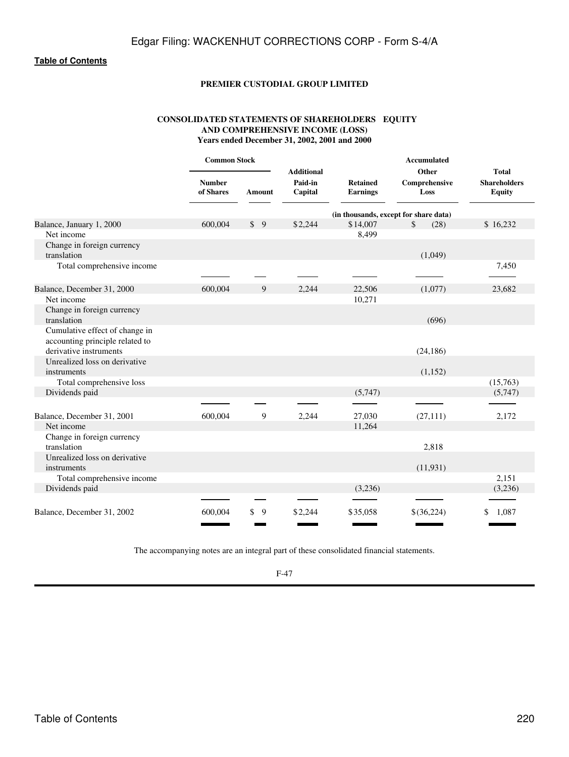**PREMIER CUSTODIAL GROUP LIMITED**

**CONSOLIDATED STATEMENTS OF SHAREHOLDERS EQUITY AND COMPREHENSIVE INCOME (LOSS)**
**Years ended December 31, 2002, 2001 and 2000**

| | Common Stock | | Additional Paid-in Capital | Retained Earnings | Accumulated Other Comprehensive Loss | Total Shareholders Equity |
|---|---|---|---|---|---|---|
| | Number of Shares | Amount | | | | |
| | | | | (in thousands, except for share data) | | |
| Balance, January 1, 2000 | 600,004 | $ 9 | $2,244 | $14,007 | $ (28) | $ 16,232 |
| Net income | | | | 8,499 | | |
| Change in foreign currency translation | | | | | (1,049) | |
| Total comprehensive income | | | | | | 7,450 |
| Balance, December 31, 2000 | 600,004 | 9 | 2,244 | 22,506 | (1,077) | 23,682 |
| Net income | | | | 10,271 | | |
| Change in foreign currency translation | | | | | (696) | |
| Cumulative effect of change in accounting principle related to derivative instruments | | | | | (24,186) | |
| Unrealized loss on derivative instruments | | | | | (1,152) | |
| Total comprehensive loss | | | | | | (15,763) |
| Dividends paid | | | | (5,747) | | (5,747) |
| Balance, December 31, 2001 | 600,004 | 9 | 2,244 | 27,030 | (27,111) | 2,172 |
| Net income | | | | 11,264 | | |
| Change in foreign currency translation | | | | | 2,818 | |
| Unrealized loss on derivative instruments | | | | | (11,931) | |
| Total comprehensive income | | | | | | 2,151 |
| Dividends paid | | | | (3,236) | | (3,236) |
| Balance, December 31, 2002 | 600,004 | $ 9 | $2,244 | $35,058 | $(36,224) | $ 1,087 |

The accompanying notes are an integral part of these consolidated financial statements.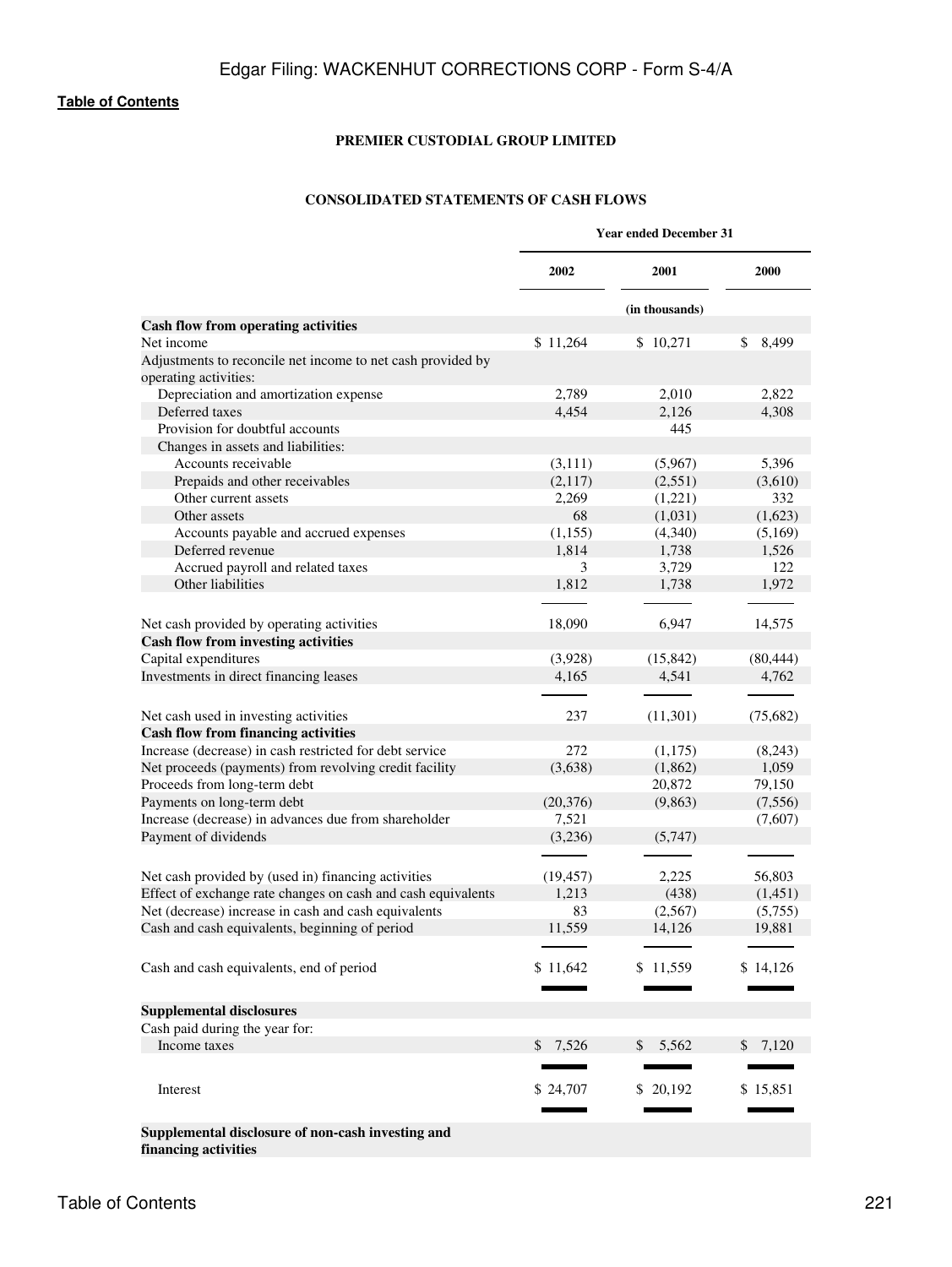**PREMIER CUSTODIAL GROUP LIMITED**

**CONSOLIDATED STATEMENTS OF CASH FLOWS**

| | Year ended December 31 | | |
|---|---|---|---|
| | 2002 | 2001 | 2000 |
| | | (in thousands) | |
| **Cash flow from operating activities** | | | |
| Net income | $ 11,264 | $ 10,271 | $ 8,499 |
| Adjustments to reconcile net income to net cash provided by operating activities: | | | |
| Depreciation and amortization expense | 2,789 | 2,010 | 2,822 |
| Deferred taxes | 4,454 | 2,126 | 4,308 |
| Provision for doubtful accounts | | 445 | |
| Changes in assets and liabilities: | | | |
| Accounts receivable | (3,111) | (5,967) | 5,396 |
| Prepaids and other receivables | (2,117) | (2,551) | (3,610) |
| Other current assets | 2,269 | (1,221) | 332 |
| Other assets | 68 | (1,031) | (1,623) |
| Accounts payable and accrued expenses | (1,155) | (4,340) | (5,169) |
| Deferred revenue | 1,814 | 1,738 | 1,526 |
| Accrued payroll and related taxes | 3 | 3,729 | 122 |
| Other liabilities | 1,812 | 1,738 | 1,972 |
| Net cash provided by operating activities | 18,090 | 6,947 | 14,575 |
| **Cash flow from investing activities** | | | |
| Capital expenditures | (3,928) | (15,842) | (80,444) |
| Investments in direct financing leases | 4,165 | 4,541 | 4,762 |
| Net cash used in investing activities | 237 | (11,301) | (75,682) |
| **Cash flow from financing activities** | | | |
| Increase (decrease) in cash restricted for debt service | 272 | (1,175) | (8,243) |
| Net proceeds (payments) from revolving credit facility | (3,638) | (1,862) | 1,059 |
| Proceeds from long-term debt | | 20,872 | 79,150 |
| Payments on long-term debt | (20,376) | (9,863) | (7,556) |
| Increase (decrease) in advances due from shareholder | 7,521 | | (7,607) |
| Payment of dividends | (3,236) | (5,747) | |
| Net cash provided by (used in) financing activities | (19,457) | 2,225 | 56,803 |
| Effect of exchange rate changes on cash and cash equivalents | 1,213 | (438) | (1,451) |
| Net (decrease) increase in cash and cash equivalents | 83 | (2,567) | (5,755) |
| Cash and cash equivalents, beginning of period | 11,559 | 14,126 | 19,881 |
| Cash and cash equivalents, end of period | $ 11,642 | $ 11,559 | $ 14,126 |
| **Supplemental disclosures** | | | |
| Cash paid during the year for: | | | |
| Income taxes | $ 7,526 | $ 5,562 | $ 7,120 |
| Interest | $ 24,707 | $ 20,192 | $ 15,851 |
| **Supplemental disclosure of non-cash investing and financing activities** | | | |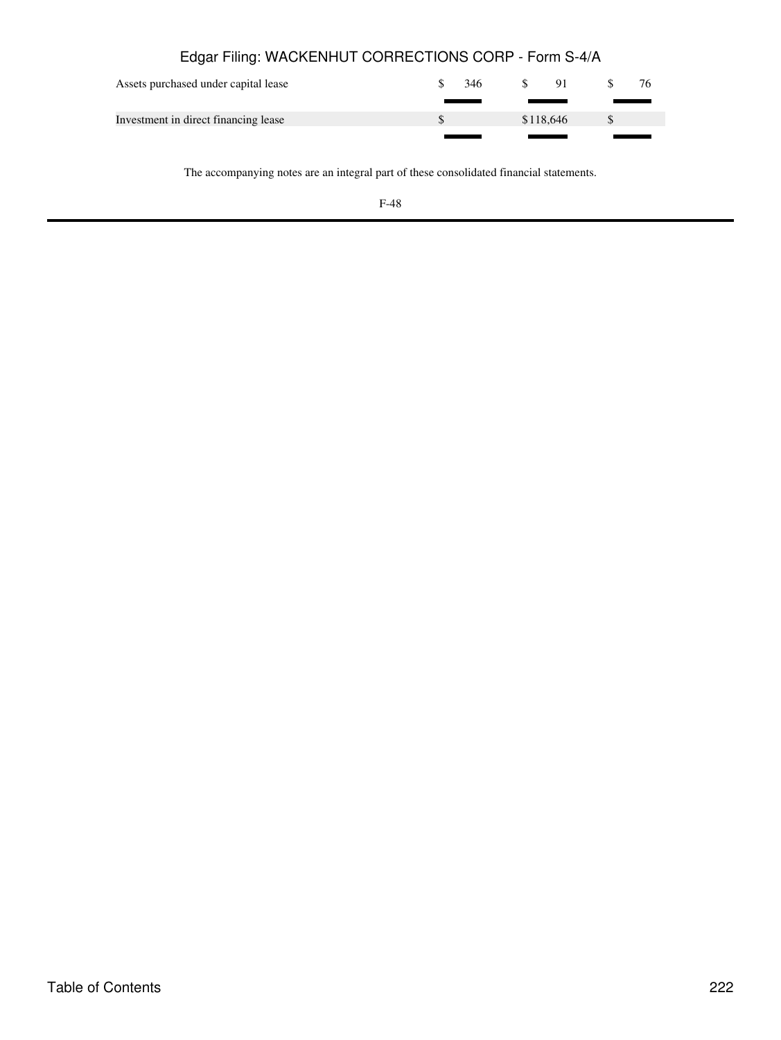| | | | |
|---|---|---|---|
| Assets purchased under capital lease | $ 346 | $ 91 | $ 76 |
| Investment in direct financing lease | $ | $118,646 | $ |

The accompanying notes are an integral part of these consolidated financial statements.

F-48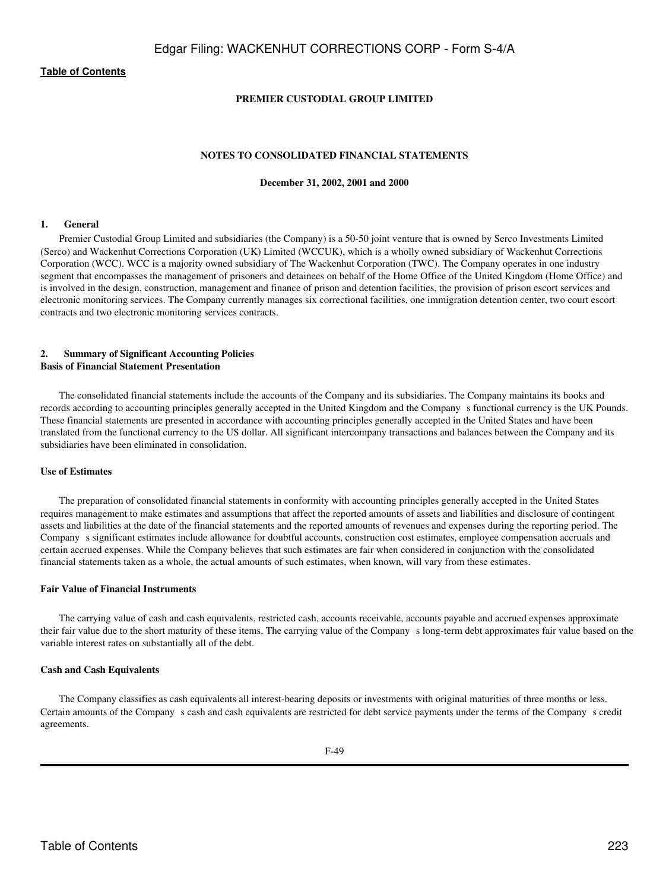### PREMIER CUSTODIAL GROUP LIMITED

### NOTES TO CONSOLIDATED FINANCIAL STATEMENTS

**December 31, 2002, 2001 and 2000**

**1. General**

Premier Custodial Group Limited and subsidiaries (the Company) is a 50-50 joint venture that is owned by Serco Investments Limited (Serco) and Wackenhut Corrections Corporation (UK) Limited (WCCUK), which is a wholly owned subsidiary of Wackenhut Corrections Corporation (WCC). WCC is a majority owned subsidiary of The Wackenhut Corporation (TWC). The Company operates in one industry segment that encompasses the management of prisoners and detainees on behalf of the Home Office of the United Kingdom (Home Office) and is involved in the design, construction, management and finance of prison and detention facilities, the provision of prison escort services and electronic monitoring services. The Company currently manages six correctional facilities, one immigration detention center, two court escort contracts and two electronic monitoring services contracts.

**2. Summary of Significant Accounting Policies**

**Basis of Financial Statement Presentation**

The consolidated financial statements include the accounts of the Company and its subsidiaries. The Company maintains its books and records according to accounting principles generally accepted in the United Kingdom and the Company s functional currency is the UK Pounds. These financial statements are presented in accordance with accounting principles generally accepted in the United States and have been translated from the functional currency to the US dollar. All significant intercompany transactions and balances between the Company and its subsidiaries have been eliminated in consolidation.

**Use of Estimates**

The preparation of consolidated financial statements in conformity with accounting principles generally accepted in the United States requires management to make estimates and assumptions that affect the reported amounts of assets and liabilities and disclosure of contingent assets and liabilities at the date of the financial statements and the reported amounts of revenues and expenses during the reporting period. The Company s significant estimates include allowance for doubtful accounts, construction cost estimates, employee compensation accruals and certain accrued expenses. While the Company believes that such estimates are fair when considered in conjunction with the consolidated financial statements taken as a whole, the actual amounts of such estimates, when known, will vary from these estimates.

**Fair Value of Financial Instruments**

The carrying value of cash and cash equivalents, restricted cash, accounts receivable, accounts payable and accrued expenses approximate their fair value due to the short maturity of these items. The carrying value of the Company s long-term debt approximates fair value based on the variable interest rates on substantially all of the debt.

**Cash and Cash Equivalents**

The Company classifies as cash equivalents all interest-bearing deposits or investments with original maturities of three months or less. Certain amounts of the Company s cash and cash equivalents are restricted for debt service payments under the terms of the Company s credit agreements.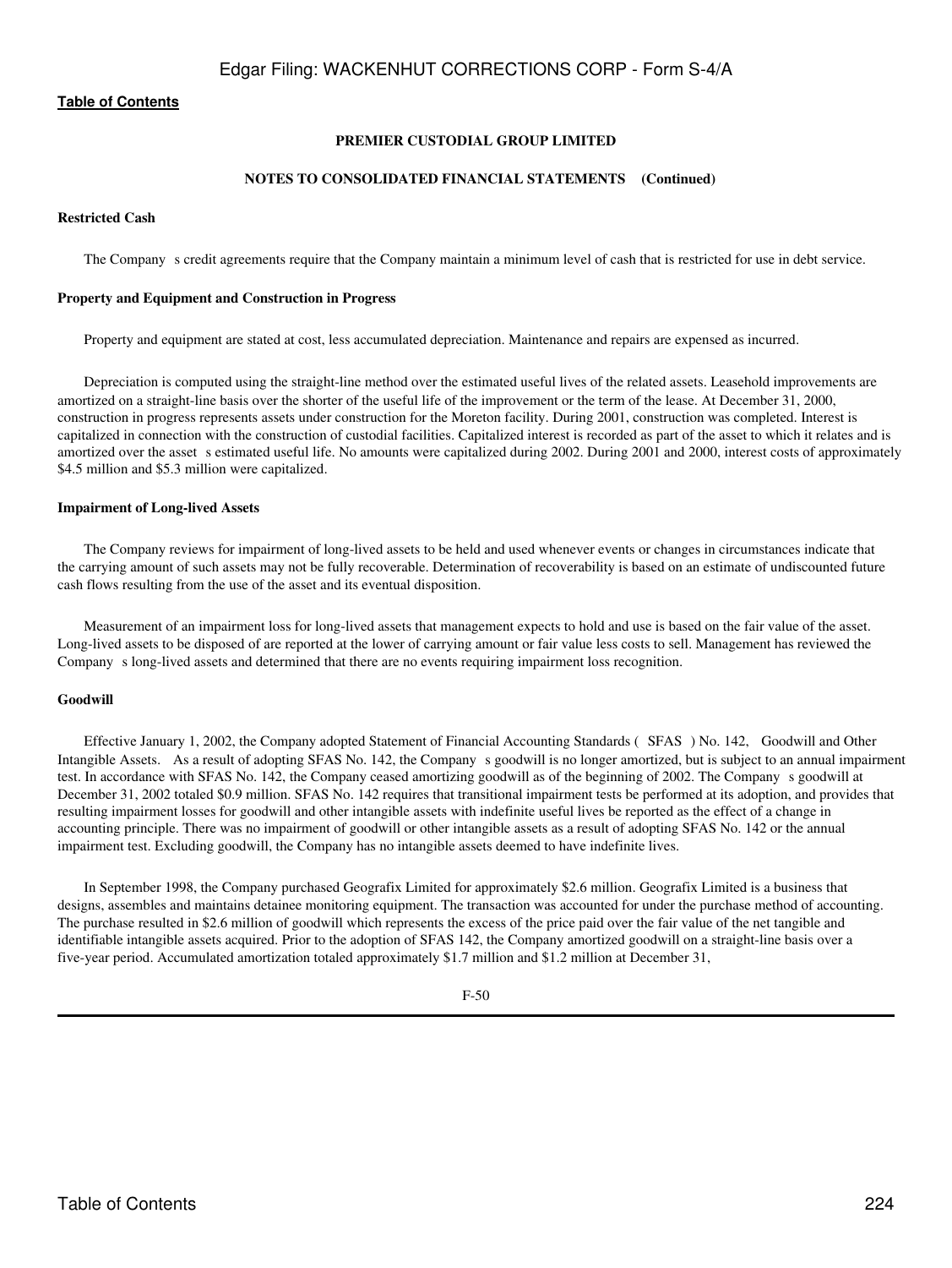**PREMIER CUSTODIAL GROUP LIMITED**

**NOTES TO CONSOLIDATED FINANCIAL STATEMENTS (Continued)**

**Restricted Cash**

The Company s credit agreements require that the Company maintain a minimum level of cash that is restricted for use in debt service.

**Property and Equipment and Construction in Progress**

Property and equipment are stated at cost, less accumulated depreciation. Maintenance and repairs are expensed as incurred.

Depreciation is computed using the straight-line method over the estimated useful lives of the related assets. Leasehold improvements are amortized on a straight-line basis over the shorter of the useful life of the improvement or the term of the lease. At December 31, 2000, construction in progress represents assets under construction for the Moreton facility. During 2001, construction was completed. Interest is capitalized in connection with the construction of custodial facilities. Capitalized interest is recorded as part of the asset to which it relates and is amortized over the asset s estimated useful life. No amounts were capitalized during 2002. During 2001 and 2000, interest costs of approximately $4.5 million and $5.3 million were capitalized.

**Impairment of Long-lived Assets**

The Company reviews for impairment of long-lived assets to be held and used whenever events or changes in circumstances indicate that the carrying amount of such assets may not be fully recoverable. Determination of recoverability is based on an estimate of undiscounted future cash flows resulting from the use of the asset and its eventual disposition.

Measurement of an impairment loss for long-lived assets that management expects to hold and use is based on the fair value of the asset. Long-lived assets to be disposed of are reported at the lower of carrying amount or fair value less costs to sell. Management has reviewed the Company s long-lived assets and determined that there are no events requiring impairment loss recognition.

**Goodwill**

Effective January 1, 2002, the Company adopted Statement of Financial Accounting Standards ( SFAS ) No. 142, Goodwill and Other Intangible Assets. As a result of adopting SFAS No. 142, the Company s goodwill is no longer amortized, but is subject to an annual impairment test. In accordance with SFAS No. 142, the Company ceased amortizing goodwill as of the beginning of 2002. The Company s goodwill at December 31, 2002 totaled $0.9 million. SFAS No. 142 requires that transitional impairment tests be performed at its adoption, and provides that resulting impairment losses for goodwill and other intangible assets with indefinite useful lives be reported as the effect of a change in accounting principle. There was no impairment of goodwill or other intangible assets as a result of adopting SFAS No. 142 or the annual impairment test. Excluding goodwill, the Company has no intangible assets deemed to have indefinite lives.

In September 1998, the Company purchased Geografix Limited for approximately $2.6 million. Geografix Limited is a business that designs, assembles and maintains detainee monitoring equipment. The transaction was accounted for under the purchase method of accounting. The purchase resulted in $2.6 million of goodwill which represents the excess of the price paid over the fair value of the net tangible and identifiable intangible assets acquired. Prior to the adoption of SFAS 142, the Company amortized goodwill on a straight-line basis over a five-year period. Accumulated amortization totaled approximately $1.7 million and $1.2 million at December 31,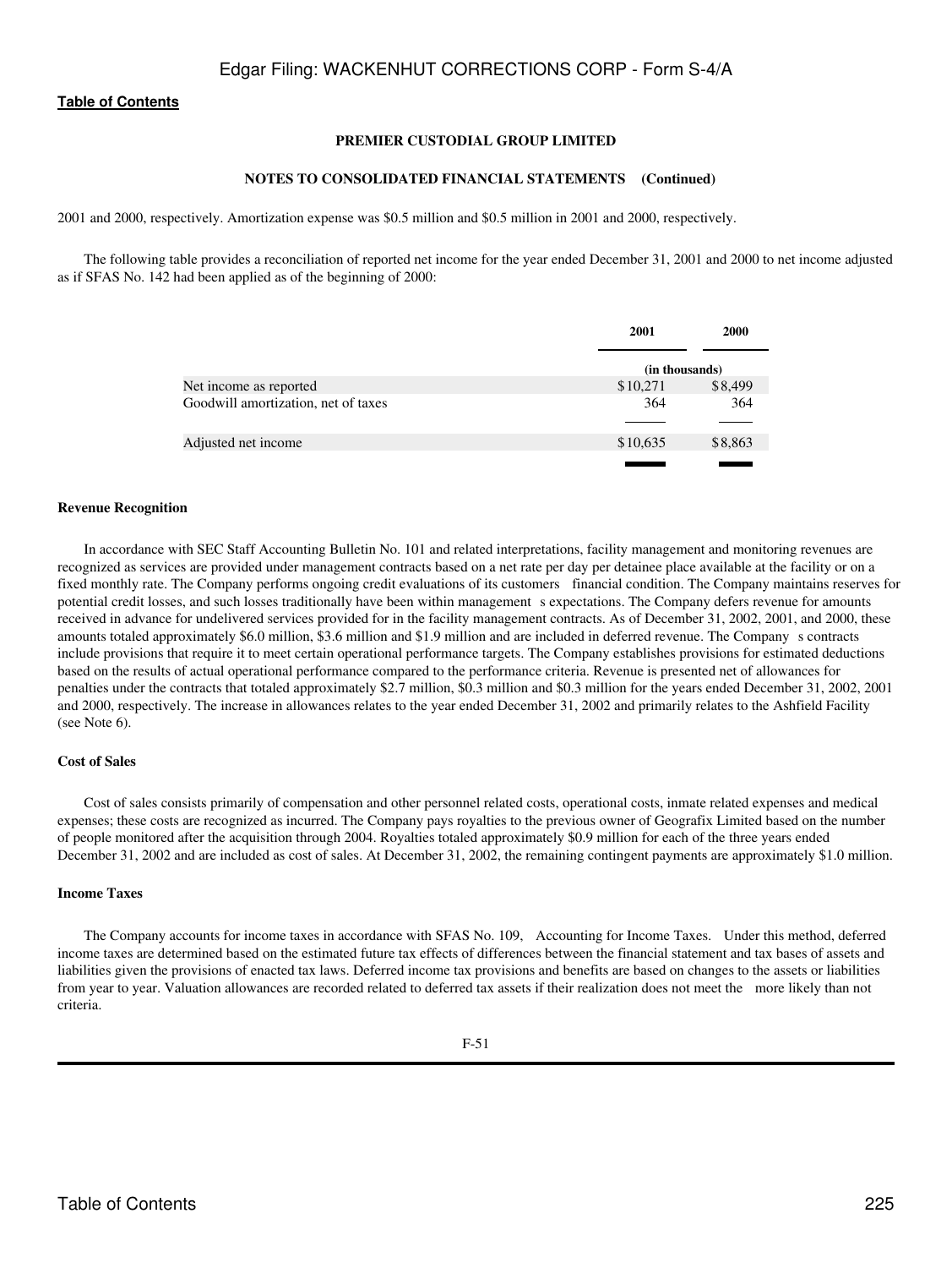**PREMIER CUSTODIAL GROUP LIMITED**

**NOTES TO CONSOLIDATED FINANCIAL STATEMENTS (Continued)**

2001 and 2000, respectively. Amortization expense was $0.5 million and $0.5 million in 2001 and 2000, respectively.

The following table provides a reconciliation of reported net income for the year ended December 31, 2001 and 2000 to net income adjusted as if SFAS No. 142 had been applied as of the beginning of 2000:

| | 2001 | 2000 |
|---|---|---|
| | (in thousands) | |
| Net income as reported | $10,271 | $8,499 |
| Goodwill amortization, net of taxes | 364 | 364 |
| Adjusted net income | $10,635 | $8,863 |

**Revenue Recognition**

In accordance with SEC Staff Accounting Bulletin No. 101 and related interpretations, facility management and monitoring revenues are recognized as services are provided under management contracts based on a net rate per day per detainee place available at the facility or on a fixed monthly rate. The Company performs ongoing credit evaluations of its customers financial condition. The Company maintains reserves for potential credit losses, and such losses traditionally have been within management s expectations. The Company defers revenue for amounts received in advance for undelivered services provided for in the facility management contracts. As of December 31, 2002, 2001, and 2000, these amounts totaled approximately $6.0 million, $3.6 million and $1.9 million and are included in deferred revenue. The Company s contracts include provisions that require it to meet certain operational performance targets. The Company establishes provisions for estimated deductions based on the results of actual operational performance compared to the performance criteria. Revenue is presented net of allowances for penalties under the contracts that totaled approximately $2.7 million, $0.3 million and $0.3 million for the years ended December 31, 2002, 2001 and 2000, respectively. The increase in allowances relates to the year ended December 31, 2002 and primarily relates to the Ashfield Facility (see Note 6).

**Cost of Sales**

Cost of sales consists primarily of compensation and other personnel related costs, operational costs, inmate related expenses and medical expenses; these costs are recognized as incurred. The Company pays royalties to the previous owner of Geografix Limited based on the number of people monitored after the acquisition through 2004. Royalties totaled approximately $0.9 million for each of the three years ended December 31, 2002 and are included as cost of sales. At December 31, 2002, the remaining contingent payments are approximately $1.0 million.

**Income Taxes**

The Company accounts for income taxes in accordance with SFAS No. 109, Accounting for Income Taxes. Under this method, deferred income taxes are determined based on the estimated future tax effects of differences between the financial statement and tax bases of assets and liabilities given the provisions of enacted tax laws. Deferred income tax provisions and benefits are based on changes to the assets or liabilities from year to year. Valuation allowances are recorded related to deferred tax assets if their realization does not meet the more likely than not criteria.

F-51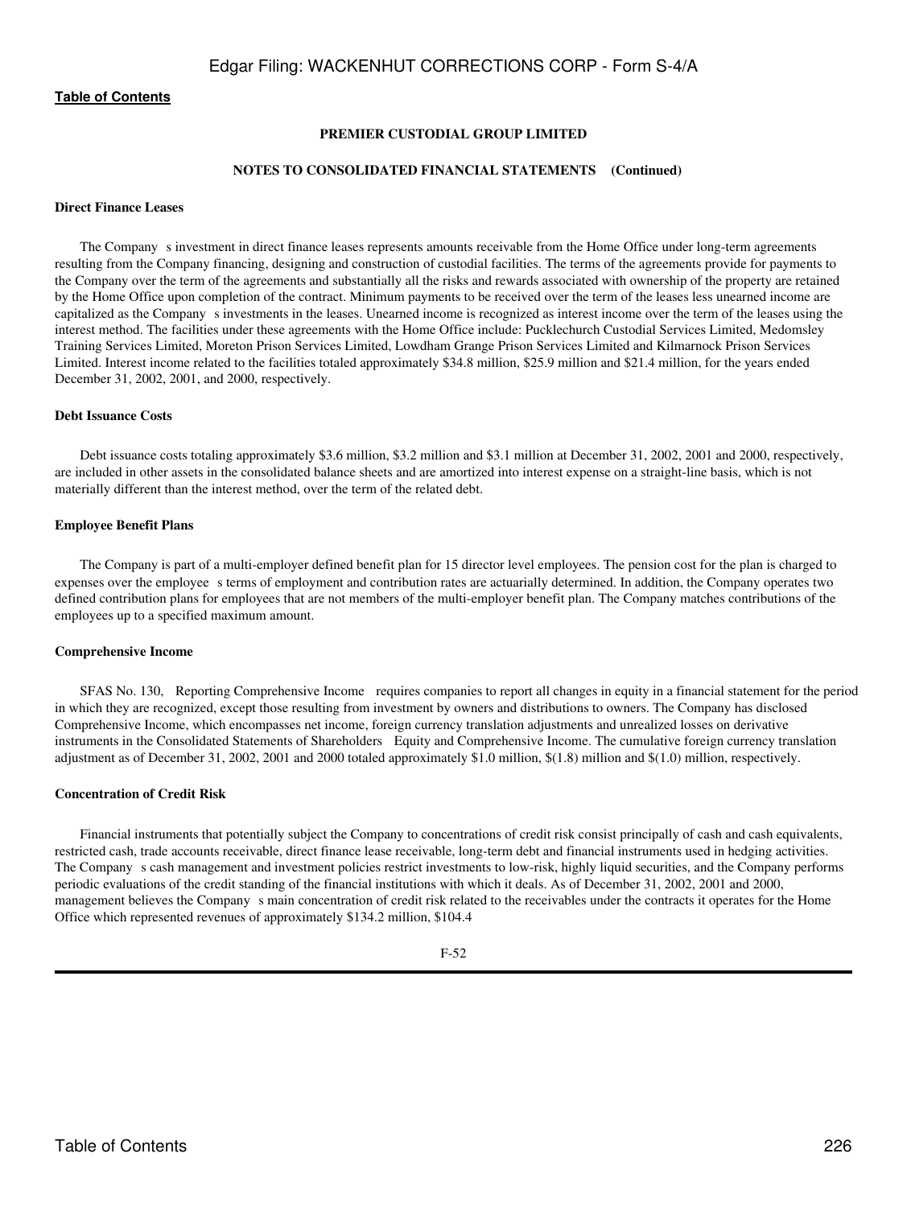**PREMIER CUSTODIAL GROUP LIMITED**

**NOTES TO CONSOLIDATED FINANCIAL STATEMENTS (Continued)**

**Direct Finance Leases**

The Company s investment in direct finance leases represents amounts receivable from the Home Office under long-term agreements resulting from the Company financing, designing and construction of custodial facilities. The terms of the agreements provide for payments to the Company over the term of the agreements and substantially all the risks and rewards associated with ownership of the property are retained by the Home Office upon completion of the contract. Minimum payments to be received over the term of the leases less unearned income are capitalized as the Company s investments in the leases. Unearned income is recognized as interest income over the term of the leases using the interest method. The facilities under these agreements with the Home Office include: Pucklechurch Custodial Services Limited, Medomsley Training Services Limited, Moreton Prison Services Limited, Lowdham Grange Prison Services Limited and Kilmarnock Prison Services Limited. Interest income related to the facilities totaled approximately \$34.8 million, \$25.9 million and \$21.4 million, for the years ended December 31, 2002, 2001, and 2000, respectively.

**Debt Issuance Costs**

Debt issuance costs totaling approximately \$3.6 million, \$3.2 million and \$3.1 million at December 31, 2002, 2001 and 2000, respectively, are included in other assets in the consolidated balance sheets and are amortized into interest expense on a straight-line basis, which is not materially different than the interest method, over the term of the related debt.

**Employee Benefit Plans**

The Company is part of a multi-employer defined benefit plan for 15 director level employees. The pension cost for the plan is charged to expenses over the employee s terms of employment and contribution rates are actuarially determined. In addition, the Company operates two defined contribution plans for employees that are not members of the multi-employer benefit plan. The Company matches contributions of the employees up to a specified maximum amount.

**Comprehensive Income**

SFAS No. 130, Reporting Comprehensive Income requires companies to report all changes in equity in a financial statement for the period in which they are recognized, except those resulting from investment by owners and distributions to owners. The Company has disclosed Comprehensive Income, which encompasses net income, foreign currency translation adjustments and unrealized losses on derivative instruments in the Consolidated Statements of Shareholders Equity and Comprehensive Income. The cumulative foreign currency translation adjustment as of December 31, 2002, 2001 and 2000 totaled approximately \$1.0 million, \$(1.8) million and \$(1.0) million, respectively.

**Concentration of Credit Risk**

Financial instruments that potentially subject the Company to concentrations of credit risk consist principally of cash and cash equivalents, restricted cash, trade accounts receivable, direct finance lease receivable, long-term debt and financial instruments used in hedging activities. The Company s cash management and investment policies restrict investments to low-risk, highly liquid securities, and the Company performs periodic evaluations of the credit standing of the financial institutions with which it deals. As of December 31, 2002, 2001 and 2000, management believes the Company s main concentration of credit risk related to the receivables under the contracts it operates for the Home Office which represented revenues of approximately \$134.2 million, \$104.4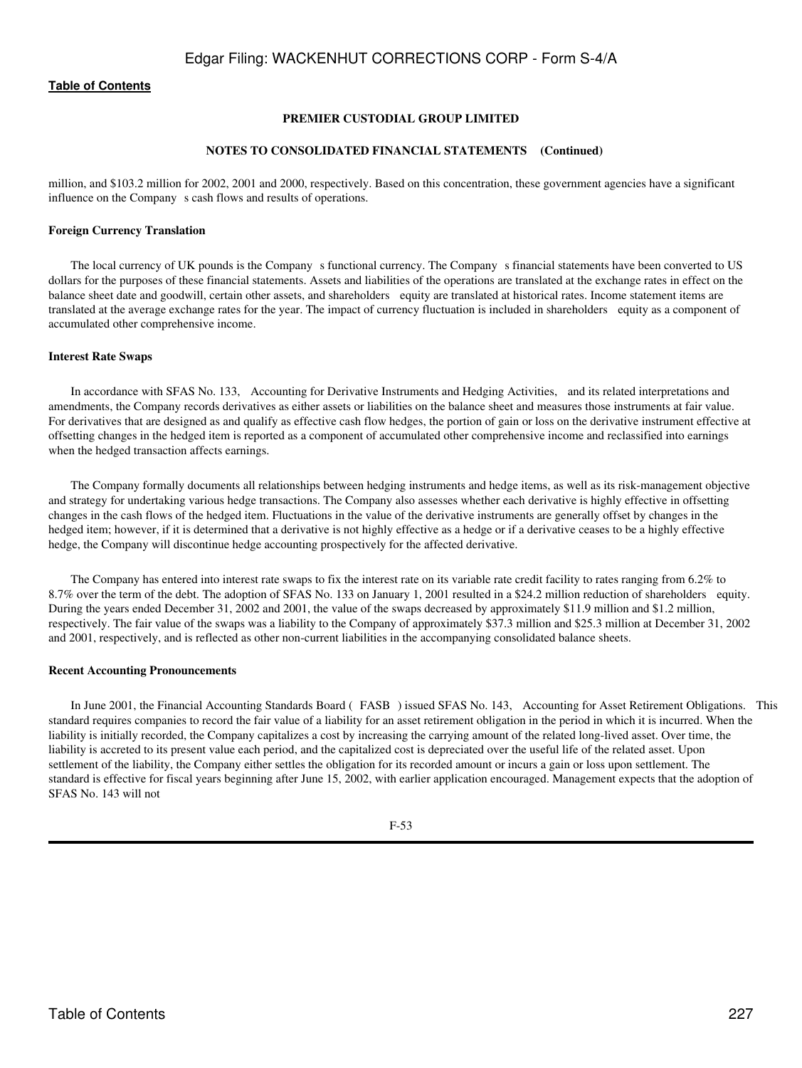**PREMIER CUSTODIAL GROUP LIMITED**

**NOTES TO CONSOLIDATED FINANCIAL STATEMENTS (Continued)**

million, and $103.2 million for 2002, 2001 and 2000, respectively. Based on this concentration, these government agencies have a significant influence on the Company s cash flows and results of operations.

**Foreign Currency Translation**

The local currency of UK pounds is the Company s functional currency. The Company s financial statements have been converted to US dollars for the purposes of these financial statements. Assets and liabilities of the operations are translated at the exchange rates in effect on the balance sheet date and goodwill, certain other assets, and shareholders equity are translated at historical rates. Income statement items are translated at the average exchange rates for the year. The impact of currency fluctuation is included in shareholders equity as a component of accumulated other comprehensive income.

**Interest Rate Swaps**

In accordance with SFAS No. 133, Accounting for Derivative Instruments and Hedging Activities, and its related interpretations and amendments, the Company records derivatives as either assets or liabilities on the balance sheet and measures those instruments at fair value. For derivatives that are designed as and qualify as effective cash flow hedges, the portion of gain or loss on the derivative instrument effective at offsetting changes in the hedged item is reported as a component of accumulated other comprehensive income and reclassified into earnings when the hedged transaction affects earnings.

The Company formally documents all relationships between hedging instruments and hedge items, as well as its risk-management objective and strategy for undertaking various hedge transactions. The Company also assesses whether each derivative is highly effective in offsetting changes in the cash flows of the hedged item. Fluctuations in the value of the derivative instruments are generally offset by changes in the hedged item; however, if it is determined that a derivative is not highly effective as a hedge or if a derivative ceases to be a highly effective hedge, the Company will discontinue hedge accounting prospectively for the affected derivative.

The Company has entered into interest rate swaps to fix the interest rate on its variable rate credit facility to rates ranging from 6.2% to 8.7% over the term of the debt. The adoption of SFAS No. 133 on January 1, 2001 resulted in a $24.2 million reduction of shareholders equity. During the years ended December 31, 2002 and 2001, the value of the swaps decreased by approximately $11.9 million and $1.2 million, respectively. The fair value of the swaps was a liability to the Company of approximately $37.3 million and $25.3 million at December 31, 2002 and 2001, respectively, and is reflected as other non-current liabilities in the accompanying consolidated balance sheets.

**Recent Accounting Pronouncements**

In June 2001, the Financial Accounting Standards Board ( FASB ) issued SFAS No. 143, Accounting for Asset Retirement Obligations. This standard requires companies to record the fair value of a liability for an asset retirement obligation in the period in which it is incurred. When the liability is initially recorded, the Company capitalizes a cost by increasing the carrying amount of the related long-lived asset. Over time, the liability is accreted to its present value each period, and the capitalized cost is depreciated over the useful life of the related asset. Upon settlement of the liability, the Company either settles the obligation for its recorded amount or incurs a gain or loss upon settlement. The standard is effective for fiscal years beginning after June 15, 2002, with earlier application encouraged. Management expects that the adoption of SFAS No. 143 will not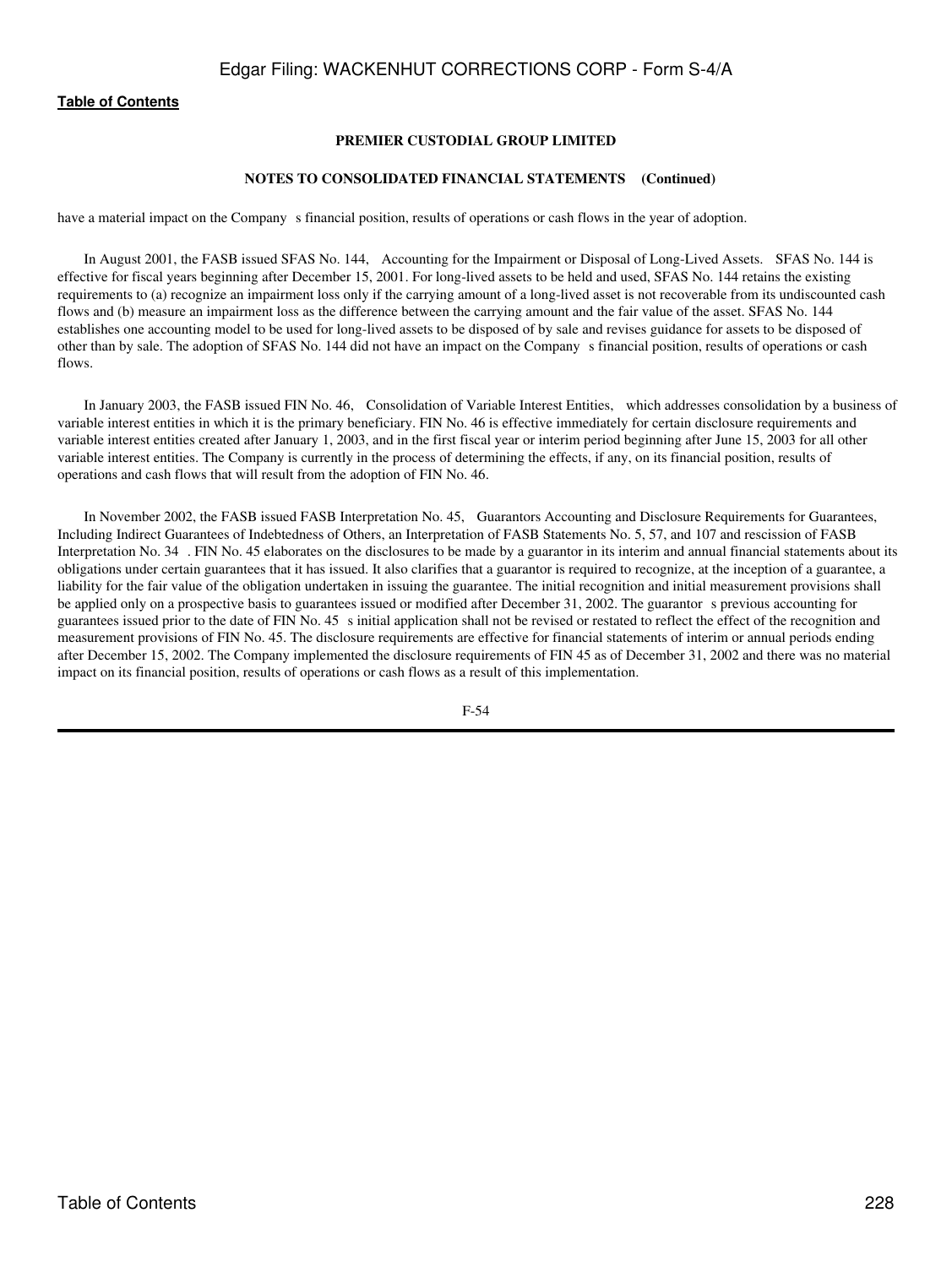**PREMIER CUSTODIAL GROUP LIMITED**

**NOTES TO CONSOLIDATED FINANCIAL STATEMENTS (Continued)**

have a material impact on the Company s financial position, results of operations or cash flows in the year of adoption.

In August 2001, the FASB issued SFAS No. 144, Accounting for the Impairment or Disposal of Long-Lived Assets. SFAS No. 144 is effective for fiscal years beginning after December 15, 2001. For long-lived assets to be held and used, SFAS No. 144 retains the existing requirements to (a) recognize an impairment loss only if the carrying amount of a long-lived asset is not recoverable from its undiscounted cash flows and (b) measure an impairment loss as the difference between the carrying amount and the fair value of the asset. SFAS No. 144 establishes one accounting model to be used for long-lived assets to be disposed of by sale and revises guidance for assets to be disposed of other than by sale. The adoption of SFAS No. 144 did not have an impact on the Company s financial position, results of operations or cash flows.

In January 2003, the FASB issued FIN No. 46, Consolidation of Variable Interest Entities, which addresses consolidation by a business of variable interest entities in which it is the primary beneficiary. FIN No. 46 is effective immediately for certain disclosure requirements and variable interest entities created after January 1, 2003, and in the first fiscal year or interim period beginning after June 15, 2003 for all other variable interest entities. The Company is currently in the process of determining the effects, if any, on its financial position, results of operations and cash flows that will result from the adoption of FIN No. 46.

In November 2002, the FASB issued FASB Interpretation No. 45, Guarantors Accounting and Disclosure Requirements for Guarantees, Including Indirect Guarantees of Indebtedness of Others, an Interpretation of FASB Statements No. 5, 57, and 107 and rescission of FASB Interpretation No. 34 . FIN No. 45 elaborates on the disclosures to be made by a guarantor in its interim and annual financial statements about its obligations under certain guarantees that it has issued. It also clarifies that a guarantor is required to recognize, at the inception of a guarantee, a liability for the fair value of the obligation undertaken in issuing the guarantee. The initial recognition and initial measurement provisions shall be applied only on a prospective basis to guarantees issued or modified after December 31, 2002. The guarantor s previous accounting for guarantees issued prior to the date of FIN No. 45 s initial application shall not be revised or restated to reflect the effect of the recognition and measurement provisions of FIN No. 45. The disclosure requirements are effective for financial statements of interim or annual periods ending after December 15, 2002. The Company implemented the disclosure requirements of FIN 45 as of December 31, 2002 and there was no material impact on its financial position, results of operations or cash flows as a result of this implementation.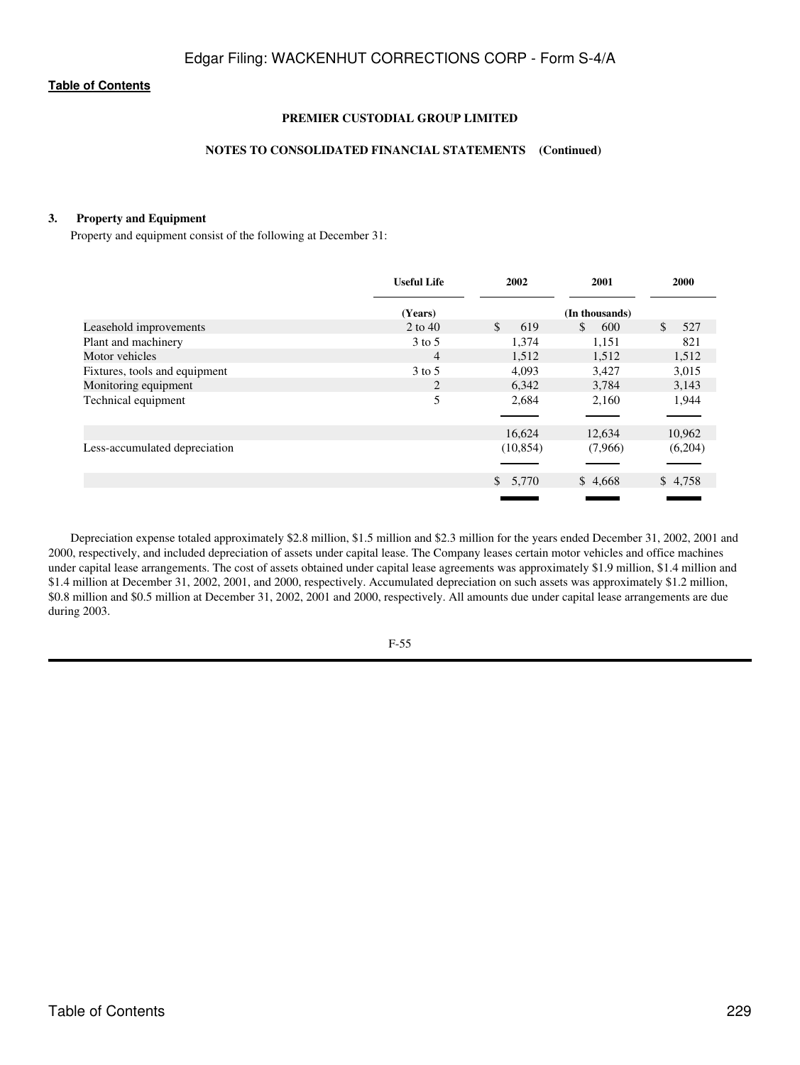**Table of Contents**

**PREMIER CUSTODIAL GROUP LIMITED**

**NOTES TO CONSOLIDATED FINANCIAL STATEMENTS (Continued)**

### 3. Property and Equipment

Property and equipment consist of the following at December 31:

| | Useful Life | 2002 | 2001 | 2000 |
|---|---|---|---|---|
| | (Years) | | (In thousands) | |
| Leasehold improvements | 2 to 40 | $ 619 | $ 600 | $ 527 |
| Plant and machinery | 3 to 5 | 1,374 | 1,151 | 821 |
| Motor vehicles | 4 | 1,512 | 1,512 | 1,512 |
| Fixtures, tools and equipment | 3 to 5 | 4,093 | 3,427 | 3,015 |
| Monitoring equipment | 2 | 6,342 | 3,784 | 3,143 |
| Technical equipment | 5 | 2,684 | 2,160 | 1,944 |
| | | 16,624 | 12,634 | 10,962 |
| Less-accumulated depreciation | | (10,854) | (7,966) | (6,204) |
| | | $ 5,770 | $ 4,668 | $ 4,758 |

Depreciation expense totaled approximately $2.8 million, $1.5 million and $2.3 million for the years ended December 31, 2002, 2001 and 2000, respectively, and included depreciation of assets under capital lease. The Company leases certain motor vehicles and office machines under capital lease arrangements. The cost of assets obtained under capital lease agreements was approximately $1.9 million, $1.4 million and $1.4 million at December 31, 2002, 2001, and 2000, respectively. Accumulated depreciation on such assets was approximately $1.2 million, $0.8 million and $0.5 million at December 31, 2002, 2001 and 2000, respectively. All amounts due under capital lease arrangements are due during 2003.

F-55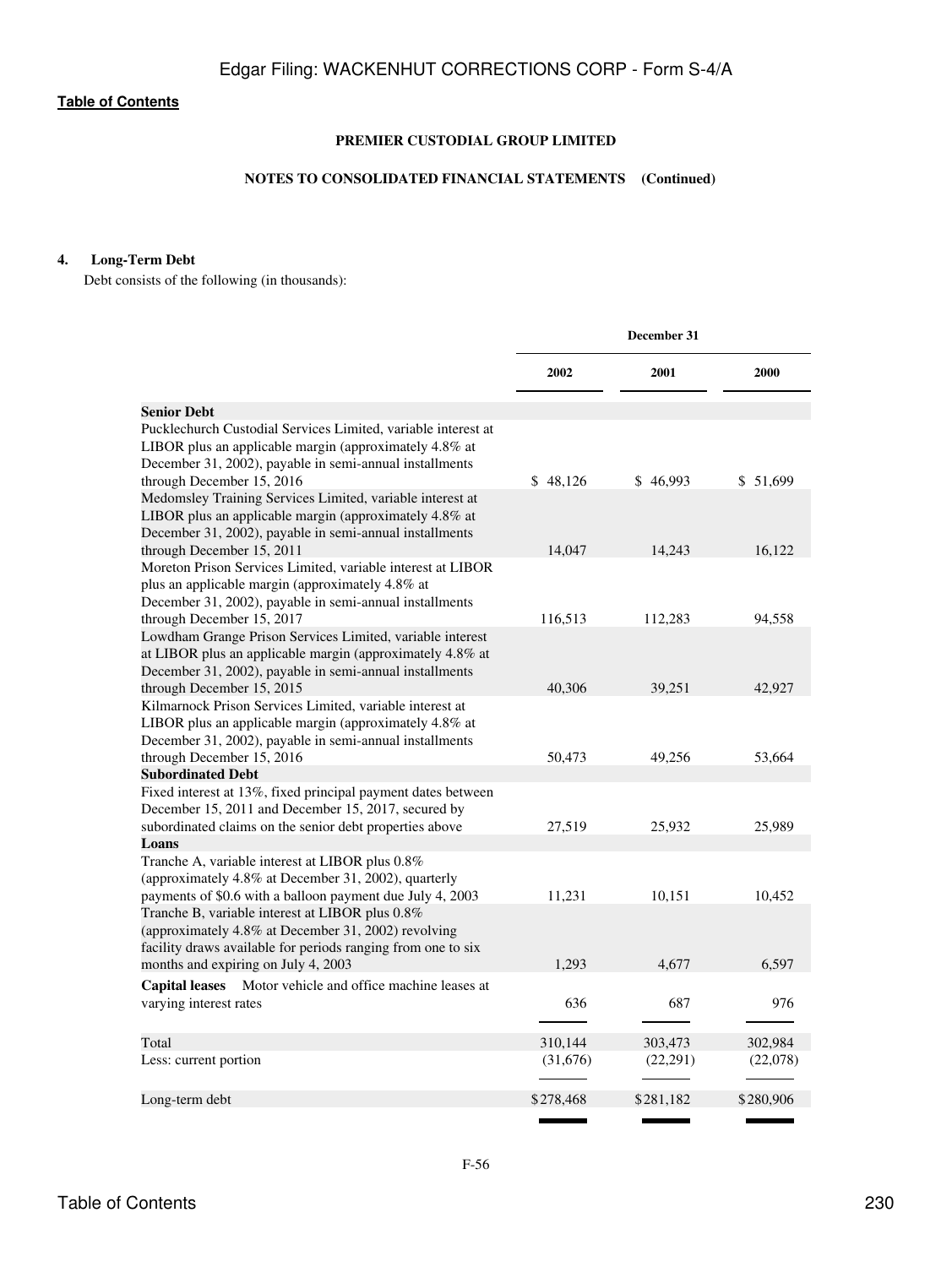[Table of Contents](#)

**PREMIER CUSTODIAL GROUP LIMITED**

**NOTES TO CONSOLIDATED FINANCIAL STATEMENTS (Continued)**

**4. Long-Term Debt**

Debt consists of the following (in thousands):

| | December 31 | | |
|---|---|---|---|
| | 2002 | 2001 | 2000 |
| **Senior Debt** | | | |
| Pucklechurch Custodial Services Limited, variable interest at LIBOR plus an applicable margin (approximately 4.8% at December 31, 2002), payable in semi-annual installments through December 15, 2016 | $ 48,126 | $ 46,993 | $ 51,699 |
| Medomsley Training Services Limited, variable interest at LIBOR plus an applicable margin (approximately 4.8% at December 31, 2002), payable in semi-annual installments through December 15, 2011 | 14,047 | 14,243 | 16,122 |
| Moreton Prison Services Limited, variable interest at LIBOR plus an applicable margin (approximately 4.8% at December 31, 2002), payable in semi-annual installments through December 15, 2017 | 116,513 | 112,283 | 94,558 |
| Lowdham Grange Prison Services Limited, variable interest at LIBOR plus an applicable margin (approximately 4.8% at December 31, 2002), payable in semi-annual installments through December 15, 2015 | 40,306 | 39,251 | 42,927 |
| Kilmarnock Prison Services Limited, variable interest at LIBOR plus an applicable margin (approximately 4.8% at December 31, 2002), payable in semi-annual installments through December 15, 2016 | 50,473 | 49,256 | 53,664 |
| **Subordinated Debt** | | | |
| Fixed interest at 13%, fixed principal payment dates between December 15, 2011 and December 15, 2017, secured by subordinated claims on the senior debt properties above | 27,519 | 25,932 | 25,989 |
| **Loans** | | | |
| Tranche A, variable interest at LIBOR plus 0.8% (approximately 4.8% at December 31, 2002), quarterly payments of $0.6 with a balloon payment due July 4, 2003 | 11,231 | 10,151 | 10,452 |
| Tranche B, variable interest at LIBOR plus 0.8% (approximately 4.8% at December 31, 2002) revolving facility draws available for periods ranging from one to six months and expiring on July 4, 2003 | 1,293 | 4,677 | 6,597 |
| **Capital leases** Motor vehicle and office machine leases at varying interest rates | 636 | 687 | 976 |
| Total | 310,144 | 303,473 | 302,984 |
| Less: current portion | (31,676) | (22,291) | (22,078) |
| Long-term debt | $278,468 | $281,182 | $280,906 |

F-56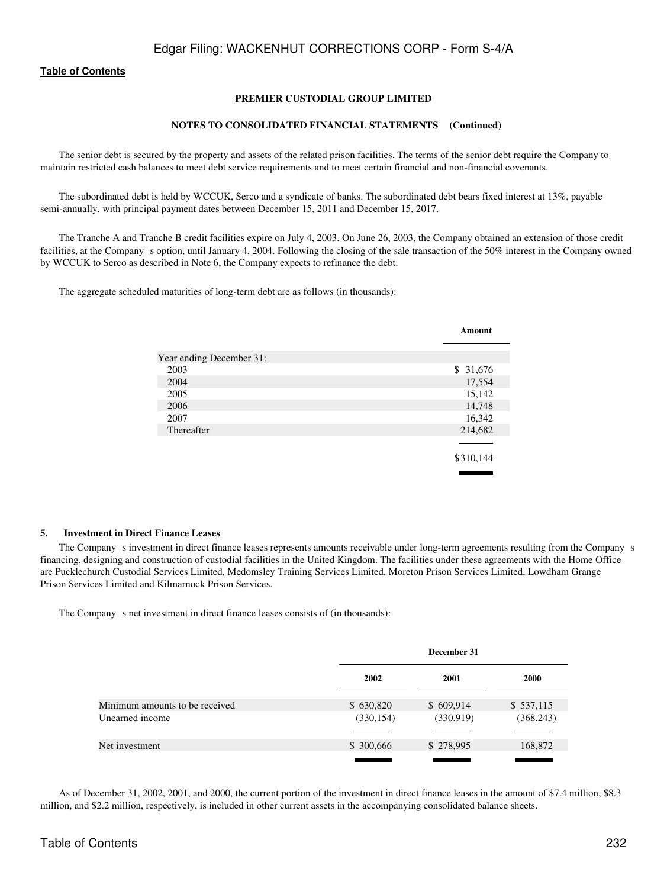**PREMIER CUSTODIAL GROUP LIMITED**

**NOTES TO CONSOLIDATED FINANCIAL STATEMENTS (Continued)**

The senior debt is secured by the property and assets of the related prison facilities. The terms of the senior debt require the Company to maintain restricted cash balances to meet debt service requirements and to meet certain financial and non-financial covenants.

The subordinated debt is held by WCCUK, Serco and a syndicate of banks. The subordinated debt bears fixed interest at 13%, payable semi-annually, with principal payment dates between December 15, 2011 and December 15, 2017.

The Tranche A and Tranche B credit facilities expire on July 4, 2003. On June 26, 2003, the Company obtained an extension of those credit facilities, at the Company s option, until January 4, 2004. Following the closing of the sale transaction of the 50% interest in the Company owned by WCCUK to Serco as described in Note 6, the Company expects to refinance the debt.

The aggregate scheduled maturities of long-term debt are as follows (in thousands):

| | Amount |
|---|---|
| Year ending December 31: | |
| 2003 | $ 31,676 |
| 2004 | 17,554 |
| 2005 | 15,142 |
| 2006 | 14,748 |
| 2007 | 16,342 |
| Thereafter | 214,682 |
| | $310,144 |

**5. Investment in Direct Finance Leases**

The Company s investment in direct finance leases represents amounts receivable under long-term agreements resulting from the Company s financing, designing and construction of custodial facilities in the United Kingdom. The facilities under these agreements with the Home Office are Pucklechurch Custodial Services Limited, Medomsley Training Services Limited, Moreton Prison Services Limited, Lowdham Grange Prison Services Limited and Kilmarnock Prison Services.

The Company s net investment in direct finance leases consists of (in thousands):

| | December 31 | | |
|---|---|---|---|
| | 2002 | 2001 | 2000 |
| Minimum amounts to be received | $ 630,820 | $ 609,914 | $ 537,115 |
| Unearned income | (330,154) | (330,919) | (368,243) |
| Net investment | $ 300,666 | $ 278,995 | 168,872 |

As of December 31, 2002, 2001, and 2000, the current portion of the investment in direct finance leases in the amount of $7.4 million, $8.3 million, and $2.2 million, respectively, is included in other current assets in the accompanying consolidated balance sheets.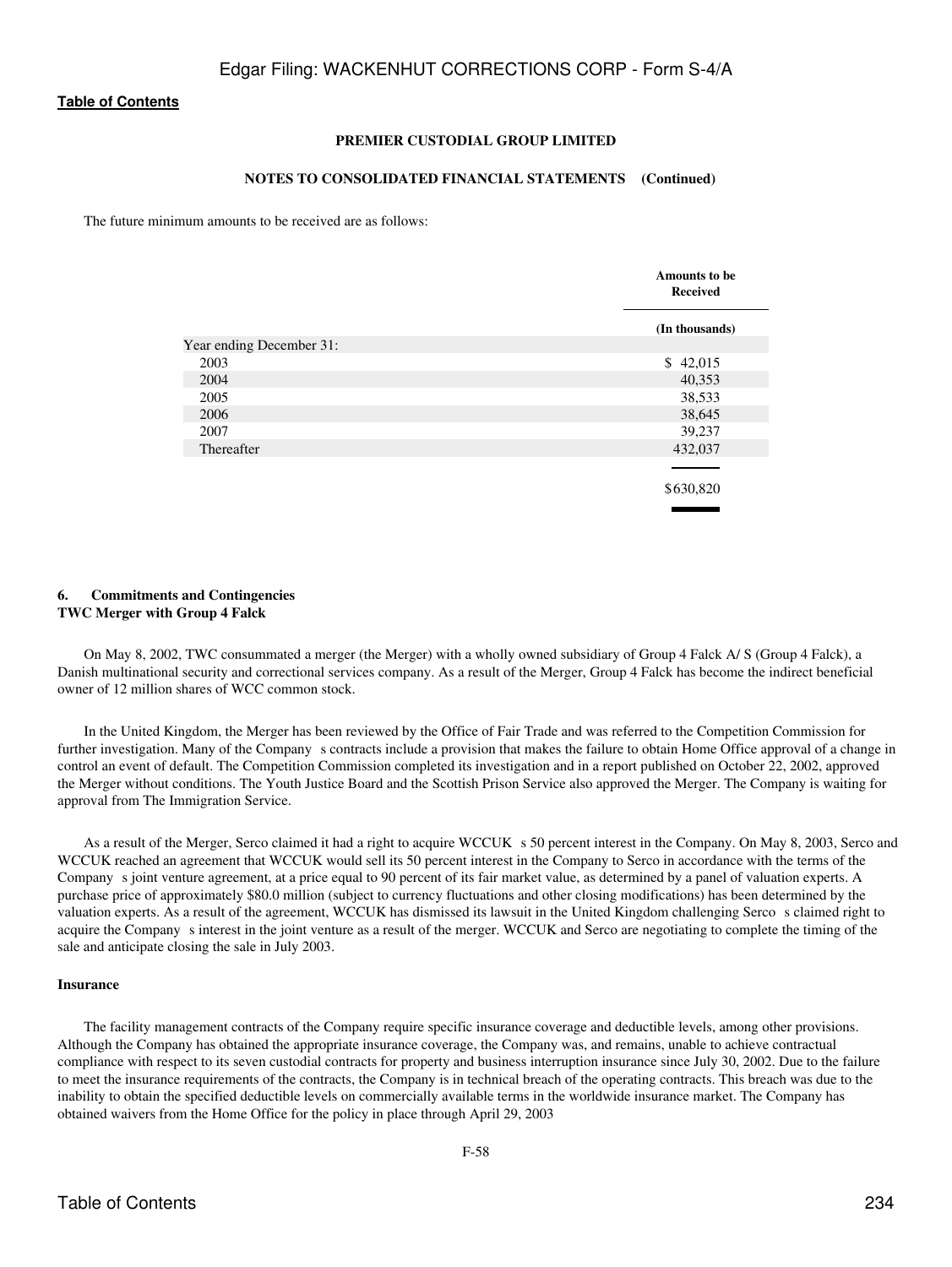**PREMIER CUSTODIAL GROUP LIMITED**

**NOTES TO CONSOLIDATED FINANCIAL STATEMENTS (Continued)**

The future minimum amounts to be received are as follows:

| | Amounts to be Received |
|---|---|
| | (In thousands) |
| Year ending December 31: | |
| 2003 | $ 42,015 |
| 2004 | 40,353 |
| 2005 | 38,533 |
| 2006 | 38,645 |
| 2007 | 39,237 |
| Thereafter | 432,037 |
| | $630,820 |

**6. Commitments and Contingencies**

**TWC Merger with Group 4 Falck**

On May 8, 2002, TWC consummated a merger (the Merger) with a wholly owned subsidiary of Group 4 Falck A/ S (Group 4 Falck), a Danish multinational security and correctional services company. As a result of the Merger, Group 4 Falck has become the indirect beneficial owner of 12 million shares of WCC common stock.

In the United Kingdom, the Merger has been reviewed by the Office of Fair Trade and was referred to the Competition Commission for further investigation. Many of the Company s contracts include a provision that makes the failure to obtain Home Office approval of a change in control an event of default. The Competition Commission completed its investigation and in a report published on October 22, 2002, approved the Merger without conditions. The Youth Justice Board and the Scottish Prison Service also approved the Merger. The Company is waiting for approval from The Immigration Service.

As a result of the Merger, Serco claimed it had a right to acquire WCCUK s 50 percent interest in the Company. On May 8, 2003, Serco and WCCUK reached an agreement that WCCUK would sell its 50 percent interest in the Company to Serco in accordance with the terms of the Company s joint venture agreement, at a price equal to 90 percent of its fair market value, as determined by a panel of valuation experts. A purchase price of approximately $80.0 million (subject to currency fluctuations and other closing modifications) has been determined by the valuation experts. As a result of the agreement, WCCUK has dismissed its lawsuit in the United Kingdom challenging Serco s claimed right to acquire the Company s interest in the joint venture as a result of the merger. WCCUK and Serco are negotiating to complete the timing of the sale and anticipate closing the sale in July 2003.

**Insurance**

The facility management contracts of the Company require specific insurance coverage and deductible levels, among other provisions. Although the Company has obtained the appropriate insurance coverage, the Company was, and remains, unable to achieve contractual compliance with respect to its seven custodial contracts for property and business interruption insurance since July 30, 2002. Due to the failure to meet the insurance requirements of the contracts, the Company is in technical breach of the operating contracts. This breach was due to the inability to obtain the specified deductible levels on commercially available terms in the worldwide insurance market. The Company has obtained waivers from the Home Office for the policy in place through April 29, 2003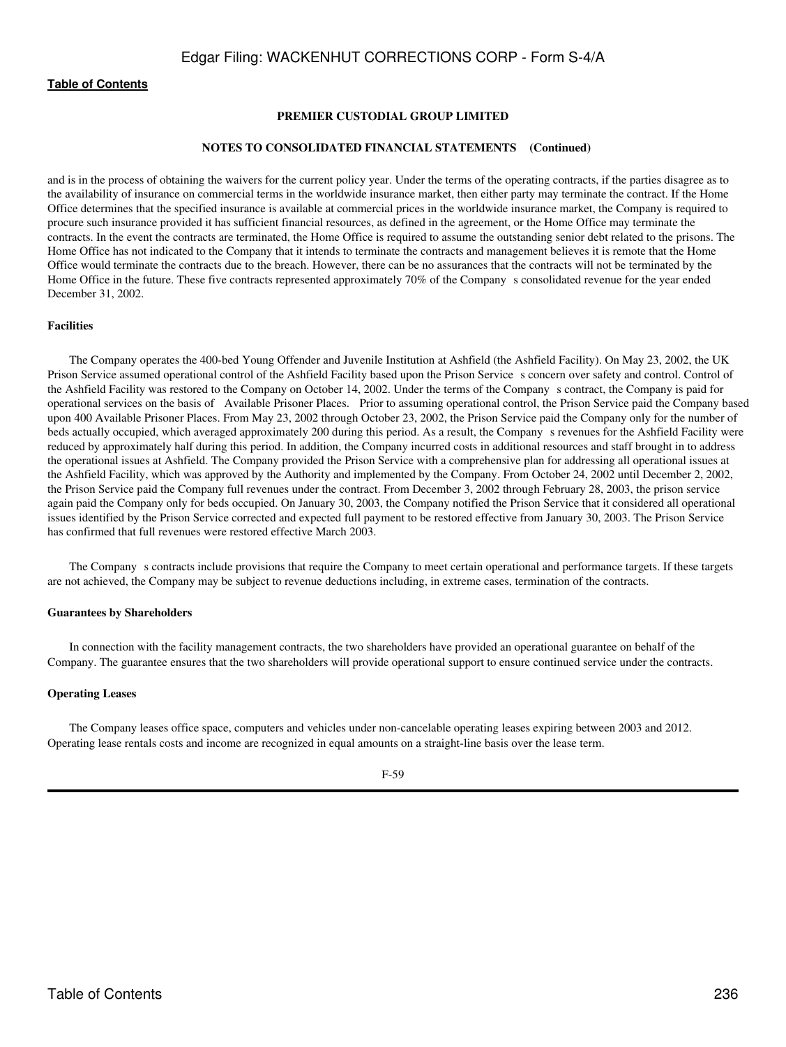**PREMIER CUSTODIAL GROUP LIMITED**

**NOTES TO CONSOLIDATED FINANCIAL STATEMENTS (Continued)**

and is in the process of obtaining the waivers for the current policy year. Under the terms of the operating contracts, if the parties disagree as to the availability of insurance on commercial terms in the worldwide insurance market, then either party may terminate the contract. If the Home Office determines that the specified insurance is available at commercial prices in the worldwide insurance market, the Company is required to procure such insurance provided it has sufficient financial resources, as defined in the agreement, or the Home Office may terminate the contracts. In the event the contracts are terminated, the Home Office is required to assume the outstanding senior debt related to the prisons. The Home Office has not indicated to the Company that it intends to terminate the contracts and management believes it is remote that the Home Office would terminate the contracts due to the breach. However, there can be no assurances that the contracts will not be terminated by the Home Office in the future. These five contracts represented approximately 70% of the Company s consolidated revenue for the year ended December 31, 2002.

**Facilities**

The Company operates the 400-bed Young Offender and Juvenile Institution at Ashfield (the Ashfield Facility). On May 23, 2002, the UK Prison Service assumed operational control of the Ashfield Facility based upon the Prison Service s concern over safety and control. Control of the Ashfield Facility was restored to the Company on October 14, 2002. Under the terms of the Company s contract, the Company is paid for operational services on the basis of Available Prisoner Places. Prior to assuming operational control, the Prison Service paid the Company based upon 400 Available Prisoner Places. From May 23, 2002 through October 23, 2002, the Prison Service paid the Company only for the number of beds actually occupied, which averaged approximately 200 during this period. As a result, the Company s revenues for the Ashfield Facility were reduced by approximately half during this period. In addition, the Company incurred costs in additional resources and staff brought in to address the operational issues at Ashfield. The Company provided the Prison Service with a comprehensive plan for addressing all operational issues at the Ashfield Facility, which was approved by the Authority and implemented by the Company. From October 24, 2002 until December 2, 2002, the Prison Service paid the Company full revenues under the contract. From December 3, 2002 through February 28, 2003, the prison service again paid the Company only for beds occupied. On January 30, 2003, the Company notified the Prison Service that it considered all operational issues identified by the Prison Service corrected and expected full payment to be restored effective from January 30, 2003. The Prison Service has confirmed that full revenues were restored effective March 2003.

The Company s contracts include provisions that require the Company to meet certain operational and performance targets. If these targets are not achieved, the Company may be subject to revenue deductions including, in extreme cases, termination of the contracts.

**Guarantees by Shareholders**

In connection with the facility management contracts, the two shareholders have provided an operational guarantee on behalf of the Company. The guarantee ensures that the two shareholders will provide operational support to ensure continued service under the contracts.

**Operating Leases**

The Company leases office space, computers and vehicles under non-cancelable operating leases expiring between 2003 and 2012. Operating lease rentals costs and income are recognized in equal amounts on a straight-line basis over the lease term.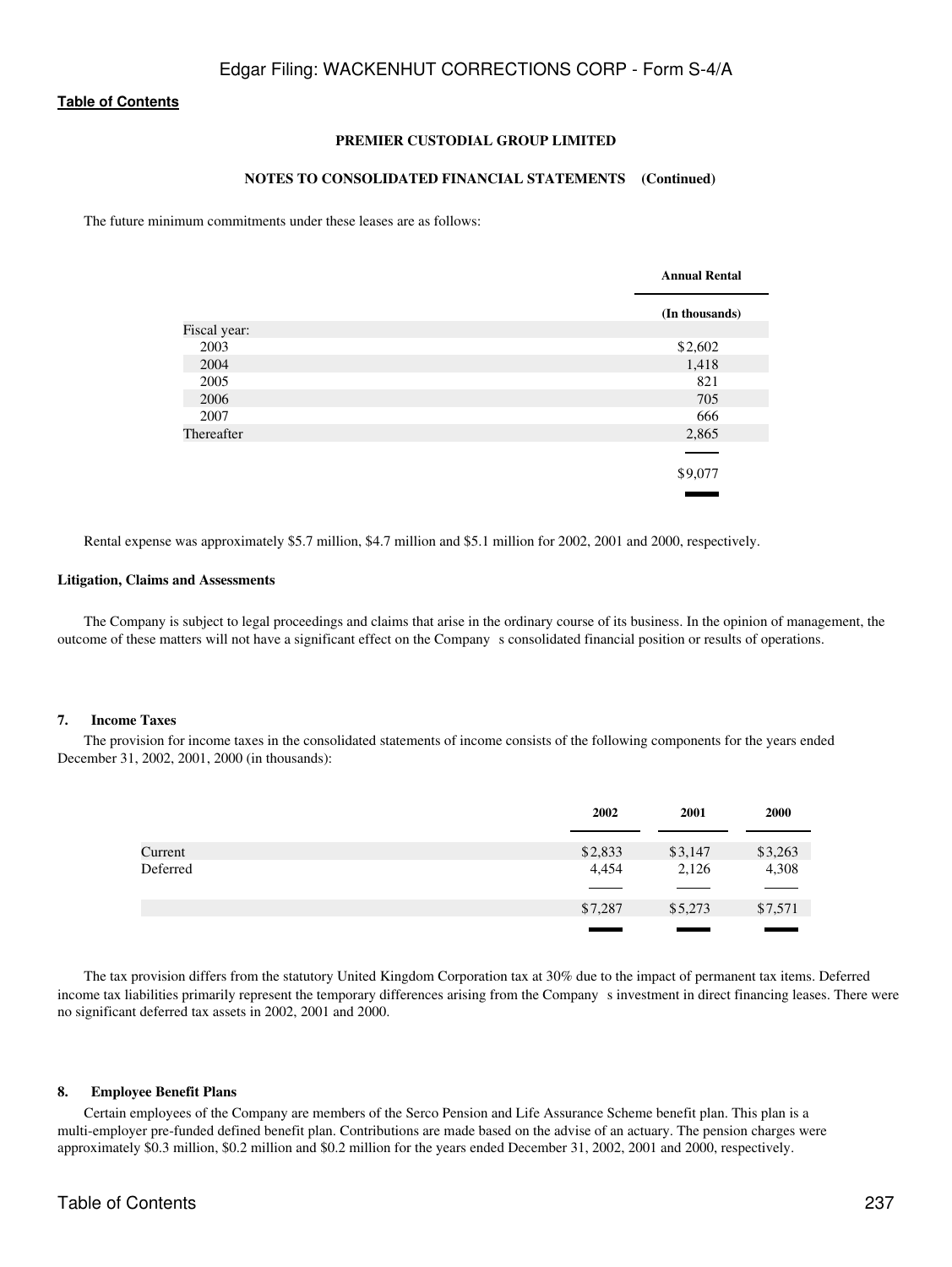**PREMIER CUSTODIAL GROUP LIMITED**

**NOTES TO CONSOLIDATED FINANCIAL STATEMENTS (Continued)**

The future minimum commitments under these leases are as follows:

| | Annual Rental |
|---|---|
| | (In thousands) |
| Fiscal year: | |
| 2003 | $2,602 |
| 2004 | 1,418 |
| 2005 | 821 |
| 2006 | 705 |
| 2007 | 666 |
| Thereafter | 2,865 |
| | $9,077 |

Rental expense was approximately $5.7 million, $4.7 million and $5.1 million for 2002, 2001 and 2000, respectively.

**Litigation, Claims and Assessments**

The Company is subject to legal proceedings and claims that arise in the ordinary course of its business. In the opinion of management, the outcome of these matters will not have a significant effect on the Company s consolidated financial position or results of operations.

## 7. Income Taxes

The provision for income taxes in the consolidated statements of income consists of the following components for the years ended December 31, 2002, 2001, 2000 (in thousands):

| | 2002 | 2001 | 2000 |
|---|---|---|---|
| Current | $2,833 | $3,147 | $3,263 |
| Deferred | 4,454 | 2,126 | 4,308 |
| | $7,287 | $5,273 | $7,571 |

The tax provision differs from the statutory United Kingdom Corporation tax at 30% due to the impact of permanent tax items. Deferred income tax liabilities primarily represent the temporary differences arising from the Company s investment in direct financing leases. There were no significant deferred tax assets in 2002, 2001 and 2000.

## 8. Employee Benefit Plans

Certain employees of the Company are members of the Serco Pension and Life Assurance Scheme benefit plan. This plan is a multi-employer pre-funded defined benefit plan. Contributions are made based on the advise of an actuary. The pension charges were approximately $0.3 million, $0.2 million and $0.2 million for the years ended December 31, 2002, 2001 and 2000, respectively.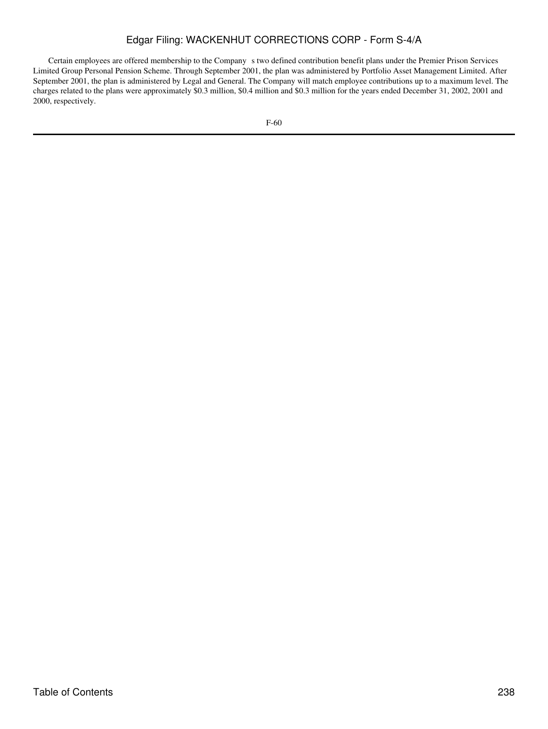Certain employees are offered membership to the Company s two defined contribution benefit plans under the Premier Prison Services Limited Group Personal Pension Scheme. Through September 2001, the plan was administered by Portfolio Asset Management Limited. After September 2001, the plan is administered by Legal and General. The Company will match employee contributions up to a maximum level. The charges related to the plans were approximately $0.3 million, $0.4 million and $0.3 million for the years ended December 31, 2002, 2001 and 2000, respectively.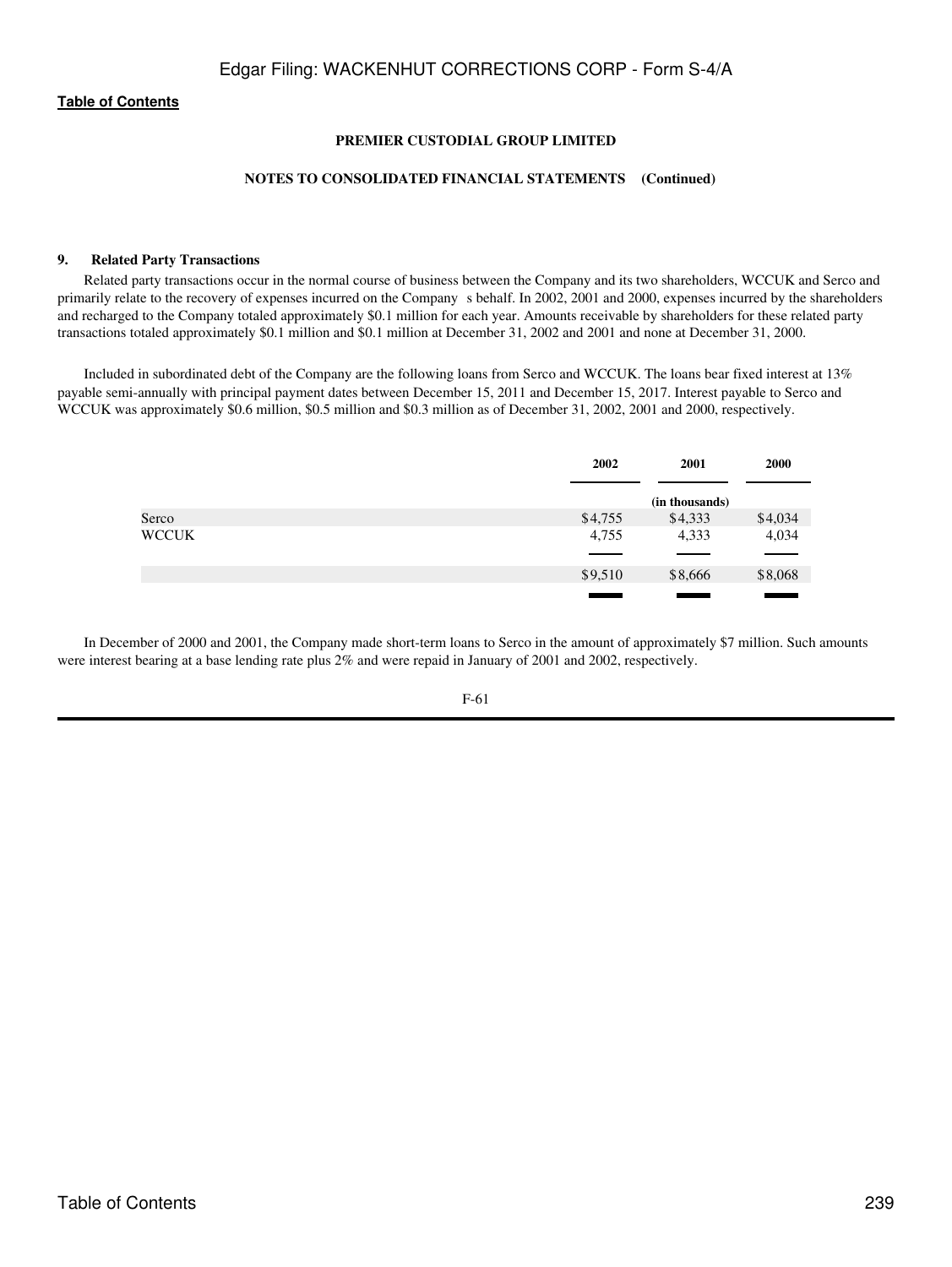**PREMIER CUSTODIAL GROUP LIMITED**

**NOTES TO CONSOLIDATED FINANCIAL STATEMENTS (Continued)**

### 9. Related Party Transactions

Related party transactions occur in the normal course of business between the Company and its two shareholders, WCCUK and Serco and primarily relate to the recovery of expenses incurred on the Company s behalf. In 2002, 2001 and 2000, expenses incurred by the shareholders and recharged to the Company totaled approximately $0.1 million for each year. Amounts receivable by shareholders for these related party transactions totaled approximately $0.1 million and $0.1 million at December 31, 2002 and 2001 and none at December 31, 2000.

Included in subordinated debt of the Company are the following loans from Serco and WCCUK. The loans bear fixed interest at 13% payable semi-annually with principal payment dates between December 15, 2011 and December 15, 2017. Interest payable to Serco and WCCUK was approximately $0.6 million, $0.5 million and $0.3 million as of December 31, 2002, 2001 and 2000, respectively.

| | 2002 | 2001 | 2000 |
|---|---|---|---|
| | | (in thousands) | |
| Serco | $4,755 | $4,333 | $4,034 |
| WCCUK | 4,755 | 4,333 | 4,034 |
| | $9,510 | $8,666 | $8,068 |

In December of 2000 and 2001, the Company made short-term loans to Serco in the amount of approximately $7 million. Such amounts were interest bearing at a base lending rate plus 2% and were repaid in January of 2001 and 2002, respectively.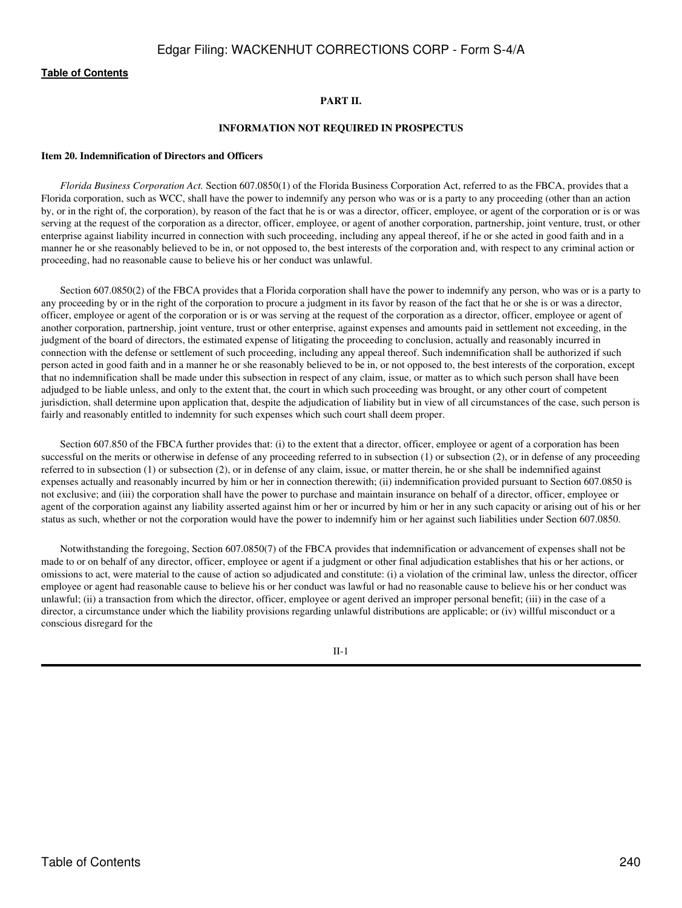[Table of Contents]

**PART II.**

**INFORMATION NOT REQUIRED IN PROSPECTUS**

**Item 20. Indemnification of Directors and Officers**

*Florida Business Corporation Act.* Section 607.0850(1) of the Florida Business Corporation Act, referred to as the FBCA, provides that a Florida corporation, such as WCC, shall have the power to indemnify any person who was or is a party to any proceeding (other than an action by, or in the right of, the corporation), by reason of the fact that he is or was a director, officer, employee, or agent of the corporation or is or was serving at the request of the corporation as a director, officer, employee, or agent of another corporation, partnership, joint venture, trust, or other enterprise against liability incurred in connection with such proceeding, including any appeal thereof, if he or she acted in good faith and in a manner he or she reasonably believed to be in, or not opposed to, the best interests of the corporation and, with respect to any criminal action or proceeding, had no reasonable cause to believe his or her conduct was unlawful.

Section 607.0850(2) of the FBCA provides that a Florida corporation shall have the power to indemnify any person, who was or is a party to any proceeding by or in the right of the corporation to procure a judgment in its favor by reason of the fact that he or she is or was a director, officer, employee or agent of the corporation or is or was serving at the request of the corporation as a director, officer, employee or agent of another corporation, partnership, joint venture, trust or other enterprise, against expenses and amounts paid in settlement not exceeding, in the judgment of the board of directors, the estimated expense of litigating the proceeding to conclusion, actually and reasonably incurred in connection with the defense or settlement of such proceeding, including any appeal thereof. Such indemnification shall be authorized if such person acted in good faith and in a manner he or she reasonably believed to be in, or not opposed to, the best interests of the corporation, except that no indemnification shall be made under this subsection in respect of any claim, issue, or matter as to which such person shall have been adjudged to be liable unless, and only to the extent that, the court in which such proceeding was brought, or any other court of competent jurisdiction, shall determine upon application that, despite the adjudication of liability but in view of all circumstances of the case, such person is fairly and reasonably entitled to indemnity for such expenses which such court shall deem proper.

Section 607.850 of the FBCA further provides that: (i) to the extent that a director, officer, employee or agent of a corporation has been successful on the merits or otherwise in defense of any proceeding referred to in subsection (1) or subsection (2), or in defense of any proceeding referred to in subsection (1) or subsection (2), or in defense of any claim, issue, or matter therein, he or she shall be indemnified against expenses actually and reasonably incurred by him or her in connection therewith; (ii) indemnification provided pursuant to Section 607.0850 is not exclusive; and (iii) the corporation shall have the power to purchase and maintain insurance on behalf of a director, officer, employee or agent of the corporation against any liability asserted against him or her or incurred by him or her in any such capacity or arising out of his or her status as such, whether or not the corporation would have the power to indemnify him or her against such liabilities under Section 607.0850.

Notwithstanding the foregoing, Section 607.0850(7) of the FBCA provides that indemnification or advancement of expenses shall not be made to or on behalf of any director, officer, employee or agent if a judgment or other final adjudication establishes that his or her actions, or omissions to act, were material to the cause of action so adjudicated and constitute: (i) a violation of the criminal law, unless the director, officer employee or agent had reasonable cause to believe his or her conduct was lawful or had no reasonable cause to believe his or her conduct was unlawful; (ii) a transaction from which the director, officer, employee or agent derived an improper personal benefit; (iii) in the case of a director, a circumstance under which the liability provisions regarding unlawful distributions are applicable; or (iv) willful misconduct or a conscious disregard for the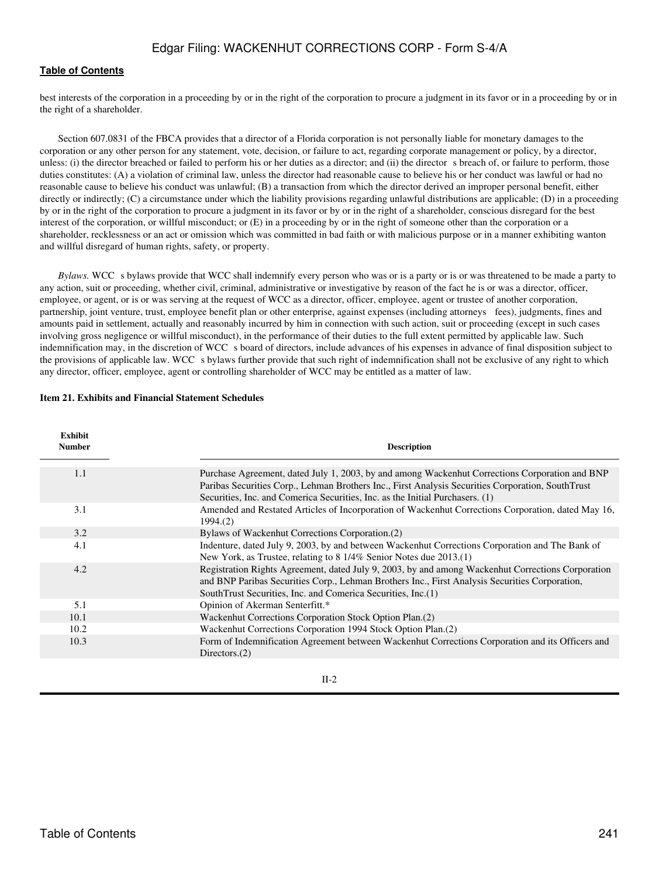best interests of the corporation in a proceeding by or in the right of the corporation to procure a judgment in its favor or in a proceeding by or in the right of a shareholder.

Section 607.0831 of the FBCA provides that a director of a Florida corporation is not personally liable for monetary damages to the corporation or any other person for any statement, vote, decision, or failure to act, regarding corporate management or policy, by a director, unless: (i) the director breached or failed to perform his or her duties as a director; and (ii) the director s breach of, or failure to perform, those duties constitutes: (A) a violation of criminal law, unless the director had reasonable cause to believe his or her conduct was lawful or had no reasonable cause to believe his conduct was unlawful; (B) a transaction from which the director derived an improper personal benefit, either directly or indirectly; (C) a circumstance under which the liability provisions regarding unlawful distributions are applicable; (D) in a proceeding by or in the right of the corporation to procure a judgment in its favor or by or in the right of a shareholder, conscious disregard for the best interest of the corporation, or willful misconduct; or (E) in a proceeding by or in the right of someone other than the corporation or a shareholder, recklessness or an act or omission which was committed in bad faith or with malicious purpose or in a manner exhibiting wanton and willful disregard of human rights, safety, or property.

*Bylaws.* WCC s bylaws provide that WCC shall indemnify every person who was or is a party or is or was threatened to be made a party to any action, suit or proceeding, whether civil, criminal, administrative or investigative by reason of the fact he is or was a director, officer, employee, or agent, or is or was serving at the request of WCC as a director, officer, employee, agent or trustee of another corporation, partnership, joint venture, trust, employee benefit plan or other enterprise, against expenses (including attorneys fees), judgments, fines and amounts paid in settlement, actually and reasonably incurred by him in connection with such action, suit or proceeding (except in such cases involving gross negligence or willful misconduct), in the performance of their duties to the full extent permitted by applicable law. Such indemnification may, in the discretion of WCC s board of directors, include advances of his expenses in advance of final disposition subject to the provisions of applicable law. WCC s bylaws further provide that such right of indemnification shall not be exclusive of any right to which any director, officer, employee, agent or controlling shareholder of WCC may be entitled as a matter of law.

**Item 21. Exhibits and Financial Statement Schedules**

| Exhibit Number | Description |
|---|---|
| 1.1 | Purchase Agreement, dated July 1, 2003, by and among Wackenhut Corrections Corporation and BNP Paribas Securities Corp., Lehman Brothers Inc., First Analysis Securities Corporation, SouthTrust Securities, Inc. and Comerica Securities, Inc. as the Initial Purchasers. (1) |
| 3.1 | Amended and Restated Articles of Incorporation of Wackenhut Corrections Corporation, dated May 16, 1994.(2) |
| 3.2 | Bylaws of Wackenhut Corrections Corporation.(2) |
| 4.1 | Indenture, dated July 9, 2003, by and between Wackenhut Corrections Corporation and The Bank of New York, as Trustee, relating to 8 1/4% Senior Notes due 2013.(1) |
| 4.2 | Registration Rights Agreement, dated July 9, 2003, by and among Wackenhut Corrections Corporation and BNP Paribas Securities Corp., Lehman Brothers Inc., First Analysis Securities Corporation, SouthTrust Securities, Inc. and Comerica Securities, Inc.(1) |
| 5.1 | Opinion of Akerman Senterfitt.* |
| 10.1 | Wackenhut Corrections Corporation Stock Option Plan.(2) |
| 10.2 | Wackenhut Corrections Corporation 1994 Stock Option Plan.(2) |
| 10.3 | Form of Indemnification Agreement between Wackenhut Corrections Corporation and its Officers and Directors.(2) |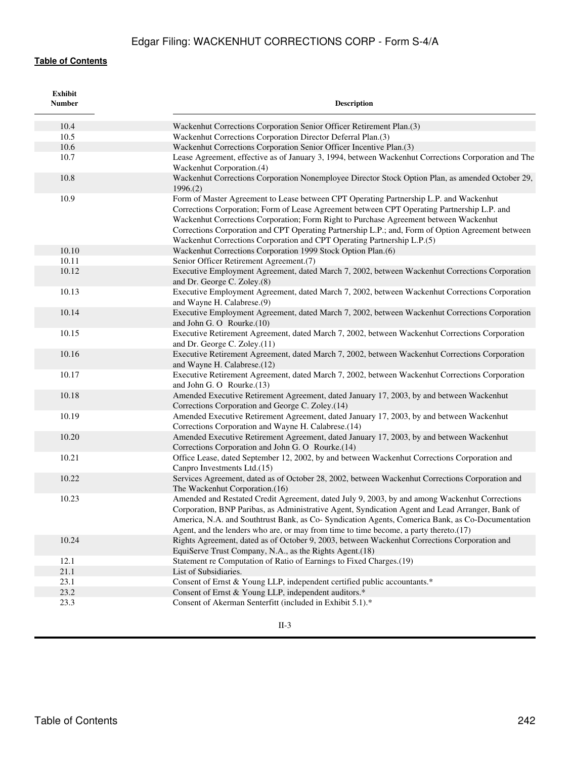| Exhibit Number | Description |
|---|---|
| 10.4 | Wackenhut Corrections Corporation Senior Officer Retirement Plan.(3) |
| 10.5 | Wackenhut Corrections Corporation Director Deferral Plan.(3) |
| 10.6 | Wackenhut Corrections Corporation Senior Officer Incentive Plan.(3) |
| 10.7 | Lease Agreement, effective as of January 3, 1994, between Wackenhut Corrections Corporation and The Wackenhut Corporation.(4) |
| 10.8 | Wackenhut Corrections Corporation Nonemployee Director Stock Option Plan, as amended October 29, 1996.(2) |
| 10.9 | Form of Master Agreement to Lease between CPT Operating Partnership L.P. and Wackenhut Corrections Corporation; Form of Lease Agreement between CPT Operating Partnership L.P. and Wackenhut Corrections Corporation; Form Right to Purchase Agreement between Wackenhut Corrections Corporation and CPT Operating Partnership L.P.; and, Form of Option Agreement between Wackenhut Corrections Corporation and CPT Operating Partnership L.P.(5) |
| 10.10 | Wackenhut Corrections Corporation 1999 Stock Option Plan.(6) |
| 10.11 | Senior Officer Retirement Agreement.(7) |
| 10.12 | Executive Employment Agreement, dated March 7, 2002, between Wackenhut Corrections Corporation and Dr. George C. Zoley.(8) |
| 10.13 | Executive Employment Agreement, dated March 7, 2002, between Wackenhut Corrections Corporation and Wayne H. Calabrese.(9) |
| 10.14 | Executive Employment Agreement, dated March 7, 2002, between Wackenhut Corrections Corporation and John G. O Rourke.(10) |
| 10.15 | Executive Retirement Agreement, dated March 7, 2002, between Wackenhut Corrections Corporation and Dr. George C. Zoley.(11) |
| 10.16 | Executive Retirement Agreement, dated March 7, 2002, between Wackenhut Corrections Corporation and Wayne H. Calabrese.(12) |
| 10.17 | Executive Retirement Agreement, dated March 7, 2002, between Wackenhut Corrections Corporation and John G. O Rourke.(13) |
| 10.18 | Amended Executive Retirement Agreement, dated January 17, 2003, by and between Wackenhut Corrections Corporation and George C. Zoley.(14) |
| 10.19 | Amended Executive Retirement Agreement, dated January 17, 2003, by and between Wackenhut Corrections Corporation and Wayne H. Calabrese.(14) |
| 10.20 | Amended Executive Retirement Agreement, dated January 17, 2003, by and between Wackenhut Corrections Corporation and John G. O Rourke.(14) |
| 10.21 | Office Lease, dated September 12, 2002, by and between Wackenhut Corrections Corporation and Canpro Investments Ltd.(15) |
| 10.22 | Services Agreement, dated as of October 28, 2002, between Wackenhut Corrections Corporation and The Wackenhut Corporation.(16) |
| 10.23 | Amended and Restated Credit Agreement, dated July 9, 2003, by and among Wackenhut Corrections Corporation, BNP Paribas, as Administrative Agent, Syndication Agent and Lead Arranger, Bank of America, N.A. and Southtrust Bank, as Co- Syndication Agents, Comerica Bank, as Co-Documentation Agent, and the lenders who are, or may from time to time become, a party thereto.(17) |
| 10.24 | Rights Agreement, dated as of October 9, 2003, between Wackenhut Corrections Corporation and EquiServe Trust Company, N.A., as the Rights Agent.(18) |
| 12.1 | Statement re Computation of Ratio of Earnings to Fixed Charges.(19) |
| 21.1 | List of Subsidiaries. |
| 23.1 | Consent of Ernst & Young LLP, independent certified public accountants.* |
| 23.2 | Consent of Ernst & Young LLP, independent auditors.* |
| 23.3 | Consent of Akerman Senterfitt (included in Exhibit 5.1).* |

II-3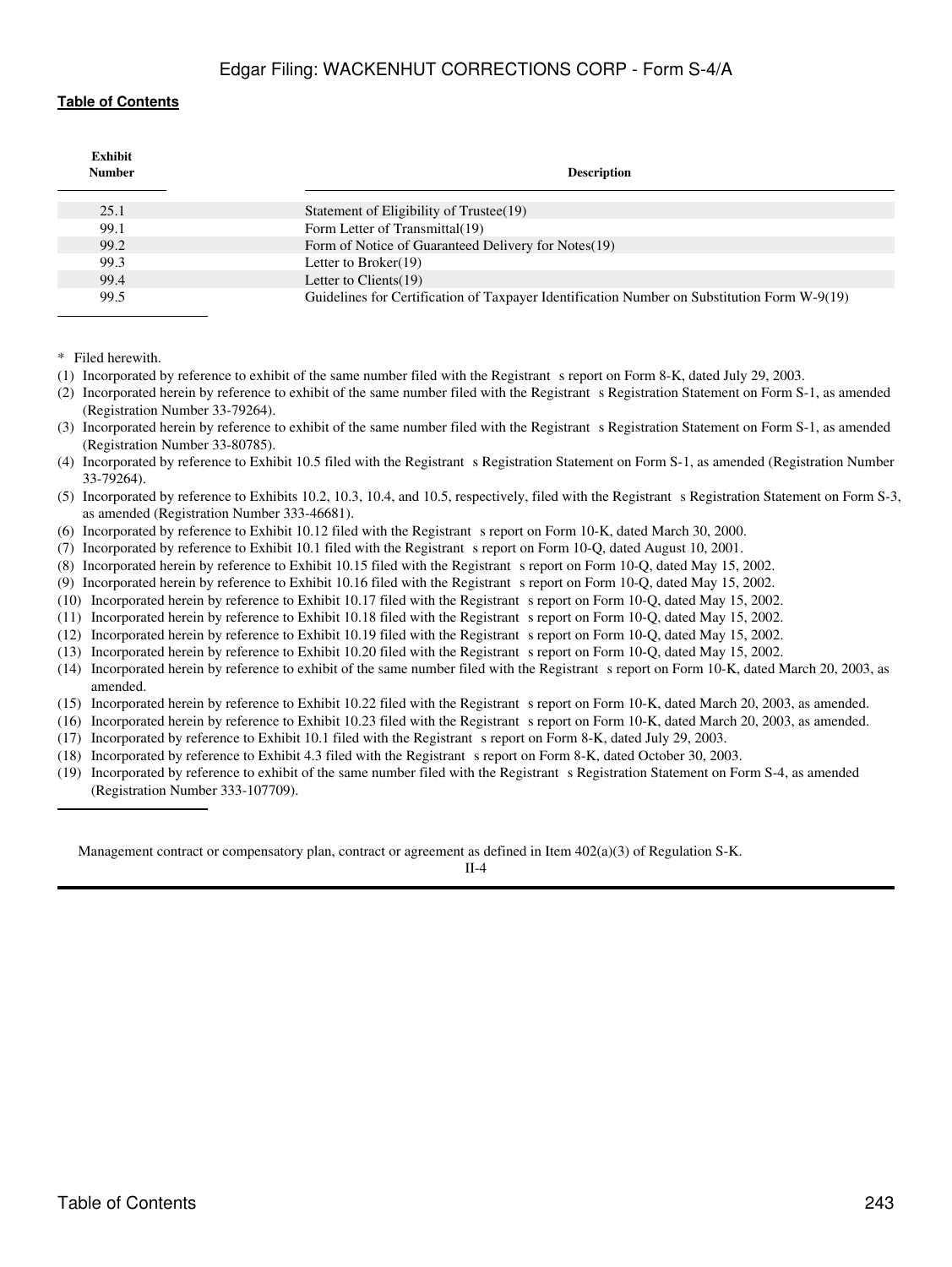[Table of Contents](#)

| Exhibit Number | Description |
|---|---|
| 25.1 | Statement of Eligibility of Trustee(19) |
| 99.1 | Form Letter of Transmittal(19) |
| 99.2 | Form of Notice of Guaranteed Delivery for Notes(19) |
| 99.3 | Letter to Broker(19) |
| 99.4 | Letter to Clients(19) |
| 99.5 | Guidelines for Certification of Taxpayer Identification Number on Substitution Form W-9(19) |

\* Filed herewith.

(1) Incorporated by reference to exhibit of the same number filed with the Registrant s report on Form 8-K, dated July 29, 2003.

(2) Incorporated herein by reference to exhibit of the same number filed with the Registrant s Registration Statement on Form S-1, as amended (Registration Number 33-79264).

(3) Incorporated herein by reference to exhibit of the same number filed with the Registrant s Registration Statement on Form S-1, as amended (Registration Number 33-80785).

(4) Incorporated by reference to Exhibit 10.5 filed with the Registrant s Registration Statement on Form S-1, as amended (Registration Number 33-79264).

(5) Incorporated by reference to Exhibits 10.2, 10.3, 10.4, and 10.5, respectively, filed with the Registrant s Registration Statement on Form S-3, as amended (Registration Number 333-46681).

(6) Incorporated by reference to Exhibit 10.12 filed with the Registrant s report on Form 10-K, dated March 30, 2000.

(7) Incorporated by reference to Exhibit 10.1 filed with the Registrant s report on Form 10-Q, dated August 10, 2001.

(8) Incorporated herein by reference to Exhibit 10.15 filed with the Registrant s report on Form 10-Q, dated May 15, 2002.

(9) Incorporated herein by reference to Exhibit 10.16 filed with the Registrant s report on Form 10-Q, dated May 15, 2002.

(10) Incorporated herein by reference to Exhibit 10.17 filed with the Registrant s report on Form 10-Q, dated May 15, 2002.

(11) Incorporated herein by reference to Exhibit 10.18 filed with the Registrant s report on Form 10-Q, dated May 15, 2002.

(12) Incorporated herein by reference to Exhibit 10.19 filed with the Registrant s report on Form 10-Q, dated May 15, 2002.

(13) Incorporated herein by reference to Exhibit 10.20 filed with the Registrant s report on Form 10-Q, dated May 15, 2002.

(14) Incorporated herein by reference to exhibit of the same number filed with the Registrant s report on Form 10-K, dated March 20, 2003, as amended.

(15) Incorporated herein by reference to Exhibit 10.22 filed with the Registrant s report on Form 10-K, dated March 20, 2003, as amended.

(16) Incorporated herein by reference to Exhibit 10.23 filed with the Registrant s report on Form 10-K, dated March 20, 2003, as amended.

(17) Incorporated by reference to Exhibit 10.1 filed with the Registrant s report on Form 8-K, dated July 29, 2003.

(18) Incorporated by reference to Exhibit 4.3 filed with the Registrant s report on Form 8-K, dated October 30, 2003.

(19) Incorporated by reference to exhibit of the same number filed with the Registrant s Registration Statement on Form S-4, as amended (Registration Number 333-107709).

Management contract or compensatory plan, contract or agreement as defined in Item 402(a)(3) of Regulation S-K.

II-4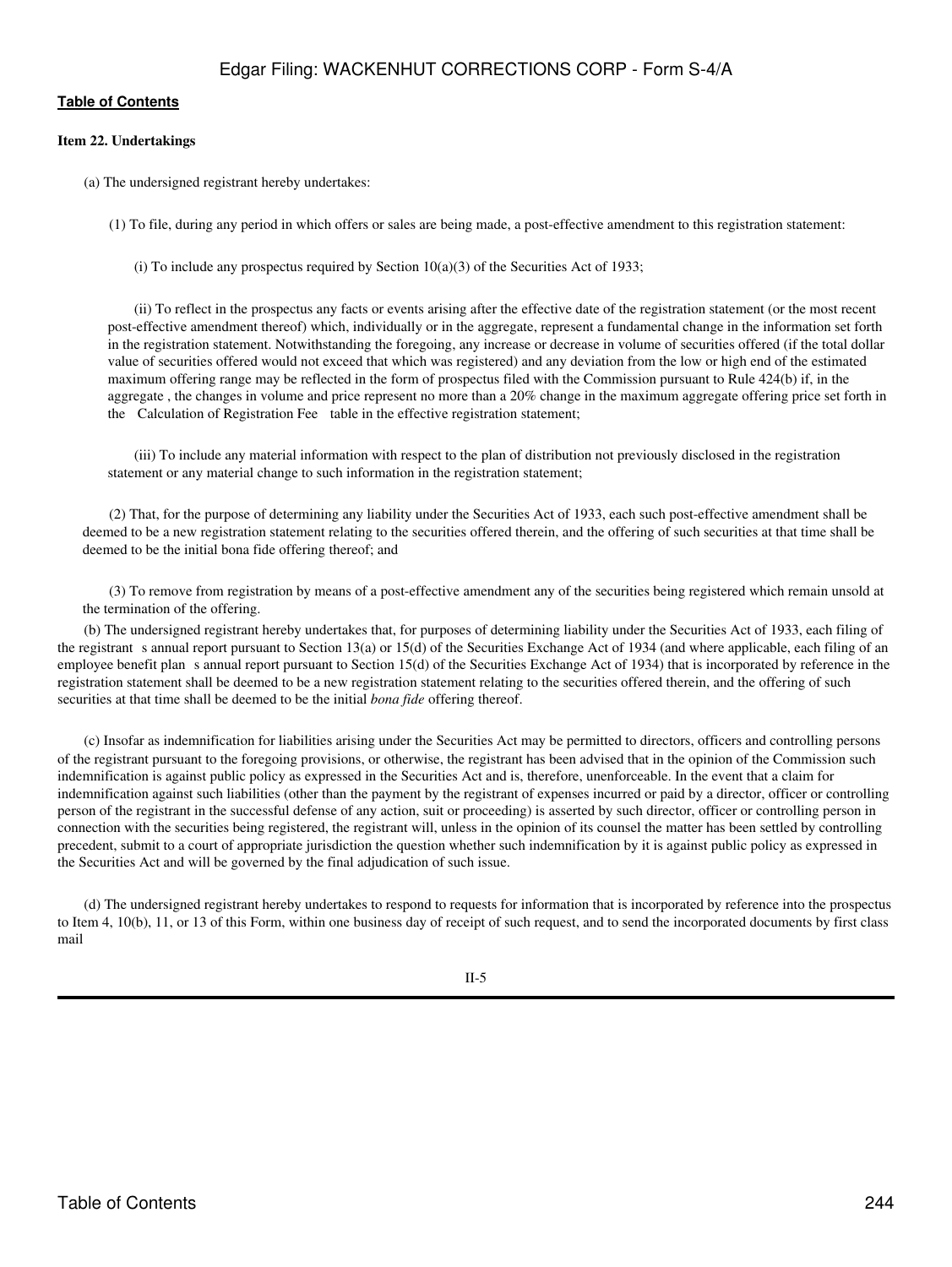**Item 22. Undertakings**

(a) The undersigned registrant hereby undertakes:

(1) To file, during any period in which offers or sales are being made, a post-effective amendment to this registration statement:

(i) To include any prospectus required by Section 10(a)(3) of the Securities Act of 1933;

(ii) To reflect in the prospectus any facts or events arising after the effective date of the registration statement (or the most recent post-effective amendment thereof) which, individually or in the aggregate, represent a fundamental change in the information set forth in the registration statement. Notwithstanding the foregoing, any increase or decrease in volume of securities offered (if the total dollar value of securities offered would not exceed that which was registered) and any deviation from the low or high end of the estimated maximum offering range may be reflected in the form of prospectus filed with the Commission pursuant to Rule 424(b) if, in the aggregate , the changes in volume and price represent no more than a 20% change in the maximum aggregate offering price set forth in the Calculation of Registration Fee table in the effective registration statement;

(iii) To include any material information with respect to the plan of distribution not previously disclosed in the registration statement or any material change to such information in the registration statement;

(2) That, for the purpose of determining any liability under the Securities Act of 1933, each such post-effective amendment shall be deemed to be a new registration statement relating to the securities offered therein, and the offering of such securities at that time shall be deemed to be the initial bona fide offering thereof; and

(3) To remove from registration by means of a post-effective amendment any of the securities being registered which remain unsold at the termination of the offering.

(b) The undersigned registrant hereby undertakes that, for purposes of determining liability under the Securities Act of 1933, each filing of the registrant s annual report pursuant to Section 13(a) or 15(d) of the Securities Exchange Act of 1934 (and where applicable, each filing of an employee benefit plan s annual report pursuant to Section 15(d) of the Securities Exchange Act of 1934) that is incorporated by reference in the registration statement shall be deemed to be a new registration statement relating to the securities offered therein, and the offering of such securities at that time shall be deemed to be the initial *bona fide* offering thereof.

(c) Insofar as indemnification for liabilities arising under the Securities Act may be permitted to directors, officers and controlling persons of the registrant pursuant to the foregoing provisions, or otherwise, the registrant has been advised that in the opinion of the Commission such indemnification is against public policy as expressed in the Securities Act and is, therefore, unenforceable. In the event that a claim for indemnification against such liabilities (other than the payment by the registrant of expenses incurred or paid by a director, officer or controlling person of the registrant in the successful defense of any action, suit or proceeding) is asserted by such director, officer or controlling person in connection with the securities being registered, the registrant will, unless in the opinion of its counsel the matter has been settled by controlling precedent, submit to a court of appropriate jurisdiction the question whether such indemnification by it is against public policy as expressed in the Securities Act and will be governed by the final adjudication of such issue.

(d) The undersigned registrant hereby undertakes to respond to requests for information that is incorporated by reference into the prospectus to Item 4, 10(b), 11, or 13 of this Form, within one business day of receipt of such request, and to send the incorporated documents by first class mail

II-5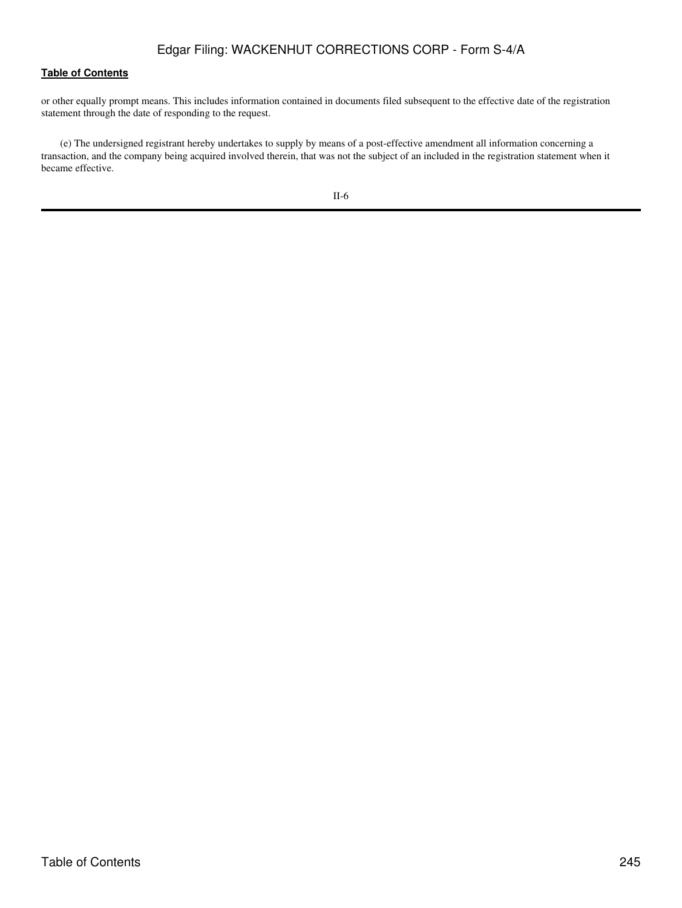or other equally prompt means. This includes information contained in documents filed subsequent to the effective date of the registration statement through the date of responding to the request.

(e) The undersigned registrant hereby undertakes to supply by means of a post-effective amendment all information concerning a transaction, and the company being acquired involved therein, that was not the subject of an included in the registration statement when it became effective.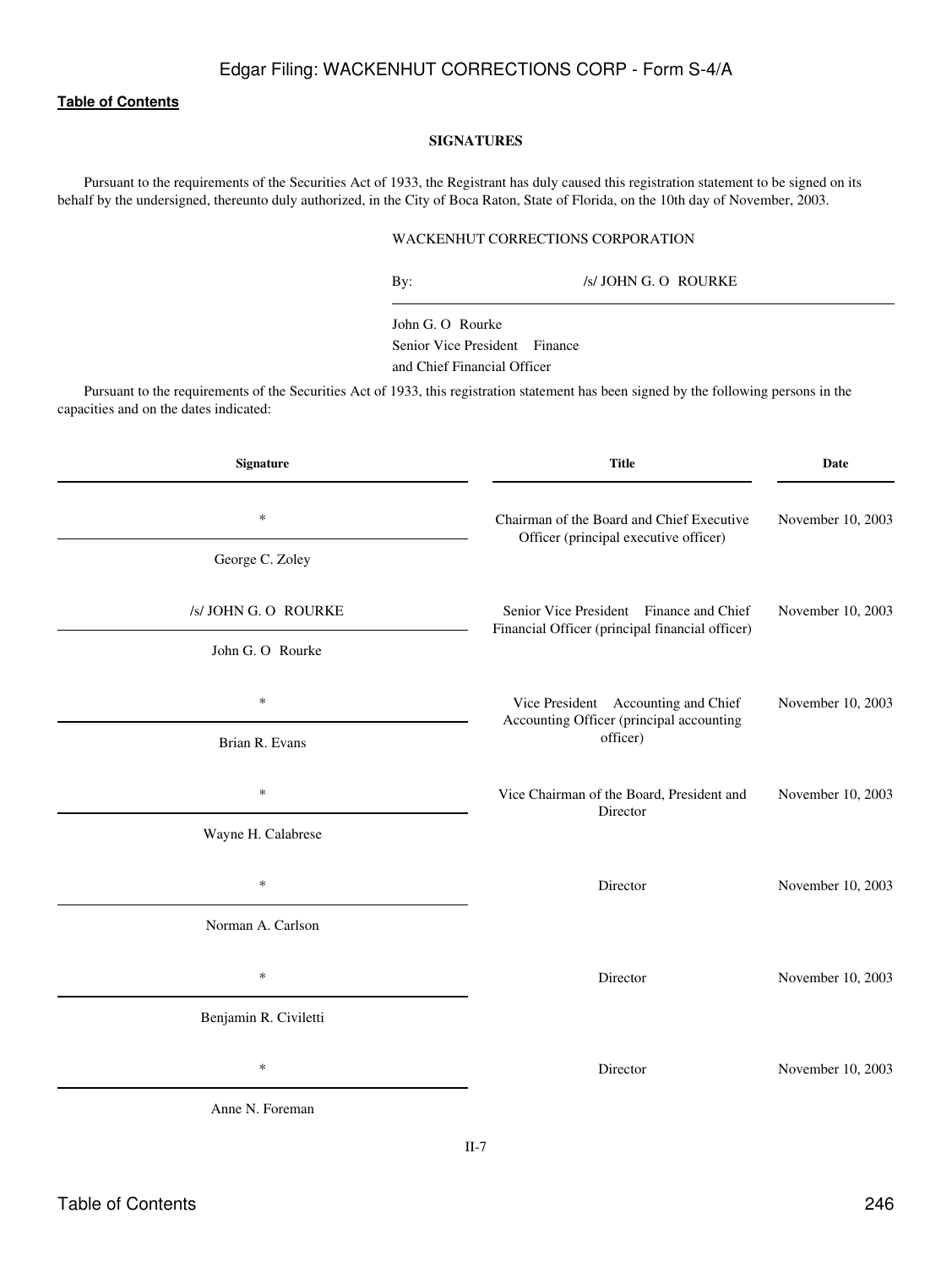**Table of Contents**

**SIGNATURES**

Pursuant to the requirements of the Securities Act of 1933, the Registrant has duly caused this registration statement to be signed on its behalf by the undersigned, thereunto duly authorized, in the City of Boca Raton, State of Florida, on the 10th day of November, 2003.

WACKENHUT CORRECTIONS CORPORATION

By: /s/ JOHN G. O ROURKE

John G. O Rourke
Senior Vice President Finance
and Chief Financial Officer

Pursuant to the requirements of the Securities Act of 1933, this registration statement has been signed by the following persons in the capacities and on the dates indicated:

| Signature | Title | Date |
|---|---|---|
| * <br> George C. Zoley | Chairman of the Board and Chief Executive Officer (principal executive officer) | November 10, 2003 |
| /s/ JOHN G. O ROURKE <br> John G. O Rourke | Senior Vice President Finance and Chief Financial Officer (principal financial officer) | November 10, 2003 |
| * <br> Brian R. Evans | Vice President Accounting and Chief Accounting Officer (principal accounting officer) | November 10, 2003 |
| * <br> Wayne H. Calabrese | Vice Chairman of the Board, President and Director | November 10, 2003 |
| * <br> Norman A. Carlson | Director | November 10, 2003 |
| * <br> Benjamin R. Civiletti | Director | November 10, 2003 |
| * <br> Anne N. Foreman | Director | November 10, 2003 |

II-7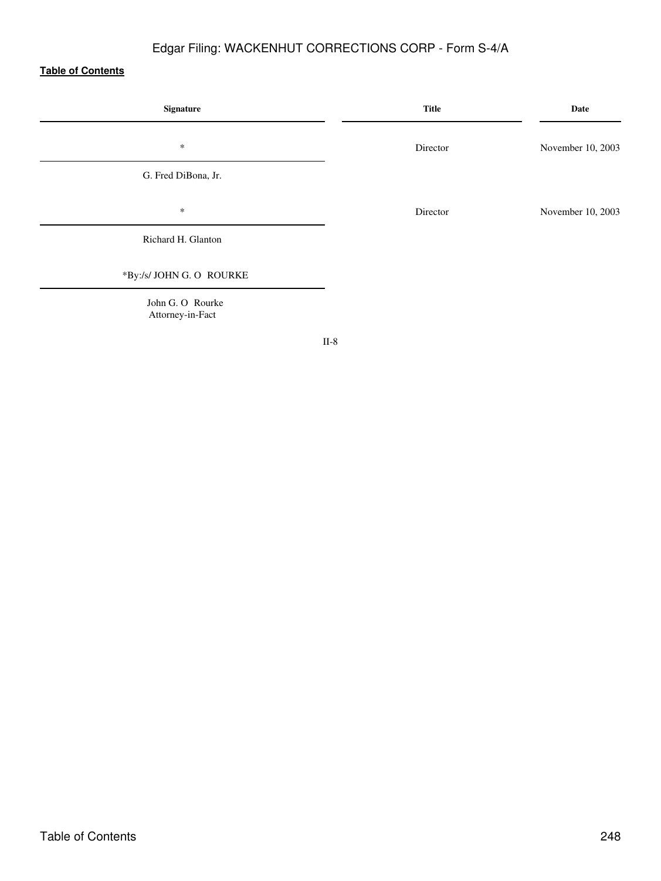| Signature | Title | Date |
|---|---|---|
| *<br>G. Fred DiBona, Jr. | Director | November 10, 2003 |
| *<br>Richard H. Glanton | Director | November 10, 2003 |

*By:/s/ JOHN G. O ROURKE

John G. O Rourke
Attorney-in-Fact

II-8